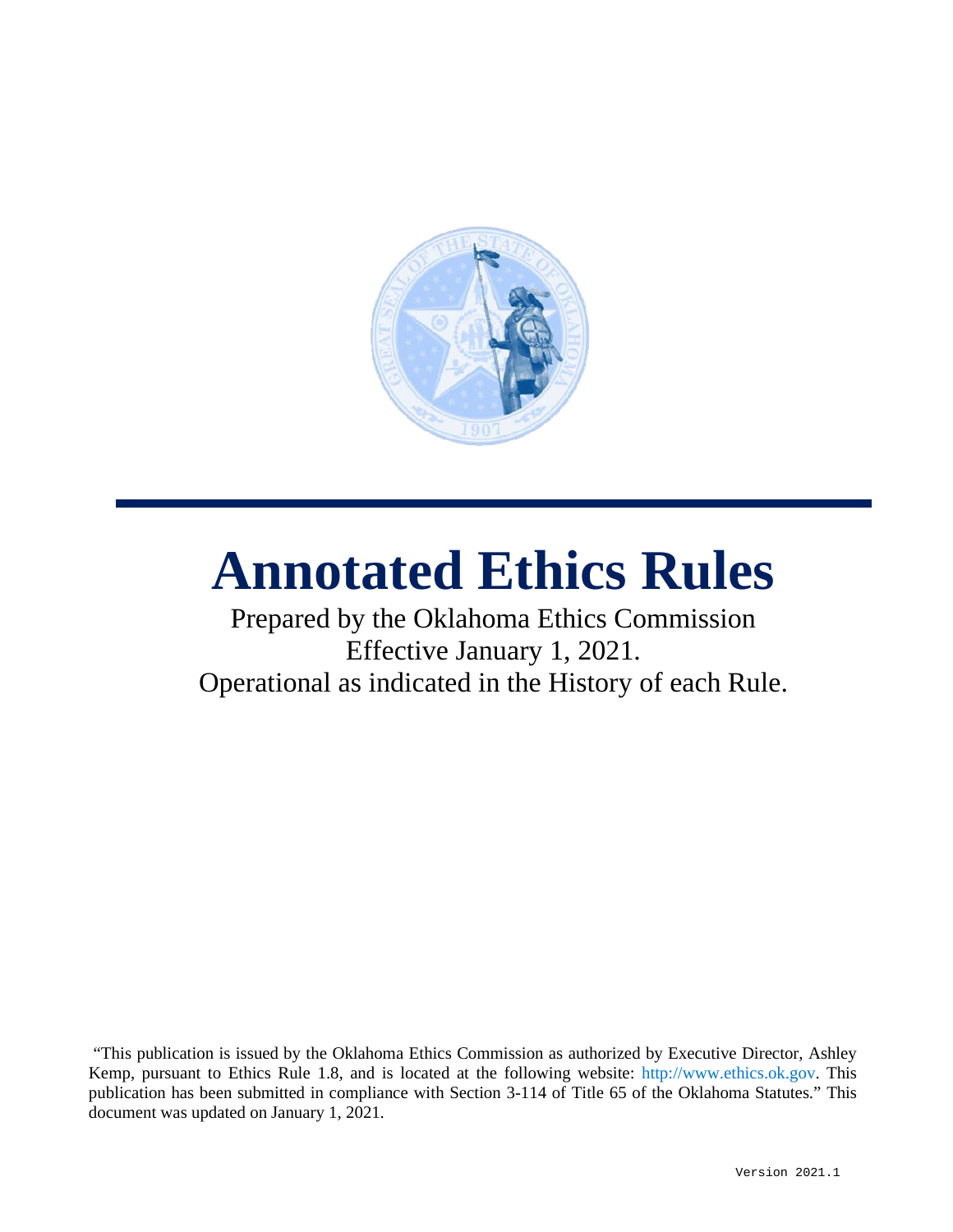# Annotated Ethics Rules

Prepared by the Oklahoma Ethics Commission
Effective January 1, 2021.
Operational as indicated in the History of each Rule.

"This publication is issued by the Oklahoma Ethics Commission as authorized by Executive Director, Ashley Kemp, pursuant to Ethics Rule 1.8, and is located at the following website: http://www.ethics.ok.gov. This publication has been submitted in compliance with Section 3-114 of Title 65 of the Oklahoma Statutes." This document was updated on January 1, 2021.

Version 2021.1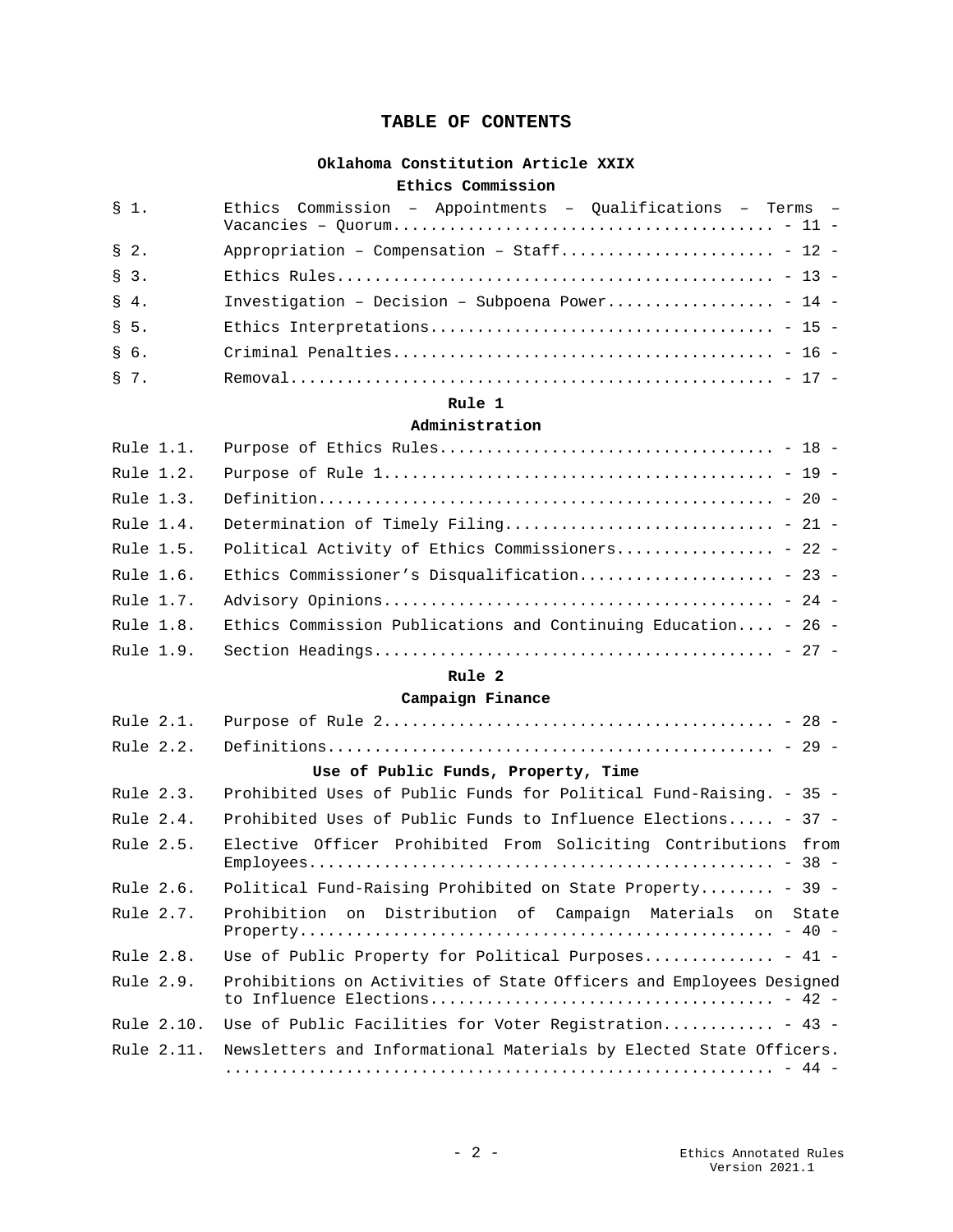# TABLE OF CONTENTS

## Oklahoma Constitution Article XXIX

### Ethics Commission

| | | |
|---|---|---|
| § 1. | Ethics Commission – Appointments – Qualifications – Terms – Vacancies – Quorum | - 11 - |
| § 2. | Appropriation – Compensation – Staff | - 12 - |
| § 3. | Ethics Rules | - 13 - |
| § 4. | Investigation – Decision – Subpoena Power | - 14 - |
| § 5. | Ethics Interpretations | - 15 - |
| § 6. | Criminal Penalties | - 16 - |
| § 7. | Removal | - 17 - |

## Rule 1

### Administration

| | | |
|---|---|---|
| Rule 1.1. | Purpose of Ethics Rules | - 18 - |
| Rule 1.2. | Purpose of Rule 1 | - 19 - |
| Rule 1.3. | Definition | - 20 - |
| Rule 1.4. | Determination of Timely Filing | - 21 - |
| Rule 1.5. | Political Activity of Ethics Commissioners | - 22 - |
| Rule 1.6. | Ethics Commissioner’s Disqualification | - 23 - |
| Rule 1.7. | Advisory Opinions | - 24 - |
| Rule 1.8. | Ethics Commission Publications and Continuing Education | - 26 - |
| Rule 1.9. | Section Headings | - 27 - |

## Rule 2

### Campaign Finance

| | | |
|---|---|---|
| Rule 2.1. | Purpose of Rule 2 | - 28 - |
| Rule 2.2. | Definitions | - 29 - |

#### Use of Public Funds, Property, Time

| | | |
|---|---|---|
| Rule 2.3. | Prohibited Uses of Public Funds for Political Fund-Raising | - 35 - |
| Rule 2.4. | Prohibited Uses of Public Funds to Influence Elections | - 37 - |
| Rule 2.5. | Elective Officer Prohibited From Soliciting Contributions from Employees | - 38 - |
| Rule 2.6. | Political Fund-Raising Prohibited on State Property | - 39 - |
| Rule 2.7. | Prohibition on Distribution of Campaign Materials on State Property | - 40 - |
| Rule 2.8. | Use of Public Property for Political Purposes | - 41 - |
| Rule 2.9. | Prohibitions on Activities of State Officers and Employees Designed to Influence Elections | - 42 - |
| Rule 2.10. | Use of Public Facilities for Voter Registration | - 43 - |
| Rule 2.11. | Newsletters and Informational Materials by Elected State Officers. | - 44 - |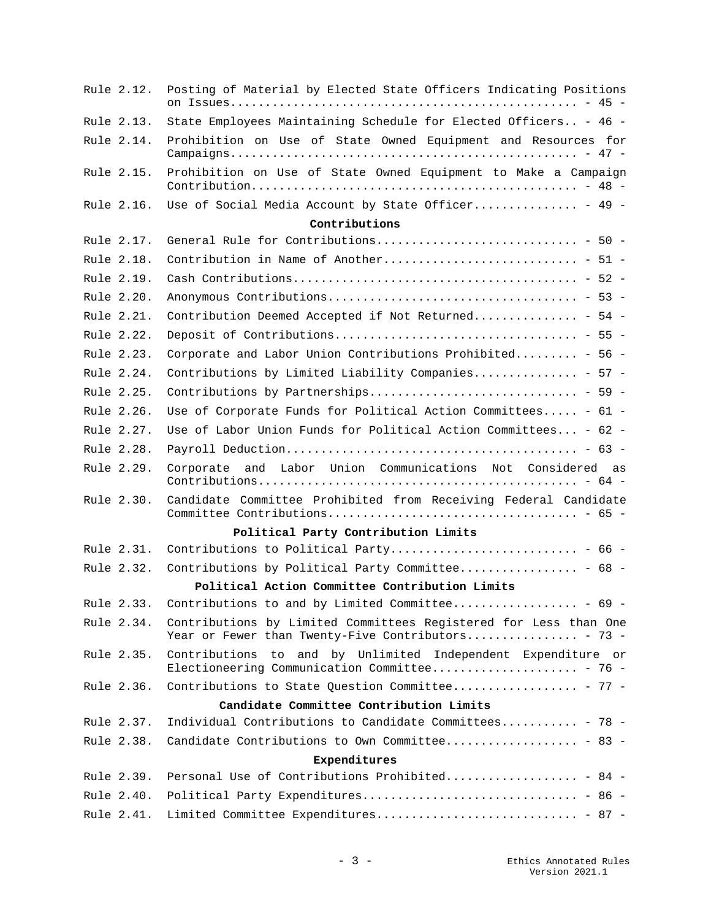| | | |
|---|---|---|
| Rule 2.12. | Posting of Material by Elected State Officers Indicating Positions on Issues | - 45 - |
| Rule 2.13. | State Employees Maintaining Schedule for Elected Officers | - 46 - |
| Rule 2.14. | Prohibition on Use of State Owned Equipment and Resources for Campaigns | - 47 - |
| Rule 2.15. | Prohibition on Use of State Owned Equipment to Make a Campaign Contribution | - 48 - |
| Rule 2.16. | Use of Social Media Account by State Officer | - 49 - |

**Contributions**

| | | |
|---|---|---|
| Rule 2.17. | General Rule for Contributions | - 50 - |
| Rule 2.18. | Contribution in Name of Another | - 51 - |
| Rule 2.19. | Cash Contributions | - 52 - |
| Rule 2.20. | Anonymous Contributions | - 53 - |
| Rule 2.21. | Contribution Deemed Accepted if Not Returned | - 54 - |
| Rule 2.22. | Deposit of Contributions | - 55 - |
| Rule 2.23. | Corporate and Labor Union Contributions Prohibited | - 56 - |
| Rule 2.24. | Contributions by Limited Liability Companies | - 57 - |
| Rule 2.25. | Contributions by Partnerships | - 59 - |
| Rule 2.26. | Use of Corporate Funds for Political Action Committees | - 61 - |
| Rule 2.27. | Use of Labor Union Funds for Political Action Committees | - 62 - |
| Rule 2.28. | Payroll Deduction | - 63 - |
| Rule 2.29. | Corporate and Labor Union Communications Not Considered as Contributions | - 64 - |
| Rule 2.30. | Candidate Committee Prohibited from Receiving Federal Candidate Committee Contributions | - 65 - |

**Political Party Contribution Limits**

| | | |
|---|---|---|
| Rule 2.31. | Contributions to Political Party | - 66 - |
| Rule 2.32. | Contributions by Political Party Committee | - 68 - |

**Political Action Committee Contribution Limits**

| | | |
|---|---|---|
| Rule 2.33. | Contributions to and by Limited Committee | - 69 - |
| Rule 2.34. | Contributions by Limited Committees Registered for Less than One Year or Fewer than Twenty-Five Contributors | - 73 - |
| Rule 2.35. | Contributions to and by Unlimited Independent Expenditure or Electioneering Communication Committee | - 76 - |
| Rule 2.36. | Contributions to State Question Committee | - 77 - |

**Candidate Committee Contribution Limits**

| | | |
|---|---|---|
| Rule 2.37. | Individual Contributions to Candidate Committees | - 78 - |
| Rule 2.38. | Candidate Contributions to Own Committee | - 83 - |

**Expenditures**

| | | |
|---|---|---|
| Rule 2.39. | Personal Use of Contributions Prohibited | - 84 - |
| Rule 2.40. | Political Party Expenditures | - 86 - |
| Rule 2.41. | Limited Committee Expenditures | - 87 - |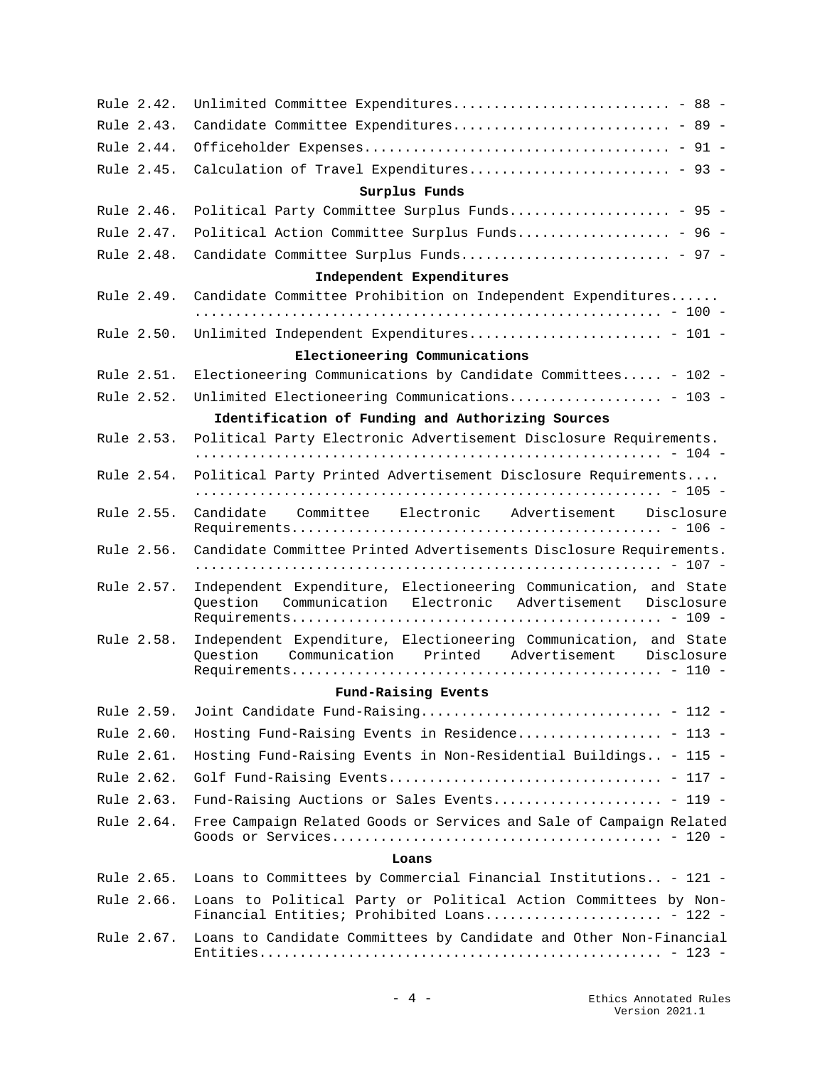Rule 2.42. Unlimited Committee Expenditures.......................... - 88 -

Rule 2.43. Candidate Committee Expenditures.......................... - 89 -

Rule 2.44. Officeholder Expenses..................................... - 91 -

Rule 2.45. Calculation of Travel Expenditures........................ - 93 -

**Surplus Funds**

Rule 2.46. Political Party Committee Surplus Funds................... - 95 -

Rule 2.47. Political Action Committee Surplus Funds.................. - 96 -

Rule 2.48. Candidate Committee Surplus Funds......................... - 97 -

**Independent Expenditures**

Rule 2.49. Candidate Committee Prohibition on Independent Expenditures........................................................... - 100 -

Rule 2.50. Unlimited Independent Expenditures....................... - 101 -

**Electioneering Communications**

Rule 2.51. Electioneering Communications by Candidate Committees..... - 102 -

Rule 2.52. Unlimited Electioneering Communications.................. - 103 -

**Identification of Funding and Authorizing Sources**

Rule 2.53. Political Party Electronic Advertisement Disclosure Requirements.......................................................... - 104 -

Rule 2.54. Political Party Printed Advertisement Disclosure Requirements........................................................... - 105 -

Rule 2.55. Candidate Committee Electronic Advertisement Disclosure Requirements............................................. - 106 -

Rule 2.56. Candidate Committee Printed Advertisements Disclosure Requirements.......................................................... - 107 -

Rule 2.57. Independent Expenditure, Electioneering Communication, and State Question Communication Electronic Advertisement Disclosure Requirements............................................. - 109 -

Rule 2.58. Independent Expenditure, Electioneering Communication, and State Question Communication Printed Advertisement Disclosure Requirements............................................. - 110 -

**Fund-Raising Events**

Rule 2.59. Joint Candidate Fund-Raising............................. - 112 -

Rule 2.60. Hosting Fund-Raising Events in Residence................. - 113 -

Rule 2.61. Hosting Fund-Raising Events in Non-Residential Buildings.. - 115 -

Rule 2.62. Golf Fund-Raising Events................................. - 117 -

Rule 2.63. Fund-Raising Auctions or Sales Events.................... - 119 -

Rule 2.64. Free Campaign Related Goods or Services and Sale of Campaign Related Goods or Services......................................... - 120 -

**Loans**

Rule 2.65. Loans to Committees by Commercial Financial Institutions.. - 121 -

Rule 2.66. Loans to Political Party or Political Action Committees by Non-Financial Entities; Prohibited Loans...................... - 122 -

Rule 2.67. Loans to Candidate Committees by Candidate and Other Non-Financial Entities.................................................. - 123 -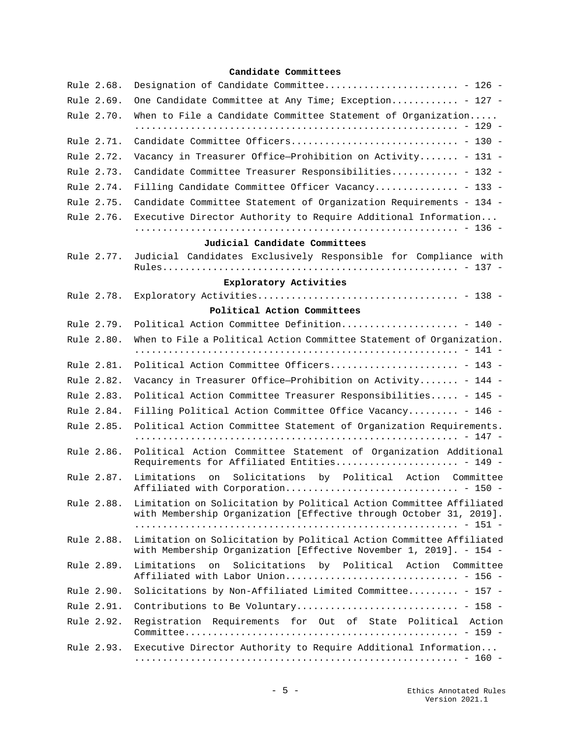**Candidate Committees**

| | | |
|---|---|---|
| Rule 2.68. | Designation of Candidate Committee | - 126 - |
| Rule 2.69. | One Candidate Committee at Any Time; Exception | - 127 - |
| Rule 2.70. | When to File a Candidate Committee Statement of Organization | - 129 - |
| Rule 2.71. | Candidate Committee Officers | - 130 - |
| Rule 2.72. | Vacancy in Treasurer Office—Prohibition on Activity | - 131 - |
| Rule 2.73. | Candidate Committee Treasurer Responsibilities | - 132 - |
| Rule 2.74. | Filling Candidate Committee Officer Vacancy | - 133 - |
| Rule 2.75. | Candidate Committee Statement of Organization Requirements | - 134 - |
| Rule 2.76. | Executive Director Authority to Require Additional Information | - 136 - |

**Judicial Candidate Committees**

| | | |
|---|---|---|
| Rule 2.77. | Judicial Candidates Exclusively Responsible for Compliance with Rules | - 137 - |

**Exploratory Activities**

| | | |
|---|---|---|
| Rule 2.78. | Exploratory Activities | - 138 - |

**Political Action Committees**

| | | |
|---|---|---|
| Rule 2.79. | Political Action Committee Definition | - 140 - |
| Rule 2.80. | When to File a Political Action Committee Statement of Organization. | - 141 - |
| Rule 2.81. | Political Action Committee Officers | - 143 - |
| Rule 2.82. | Vacancy in Treasurer Office—Prohibition on Activity | - 144 - |
| Rule 2.83. | Political Action Committee Treasurer Responsibilities | - 145 - |
| Rule 2.84. | Filling Political Action Committee Office Vacancy | - 146 - |
| Rule 2.85. | Political Action Committee Statement of Organization Requirements. | - 147 - |
| Rule 2.86. | Political Action Committee Statement of Organization Additional Requirements for Affiliated Entities | - 149 - |
| Rule 2.87. | Limitations on Solicitations by Political Action Committee Affiliated with Corporation | - 150 - |
| Rule 2.88. | Limitation on Solicitation by Political Action Committee Affiliated with Membership Organization [Effective through October 31, 2019]. | - 151 - |
| Rule 2.88. | Limitation on Solicitation by Political Action Committee Affiliated with Membership Organization [Effective November 1, 2019]. | - 154 - |
| Rule 2.89. | Limitations on Solicitations by Political Action Committee Affiliated with Labor Union | - 156 - |
| Rule 2.90. | Solicitations by Non-Affiliated Limited Committee | - 157 - |
| Rule 2.91. | Contributions to Be Voluntary | - 158 - |
| Rule 2.92. | Registration Requirements for Out of State Political Action Committee | - 159 - |
| Rule 2.93. | Executive Director Authority to Require Additional Information | - 160 - |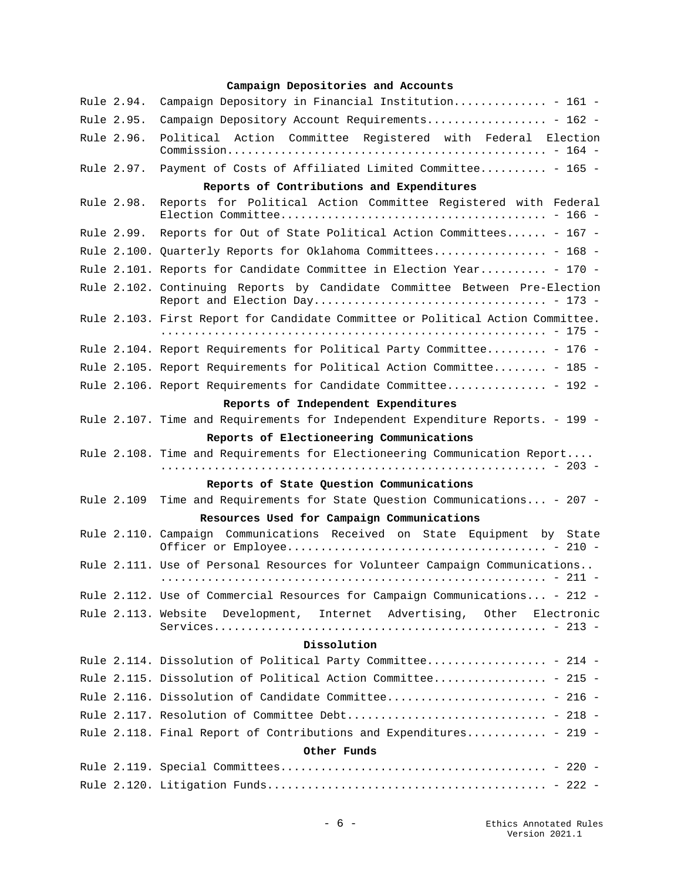**Campaign Depositories and Accounts**

Rule 2.94. Campaign Depository in Financial Institution.............. - 161 -

Rule 2.95. Campaign Depository Account Requirements.................. - 162 -

Rule 2.96. Political Action Committee Registered with Federal Election Commission............................................... - 164 -

Rule 2.97. Payment of Costs of Affiliated Limited Committee.......... - 165 -

**Reports of Contributions and Expenditures**

Rule 2.98. Reports for Political Action Committee Registered with Federal Election Committee....................................... - 166 -

Rule 2.99. Reports for Out of State Political Action Committees...... - 167 -

Rule 2.100. Quarterly Reports for Oklahoma Committees................. - 168 -

Rule 2.101. Reports for Candidate Committee in Election Year.......... - 170 -

Rule 2.102. Continuing Reports by Candidate Committee Between Pre-Election Report and Election Day.................................. - 173 -

Rule 2.103. First Report for Candidate Committee or Political Action Committee. ......................................................... - 175 -

Rule 2.104. Report Requirements for Political Party Committee......... - 176 -

Rule 2.105. Report Requirements for Political Action Committee........ - 185 -

Rule 2.106. Report Requirements for Candidate Committee............... - 192 -

**Reports of Independent Expenditures**

Rule 2.107. Time and Requirements for Independent Expenditure Reports. - 199 -

**Reports of Electioneering Communications**

Rule 2.108. Time and Requirements for Electioneering Communication Report.... ......................................................... - 203 -

**Reports of State Question Communications**

Rule 2.109 Time and Requirements for State Question Communications... - 207 -

**Resources Used for Campaign Communications**

Rule 2.110. Campaign Communications Received on State Equipment by State Officer or Employee...................................... - 210 -

Rule 2.111. Use of Personal Resources for Volunteer Campaign Communications.. ......................................................... - 211 -

Rule 2.112. Use of Commercial Resources for Campaign Communications... - 212 -

Rule 2.113. Website Development, Internet Advertising, Other Electronic Services.................................................. - 213 -

**Dissolution**

Rule 2.114. Dissolution of Political Party Committee.................. - 214 -

Rule 2.115. Dissolution of Political Action Committee................. - 215 -

Rule 2.116. Dissolution of Candidate Committee........................ - 216 -

Rule 2.117. Resolution of Committee Debt.............................. - 218 -

Rule 2.118. Final Report of Contributions and Expenditures............ - 219 -

**Other Funds**

Rule 2.119. Special Committees........................................ - 220 -

Rule 2.120. Litigation Funds.......................................... - 222 -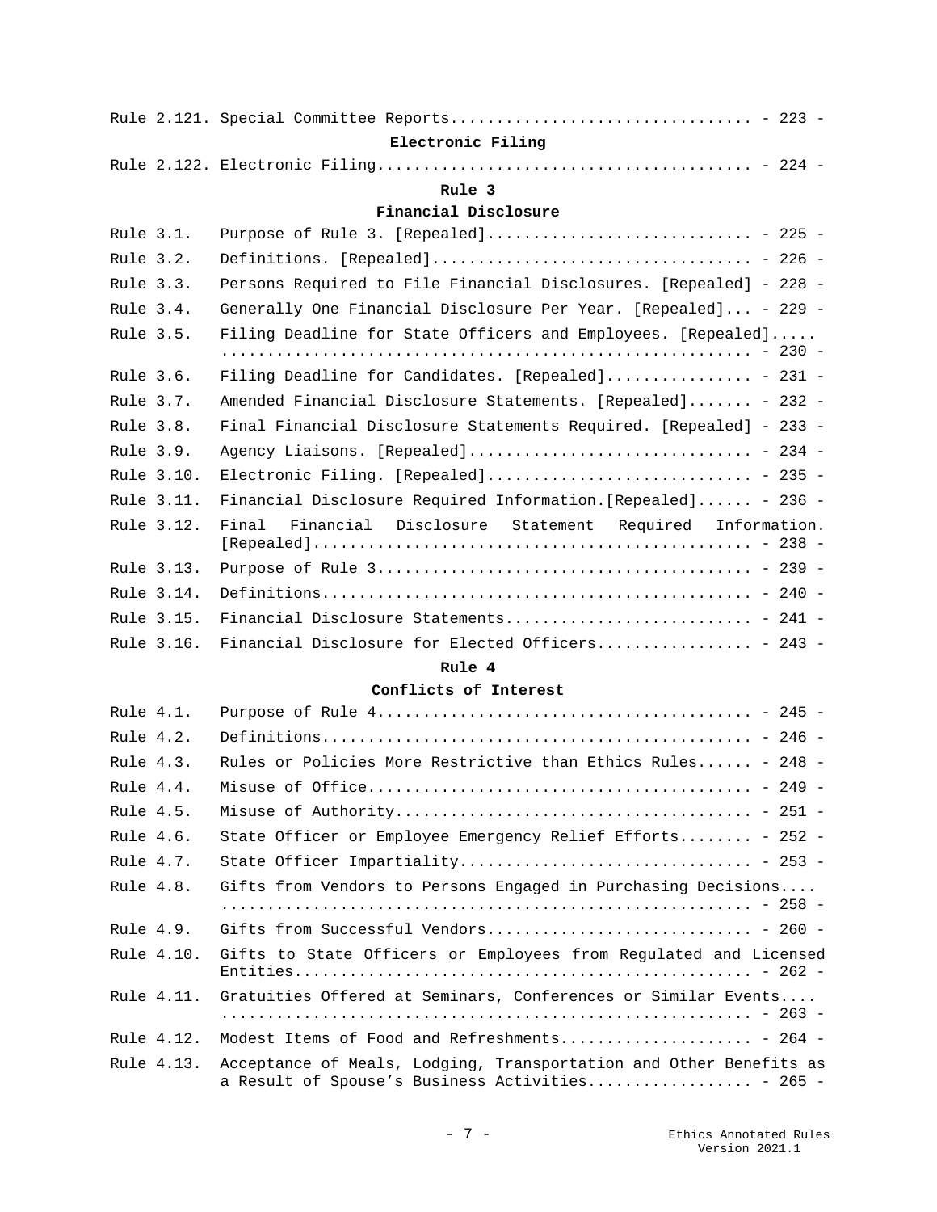Rule 2.121. Special Committee Reports................................ - 223 -

**Electronic Filing**

Rule 2.122. Electronic Filing........................................ - 224 -

**Rule 3**

**Financial Disclosure**

| | |
|---|---|
| Rule 3.1. | Purpose of Rule 3. [Repealed]............................ - 225 - |
| Rule 3.2. | Definitions. [Repealed].................................. - 226 - |
| Rule 3.3. | Persons Required to File Financial Disclosures. [Repealed] - 228 - |
| Rule 3.4. | Generally One Financial Disclosure Per Year. [Repealed]... - 229 - |
| Rule 3.5. | Filing Deadline for State Officers and Employees. [Repealed]..... ........................................................ - 230 - |
| Rule 3.6. | Filing Deadline for Candidates. [Repealed]............... - 231 - |
| Rule 3.7. | Amended Financial Disclosure Statements. [Repealed]....... - 232 - |
| Rule 3.8. | Final Financial Disclosure Statements Required. [Repealed] - 233 - |
| Rule 3.9. | Agency Liaisons. [Repealed].............................. - 234 - |
| Rule 3.10. | Electronic Filing. [Repealed]............................ - 235 - |
| Rule 3.11. | Financial Disclosure Required Information.[Repealed]...... - 236 - |
| Rule 3.12. | Final Financial Disclosure Statement Required Information. [Repealed]............................................... - 238 - |
| Rule 3.13. | Purpose of Rule 3........................................ - 239 - |
| Rule 3.14. | Definitions.............................................. - 240 - |
| Rule 3.15. | Financial Disclosure Statements.......................... - 241 - |
| Rule 3.16. | Financial Disclosure for Elected Officers................ - 243 - |

**Rule 4**

**Conflicts of Interest**

| | |
|---|---|
| Rule 4.1. | Purpose of Rule 4........................................ - 245 - |
| Rule 4.2. | Definitions.............................................. - 246 - |
| Rule 4.3. | Rules or Policies More Restrictive than Ethics Rules...... - 248 - |
| Rule 4.4. | Misuse of Office......................................... - 249 - |
| Rule 4.5. | Misuse of Authority...................................... - 251 - |
| Rule 4.6. | State Officer or Employee Emergency Relief Efforts........ - 252 - |
| Rule 4.7. | State Officer Impartiality............................... - 253 - |
| Rule 4.8. | Gifts from Vendors to Persons Engaged in Purchasing Decisions.... ........................................................ - 258 - |
| Rule 4.9. | Gifts from Successful Vendors............................ - 260 - |
| Rule 4.10. | Gifts to State Officers or Employees from Regulated and Licensed Entities................................................. - 262 - |
| Rule 4.11. | Gratuities Offered at Seminars, Conferences or Similar Events.... ........................................................ - 263 - |
| Rule 4.12. | Modest Items of Food and Refreshments.................... - 264 - |
| Rule 4.13. | Acceptance of Meals, Lodging, Transportation and Other Benefits as a Result of Spouse's Business Activities................. - 265 - |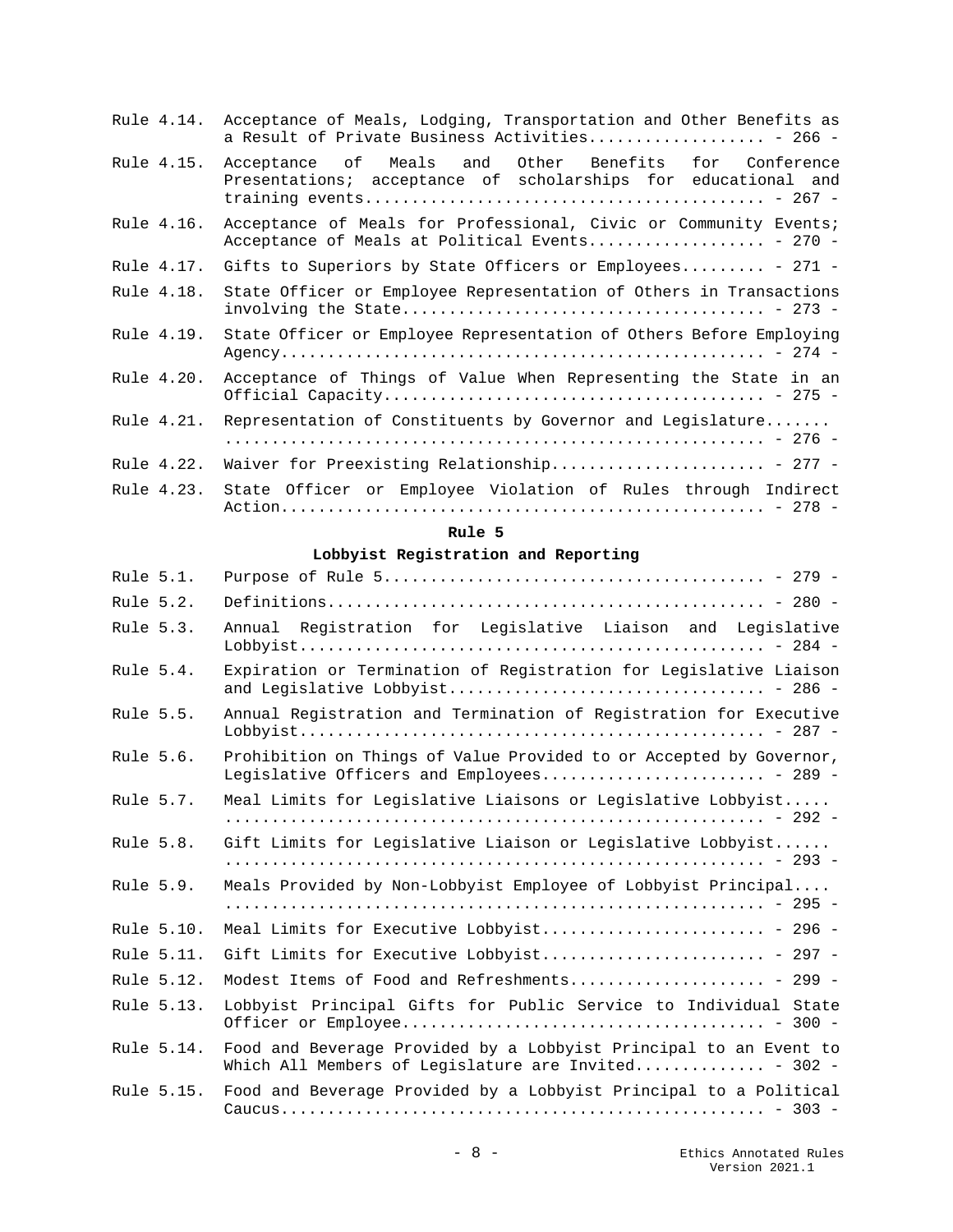Rule 4.14. Acceptance of Meals, Lodging, Transportation and Other Benefits as a Result of Private Business Activities.................. - 266 -

Rule 4.15. Acceptance of Meals and Other Benefits for Conference Presentations; acceptance of scholarships for educational and training events......................................... - 267 -

Rule 4.16. Acceptance of Meals for Professional, Civic or Community Events; Acceptance of Meals at Political Events.................. - 270 -

Rule 4.17. Gifts to Superiors by State Officers or Employees......... - 271 -

Rule 4.18. State Officer or Employee Representation of Others in Transactions involving the State..................................... - 273 -

Rule 4.19. State Officer or Employee Representation of Others Before Employing Agency................................................. - 274 -

Rule 4.20. Acceptance of Things of Value When Representing the State in an Official Capacity....................................... - 275 -

Rule 4.21. Representation of Constituents by Governor and Legislature....... ........................................................ - 276 -

Rule 4.22. Waiver for Preexisting Relationship...................... - 277 -

Rule 4.23. State Officer or Employee Violation of Rules through Indirect Action.................................................. - 278 -

**Rule 5**

**Lobbyist Registration and Reporting**

Rule 5.1. Purpose of Rule 5....................................... - 279 -

Rule 5.2. Definitions............................................. - 280 -

Rule 5.3. Annual Registration for Legislative Liaison and Legislative Lobbyist................................................ - 284 -

Rule 5.4. Expiration or Termination of Registration for Legislative Liaison and Legislative Lobbyist................................ - 286 -

Rule 5.5. Annual Registration and Termination of Registration for Executive Lobbyist................................................ - 287 -

Rule 5.6. Prohibition on Things of Value Provided to or Accepted by Governor, Legislative Officers and Employees....................... - 289 -

Rule 5.7. Meal Limits for Legislative Liaisons or Legislative Lobbyist..... ........................................................ - 292 -

Rule 5.8. Gift Limits for Legislative Liaison or Legislative Lobbyist...... ........................................................ - 293 -

Rule 5.9. Meals Provided by Non-Lobbyist Employee of Lobbyist Principal.... ........................................................ - 295 -

Rule 5.10. Meal Limits for Executive Lobbyist....................... - 296 -

Rule 5.11. Gift Limits for Executive Lobbyist....................... - 297 -

Rule 5.12. Modest Items of Food and Refreshments.................... - 299 -

Rule 5.13. Lobbyist Principal Gifts for Public Service to Individual State Officer or Employee..................................... - 300 -

Rule 5.14. Food and Beverage Provided by a Lobbyist Principal to an Event to Which All Members of Legislature are Invited............. - 302 -

Rule 5.15. Food and Beverage Provided by a Lobbyist Principal to a Political Caucus.................................................. - 303 -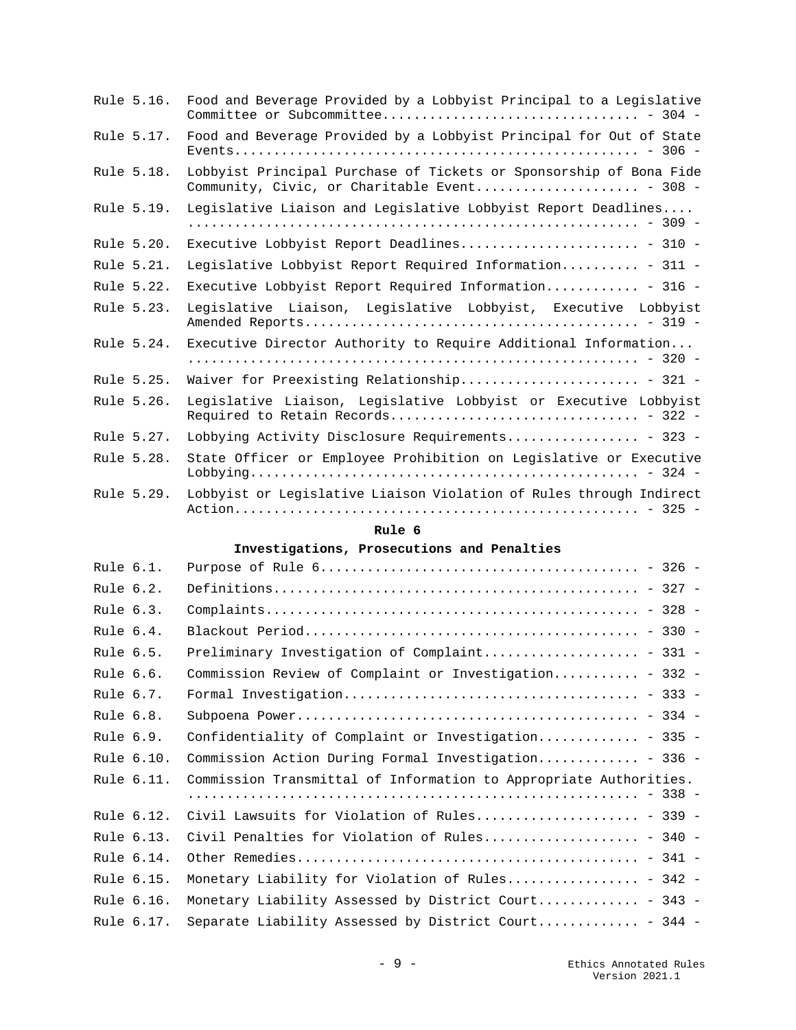| | | |
|---|---|---|
| Rule 5.16. | Food and Beverage Provided by a Lobbyist Principal to a Legislative Committee or Subcommittee | - 304 - |
| Rule 5.17. | Food and Beverage Provided by a Lobbyist Principal for Out of State Events | - 306 - |
| Rule 5.18. | Lobbyist Principal Purchase of Tickets or Sponsorship of Bona Fide Community, Civic, or Charitable Event | - 308 - |
| Rule 5.19. | Legislative Liaison and Legislative Lobbyist Report Deadlines | - 309 - |
| Rule 5.20. | Executive Lobbyist Report Deadlines | - 310 - |
| Rule 5.21. | Legislative Lobbyist Report Required Information | - 311 - |
| Rule 5.22. | Executive Lobbyist Report Required Information | - 316 - |
| Rule 5.23. | Legislative Liaison, Legislative Lobbyist, Executive Lobbyist Amended Reports | - 319 - |
| Rule 5.24. | Executive Director Authority to Require Additional Information | - 320 - |
| Rule 5.25. | Waiver for Preexisting Relationship | - 321 - |
| Rule 5.26. | Legislative Liaison, Legislative Lobbyist or Executive Lobbyist Required to Retain Records | - 322 - |
| Rule 5.27. | Lobbying Activity Disclosure Requirements | - 323 - |
| Rule 5.28. | State Officer or Employee Prohibition on Legislative or Executive Lobbying | - 324 - |
| Rule 5.29. | Lobbyist or Legislative Liaison Violation of Rules through Indirect Action | - 325 - |

## Rule 6

### Investigations, Prosecutions and Penalties

| | | |
|---|---|---|
| Rule 6.1. | Purpose of Rule 6 | - 326 - |
| Rule 6.2. | Definitions | - 327 - |
| Rule 6.3. | Complaints | - 328 - |
| Rule 6.4. | Blackout Period | - 330 - |
| Rule 6.5. | Preliminary Investigation of Complaint | - 331 - |
| Rule 6.6. | Commission Review of Complaint or Investigation | - 332 - |
| Rule 6.7. | Formal Investigation | - 333 - |
| Rule 6.8. | Subpoena Power | - 334 - |
| Rule 6.9. | Confidentiality of Complaint or Investigation | - 335 - |
| Rule 6.10. | Commission Action During Formal Investigation | - 336 - |
| Rule 6.11. | Commission Transmittal of Information to Appropriate Authorities. | - 338 - |
| Rule 6.12. | Civil Lawsuits for Violation of Rules | - 339 - |
| Rule 6.13. | Civil Penalties for Violation of Rules | - 340 - |
| Rule 6.14. | Other Remedies | - 341 - |
| Rule 6.15. | Monetary Liability for Violation of Rules | - 342 - |
| Rule 6.16. | Monetary Liability Assessed by District Court | - 343 - |
| Rule 6.17. | Separate Liability Assessed by District Court | - 344 - |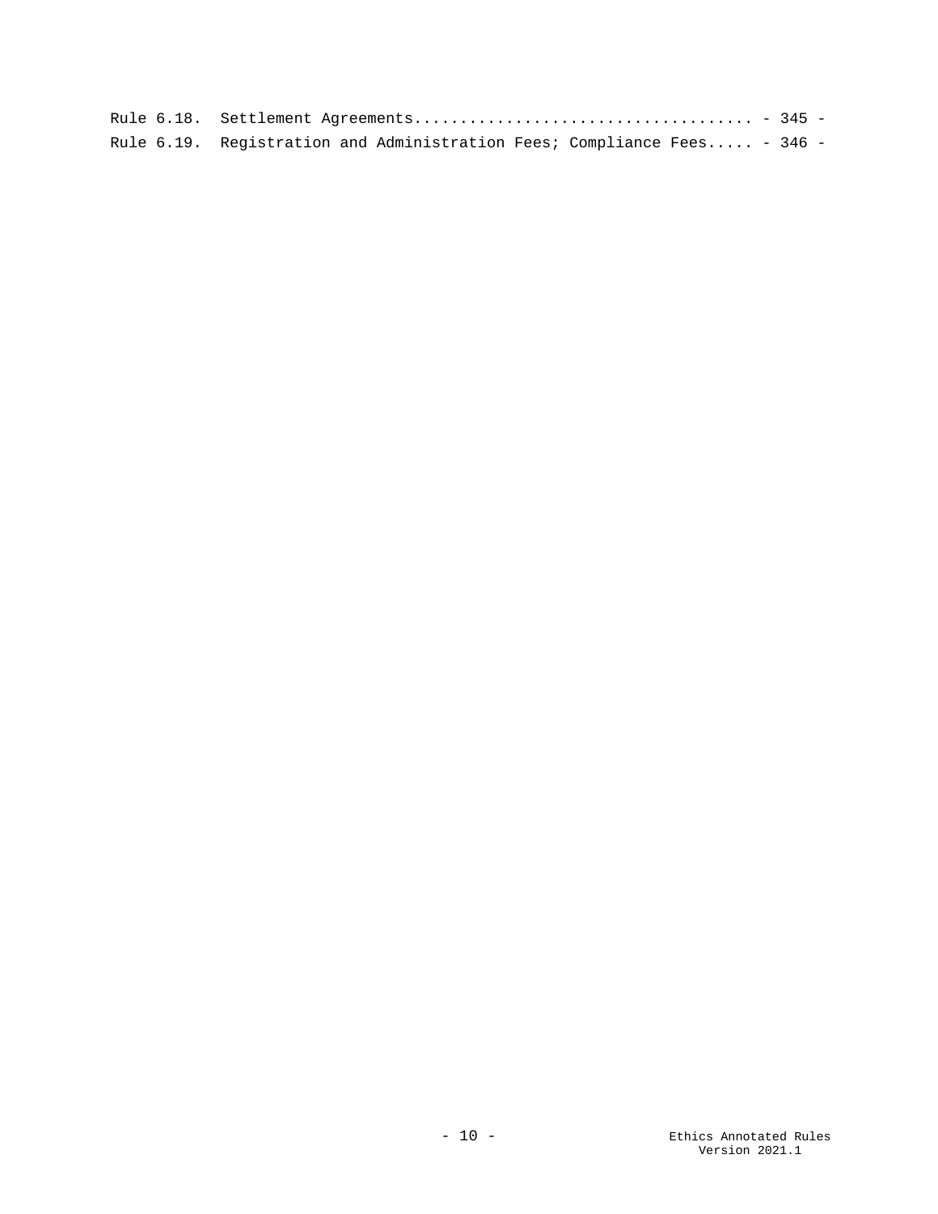Rule 6.18. Settlement Agreements..................................... - 345 -
Rule 6.19. Registration and Administration Fees; Compliance Fees..... - 346 -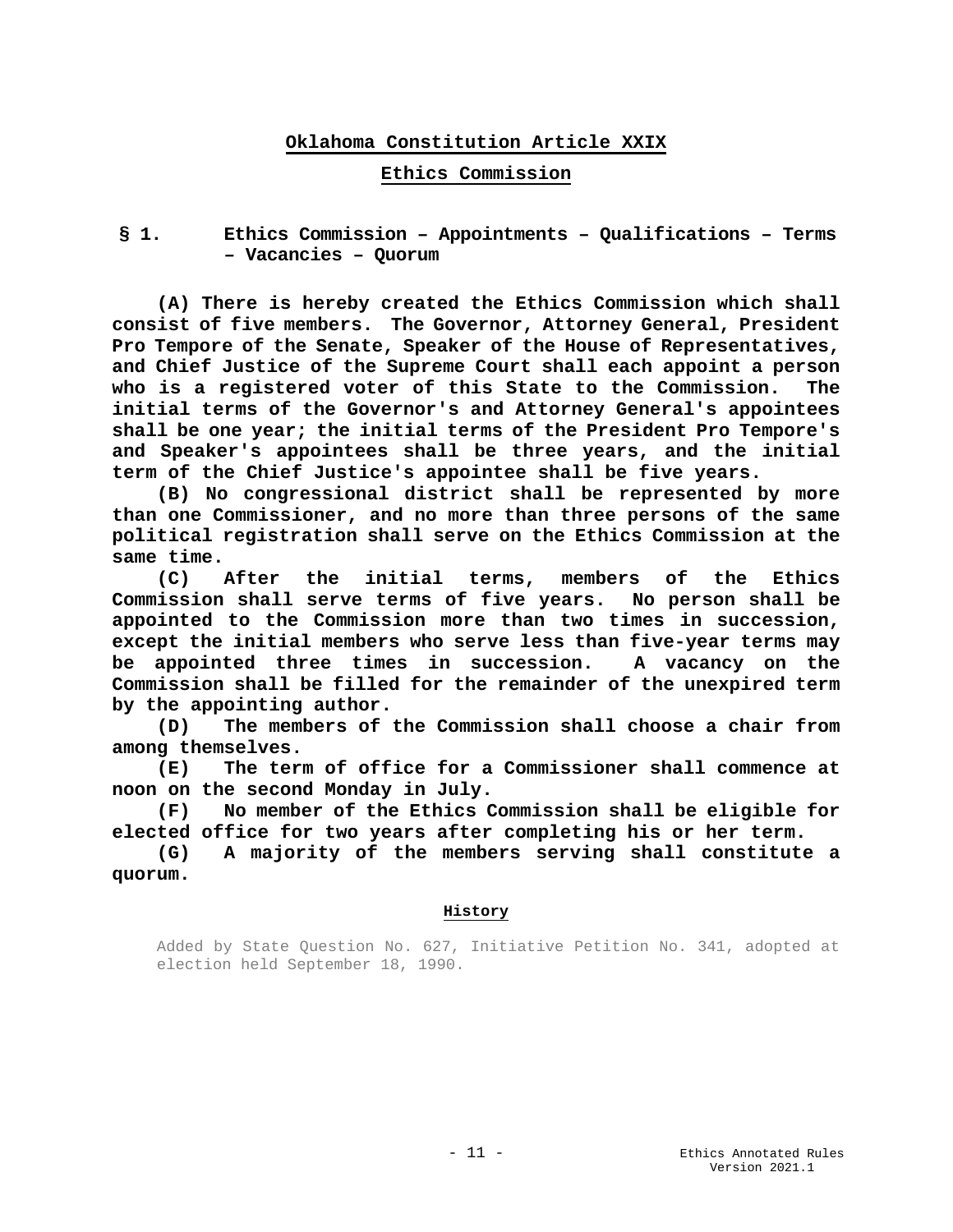# Oklahoma Constitution Article XXIX

## Ethics Commission

### § 1. Ethics Commission – Appointments – Qualifications – Terms – Vacancies – Quorum

**(A) There is hereby created the Ethics Commission which shall consist of five members. The Governor, Attorney General, President Pro Tempore of the Senate, Speaker of the House of Representatives, and Chief Justice of the Supreme Court shall each appoint a person who is a registered voter of this State to the Commission. The initial terms of the Governor's and Attorney General's appointees shall be one year; the initial terms of the President Pro Tempore's and Speaker's appointees shall be three years, and the initial term of the Chief Justice's appointee shall be five years.**

**(B) No congressional district shall be represented by more than one Commissioner, and no more than three persons of the same political registration shall serve on the Ethics Commission at the same time.**

**(C) After the initial terms, members of the Ethics Commission shall serve terms of five years. No person shall be appointed to the Commission more than two times in succession, except the initial members who serve less than five-year terms may be appointed three times in succession. A vacancy on the Commission shall be filled for the remainder of the unexpired term by the appointing author.**

**(D) The members of the Commission shall choose a chair from among themselves.**

**(E) The term of office for a Commissioner shall commence at noon on the second Monday in July.**

**(F) No member of the Ethics Commission shall be eligible for elected office for two years after completing his or her term.**

**(G) A majority of the members serving shall constitute a quorum.**

**History**

Added by State Question No. 627, Initiative Petition No. 341, adopted at election held September 18, 1990.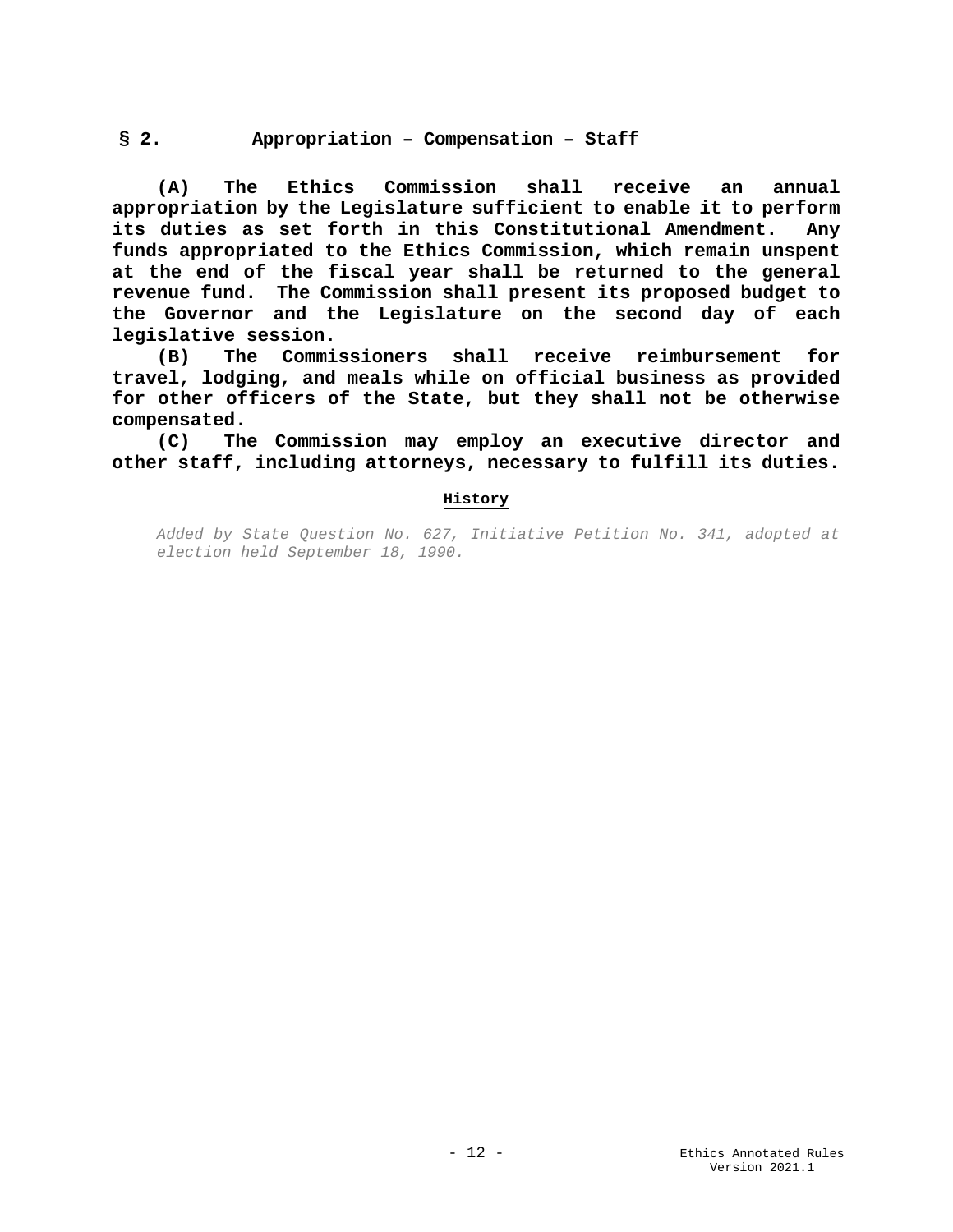## § 2. Appropriation – Compensation – Staff

**(A) The Ethics Commission shall receive an annual appropriation by the Legislature sufficient to enable it to perform its duties as set forth in this Constitutional Amendment. Any funds appropriated to the Ethics Commission, which remain unspent at the end of the fiscal year shall be returned to the general revenue fund. The Commission shall present its proposed budget to the Governor and the Legislature on the second day of each legislative session.**

**(B) The Commissioners shall receive reimbursement for travel, lodging, and meals while on official business as provided for other officers of the State, but they shall not be otherwise compensated.**

**(C) The Commission may employ an executive director and other staff, including attorneys, necessary to fulfill its duties.**

**History**

*Added by State Question No. 627, Initiative Petition No. 341, adopted at election held September 18, 1990.*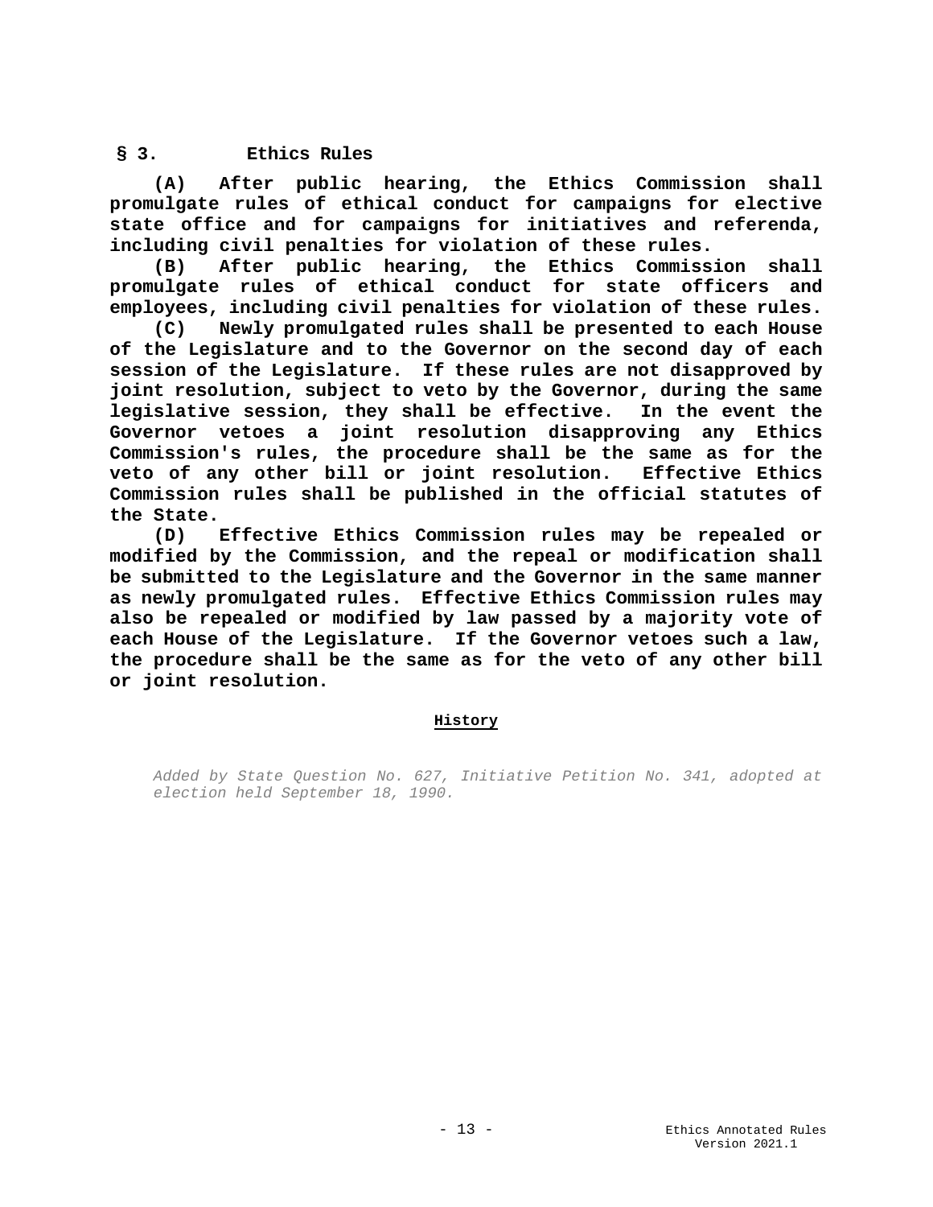## § 3. Ethics Rules

**(A) After public hearing, the Ethics Commission shall promulgate rules of ethical conduct for campaigns for elective state office and for campaigns for initiatives and referenda, including civil penalties for violation of these rules.**

**(B) After public hearing, the Ethics Commission shall promulgate rules of ethical conduct for state officers and employees, including civil penalties for violation of these rules.**

**(C) Newly promulgated rules shall be presented to each House of the Legislature and to the Governor on the second day of each session of the Legislature. If these rules are not disapproved by joint resolution, subject to veto by the Governor, during the same legislative session, they shall be effective. In the event the Governor vetoes a joint resolution disapproving any Ethics Commission's rules, the procedure shall be the same as for the veto of any other bill or joint resolution. Effective Ethics Commission rules shall be published in the official statutes of the State.**

**(D) Effective Ethics Commission rules may be repealed or modified by the Commission, and the repeal or modification shall be submitted to the Legislature and the Governor in the same manner as newly promulgated rules. Effective Ethics Commission rules may also be repealed or modified by law passed by a majority vote of each House of the Legislature. If the Governor vetoes such a law, the procedure shall be the same as for the veto of any other bill or joint resolution.**

**History**

*Added by State Question No. 627, Initiative Petition No. 341, adopted at election held September 18, 1990.*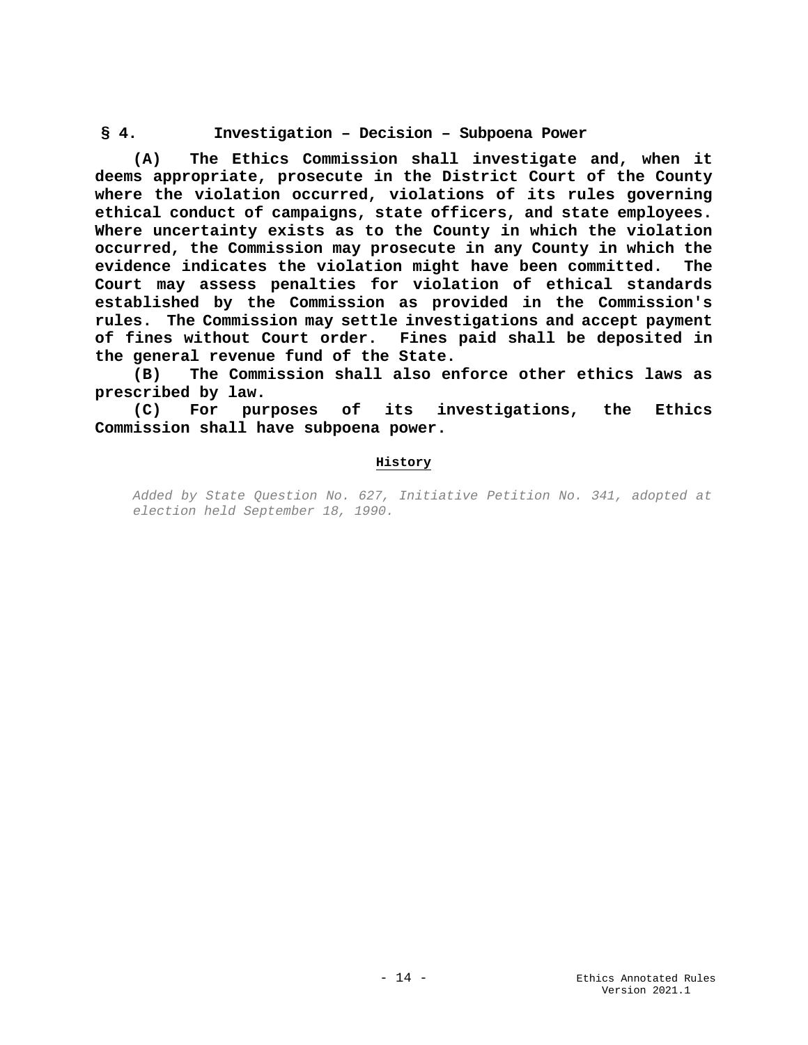## § 4. Investigation – Decision – Subpoena Power

**(A) The Ethics Commission shall investigate and, when it deems appropriate, prosecute in the District Court of the County where the violation occurred, violations of its rules governing ethical conduct of campaigns, state officers, and state employees. Where uncertainty exists as to the County in which the violation occurred, the Commission may prosecute in any County in which the evidence indicates the violation might have been committed. The Court may assess penalties for violation of ethical standards established by the Commission as provided in the Commission's rules. The Commission may settle investigations and accept payment of fines without Court order. Fines paid shall be deposited in the general revenue fund of the State.**

**(B) The Commission shall also enforce other ethics laws as prescribed by law.**

**(C) For purposes of its investigations, the Ethics Commission shall have subpoena power.**

**History**

*Added by State Question No. 627, Initiative Petition No. 341, adopted at election held September 18, 1990.*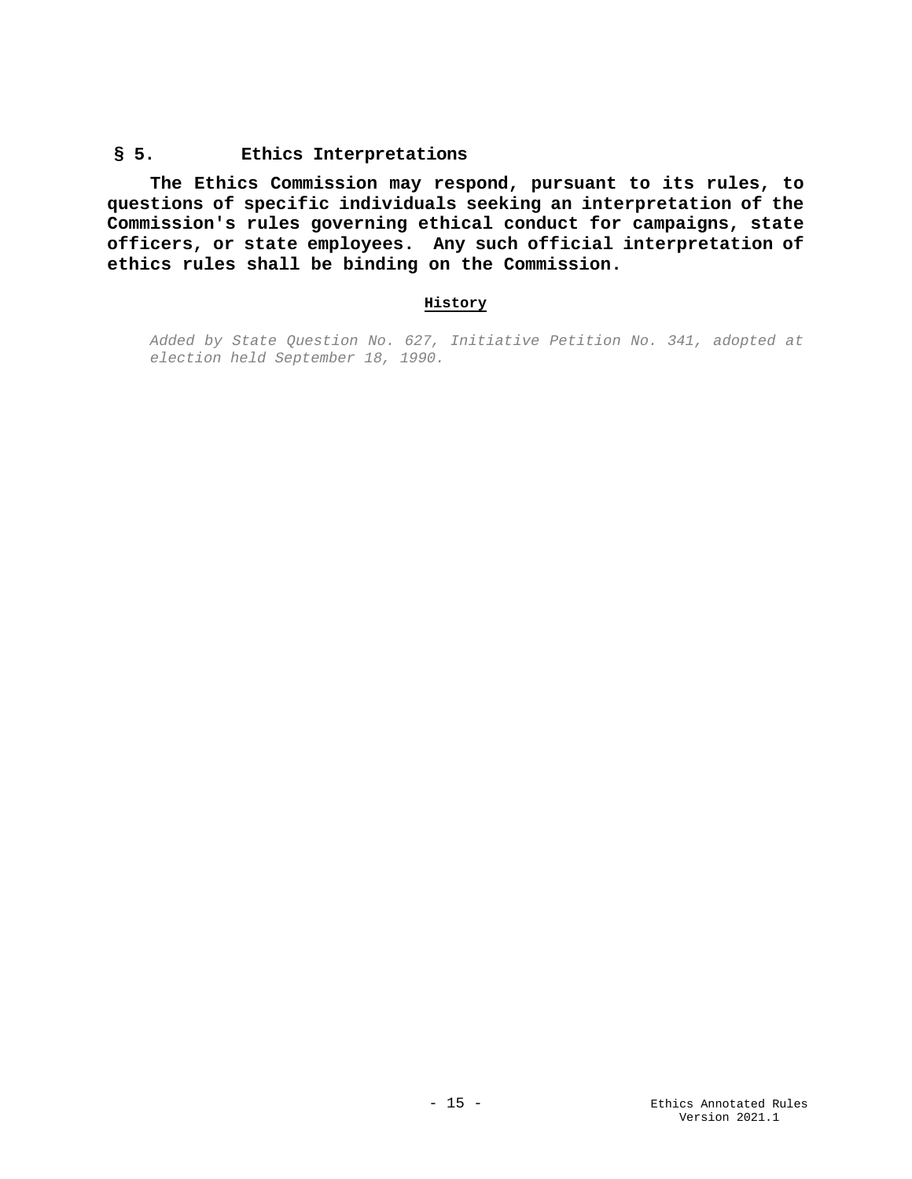## § 5. Ethics Interpretations

**The Ethics Commission may respond, pursuant to its rules, to questions of specific individuals seeking an interpretation of the Commission's rules governing ethical conduct for campaigns, state officers, or state employees. Any such official interpretation of ethics rules shall be binding on the Commission.**

**History**

*Added by State Question No. 627, Initiative Petition No. 341, adopted at election held September 18, 1990.*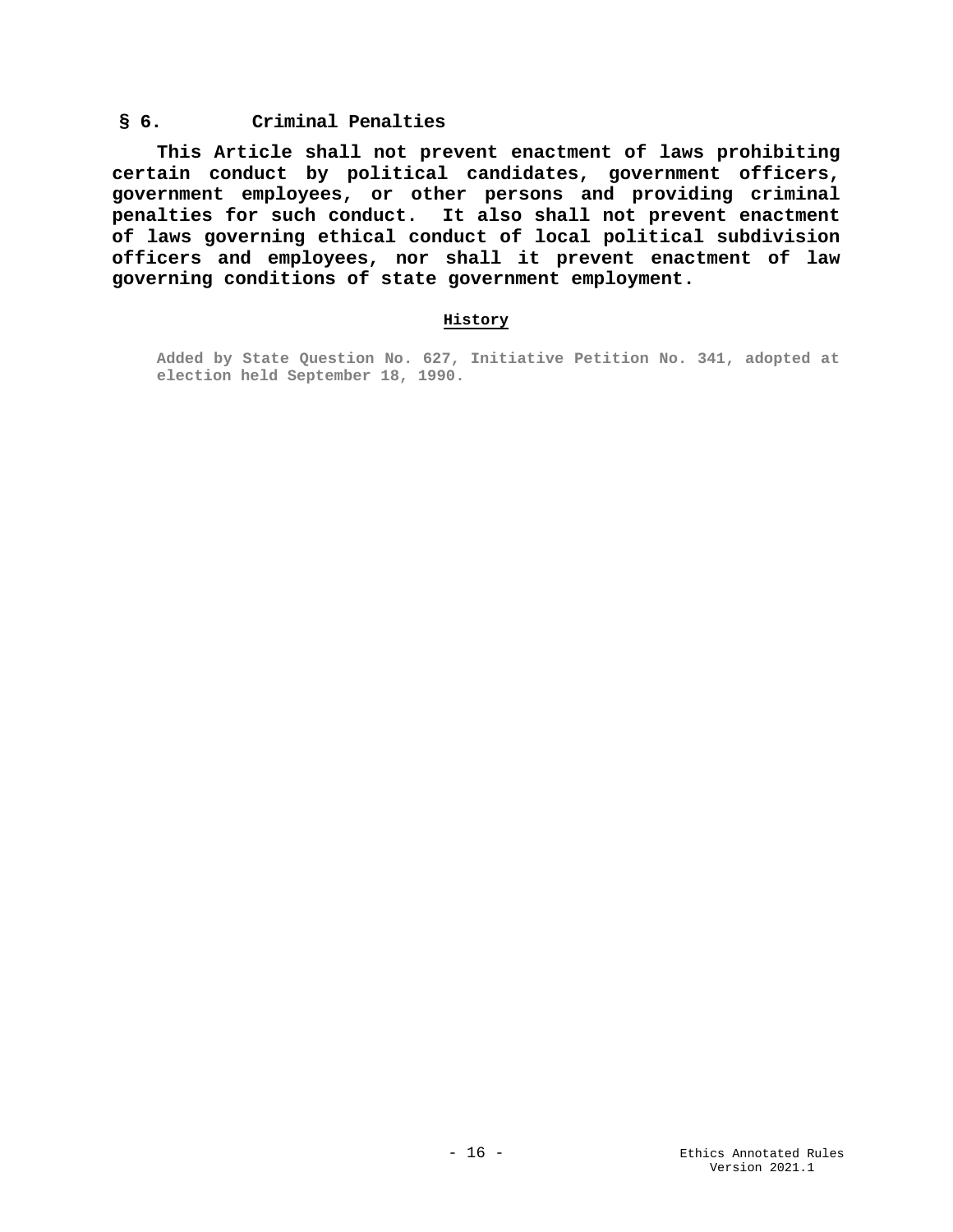## § 6. Criminal Penalties

**This Article shall not prevent enactment of laws prohibiting certain conduct by political candidates, government officers, government employees, or other persons and providing criminal penalties for such conduct. It also shall not prevent enactment of laws governing ethical conduct of local political subdivision officers and employees, nor shall it prevent enactment of law governing conditions of state government employment.**

**History**

Added by State Question No. 627, Initiative Petition No. 341, adopted at election held September 18, 1990.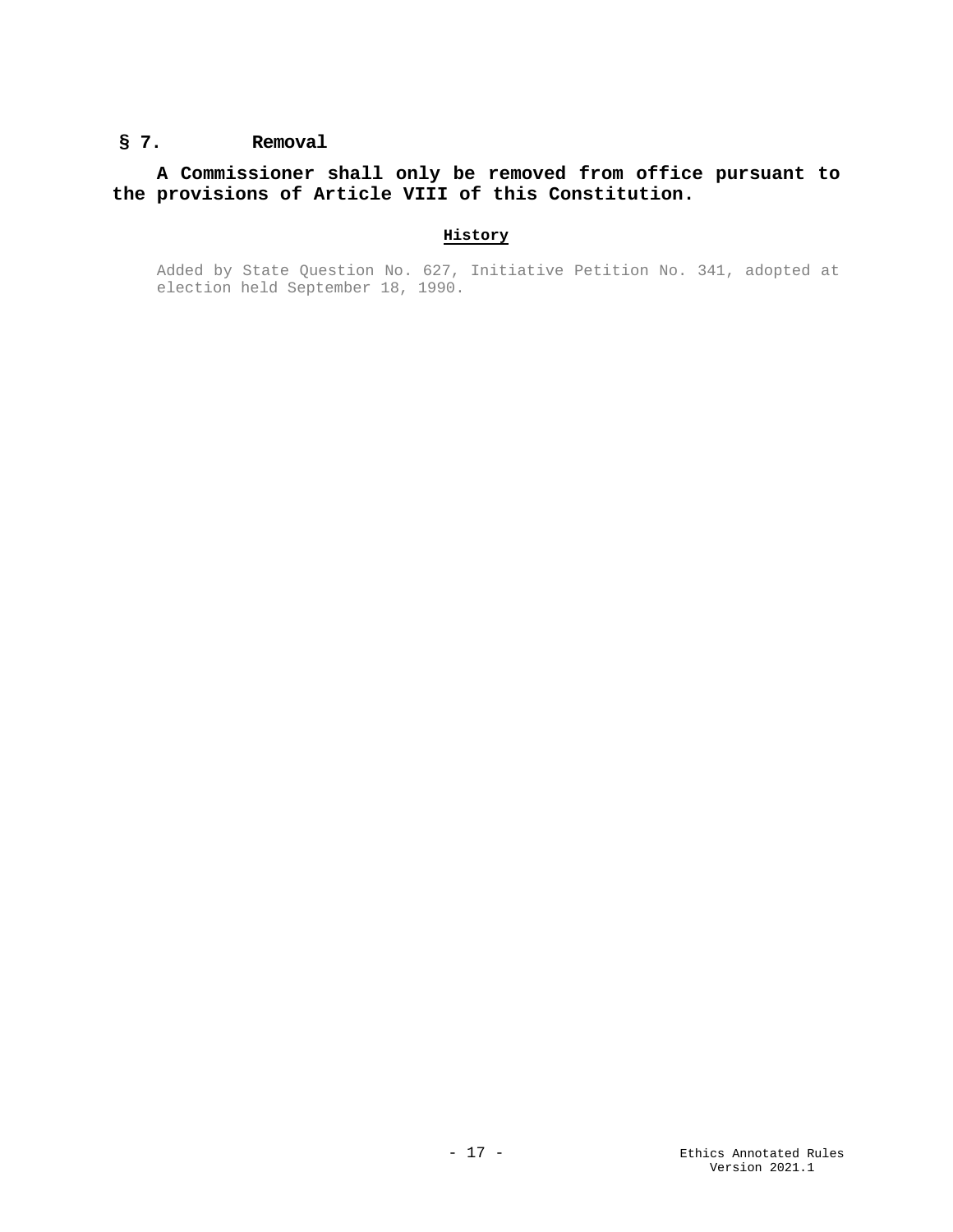## § 7. Removal

**A Commissioner shall only be removed from office pursuant to the provisions of Article VIII of this Constitution.**

**History**

Added by State Question No. 627, Initiative Petition No. 341, adopted at election held September 18, 1990.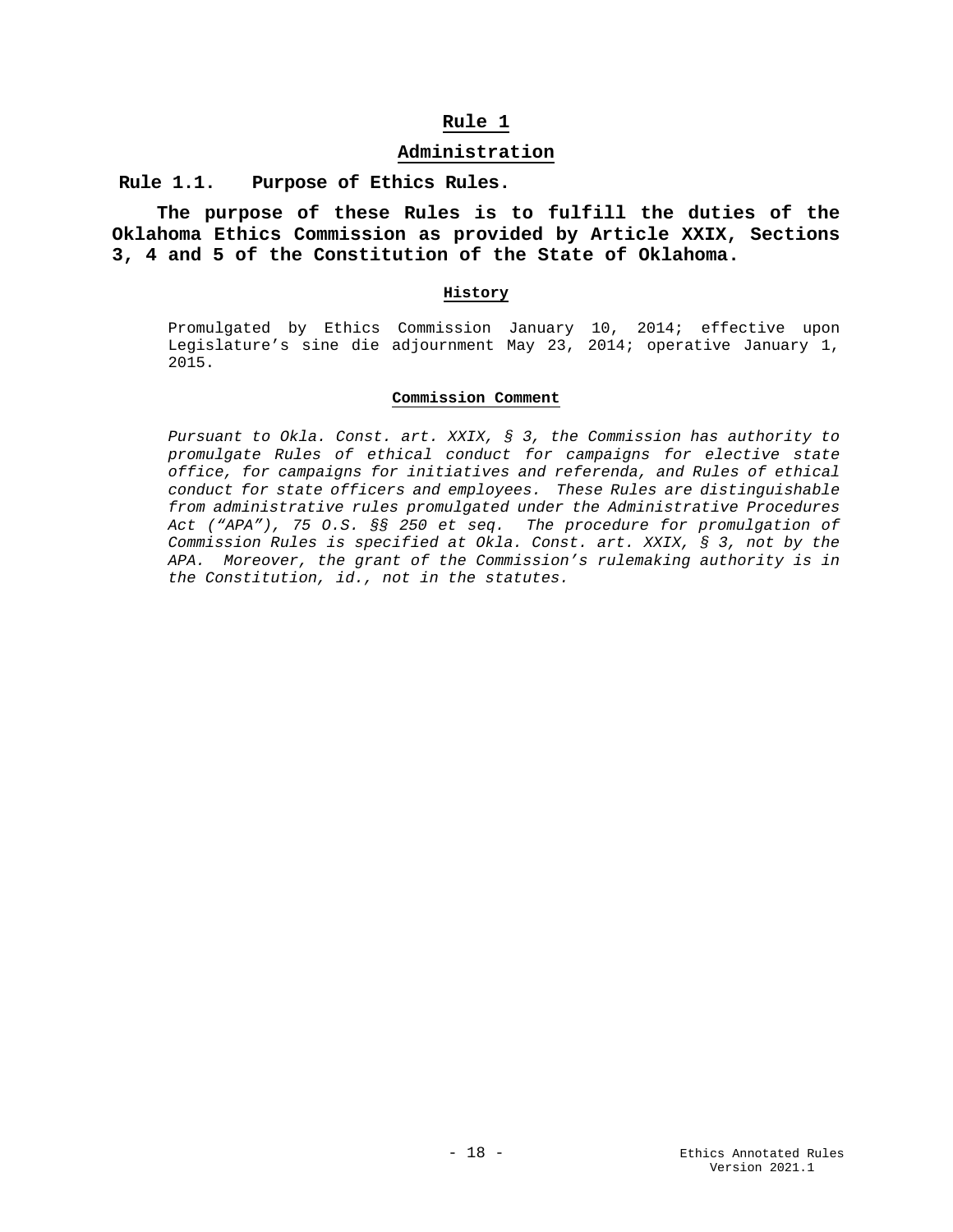# Rule 1

## Administration

### Rule 1.1. Purpose of Ethics Rules.

**The purpose of these Rules is to fulfill the duties of the Oklahoma Ethics Commission as provided by Article XXIX, Sections 3, 4 and 5 of the Constitution of the State of Oklahoma.**

#### History

Promulgated by Ethics Commission January 10, 2014; effective upon Legislature's sine die adjournment May 23, 2014; operative January 1, 2015.

#### Commission Comment

*Pursuant to Okla. Const. art. XXIX, § 3, the Commission has authority to promulgate Rules of ethical conduct for campaigns for elective state office, for campaigns for initiatives and referenda, and Rules of ethical conduct for state officers and employees. These Rules are distinguishable from administrative rules promulgated under the Administrative Procedures Act ("APA"), 75 O.S. §§ 250 et seq. The procedure for promulgation of Commission Rules is specified at Okla. Const. art. XXIX, § 3, not by the APA. Moreover, the grant of the Commission's rulemaking authority is in the Constitution, id., not in the statutes.*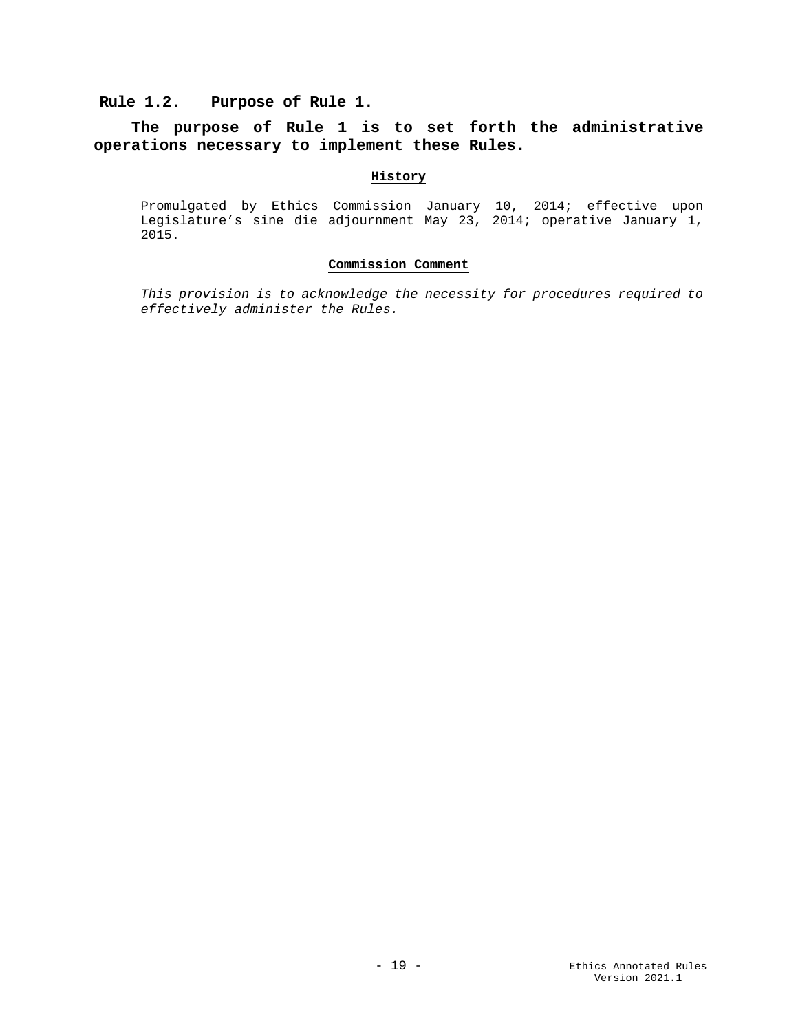## Rule 1.2. Purpose of Rule 1.

**The purpose of Rule 1 is to set forth the administrative operations necessary to implement these Rules.**

**History**

Promulgated by Ethics Commission January 10, 2014; effective upon Legislature's sine die adjournment May 23, 2014; operative January 1, 2015.

**Commission Comment**

*This provision is to acknowledge the necessity for procedures required to effectively administer the Rules.*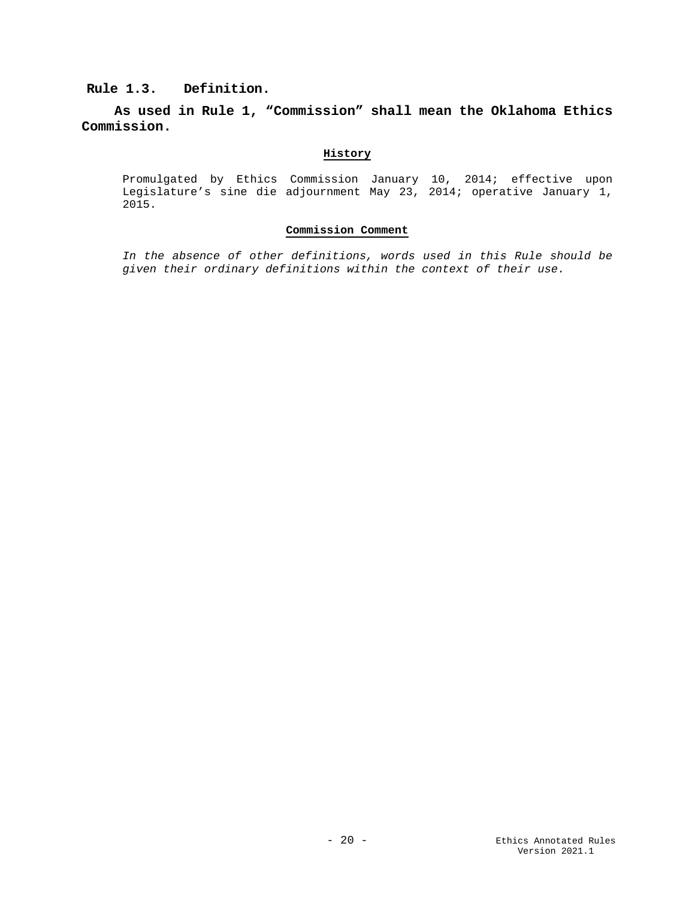### Rule 1.3. Definition.

**As used in Rule 1, “Commission” shall mean the Oklahoma Ethics Commission.**

#### History

Promulgated by Ethics Commission January 10, 2014; effective upon Legislature’s sine die adjournment May 23, 2014; operative January 1, 2015.

#### Commission Comment

*In the absence of other definitions, words used in this Rule should be given their ordinary definitions within the context of their use.*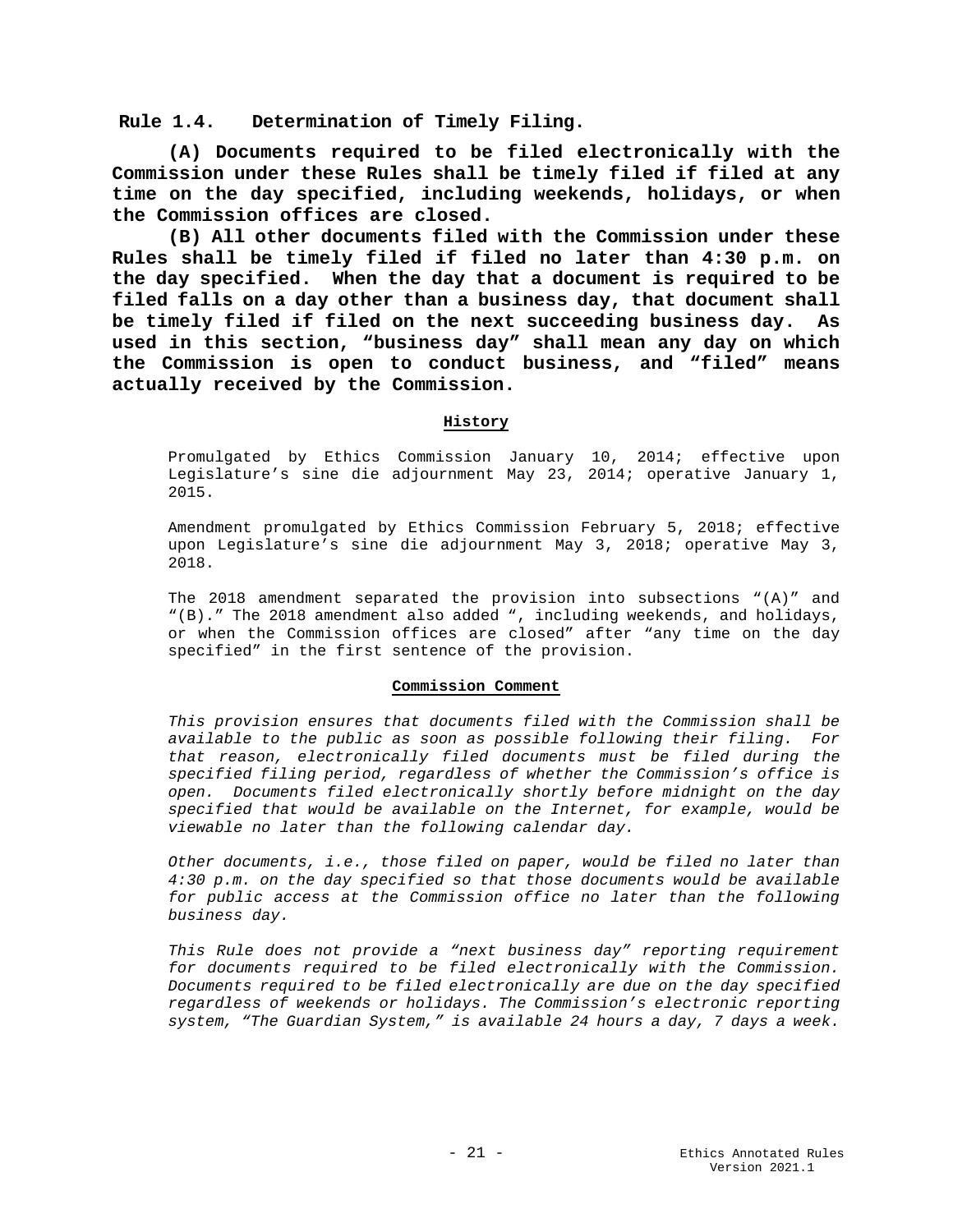## Rule 1.4. Determination of Timely Filing.

**(A) Documents required to be filed electronically with the Commission under these Rules shall be timely filed if filed at any time on the day specified, including weekends, holidays, or when the Commission offices are closed.**

**(B) All other documents filed with the Commission under these Rules shall be timely filed if filed no later than 4:30 p.m. on the day specified. When the day that a document is required to be filed falls on a day other than a business day, that document shall be timely filed if filed on the next succeeding business day. As used in this section, "business day" shall mean any day on which the Commission is open to conduct business, and "filed" means actually received by the Commission.**

### History

Promulgated by Ethics Commission January 10, 2014; effective upon Legislature's sine die adjournment May 23, 2014; operative January 1, 2015.

Amendment promulgated by Ethics Commission February 5, 2018; effective upon Legislature's sine die adjournment May 3, 2018; operative May 3, 2018.

The 2018 amendment separated the provision into subsections "(A)" and "(B)." The 2018 amendment also added ", including weekends, and holidays, or when the Commission offices are closed" after "any time on the day specified" in the first sentence of the provision.

### Commission Comment

*This provision ensures that documents filed with the Commission shall be available to the public as soon as possible following their filing. For that reason, electronically filed documents must be filed during the specified filing period, regardless of whether the Commission's office is open. Documents filed electronically shortly before midnight on the day specified that would be available on the Internet, for example, would be viewable no later than the following calendar day.*

*Other documents, i.e., those filed on paper, would be filed no later than 4:30 p.m. on the day specified so that those documents would be available for public access at the Commission office no later than the following business day.*

*This Rule does not provide a "next business day" reporting requirement for documents required to be filed electronically with the Commission. Documents required to be filed electronically are due on the day specified regardless of weekends or holidays. The Commission's electronic reporting system, "The Guardian System," is available 24 hours a day, 7 days a week.*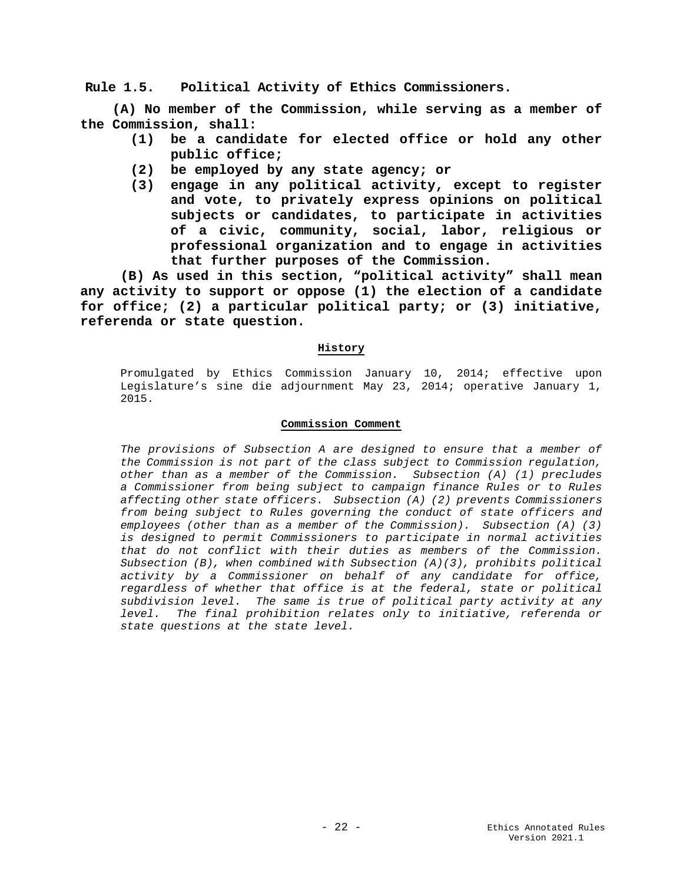## Rule 1.5. Political Activity of Ethics Commissioners.

**(A) No member of the Commission, while serving as a member of the Commission, shall:**

- **(1) be a candidate for elected office or hold any other public office;**
- **(2) be employed by any state agency; or**
- **(3) engage in any political activity, except to register and vote, to privately express opinions on political subjects or candidates, to participate in activities of a civic, community, social, labor, religious or professional organization and to engage in activities that further purposes of the Commission.**

**(B) As used in this section, "political activity" shall mean any activity to support or oppose (1) the election of a candidate for office; (2) a particular political party; or (3) initiative, referenda or state question.**

### History

Promulgated by Ethics Commission January 10, 2014; effective upon Legislature's sine die adjournment May 23, 2014; operative January 1, 2015.

### Commission Comment

*The provisions of Subsection A are designed to ensure that a member of the Commission is not part of the class subject to Commission regulation, other than as a member of the Commission. Subsection (A) (1) precludes a Commissioner from being subject to campaign finance Rules or to Rules affecting other state officers. Subsection (A) (2) prevents Commissioners from being subject to Rules governing the conduct of state officers and employees (other than as a member of the Commission). Subsection (A) (3) is designed to permit Commissioners to participate in normal activities that do not conflict with their duties as members of the Commission. Subsection (B), when combined with Subsection (A)(3), prohibits political activity by a Commissioner on behalf of any candidate for office, regardless of whether that office is at the federal, state or political subdivision level. The same is true of political party activity at any level. The final prohibition relates only to initiative, referenda or state questions at the state level.*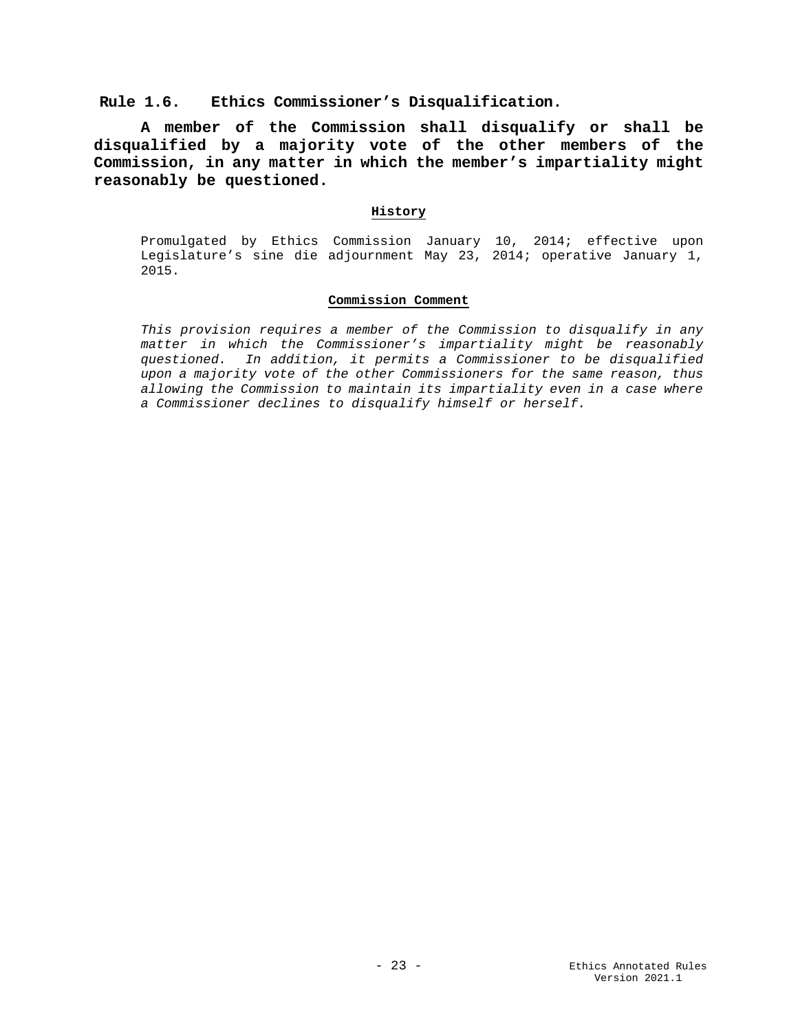## Rule 1.6. Ethics Commissioner's Disqualification.

**A member of the Commission shall disqualify or shall be disqualified by a majority vote of the other members of the Commission, in any matter in which the member's impartiality might reasonably be questioned.**

#### History

Promulgated by Ethics Commission January 10, 2014; effective upon Legislature's sine die adjournment May 23, 2014; operative January 1, 2015.

#### Commission Comment

*This provision requires a member of the Commission to disqualify in any matter in which the Commissioner's impartiality might be reasonably questioned. In addition, it permits a Commissioner to be disqualified upon a majority vote of the other Commissioners for the same reason, thus allowing the Commission to maintain its impartiality even in a case where a Commissioner declines to disqualify himself or herself.*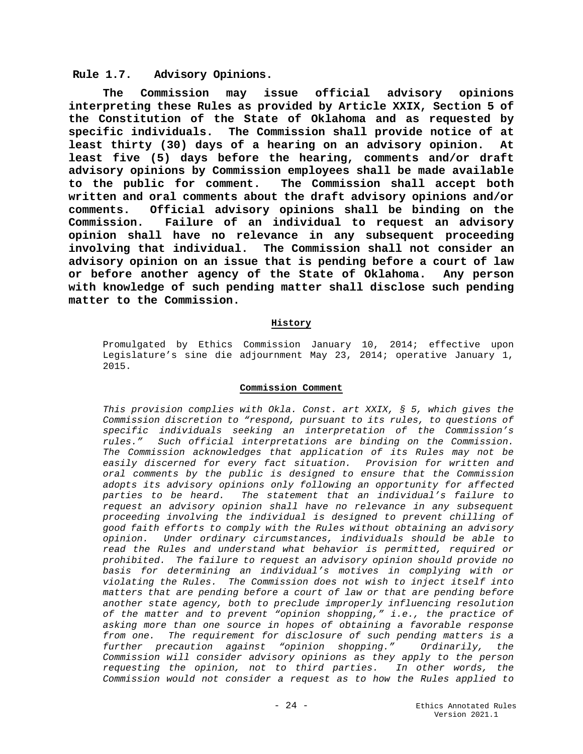## Rule 1.7. Advisory Opinions.

**The Commission may issue official advisory opinions interpreting these Rules as provided by Article XXIX, Section 5 of the Constitution of the State of Oklahoma and as requested by specific individuals. The Commission shall provide notice of at least thirty (30) days of a hearing on an advisory opinion. At least five (5) days before the hearing, comments and/or draft advisory opinions by Commission employees shall be made available to the public for comment. The Commission shall accept both written and oral comments about the draft advisory opinions and/or comments. Official advisory opinions shall be binding on the Commission. Failure of an individual to request an advisory opinion shall have no relevance in any subsequent proceeding involving that individual. The Commission shall not consider an advisory opinion on an issue that is pending before a court of law or before another agency of the State of Oklahoma. Any person with knowledge of such pending matter shall disclose such pending matter to the Commission.**

**History**

Promulgated by Ethics Commission January 10, 2014; effective upon Legislature's sine die adjournment May 23, 2014; operative January 1, 2015.

**Commission Comment**

*This provision complies with Okla. Const. art XXIX, § 5, which gives the Commission discretion to "respond, pursuant to its rules, to questions of specific individuals seeking an interpretation of the Commission's rules." Such official interpretations are binding on the Commission. The Commission acknowledges that application of its Rules may not be easily discerned for every fact situation. Provision for written and oral comments by the public is designed to ensure that the Commission adopts its advisory opinions only following an opportunity for affected parties to be heard. The statement that an individual's failure to request an advisory opinion shall have no relevance in any subsequent proceeding involving the individual is designed to prevent chilling of good faith efforts to comply with the Rules without obtaining an advisory opinion. Under ordinary circumstances, individuals should be able to read the Rules and understand what behavior is permitted, required or prohibited. The failure to request an advisory opinion should provide no basis for determining an individual's motives in complying with or violating the Rules. The Commission does not wish to inject itself into matters that are pending before a court of law or that are pending before another state agency, both to preclude improperly influencing resolution of the matter and to prevent "opinion shopping," i.e., the practice of asking more than one source in hopes of obtaining a favorable response from one. The requirement for disclosure of such pending matters is a further precaution against "opinion shopping." Ordinarily, the Commission will consider advisory opinions as they apply to the person requesting the opinion, not to third parties. In other words, the Commission would not consider a request as to how the Rules applied to*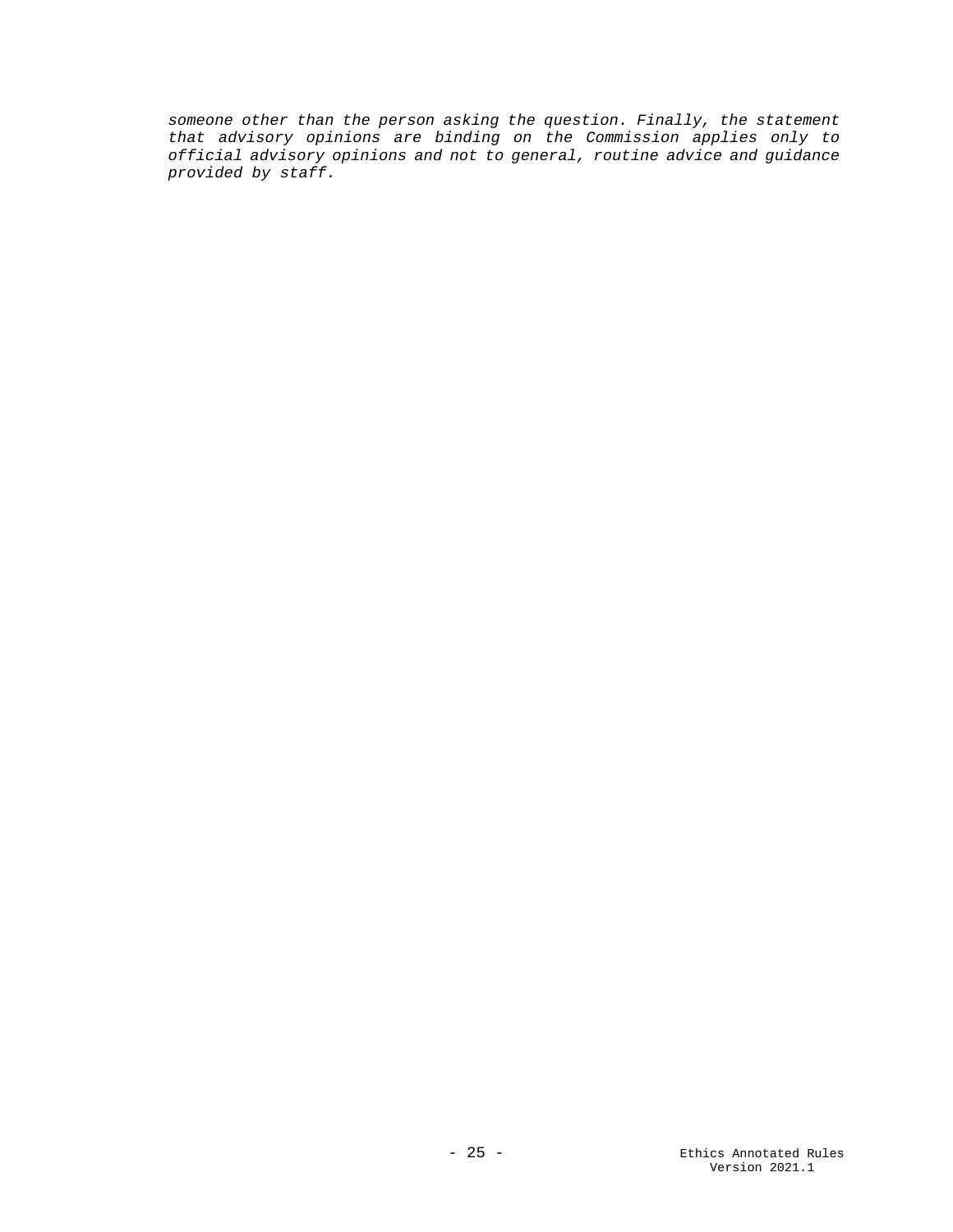*someone other than the person asking the question. Finally, the statement that advisory opinions are binding on the Commission applies only to official advisory opinions and not to general, routine advice and guidance provided by staff.*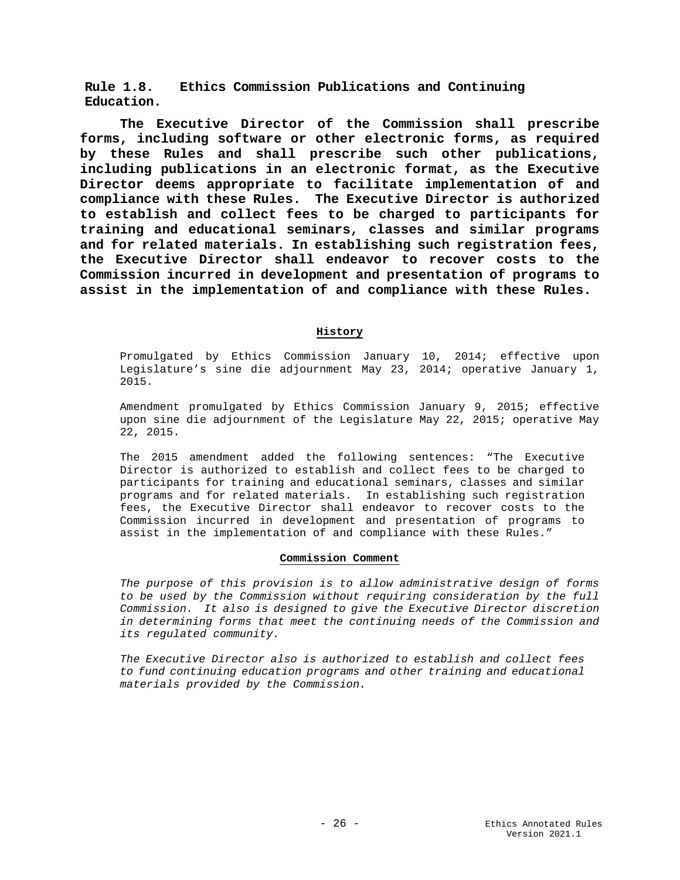## Rule 1.8. Ethics Commission Publications and Continuing Education.

**The Executive Director of the Commission shall prescribe forms, including software or other electronic forms, as required by these Rules and shall prescribe such other publications, including publications in an electronic format, as the Executive Director deems appropriate to facilitate implementation of and compliance with these Rules. The Executive Director is authorized to establish and collect fees to be charged to participants for training and educational seminars, classes and similar programs and for related materials. In establishing such registration fees, the Executive Director shall endeavor to recover costs to the Commission incurred in development and presentation of programs to assist in the implementation of and compliance with these Rules.**

### History

Promulgated by Ethics Commission January 10, 2014; effective upon Legislature's sine die adjournment May 23, 2014; operative January 1, 2015.

Amendment promulgated by Ethics Commission January 9, 2015; effective upon sine die adjournment of the Legislature May 22, 2015; operative May 22, 2015.

The 2015 amendment added the following sentences: "The Executive Director is authorized to establish and collect fees to be charged to participants for training and educational seminars, classes and similar programs and for related materials. In establishing such registration fees, the Executive Director shall endeavor to recover costs to the Commission incurred in development and presentation of programs to assist in the implementation of and compliance with these Rules."

### Commission Comment

*The purpose of this provision is to allow administrative design of forms to be used by the Commission without requiring consideration by the full Commission. It also is designed to give the Executive Director discretion in determining forms that meet the continuing needs of the Commission and its regulated community.*

*The Executive Director also is authorized to establish and collect fees to fund continuing education programs and other training and educational materials provided by the Commission.*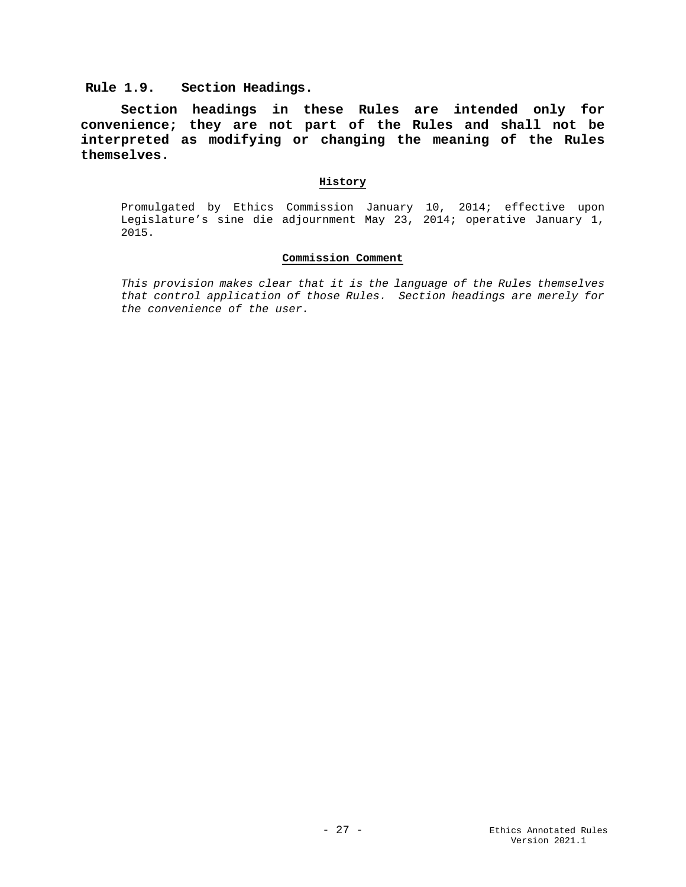## Rule 1.9. Section Headings.

**Section headings in these Rules are intended only for convenience; they are not part of the Rules and shall not be interpreted as modifying or changing the meaning of the Rules themselves.**

#### History

Promulgated by Ethics Commission January 10, 2014; effective upon Legislature's sine die adjournment May 23, 2014; operative January 1, 2015.

#### Commission Comment

*This provision makes clear that it is the language of the Rules themselves that control application of those Rules. Section headings are merely for the convenience of the user.*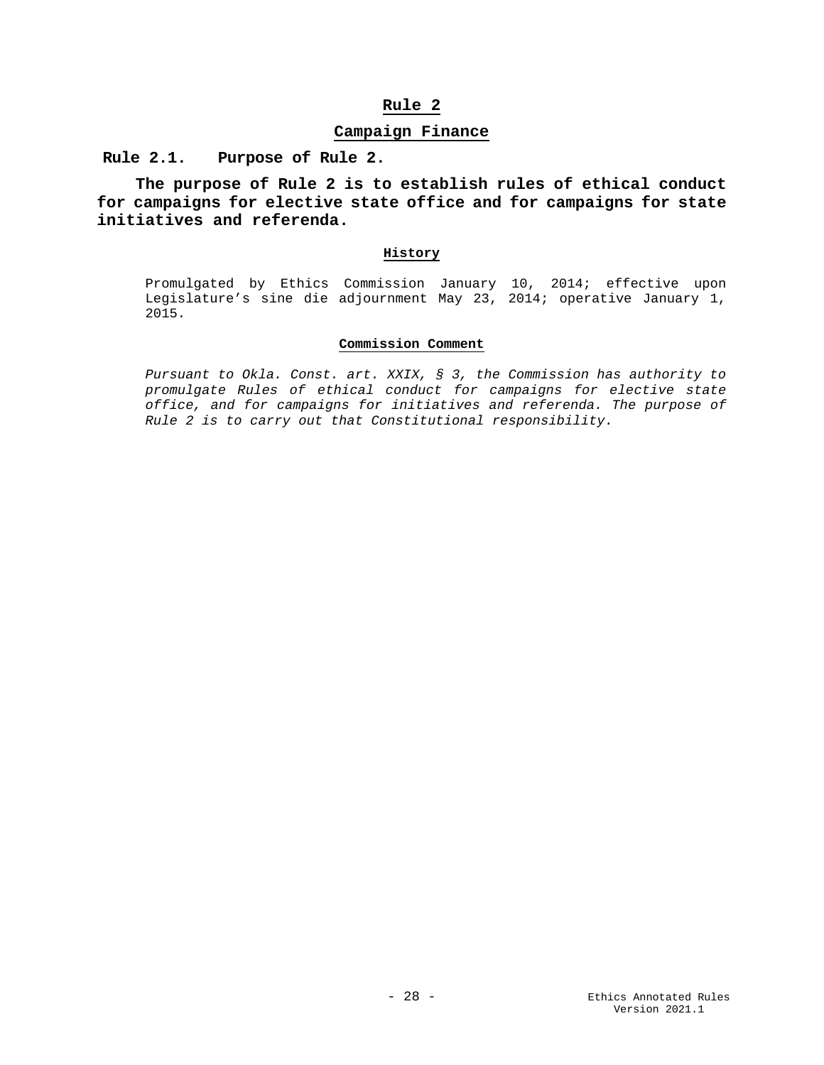# Rule 2

## Campaign Finance

### Rule 2.1. Purpose of Rule 2.

**The purpose of Rule 2 is to establish rules of ethical conduct for campaigns for elective state office and for campaigns for state initiatives and referenda.**

#### History

Promulgated by Ethics Commission January 10, 2014; effective upon Legislature's sine die adjournment May 23, 2014; operative January 1, 2015.

#### Commission Comment

*Pursuant to Okla. Const. art. XXIX, § 3, the Commission has authority to promulgate Rules of ethical conduct for campaigns for elective state office, and for campaigns for initiatives and referenda. The purpose of Rule 2 is to carry out that Constitutional responsibility.*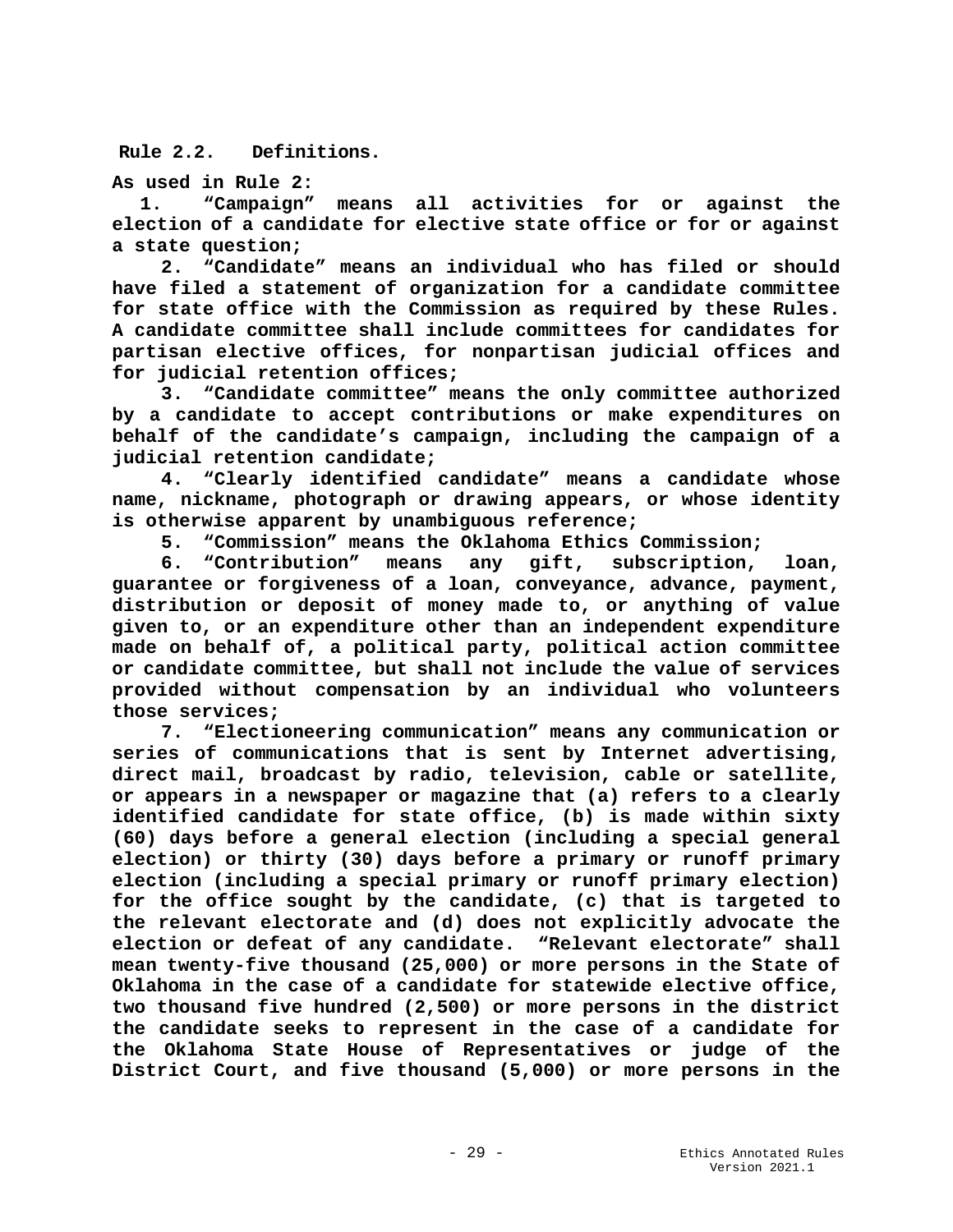**Rule 2.2. Definitions.**

**As used in Rule 2:**

**1. "Campaign" means all activities for or against the election of a candidate for elective state office or for or against a state question;**

**2. "Candidate" means an individual who has filed or should have filed a statement of organization for a candidate committee for state office with the Commission as required by these Rules. A candidate committee shall include committees for candidates for partisan elective offices, for nonpartisan judicial offices and for judicial retention offices;**

**3. "Candidate committee" means the only committee authorized by a candidate to accept contributions or make expenditures on behalf of the candidate's campaign, including the campaign of a judicial retention candidate;**

**4. "Clearly identified candidate" means a candidate whose name, nickname, photograph or drawing appears, or whose identity is otherwise apparent by unambiguous reference;**

**5. "Commission" means the Oklahoma Ethics Commission;**

**6. "Contribution" means any gift, subscription, loan, guarantee or forgiveness of a loan, conveyance, advance, payment, distribution or deposit of money made to, or anything of value given to, or an expenditure other than an independent expenditure made on behalf of, a political party, political action committee or candidate committee, but shall not include the value of services provided without compensation by an individual who volunteers those services;**

**7. "Electioneering communication" means any communication or series of communications that is sent by Internet advertising, direct mail, broadcast by radio, television, cable or satellite, or appears in a newspaper or magazine that (a) refers to a clearly identified candidate for state office, (b) is made within sixty (60) days before a general election (including a special general election) or thirty (30) days before a primary or runoff primary election (including a special primary or runoff primary election) for the office sought by the candidate, (c) that is targeted to the relevant electorate and (d) does not explicitly advocate the election or defeat of any candidate. "Relevant electorate" shall mean twenty-five thousand (25,000) or more persons in the State of Oklahoma in the case of a candidate for statewide elective office, two thousand five hundred (2,500) or more persons in the district the candidate seeks to represent in the case of a candidate for the Oklahoma State House of Representatives or judge of the District Court, and five thousand (5,000) or more persons in the**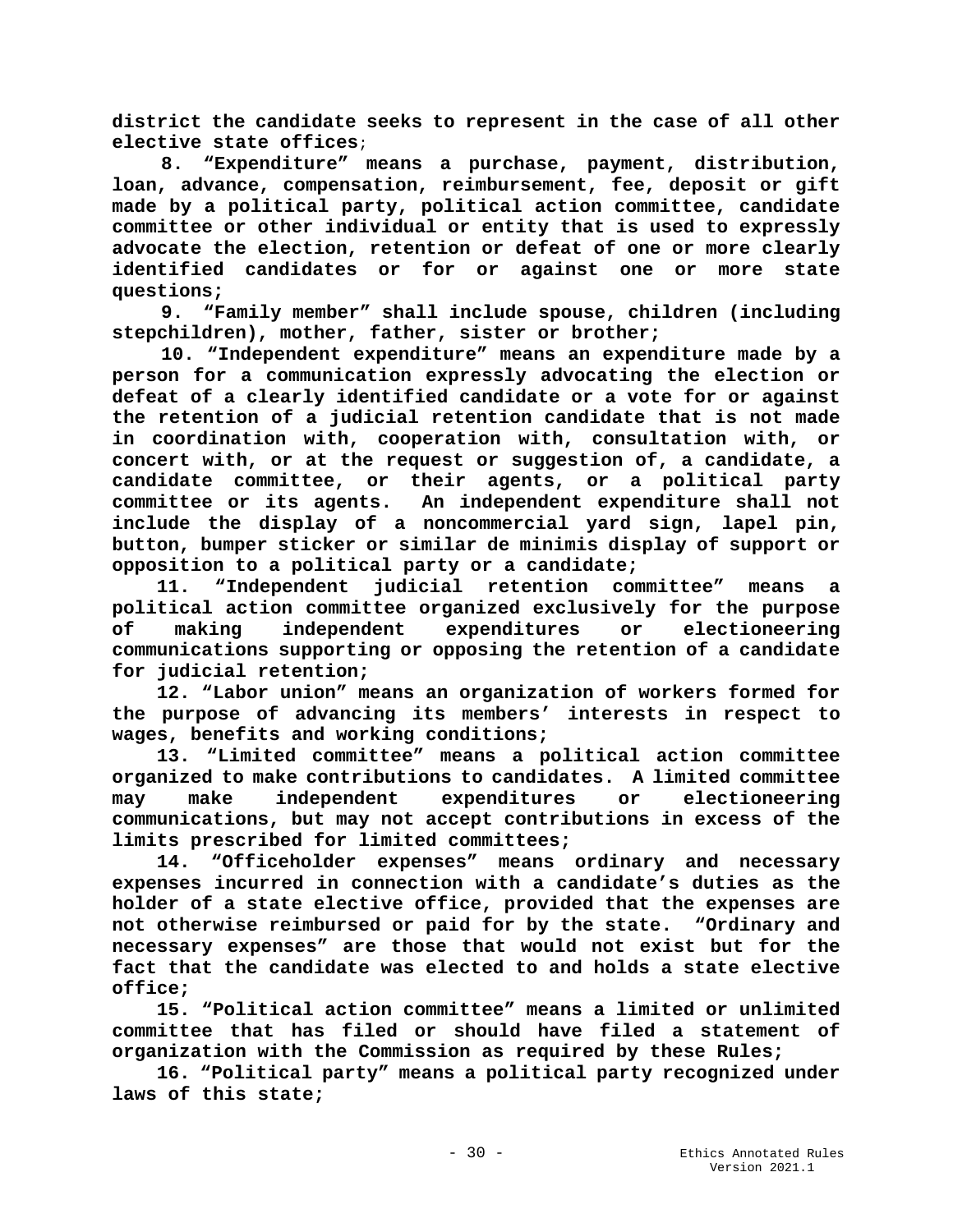**district the candidate seeks to represent in the case of all other elective state offices;**

**8. "Expenditure" means a purchase, payment, distribution, loan, advance, compensation, reimbursement, fee, deposit or gift made by a political party, political action committee, candidate committee or other individual or entity that is used to expressly advocate the election, retention or defeat of one or more clearly identified candidates or for or against one or more state questions;**

**9. "Family member" shall include spouse, children (including stepchildren), mother, father, sister or brother;**

**10. "Independent expenditure" means an expenditure made by a person for a communication expressly advocating the election or defeat of a clearly identified candidate or a vote for or against the retention of a judicial retention candidate that is not made in coordination with, cooperation with, consultation with, or concert with, or at the request or suggestion of, a candidate, a candidate committee, or their agents, or a political party committee or its agents. An independent expenditure shall not include the display of a noncommercial yard sign, lapel pin, button, bumper sticker or similar de minimis display of support or opposition to a political party or a candidate;**

**11. "Independent judicial retention committee" means a political action committee organized exclusively for the purpose of making independent expenditures or electioneering communications supporting or opposing the retention of a candidate for judicial retention;**

**12. "Labor union" means an organization of workers formed for the purpose of advancing its members' interests in respect to wages, benefits and working conditions;**

**13. "Limited committee" means a political action committee organized to make contributions to candidates. A limited committee may make independent expenditures or electioneering communications, but may not accept contributions in excess of the limits prescribed for limited committees;**

**14. "Officeholder expenses" means ordinary and necessary expenses incurred in connection with a candidate's duties as the holder of a state elective office, provided that the expenses are not otherwise reimbursed or paid for by the state. "Ordinary and necessary expenses" are those that would not exist but for the fact that the candidate was elected to and holds a state elective office;**

**15. "Political action committee" means a limited or unlimited committee that has filed or should have filed a statement of organization with the Commission as required by these Rules;**

**16. "Political party" means a political party recognized under laws of this state;**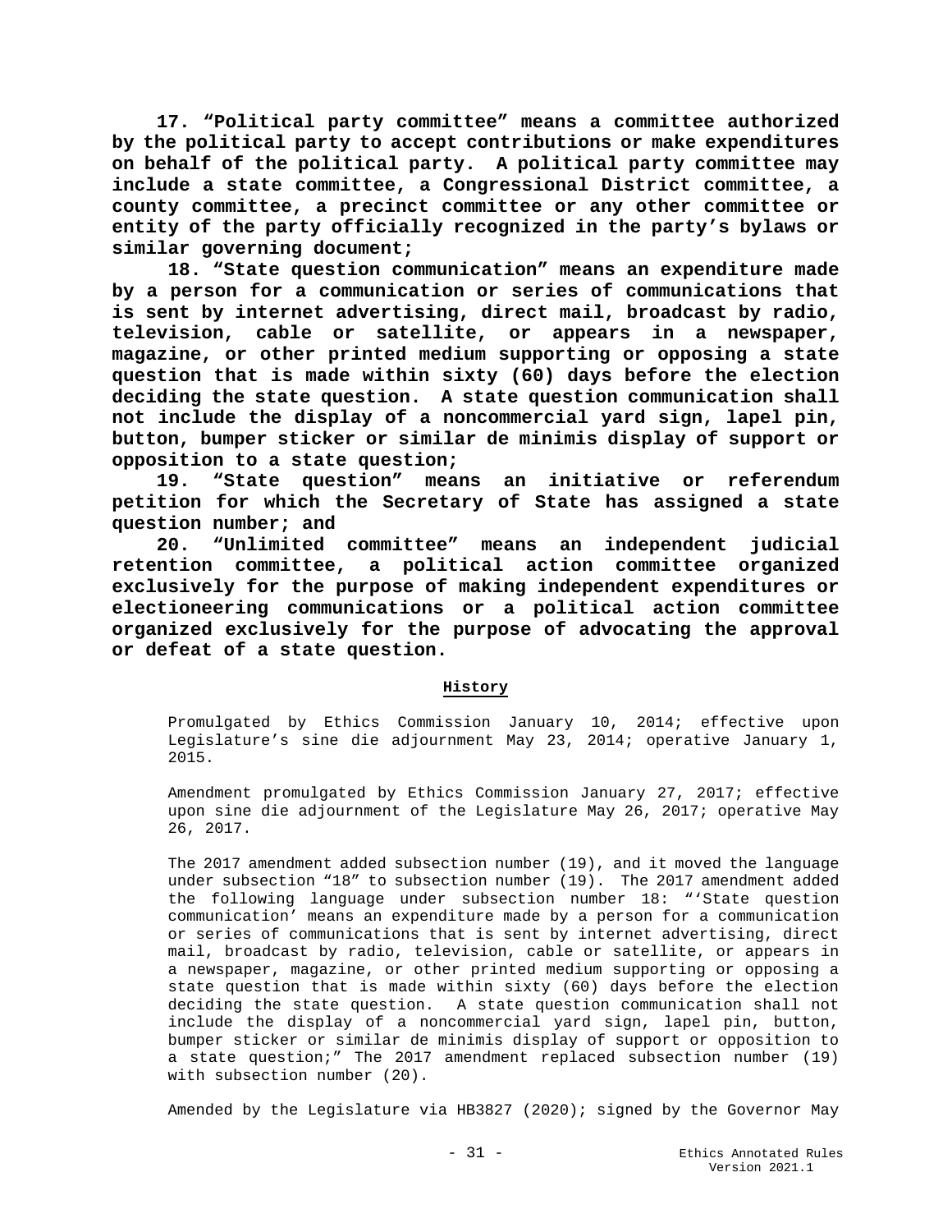**17. "Political party committee" means a committee authorized by the political party to accept contributions or make expenditures on behalf of the political party. A political party committee may include a state committee, a Congressional District committee, a county committee, a precinct committee or any other committee or entity of the party officially recognized in the party's bylaws or similar governing document;**

**18. "State question communication" means an expenditure made by a person for a communication or series of communications that is sent by internet advertising, direct mail, broadcast by radio, television, cable or satellite, or appears in a newspaper, magazine, or other printed medium supporting or opposing a state question that is made within sixty (60) days before the election deciding the state question. A state question communication shall not include the display of a noncommercial yard sign, lapel pin, button, bumper sticker or similar de minimis display of support or opposition to a state question;**

**19. "State question" means an initiative or referendum petition for which the Secretary of State has assigned a state question number; and**

**20. "Unlimited committee" means an independent judicial retention committee, a political action committee organized exclusively for the purpose of making independent expenditures or electioneering communications or a political action committee organized exclusively for the purpose of advocating the approval or defeat of a state question.**

**History**

Promulgated by Ethics Commission January 10, 2014; effective upon Legislature's sine die adjournment May 23, 2014; operative January 1, 2015.

Amendment promulgated by Ethics Commission January 27, 2017; effective upon sine die adjournment of the Legislature May 26, 2017; operative May 26, 2017.

The 2017 amendment added subsection number (19), and it moved the language under subsection "18" to subsection number (19). The 2017 amendment added the following language under subsection number 18: "'State question communication' means an expenditure made by a person for a communication or series of communications that is sent by internet advertising, direct mail, broadcast by radio, television, cable or satellite, or appears in a newspaper, magazine, or other printed medium supporting or opposing a state question that is made within sixty (60) days before the election deciding the state question. A state question communication shall not include the display of a noncommercial yard sign, lapel pin, button, bumper sticker or similar de minimis display of support or opposition to a state question;" The 2017 amendment replaced subsection number (19) with subsection number (20).

Amended by the Legislature via HB3827 (2020); signed by the Governor May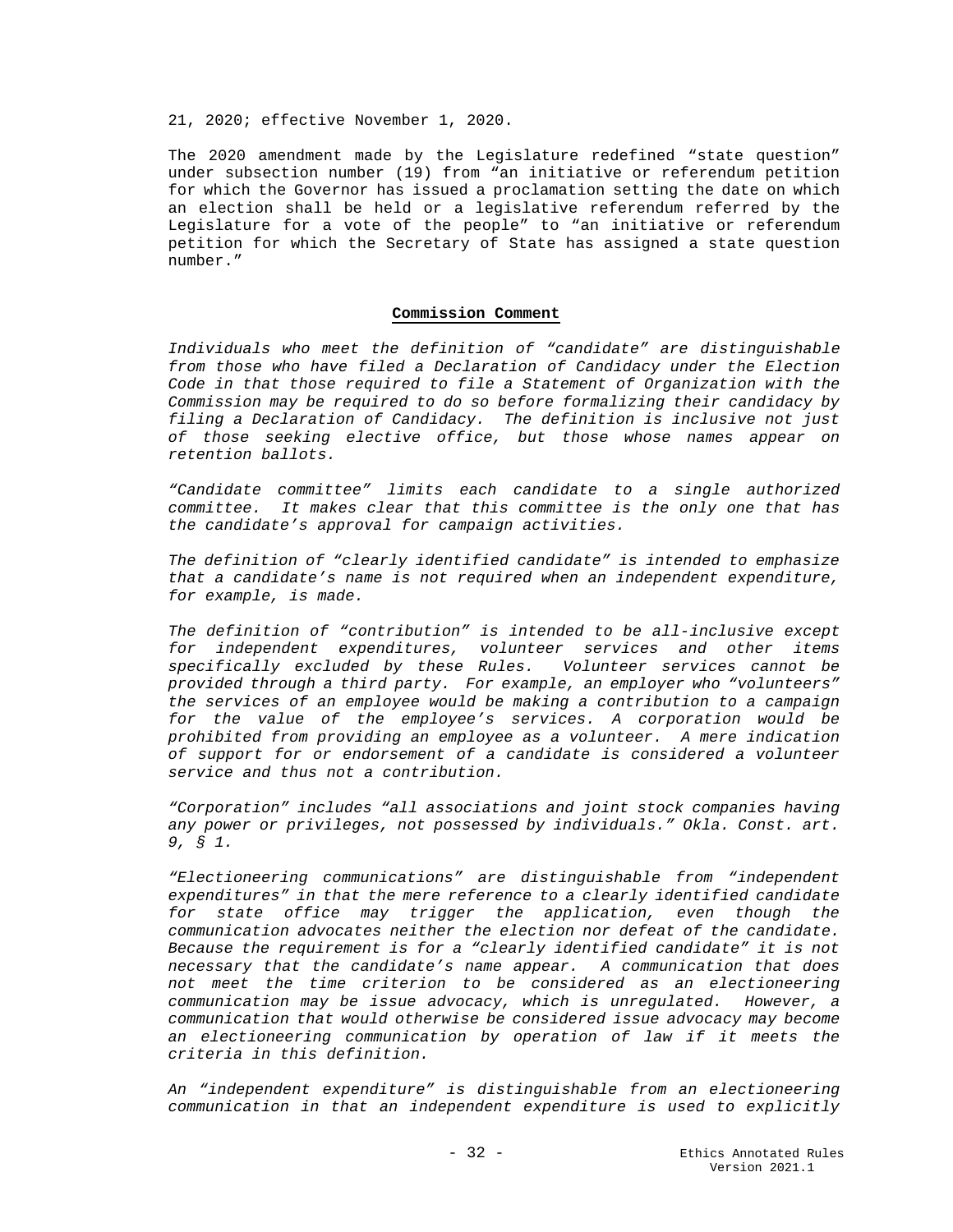21, 2020; effective November 1, 2020.

The 2020 amendment made by the Legislature redefined "state question" under subsection number (19) from "an initiative or referendum petition for which the Governor has issued a proclamation setting the date on which an election shall be held or a legislative referendum referred by the Legislature for a vote of the people" to "an initiative or referendum petition for which the Secretary of State has assigned a state question number."

**Commission Comment**

*Individuals who meet the definition of "candidate" are distinguishable from those who have filed a Declaration of Candidacy under the Election Code in that those required to file a Statement of Organization with the Commission may be required to do so before formalizing their candidacy by filing a Declaration of Candidacy. The definition is inclusive not just of those seeking elective office, but those whose names appear on retention ballots.*

*"Candidate committee" limits each candidate to a single authorized committee. It makes clear that this committee is the only one that has the candidate's approval for campaign activities.*

*The definition of "clearly identified candidate" is intended to emphasize that a candidate's name is not required when an independent expenditure, for example, is made.*

*The definition of "contribution" is intended to be all-inclusive except for independent expenditures, volunteer services and other items specifically excluded by these Rules. Volunteer services cannot be provided through a third party. For example, an employer who "volunteers" the services of an employee would be making a contribution to a campaign for the value of the employee's services. A corporation would be prohibited from providing an employee as a volunteer. A mere indication of support for or endorsement of a candidate is considered a volunteer service and thus not a contribution.*

*"Corporation" includes "all associations and joint stock companies having any power or privileges, not possessed by individuals." Okla. Const. art. 9, § 1.*

*"Electioneering communications" are distinguishable from "independent expenditures" in that the mere reference to a clearly identified candidate for state office may trigger the application, even though the communication advocates neither the election nor defeat of the candidate. Because the requirement is for a "clearly identified candidate" it is not necessary that the candidate's name appear. A communication that does not meet the time criterion to be considered as an electioneering communication may be issue advocacy, which is unregulated. However, a communication that would otherwise be considered issue advocacy may become an electioneering communication by operation of law if it meets the criteria in this definition.*

*An "independent expenditure" is distinguishable from an electioneering communication in that an independent expenditure is used to explicitly*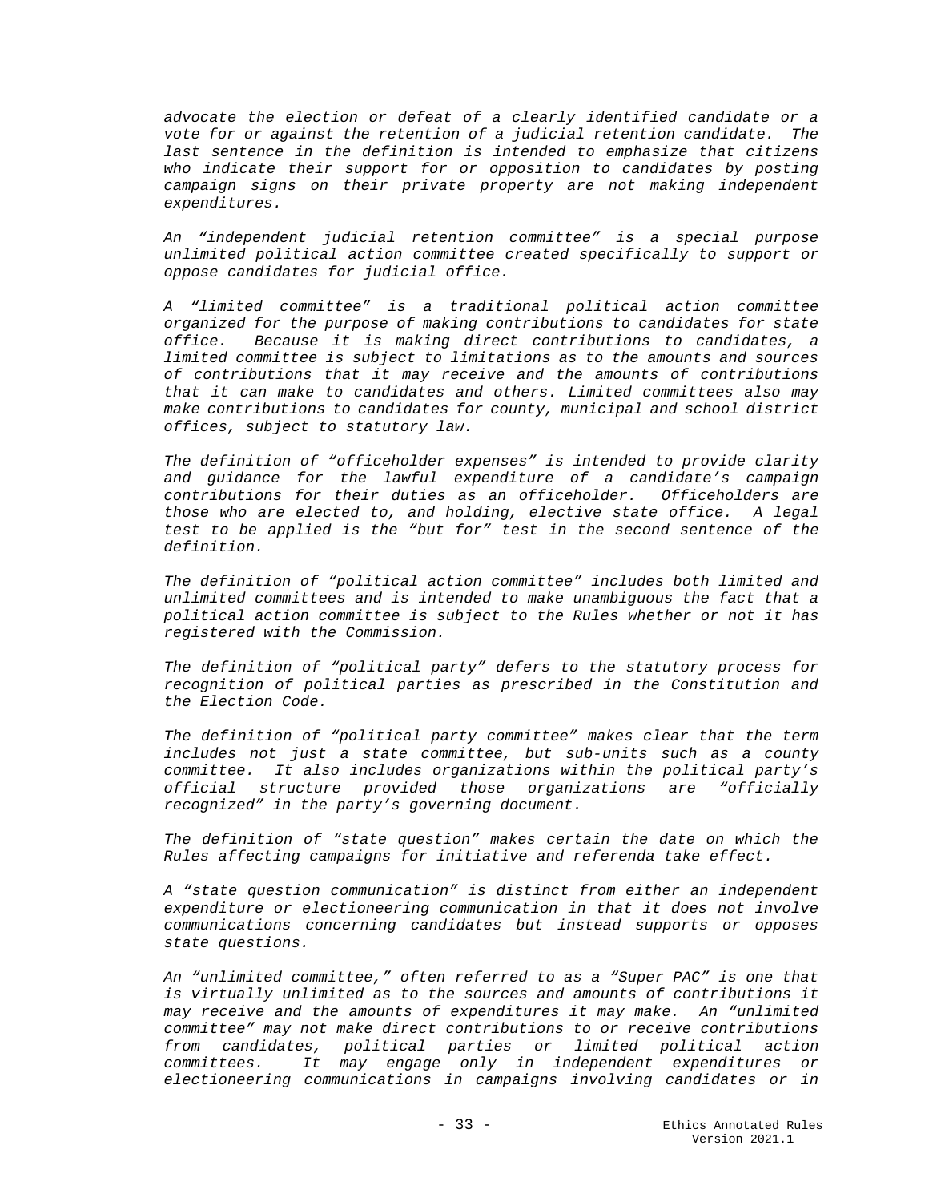*advocate the election or defeat of a clearly identified candidate or a vote for or against the retention of a judicial retention candidate. The last sentence in the definition is intended to emphasize that citizens who indicate their support for or opposition to candidates by posting campaign signs on their private property are not making independent expenditures.*

*An "independent judicial retention committee" is a special purpose unlimited political action committee created specifically to support or oppose candidates for judicial office.*

*A "limited committee" is a traditional political action committee organized for the purpose of making contributions to candidates for state office. Because it is making direct contributions to candidates, a limited committee is subject to limitations as to the amounts and sources of contributions that it may receive and the amounts of contributions that it can make to candidates and others. Limited committees also may make contributions to candidates for county, municipal and school district offices, subject to statutory law.*

*The definition of "officeholder expenses" is intended to provide clarity and guidance for the lawful expenditure of a candidate's campaign contributions for their duties as an officeholder. Officeholders are those who are elected to, and holding, elective state office. A legal test to be applied is the "but for" test in the second sentence of the definition.*

*The definition of "political action committee" includes both limited and unlimited committees and is intended to make unambiguous the fact that a political action committee is subject to the Rules whether or not it has registered with the Commission.*

*The definition of "political party" defers to the statutory process for recognition of political parties as prescribed in the Constitution and the Election Code.*

*The definition of "political party committee" makes clear that the term includes not just a state committee, but sub-units such as a county committee. It also includes organizations within the political party's official structure provided those organizations are "officially recognized" in the party's governing document.*

*The definition of "state question" makes certain the date on which the Rules affecting campaigns for initiative and referenda take effect.*

*A "state question communication" is distinct from either an independent expenditure or electioneering communication in that it does not involve communications concerning candidates but instead supports or opposes state questions.*

*An "unlimited committee," often referred to as a "Super PAC" is one that is virtually unlimited as to the sources and amounts of contributions it may receive and the amounts of expenditures it may make. An "unlimited committee" may not make direct contributions to or receive contributions from candidates, political parties or limited political action committees. It may engage only in independent expenditures or electioneering communications in campaigns involving candidates or in*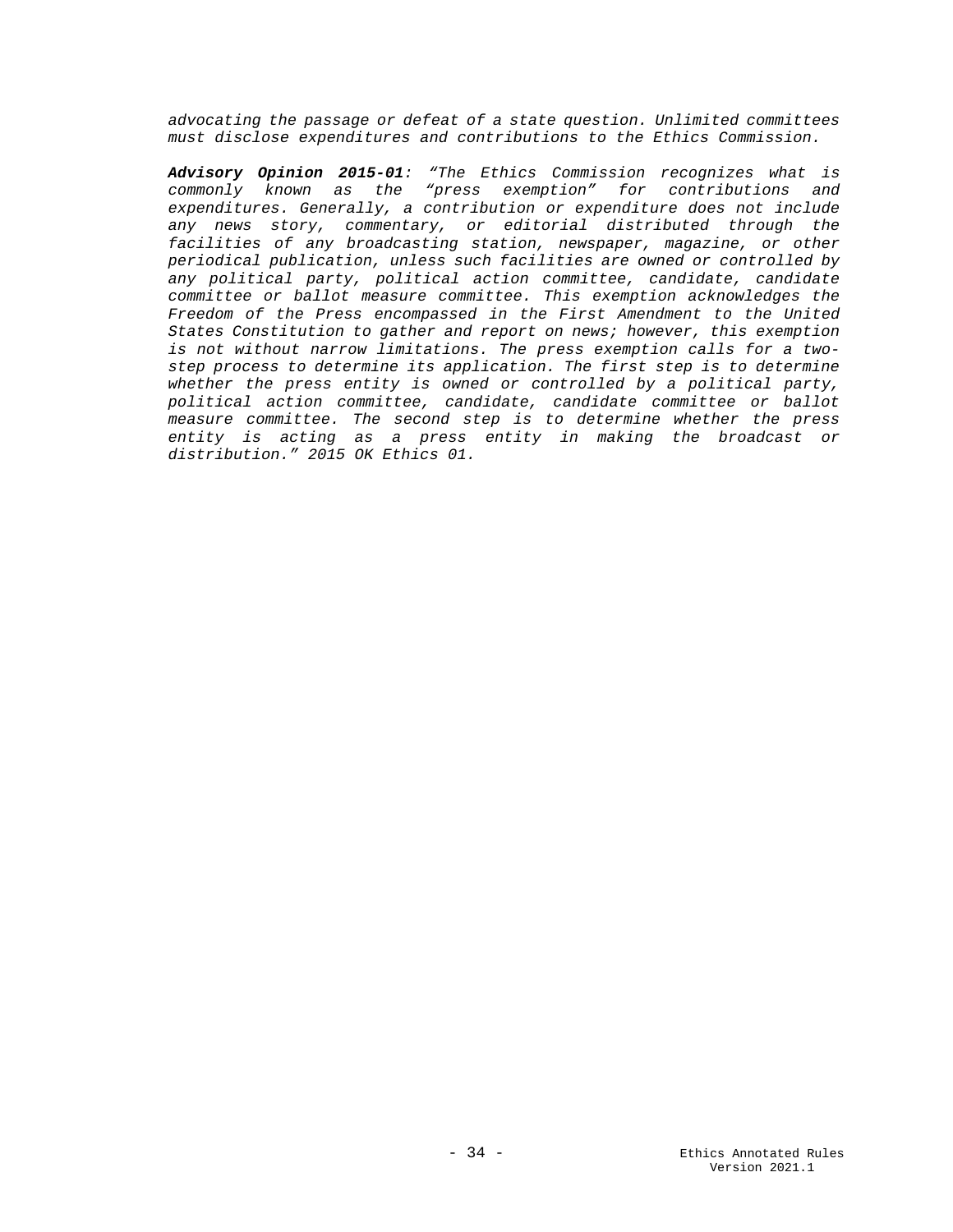*advocating the passage or defeat of a state question. Unlimited committees must disclose expenditures and contributions to the Ethics Commission.*

***Advisory Opinion 2015-01****: "The Ethics Commission recognizes what is commonly known as the "press exemption" for contributions and expenditures. Generally, a contribution or expenditure does not include any news story, commentary, or editorial distributed through the facilities of any broadcasting station, newspaper, magazine, or other periodical publication, unless such facilities are owned or controlled by any political party, political action committee, candidate, candidate committee or ballot measure committee. This exemption acknowledges the Freedom of the Press encompassed in the First Amendment to the United States Constitution to gather and report on news; however, this exemption is not without narrow limitations. The press exemption calls for a two-step process to determine its application. The first step is to determine whether the press entity is owned or controlled by a political party, political action committee, candidate, candidate committee or ballot measure committee. The second step is to determine whether the press entity is acting as a press entity in making the broadcast or distribution." 2015 OK Ethics 01.*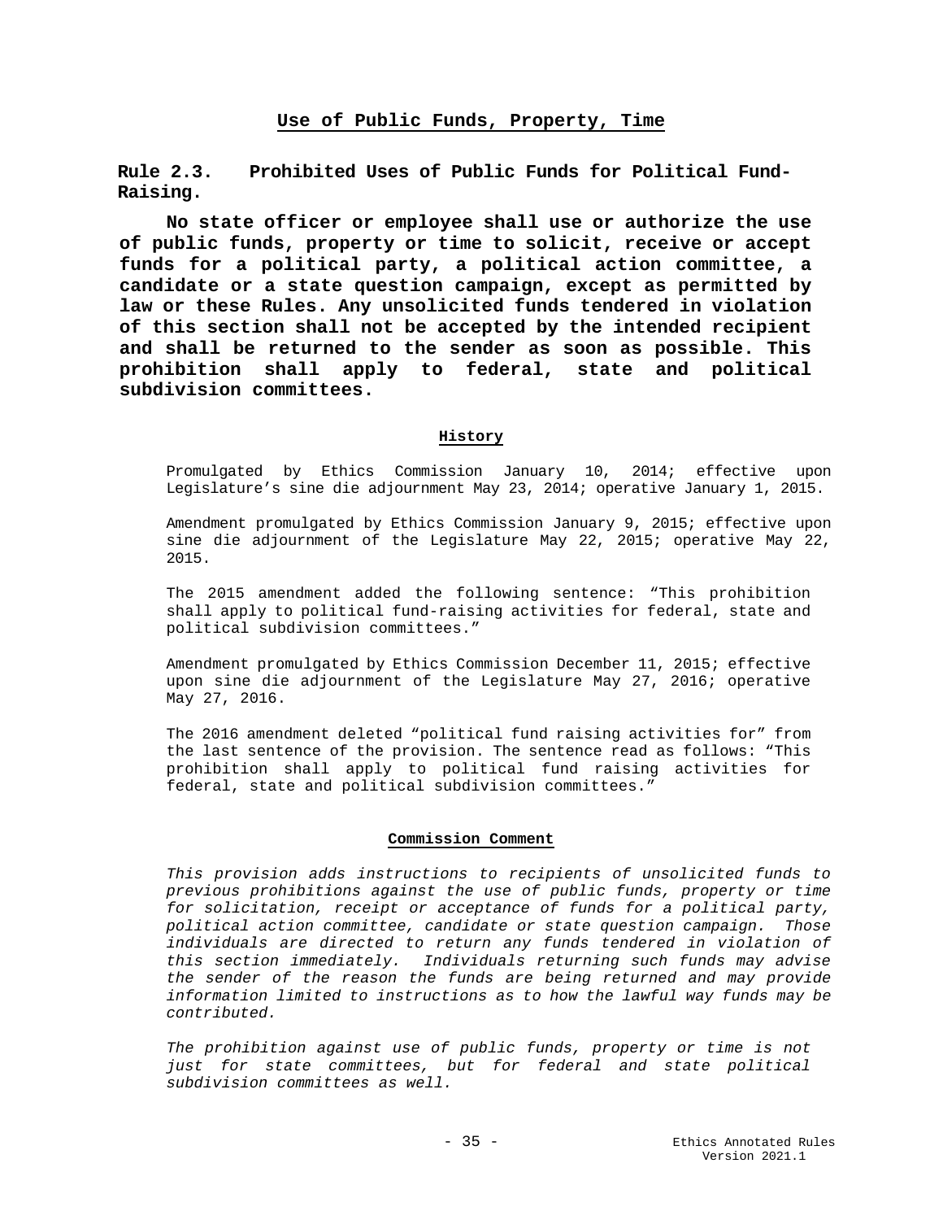## Use of Public Funds, Property, Time

### Rule 2.3. Prohibited Uses of Public Funds for Political Fund-Raising.

**No state officer or employee shall use or authorize the use of public funds, property or time to solicit, receive or accept funds for a political party, a political action committee, a candidate or a state question campaign, except as permitted by law or these Rules. Any unsolicited funds tendered in violation of this section shall not be accepted by the intended recipient and shall be returned to the sender as soon as possible. This prohibition shall apply to federal, state and political subdivision committees.**

#### History

Promulgated by Ethics Commission January 10, 2014; effective upon Legislature's sine die adjournment May 23, 2014; operative January 1, 2015.

Amendment promulgated by Ethics Commission January 9, 2015; effective upon sine die adjournment of the Legislature May 22, 2015; operative May 22, 2015.

The 2015 amendment added the following sentence: "This prohibition shall apply to political fund-raising activities for federal, state and political subdivision committees."

Amendment promulgated by Ethics Commission December 11, 2015; effective upon sine die adjournment of the Legislature May 27, 2016; operative May 27, 2016.

The 2016 amendment deleted "political fund raising activities for" from the last sentence of the provision. The sentence read as follows: "This prohibition shall apply to political fund raising activities for federal, state and political subdivision committees."

#### Commission Comment

*This provision adds instructions to recipients of unsolicited funds to previous prohibitions against the use of public funds, property or time for solicitation, receipt or acceptance of funds for a political party, political action committee, candidate or state question campaign. Those individuals are directed to return any funds tendered in violation of this section immediately. Individuals returning such funds may advise the sender of the reason the funds are being returned and may provide information limited to instructions as to how the lawful way funds may be contributed.*

*The prohibition against use of public funds, property or time is not just for state committees, but for federal and state political subdivision committees as well.*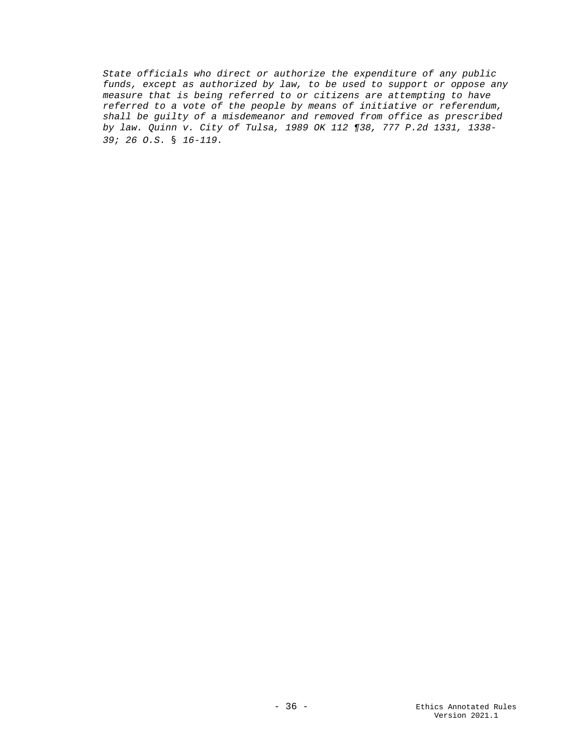*State officials who direct or authorize the expenditure of any public funds, except as authorized by law, to be used to support or oppose any measure that is being referred to or citizens are attempting to have referred to a vote of the people by means of initiative or referendum, shall be guilty of a misdemeanor and removed from office as prescribed by law. Quinn v. City of Tulsa, 1989 OK 112 ¶38, 777 P.2d 1331, 1338-39; 26 O.S. § 16-119.*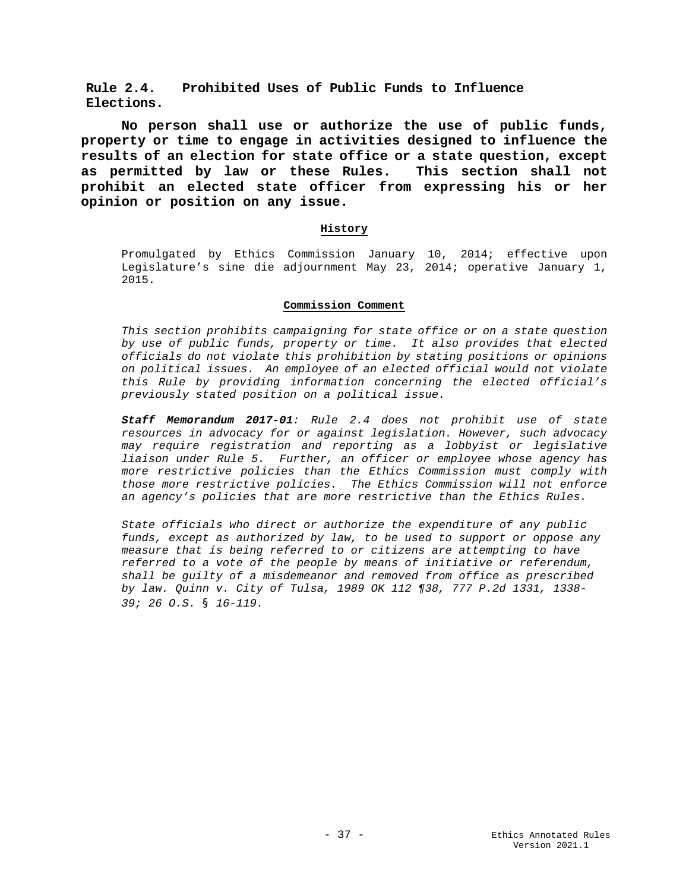## Rule 2.4. Prohibited Uses of Public Funds to Influence Elections.

**No person shall use or authorize the use of public funds, property or time to engage in activities designed to influence the results of an election for state office or a state question, except as permitted by law or these Rules. This section shall not prohibit an elected state officer from expressing his or her opinion or position on any issue.**

**History**

Promulgated by Ethics Commission January 10, 2014; effective upon Legislature's sine die adjournment May 23, 2014; operative January 1, 2015.

**Commission Comment**

*This section prohibits campaigning for state office or on a state question by use of public funds, property or time. It also provides that elected officials do not violate this prohibition by stating positions or opinions on political issues. An employee of an elected official would not violate this Rule by providing information concerning the elected official's previously stated position on a political issue.*

***Staff Memorandum 2017-01****: Rule 2.4 does not prohibit use of state resources in advocacy for or against legislation. However, such advocacy may require registration and reporting as a lobbyist or legislative liaison under Rule 5. Further, an officer or employee whose agency has more restrictive policies than the Ethics Commission must comply with those more restrictive policies. The Ethics Commission will not enforce an agency's policies that are more restrictive than the Ethics Rules.*

*State officials who direct or authorize the expenditure of any public funds, except as authorized by law, to be used to support or oppose any measure that is being referred to or citizens are attempting to have referred to a vote of the people by means of initiative or referendum, shall be guilty of a misdemeanor and removed from office as prescribed by law. Quinn v. City of Tulsa, 1989 OK 112 ¶38, 777 P.2d 1331, 1338-39; 26 O.S. § 16-119.*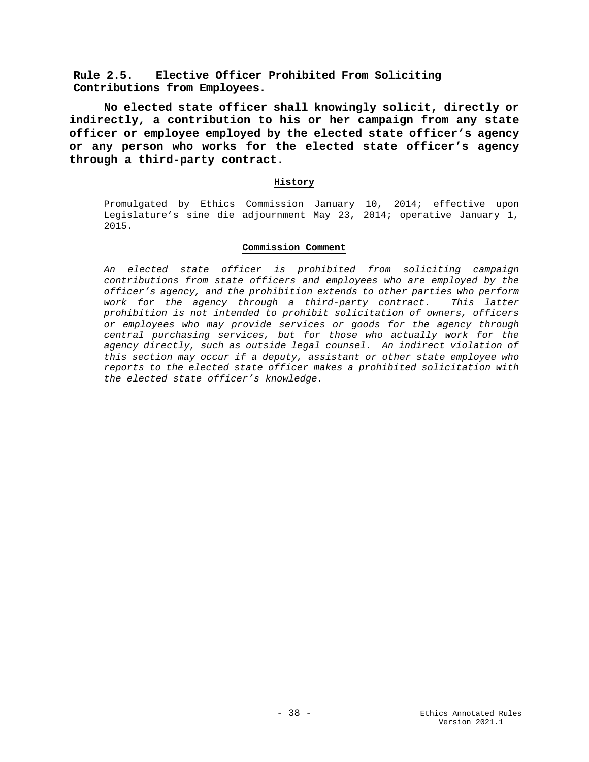### Rule 2.5. Elective Officer Prohibited From Soliciting Contributions from Employees.

**No elected state officer shall knowingly solicit, directly or indirectly, a contribution to his or her campaign from any state officer or employee employed by the elected state officer's agency or any person who works for the elected state officer's agency through a third-party contract.**

**History**

Promulgated by Ethics Commission January 10, 2014; effective upon Legislature's sine die adjournment May 23, 2014; operative January 1, 2015.

**Commission Comment**

*An elected state officer is prohibited from soliciting campaign contributions from state officers and employees who are employed by the officer's agency, and the prohibition extends to other parties who perform work for the agency through a third-party contract. This latter prohibition is not intended to prohibit solicitation of owners, officers or employees who may provide services or goods for the agency through central purchasing services, but for those who actually work for the agency directly, such as outside legal counsel. An indirect violation of this section may occur if a deputy, assistant or other state employee who reports to the elected state officer makes a prohibited solicitation with the elected state officer's knowledge.*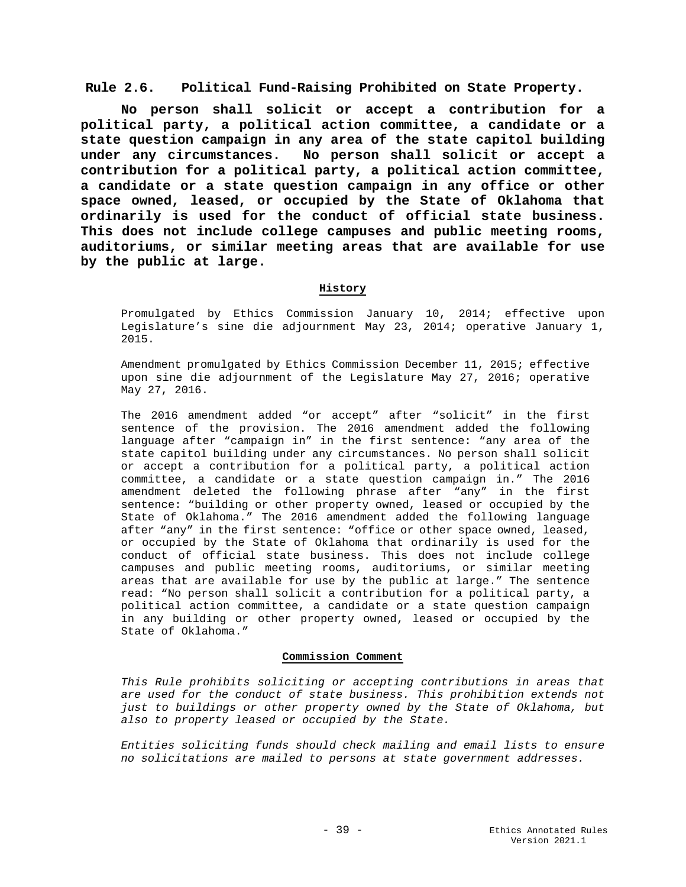## Rule 2.6. Political Fund-Raising Prohibited on State Property.

**No person shall solicit or accept a contribution for a political party, a political action committee, a candidate or a state question campaign in any area of the state capitol building under any circumstances. No person shall solicit or accept a contribution for a political party, a political action committee, a candidate or a state question campaign in any office or other space owned, leased, or occupied by the State of Oklahoma that ordinarily is used for the conduct of official state business. This does not include college campuses and public meeting rooms, auditoriums, or similar meeting areas that are available for use by the public at large.**

### History

Promulgated by Ethics Commission January 10, 2014; effective upon Legislature's sine die adjournment May 23, 2014; operative January 1, 2015.

Amendment promulgated by Ethics Commission December 11, 2015; effective upon sine die adjournment of the Legislature May 27, 2016; operative May 27, 2016.

The 2016 amendment added "or accept" after "solicit" in the first sentence of the provision. The 2016 amendment added the following language after "campaign in" in the first sentence: "any area of the state capitol building under any circumstances. No person shall solicit or accept a contribution for a political party, a political action committee, a candidate or a state question campaign in." The 2016 amendment deleted the following phrase after "any" in the first sentence: "building or other property owned, leased or occupied by the State of Oklahoma." The 2016 amendment added the following language after "any" in the first sentence: "office or other space owned, leased, or occupied by the State of Oklahoma that ordinarily is used for the conduct of official state business. This does not include college campuses and public meeting rooms, auditoriums, or similar meeting areas that are available for use by the public at large." The sentence read: "No person shall solicit a contribution for a political party, a political action committee, a candidate or a state question campaign in any building or other property owned, leased or occupied by the State of Oklahoma."

### Commission Comment

*This Rule prohibits soliciting or accepting contributions in areas that are used for the conduct of state business. This prohibition extends not just to buildings or other property owned by the State of Oklahoma, but also to property leased or occupied by the State.*

*Entities soliciting funds should check mailing and email lists to ensure no solicitations are mailed to persons at state government addresses.*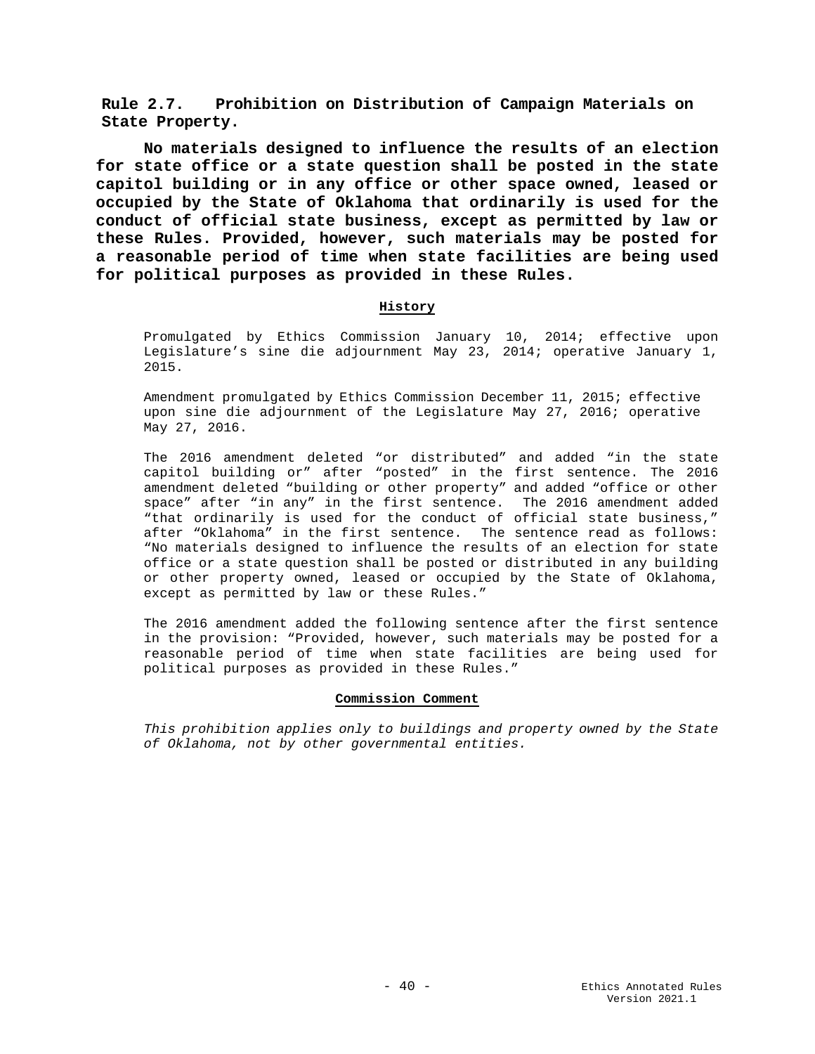## Rule 2.7. Prohibition on Distribution of Campaign Materials on State Property.

**No materials designed to influence the results of an election for state office or a state question shall be posted in the state capitol building or in any office or other space owned, leased or occupied by the State of Oklahoma that ordinarily is used for the conduct of official state business, except as permitted by law or these Rules. Provided, however, such materials may be posted for a reasonable period of time when state facilities are being used for political purposes as provided in these Rules.**

**History**

Promulgated by Ethics Commission January 10, 2014; effective upon Legislature's sine die adjournment May 23, 2014; operative January 1, 2015.

Amendment promulgated by Ethics Commission December 11, 2015; effective upon sine die adjournment of the Legislature May 27, 2016; operative May 27, 2016.

The 2016 amendment deleted "or distributed" and added "in the state capitol building or" after "posted" in the first sentence. The 2016 amendment deleted "building or other property" and added "office or other space" after "in any" in the first sentence. The 2016 amendment added "that ordinarily is used for the conduct of official state business," after "Oklahoma" in the first sentence. The sentence read as follows: "No materials designed to influence the results of an election for state office or a state question shall be posted or distributed in any building or other property owned, leased or occupied by the State of Oklahoma, except as permitted by law or these Rules."

The 2016 amendment added the following sentence after the first sentence in the provision: "Provided, however, such materials may be posted for a reasonable period of time when state facilities are being used for political purposes as provided in these Rules."

**Commission Comment**

*This prohibition applies only to buildings and property owned by the State of Oklahoma, not by other governmental entities.*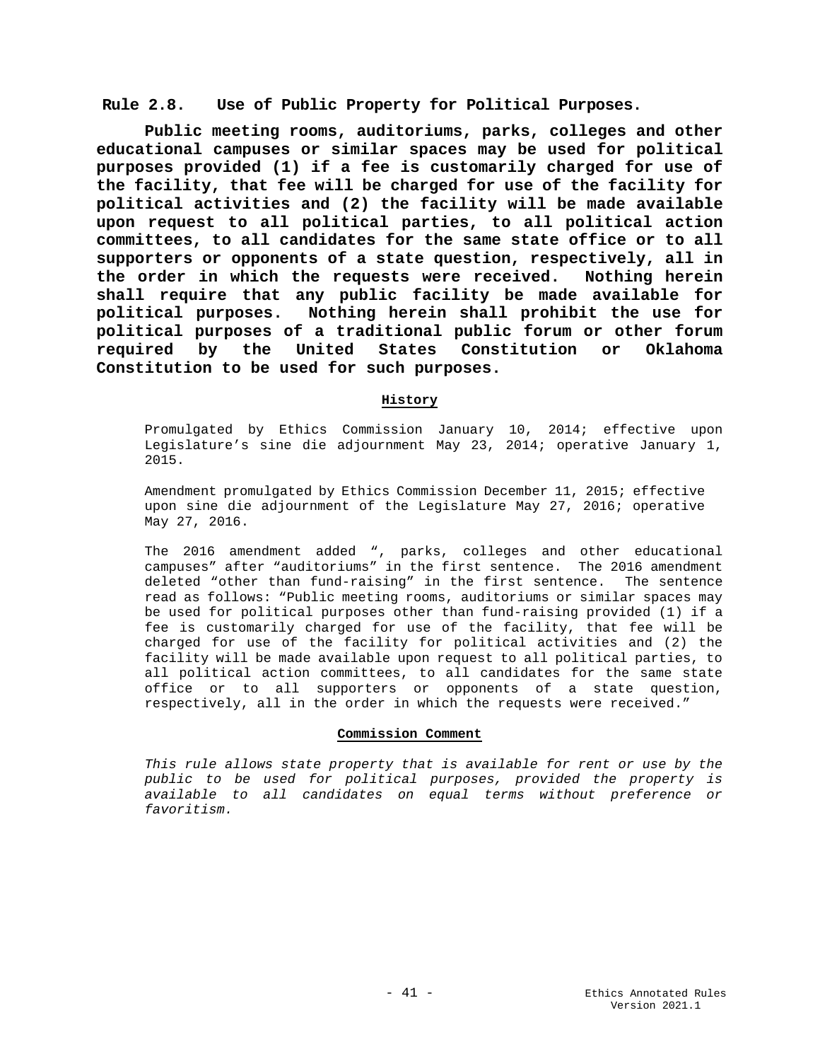**Rule 2.8. Use of Public Property for Political Purposes.**

**Public meeting rooms, auditoriums, parks, colleges and other educational campuses or similar spaces may be used for political purposes provided (1) if a fee is customarily charged for use of the facility, that fee will be charged for use of the facility for political activities and (2) the facility will be made available upon request to all political parties, to all political action committees, to all candidates for the same state office or to all supporters or opponents of a state question, respectively, all in the order in which the requests were received. Nothing herein shall require that any public facility be made available for political purposes. Nothing herein shall prohibit the use for political purposes of a traditional public forum or other forum required by the United States Constitution or Oklahoma Constitution to be used for such purposes.**

**History**

Promulgated by Ethics Commission January 10, 2014; effective upon Legislature's sine die adjournment May 23, 2014; operative January 1, 2015.

Amendment promulgated by Ethics Commission December 11, 2015; effective upon sine die adjournment of the Legislature May 27, 2016; operative May 27, 2016.

The 2016 amendment added ", parks, colleges and other educational campuses" after "auditoriums" in the first sentence. The 2016 amendment deleted "other than fund-raising" in the first sentence. The sentence read as follows: "Public meeting rooms, auditoriums or similar spaces may be used for political purposes other than fund-raising provided (1) if a fee is customarily charged for use of the facility, that fee will be charged for use of the facility for political activities and (2) the facility will be made available upon request to all political parties, to all political action committees, to all candidates for the same state office or to all supporters or opponents of a state question, respectively, all in the order in which the requests were received."

**Commission Comment**

*This rule allows state property that is available for rent or use by the public to be used for political purposes, provided the property is available to all candidates on equal terms without preference or favoritism.*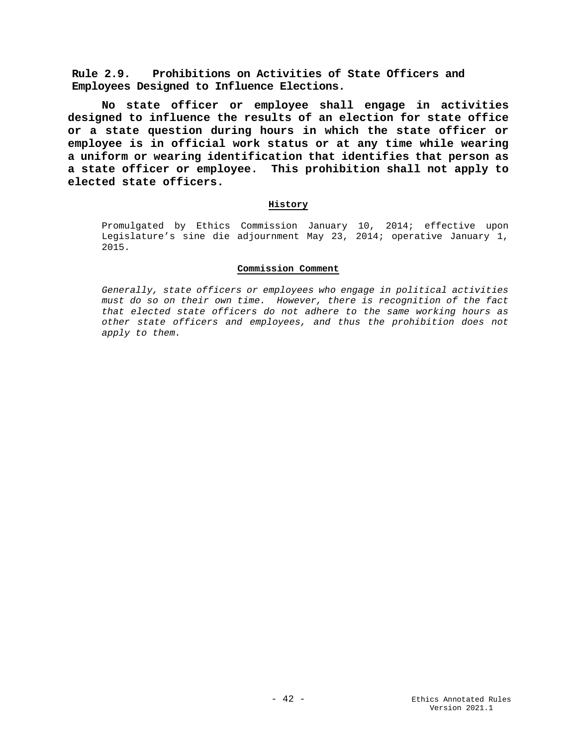## Rule 2.9. Prohibitions on Activities of State Officers and Employees Designed to Influence Elections.

**No state officer or employee shall engage in activities designed to influence the results of an election for state office or a state question during hours in which the state officer or employee is in official work status or at any time while wearing a uniform or wearing identification that identifies that person as a state officer or employee. This prohibition shall not apply to elected state officers.**

**History**

Promulgated by Ethics Commission January 10, 2014; effective upon Legislature's sine die adjournment May 23, 2014; operative January 1, 2015.

**Commission Comment**

*Generally, state officers or employees who engage in political activities must do so on their own time. However, there is recognition of the fact that elected state officers do not adhere to the same working hours as other state officers and employees, and thus the prohibition does not apply to them.*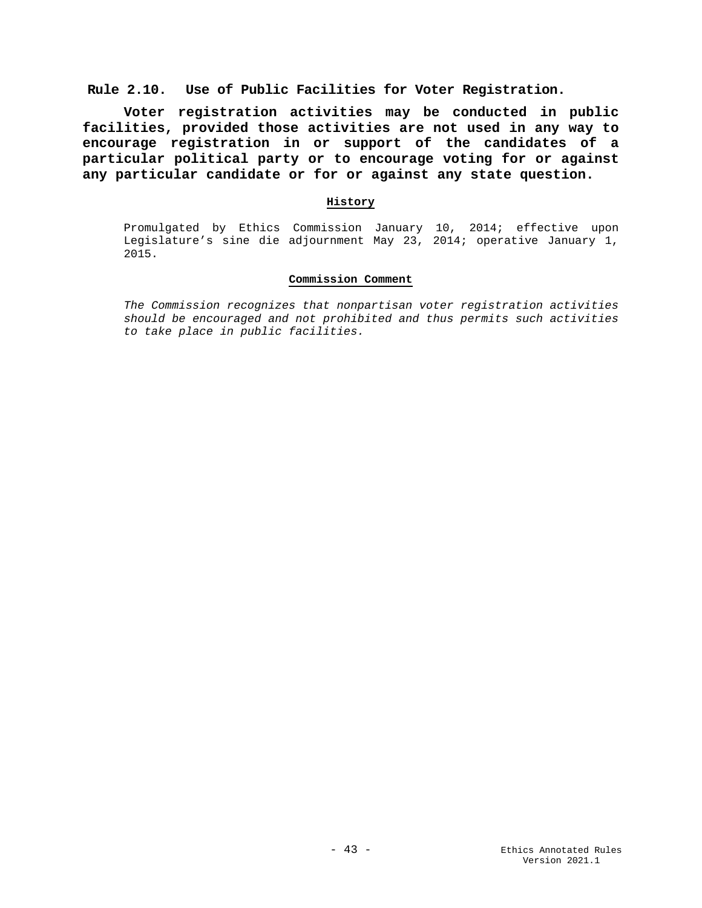## Rule 2.10. Use of Public Facilities for Voter Registration.

**Voter registration activities may be conducted in public facilities, provided those activities are not used in any way to encourage registration in or support of the candidates of a particular political party or to encourage voting for or against any particular candidate or for or against any state question.**

### History

Promulgated by Ethics Commission January 10, 2014; effective upon Legislature's sine die adjournment May 23, 2014; operative January 1, 2015.

### Commission Comment

*The Commission recognizes that nonpartisan voter registration activities should be encouraged and not prohibited and thus permits such activities to take place in public facilities.*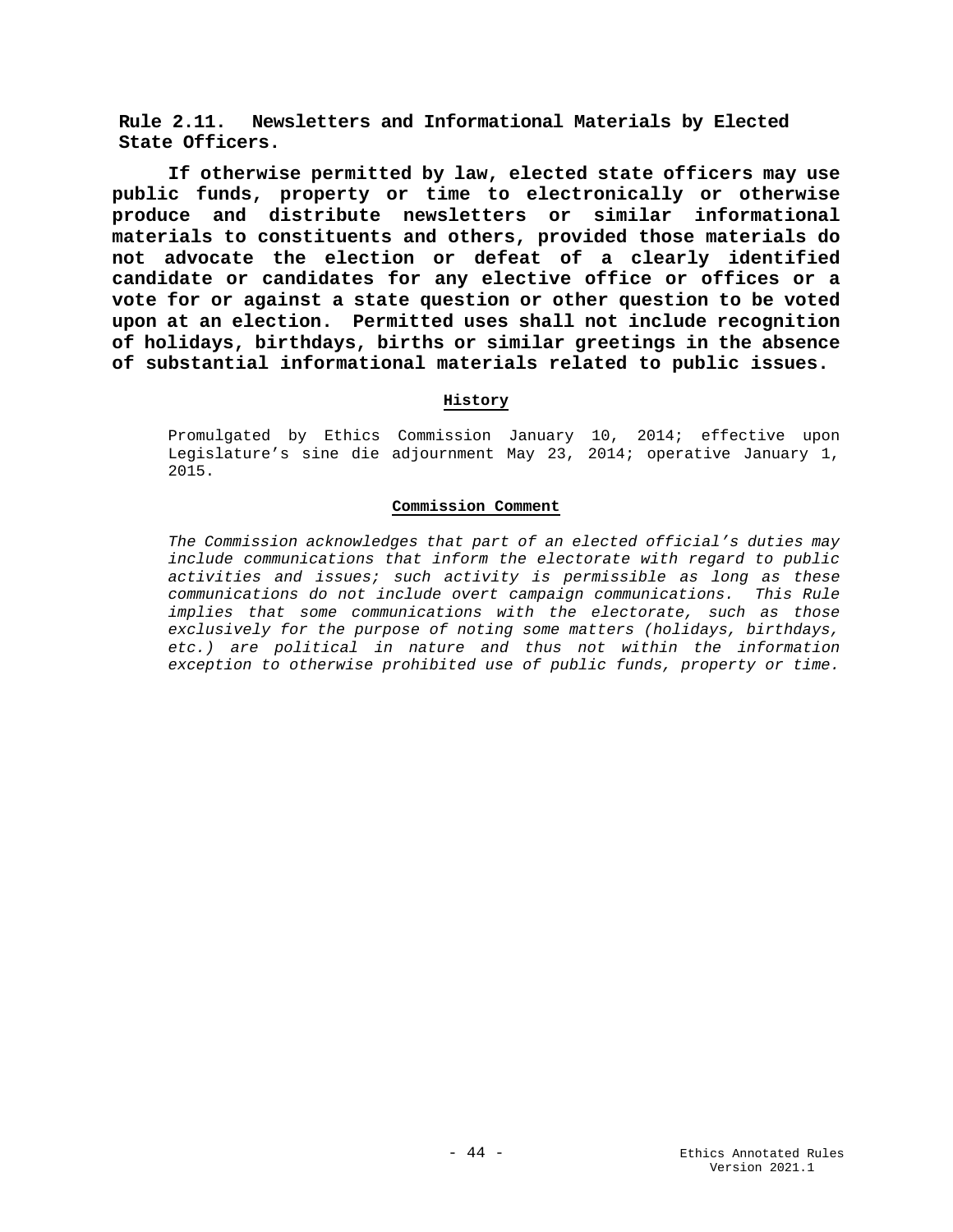## Rule 2.11. Newsletters and Informational Materials by Elected State Officers.

**If otherwise permitted by law, elected state officers may use public funds, property or time to electronically or otherwise produce and distribute newsletters or similar informational materials to constituents and others, provided those materials do not advocate the election or defeat of a clearly identified candidate or candidates for any elective office or offices or a vote for or against a state question or other question to be voted upon at an election. Permitted uses shall not include recognition of holidays, birthdays, births or similar greetings in the absence of substantial informational materials related to public issues.**

### History

Promulgated by Ethics Commission January 10, 2014; effective upon Legislature's sine die adjournment May 23, 2014; operative January 1, 2015.

### Commission Comment

*The Commission acknowledges that part of an elected official's duties may include communications that inform the electorate with regard to public activities and issues; such activity is permissible as long as these communications do not include overt campaign communications. This Rule implies that some communications with the electorate, such as those exclusively for the purpose of noting some matters (holidays, birthdays, etc.) are political in nature and thus not within the information exception to otherwise prohibited use of public funds, property or time.*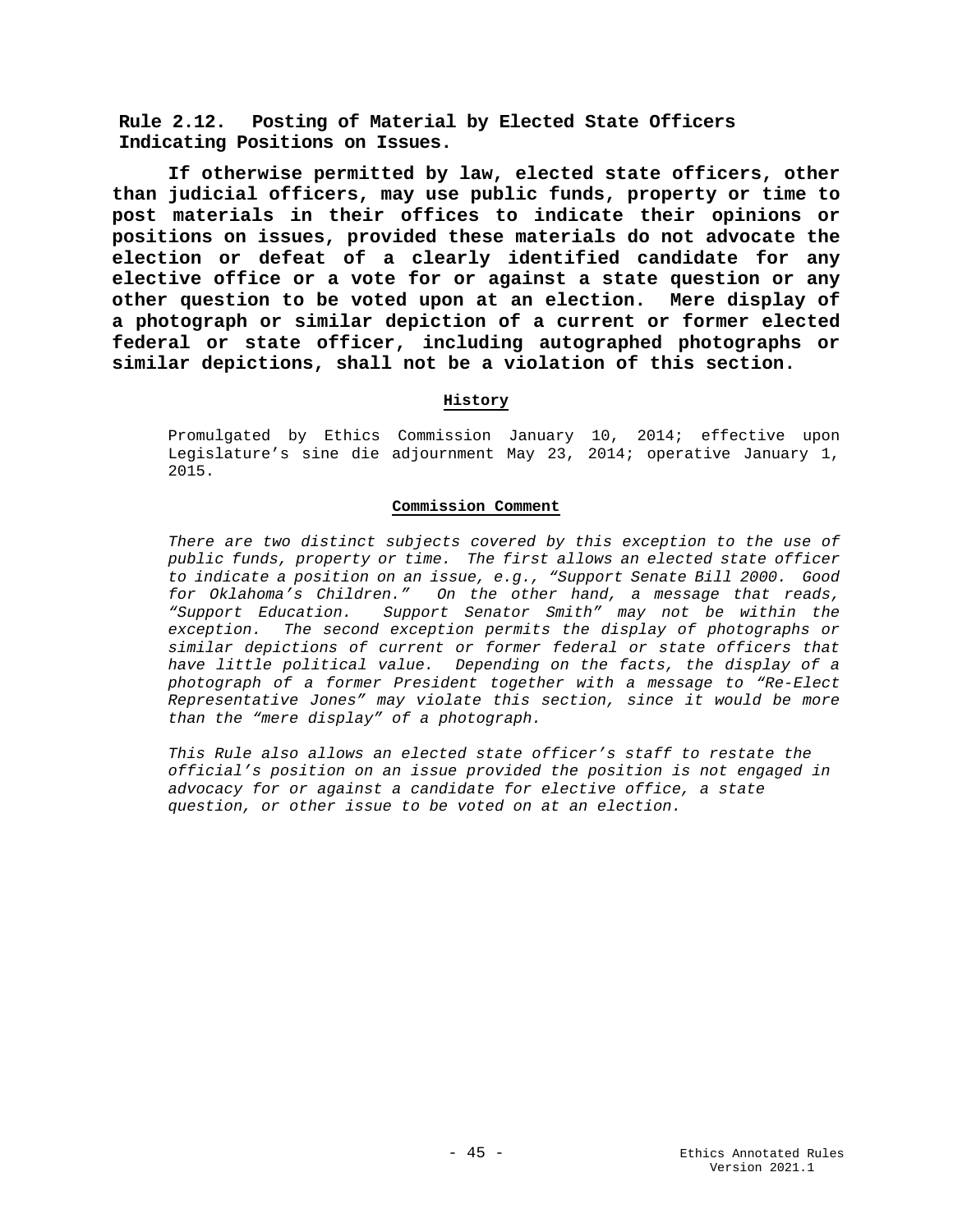## Rule 2.12. Posting of Material by Elected State Officers Indicating Positions on Issues.

**If otherwise permitted by law, elected state officers, other than judicial officers, may use public funds, property or time to post materials in their offices to indicate their opinions or positions on issues, provided these materials do not advocate the election or defeat of a clearly identified candidate for any elective office or a vote for or against a state question or any other question to be voted upon at an election. Mere display of a photograph or similar depiction of a current or former elected federal or state officer, including autographed photographs or similar depictions, shall not be a violation of this section.**

**History**

Promulgated by Ethics Commission January 10, 2014; effective upon Legislature's sine die adjournment May 23, 2014; operative January 1, 2015.

**Commission Comment**

*There are two distinct subjects covered by this exception to the use of public funds, property or time. The first allows an elected state officer to indicate a position on an issue, e.g., "Support Senate Bill 2000. Good for Oklahoma's Children." On the other hand, a message that reads, "Support Education. Support Senator Smith" may not be within the exception. The second exception permits the display of photographs or similar depictions of current or former federal or state officers that have little political value. Depending on the facts, the display of a photograph of a former President together with a message to "Re-Elect Representative Jones" may violate this section, since it would be more than the "mere display" of a photograph.*

*This Rule also allows an elected state officer's staff to restate the official's position on an issue provided the position is not engaged in advocacy for or against a candidate for elective office, a state question, or other issue to be voted on at an election.*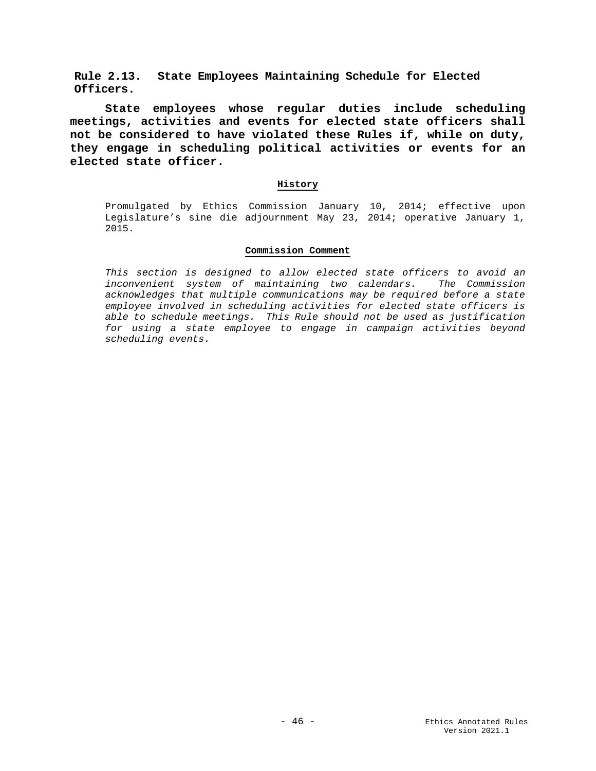**Rule 2.13. State Employees Maintaining Schedule for Elected Officers.**

**State employees whose regular duties include scheduling meetings, activities and events for elected state officers shall not be considered to have violated these Rules if, while on duty, they engage in scheduling political activities or events for an elected state officer.**

**History**

Promulgated by Ethics Commission January 10, 2014; effective upon Legislature's sine die adjournment May 23, 2014; operative January 1, 2015.

**Commission Comment**

*This section is designed to allow elected state officers to avoid an inconvenient system of maintaining two calendars. The Commission acknowledges that multiple communications may be required before a state employee involved in scheduling activities for elected state officers is able to schedule meetings. This Rule should not be used as justification for using a state employee to engage in campaign activities beyond scheduling events.*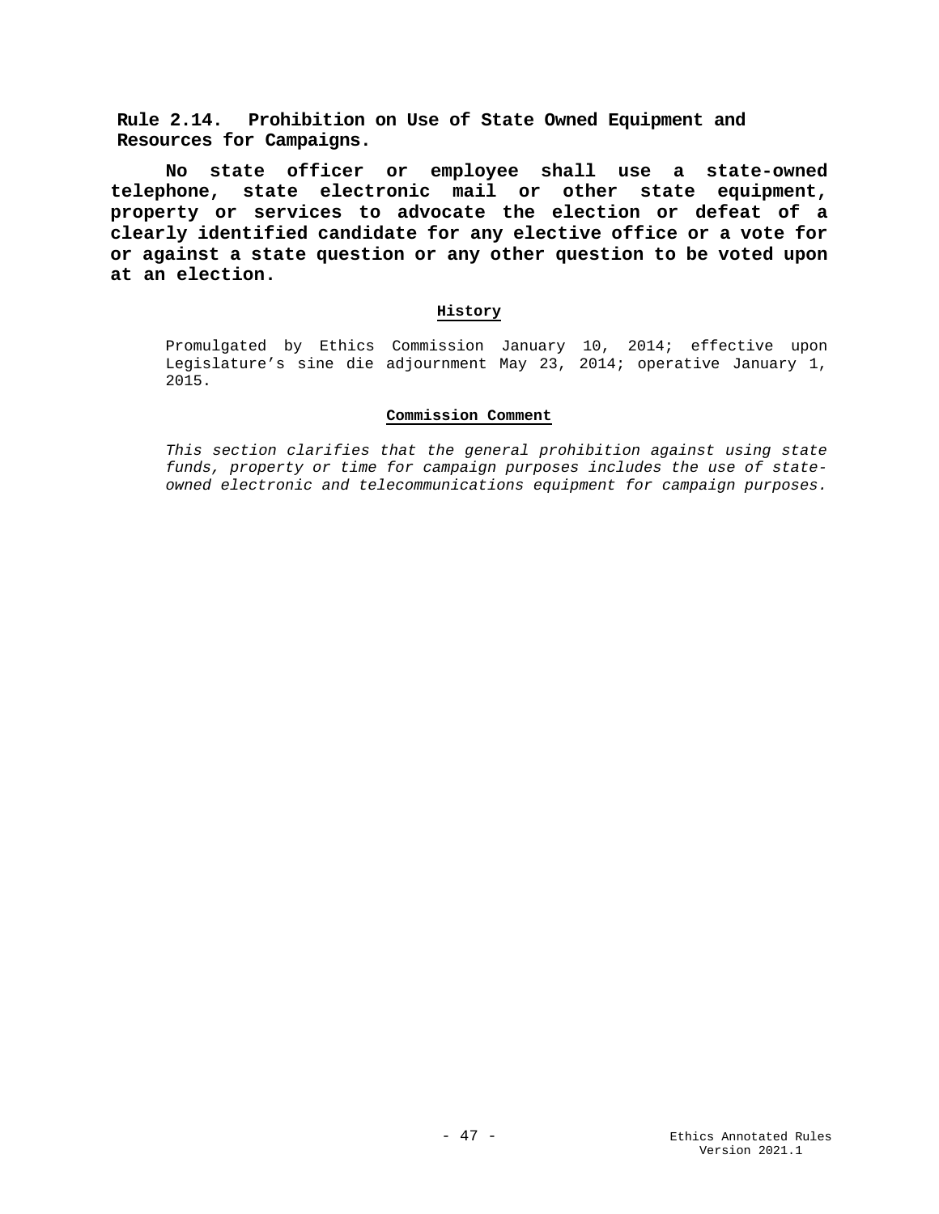## Rule 2.14. Prohibition on Use of State Owned Equipment and Resources for Campaigns.

**No state officer or employee shall use a state-owned telephone, state electronic mail or other state equipment, property or services to advocate the election or defeat of a clearly identified candidate for any elective office or a vote for or against a state question or any other question to be voted upon at an election.**

**History**

Promulgated by Ethics Commission January 10, 2014; effective upon Legislature's sine die adjournment May 23, 2014; operative January 1, 2015.

**Commission Comment**

*This section clarifies that the general prohibition against using state funds, property or time for campaign purposes includes the use of state-owned electronic and telecommunications equipment for campaign purposes.*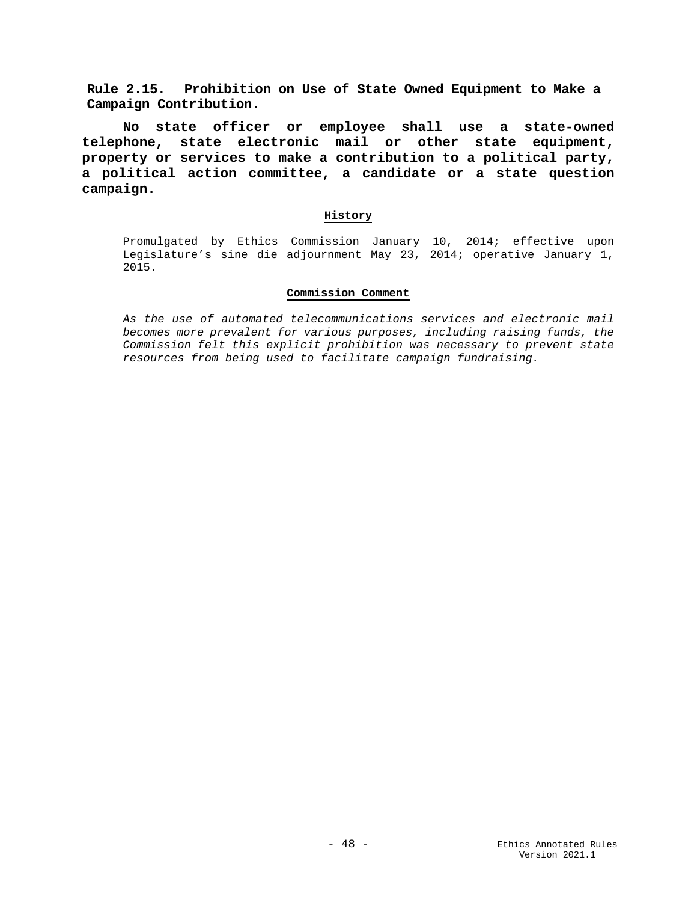**Rule 2.15. Prohibition on Use of State Owned Equipment to Make a Campaign Contribution.**

**No state officer or employee shall use a state-owned telephone, state electronic mail or other state equipment, property or services to make a contribution to a political party, a political action committee, a candidate or a state question campaign.**

**History**

Promulgated by Ethics Commission January 10, 2014; effective upon Legislature's sine die adjournment May 23, 2014; operative January 1, 2015.

**Commission Comment**

*As the use of automated telecommunications services and electronic mail becomes more prevalent for various purposes, including raising funds, the Commission felt this explicit prohibition was necessary to prevent state resources from being used to facilitate campaign fundraising.*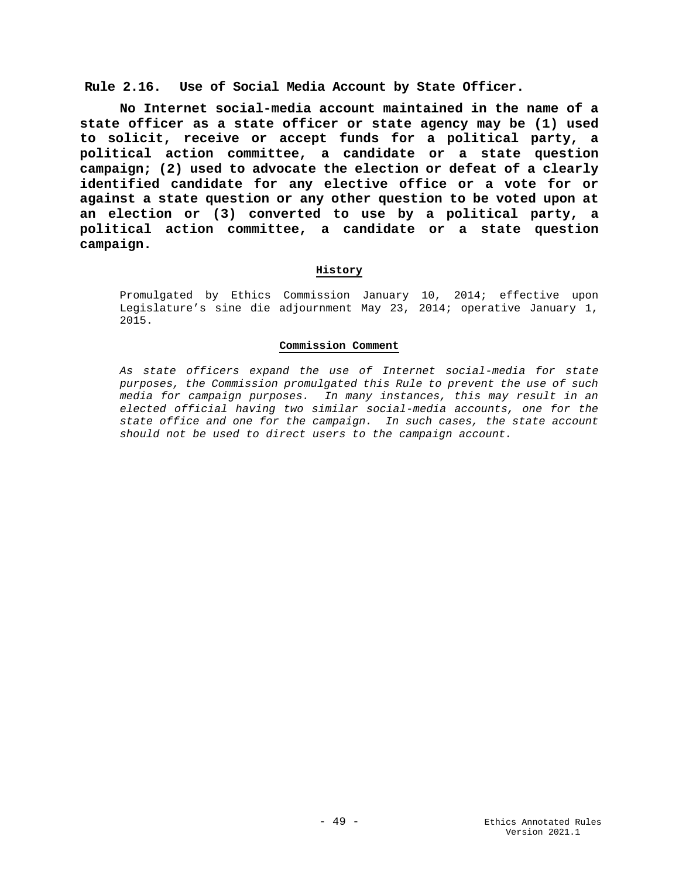## Rule 2.16. Use of Social Media Account by State Officer.

**No Internet social-media account maintained in the name of a state officer as a state officer or state agency may be (1) used to solicit, receive or accept funds for a political party, a political action committee, a candidate or a state question campaign; (2) used to advocate the election or defeat of a clearly identified candidate for any elective office or a vote for or against a state question or any other question to be voted upon at an election or (3) converted to use by a political party, a political action committee, a candidate or a state question campaign.**

**History**

Promulgated by Ethics Commission January 10, 2014; effective upon Legislature's sine die adjournment May 23, 2014; operative January 1, 2015.

**Commission Comment**

*As state officers expand the use of Internet social-media for state purposes, the Commission promulgated this Rule to prevent the use of such media for campaign purposes. In many instances, this may result in an elected official having two similar social-media accounts, one for the state office and one for the campaign. In such cases, the state account should not be used to direct users to the campaign account.*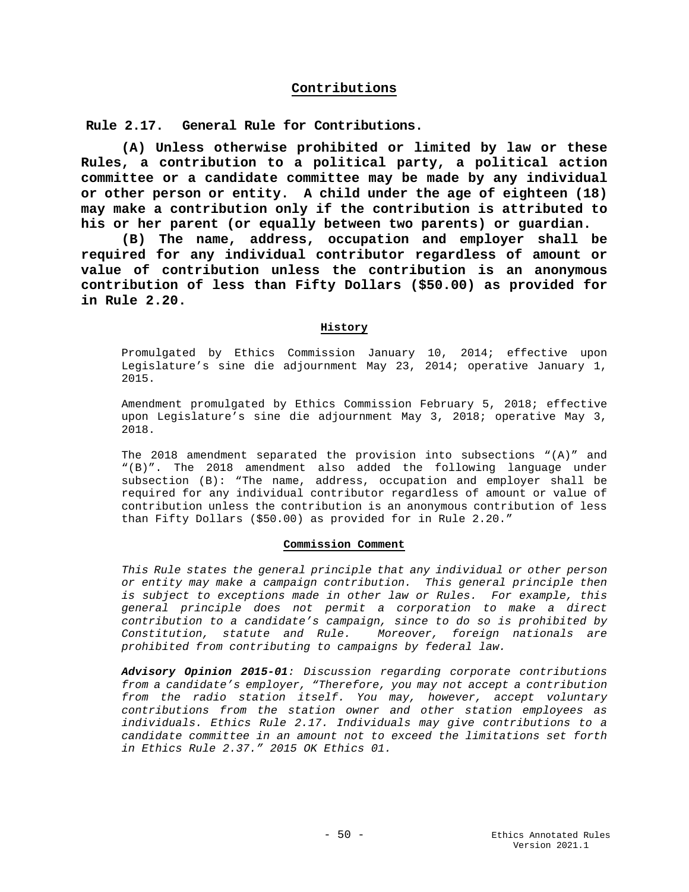## Contributions

### Rule 2.17. General Rule for Contributions.

**(A) Unless otherwise prohibited or limited by law or these Rules, a contribution to a political party, a political action committee or a candidate committee may be made by any individual or other person or entity. A child under the age of eighteen (18) may make a contribution only if the contribution is attributed to his or her parent (or equally between two parents) or guardian.**

**(B) The name, address, occupation and employer shall be required for any individual contributor regardless of amount or value of contribution unless the contribution is an anonymous contribution of less than Fifty Dollars ($50.00) as provided for in Rule 2.20.**

#### History

Promulgated by Ethics Commission January 10, 2014; effective upon Legislature's sine die adjournment May 23, 2014; operative January 1, 2015.

Amendment promulgated by Ethics Commission February 5, 2018; effective upon Legislature's sine die adjournment May 3, 2018; operative May 3, 2018.

The 2018 amendment separated the provision into subsections "(A)" and "(B)". The 2018 amendment also added the following language under subsection (B): "The name, address, occupation and employer shall be required for any individual contributor regardless of amount or value of contribution unless the contribution is an anonymous contribution of less than Fifty Dollars ($50.00) as provided for in Rule 2.20."

#### Commission Comment

*This Rule states the general principle that any individual or other person or entity may make a campaign contribution. This general principle then is subject to exceptions made in other law or Rules. For example, this general principle does not permit a corporation to make a direct contribution to a candidate's campaign, since to do so is prohibited by Constitution, statute and Rule. Moreover, foreign nationals are prohibited from contributing to campaigns by federal law.*

***Advisory Opinion 2015-01****: Discussion regarding corporate contributions from a candidate's employer, "Therefore, you may not accept a contribution from the radio station itself. You may, however, accept voluntary contributions from the station owner and other station employees as individuals. Ethics Rule 2.17. Individuals may give contributions to a candidate committee in an amount not to exceed the limitations set forth in Ethics Rule 2.37." 2015 OK Ethics 01.*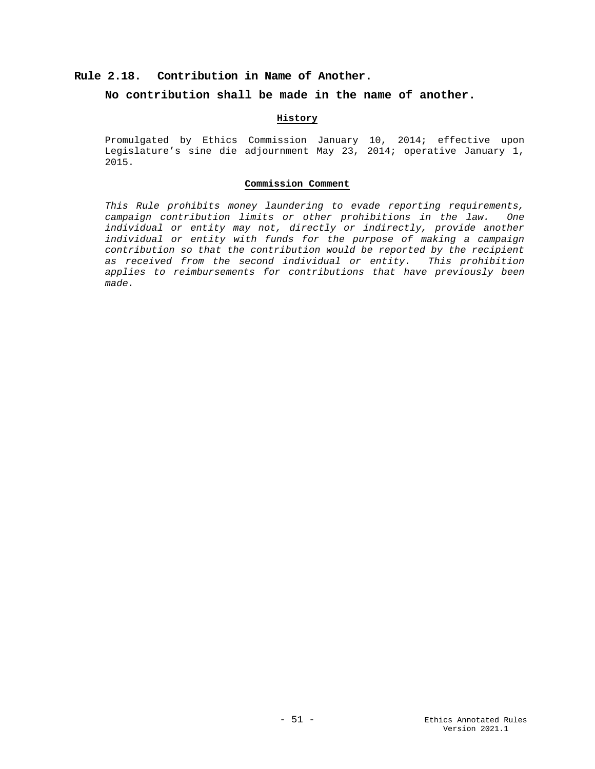## Rule 2.18. Contribution in Name of Another.

**No contribution shall be made in the name of another.**

**History**

Promulgated by Ethics Commission January 10, 2014; effective upon Legislature's sine die adjournment May 23, 2014; operative January 1, 2015.

**Commission Comment**

*This Rule prohibits money laundering to evade reporting requirements, campaign contribution limits or other prohibitions in the law. One individual or entity may not, directly or indirectly, provide another individual or entity with funds for the purpose of making a campaign contribution so that the contribution would be reported by the recipient as received from the second individual or entity. This prohibition applies to reimbursements for contributions that have previously been made.*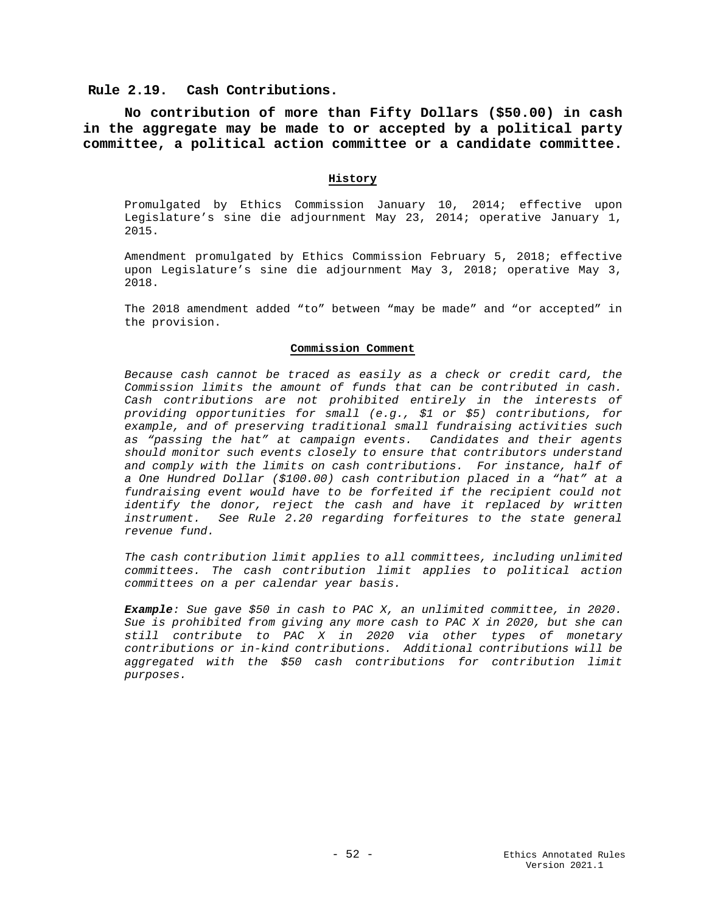## Rule 2.19. Cash Contributions.

**No contribution of more than Fifty Dollars ($50.00) in cash in the aggregate may be made to or accepted by a political party committee, a political action committee or a candidate committee.**

#### History

Promulgated by Ethics Commission January 10, 2014; effective upon Legislature's sine die adjournment May 23, 2014; operative January 1, 2015.

Amendment promulgated by Ethics Commission February 5, 2018; effective upon Legislature's sine die adjournment May 3, 2018; operative May 3, 2018.

The 2018 amendment added "to" between "may be made" and "or accepted" in the provision.

#### Commission Comment

*Because cash cannot be traced as easily as a check or credit card, the Commission limits the amount of funds that can be contributed in cash. Cash contributions are not prohibited entirely in the interests of providing opportunities for small (e.g., $1 or $5) contributions, for example, and of preserving traditional small fundraising activities such as "passing the hat" at campaign events. Candidates and their agents should monitor such events closely to ensure that contributors understand and comply with the limits on cash contributions. For instance, half of a One Hundred Dollar ($100.00) cash contribution placed in a "hat" at a fundraising event would have to be forfeited if the recipient could not identify the donor, reject the cash and have it replaced by written instrument. See Rule 2.20 regarding forfeitures to the state general revenue fund.*

*The cash contribution limit applies to all committees, including unlimited committees. The cash contribution limit applies to political action committees on a per calendar year basis.*

***Example**: Sue gave $50 in cash to PAC X, an unlimited committee, in 2020. Sue is prohibited from giving any more cash to PAC X in 2020, but she can still contribute to PAC X in 2020 via other types of monetary contributions or in-kind contributions. Additional contributions will be aggregated with the $50 cash contributions for contribution limit purposes.*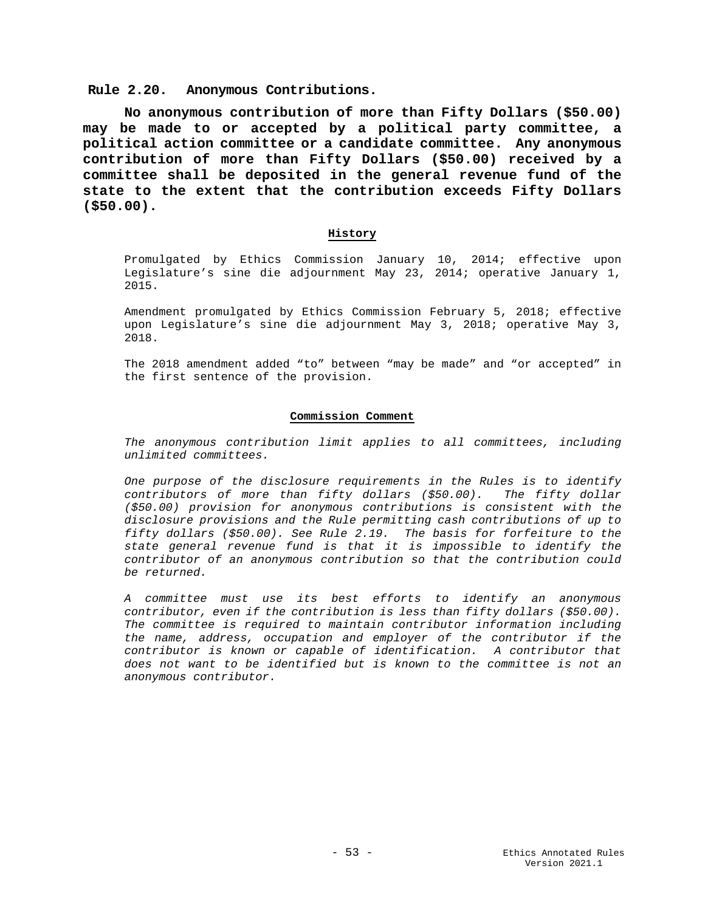## Rule 2.20. Anonymous Contributions.

**No anonymous contribution of more than Fifty Dollars ($50.00) may be made to or accepted by a political party committee, a political action committee or a candidate committee. Any anonymous contribution of more than Fifty Dollars ($50.00) received by a committee shall be deposited in the general revenue fund of the state to the extent that the contribution exceeds Fifty Dollars ($50.00).**

**History**

Promulgated by Ethics Commission January 10, 2014; effective upon Legislature's sine die adjournment May 23, 2014; operative January 1, 2015.

Amendment promulgated by Ethics Commission February 5, 2018; effective upon Legislature's sine die adjournment May 3, 2018; operative May 3, 2018.

The 2018 amendment added "to" between "may be made" and "or accepted" in the first sentence of the provision.

**Commission Comment**

*The anonymous contribution limit applies to all committees, including unlimited committees.*

*One purpose of the disclosure requirements in the Rules is to identify contributors of more than fifty dollars ($50.00). The fifty dollar ($50.00) provision for anonymous contributions is consistent with the disclosure provisions and the Rule permitting cash contributions of up to fifty dollars ($50.00). See Rule 2.19. The basis for forfeiture to the state general revenue fund is that it is impossible to identify the contributor of an anonymous contribution so that the contribution could be returned.*

*A committee must use its best efforts to identify an anonymous contributor, even if the contribution is less than fifty dollars ($50.00). The committee is required to maintain contributor information including the name, address, occupation and employer of the contributor if the contributor is known or capable of identification. A contributor that does not want to be identified but is known to the committee is not an anonymous contributor.*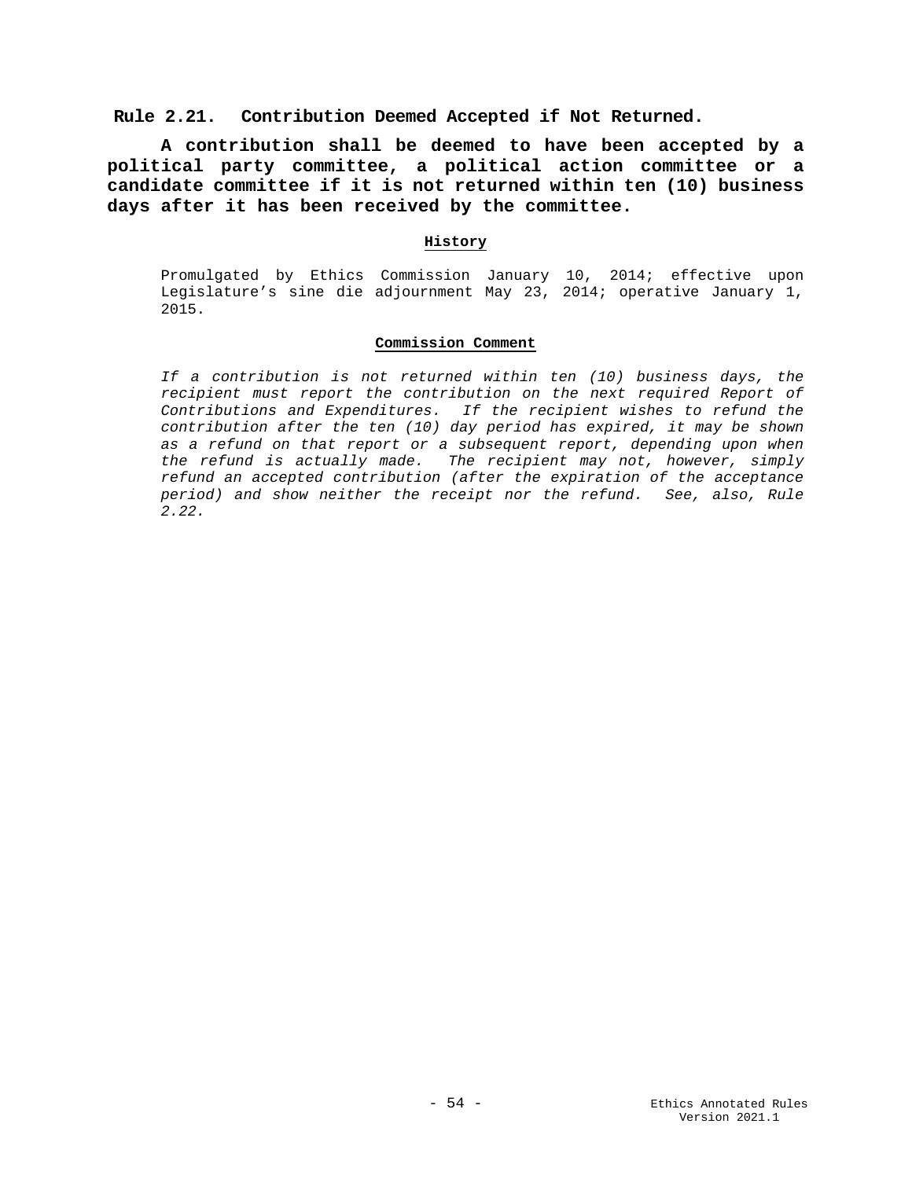**Rule 2.21. Contribution Deemed Accepted if Not Returned.**

**A contribution shall be deemed to have been accepted by a political party committee, a political action committee or a candidate committee if it is not returned within ten (10) business days after it has been received by the committee.**

**History**

Promulgated by Ethics Commission January 10, 2014; effective upon Legislature's sine die adjournment May 23, 2014; operative January 1, 2015.

**Commission Comment**

*If a contribution is not returned within ten (10) business days, the recipient must report the contribution on the next required Report of Contributions and Expenditures. If the recipient wishes to refund the contribution after the ten (10) day period has expired, it may be shown as a refund on that report or a subsequent report, depending upon when the refund is actually made. The recipient may not, however, simply refund an accepted contribution (after the expiration of the acceptance period) and show neither the receipt nor the refund. See, also, Rule 2.22.*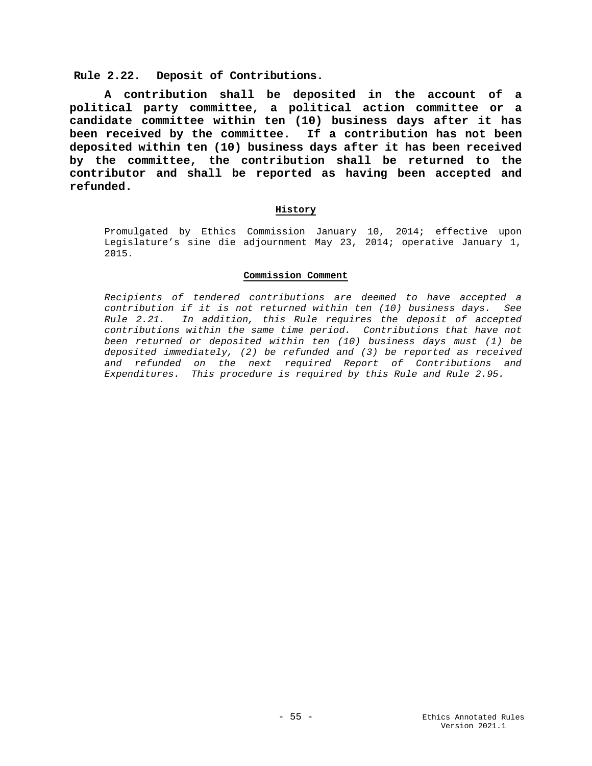## Rule 2.22. Deposit of Contributions.

**A contribution shall be deposited in the account of a political party committee, a political action committee or a candidate committee within ten (10) business days after it has been received by the committee. If a contribution has not been deposited within ten (10) business days after it has been received by the committee, the contribution shall be returned to the contributor and shall be reported as having been accepted and refunded.**

**History**

Promulgated by Ethics Commission January 10, 2014; effective upon Legislature's sine die adjournment May 23, 2014; operative January 1, 2015.

**Commission Comment**

*Recipients of tendered contributions are deemed to have accepted a contribution if it is not returned within ten (10) business days. See Rule 2.21. In addition, this Rule requires the deposit of accepted contributions within the same time period. Contributions that have not been returned or deposited within ten (10) business days must (1) be deposited immediately, (2) be refunded and (3) be reported as received and refunded on the next required Report of Contributions and Expenditures. This procedure is required by this Rule and Rule 2.95.*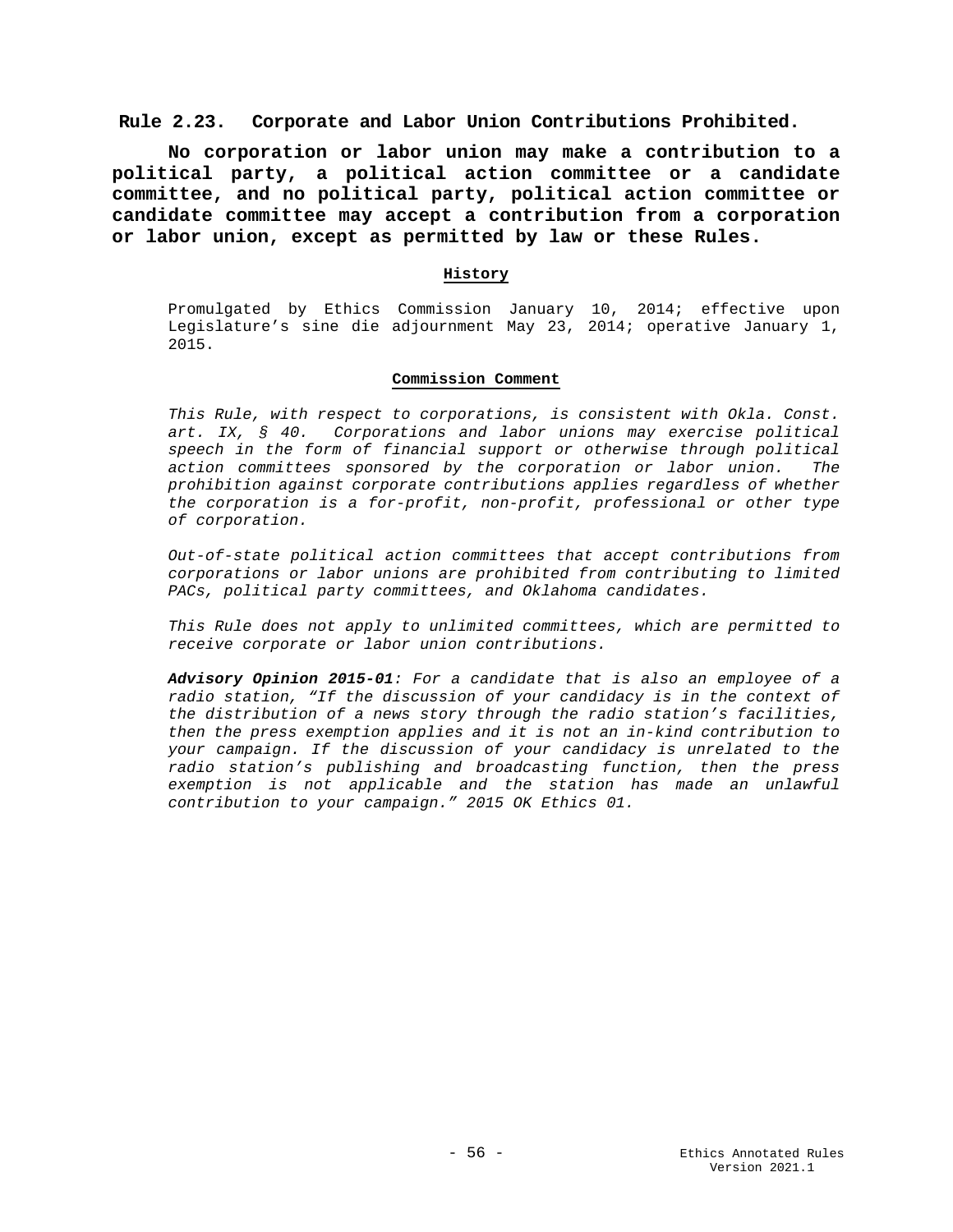## Rule 2.23. Corporate and Labor Union Contributions Prohibited.

**No corporation or labor union may make a contribution to a political party, a political action committee or a candidate committee, and no political party, political action committee or candidate committee may accept a contribution from a corporation or labor union, except as permitted by law or these Rules.**

### History

Promulgated by Ethics Commission January 10, 2014; effective upon Legislature's sine die adjournment May 23, 2014; operative January 1, 2015.

### Commission Comment

*This Rule, with respect to corporations, is consistent with Okla. Const. art. IX, § 40. Corporations and labor unions may exercise political speech in the form of financial support or otherwise through political action committees sponsored by the corporation or labor union. The prohibition against corporate contributions applies regardless of whether the corporation is a for-profit, non-profit, professional or other type of corporation.*

*Out-of-state political action committees that accept contributions from corporations or labor unions are prohibited from contributing to limited PACs, political party committees, and Oklahoma candidates.*

*This Rule does not apply to unlimited committees, which are permitted to receive corporate or labor union contributions.*

***Advisory Opinion 2015-01**: For a candidate that is also an employee of a radio station, "If the discussion of your candidacy is in the context of the distribution of a news story through the radio station's facilities, then the press exemption applies and it is not an in-kind contribution to your campaign. If the discussion of your candidacy is unrelated to the radio station's publishing and broadcasting function, then the press exemption is not applicable and the station has made an unlawful contribution to your campaign." 2015 OK Ethics 01.*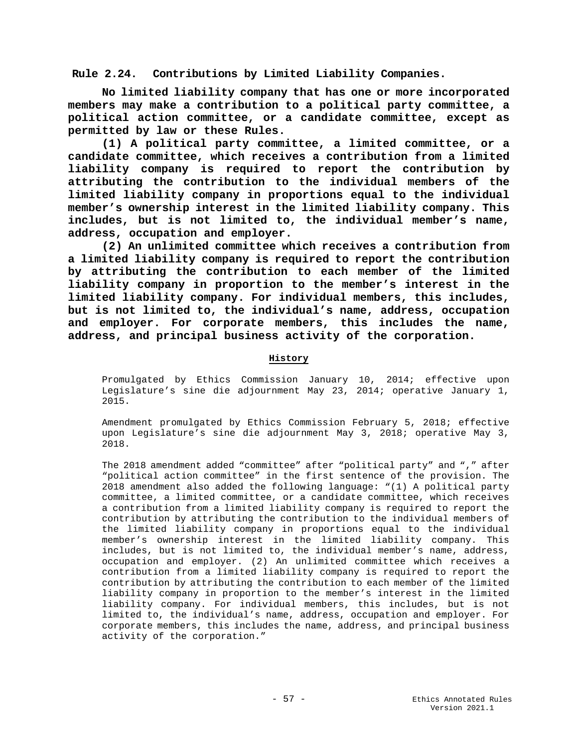## Rule 2.24. Contributions by Limited Liability Companies.

**No limited liability company that has one or more incorporated members may make a contribution to a political party committee, a political action committee, or a candidate committee, except as permitted by law or these Rules.**

**(1) A political party committee, a limited committee, or a candidate committee, which receives a contribution from a limited liability company is required to report the contribution by attributing the contribution to the individual members of the limited liability company in proportions equal to the individual member's ownership interest in the limited liability company. This includes, but is not limited to, the individual member's name, address, occupation and employer.**

**(2) An unlimited committee which receives a contribution from a limited liability company is required to report the contribution by attributing the contribution to each member of the limited liability company in proportion to the member's interest in the limited liability company. For individual members, this includes, but is not limited to, the individual's name, address, occupation and employer. For corporate members, this includes the name, address, and principal business activity of the corporation.**

### History

Promulgated by Ethics Commission January 10, 2014; effective upon Legislature's sine die adjournment May 23, 2014; operative January 1, 2015.

Amendment promulgated by Ethics Commission February 5, 2018; effective upon Legislature's sine die adjournment May 3, 2018; operative May 3, 2018.

The 2018 amendment added "committee" after "political party" and "," after "political action committee" in the first sentence of the provision. The 2018 amendment also added the following language: "(1) A political party committee, a limited committee, or a candidate committee, which receives a contribution from a limited liability company is required to report the contribution by attributing the contribution to the individual members of the limited liability company in proportions equal to the individual member's ownership interest in the limited liability company. This includes, but is not limited to, the individual member's name, address, occupation and employer. (2) An unlimited committee which receives a contribution from a limited liability company is required to report the contribution by attributing the contribution to each member of the limited liability company in proportion to the member's interest in the limited liability company. For individual members, this includes, but is not limited to, the individual's name, address, occupation and employer. For corporate members, this includes the name, address, and principal business activity of the corporation."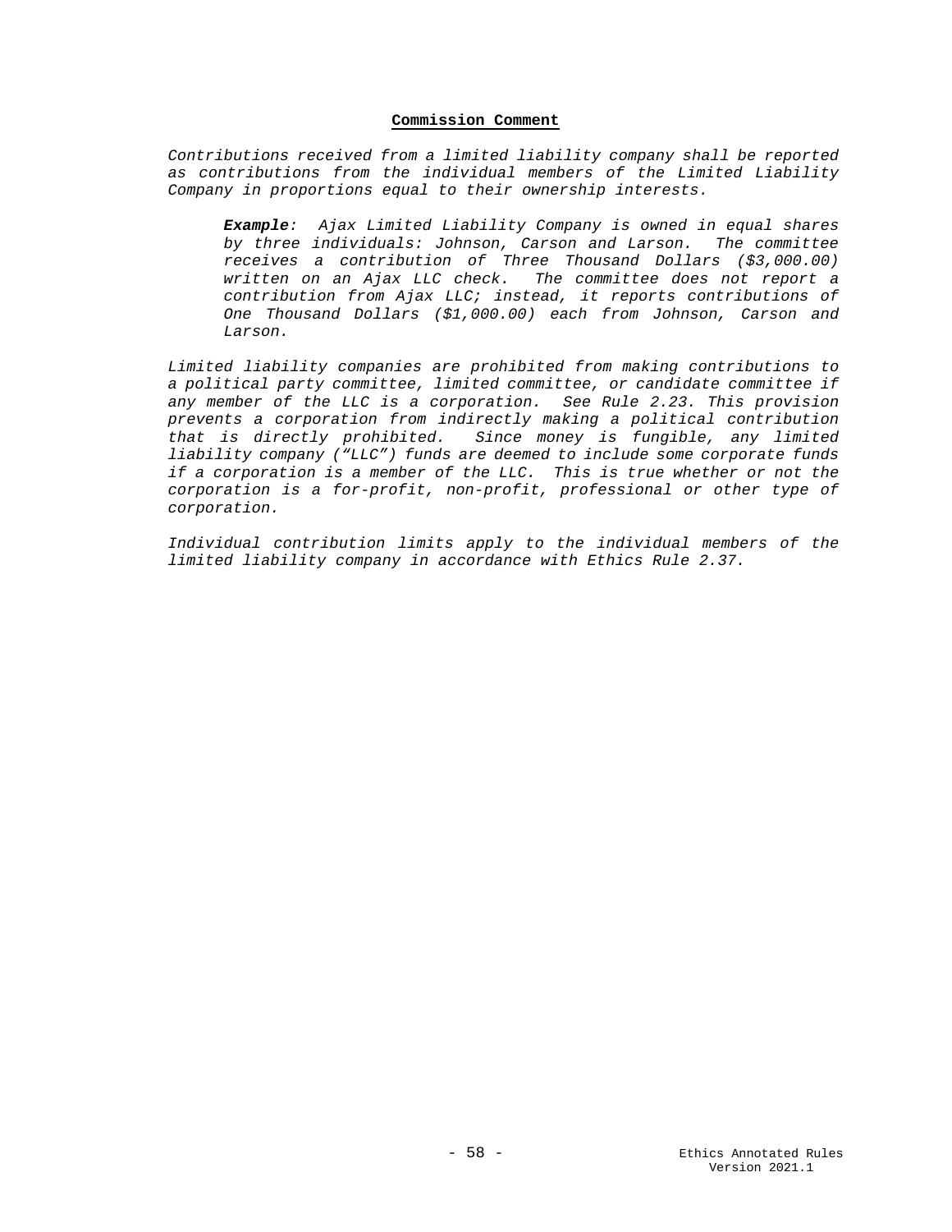**Commission Comment**

*Contributions received from a limited liability company shall be reported as contributions from the individual members of the Limited Liability Company in proportions equal to their ownership interests.*

> ***Example**: Ajax Limited Liability Company is owned in equal shares by three individuals: Johnson, Carson and Larson. The committee receives a contribution of Three Thousand Dollars ($3,000.00) written on an Ajax LLC check. The committee does not report a contribution from Ajax LLC; instead, it reports contributions of One Thousand Dollars ($1,000.00) each from Johnson, Carson and Larson.*

*Limited liability companies are prohibited from making contributions to a political party committee, limited committee, or candidate committee if any member of the LLC is a corporation. See Rule 2.23. This provision prevents a corporation from indirectly making a political contribution that is directly prohibited. Since money is fungible, any limited liability company ("LLC") funds are deemed to include some corporate funds if a corporation is a member of the LLC. This is true whether or not the corporation is a for-profit, non-profit, professional or other type of corporation.*

*Individual contribution limits apply to the individual members of the limited liability company in accordance with Ethics Rule 2.37.*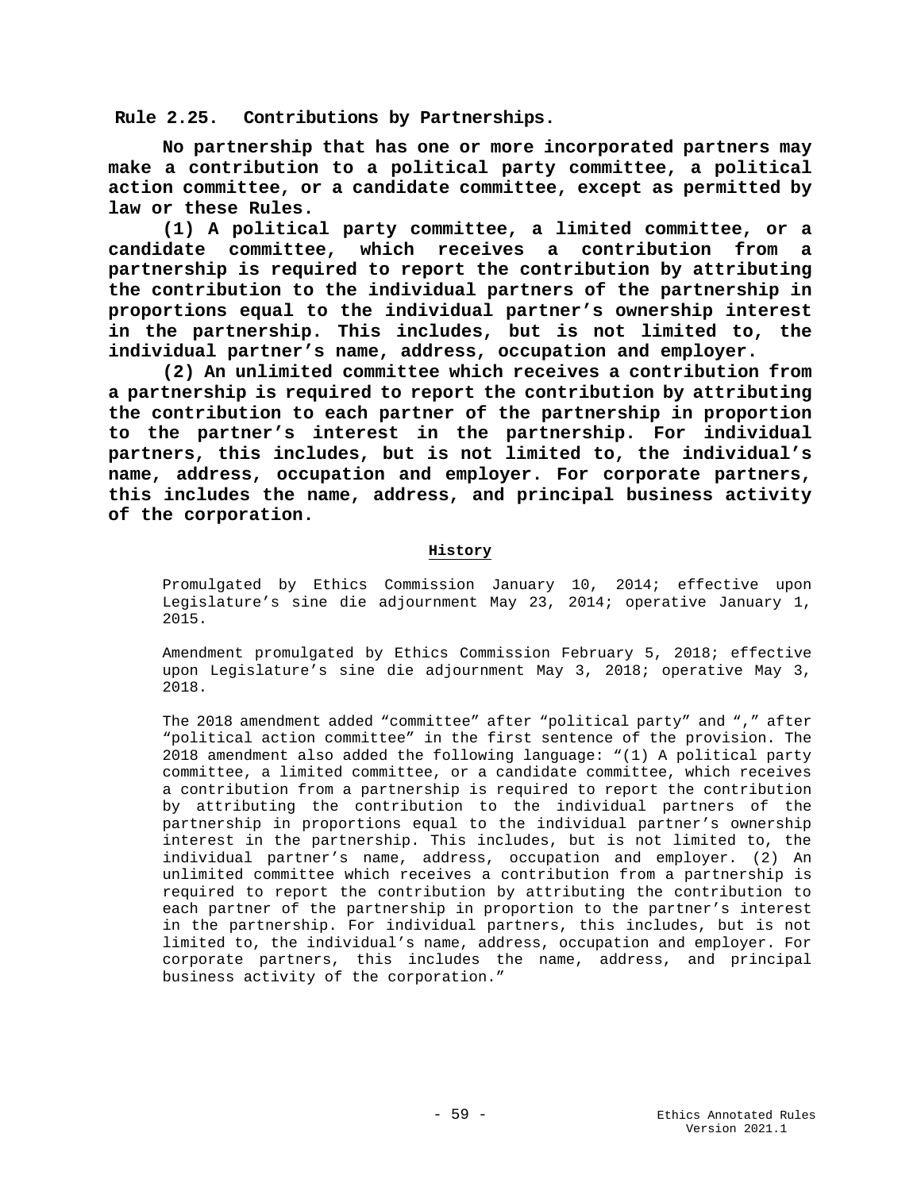## Rule 2.25. Contributions by Partnerships.

**No partnership that has one or more incorporated partners may make a contribution to a political party committee, a political action committee, or a candidate committee, except as permitted by law or these Rules.**

**(1) A political party committee, a limited committee, or a candidate committee, which receives a contribution from a partnership is required to report the contribution by attributing the contribution to the individual partners of the partnership in proportions equal to the individual partner's ownership interest in the partnership. This includes, but is not limited to, the individual partner's name, address, occupation and employer.**

**(2) An unlimited committee which receives a contribution from a partnership is required to report the contribution by attributing the contribution to each partner of the partnership in proportion to the partner's interest in the partnership. For individual partners, this includes, but is not limited to, the individual's name, address, occupation and employer. For corporate partners, this includes the name, address, and principal business activity of the corporation.**

### History

Promulgated by Ethics Commission January 10, 2014; effective upon Legislature's sine die adjournment May 23, 2014; operative January 1, 2015.

Amendment promulgated by Ethics Commission February 5, 2018; effective upon Legislature's sine die adjournment May 3, 2018; operative May 3, 2018.

The 2018 amendment added "committee" after "political party" and "," after "political action committee" in the first sentence of the provision. The 2018 amendment also added the following language: "(1) A political party committee, a limited committee, or a candidate committee, which receives a contribution from a partnership is required to report the contribution by attributing the contribution to the individual partners of the partnership in proportions equal to the individual partner's ownership interest in the partnership. This includes, but is not limited to, the individual partner's name, address, occupation and employer. (2) An unlimited committee which receives a contribution from a partnership is required to report the contribution by attributing the contribution to each partner of the partnership in proportion to the partner's interest in the partnership. For individual partners, this includes, but is not limited to, the individual's name, address, occupation and employer. For corporate partners, this includes the name, address, and principal business activity of the corporation."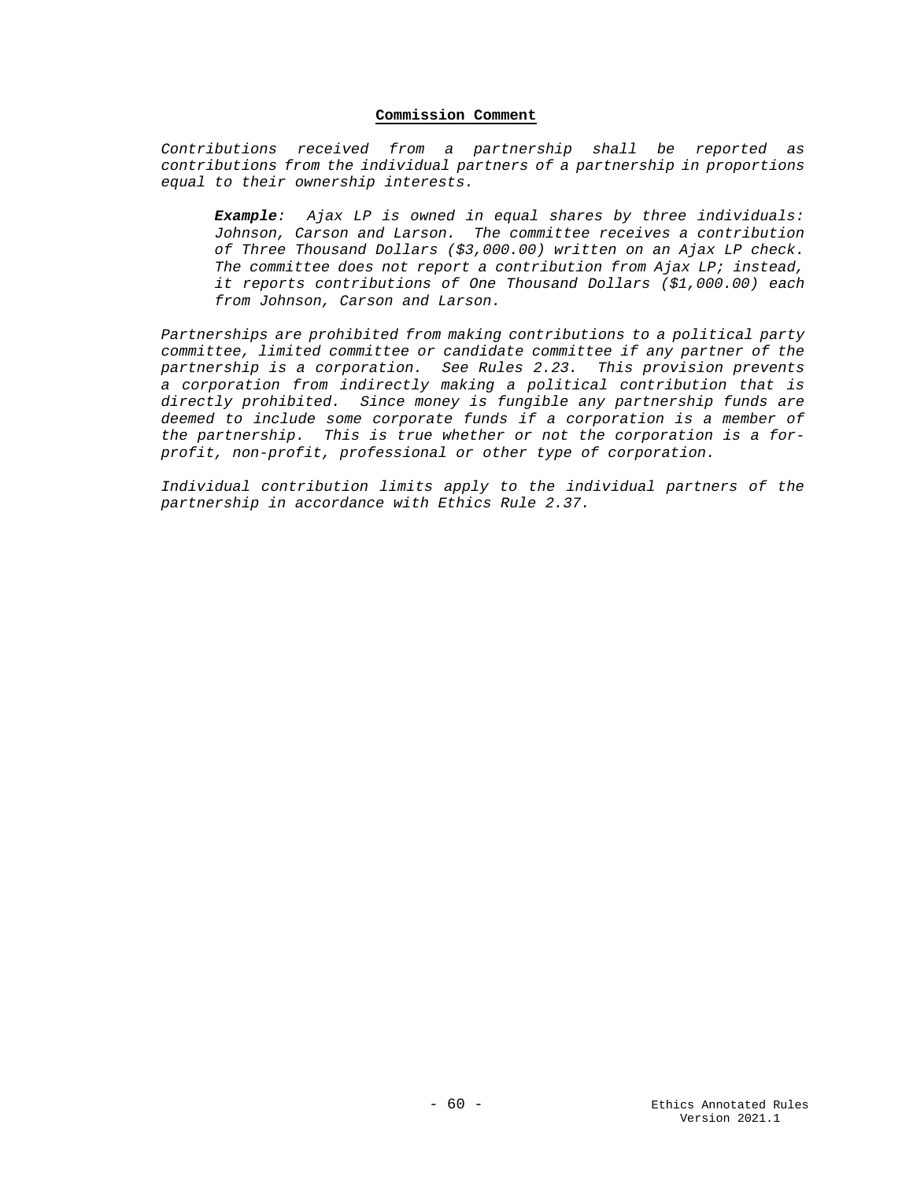**Commission Comment**

*Contributions received from a partnership shall be reported as contributions from the individual partners of a partnership in proportions equal to their ownership interests.*

> ***Example**: Ajax LP is owned in equal shares by three individuals: Johnson, Carson and Larson. The committee receives a contribution of Three Thousand Dollars ($3,000.00) written on an Ajax LP check. The committee does not report a contribution from Ajax LP; instead, it reports contributions of One Thousand Dollars ($1,000.00) each from Johnson, Carson and Larson.*

*Partnerships are prohibited from making contributions to a political party committee, limited committee or candidate committee if any partner of the partnership is a corporation. See Rules 2.23. This provision prevents a corporation from indirectly making a political contribution that is directly prohibited. Since money is fungible any partnership funds are deemed to include some corporate funds if a corporation is a member of the partnership. This is true whether or not the corporation is a for-profit, non-profit, professional or other type of corporation.*

*Individual contribution limits apply to the individual partners of the partnership in accordance with Ethics Rule 2.37.*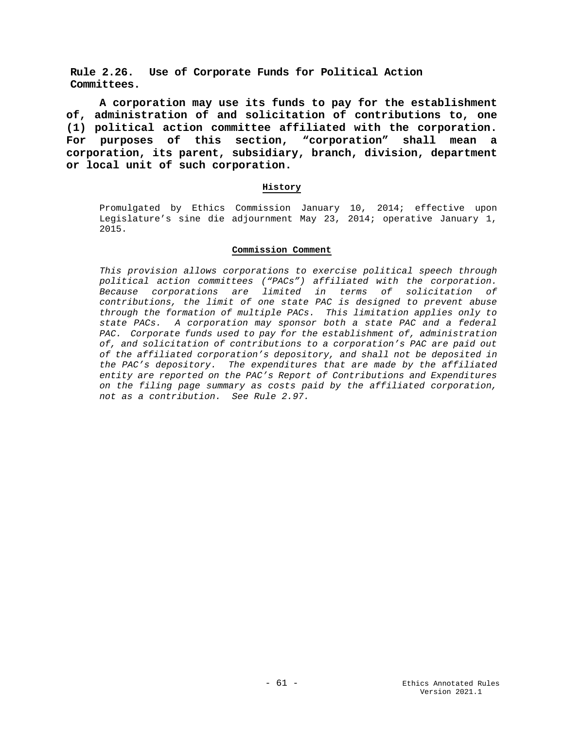## Rule 2.26. Use of Corporate Funds for Political Action Committees.

**A corporation may use its funds to pay for the establishment of, administration of and solicitation of contributions to, one (1) political action committee affiliated with the corporation. For purposes of this section, "corporation" shall mean a corporation, its parent, subsidiary, branch, division, department or local unit of such corporation.**

### History

Promulgated by Ethics Commission January 10, 2014; effective upon Legislature's sine die adjournment May 23, 2014; operative January 1, 2015.

### Commission Comment

*This provision allows corporations to exercise political speech through political action committees ("PACs") affiliated with the corporation. Because corporations are limited in terms of solicitation of contributions, the limit of one state PAC is designed to prevent abuse through the formation of multiple PACs. This limitation applies only to state PACs. A corporation may sponsor both a state PAC and a federal PAC. Corporate funds used to pay for the establishment of, administration of, and solicitation of contributions to a corporation's PAC are paid out of the affiliated corporation's depository, and shall not be deposited in the PAC's depository. The expenditures that are made by the affiliated entity are reported on the PAC's Report of Contributions and Expenditures on the filing page summary as costs paid by the affiliated corporation, not as a contribution. See Rule 2.97.*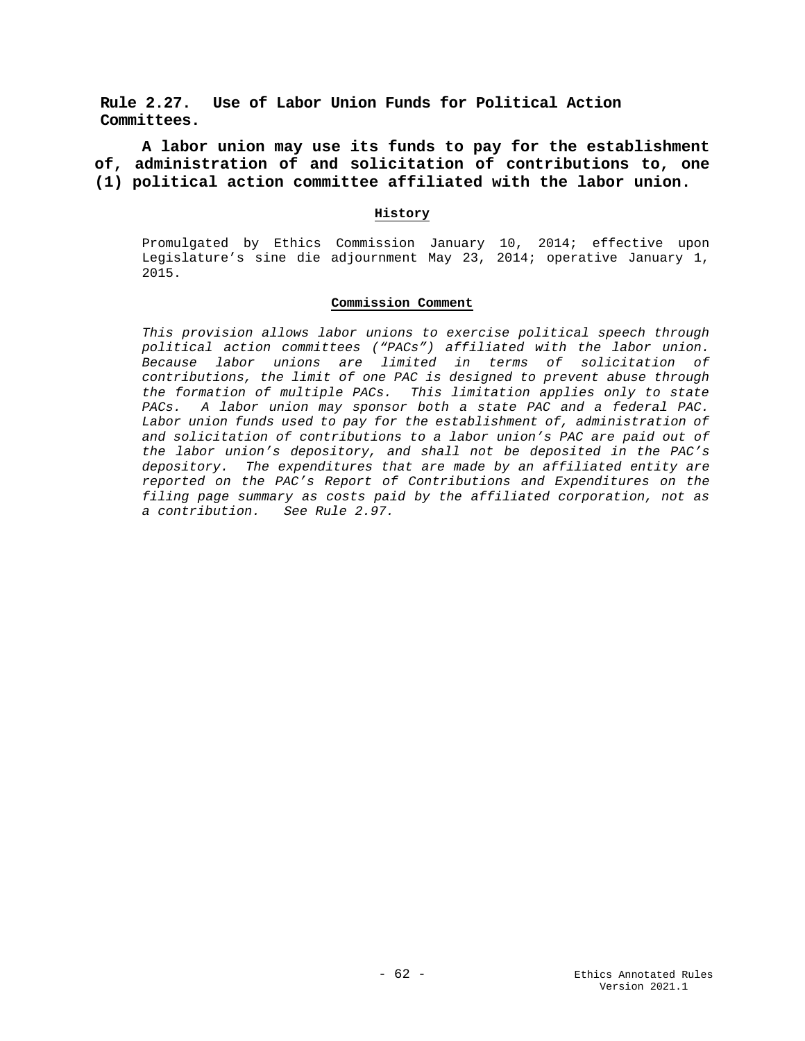## Rule 2.27. Use of Labor Union Funds for Political Action Committees.

**A labor union may use its funds to pay for the establishment of, administration of and solicitation of contributions to, one (1) political action committee affiliated with the labor union.**

### History

Promulgated by Ethics Commission January 10, 2014; effective upon Legislature's sine die adjournment May 23, 2014; operative January 1, 2015.

### Commission Comment

*This provision allows labor unions to exercise political speech through political action committees ("PACs") affiliated with the labor union. Because labor unions are limited in terms of solicitation of contributions, the limit of one PAC is designed to prevent abuse through the formation of multiple PACs. This limitation applies only to state PACs. A labor union may sponsor both a state PAC and a federal PAC. Labor union funds used to pay for the establishment of, administration of and solicitation of contributions to a labor union's PAC are paid out of the labor union's depository, and shall not be deposited in the PAC's depository. The expenditures that are made by an affiliated entity are reported on the PAC's Report of Contributions and Expenditures on the filing page summary as costs paid by the affiliated corporation, not as a contribution. See Rule 2.97.*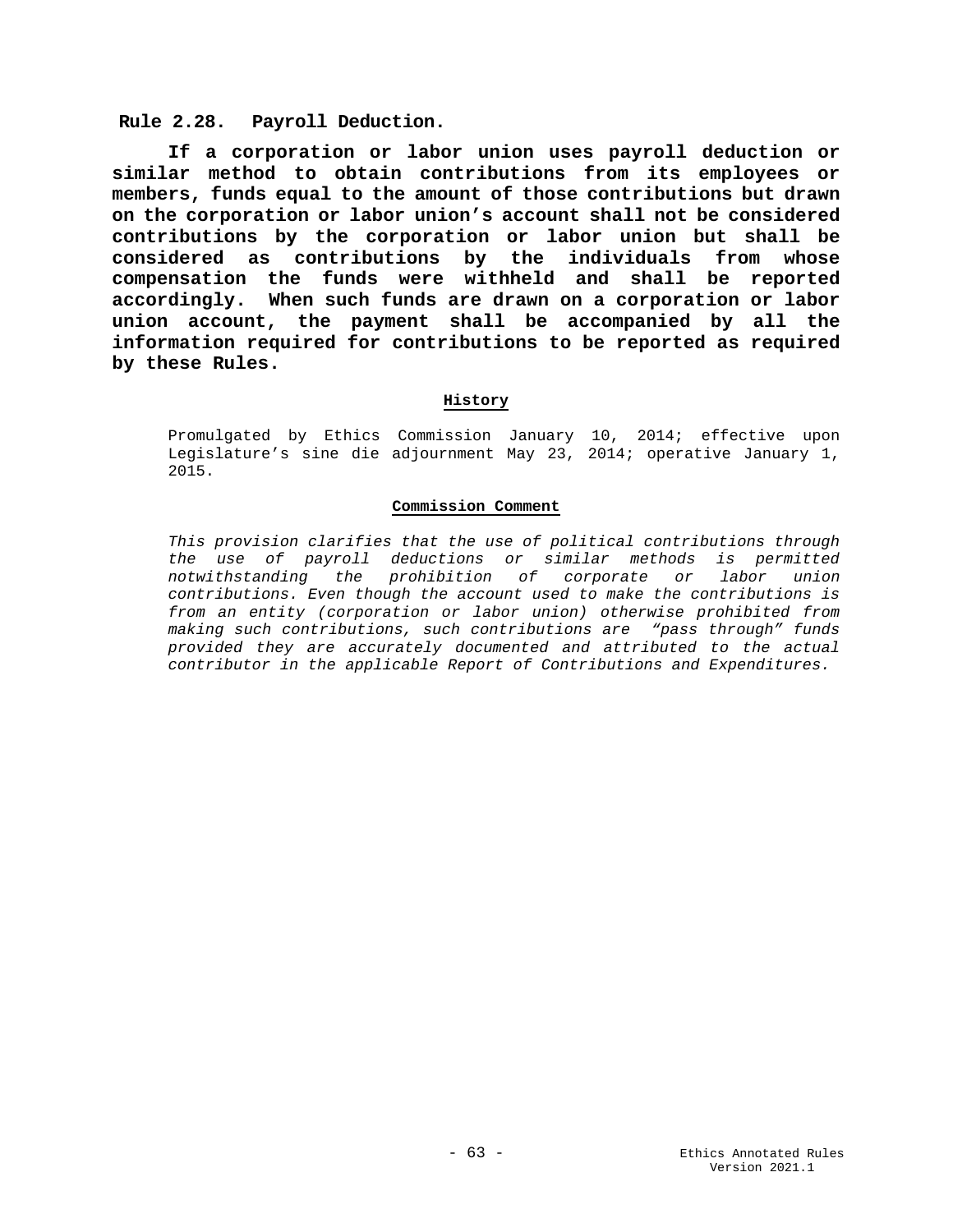### Rule 2.28. Payroll Deduction.

**If a corporation or labor union uses payroll deduction or similar method to obtain contributions from its employees or members, funds equal to the amount of those contributions but drawn on the corporation or labor union's account shall not be considered contributions by the corporation or labor union but shall be considered as contributions by the individuals from whose compensation the funds were withheld and shall be reported accordingly. When such funds are drawn on a corporation or labor union account, the payment shall be accompanied by all the information required for contributions to be reported as required by these Rules.**

**History**

Promulgated by Ethics Commission January 10, 2014; effective upon Legislature's sine die adjournment May 23, 2014; operative January 1, 2015.

**Commission Comment**

*This provision clarifies that the use of political contributions through the use of payroll deductions or similar methods is permitted notwithstanding the prohibition of corporate or labor union contributions. Even though the account used to make the contributions is from an entity (corporation or labor union) otherwise prohibited from making such contributions, such contributions are "pass through" funds provided they are accurately documented and attributed to the actual contributor in the applicable Report of Contributions and Expenditures.*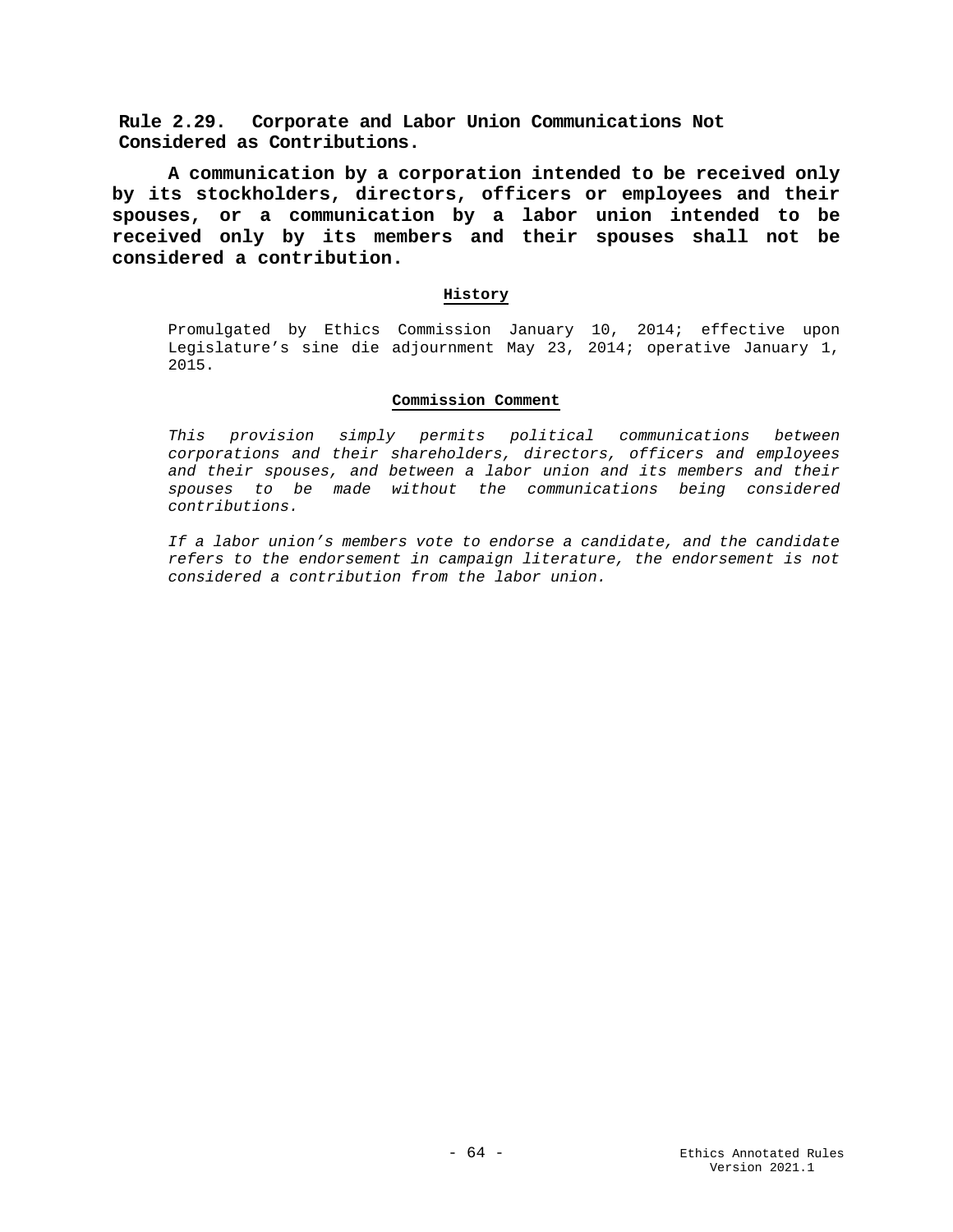## Rule 2.29. Corporate and Labor Union Communications Not Considered as Contributions.

**A communication by a corporation intended to be received only by its stockholders, directors, officers or employees and their spouses, or a communication by a labor union intended to be received only by its members and their spouses shall not be considered a contribution.**

### History

Promulgated by Ethics Commission January 10, 2014; effective upon Legislature's sine die adjournment May 23, 2014; operative January 1, 2015.

### Commission Comment

*This provision simply permits political communications between corporations and their shareholders, directors, officers and employees and their spouses, and between a labor union and its members and their spouses to be made without the communications being considered contributions.*

*If a labor union's members vote to endorse a candidate, and the candidate refers to the endorsement in campaign literature, the endorsement is not considered a contribution from the labor union.*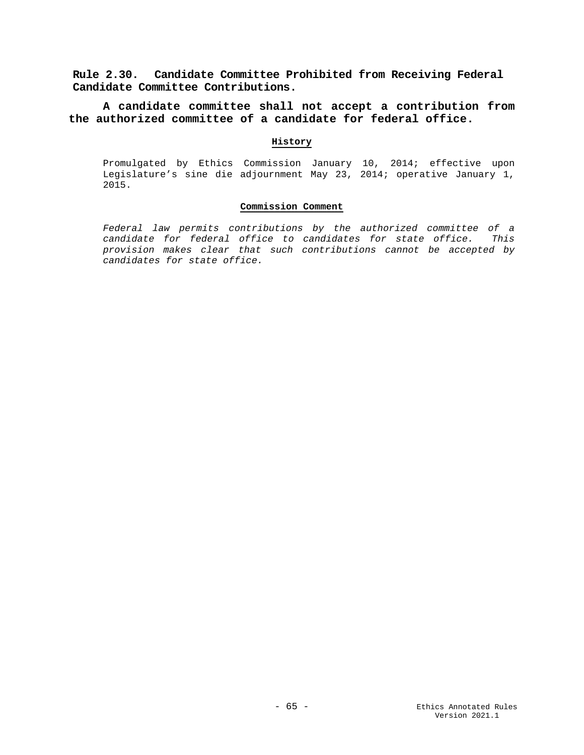## Rule 2.30. Candidate Committee Prohibited from Receiving Federal Candidate Committee Contributions.

**A candidate committee shall not accept a contribution from the authorized committee of a candidate for federal office.**

**History**

Promulgated by Ethics Commission January 10, 2014; effective upon Legislature's sine die adjournment May 23, 2014; operative January 1, 2015.

**Commission Comment**

*Federal law permits contributions by the authorized committee of a candidate for federal office to candidates for state office. This provision makes clear that such contributions cannot be accepted by candidates for state office.*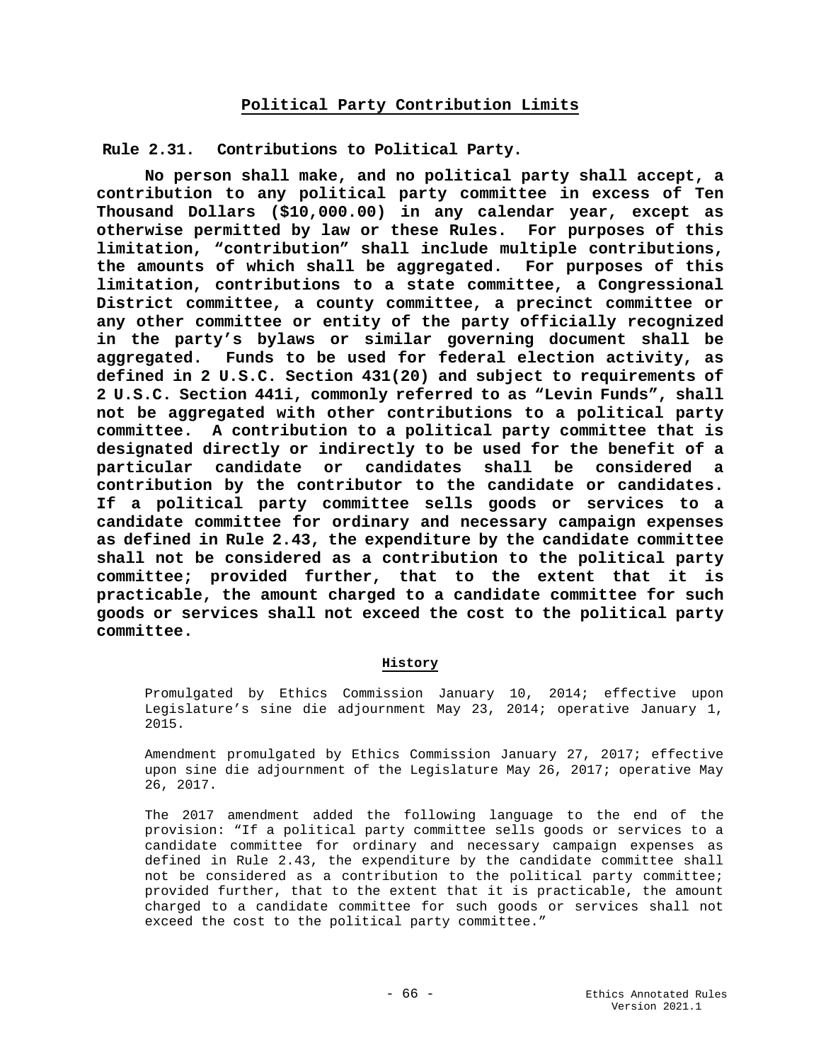## Political Party Contribution Limits

### Rule 2.31. Contributions to Political Party.

**No person shall make, and no political party shall accept, a contribution to any political party committee in excess of Ten Thousand Dollars ($10,000.00) in any calendar year, except as otherwise permitted by law or these Rules. For purposes of this limitation, "contribution" shall include multiple contributions, the amounts of which shall be aggregated. For purposes of this limitation, contributions to a state committee, a Congressional District committee, a county committee, a precinct committee or any other committee or entity of the party officially recognized in the party's bylaws or similar governing document shall be aggregated. Funds to be used for federal election activity, as defined in 2 U.S.C. Section 431(20) and subject to requirements of 2 U.S.C. Section 441i, commonly referred to as "Levin Funds", shall not be aggregated with other contributions to a political party committee. A contribution to a political party committee that is designated directly or indirectly to be used for the benefit of a particular candidate or candidates shall be considered a contribution by the contributor to the candidate or candidates. If a political party committee sells goods or services to a candidate committee for ordinary and necessary campaign expenses as defined in Rule 2.43, the expenditure by the candidate committee shall not be considered as a contribution to the political party committee; provided further, that to the extent that it is practicable, the amount charged to a candidate committee for such goods or services shall not exceed the cost to the political party committee.**

#### History

Promulgated by Ethics Commission January 10, 2014; effective upon Legislature's sine die adjournment May 23, 2014; operative January 1, 2015.

Amendment promulgated by Ethics Commission January 27, 2017; effective upon sine die adjournment of the Legislature May 26, 2017; operative May 26, 2017.

The 2017 amendment added the following language to the end of the provision: "If a political party committee sells goods or services to a candidate committee for ordinary and necessary campaign expenses as defined in Rule 2.43, the expenditure by the candidate committee shall not be considered as a contribution to the political party committee; provided further, that to the extent that it is practicable, the amount charged to a candidate committee for such goods or services shall not exceed the cost to the political party committee."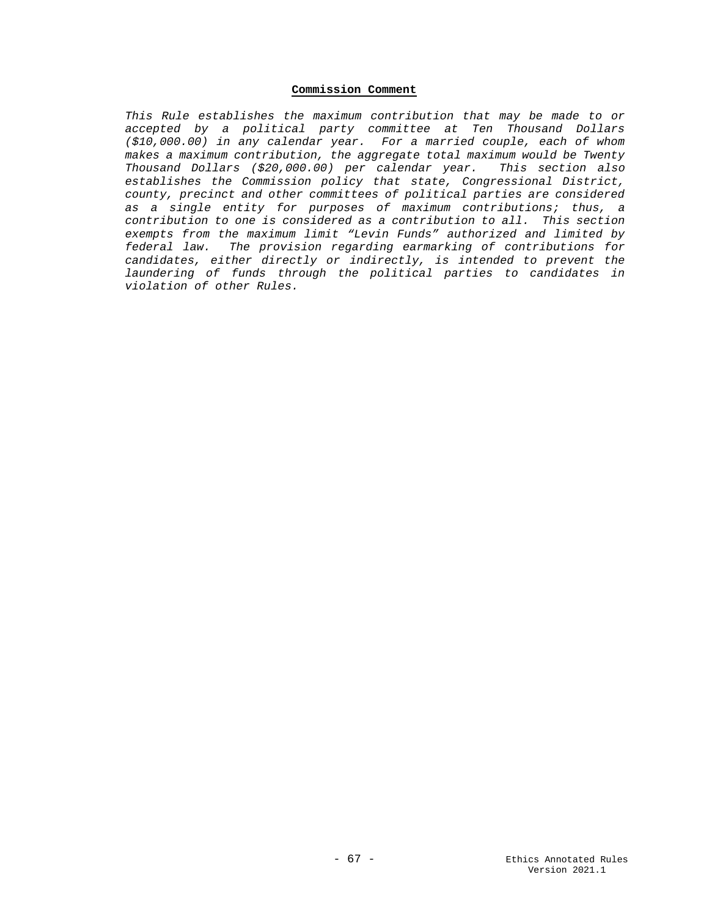**Commission Comment**

*This Rule establishes the maximum contribution that may be made to or accepted by a political party committee at Ten Thousand Dollars ($10,000.00) in any calendar year. For a married couple, each of whom makes a maximum contribution, the aggregate total maximum would be Twenty Thousand Dollars ($20,000.00) per calendar year. This section also establishes the Commission policy that state, Congressional District, county, precinct and other committees of political parties are considered as a single entity for purposes of maximum contributions; thus, a contribution to one is considered as a contribution to all. This section exempts from the maximum limit "Levin Funds" authorized and limited by federal law. The provision regarding earmarking of contributions for candidates, either directly or indirectly, is intended to prevent the laundering of funds through the political parties to candidates in violation of other Rules.*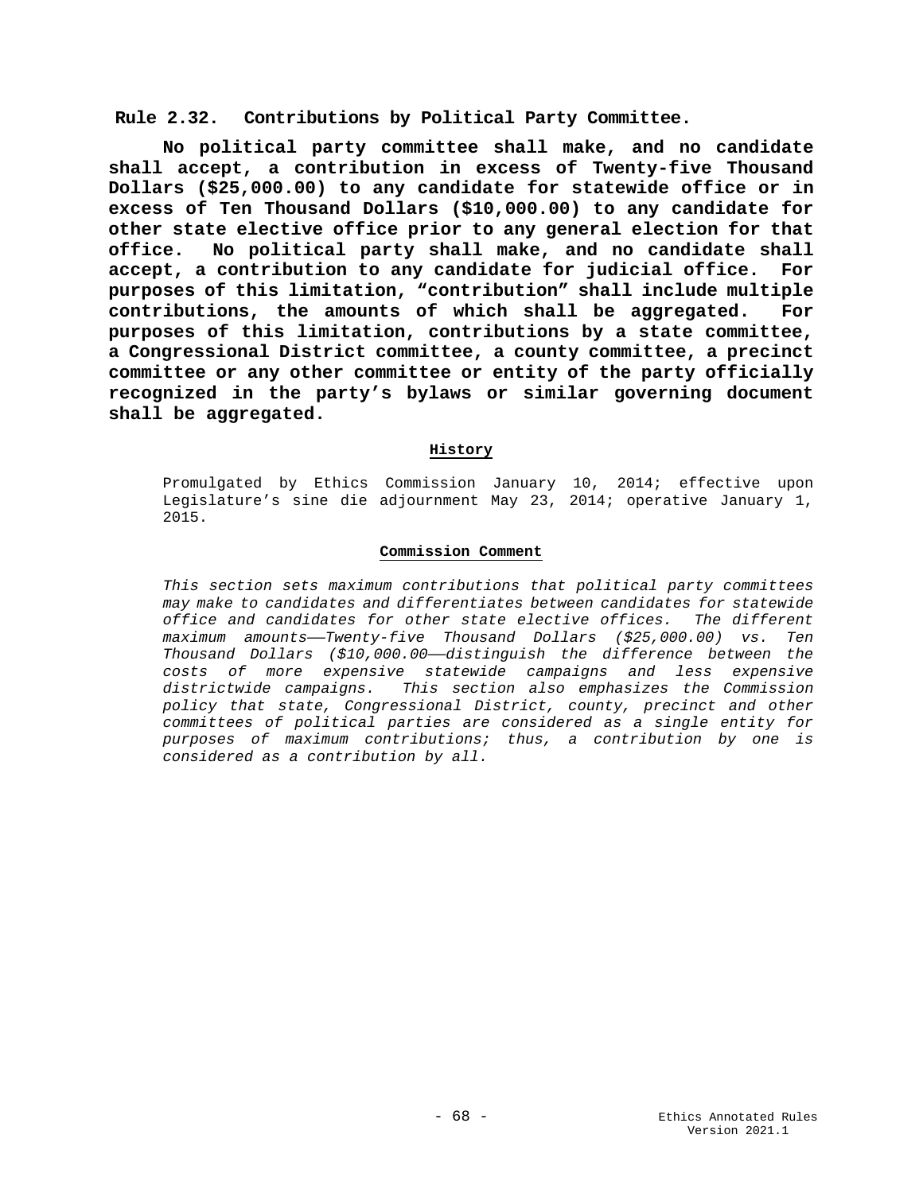## Rule 2.32. Contributions by Political Party Committee.

**No political party committee shall make, and no candidate shall accept, a contribution in excess of Twenty-five Thousand Dollars ($25,000.00) to any candidate for statewide office or in excess of Ten Thousand Dollars ($10,000.00) to any candidate for other state elective office prior to any general election for that office. No political party shall make, and no candidate shall accept, a contribution to any candidate for judicial office. For purposes of this limitation, "contribution" shall include multiple contributions, the amounts of which shall be aggregated. For purposes of this limitation, contributions by a state committee, a Congressional District committee, a county committee, a precinct committee or any other committee or entity of the party officially recognized in the party's bylaws or similar governing document shall be aggregated.**

**History**

Promulgated by Ethics Commission January 10, 2014; effective upon Legislature's sine die adjournment May 23, 2014; operative January 1, 2015.

**Commission Comment**

*This section sets maximum contributions that political party committees may make to candidates and differentiates between candidates for statewide office and candidates for other state elective offices. The different maximum amounts——Twenty-five Thousand Dollars ($25,000.00) vs. Ten Thousand Dollars ($10,000.00——distinguish the difference between the costs of more expensive statewide campaigns and less expensive districtwide campaigns. This section also emphasizes the Commission policy that state, Congressional District, county, precinct and other committees of political parties are considered as a single entity for purposes of maximum contributions; thus, a contribution by one is considered as a contribution by all.*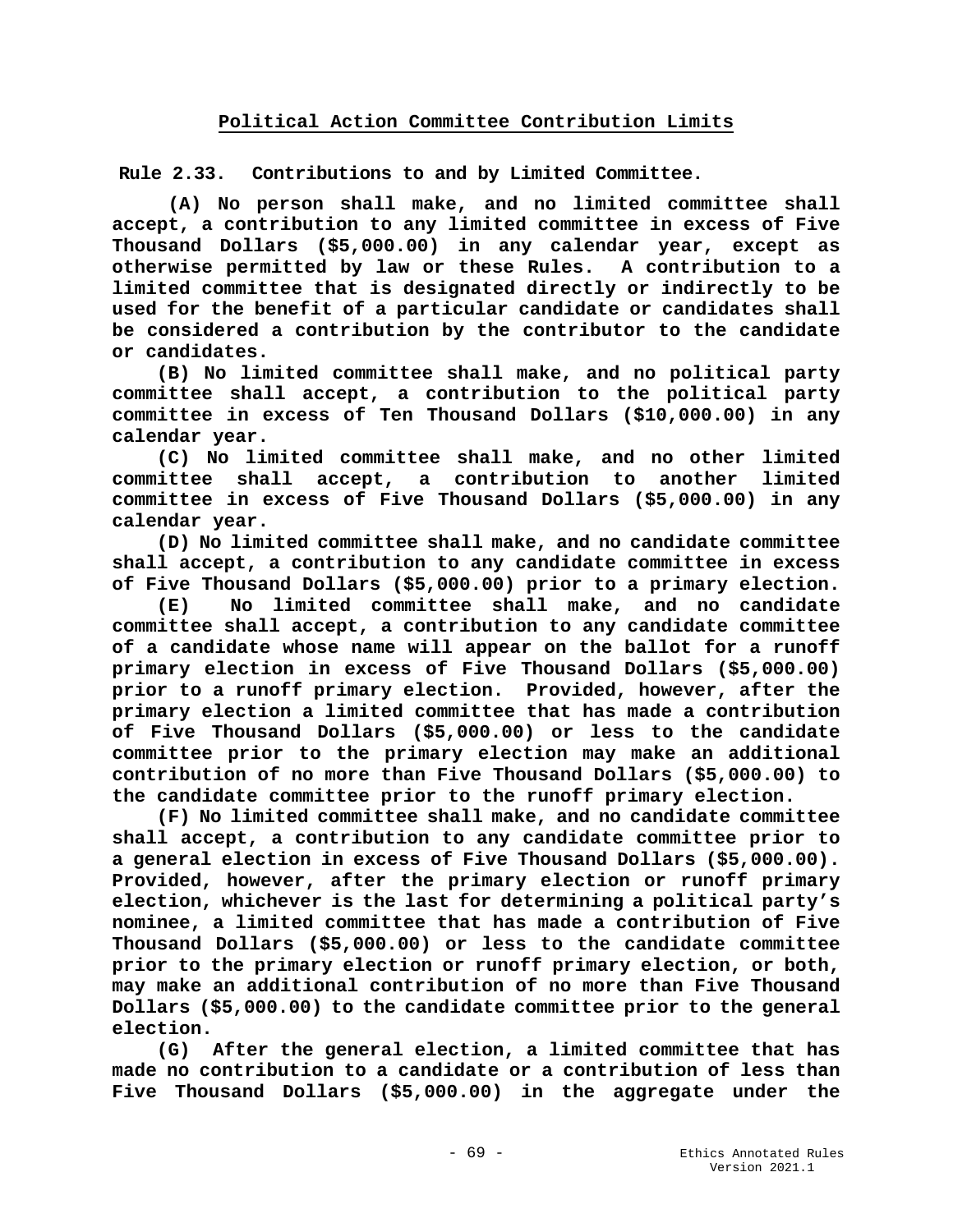## Political Action Committee Contribution Limits

**Rule 2.33. Contributions to and by Limited Committee.**

**(A) No person shall make, and no limited committee shall accept, a contribution to any limited committee in excess of Five Thousand Dollars ($5,000.00) in any calendar year, except as otherwise permitted by law or these Rules. A contribution to a limited committee that is designated directly or indirectly to be used for the benefit of a particular candidate or candidates shall be considered a contribution by the contributor to the candidate or candidates.**

**(B) No limited committee shall make, and no political party committee shall accept, a contribution to the political party committee in excess of Ten Thousand Dollars ($10,000.00) in any calendar year.**

**(C) No limited committee shall make, and no other limited committee shall accept, a contribution to another limited committee in excess of Five Thousand Dollars ($5,000.00) in any calendar year.**

**(D) No limited committee shall make, and no candidate committee shall accept, a contribution to any candidate committee in excess of Five Thousand Dollars ($5,000.00) prior to a primary election.**

**(E) No limited committee shall make, and no candidate committee shall accept, a contribution to any candidate committee of a candidate whose name will appear on the ballot for a runoff primary election in excess of Five Thousand Dollars ($5,000.00) prior to a runoff primary election. Provided, however, after the primary election a limited committee that has made a contribution of Five Thousand Dollars ($5,000.00) or less to the candidate committee prior to the primary election may make an additional contribution of no more than Five Thousand Dollars ($5,000.00) to the candidate committee prior to the runoff primary election.**

**(F) No limited committee shall make, and no candidate committee shall accept, a contribution to any candidate committee prior to a general election in excess of Five Thousand Dollars ($5,000.00). Provided, however, after the primary election or runoff primary election, whichever is the last for determining a political party's nominee, a limited committee that has made a contribution of Five Thousand Dollars ($5,000.00) or less to the candidate committee prior to the primary election or runoff primary election, or both, may make an additional contribution of no more than Five Thousand Dollars ($5,000.00) to the candidate committee prior to the general election.**

**(G) After the general election, a limited committee that has made no contribution to a candidate or a contribution of less than Five Thousand Dollars ($5,000.00) in the aggregate under the**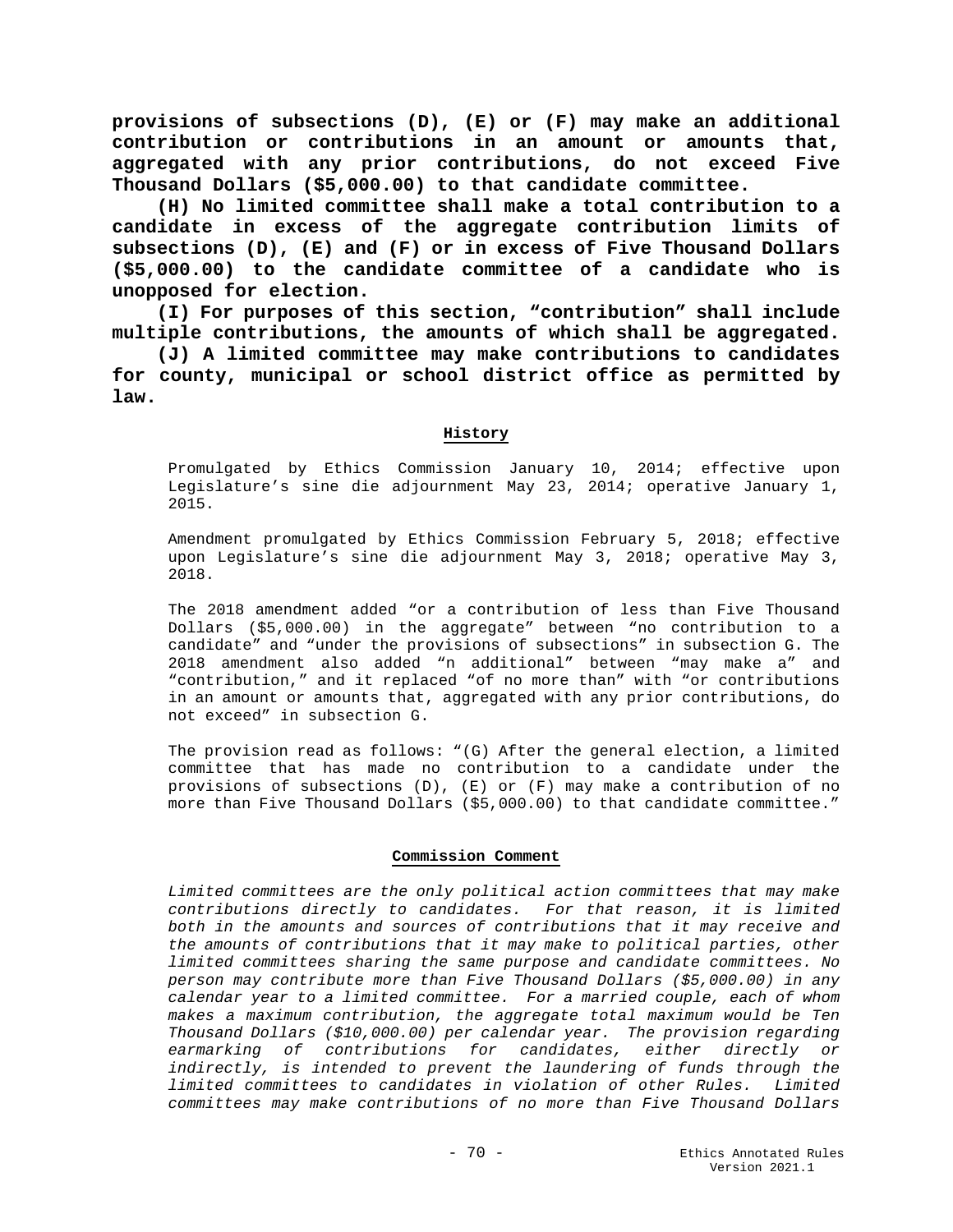**provisions of subsections (D), (E) or (F) may make an additional contribution or contributions in an amount or amounts that, aggregated with any prior contributions, do not exceed Five Thousand Dollars ($5,000.00) to that candidate committee.**

**(H) No limited committee shall make a total contribution to a candidate in excess of the aggregate contribution limits of subsections (D), (E) and (F) or in excess of Five Thousand Dollars ($5,000.00) to the candidate committee of a candidate who is unopposed for election.**

**(I) For purposes of this section, "contribution" shall include multiple contributions, the amounts of which shall be aggregated.**

**(J) A limited committee may make contributions to candidates for county, municipal or school district office as permitted by law.**

#### History

Promulgated by Ethics Commission January 10, 2014; effective upon Legislature's sine die adjournment May 23, 2014; operative January 1, 2015.

Amendment promulgated by Ethics Commission February 5, 2018; effective upon Legislature's sine die adjournment May 3, 2018; operative May 3, 2018.

The 2018 amendment added "or a contribution of less than Five Thousand Dollars ($5,000.00) in the aggregate" between "no contribution to a candidate" and "under the provisions of subsections" in subsection G. The 2018 amendment also added "n additional" between "may make a" and "contribution," and it replaced "of no more than" with "or contributions in an amount or amounts that, aggregated with any prior contributions, do not exceed" in subsection G.

The provision read as follows: "(G) After the general election, a limited committee that has made no contribution to a candidate under the provisions of subsections (D), (E) or (F) may make a contribution of no more than Five Thousand Dollars ($5,000.00) to that candidate committee."

#### Commission Comment

*Limited committees are the only political action committees that may make contributions directly to candidates. For that reason, it is limited both in the amounts and sources of contributions that it may receive and the amounts of contributions that it may make to political parties, other limited committees sharing the same purpose and candidate committees. No person may contribute more than Five Thousand Dollars ($5,000.00) in any calendar year to a limited committee. For a married couple, each of whom makes a maximum contribution, the aggregate total maximum would be Ten Thousand Dollars ($10,000.00) per calendar year. The provision regarding earmarking of contributions for candidates, either directly or indirectly, is intended to prevent the laundering of funds through the limited committees to candidates in violation of other Rules. Limited committees may make contributions of no more than Five Thousand Dollars*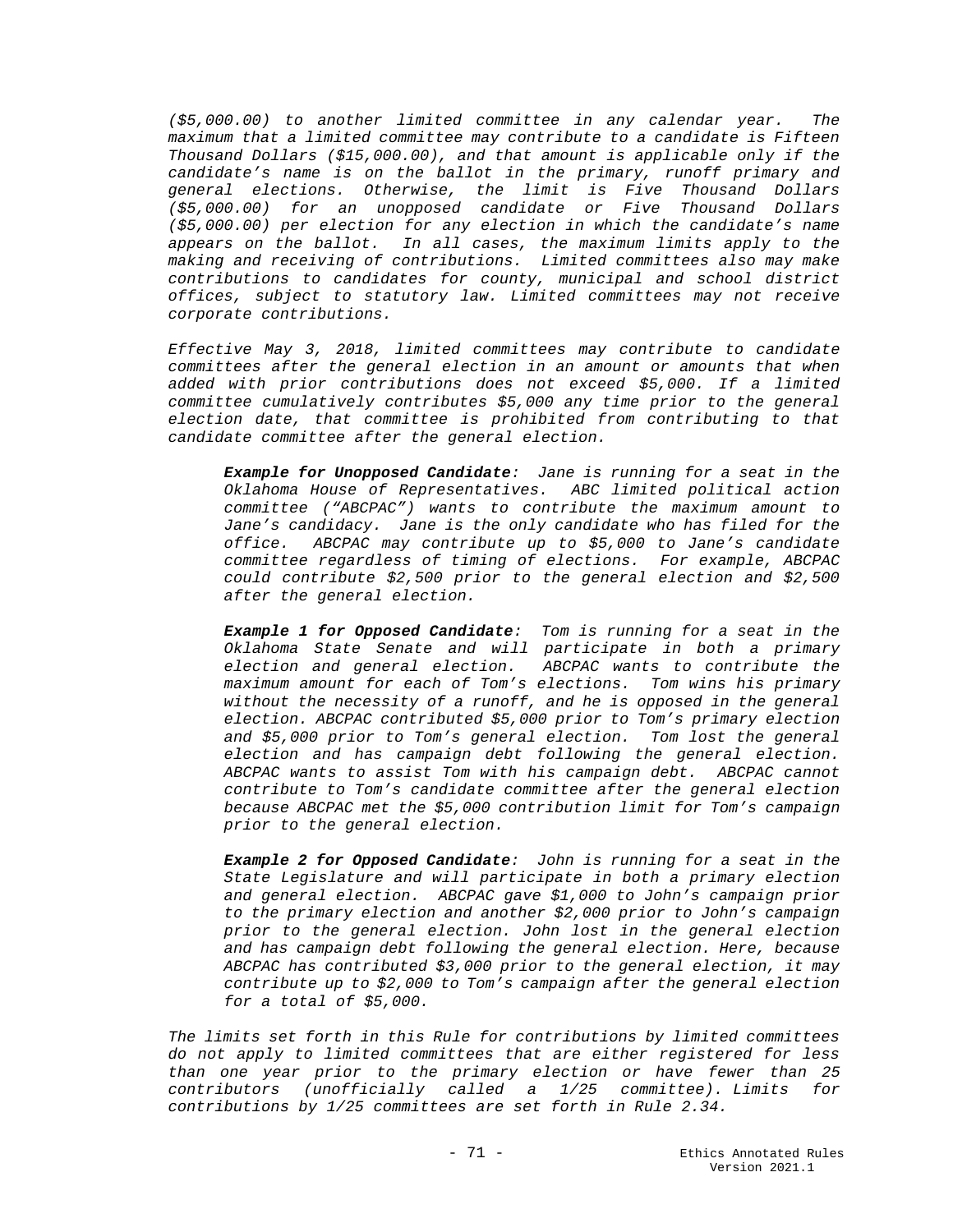*($5,000.00) to another limited committee in any calendar year. The maximum that a limited committee may contribute to a candidate is Fifteen Thousand Dollars ($15,000.00), and that amount is applicable only if the candidate's name is on the ballot in the primary, runoff primary and general elections. Otherwise, the limit is Five Thousand Dollars ($5,000.00) for an unopposed candidate or Five Thousand Dollars ($5,000.00) per election for any election in which the candidate's name appears on the ballot. In all cases, the maximum limits apply to the making and receiving of contributions. Limited committees also may make contributions to candidates for county, municipal and school district offices, subject to statutory law. Limited committees may not receive corporate contributions.*

*Effective May 3, 2018, limited committees may contribute to candidate committees after the general election in an amount or amounts that when added with prior contributions does not exceed $5,000. If a limited committee cumulatively contributes $5,000 any time prior to the general election date, that committee is prohibited from contributing to that candidate committee after the general election.*

> ***Example for Unopposed Candidate**: Jane is running for a seat in the Oklahoma House of Representatives. ABC limited political action committee ("ABCPAC") wants to contribute the maximum amount to Jane's candidacy. Jane is the only candidate who has filed for the office. ABCPAC may contribute up to $5,000 to Jane's candidate committee regardless of timing of elections. For example, ABCPAC could contribute $2,500 prior to the general election and $2,500 after the general election.*
>
> ***Example 1 for Opposed Candidate**: Tom is running for a seat in the Oklahoma State Senate and will participate in both a primary election and general election. ABCPAC wants to contribute the maximum amount for each of Tom's elections. Tom wins his primary without the necessity of a runoff, and he is opposed in the general election. ABCPAC contributed $5,000 prior to Tom's primary election and $5,000 prior to Tom's general election. Tom lost the general election and has campaign debt following the general election. ABCPAC wants to assist Tom with his campaign debt. ABCPAC cannot contribute to Tom's candidate committee after the general election because ABCPAC met the $5,000 contribution limit for Tom's campaign prior to the general election.*
>
> ***Example 2 for Opposed Candidate**: John is running for a seat in the State Legislature and will participate in both a primary election and general election. ABCPAC gave $1,000 to John's campaign prior to the primary election and another $2,000 prior to John's campaign prior to the general election. John lost in the general election and has campaign debt following the general election. Here, because ABCPAC has contributed $3,000 prior to the general election, it may contribute up to $2,000 to Tom's campaign after the general election for a total of $5,000.*

*The limits set forth in this Rule for contributions by limited committees do not apply to limited committees that are either registered for less than one year prior to the primary election or have fewer than 25 contributors (unofficially called a 1/25 committee). Limits for contributions by 1/25 committees are set forth in Rule 2.34.*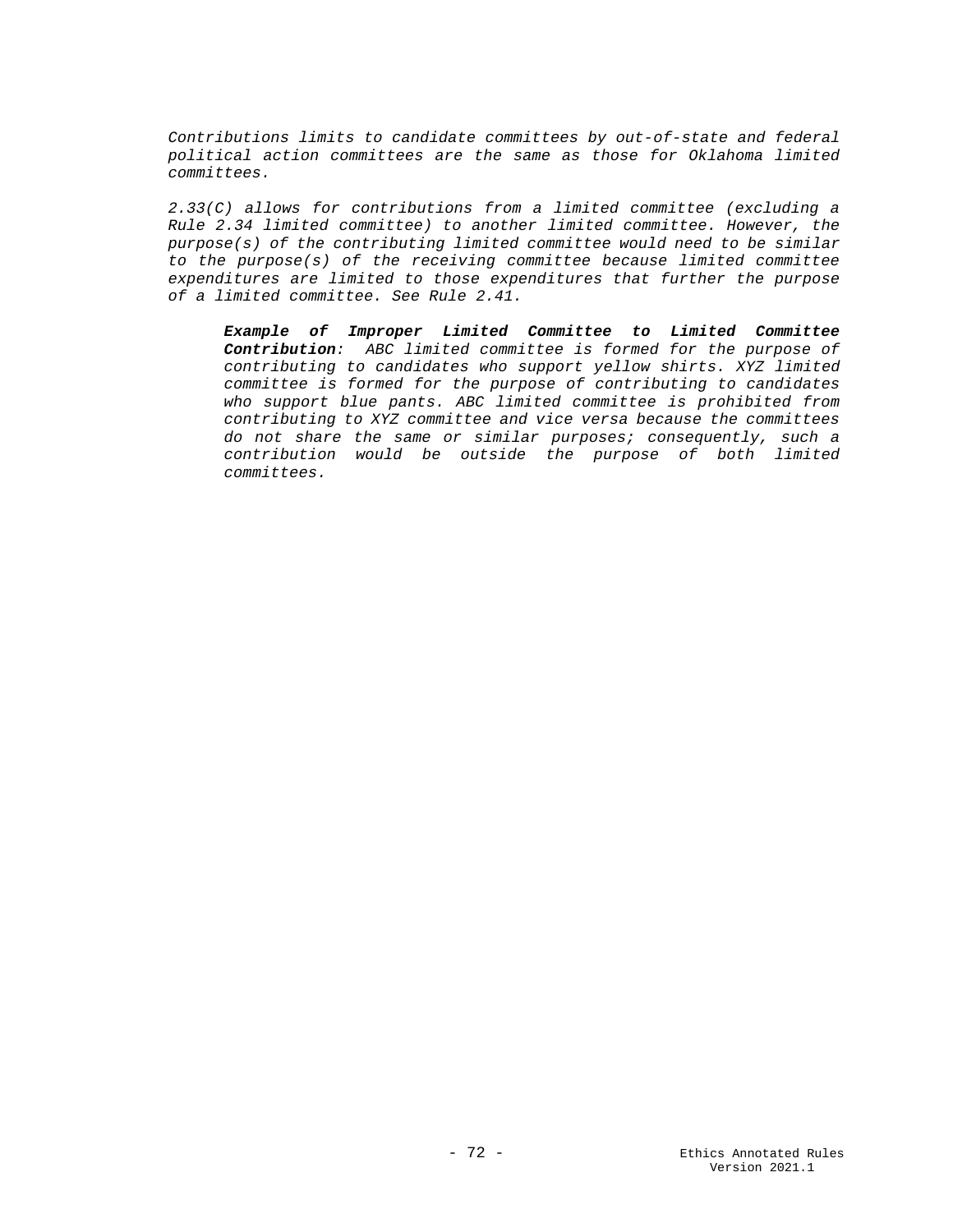*Contributions limits to candidate committees by out-of-state and federal political action committees are the same as those for Oklahoma limited committees.*

*2.33(C) allows for contributions from a limited committee (excluding a Rule 2.34 limited committee) to another limited committee. However, the purpose(s) of the contributing limited committee would need to be similar to the purpose(s) of the receiving committee because limited committee expenditures are limited to those expenditures that further the purpose of a limited committee. See Rule 2.41.*

> ***Example of Improper Limited Committee to Limited Committee Contribution**: ABC limited committee is formed for the purpose of contributing to candidates who support yellow shirts. XYZ limited committee is formed for the purpose of contributing to candidates who support blue pants. ABC limited committee is prohibited from contributing to XYZ committee and vice versa because the committees do not share the same or similar purposes; consequently, such a contribution would be outside the purpose of both limited committees.*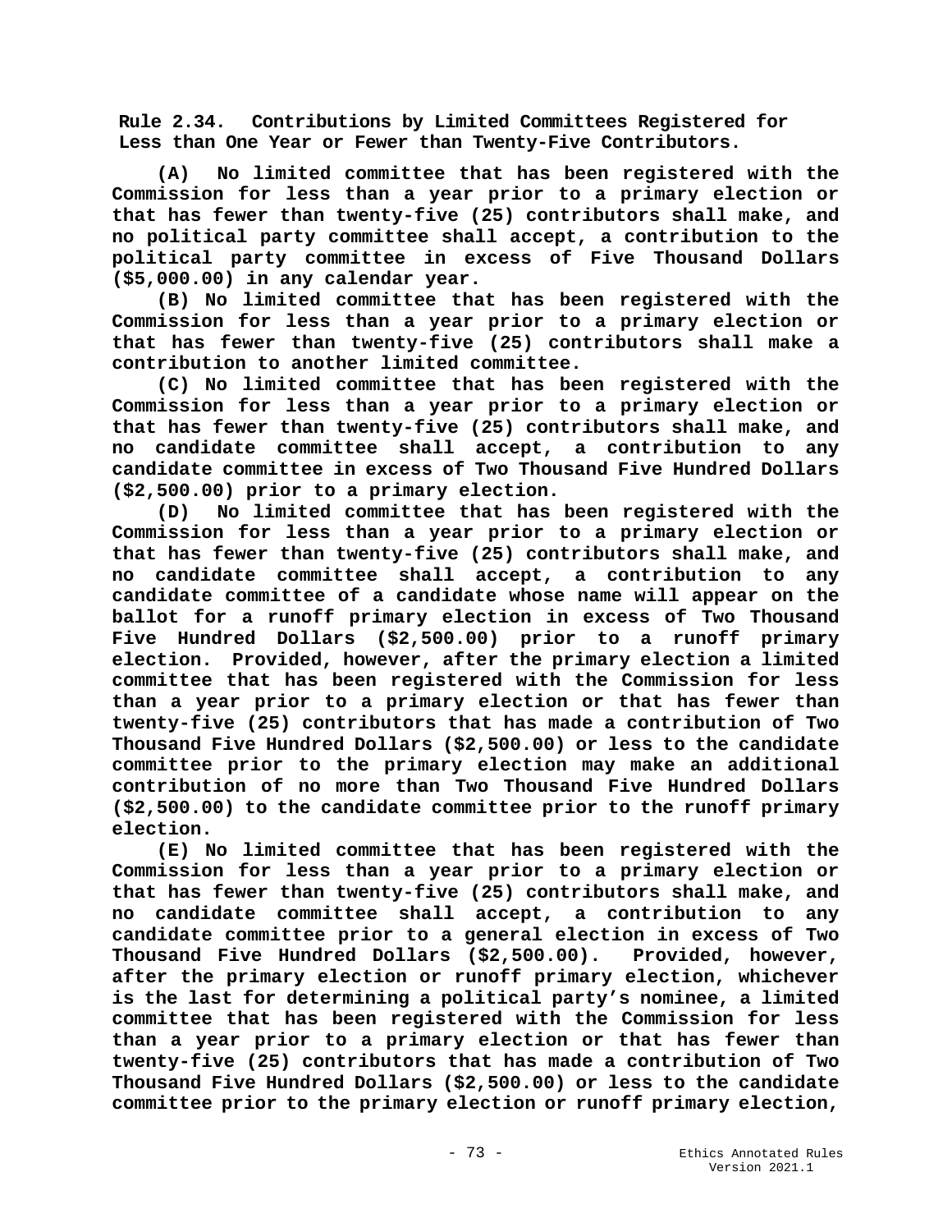**Rule 2.34. Contributions by Limited Committees Registered for Less than One Year or Fewer than Twenty-Five Contributors.**

**(A) No limited committee that has been registered with the Commission for less than a year prior to a primary election or that has fewer than twenty-five (25) contributors shall make, and no political party committee shall accept, a contribution to the political party committee in excess of Five Thousand Dollars ($5,000.00) in any calendar year.**

**(B) No limited committee that has been registered with the Commission for less than a year prior to a primary election or that has fewer than twenty-five (25) contributors shall make a contribution to another limited committee.**

**(C) No limited committee that has been registered with the Commission for less than a year prior to a primary election or that has fewer than twenty-five (25) contributors shall make, and no candidate committee shall accept, a contribution to any candidate committee in excess of Two Thousand Five Hundred Dollars ($2,500.00) prior to a primary election.**

**(D) No limited committee that has been registered with the Commission for less than a year prior to a primary election or that has fewer than twenty-five (25) contributors shall make, and no candidate committee shall accept, a contribution to any candidate committee of a candidate whose name will appear on the ballot for a runoff primary election in excess of Two Thousand Five Hundred Dollars ($2,500.00) prior to a runoff primary election. Provided, however, after the primary election a limited committee that has been registered with the Commission for less than a year prior to a primary election or that has fewer than twenty-five (25) contributors that has made a contribution of Two Thousand Five Hundred Dollars ($2,500.00) or less to the candidate committee prior to the primary election may make an additional contribution of no more than Two Thousand Five Hundred Dollars ($2,500.00) to the candidate committee prior to the runoff primary election.**

**(E) No limited committee that has been registered with the Commission for less than a year prior to a primary election or that has fewer than twenty-five (25) contributors shall make, and no candidate committee shall accept, a contribution to any candidate committee prior to a general election in excess of Two Thousand Five Hundred Dollars ($2,500.00). Provided, however, after the primary election or runoff primary election, whichever is the last for determining a political party's nominee, a limited committee that has been registered with the Commission for less than a year prior to a primary election or that has fewer than twenty-five (25) contributors that has made a contribution of Two Thousand Five Hundred Dollars ($2,500.00) or less to the candidate committee prior to the primary election or runoff primary election,**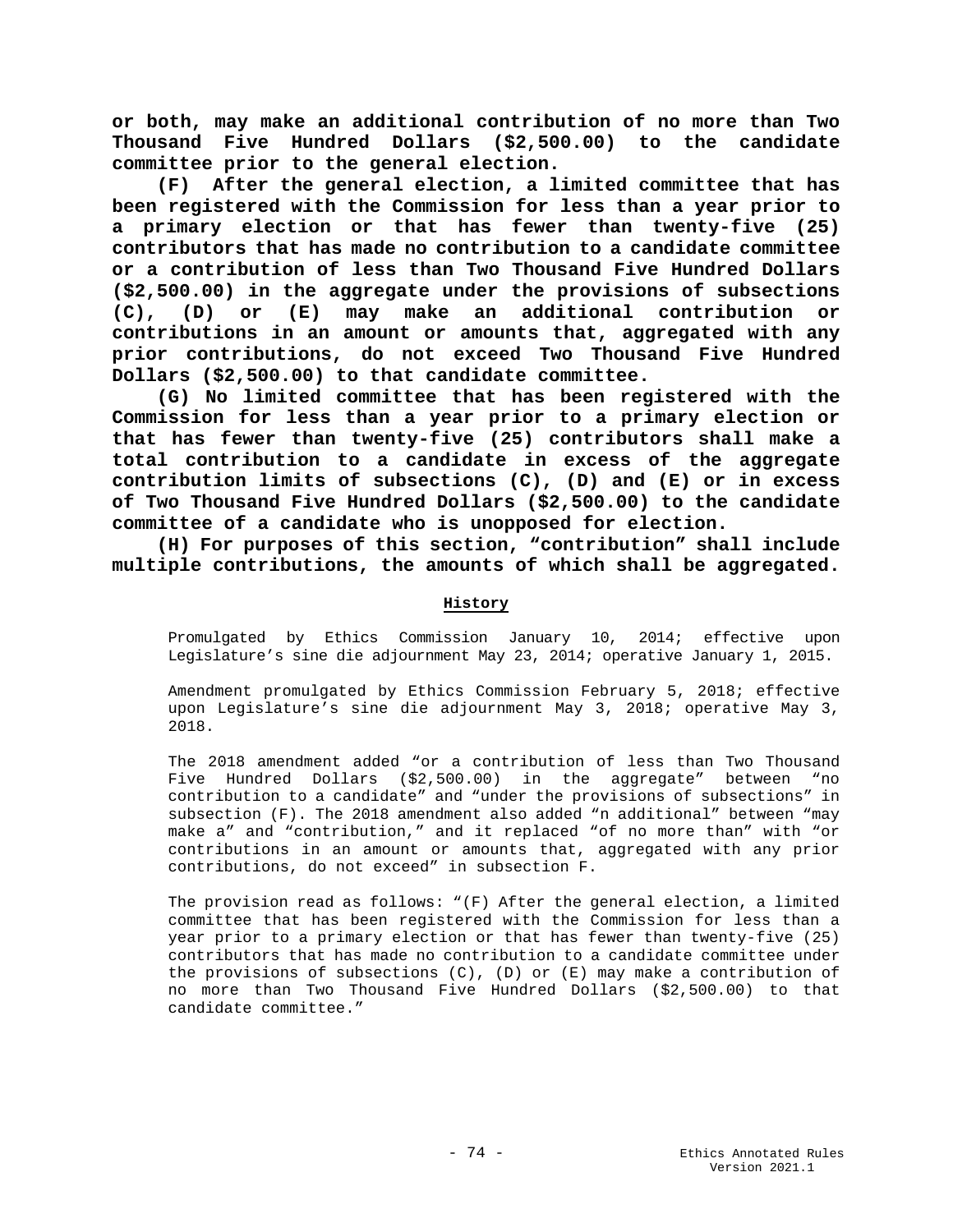**or both, may make an additional contribution of no more than Two Thousand Five Hundred Dollars ($2,500.00) to the candidate committee prior to the general election.**

**(F) After the general election, a limited committee that has been registered with the Commission for less than a year prior to a primary election or that has fewer than twenty-five (25) contributors that has made no contribution to a candidate committee or a contribution of less than Two Thousand Five Hundred Dollars ($2,500.00) in the aggregate under the provisions of subsections (C), (D) or (E) may make an additional contribution or contributions in an amount or amounts that, aggregated with any prior contributions, do not exceed Two Thousand Five Hundred Dollars ($2,500.00) to that candidate committee.**

**(G) No limited committee that has been registered with the Commission for less than a year prior to a primary election or that has fewer than twenty-five (25) contributors shall make a total contribution to a candidate in excess of the aggregate contribution limits of subsections (C), (D) and (E) or in excess of Two Thousand Five Hundred Dollars ($2,500.00) to the candidate committee of a candidate who is unopposed for election.**

**(H) For purposes of this section, "contribution" shall include multiple contributions, the amounts of which shall be aggregated.**

**History**

Promulgated by Ethics Commission January 10, 2014; effective upon Legislature's sine die adjournment May 23, 2014; operative January 1, 2015.

Amendment promulgated by Ethics Commission February 5, 2018; effective upon Legislature's sine die adjournment May 3, 2018; operative May 3, 2018.

The 2018 amendment added "or a contribution of less than Two Thousand Five Hundred Dollars ($2,500.00) in the aggregate" between "no contribution to a candidate" and "under the provisions of subsections" in subsection (F). The 2018 amendment also added "n additional" between "may make a" and "contribution," and it replaced "of no more than" with "or contributions in an amount or amounts that, aggregated with any prior contributions, do not exceed" in subsection F.

The provision read as follows: "(F) After the general election, a limited committee that has been registered with the Commission for less than a year prior to a primary election or that has fewer than twenty-five (25) contributors that has made no contribution to a candidate committee under the provisions of subsections (C), (D) or (E) may make a contribution of no more than Two Thousand Five Hundred Dollars ($2,500.00) to that candidate committee."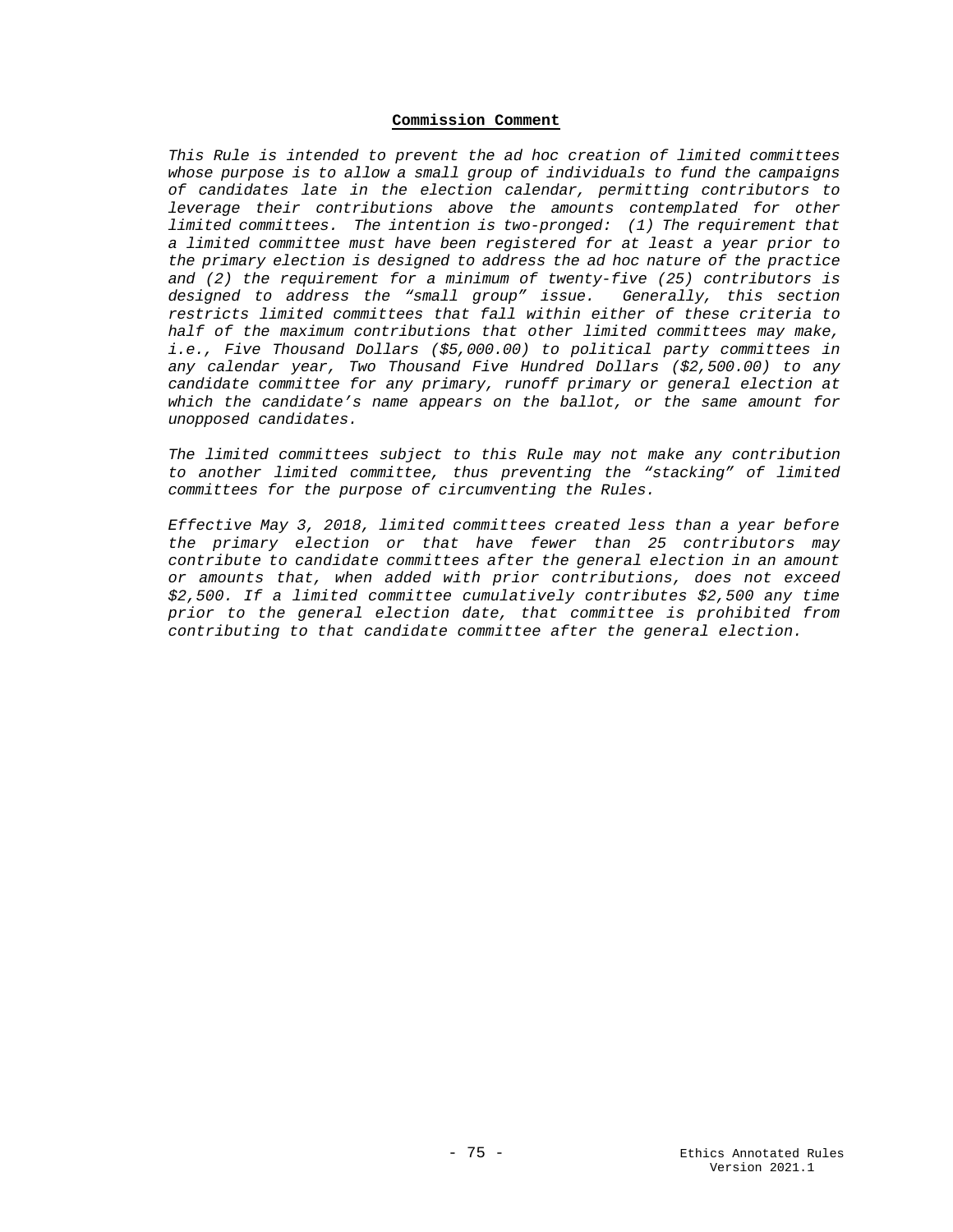**Commission Comment**

*This Rule is intended to prevent the ad hoc creation of limited committees whose purpose is to allow a small group of individuals to fund the campaigns of candidates late in the election calendar, permitting contributors to leverage their contributions above the amounts contemplated for other limited committees. The intention is two-pronged: (1) The requirement that a limited committee must have been registered for at least a year prior to the primary election is designed to address the ad hoc nature of the practice and (2) the requirement for a minimum of twenty-five (25) contributors is designed to address the "small group" issue. Generally, this section restricts limited committees that fall within either of these criteria to half of the maximum contributions that other limited committees may make, i.e., Five Thousand Dollars ($5,000.00) to political party committees in any calendar year, Two Thousand Five Hundred Dollars ($2,500.00) to any candidate committee for any primary, runoff primary or general election at which the candidate's name appears on the ballot, or the same amount for unopposed candidates.*

*The limited committees subject to this Rule may not make any contribution to another limited committee, thus preventing the "stacking" of limited committees for the purpose of circumventing the Rules.*

*Effective May 3, 2018, limited committees created less than a year before the primary election or that have fewer than 25 contributors may contribute to candidate committees after the general election in an amount or amounts that, when added with prior contributions, does not exceed $2,500. If a limited committee cumulatively contributes $2,500 any time prior to the general election date, that committee is prohibited from contributing to that candidate committee after the general election.*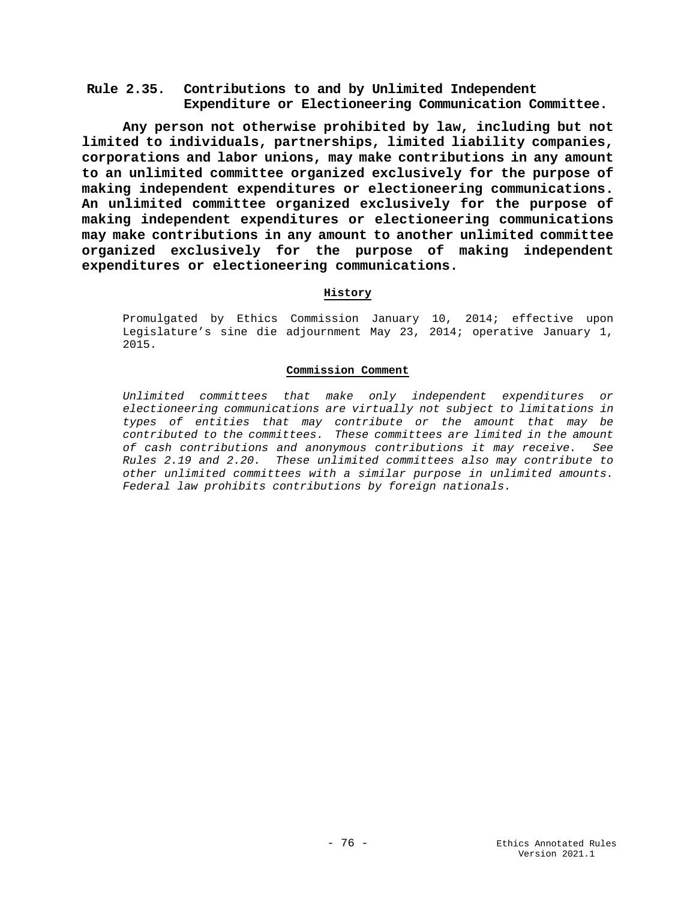## Rule 2.35. Contributions to and by Unlimited Independent Expenditure or Electioneering Communication Committee.

**Any person not otherwise prohibited by law, including but not limited to individuals, partnerships, limited liability companies, corporations and labor unions, may make contributions in any amount to an unlimited committee organized exclusively for the purpose of making independent expenditures or electioneering communications. An unlimited committee organized exclusively for the purpose of making independent expenditures or electioneering communications may make contributions in any amount to another unlimited committee organized exclusively for the purpose of making independent expenditures or electioneering communications.**

**History**

Promulgated by Ethics Commission January 10, 2014; effective upon Legislature's sine die adjournment May 23, 2014; operative January 1, 2015.

**Commission Comment**

*Unlimited committees that make only independent expenditures or electioneering communications are virtually not subject to limitations in types of entities that may contribute or the amount that may be contributed to the committees. These committees are limited in the amount of cash contributions and anonymous contributions it may receive. See Rules 2.19 and 2.20. These unlimited committees also may contribute to other unlimited committees with a similar purpose in unlimited amounts. Federal law prohibits contributions by foreign nationals.*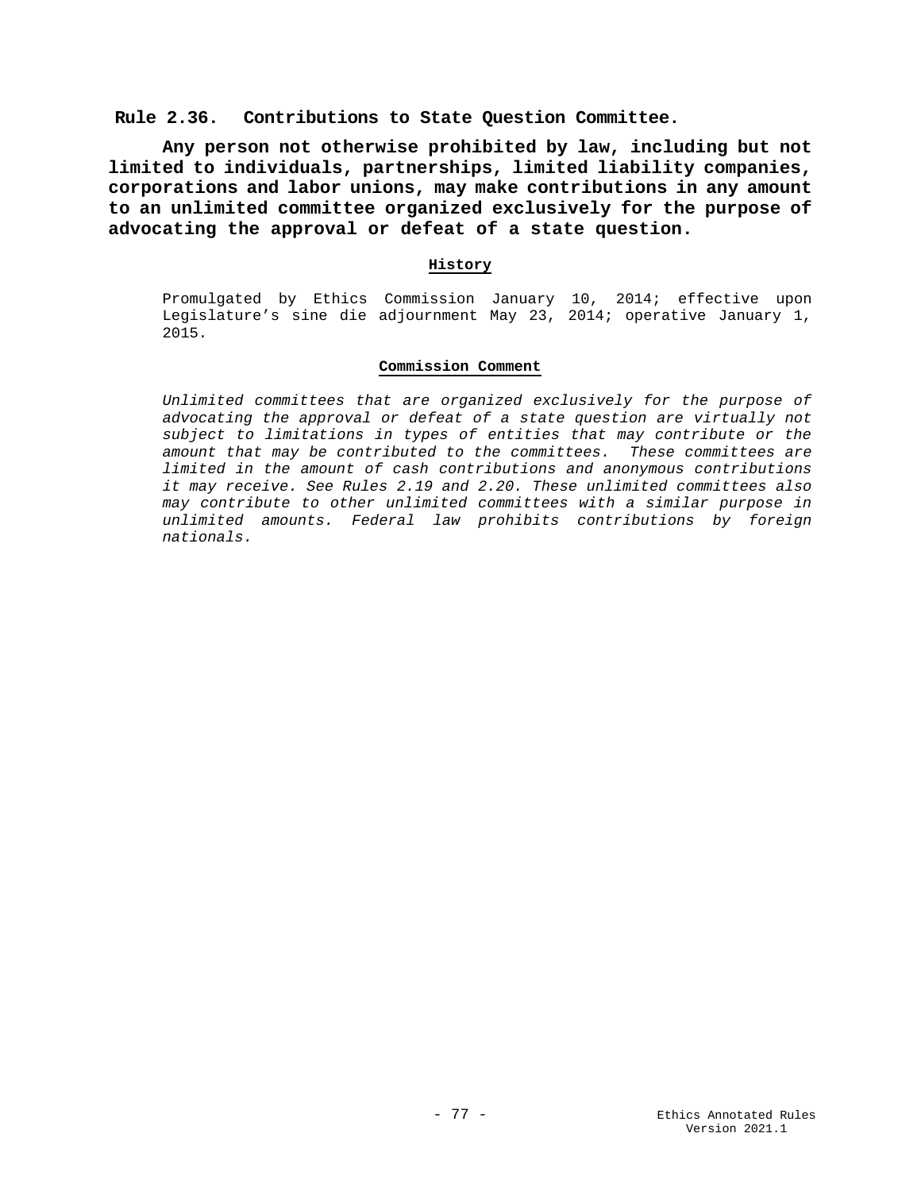## Rule 2.36. Contributions to State Question Committee.

**Any person not otherwise prohibited by law, including but not limited to individuals, partnerships, limited liability companies, corporations and labor unions, may make contributions in any amount to an unlimited committee organized exclusively for the purpose of advocating the approval or defeat of a state question.**

### History

Promulgated by Ethics Commission January 10, 2014; effective upon Legislature's sine die adjournment May 23, 2014; operative January 1, 2015.

### Commission Comment

*Unlimited committees that are organized exclusively for the purpose of advocating the approval or defeat of a state question are virtually not subject to limitations in types of entities that may contribute or the amount that may be contributed to the committees. These committees are limited in the amount of cash contributions and anonymous contributions it may receive. See Rules 2.19 and 2.20. These unlimited committees also may contribute to other unlimited committees with a similar purpose in unlimited amounts. Federal law prohibits contributions by foreign nationals.*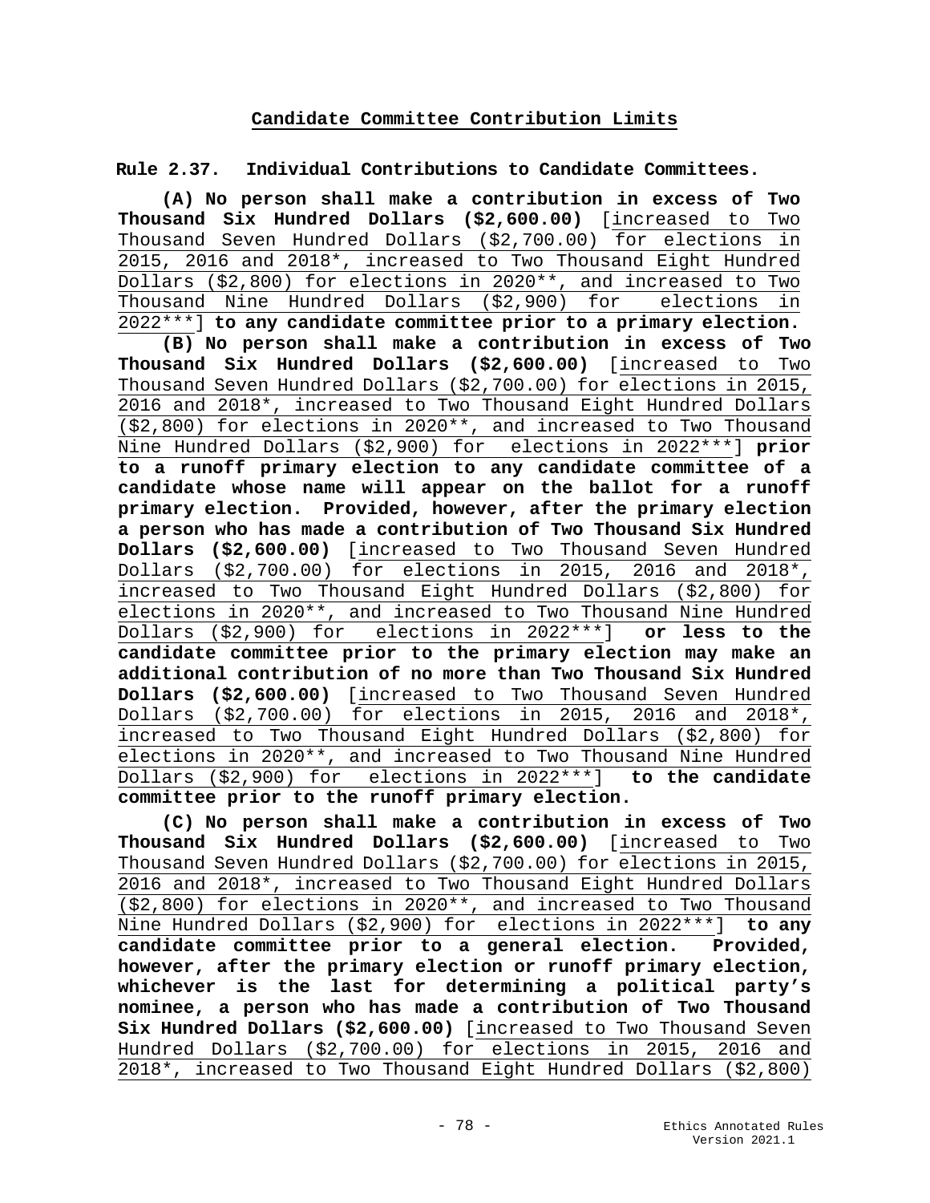## Candidate Committee Contribution Limits

**Rule 2.37. Individual Contributions to Candidate Committees.**

**(A) No person shall make a contribution in excess of Two Thousand Six Hundred Dollars ($2,600.00)** [increased to Two Thousand Seven Hundred Dollars ($2,700.00) for elections in 2015, 2016 and 2018*, increased to Two Thousand Eight Hundred Dollars ($2,800) for elections in 2020**, and increased to Two Thousand Nine Hundred Dollars ($2,900) for elections in 2022***] **to any candidate committee prior to a primary election.**

**(B) No person shall make a contribution in excess of Two Thousand Six Hundred Dollars ($2,600.00)** [increased to Two Thousand Seven Hundred Dollars ($2,700.00) for elections in 2015, 2016 and 2018*, increased to Two Thousand Eight Hundred Dollars ($2,800) for elections in 2020**, and increased to Two Thousand Nine Hundred Dollars ($2,900) for elections in 2022***] **prior to a runoff primary election to any candidate committee of a candidate whose name will appear on the ballot for a runoff primary election. Provided, however, after the primary election a person who has made a contribution of Two Thousand Six Hundred Dollars ($2,600.00)** [increased to Two Thousand Seven Hundred Dollars ($2,700.00) for elections in 2015, 2016 and 2018*, increased to Two Thousand Eight Hundred Dollars ($2,800) for elections in 2020**, and increased to Two Thousand Nine Hundred Dollars ($2,900) for elections in 2022***] **or less to the candidate committee prior to the primary election may make an additional contribution of no more than Two Thousand Six Hundred Dollars ($2,600.00)** [increased to Two Thousand Seven Hundred Dollars ($2,700.00) for elections in 2015, 2016 and 2018*, increased to Two Thousand Eight Hundred Dollars ($2,800) for elections in 2020**, and increased to Two Thousand Nine Hundred Dollars ($2,900) for elections in 2022***] **to the candidate committee prior to the runoff primary election.**

**(C) No person shall make a contribution in excess of Two Thousand Six Hundred Dollars ($2,600.00)** [increased to Two Thousand Seven Hundred Dollars ($2,700.00) for elections in 2015, 2016 and 2018*, increased to Two Thousand Eight Hundred Dollars ($2,800) for elections in 2020**, and increased to Two Thousand Nine Hundred Dollars ($2,900) for elections in 2022***] **to any candidate committee prior to a general election. Provided, however, after the primary election or runoff primary election, whichever is the last for determining a political party's nominee, a person who has made a contribution of Two Thousand Six Hundred Dollars ($2,600.00)** [increased to Two Thousand Seven Hundred Dollars ($2,700.00) for elections in 2015, 2016 and 2018*, increased to Two Thousand Eight Hundred Dollars ($2,800)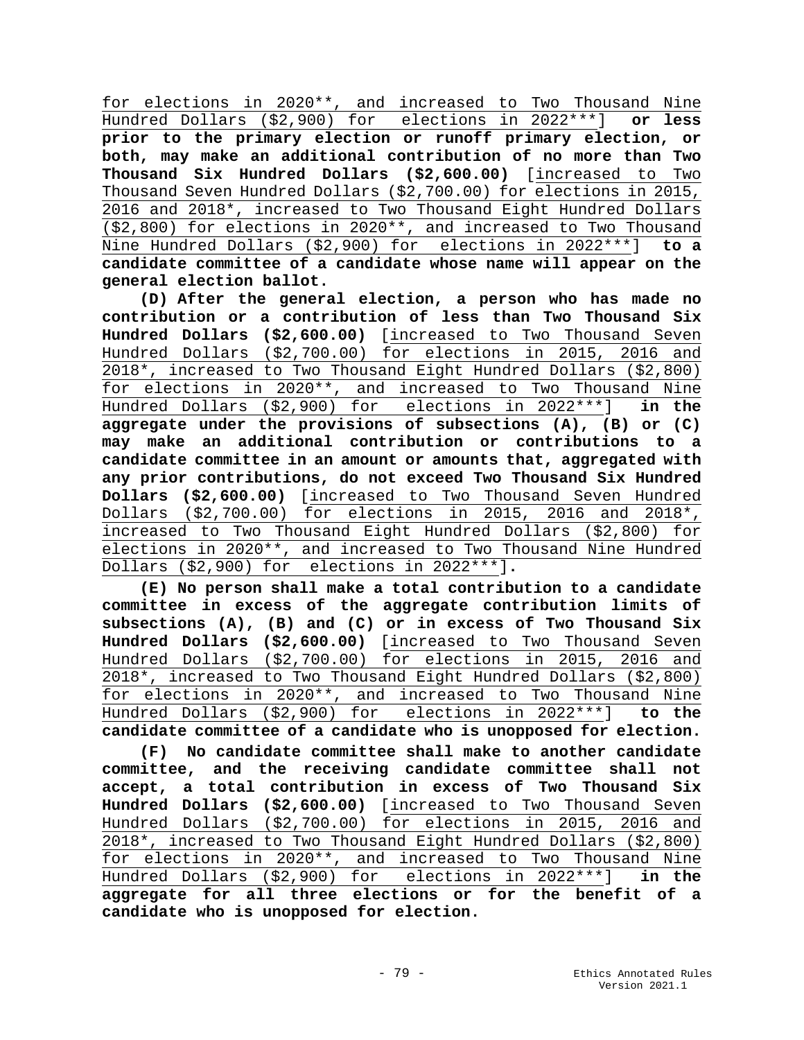for elections in 2020**, and increased to Two Thousand Nine Hundred Dollars ($2,900) for elections in 2022***] **or less prior to the primary election or runoff primary election, or both, may make an additional contribution of no more than Two Thousand Six Hundred Dollars ($2,600.00)** [increased to Two Thousand Seven Hundred Dollars ($2,700.00) for elections in 2015, 2016 and 2018*, increased to Two Thousand Eight Hundred Dollars ($2,800) for elections in 2020**, and increased to Two Thousand Nine Hundred Dollars ($2,900) for elections in 2022***] **to a candidate committee of a candidate whose name will appear on the general election ballot.**

**(D) After the general election, a person who has made no contribution or a contribution of less than Two Thousand Six Hundred Dollars ($2,600.00)** [increased to Two Thousand Seven Hundred Dollars ($2,700.00) for elections in 2015, 2016 and 2018*, increased to Two Thousand Eight Hundred Dollars ($2,800) for elections in 2020**, and increased to Two Thousand Nine Hundred Dollars ($2,900) for elections in 2022***] **in the aggregate under the provisions of subsections (A), (B) or (C) may make an additional contribution or contributions to a candidate committee in an amount or amounts that, aggregated with any prior contributions, do not exceed Two Thousand Six Hundred Dollars ($2,600.00)** [increased to Two Thousand Seven Hundred Dollars ($2,700.00) for elections in 2015, 2016 and 2018*, increased to Two Thousand Eight Hundred Dollars ($2,800) for elections in 2020**, and increased to Two Thousand Nine Hundred Dollars ($2,900) for elections in 2022***]**.**

**(E) No person shall make a total contribution to a candidate committee in excess of the aggregate contribution limits of subsections (A), (B) and (C) or in excess of Two Thousand Six Hundred Dollars ($2,600.00)** [increased to Two Thousand Seven Hundred Dollars ($2,700.00) for elections in 2015, 2016 and 2018*, increased to Two Thousand Eight Hundred Dollars ($2,800) for elections in 2020**, and increased to Two Thousand Nine Hundred Dollars ($2,900) for elections in 2022***] **to the candidate committee of a candidate who is unopposed for election.**

**(F) No candidate committee shall make to another candidate committee, and the receiving candidate committee shall not accept, a total contribution in excess of Two Thousand Six Hundred Dollars ($2,600.00)** [increased to Two Thousand Seven Hundred Dollars ($2,700.00) for elections in 2015, 2016 and 2018*, increased to Two Thousand Eight Hundred Dollars ($2,800) for elections in 2020**, and increased to Two Thousand Nine Hundred Dollars ($2,900) for elections in 2022***] **in the aggregate for all three elections or for the benefit of a candidate who is unopposed for election.**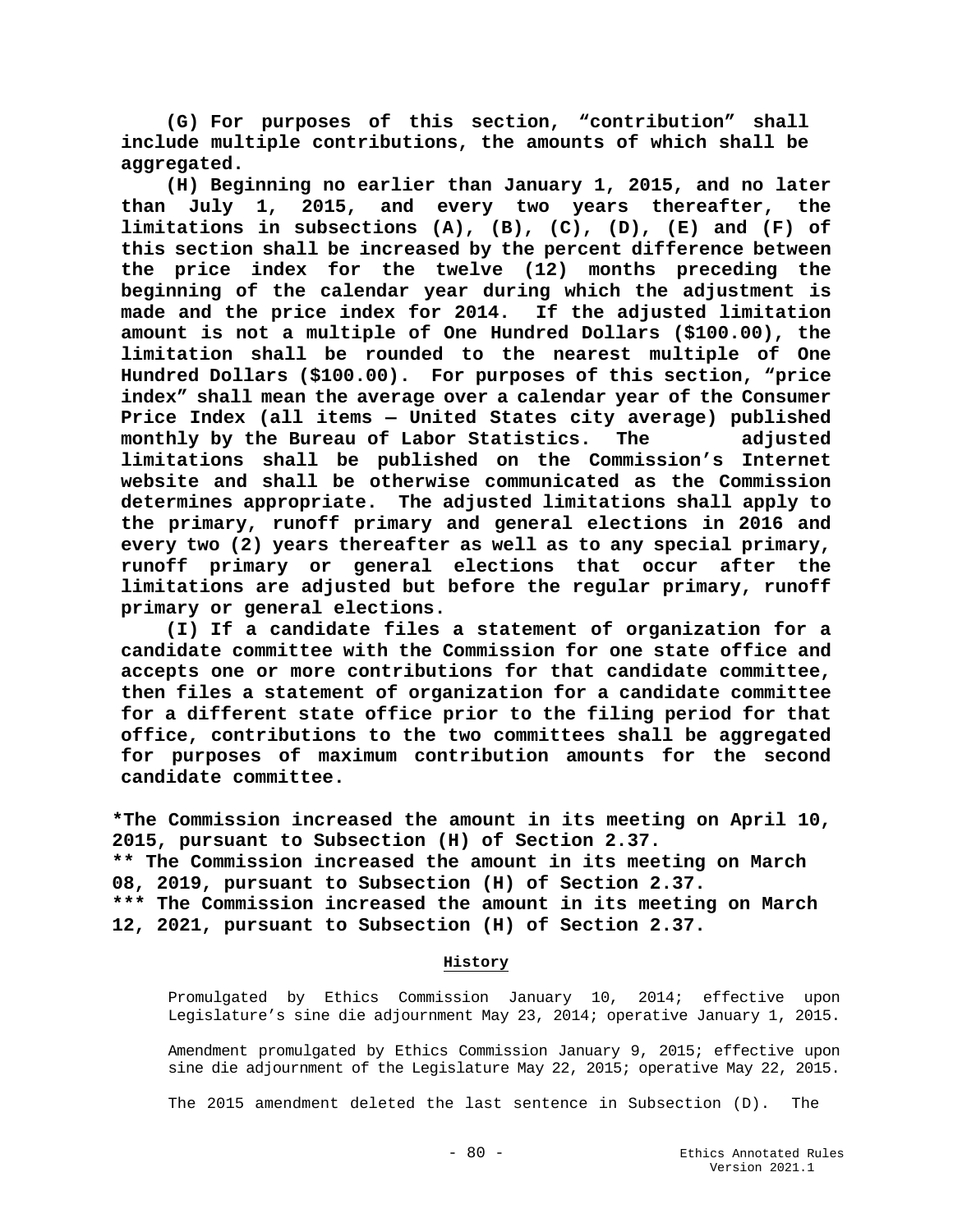**(G) For purposes of this section, "contribution" shall include multiple contributions, the amounts of which shall be aggregated.**

**(H) Beginning no earlier than January 1, 2015, and no later than July 1, 2015, and every two years thereafter, the limitations in subsections (A), (B), (C), (D), (E) and (F) of this section shall be increased by the percent difference between the price index for the twelve (12) months preceding the beginning of the calendar year during which the adjustment is made and the price index for 2014. If the adjusted limitation amount is not a multiple of One Hundred Dollars ($100.00), the limitation shall be rounded to the nearest multiple of One Hundred Dollars ($100.00). For purposes of this section, "price index" shall mean the average over a calendar year of the Consumer Price Index (all items — United States city average) published monthly by the Bureau of Labor Statistics. The adjusted limitations shall be published on the Commission's Internet website and shall be otherwise communicated as the Commission determines appropriate. The adjusted limitations shall apply to the primary, runoff primary and general elections in 2016 and every two (2) years thereafter as well as to any special primary, runoff primary or general elections that occur after the limitations are adjusted but before the regular primary, runoff primary or general elections.**

**(I) If a candidate files a statement of organization for a candidate committee with the Commission for one state office and accepts one or more contributions for that candidate committee, then files a statement of organization for a candidate committee for a different state office prior to the filing period for that office, contributions to the two committees shall be aggregated for purposes of maximum contribution amounts for the second candidate committee.**

**\*The Commission increased the amount in its meeting on April 10, 2015, pursuant to Subsection (H) of Section 2.37.**
**\*\* The Commission increased the amount in its meeting on March 08, 2019, pursuant to Subsection (H) of Section 2.37.**
**\*\*\* The Commission increased the amount in its meeting on March 12, 2021, pursuant to Subsection (H) of Section 2.37.**

**History**

Promulgated by Ethics Commission January 10, 2014; effective upon Legislature's sine die adjournment May 23, 2014; operative January 1, 2015.

Amendment promulgated by Ethics Commission January 9, 2015; effective upon sine die adjournment of the Legislature May 22, 2015; operative May 22, 2015.

The 2015 amendment deleted the last sentence in Subsection (D). The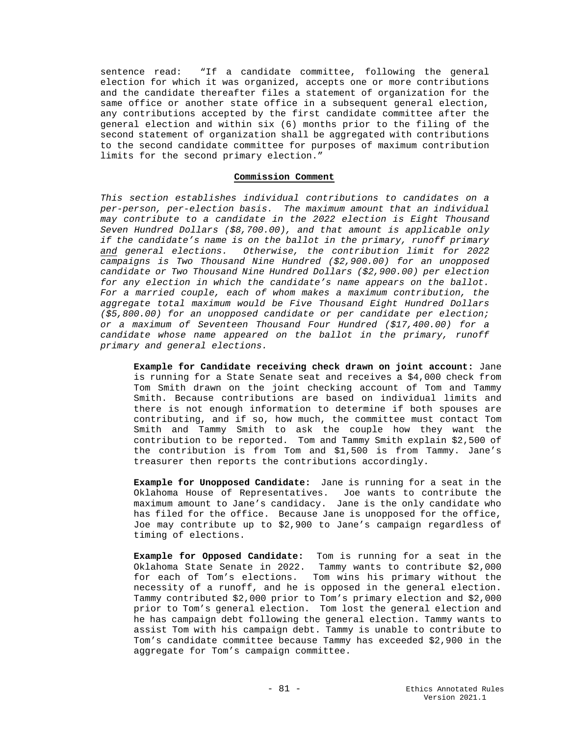sentence read: "If a candidate committee, following the general election for which it was organized, accepts one or more contributions and the candidate thereafter files a statement of organization for the same office or another state office in a subsequent general election, any contributions accepted by the first candidate committee after the general election and within six (6) months prior to the filing of the second statement of organization shall be aggregated with contributions to the second candidate committee for purposes of maximum contribution limits for the second primary election."

**Commission Comment**

*This section establishes individual contributions to candidates on a per-person, per-election basis. The maximum amount that an individual may contribute to a candidate in the 2022 election is Eight Thousand Seven Hundred Dollars ($8,700.00), and that amount is applicable only if the candidate's name is on the ballot in the primary, runoff primary and general elections. Otherwise, the contribution limit for 2022 campaigns is Two Thousand Nine Hundred ($2,900.00) for an unopposed candidate or Two Thousand Nine Hundred Dollars ($2,900.00) per election for any election in which the candidate's name appears on the ballot. For a married couple, each of whom makes a maximum contribution, the aggregate total maximum would be Five Thousand Eight Hundred Dollars ($5,800.00) for an unopposed candidate or per candidate per election; or a maximum of Seventeen Thousand Four Hundred ($17,400.00) for a candidate whose name appeared on the ballot in the primary, runoff primary and general elections.*

> **Example for Candidate receiving check drawn on joint account:** Jane is running for a State Senate seat and receives a $4,000 check from Tom Smith drawn on the joint checking account of Tom and Tammy Smith. Because contributions are based on individual limits and there is not enough information to determine if both spouses are contributing, and if so, how much, the committee must contact Tom Smith and Tammy Smith to ask the couple how they want the contribution to be reported. Tom and Tammy Smith explain $2,500 of the contribution is from Tom and $1,500 is from Tammy. Jane's treasurer then reports the contributions accordingly.
>
> **Example for Unopposed Candidate:** Jane is running for a seat in the Oklahoma House of Representatives. Joe wants to contribute the maximum amount to Jane's candidacy. Jane is the only candidate who has filed for the office. Because Jane is unopposed for the office, Joe may contribute up to $2,900 to Jane's campaign regardless of timing of elections.
>
> **Example for Opposed Candidate:** Tom is running for a seat in the Oklahoma State Senate in 2022. Tammy wants to contribute $2,000 for each of Tom's elections. Tom wins his primary without the necessity of a runoff, and he is opposed in the general election. Tammy contributed $2,000 prior to Tom's primary election and $2,000 prior to Tom's general election. Tom lost the general election and he has campaign debt following the general election. Tammy wants to assist Tom with his campaign debt. Tammy is unable to contribute to Tom's candidate committee because Tammy has exceeded $2,900 in the aggregate for Tom's campaign committee.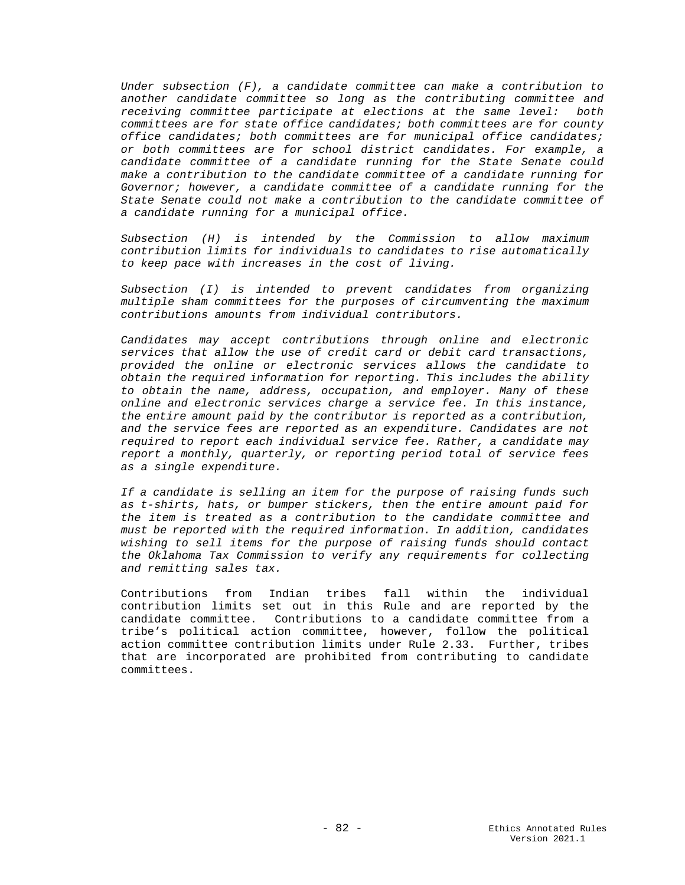*Under subsection (F), a candidate committee can make a contribution to another candidate committee so long as the contributing committee and receiving committee participate at elections at the same level: both committees are for state office candidates; both committees are for county office candidates; both committees are for municipal office candidates; or both committees are for school district candidates. For example, a candidate committee of a candidate running for the State Senate could make a contribution to the candidate committee of a candidate running for Governor; however, a candidate committee of a candidate running for the State Senate could not make a contribution to the candidate committee of a candidate running for a municipal office.*

*Subsection (H) is intended by the Commission to allow maximum contribution limits for individuals to candidates to rise automatically to keep pace with increases in the cost of living.*

*Subsection (I) is intended to prevent candidates from organizing multiple sham committees for the purposes of circumventing the maximum contributions amounts from individual contributors.*

*Candidates may accept contributions through online and electronic services that allow the use of credit card or debit card transactions, provided the online or electronic services allows the candidate to obtain the required information for reporting. This includes the ability to obtain the name, address, occupation, and employer. Many of these online and electronic services charge a service fee. In this instance, the entire amount paid by the contributor is reported as a contribution, and the service fees are reported as an expenditure. Candidates are not required to report each individual service fee. Rather, a candidate may report a monthly, quarterly, or reporting period total of service fees as a single expenditure.*

*If a candidate is selling an item for the purpose of raising funds such as t-shirts, hats, or bumper stickers, then the entire amount paid for the item is treated as a contribution to the candidate committee and must be reported with the required information. In addition, candidates wishing to sell items for the purpose of raising funds should contact the Oklahoma Tax Commission to verify any requirements for collecting and remitting sales tax.*

Contributions from Indian tribes fall within the individual contribution limits set out in this Rule and are reported by the candidate committee. Contributions to a candidate committee from a tribe's political action committee, however, follow the political action committee contribution limits under Rule 2.33. Further, tribes that are incorporated are prohibited from contributing to candidate committees.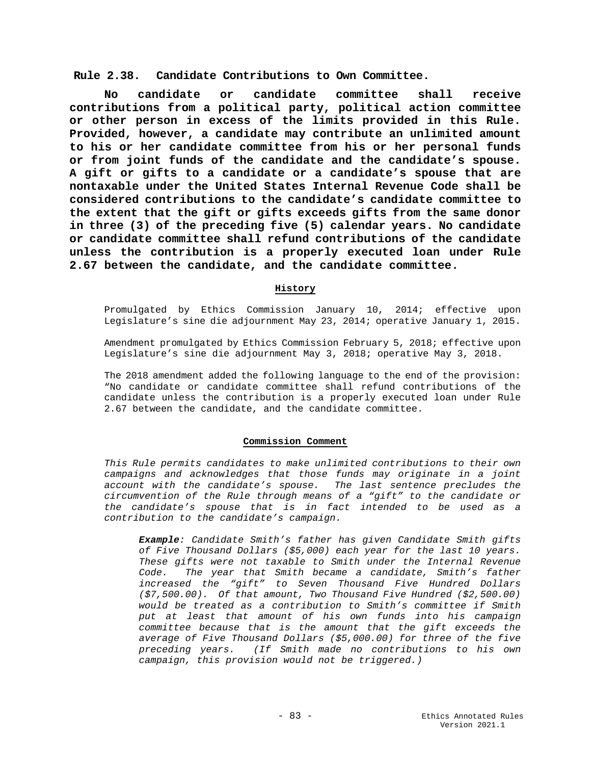## Rule 2.38. Candidate Contributions to Own Committee.

**No candidate or candidate committee shall receive contributions from a political party, political action committee or other person in excess of the limits provided in this Rule. Provided, however, a candidate may contribute an unlimited amount to his or her candidate committee from his or her personal funds or from joint funds of the candidate and the candidate's spouse. A gift or gifts to a candidate or a candidate's spouse that are nontaxable under the United States Internal Revenue Code shall be considered contributions to the candidate's candidate committee to the extent that the gift or gifts exceeds gifts from the same donor in three (3) of the preceding five (5) calendar years. No candidate or candidate committee shall refund contributions of the candidate unless the contribution is a properly executed loan under Rule 2.67 between the candidate, and the candidate committee.**

### History

Promulgated by Ethics Commission January 10, 2014; effective upon Legislature's sine die adjournment May 23, 2014; operative January 1, 2015.

Amendment promulgated by Ethics Commission February 5, 2018; effective upon Legislature's sine die adjournment May 3, 2018; operative May 3, 2018.

The 2018 amendment added the following language to the end of the provision: "No candidate or candidate committee shall refund contributions of the candidate unless the contribution is a properly executed loan under Rule 2.67 between the candidate, and the candidate committee.

### Commission Comment

*This Rule permits candidates to make unlimited contributions to their own campaigns and acknowledges that those funds may originate in a joint account with the candidate's spouse. The last sentence precludes the circumvention of the Rule through means of a "gift" to the candidate or the candidate's spouse that is in fact intended to be used as a contribution to the candidate's campaign.*

> ***Example**: Candidate Smith's father has given Candidate Smith gifts of Five Thousand Dollars ($5,000) each year for the last 10 years. These gifts were not taxable to Smith under the Internal Revenue Code. The year that Smith became a candidate, Smith's father increased the "gift" to Seven Thousand Five Hundred Dollars ($7,500.00). Of that amount, Two Thousand Five Hundred ($2,500.00) would be treated as a contribution to Smith's committee if Smith put at least that amount of his own funds into his campaign committee because that is the amount that the gift exceeds the average of Five Thousand Dollars ($5,000.00) for three of the five preceding years. (If Smith made no contributions to his own campaign, this provision would not be triggered.)*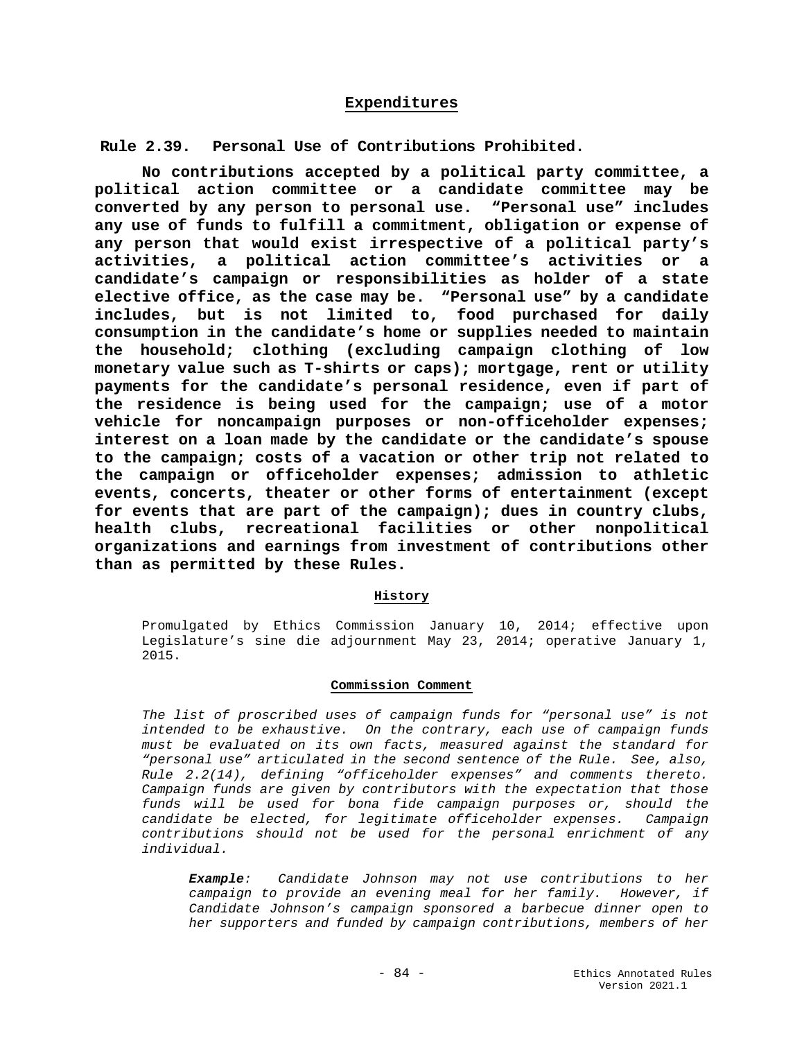## Expenditures

### Rule 2.39. Personal Use of Contributions Prohibited.

**No contributions accepted by a political party committee, a political action committee or a candidate committee may be converted by any person to personal use. "Personal use" includes any use of funds to fulfill a commitment, obligation or expense of any person that would exist irrespective of a political party's activities, a political action committee's activities or a candidate's campaign or responsibilities as holder of a state elective office, as the case may be. "Personal use" by a candidate includes, but is not limited to, food purchased for daily consumption in the candidate's home or supplies needed to maintain the household; clothing (excluding campaign clothing of low monetary value such as T-shirts or caps); mortgage, rent or utility payments for the candidate's personal residence, even if part of the residence is being used for the campaign; use of a motor vehicle for noncampaign purposes or non-officeholder expenses; interest on a loan made by the candidate or the candidate's spouse to the campaign; costs of a vacation or other trip not related to the campaign or officeholder expenses; admission to athletic events, concerts, theater or other forms of entertainment (except for events that are part of the campaign); dues in country clubs, health clubs, recreational facilities or other nonpolitical organizations and earnings from investment of contributions other than as permitted by these Rules.**

#### History

Promulgated by Ethics Commission January 10, 2014; effective upon Legislature's sine die adjournment May 23, 2014; operative January 1, 2015.

#### Commission Comment

*The list of proscribed uses of campaign funds for "personal use" is not intended to be exhaustive. On the contrary, each use of campaign funds must be evaluated on its own facts, measured against the standard for "personal use" articulated in the second sentence of the Rule. See, also, Rule 2.2(14), defining "officeholder expenses" and comments thereto. Campaign funds are given by contributors with the expectation that those funds will be used for bona fide campaign purposes or, should the candidate be elected, for legitimate officeholder expenses. Campaign contributions should not be used for the personal enrichment of any individual.*

> ***Example**: Candidate Johnson may not use contributions to her campaign to provide an evening meal for her family. However, if Candidate Johnson's campaign sponsored a barbecue dinner open to her supporters and funded by campaign contributions, members of her*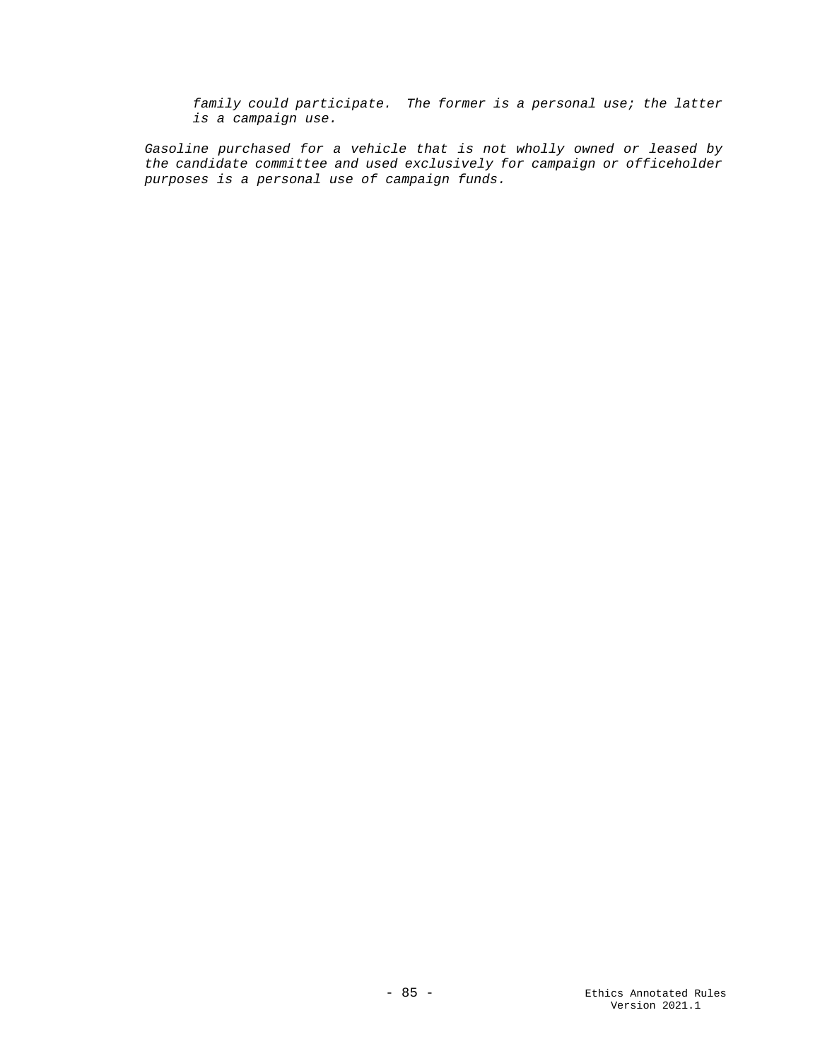*family could participate. The former is a personal use; the latter is a campaign use.*

*Gasoline purchased for a vehicle that is not wholly owned or leased by the candidate committee and used exclusively for campaign or officeholder purposes is a personal use of campaign funds.*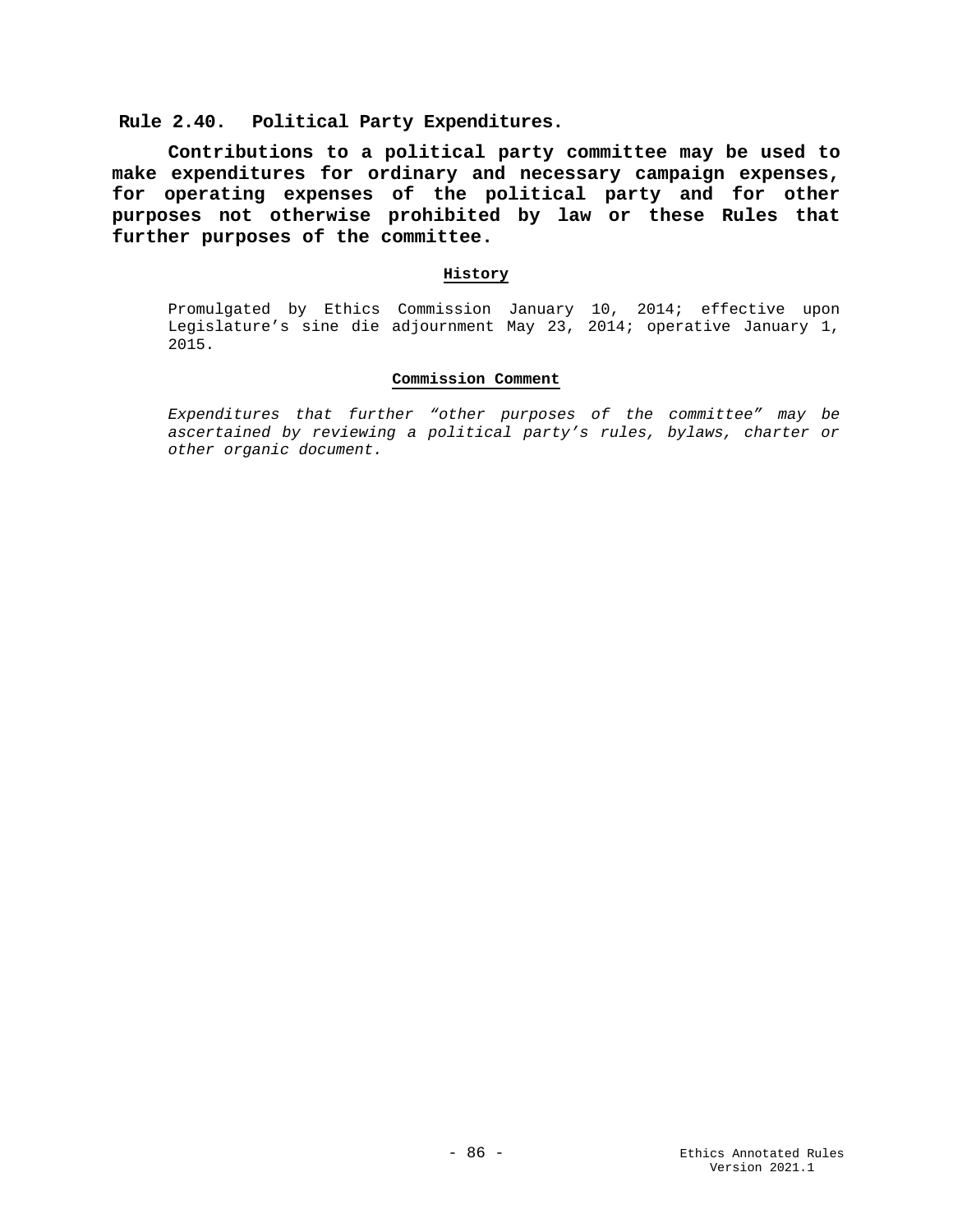## Rule 2.40. Political Party Expenditures.

**Contributions to a political party committee may be used to make expenditures for ordinary and necessary campaign expenses, for operating expenses of the political party and for other purposes not otherwise prohibited by law or these Rules that further purposes of the committee.**

**History**

Promulgated by Ethics Commission January 10, 2014; effective upon Legislature's sine die adjournment May 23, 2014; operative January 1, 2015.

**Commission Comment**

*Expenditures that further "other purposes of the committee" may be ascertained by reviewing a political party's rules, bylaws, charter or other organic document.*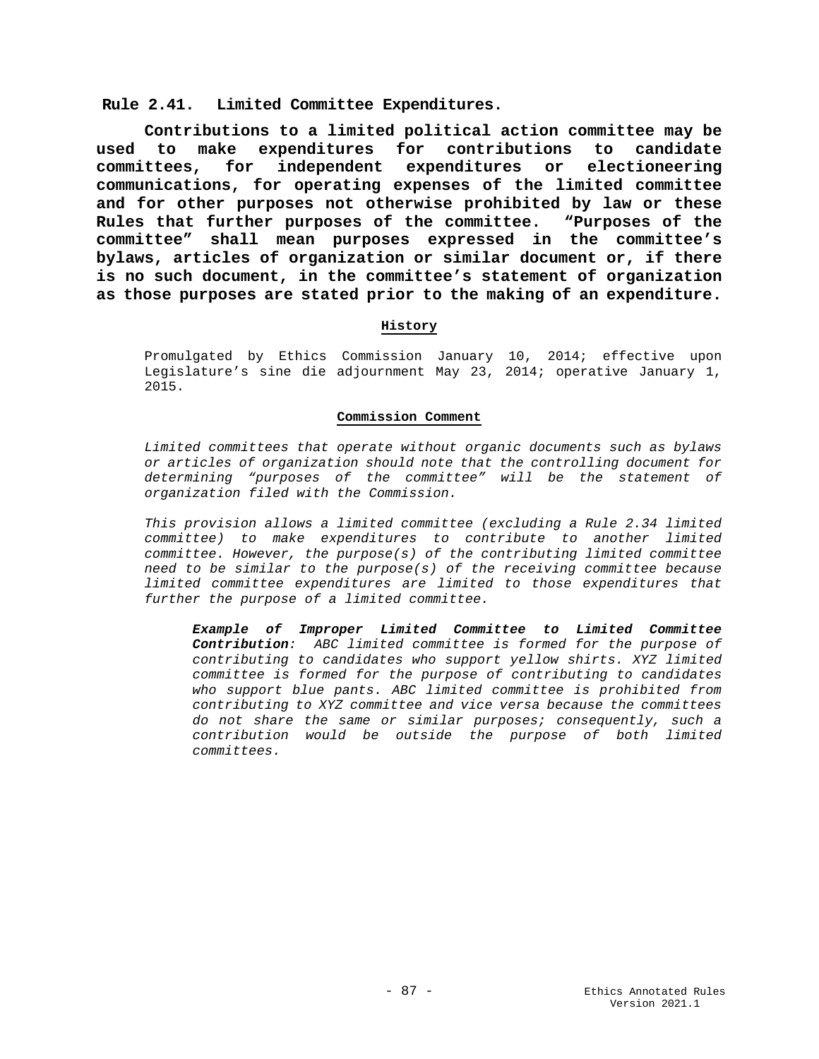## Rule 2.41. Limited Committee Expenditures.

**Contributions to a limited political action committee may be used to make expenditures for contributions to candidate committees, for independent expenditures or electioneering communications, for operating expenses of the limited committee and for other purposes not otherwise prohibited by law or these Rules that further purposes of the committee. "Purposes of the committee" shall mean purposes expressed in the committee's bylaws, articles of organization or similar document or, if there is no such document, in the committee's statement of organization as those purposes are stated prior to the making of an expenditure.**

### History

Promulgated by Ethics Commission January 10, 2014; effective upon Legislature's sine die adjournment May 23, 2014; operative January 1, 2015.

### Commission Comment

*Limited committees that operate without organic documents such as bylaws or articles of organization should note that the controlling document for determining "purposes of the committee" will be the statement of organization filed with the Commission.*

*This provision allows a limited committee (excluding a Rule 2.34 limited committee) to make expenditures to contribute to another limited committee. However, the purpose(s) of the contributing limited committee need to be similar to the purpose(s) of the receiving committee because limited committee expenditures are limited to those expenditures that further the purpose of a limited committee.*

> ***Example of Improper Limited Committee to Limited Committee Contribution****: ABC limited committee is formed for the purpose of contributing to candidates who support yellow shirts. XYZ limited committee is formed for the purpose of contributing to candidates who support blue pants. ABC limited committee is prohibited from contributing to XYZ committee and vice versa because the committees do not share the same or similar purposes; consequently, such a contribution would be outside the purpose of both limited committees.*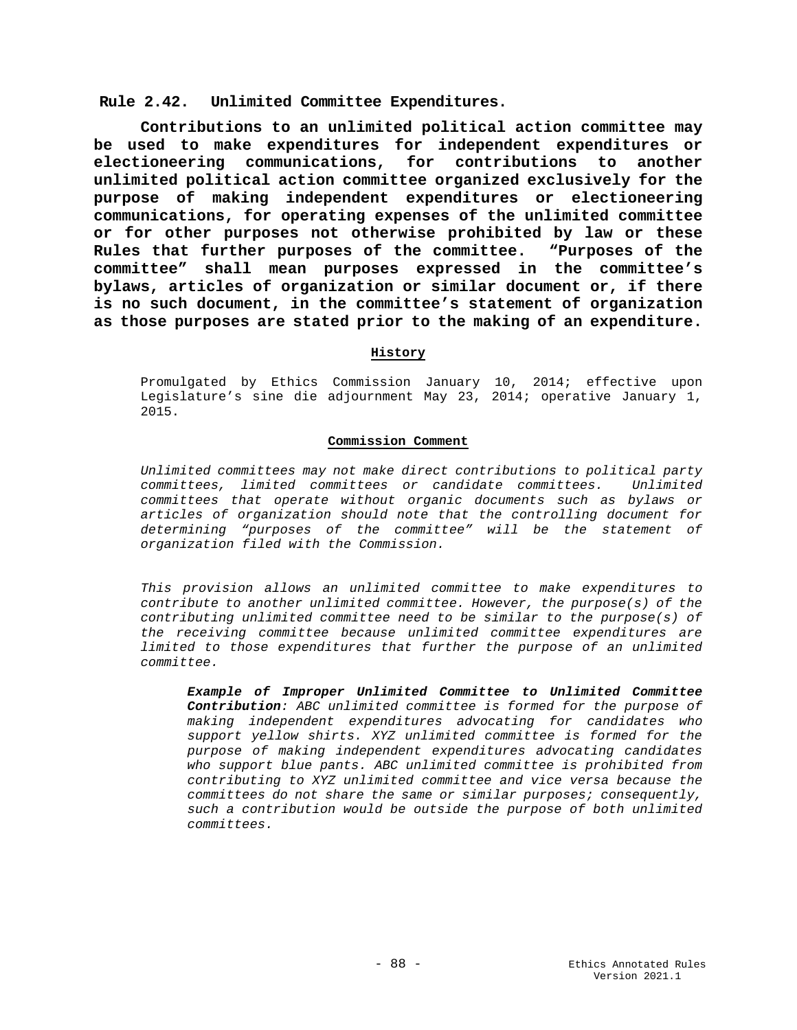## Rule 2.42. Unlimited Committee Expenditures.

**Contributions to an unlimited political action committee may be used to make expenditures for independent expenditures or electioneering communications, for contributions to another unlimited political action committee organized exclusively for the purpose of making independent expenditures or electioneering communications, for operating expenses of the unlimited committee or for other purposes not otherwise prohibited by law or these Rules that further purposes of the committee. "Purposes of the committee" shall mean purposes expressed in the committee's bylaws, articles of organization or similar document or, if there is no such document, in the committee's statement of organization as those purposes are stated prior to the making of an expenditure.**

### History

Promulgated by Ethics Commission January 10, 2014; effective upon Legislature's sine die adjournment May 23, 2014; operative January 1, 2015.

### Commission Comment

*Unlimited committees may not make direct contributions to political party committees, limited committees or candidate committees. Unlimited committees that operate without organic documents such as bylaws or articles of organization should note that the controlling document for determining "purposes of the committee" will be the statement of organization filed with the Commission.*

*This provision allows an unlimited committee to make expenditures to contribute to another unlimited committee. However, the purpose(s) of the contributing unlimited committee need to be similar to the purpose(s) of the receiving committee because unlimited committee expenditures are limited to those expenditures that further the purpose of an unlimited committee.*

> ***Example of Improper Unlimited Committee to Unlimited Committee Contribution**: ABC unlimited committee is formed for the purpose of making independent expenditures advocating for candidates who support yellow shirts. XYZ unlimited committee is formed for the purpose of making independent expenditures advocating candidates who support blue pants. ABC unlimited committee is prohibited from contributing to XYZ unlimited committee and vice versa because the committees do not share the same or similar purposes; consequently, such a contribution would be outside the purpose of both unlimited committees.*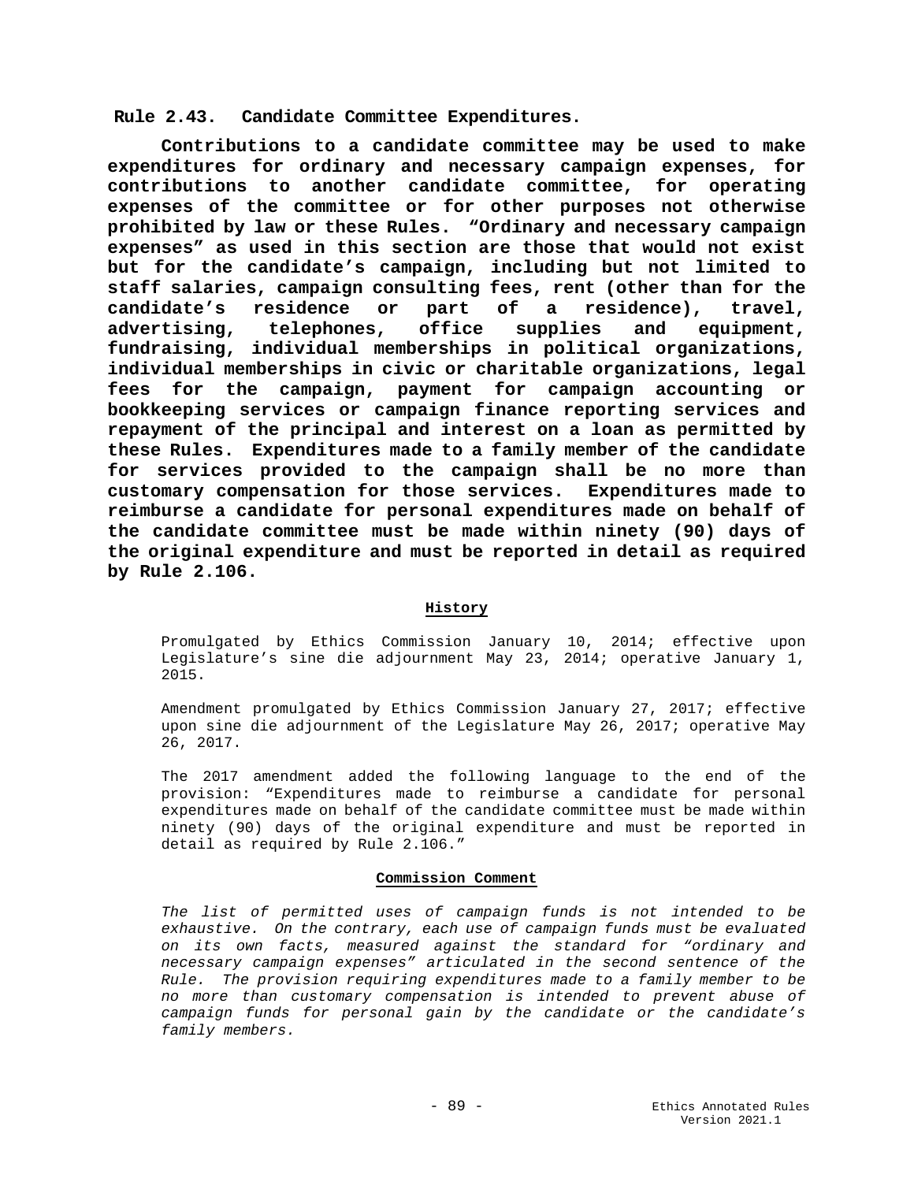## Rule 2.43. Candidate Committee Expenditures.

**Contributions to a candidate committee may be used to make expenditures for ordinary and necessary campaign expenses, for contributions to another candidate committee, for operating expenses of the committee or for other purposes not otherwise prohibited by law or these Rules. "Ordinary and necessary campaign expenses" as used in this section are those that would not exist but for the candidate's campaign, including but not limited to staff salaries, campaign consulting fees, rent (other than for the candidate's residence or part of a residence), travel, advertising, telephones, office supplies and equipment, fundraising, individual memberships in political organizations, individual memberships in civic or charitable organizations, legal fees for the campaign, payment for campaign accounting or bookkeeping services or campaign finance reporting services and repayment of the principal and interest on a loan as permitted by these Rules. Expenditures made to a family member of the candidate for services provided to the campaign shall be no more than customary compensation for those services. Expenditures made to reimburse a candidate for personal expenditures made on behalf of the candidate committee must be made within ninety (90) days of the original expenditure and must be reported in detail as required by Rule 2.106.**

### History

Promulgated by Ethics Commission January 10, 2014; effective upon Legislature's sine die adjournment May 23, 2014; operative January 1, 2015.

Amendment promulgated by Ethics Commission January 27, 2017; effective upon sine die adjournment of the Legislature May 26, 2017; operative May 26, 2017.

The 2017 amendment added the following language to the end of the provision: "Expenditures made to reimburse a candidate for personal expenditures made on behalf of the candidate committee must be made within ninety (90) days of the original expenditure and must be reported in detail as required by Rule 2.106."

### Commission Comment

*The list of permitted uses of campaign funds is not intended to be exhaustive. On the contrary, each use of campaign funds must be evaluated on its own facts, measured against the standard for "ordinary and necessary campaign expenses" articulated in the second sentence of the Rule. The provision requiring expenditures made to a family member to be no more than customary compensation is intended to prevent abuse of campaign funds for personal gain by the candidate or the candidate's family members.*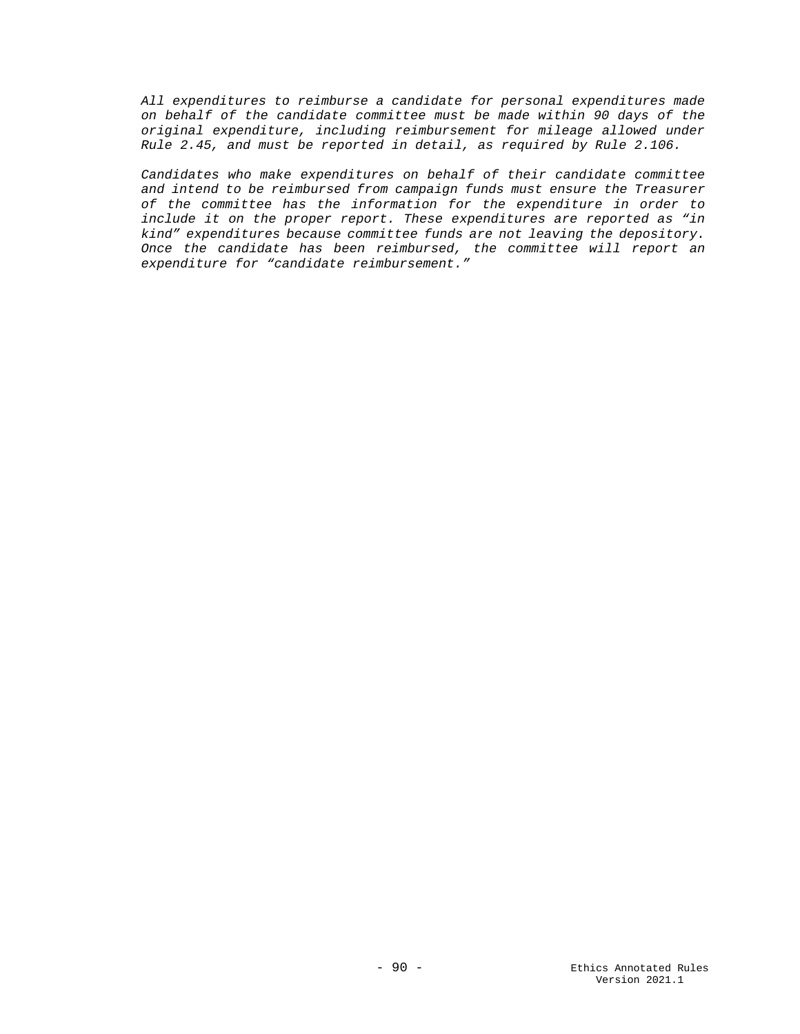*All expenditures to reimburse a candidate for personal expenditures made on behalf of the candidate committee must be made within 90 days of the original expenditure, including reimbursement for mileage allowed under Rule 2.45, and must be reported in detail, as required by Rule 2.106.*

*Candidates who make expenditures on behalf of their candidate committee and intend to be reimbursed from campaign funds must ensure the Treasurer of the committee has the information for the expenditure in order to include it on the proper report. These expenditures are reported as "in kind" expenditures because committee funds are not leaving the depository. Once the candidate has been reimbursed, the committee will report an expenditure for "candidate reimbursement."*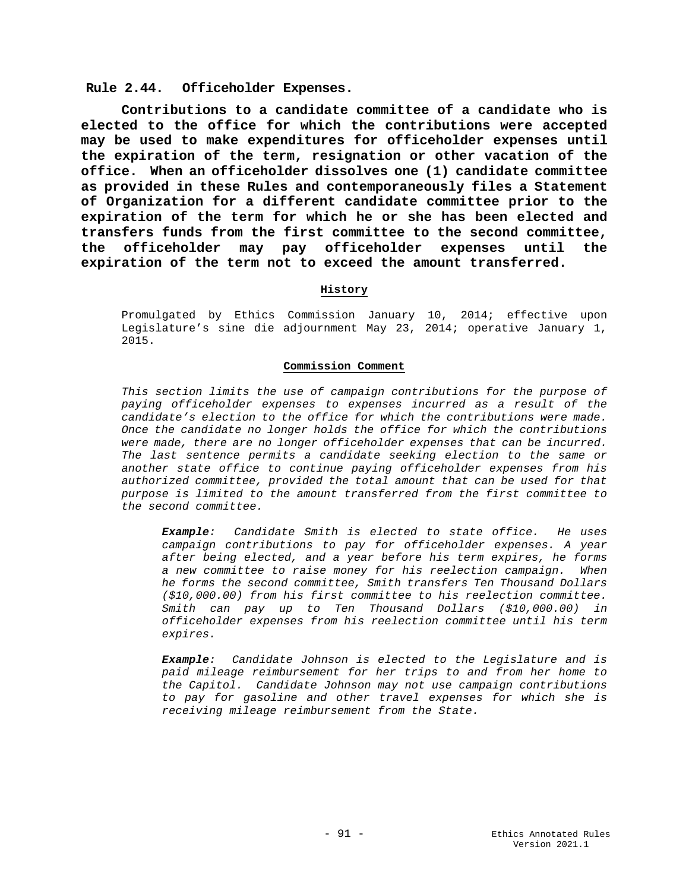## Rule 2.44. Officeholder Expenses.

**Contributions to a candidate committee of a candidate who is elected to the office for which the contributions were accepted may be used to make expenditures for officeholder expenses until the expiration of the term, resignation or other vacation of the office. When an officeholder dissolves one (1) candidate committee as provided in these Rules and contemporaneously files a Statement of Organization for a different candidate committee prior to the expiration of the term for which he or she has been elected and transfers funds from the first committee to the second committee, the officeholder may pay officeholder expenses until the expiration of the term not to exceed the amount transferred.**

### History

Promulgated by Ethics Commission January 10, 2014; effective upon Legislature's sine die adjournment May 23, 2014; operative January 1, 2015.

### Commission Comment

*This section limits the use of campaign contributions for the purpose of paying officeholder expenses to expenses incurred as a result of the candidate's election to the office for which the contributions were made. Once the candidate no longer holds the office for which the contributions were made, there are no longer officeholder expenses that can be incurred. The last sentence permits a candidate seeking election to the same or another state office to continue paying officeholder expenses from his authorized committee, provided the total amount that can be used for that purpose is limited to the amount transferred from the first committee to the second committee.*

> ***Example**: Candidate Smith is elected to state office. He uses campaign contributions to pay for officeholder expenses. A year after being elected, and a year before his term expires, he forms a new committee to raise money for his reelection campaign. When he forms the second committee, Smith transfers Ten Thousand Dollars ($10,000.00) from his first committee to his reelection committee. Smith can pay up to Ten Thousand Dollars ($10,000.00) in officeholder expenses from his reelection committee until his term expires.*

> ***Example**: Candidate Johnson is elected to the Legislature and is paid mileage reimbursement for her trips to and from her home to the Capitol. Candidate Johnson may not use campaign contributions to pay for gasoline and other travel expenses for which she is receiving mileage reimbursement from the State.*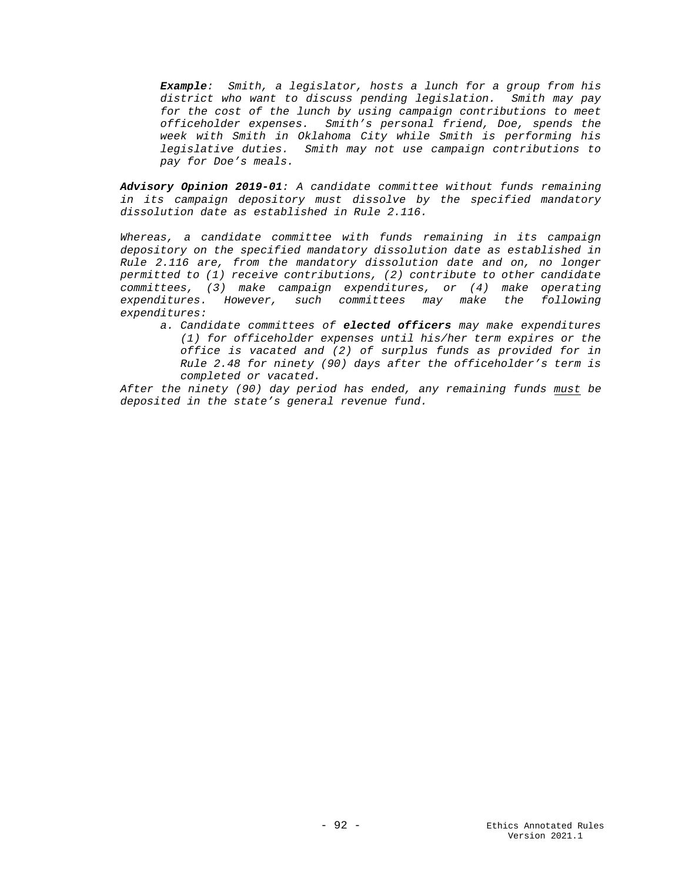***Example**: Smith, a legislator, hosts a lunch for a group from his district who want to discuss pending legislation. Smith may pay for the cost of the lunch by using campaign contributions to meet officeholder expenses. Smith's personal friend, Doe, spends the week with Smith in Oklahoma City while Smith is performing his legislative duties. Smith may not use campaign contributions to pay for Doe's meals.*

***Advisory Opinion 2019-01**: A candidate committee without funds remaining in its campaign depository must dissolve by the specified mandatory dissolution date as established in Rule 2.116.*

*Whereas, a candidate committee with funds remaining in its campaign depository on the specified mandatory dissolution date as established in Rule 2.116 are, from the mandatory dissolution date and on, no longer permitted to (1) receive contributions, (2) contribute to other candidate committees, (3) make campaign expenditures, or (4) make operating expenditures. However, such committees may make the following expenditures:*

*a. Candidate committees of **elected officers** may make expenditures (1) for officeholder expenses until his/her term expires or the office is vacated and (2) of surplus funds as provided for in Rule 2.48 for ninety (90) days after the officeholder's term is completed or vacated.*

*After the ninety (90) day period has ended, any remaining funds <u>must</u> be deposited in the state's general revenue fund.*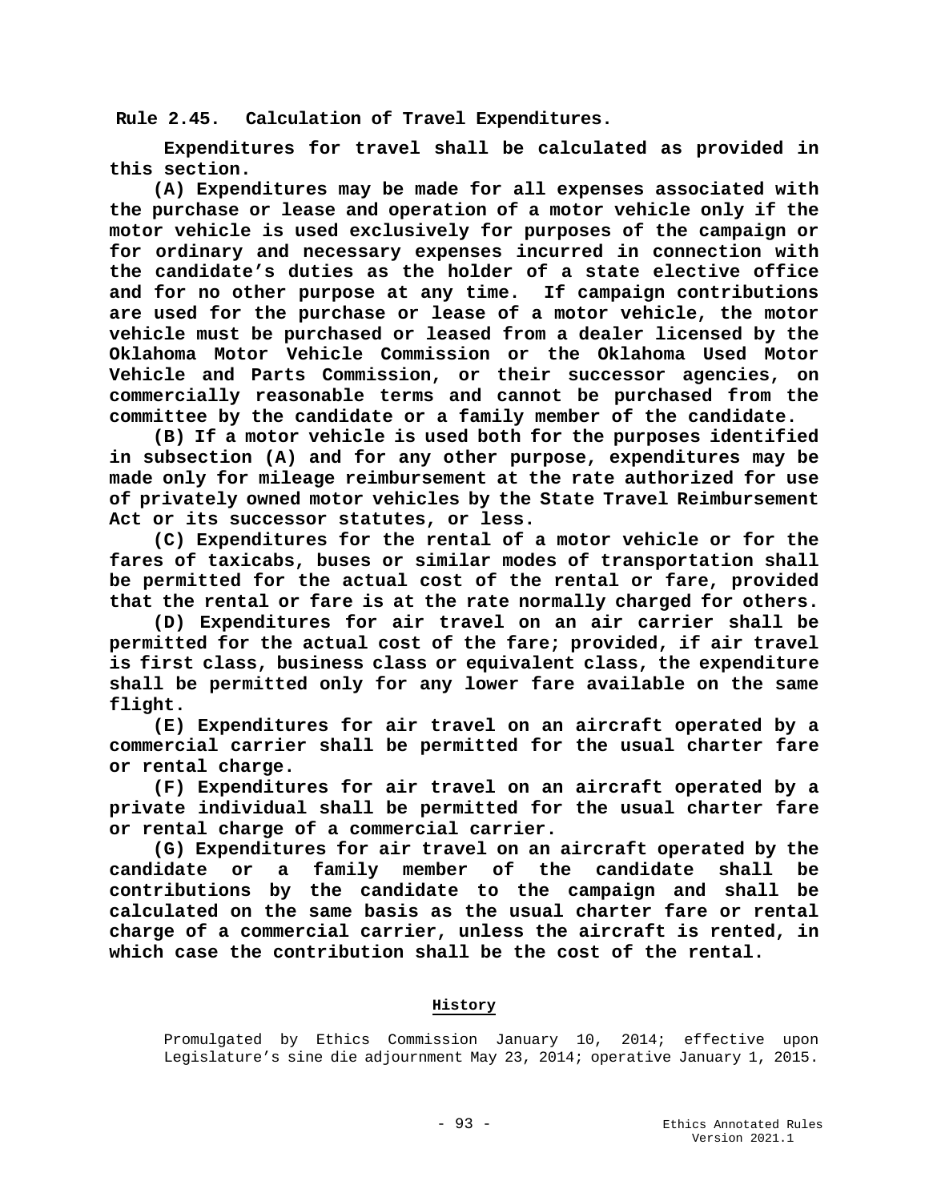**Rule 2.45. Calculation of Travel Expenditures.**

**Expenditures for travel shall be calculated as provided in this section.**

**(A) Expenditures may be made for all expenses associated with the purchase or lease and operation of a motor vehicle only if the motor vehicle is used exclusively for purposes of the campaign or for ordinary and necessary expenses incurred in connection with the candidate's duties as the holder of a state elective office and for no other purpose at any time. If campaign contributions are used for the purchase or lease of a motor vehicle, the motor vehicle must be purchased or leased from a dealer licensed by the Oklahoma Motor Vehicle Commission or the Oklahoma Used Motor Vehicle and Parts Commission, or their successor agencies, on commercially reasonable terms and cannot be purchased from the committee by the candidate or a family member of the candidate.**

**(B) If a motor vehicle is used both for the purposes identified in subsection (A) and for any other purpose, expenditures may be made only for mileage reimbursement at the rate authorized for use of privately owned motor vehicles by the State Travel Reimbursement Act or its successor statutes, or less.**

**(C) Expenditures for the rental of a motor vehicle or for the fares of taxicabs, buses or similar modes of transportation shall be permitted for the actual cost of the rental or fare, provided that the rental or fare is at the rate normally charged for others.**

**(D) Expenditures for air travel on an air carrier shall be permitted for the actual cost of the fare; provided, if air travel is first class, business class or equivalent class, the expenditure shall be permitted only for any lower fare available on the same flight.**

**(E) Expenditures for air travel on an aircraft operated by a commercial carrier shall be permitted for the usual charter fare or rental charge.**

**(F) Expenditures for air travel on an aircraft operated by a private individual shall be permitted for the usual charter fare or rental charge of a commercial carrier.**

**(G) Expenditures for air travel on an aircraft operated by the candidate or a family member of the candidate shall be contributions by the candidate to the campaign and shall be calculated on the same basis as the usual charter fare or rental charge of a commercial carrier, unless the aircraft is rented, in which case the contribution shall be the cost of the rental.**

**History**

Promulgated by Ethics Commission January 10, 2014; effective upon Legislature's sine die adjournment May 23, 2014; operative January 1, 2015.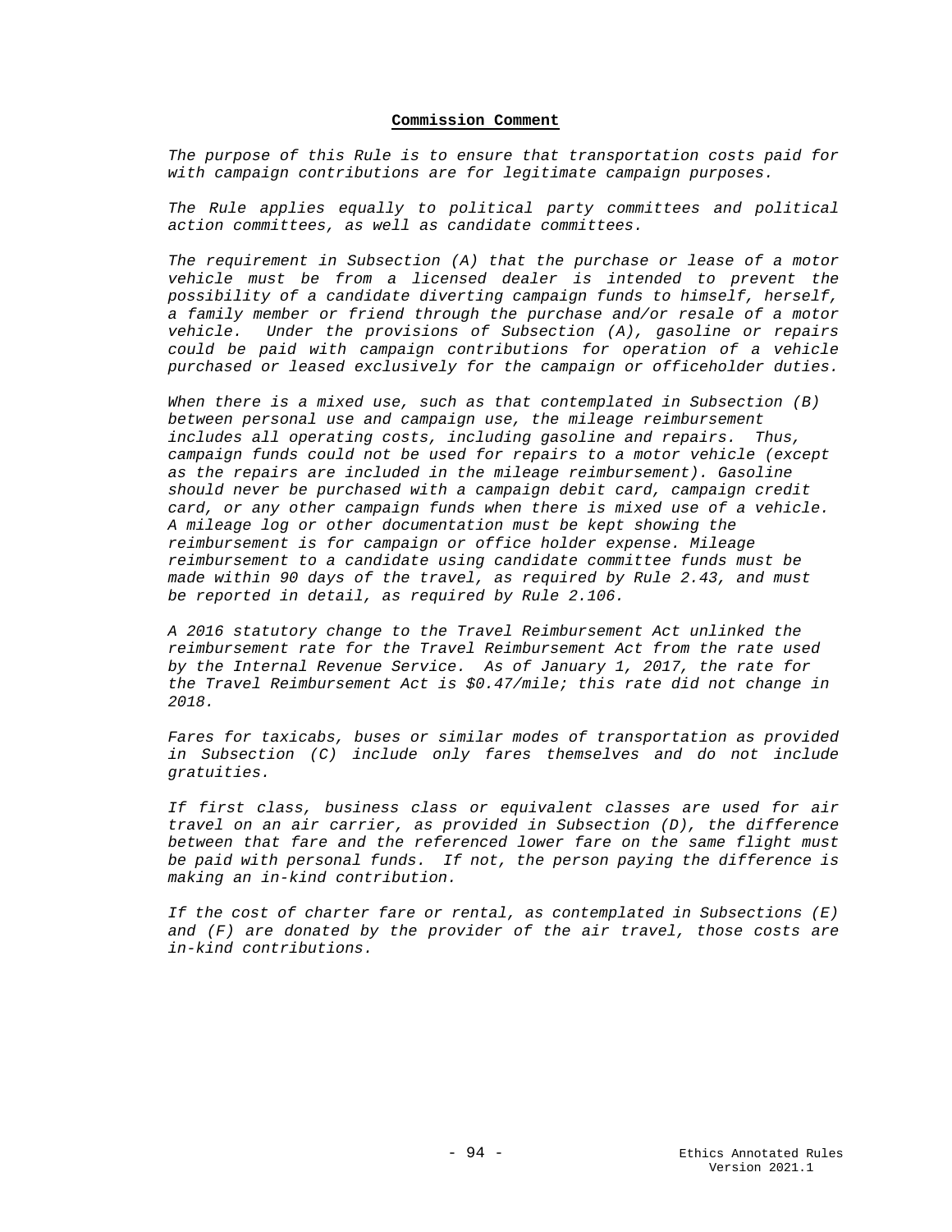**Commission Comment**

*The purpose of this Rule is to ensure that transportation costs paid for with campaign contributions are for legitimate campaign purposes.*

*The Rule applies equally to political party committees and political action committees, as well as candidate committees.*

*The requirement in Subsection (A) that the purchase or lease of a motor vehicle must be from a licensed dealer is intended to prevent the possibility of a candidate diverting campaign funds to himself, herself, a family member or friend through the purchase and/or resale of a motor vehicle. Under the provisions of Subsection (A), gasoline or repairs could be paid with campaign contributions for operation of a vehicle purchased or leased exclusively for the campaign or officeholder duties.*

*When there is a mixed use, such as that contemplated in Subsection (B) between personal use and campaign use, the mileage reimbursement includes all operating costs, including gasoline and repairs. Thus, campaign funds could not be used for repairs to a motor vehicle (except as the repairs are included in the mileage reimbursement). Gasoline should never be purchased with a campaign debit card, campaign credit card, or any other campaign funds when there is mixed use of a vehicle. A mileage log or other documentation must be kept showing the reimbursement is for campaign or office holder expense. Mileage reimbursement to a candidate using candidate committee funds must be made within 90 days of the travel, as required by Rule 2.43, and must be reported in detail, as required by Rule 2.106.*

*A 2016 statutory change to the Travel Reimbursement Act unlinked the reimbursement rate for the Travel Reimbursement Act from the rate used by the Internal Revenue Service. As of January 1, 2017, the rate for the Travel Reimbursement Act is $0.47/mile; this rate did not change in 2018.*

*Fares for taxicabs, buses or similar modes of transportation as provided in Subsection (C) include only fares themselves and do not include gratuities.*

*If first class, business class or equivalent classes are used for air travel on an air carrier, as provided in Subsection (D), the difference between that fare and the referenced lower fare on the same flight must be paid with personal funds. If not, the person paying the difference is making an in-kind contribution.*

*If the cost of charter fare or rental, as contemplated in Subsections (E) and (F) are donated by the provider of the air travel, those costs are in-kind contributions.*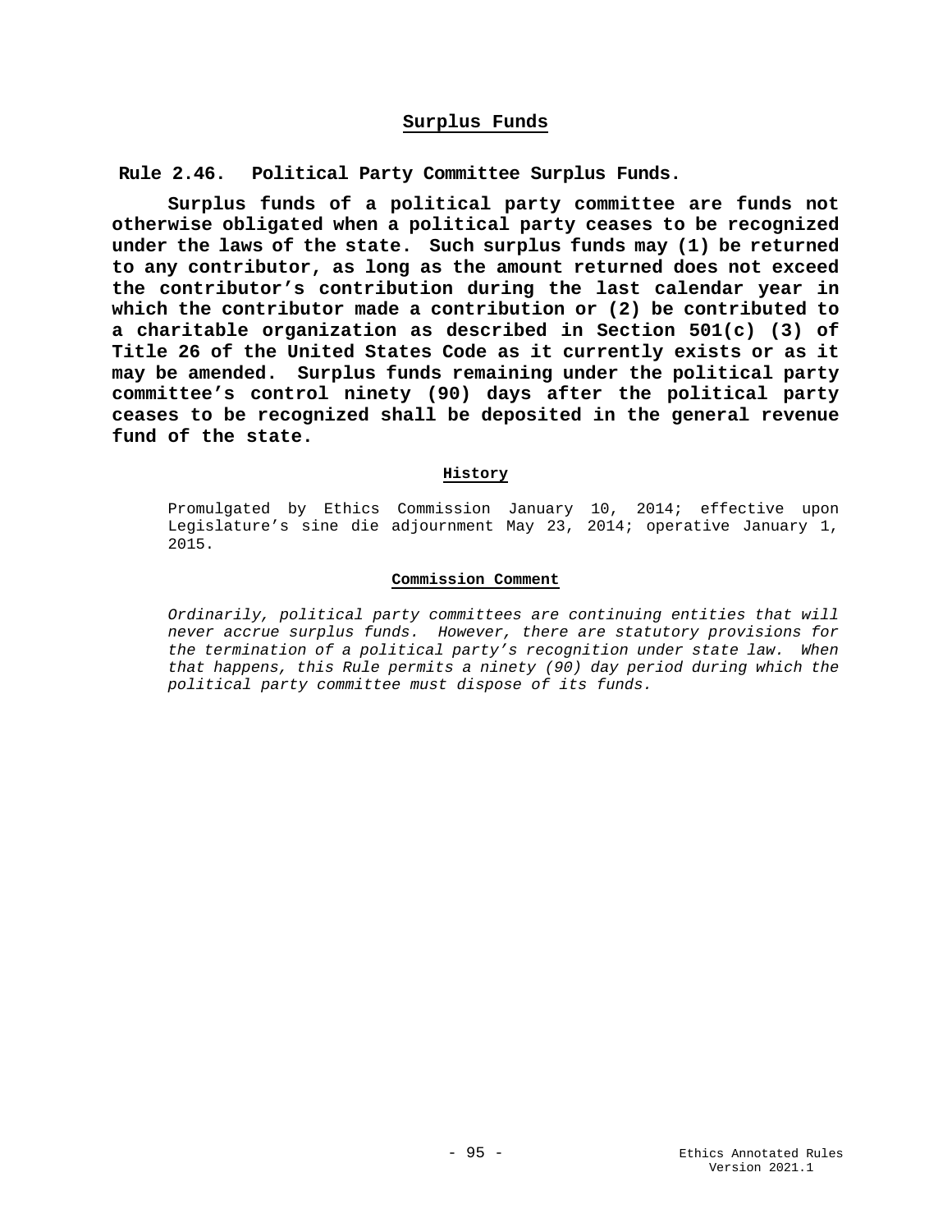## Surplus Funds

### Rule 2.46. Political Party Committee Surplus Funds.

**Surplus funds of a political party committee are funds not otherwise obligated when a political party ceases to be recognized under the laws of the state. Such surplus funds may (1) be returned to any contributor, as long as the amount returned does not exceed the contributor's contribution during the last calendar year in which the contributor made a contribution or (2) be contributed to a charitable organization as described in Section 501(c) (3) of Title 26 of the United States Code as it currently exists or as it may be amended. Surplus funds remaining under the political party committee's control ninety (90) days after the political party ceases to be recognized shall be deposited in the general revenue fund of the state.**

#### History

Promulgated by Ethics Commission January 10, 2014; effective upon Legislature's sine die adjournment May 23, 2014; operative January 1, 2015.

#### Commission Comment

*Ordinarily, political party committees are continuing entities that will never accrue surplus funds. However, there are statutory provisions for the termination of a political party's recognition under state law. When that happens, this Rule permits a ninety (90) day period during which the political party committee must dispose of its funds.*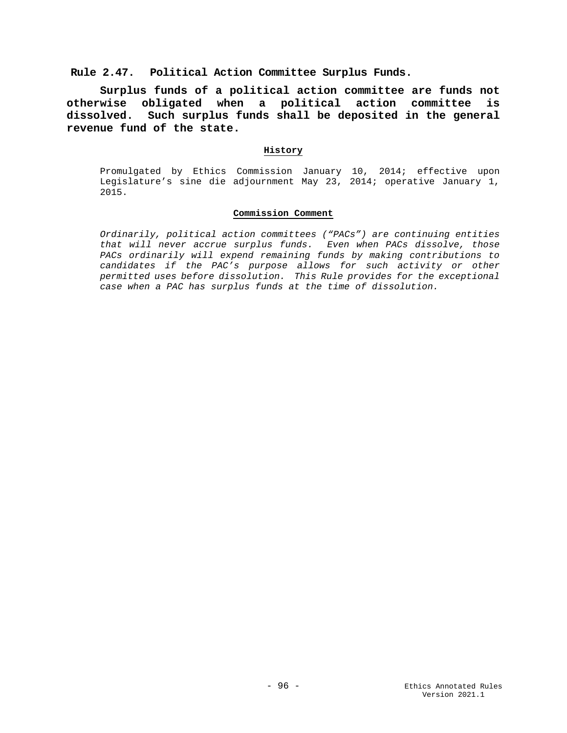## Rule 2.47. Political Action Committee Surplus Funds.

**Surplus funds of a political action committee are funds not otherwise obligated when a political action committee is dissolved. Such surplus funds shall be deposited in the general revenue fund of the state.**

### History

Promulgated by Ethics Commission January 10, 2014; effective upon Legislature's sine die adjournment May 23, 2014; operative January 1, 2015.

### Commission Comment

*Ordinarily, political action committees ("PACs") are continuing entities that will never accrue surplus funds. Even when PACs dissolve, those PACs ordinarily will expend remaining funds by making contributions to candidates if the PAC's purpose allows for such activity or other permitted uses before dissolution. This Rule provides for the exceptional case when a PAC has surplus funds at the time of dissolution.*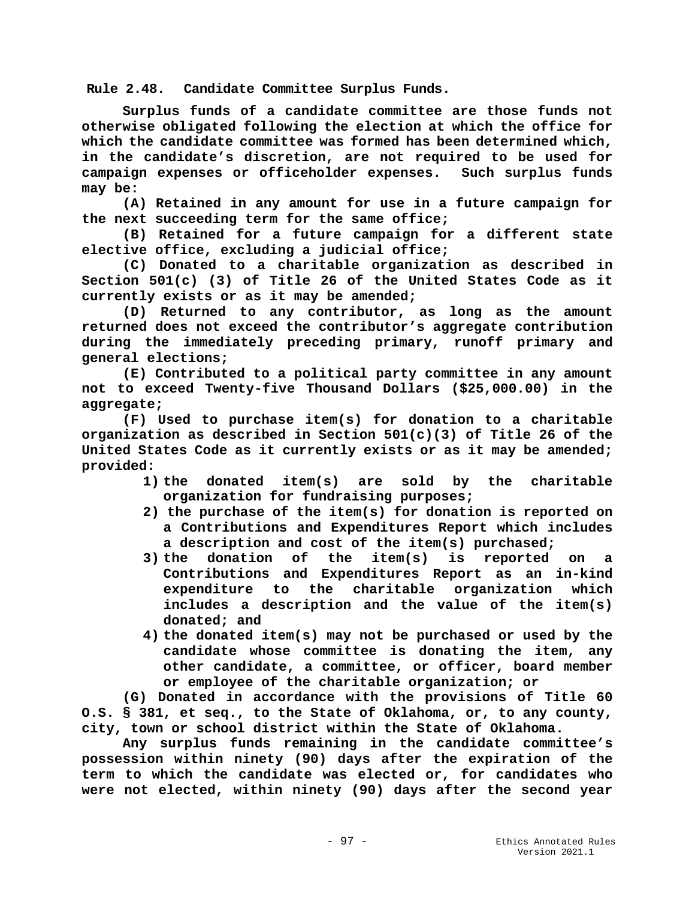**Rule 2.48. Candidate Committee Surplus Funds.**

**Surplus funds of a candidate committee are those funds not otherwise obligated following the election at which the office for which the candidate committee was formed has been determined which, in the candidate's discretion, are not required to be used for campaign expenses or officeholder expenses. Such surplus funds may be:**

**(A) Retained in any amount for use in a future campaign for the next succeeding term for the same office;**

**(B) Retained for a future campaign for a different state elective office, excluding a judicial office;**

**(C) Donated to a charitable organization as described in Section 501(c) (3) of Title 26 of the United States Code as it currently exists or as it may be amended;**

**(D) Returned to any contributor, as long as the amount returned does not exceed the contributor's aggregate contribution during the immediately preceding primary, runoff primary and general elections;**

**(E) Contributed to a political party committee in any amount not to exceed Twenty-five Thousand Dollars ($25,000.00) in the aggregate;**

**(F) Used to purchase item(s) for donation to a charitable organization as described in Section 501(c)(3) of Title 26 of the United States Code as it currently exists or as it may be amended; provided:**

1) **the donated item(s) are sold by the charitable organization for fundraising purposes;**
2) **the purchase of the item(s) for donation is reported on a Contributions and Expenditures Report which includes a description and cost of the item(s) purchased;**
3) **the donation of the item(s) is reported on a Contributions and Expenditures Report as an in-kind expenditure to the charitable organization which includes a description and the value of the item(s) donated; and**
4) **the donated item(s) may not be purchased or used by the candidate whose committee is donating the item, any other candidate, a committee, or officer, board member or employee of the charitable organization; or**

**(G) Donated in accordance with the provisions of Title 60 O.S. § 381, et seq., to the State of Oklahoma, or, to any county, city, town or school district within the State of Oklahoma.**

**Any surplus funds remaining in the candidate committee's possession within ninety (90) days after the expiration of the term to which the candidate was elected or, for candidates who were not elected, within ninety (90) days after the second year**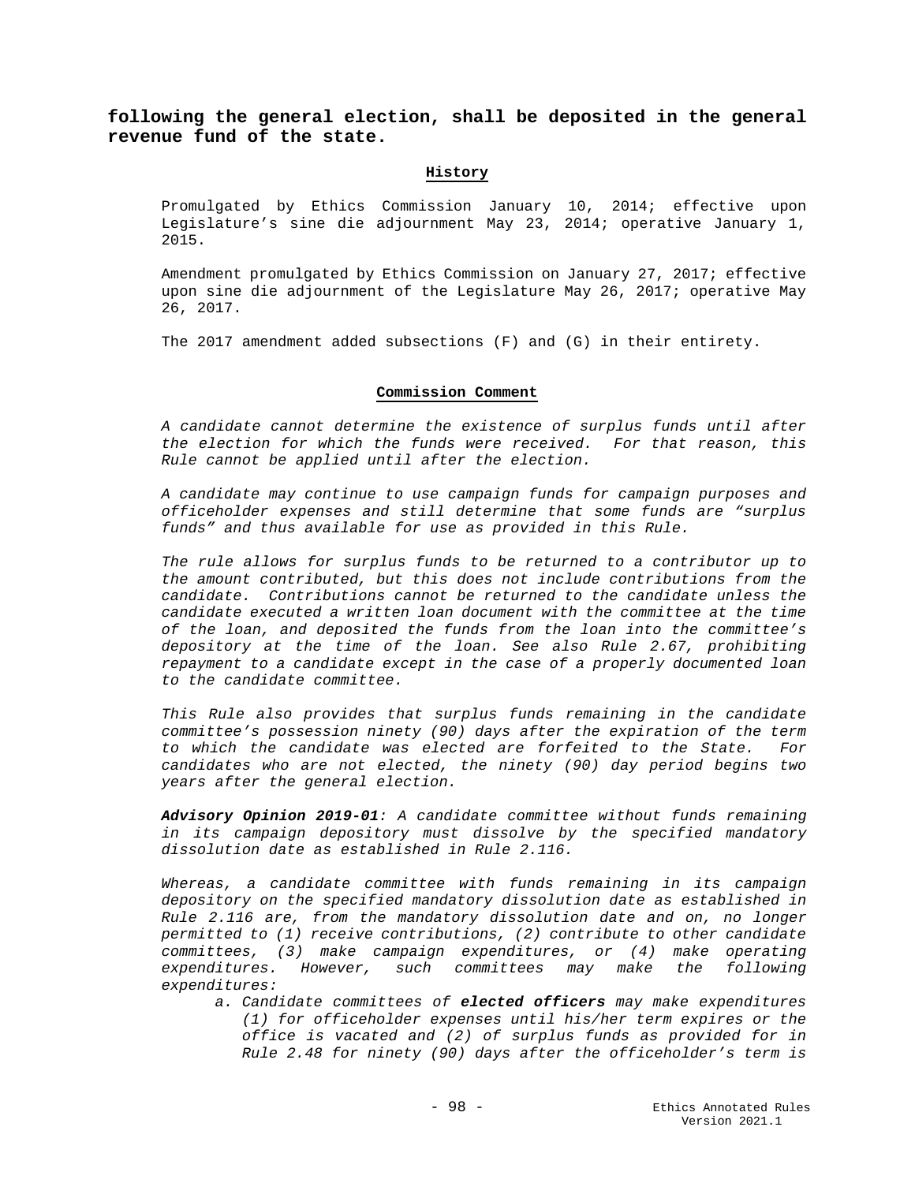**following the general election, shall be deposited in the general revenue fund of the state.**

**History**

Promulgated by Ethics Commission January 10, 2014; effective upon Legislature's sine die adjournment May 23, 2014; operative January 1, 2015.

Amendment promulgated by Ethics Commission on January 27, 2017; effective upon sine die adjournment of the Legislature May 26, 2017; operative May 26, 2017.

The 2017 amendment added subsections (F) and (G) in their entirety.

**Commission Comment**

*A candidate cannot determine the existence of surplus funds until after the election for which the funds were received. For that reason, this Rule cannot be applied until after the election.*

*A candidate may continue to use campaign funds for campaign purposes and officeholder expenses and still determine that some funds are "surplus funds" and thus available for use as provided in this Rule.*

*The rule allows for surplus funds to be returned to a contributor up to the amount contributed, but this does not include contributions from the candidate. Contributions cannot be returned to the candidate unless the candidate executed a written loan document with the committee at the time of the loan, and deposited the funds from the loan into the committee's depository at the time of the loan. See also Rule 2.67, prohibiting repayment to a candidate except in the case of a properly documented loan to the candidate committee.*

*This Rule also provides that surplus funds remaining in the candidate committee's possession ninety (90) days after the expiration of the term to which the candidate was elected are forfeited to the State. For candidates who are not elected, the ninety (90) day period begins two years after the general election.*

***Advisory Opinion 2019-01****: A candidate committee without funds remaining in its campaign depository must dissolve by the specified mandatory dissolution date as established in Rule 2.116.*

*Whereas, a candidate committee with funds remaining in its campaign depository on the specified mandatory dissolution date as established in Rule 2.116 are, from the mandatory dissolution date and on, no longer permitted to (1) receive contributions, (2) contribute to other candidate committees, (3) make campaign expenditures, or (4) make operating expenditures. However, such committees may make the following expenditures:*

- *a. Candidate committees of* ***elected officers*** *may make expenditures (1) for officeholder expenses until his/her term expires or the office is vacated and (2) of surplus funds as provided for in Rule 2.48 for ninety (90) days after the officeholder's term is*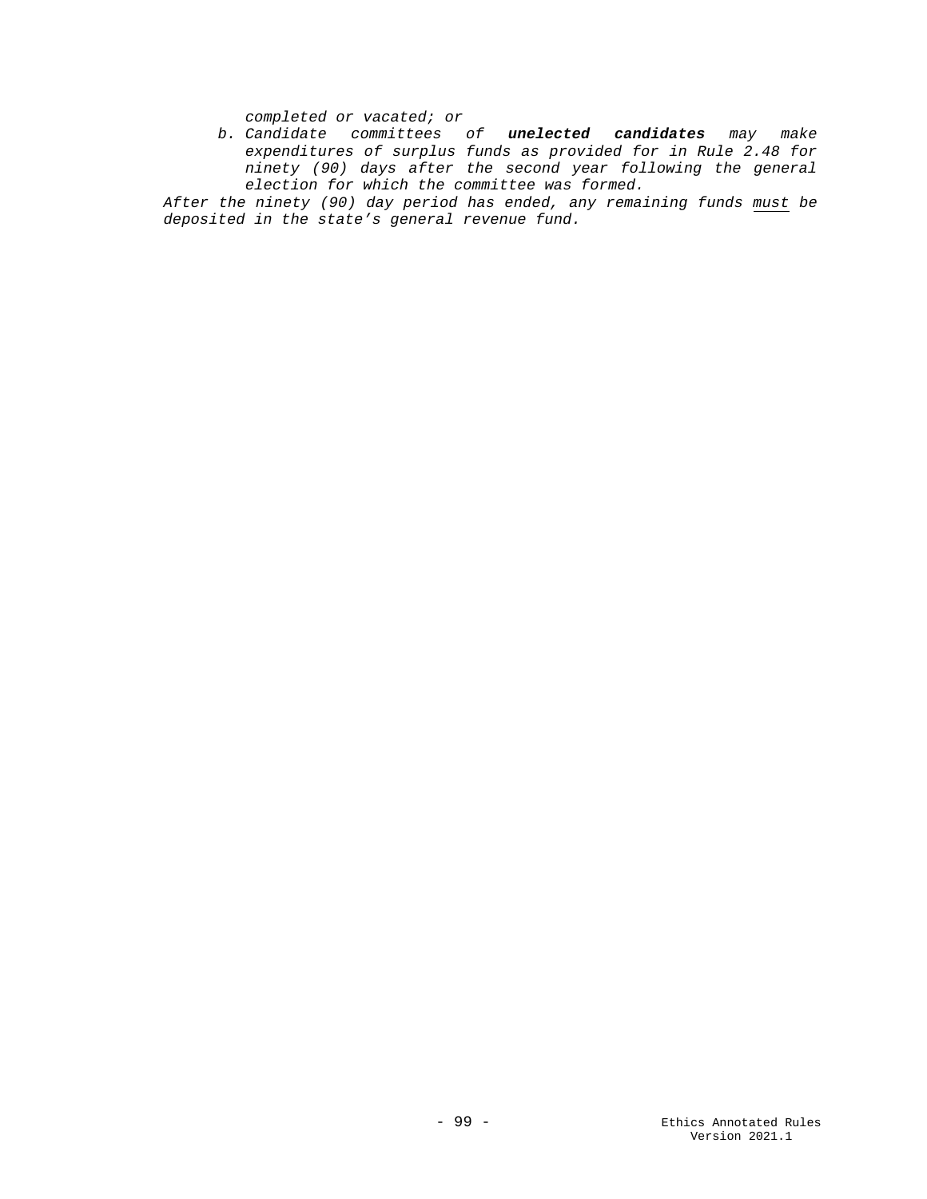*completed or vacated; or*

b. *Candidate committees of **unelected candidates** may make expenditures of surplus funds as provided for in Rule 2.48 for ninety (90) days after the second year following the general election for which the committee was formed.*

*After the ninety (90) day period has ended, any remaining funds <u>must</u> be deposited in the state's general revenue fund.*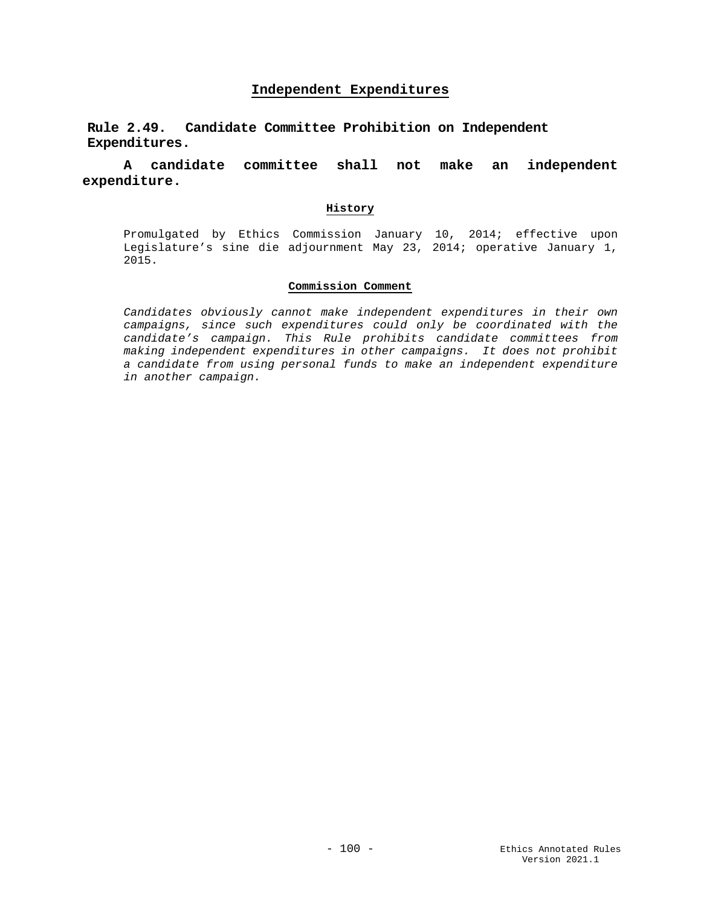## Independent Expenditures

### Rule 2.49. Candidate Committee Prohibition on Independent Expenditures.

**A candidate committee shall not make an independent expenditure.**

#### History

Promulgated by Ethics Commission January 10, 2014; effective upon Legislature's sine die adjournment May 23, 2014; operative January 1, 2015.

#### Commission Comment

*Candidates obviously cannot make independent expenditures in their own campaigns, since such expenditures could only be coordinated with the candidate's campaign. This Rule prohibits candidate committees from making independent expenditures in other campaigns. It does not prohibit a candidate from using personal funds to make an independent expenditure in another campaign.*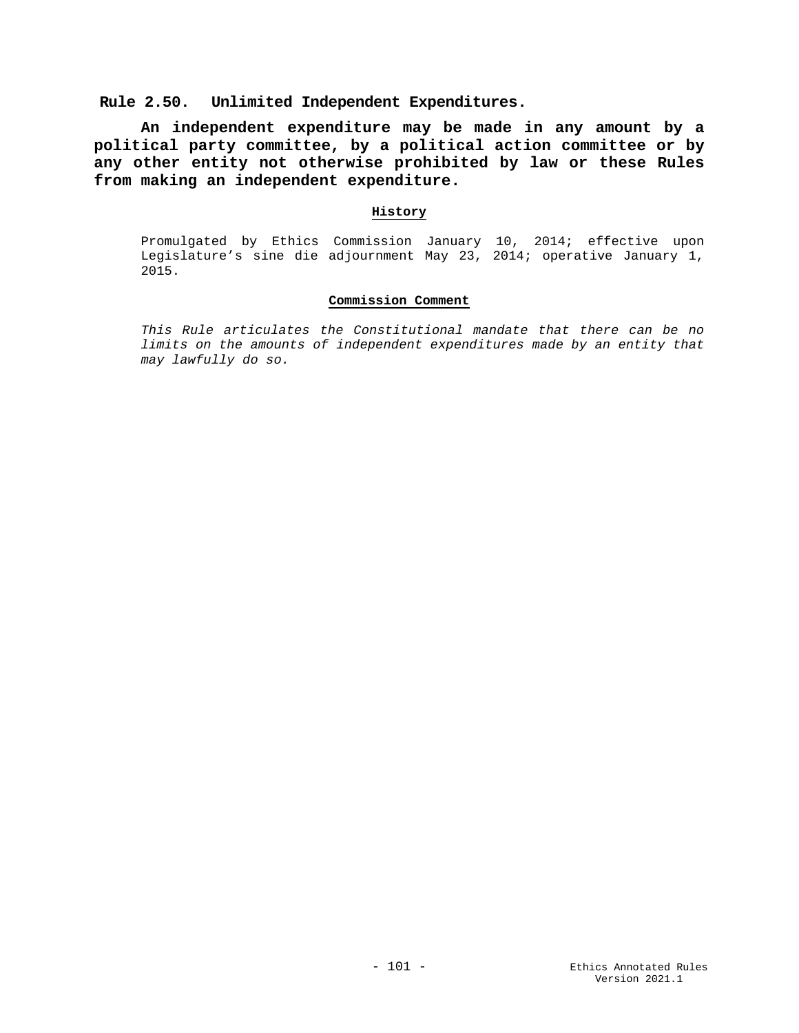## Rule 2.50. Unlimited Independent Expenditures.

**An independent expenditure may be made in any amount by a political party committee, by a political action committee or by any other entity not otherwise prohibited by law or these Rules from making an independent expenditure.**

### History

Promulgated by Ethics Commission January 10, 2014; effective upon Legislature's sine die adjournment May 23, 2014; operative January 1, 2015.

### Commission Comment

*This Rule articulates the Constitutional mandate that there can be no limits on the amounts of independent expenditures made by an entity that may lawfully do so.*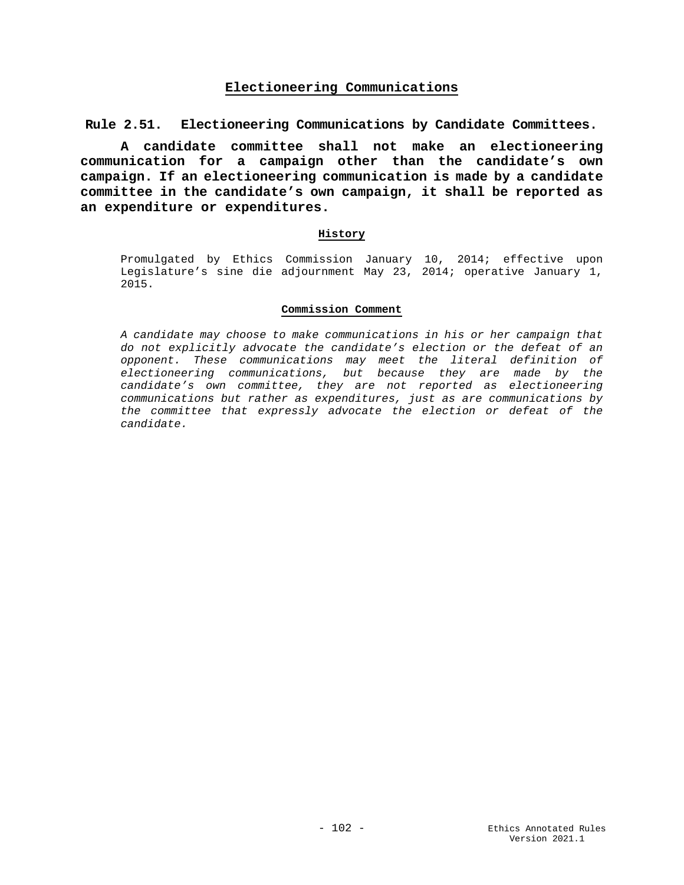## Electioneering Communications

### Rule 2.51. Electioneering Communications by Candidate Committees.

**A candidate committee shall not make an electioneering communication for a campaign other than the candidate's own campaign. If an electioneering communication is made by a candidate committee in the candidate's own campaign, it shall be reported as an expenditure or expenditures.**

#### History

Promulgated by Ethics Commission January 10, 2014; effective upon Legislature's sine die adjournment May 23, 2014; operative January 1, 2015.

#### Commission Comment

*A candidate may choose to make communications in his or her campaign that do not explicitly advocate the candidate's election or the defeat of an opponent. These communications may meet the literal definition of electioneering communications, but because they are made by the candidate's own committee, they are not reported as electioneering communications but rather as expenditures, just as are communications by the committee that expressly advocate the election or defeat of the candidate.*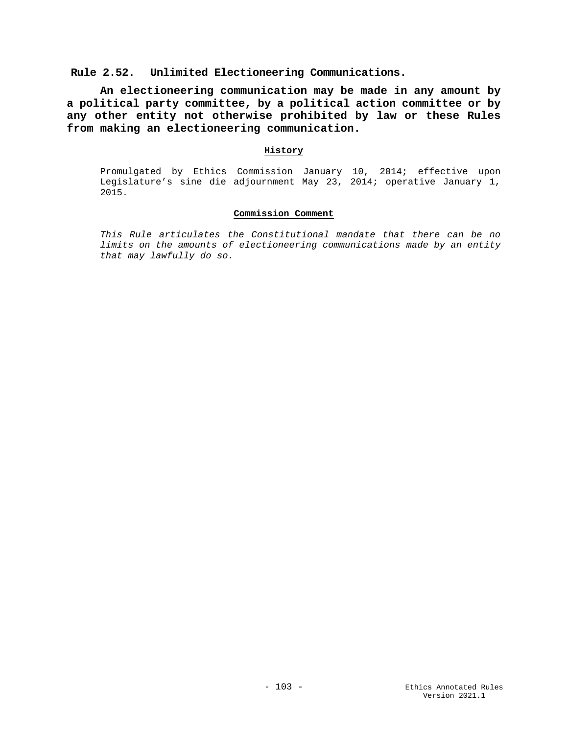## Rule 2.52. Unlimited Electioneering Communications.

**An electioneering communication may be made in any amount by a political party committee, by a political action committee or by any other entity not otherwise prohibited by law or these Rules from making an electioneering communication.**

### History

Promulgated by Ethics Commission January 10, 2014; effective upon Legislature's sine die adjournment May 23, 2014; operative January 1, 2015.

### Commission Comment

*This Rule articulates the Constitutional mandate that there can be no limits on the amounts of electioneering communications made by an entity that may lawfully do so.*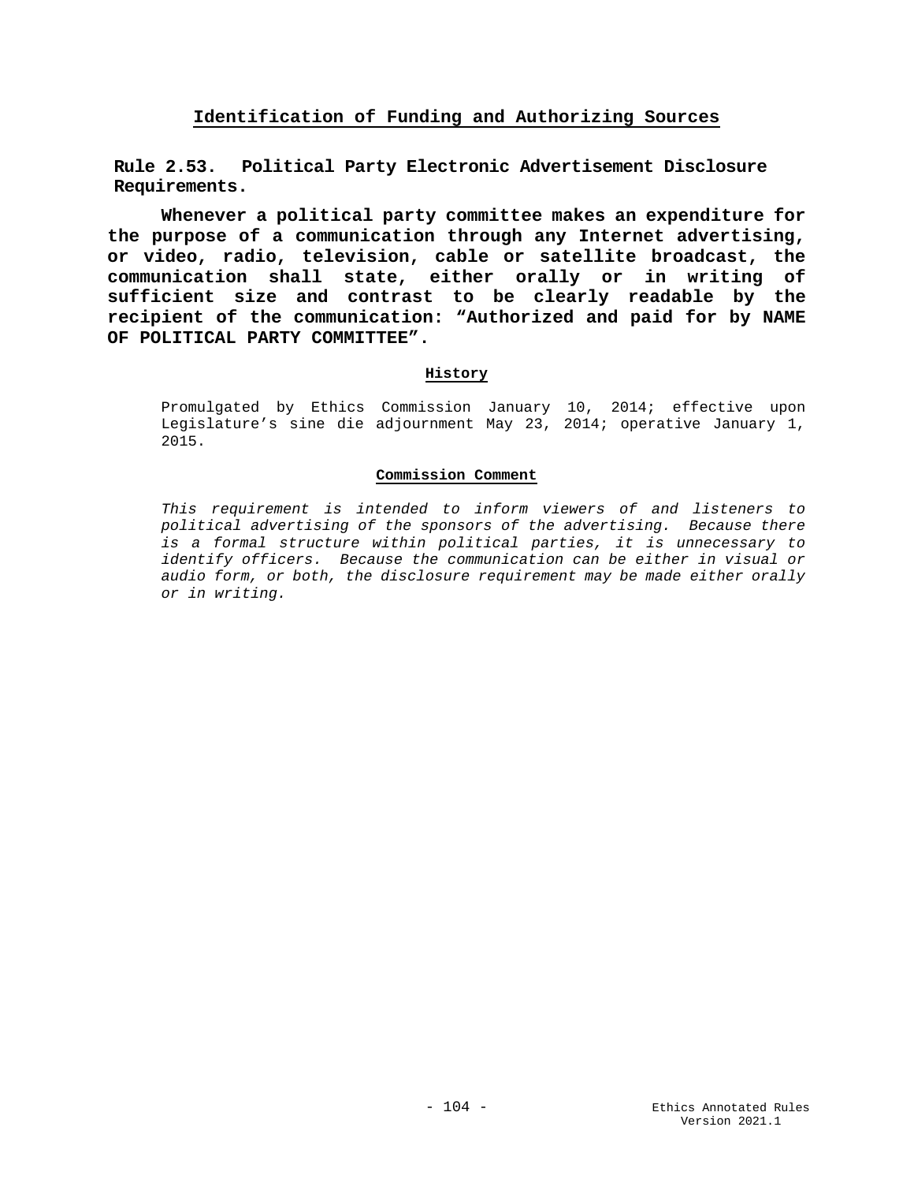## Identification of Funding and Authorizing Sources

### Rule 2.53. Political Party Electronic Advertisement Disclosure Requirements.

**Whenever a political party committee makes an expenditure for the purpose of a communication through any Internet advertising, or video, radio, television, cable or satellite broadcast, the communication shall state, either orally or in writing of sufficient size and contrast to be clearly readable by the recipient of the communication: "Authorized and paid for by NAME OF POLITICAL PARTY COMMITTEE".**

#### History

Promulgated by Ethics Commission January 10, 2014; effective upon Legislature's sine die adjournment May 23, 2014; operative January 1, 2015.

#### Commission Comment

*This requirement is intended to inform viewers of and listeners to political advertising of the sponsors of the advertising. Because there is a formal structure within political parties, it is unnecessary to identify officers. Because the communication can be either in visual or audio form, or both, the disclosure requirement may be made either orally or in writing.*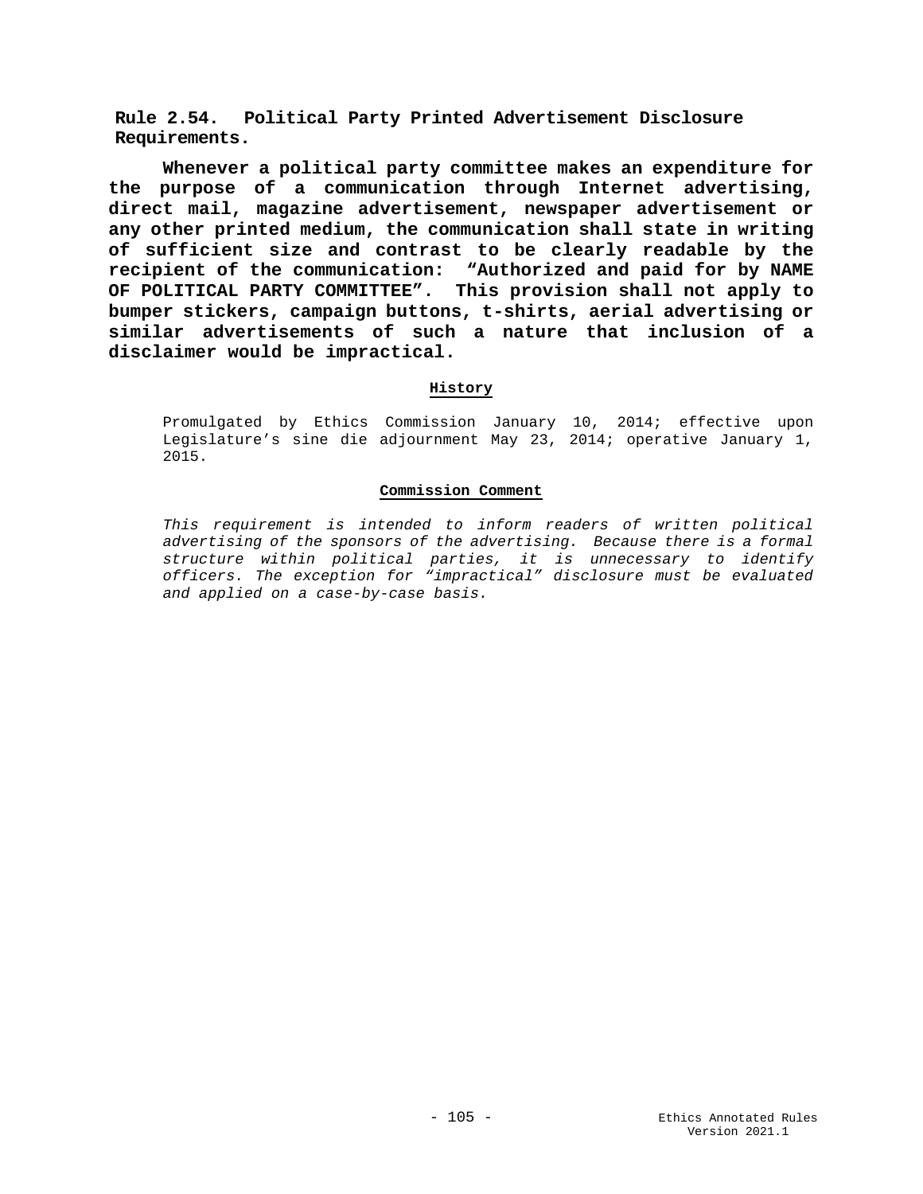## Rule 2.54. Political Party Printed Advertisement Disclosure Requirements.

**Whenever a political party committee makes an expenditure for the purpose of a communication through Internet advertising, direct mail, magazine advertisement, newspaper advertisement or any other printed medium, the communication shall state in writing of sufficient size and contrast to be clearly readable by the recipient of the communication: "Authorized and paid for by NAME OF POLITICAL PARTY COMMITTEE". This provision shall not apply to bumper stickers, campaign buttons, t-shirts, aerial advertising or similar advertisements of such a nature that inclusion of a disclaimer would be impractical.**

### History

Promulgated by Ethics Commission January 10, 2014; effective upon Legislature's sine die adjournment May 23, 2014; operative January 1, 2015.

### Commission Comment

*This requirement is intended to inform readers of written political advertising of the sponsors of the advertising. Because there is a formal structure within political parties, it is unnecessary to identify officers. The exception for "impractical" disclosure must be evaluated and applied on a case-by-case basis.*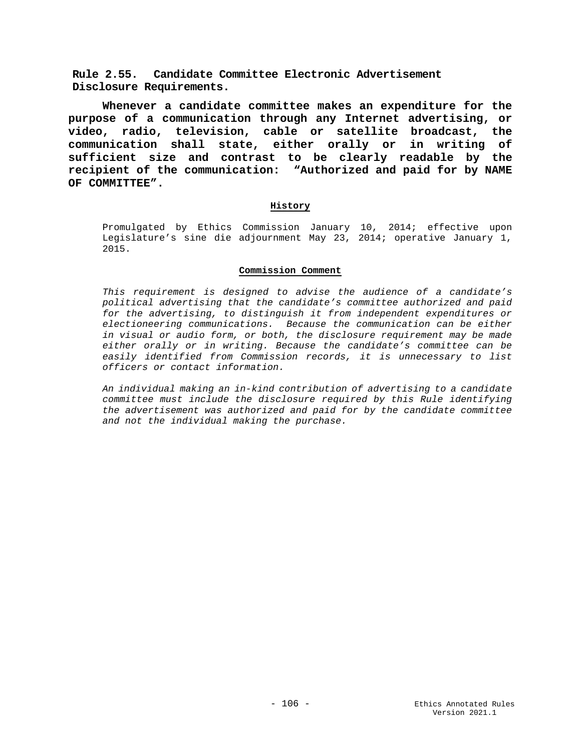## Rule 2.55. Candidate Committee Electronic Advertisement Disclosure Requirements.

**Whenever a candidate committee makes an expenditure for the purpose of a communication through any Internet advertising, or video, radio, television, cable or satellite broadcast, the communication shall state, either orally or in writing of sufficient size and contrast to be clearly readable by the recipient of the communication: "Authorized and paid for by NAME OF COMMITTEE".**

### History

Promulgated by Ethics Commission January 10, 2014; effective upon Legislature's sine die adjournment May 23, 2014; operative January 1, 2015.

### Commission Comment

*This requirement is designed to advise the audience of a candidate's political advertising that the candidate's committee authorized and paid for the advertising, to distinguish it from independent expenditures or electioneering communications. Because the communication can be either in visual or audio form, or both, the disclosure requirement may be made either orally or in writing. Because the candidate's committee can be easily identified from Commission records, it is unnecessary to list officers or contact information.*

*An individual making an in-kind contribution of advertising to a candidate committee must include the disclosure required by this Rule identifying the advertisement was authorized and paid for by the candidate committee and not the individual making the purchase.*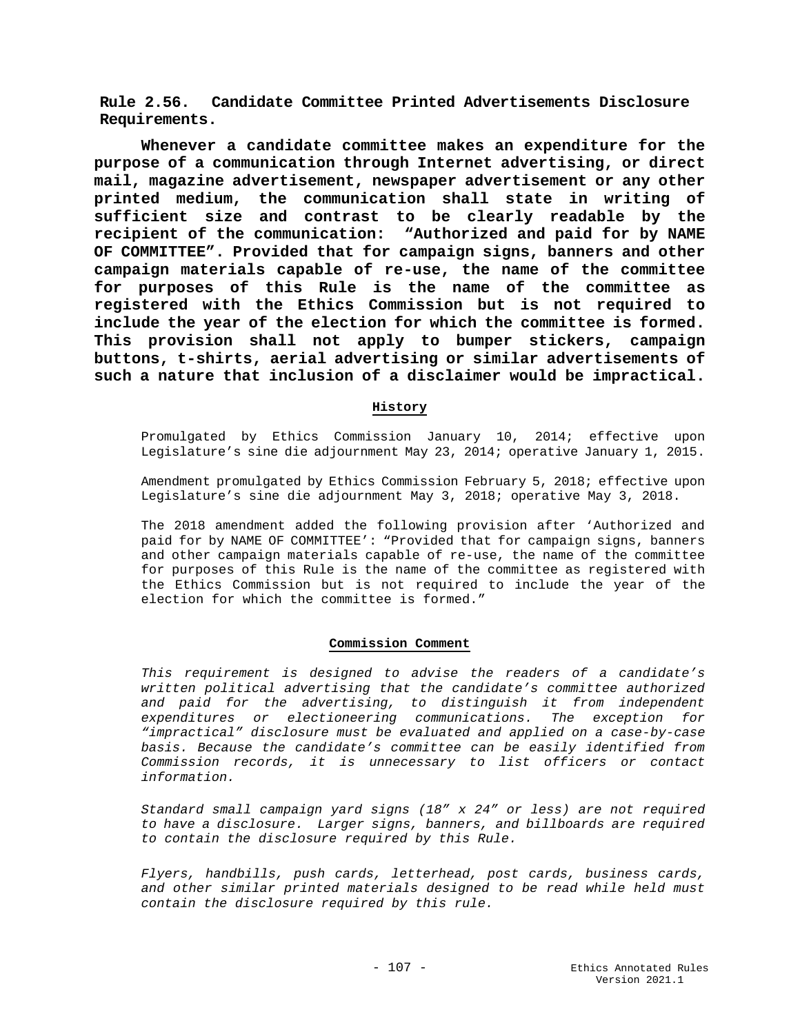**Rule 2.56. Candidate Committee Printed Advertisements Disclosure Requirements.**

**Whenever a candidate committee makes an expenditure for the purpose of a communication through Internet advertising, or direct mail, magazine advertisement, newspaper advertisement or any other printed medium, the communication shall state in writing of sufficient size and contrast to be clearly readable by the recipient of the communication: "Authorized and paid for by NAME OF COMMITTEE". Provided that for campaign signs, banners and other campaign materials capable of re-use, the name of the committee for purposes of this Rule is the name of the committee as registered with the Ethics Commission but is not required to include the year of the election for which the committee is formed. This provision shall not apply to bumper stickers, campaign buttons, t-shirts, aerial advertising or similar advertisements of such a nature that inclusion of a disclaimer would be impractical.**

**History**

Promulgated by Ethics Commission January 10, 2014; effective upon Legislature's sine die adjournment May 23, 2014; operative January 1, 2015.

Amendment promulgated by Ethics Commission February 5, 2018; effective upon Legislature's sine die adjournment May 3, 2018; operative May 3, 2018.

The 2018 amendment added the following provision after 'Authorized and paid for by NAME OF COMMITTEE': "Provided that for campaign signs, banners and other campaign materials capable of re-use, the name of the committee for purposes of this Rule is the name of the committee as registered with the Ethics Commission but is not required to include the year of the election for which the committee is formed."

**Commission Comment**

*This requirement is designed to advise the readers of a candidate's written political advertising that the candidate's committee authorized and paid for the advertising, to distinguish it from independent expenditures or electioneering communications. The exception for "impractical" disclosure must be evaluated and applied on a case-by-case basis. Because the candidate's committee can be easily identified from Commission records, it is unnecessary to list officers or contact information.*

*Standard small campaign yard signs (18" x 24" or less) are not required to have a disclosure. Larger signs, banners, and billboards are required to contain the disclosure required by this Rule.*

*Flyers, handbills, push cards, letterhead, post cards, business cards, and other similar printed materials designed to be read while held must contain the disclosure required by this rule.*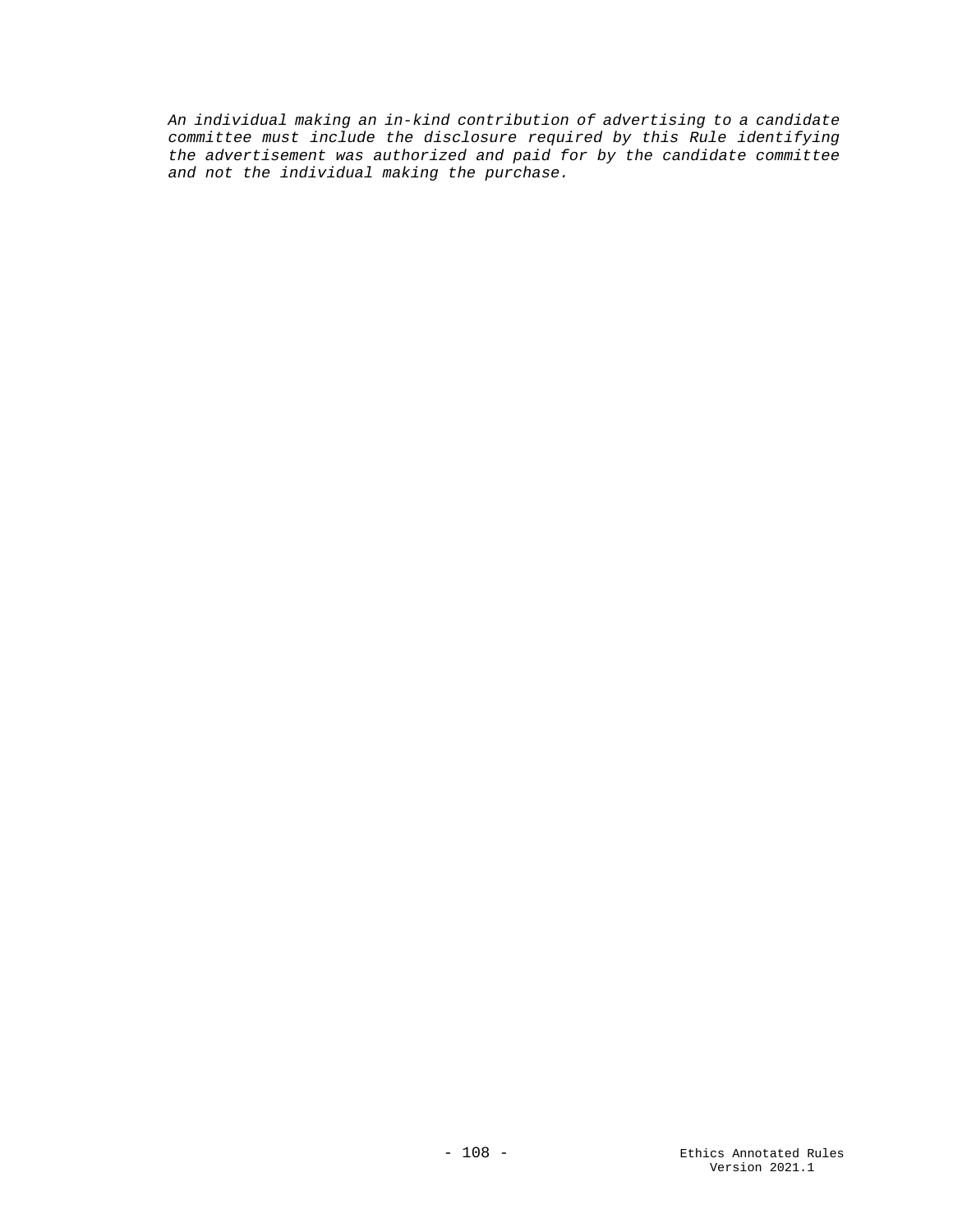*An individual making an in-kind contribution of advertising to a candidate committee must include the disclosure required by this Rule identifying the advertisement was authorized and paid for by the candidate committee and not the individual making the purchase.*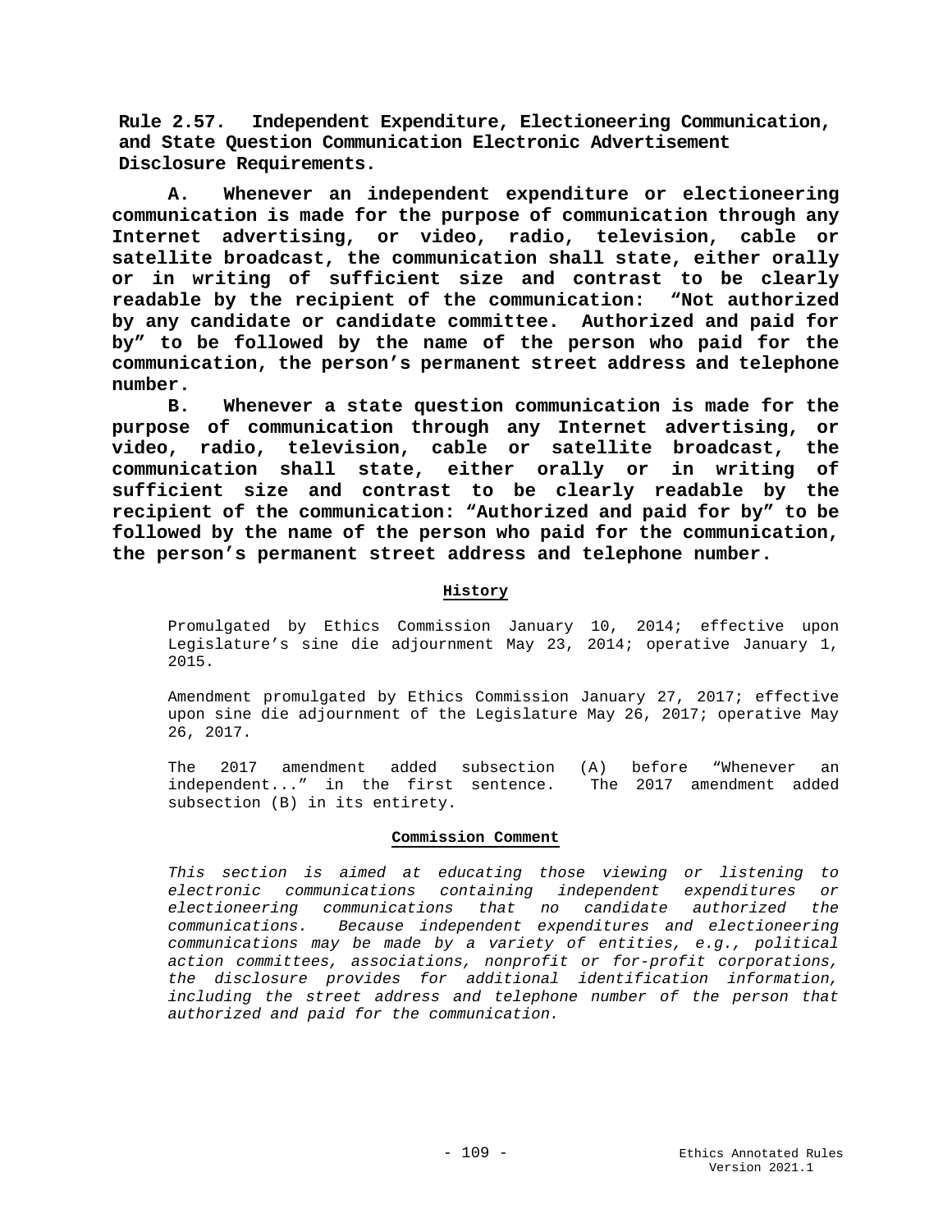**Rule 2.57. Independent Expenditure, Electioneering Communication, and State Question Communication Electronic Advertisement Disclosure Requirements.**

**A. Whenever an independent expenditure or electioneering communication is made for the purpose of communication through any Internet advertising, or video, radio, television, cable or satellite broadcast, the communication shall state, either orally or in writing of sufficient size and contrast to be clearly readable by the recipient of the communication: "Not authorized by any candidate or candidate committee. Authorized and paid for by" to be followed by the name of the person who paid for the communication, the person's permanent street address and telephone number.**

**B. Whenever a state question communication is made for the purpose of communication through any Internet advertising, or video, radio, television, cable or satellite broadcast, the communication shall state, either orally or in writing of sufficient size and contrast to be clearly readable by the recipient of the communication: "Authorized and paid for by" to be followed by the name of the person who paid for the communication, the person's permanent street address and telephone number.**

**History**

Promulgated by Ethics Commission January 10, 2014; effective upon Legislature's sine die adjournment May 23, 2014; operative January 1, 2015.

Amendment promulgated by Ethics Commission January 27, 2017; effective upon sine die adjournment of the Legislature May 26, 2017; operative May 26, 2017.

The 2017 amendment added subsection (A) before "Whenever an independent..." in the first sentence. The 2017 amendment added subsection (B) in its entirety.

**Commission Comment**

*This section is aimed at educating those viewing or listening to electronic communications containing independent expenditures or electioneering communications that no candidate authorized the communications. Because independent expenditures and electioneering communications may be made by a variety of entities, e.g., political action committees, associations, nonprofit or for-profit corporations, the disclosure provides for additional identification information, including the street address and telephone number of the person that authorized and paid for the communication.*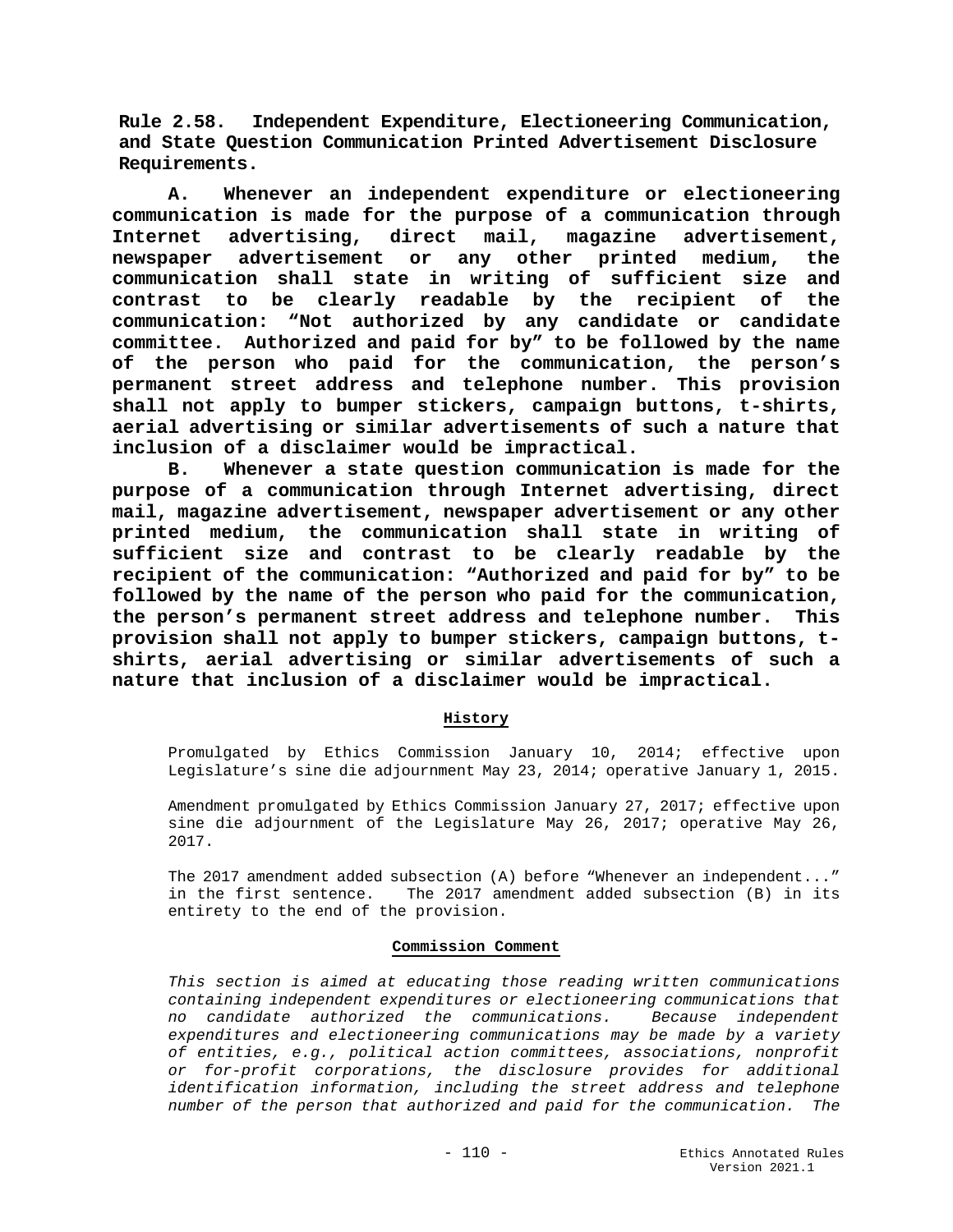**Rule 2.58. Independent Expenditure, Electioneering Communication, and State Question Communication Printed Advertisement Disclosure Requirements.**

**A. Whenever an independent expenditure or electioneering communication is made for the purpose of a communication through Internet advertising, direct mail, magazine advertisement, newspaper advertisement or any other printed medium, the communication shall state in writing of sufficient size and contrast to be clearly readable by the recipient of the communication: "Not authorized by any candidate or candidate committee. Authorized and paid for by" to be followed by the name of the person who paid for the communication, the person's permanent street address and telephone number. This provision shall not apply to bumper stickers, campaign buttons, t-shirts, aerial advertising or similar advertisements of such a nature that inclusion of a disclaimer would be impractical.**

**B. Whenever a state question communication is made for the purpose of a communication through Internet advertising, direct mail, magazine advertisement, newspaper advertisement or any other printed medium, the communication shall state in writing of sufficient size and contrast to be clearly readable by the recipient of the communication: "Authorized and paid for by" to be followed by the name of the person who paid for the communication, the person's permanent street address and telephone number. This provision shall not apply to bumper stickers, campaign buttons, t-shirts, aerial advertising or similar advertisements of such a nature that inclusion of a disclaimer would be impractical.**

**History**

Promulgated by Ethics Commission January 10, 2014; effective upon Legislature's sine die adjournment May 23, 2014; operative January 1, 2015.

Amendment promulgated by Ethics Commission January 27, 2017; effective upon sine die adjournment of the Legislature May 26, 2017; operative May 26, 2017.

The 2017 amendment added subsection (A) before "Whenever an independent..." in the first sentence. The 2017 amendment added subsection (B) in its entirety to the end of the provision.

**Commission Comment**

*This section is aimed at educating those reading written communications containing independent expenditures or electioneering communications that no candidate authorized the communications. Because independent expenditures and electioneering communications may be made by a variety of entities, e.g., political action committees, associations, nonprofit or for-profit corporations, the disclosure provides for additional identification information, including the street address and telephone number of the person that authorized and paid for the communication. The*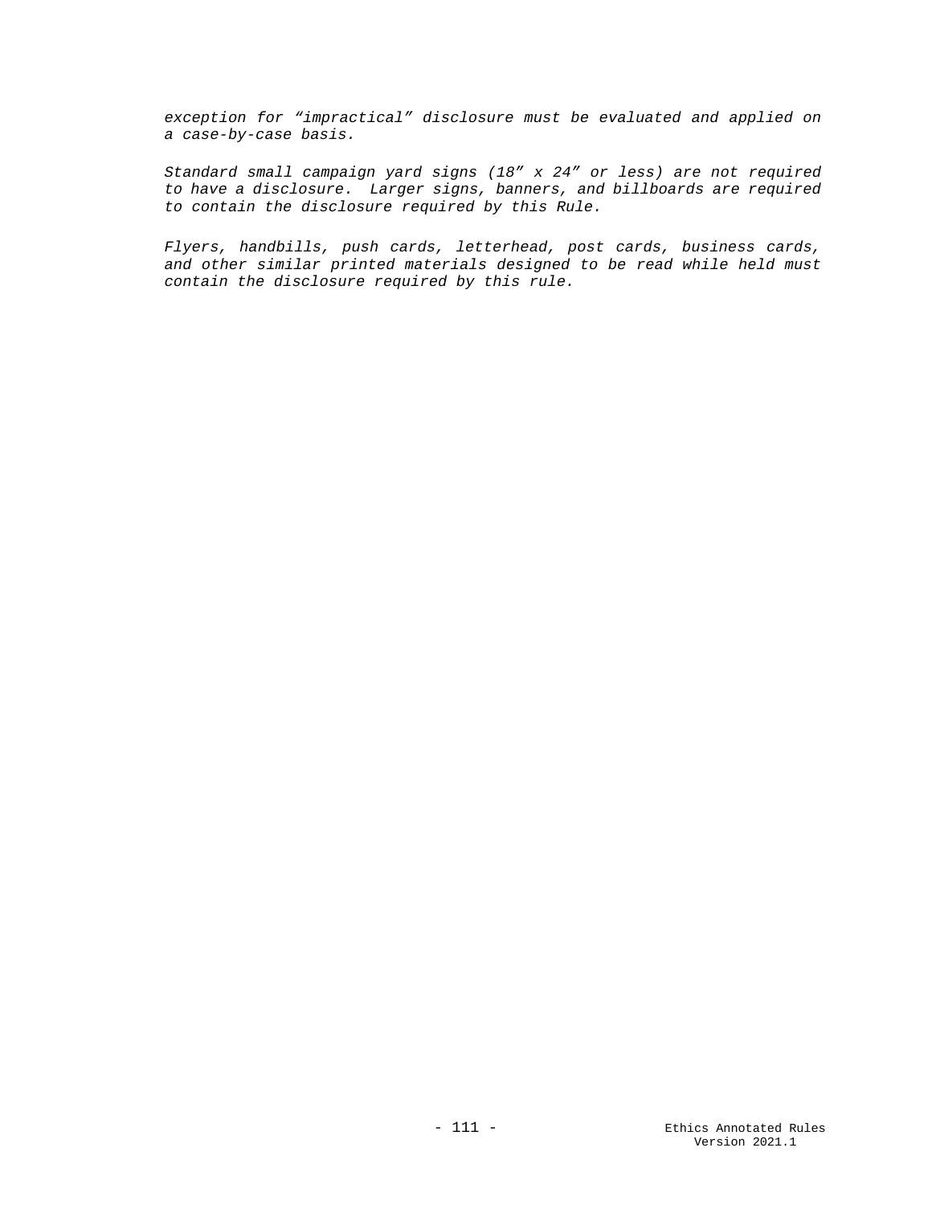*exception for “impractical” disclosure must be evaluated and applied on a case-by-case basis.*

*Standard small campaign yard signs (18” x 24” or less) are not required to have a disclosure. Larger signs, banners, and billboards are required to contain the disclosure required by this Rule.*

*Flyers, handbills, push cards, letterhead, post cards, business cards, and other similar printed materials designed to be read while held must contain the disclosure required by this rule.*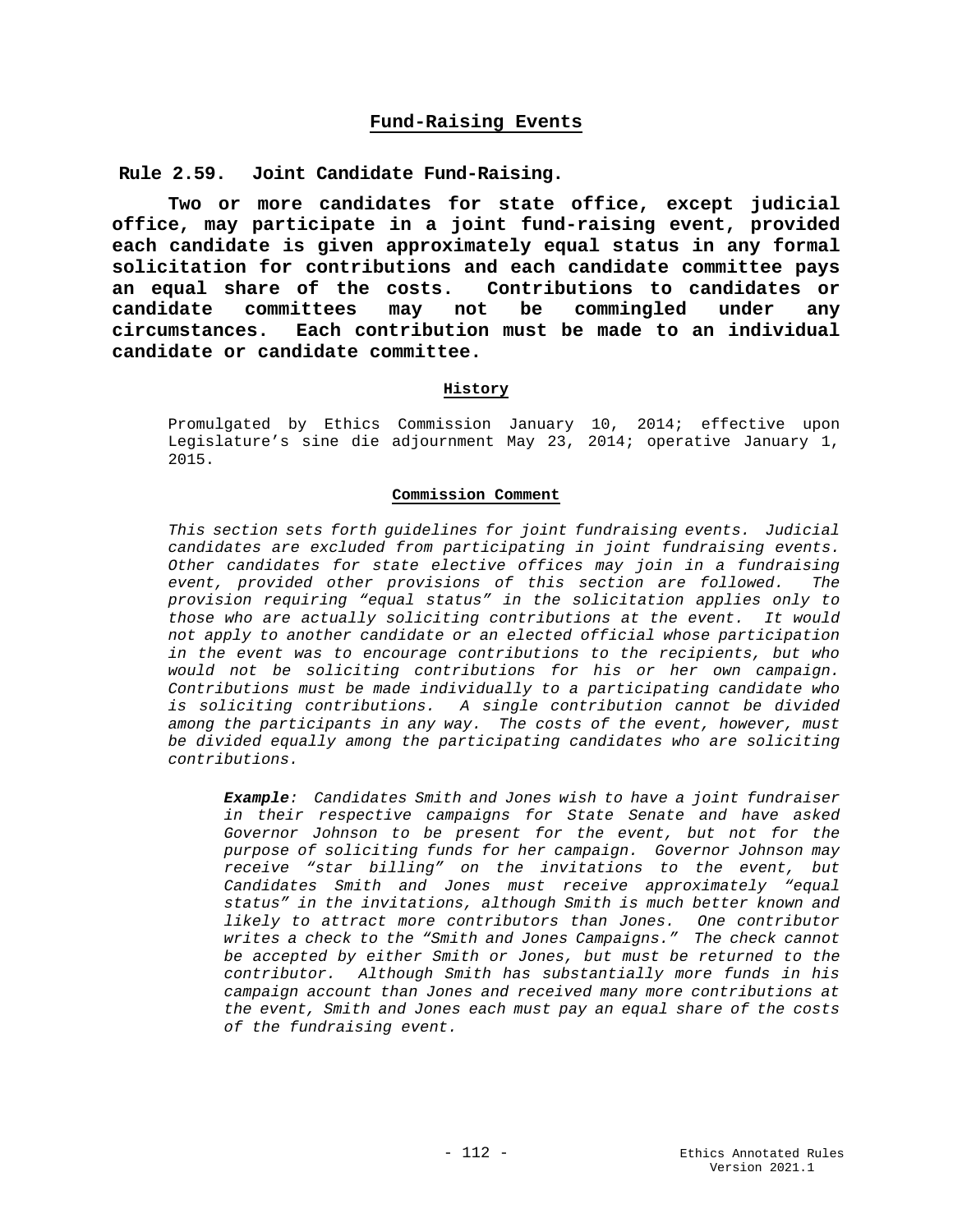## Fund-Raising Events

### Rule 2.59. Joint Candidate Fund-Raising.

**Two or more candidates for state office, except judicial office, may participate in a joint fund-raising event, provided each candidate is given approximately equal status in any formal solicitation for contributions and each candidate committee pays an equal share of the costs. Contributions to candidates or candidate committees may not be commingled under any circumstances. Each contribution must be made to an individual candidate or candidate committee.**

#### History

Promulgated by Ethics Commission January 10, 2014; effective upon Legislature's sine die adjournment May 23, 2014; operative January 1, 2015.

#### Commission Comment

*This section sets forth guidelines for joint fundraising events. Judicial candidates are excluded from participating in joint fundraising events. Other candidates for state elective offices may join in a fundraising event, provided other provisions of this section are followed. The provision requiring "equal status" in the solicitation applies only to those who are actually soliciting contributions at the event. It would not apply to another candidate or an elected official whose participation in the event was to encourage contributions to the recipients, but who would not be soliciting contributions for his or her own campaign. Contributions must be made individually to a participating candidate who is soliciting contributions. A single contribution cannot be divided among the participants in any way. The costs of the event, however, must be divided equally among the participating candidates who are soliciting contributions.*

> ***Example**: Candidates Smith and Jones wish to have a joint fundraiser in their respective campaigns for State Senate and have asked Governor Johnson to be present for the event, but not for the purpose of soliciting funds for her campaign. Governor Johnson may receive "star billing" on the invitations to the event, but Candidates Smith and Jones must receive approximately "equal status" in the invitations, although Smith is much better known and likely to attract more contributors than Jones. One contributor writes a check to the "Smith and Jones Campaigns." The check cannot be accepted by either Smith or Jones, but must be returned to the contributor. Although Smith has substantially more funds in his campaign account than Jones and received many more contributions at the event, Smith and Jones each must pay an equal share of the costs of the fundraising event.*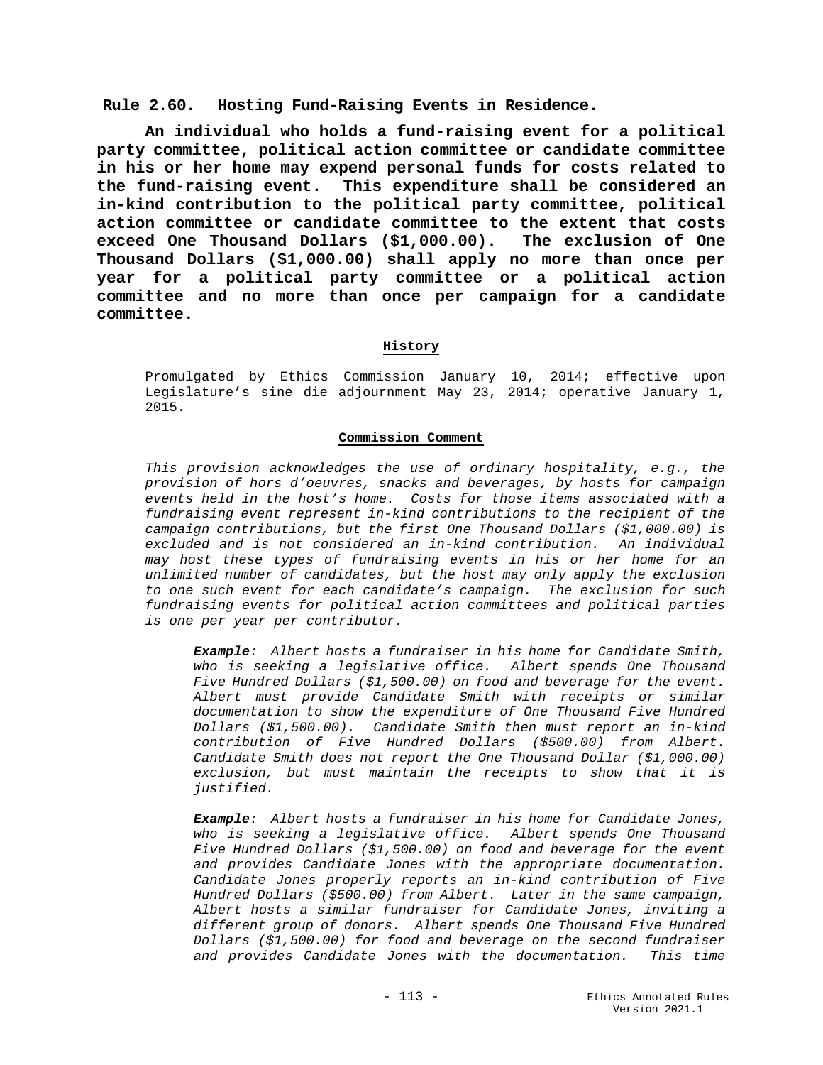## Rule 2.60. Hosting Fund-Raising Events in Residence.

**An individual who holds a fund-raising event for a political party committee, political action committee or candidate committee in his or her home may expend personal funds for costs related to the fund-raising event. This expenditure shall be considered an in-kind contribution to the political party committee, political action committee or candidate committee to the extent that costs exceed One Thousand Dollars ($1,000.00). The exclusion of One Thousand Dollars ($1,000.00) shall apply no more than once per year for a political party committee or a political action committee and no more than once per campaign for a candidate committee.**

**History**

Promulgated by Ethics Commission January 10, 2014; effective upon Legislature's sine die adjournment May 23, 2014; operative January 1, 2015.

**Commission Comment**

*This provision acknowledges the use of ordinary hospitality, e.g., the provision of hors d'oeuvres, snacks and beverages, by hosts for campaign events held in the host's home. Costs for those items associated with a fundraising event represent in-kind contributions to the recipient of the campaign contributions, but the first One Thousand Dollars ($1,000.00) is excluded and is not considered an in-kind contribution. An individual may host these types of fundraising events in his or her home for an unlimited number of candidates, but the host may only apply the exclusion to one such event for each candidate's campaign. The exclusion for such fundraising events for political action committees and political parties is one per year per contributor.*

> ***Example**: Albert hosts a fundraiser in his home for Candidate Smith, who is seeking a legislative office. Albert spends One Thousand Five Hundred Dollars ($1,500.00) on food and beverage for the event. Albert must provide Candidate Smith with receipts or similar documentation to show the expenditure of One Thousand Five Hundred Dollars ($1,500.00). Candidate Smith then must report an in-kind contribution of Five Hundred Dollars ($500.00) from Albert. Candidate Smith does not report the One Thousand Dollar ($1,000.00) exclusion, but must maintain the receipts to show that it is justified.*

> ***Example**: Albert hosts a fundraiser in his home for Candidate Jones, who is seeking a legislative office. Albert spends One Thousand Five Hundred Dollars ($1,500.00) on food and beverage for the event and provides Candidate Jones with the appropriate documentation. Candidate Jones properly reports an in-kind contribution of Five Hundred Dollars ($500.00) from Albert. Later in the same campaign, Albert hosts a similar fundraiser for Candidate Jones, inviting a different group of donors. Albert spends One Thousand Five Hundred Dollars ($1,500.00) for food and beverage on the second fundraiser and provides Candidate Jones with the documentation. This time*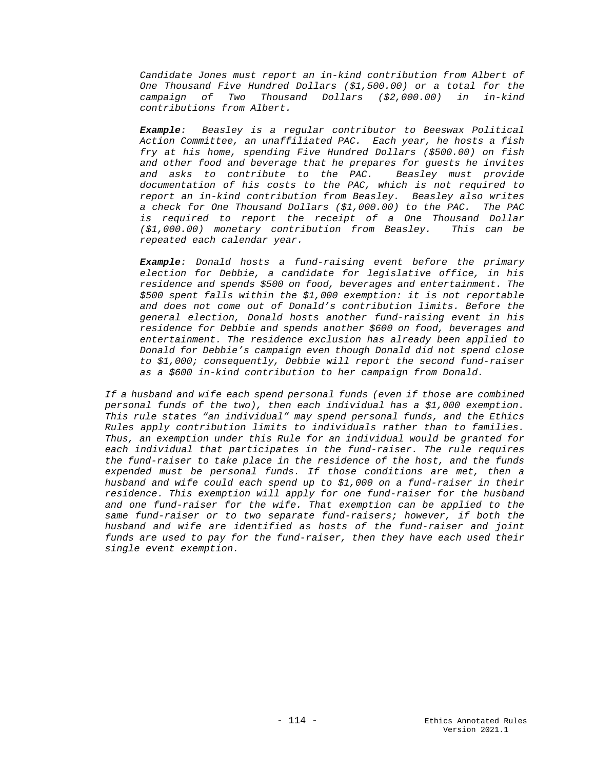*Candidate Jones must report an in-kind contribution from Albert of One Thousand Five Hundred Dollars ($1,500.00) or a total for the campaign of Two Thousand Dollars ($2,000.00) in in-kind contributions from Albert.*

***Example**: Beasley is a regular contributor to Beeswax Political Action Committee, an unaffiliated PAC. Each year, he hosts a fish fry at his home, spending Five Hundred Dollars ($500.00) on fish and other food and beverage that he prepares for guests he invites and asks to contribute to the PAC. Beasley must provide documentation of his costs to the PAC, which is not required to report an in-kind contribution from Beasley. Beasley also writes a check for One Thousand Dollars ($1,000.00) to the PAC. The PAC is required to report the receipt of a One Thousand Dollar ($1,000.00) monetary contribution from Beasley. This can be repeated each calendar year.*

***Example**: Donald hosts a fund-raising event before the primary election for Debbie, a candidate for legislative office, in his residence and spends $500 on food, beverages and entertainment. The $500 spent falls within the $1,000 exemption: it is not reportable and does not come out of Donald's contribution limits. Before the general election, Donald hosts another fund-raising event in his residence for Debbie and spends another $600 on food, beverages and entertainment. The residence exclusion has already been applied to Donald for Debbie's campaign even though Donald did not spend close to $1,000; consequently, Debbie will report the second fund-raiser as a $600 in-kind contribution to her campaign from Donald.*

*If a husband and wife each spend personal funds (even if those are combined personal funds of the two), then each individual has a $1,000 exemption. This rule states "an individual" may spend personal funds, and the Ethics Rules apply contribution limits to individuals rather than to families. Thus, an exemption under this Rule for an individual would be granted for each individual that participates in the fund-raiser. The rule requires the fund-raiser to take place in the residence of the host, and the funds expended must be personal funds. If those conditions are met, then a husband and wife could each spend up to $1,000 on a fund-raiser in their residence. This exemption will apply for one fund-raiser for the husband and one fund-raiser for the wife. That exemption can be applied to the same fund-raiser or to two separate fund-raisers; however, if both the husband and wife are identified as hosts of the fund-raiser and joint funds are used to pay for the fund-raiser, then they have each used their single event exemption.*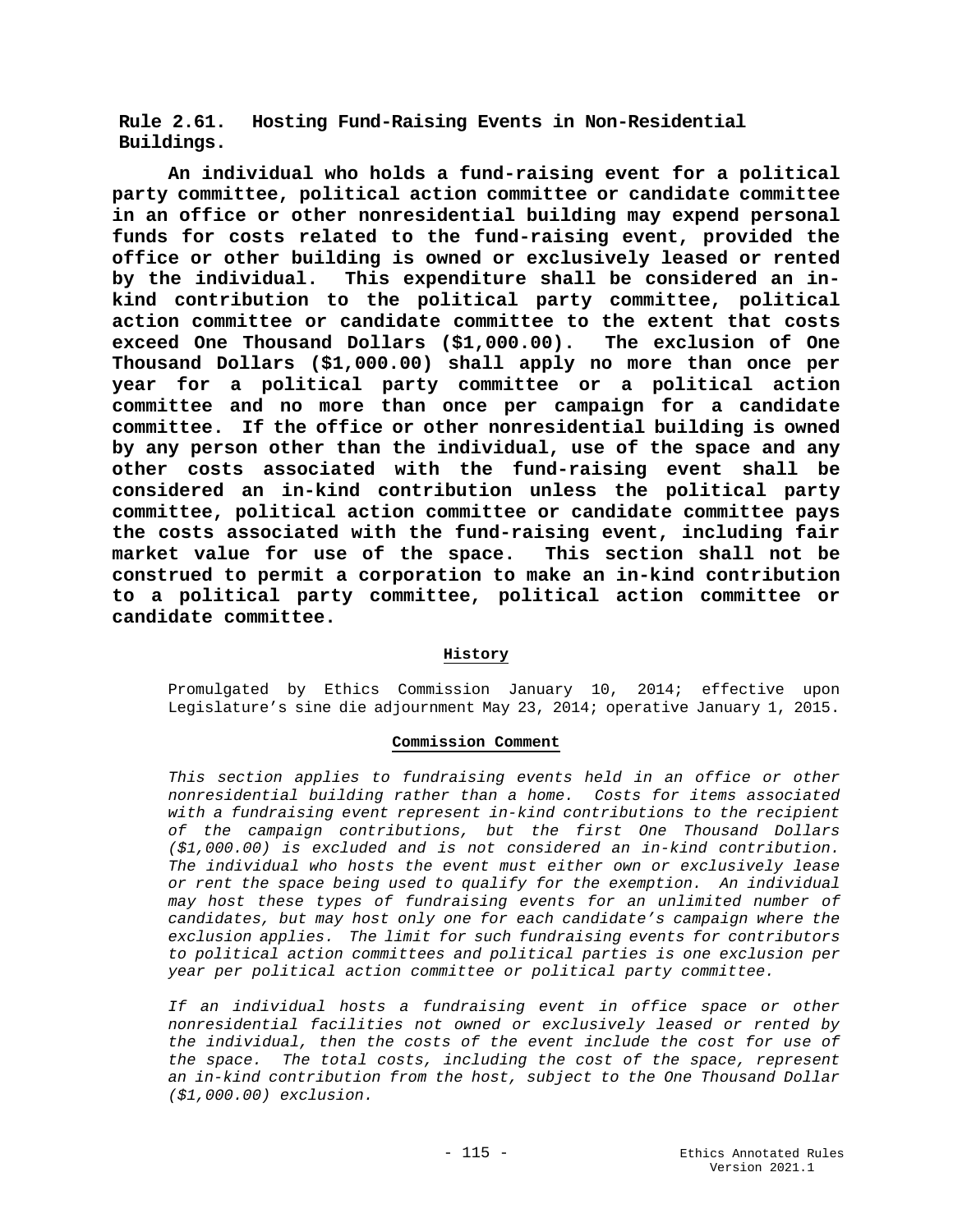## Rule 2.61. Hosting Fund-Raising Events in Non-Residential Buildings.

**An individual who holds a fund-raising event for a political party committee, political action committee or candidate committee in an office or other nonresidential building may expend personal funds for costs related to the fund-raising event, provided the office or other building is owned or exclusively leased or rented by the individual. This expenditure shall be considered an in-kind contribution to the political party committee, political action committee or candidate committee to the extent that costs exceed One Thousand Dollars ($1,000.00). The exclusion of One Thousand Dollars ($1,000.00) shall apply no more than once per year for a political party committee or a political action committee and no more than once per campaign for a candidate committee. If the office or other nonresidential building is owned by any person other than the individual, use of the space and any other costs associated with the fund-raising event shall be considered an in-kind contribution unless the political party committee, political action committee or candidate committee pays the costs associated with the fund-raising event, including fair market value for use of the space. This section shall not be construed to permit a corporation to make an in-kind contribution to a political party committee, political action committee or candidate committee.**

### History

Promulgated by Ethics Commission January 10, 2014; effective upon Legislature's sine die adjournment May 23, 2014; operative January 1, 2015.

### Commission Comment

*This section applies to fundraising events held in an office or other nonresidential building rather than a home. Costs for items associated with a fundraising event represent in-kind contributions to the recipient of the campaign contributions, but the first One Thousand Dollars ($1,000.00) is excluded and is not considered an in-kind contribution. The individual who hosts the event must either own or exclusively lease or rent the space being used to qualify for the exemption. An individual may host these types of fundraising events for an unlimited number of candidates, but may host only one for each candidate's campaign where the exclusion applies. The limit for such fundraising events for contributors to political action committees and political parties is one exclusion per year per political action committee or political party committee.*

*If an individual hosts a fundraising event in office space or other nonresidential facilities not owned or exclusively leased or rented by the individual, then the costs of the event include the cost for use of the space. The total costs, including the cost of the space, represent an in-kind contribution from the host, subject to the One Thousand Dollar ($1,000.00) exclusion.*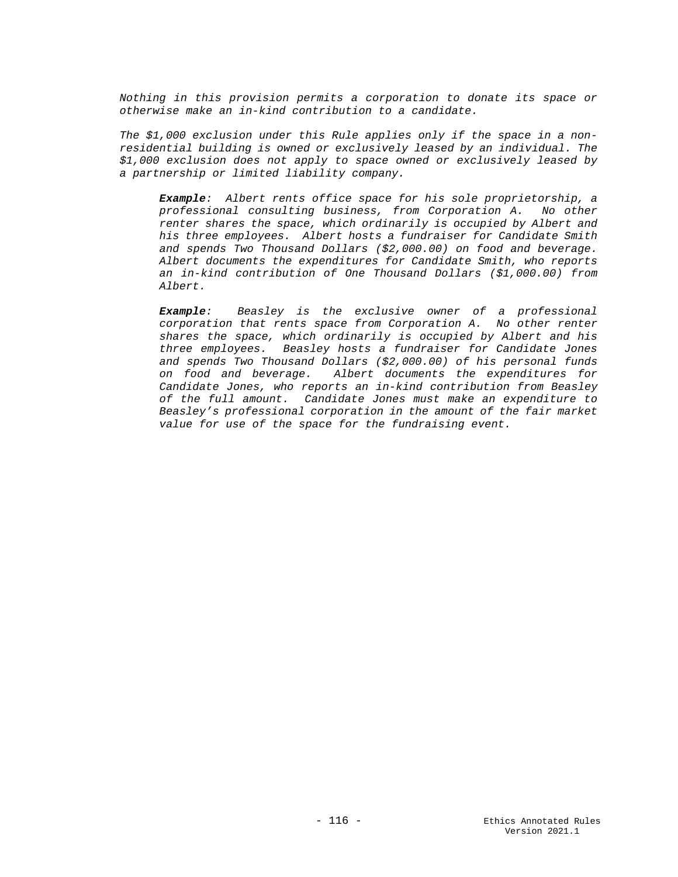*Nothing in this provision permits a corporation to donate its space or otherwise make an in-kind contribution to a candidate.*

*The $1,000 exclusion under this Rule applies only if the space in a non-residential building is owned or exclusively leased by an individual. The $1,000 exclusion does not apply to space owned or exclusively leased by a partnership or limited liability company.*

> ***Example**: Albert rents office space for his sole proprietorship, a professional consulting business, from Corporation A. No other renter shares the space, which ordinarily is occupied by Albert and his three employees. Albert hosts a fundraiser for Candidate Smith and spends Two Thousand Dollars ($2,000.00) on food and beverage. Albert documents the expenditures for Candidate Smith, who reports an in-kind contribution of One Thousand Dollars ($1,000.00) from Albert.*

> ***Example**: Beasley is the exclusive owner of a professional corporation that rents space from Corporation A. No other renter shares the space, which ordinarily is occupied by Albert and his three employees. Beasley hosts a fundraiser for Candidate Jones and spends Two Thousand Dollars ($2,000.00) of his personal funds on food and beverage. Albert documents the expenditures for Candidate Jones, who reports an in-kind contribution from Beasley of the full amount. Candidate Jones must make an expenditure to Beasley's professional corporation in the amount of the fair market value for use of the space for the fundraising event.*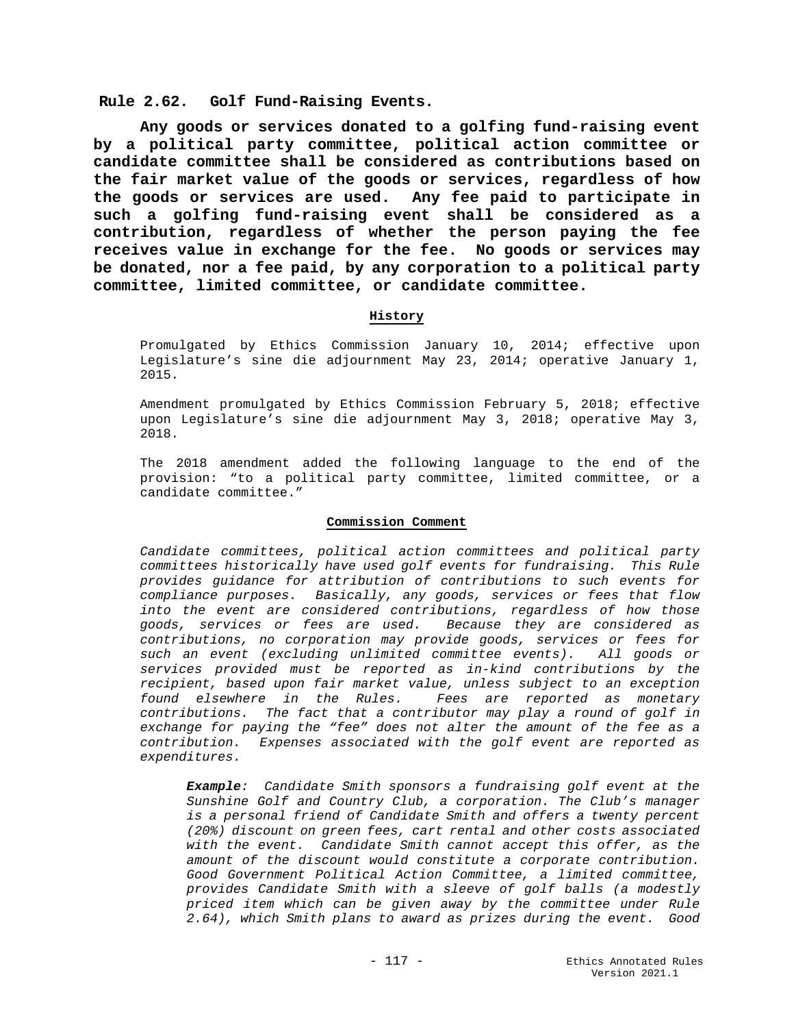## Rule 2.62. Golf Fund-Raising Events.

**Any goods or services donated to a golfing fund-raising event by a political party committee, political action committee or candidate committee shall be considered as contributions based on the fair market value of the goods or services, regardless of how the goods or services are used. Any fee paid to participate in such a golfing fund-raising event shall be considered as a contribution, regardless of whether the person paying the fee receives value in exchange for the fee. No goods or services may be donated, nor a fee paid, by any corporation to a political party committee, limited committee, or candidate committee.**

**History**

Promulgated by Ethics Commission January 10, 2014; effective upon Legislature's sine die adjournment May 23, 2014; operative January 1, 2015.

Amendment promulgated by Ethics Commission February 5, 2018; effective upon Legislature's sine die adjournment May 3, 2018; operative May 3, 2018.

The 2018 amendment added the following language to the end of the provision: "to a political party committee, limited committee, or a candidate committee."

**Commission Comment**

*Candidate committees, political action committees and political party committees historically have used golf events for fundraising. This Rule provides guidance for attribution of contributions to such events for compliance purposes. Basically, any goods, services or fees that flow into the event are considered contributions, regardless of how those goods, services or fees are used. Because they are considered as contributions, no corporation may provide goods, services or fees for such an event (excluding unlimited committee events). All goods or services provided must be reported as in-kind contributions by the recipient, based upon fair market value, unless subject to an exception found elsewhere in the Rules. Fees are reported as monetary contributions. The fact that a contributor may play a round of golf in exchange for paying the "fee" does not alter the amount of the fee as a contribution. Expenses associated with the golf event are reported as expenditures.*

> ***Example**: Candidate Smith sponsors a fundraising golf event at the Sunshine Golf and Country Club, a corporation. The Club's manager is a personal friend of Candidate Smith and offers a twenty percent (20%) discount on green fees, cart rental and other costs associated with the event. Candidate Smith cannot accept this offer, as the amount of the discount would constitute a corporate contribution. Good Government Political Action Committee, a limited committee, provides Candidate Smith with a sleeve of golf balls (a modestly priced item which can be given away by the committee under Rule 2.64), which Smith plans to award as prizes during the event. Good*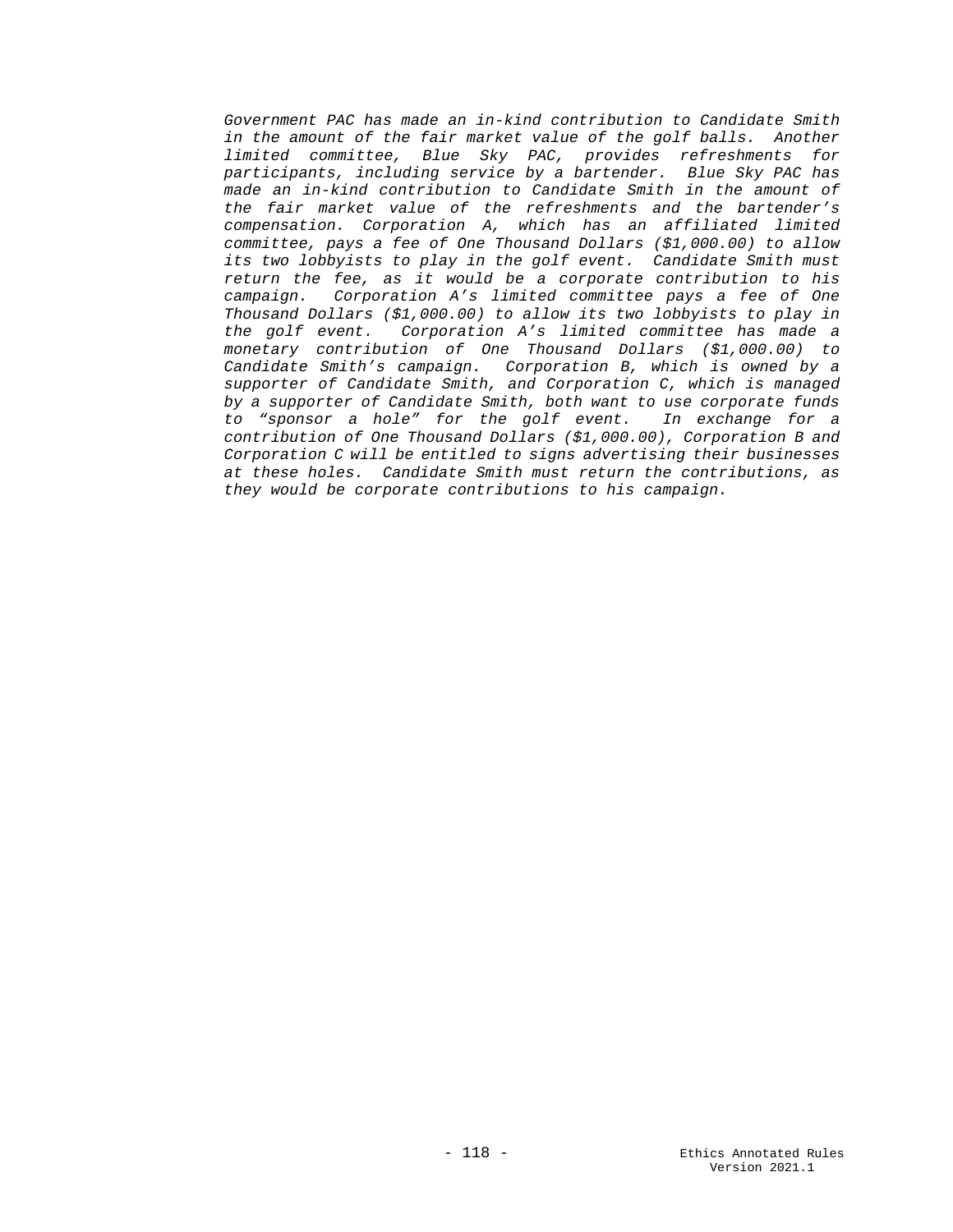*Government PAC has made an in-kind contribution to Candidate Smith in the amount of the fair market value of the golf balls. Another limited committee, Blue Sky PAC, provides refreshments for participants, including service by a bartender. Blue Sky PAC has made an in-kind contribution to Candidate Smith in the amount of the fair market value of the refreshments and the bartender's compensation. Corporation A, which has an affiliated limited committee, pays a fee of One Thousand Dollars ($1,000.00) to allow its two lobbyists to play in the golf event. Candidate Smith must return the fee, as it would be a corporate contribution to his campaign. Corporation A's limited committee pays a fee of One Thousand Dollars ($1,000.00) to allow its two lobbyists to play in the golf event. Corporation A's limited committee has made a monetary contribution of One Thousand Dollars ($1,000.00) to Candidate Smith's campaign. Corporation B, which is owned by a supporter of Candidate Smith, and Corporation C, which is managed by a supporter of Candidate Smith, both want to use corporate funds to "sponsor a hole" for the golf event. In exchange for a contribution of One Thousand Dollars ($1,000.00), Corporation B and Corporation C will be entitled to signs advertising their businesses at these holes. Candidate Smith must return the contributions, as they would be corporate contributions to his campaign.*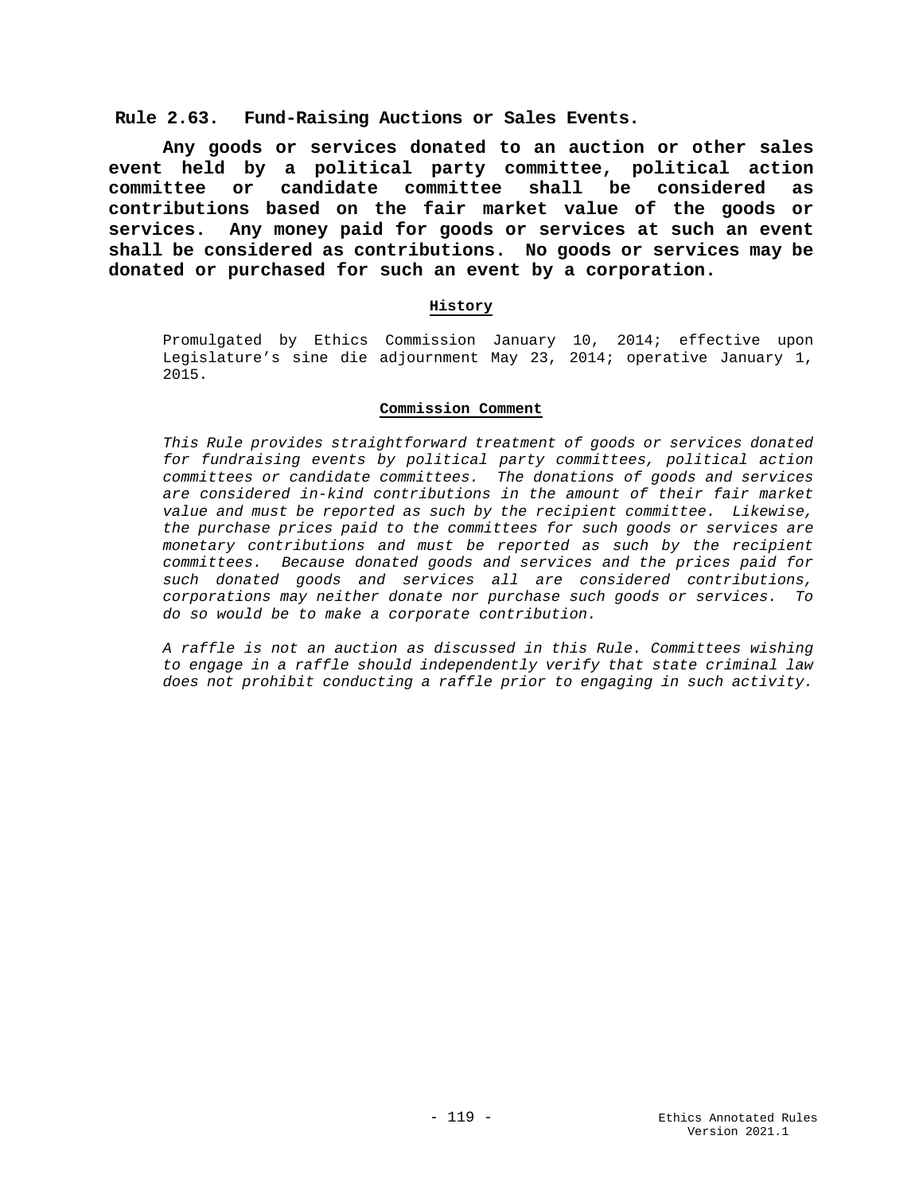## Rule 2.63. Fund-Raising Auctions or Sales Events.

**Any goods or services donated to an auction or other sales event held by a political party committee, political action committee or candidate committee shall be considered as contributions based on the fair market value of the goods or services. Any money paid for goods or services at such an event shall be considered as contributions. No goods or services may be donated or purchased for such an event by a corporation.**

**History**

Promulgated by Ethics Commission January 10, 2014; effective upon Legislature's sine die adjournment May 23, 2014; operative January 1, 2015.

**Commission Comment**

*This Rule provides straightforward treatment of goods or services donated for fundraising events by political party committees, political action committees or candidate committees. The donations of goods and services are considered in-kind contributions in the amount of their fair market value and must be reported as such by the recipient committee. Likewise, the purchase prices paid to the committees for such goods or services are monetary contributions and must be reported as such by the recipient committees. Because donated goods and services and the prices paid for such donated goods and services all are considered contributions, corporations may neither donate nor purchase such goods or services. To do so would be to make a corporate contribution.*

*A raffle is not an auction as discussed in this Rule. Committees wishing to engage in a raffle should independently verify that state criminal law does not prohibit conducting a raffle prior to engaging in such activity.*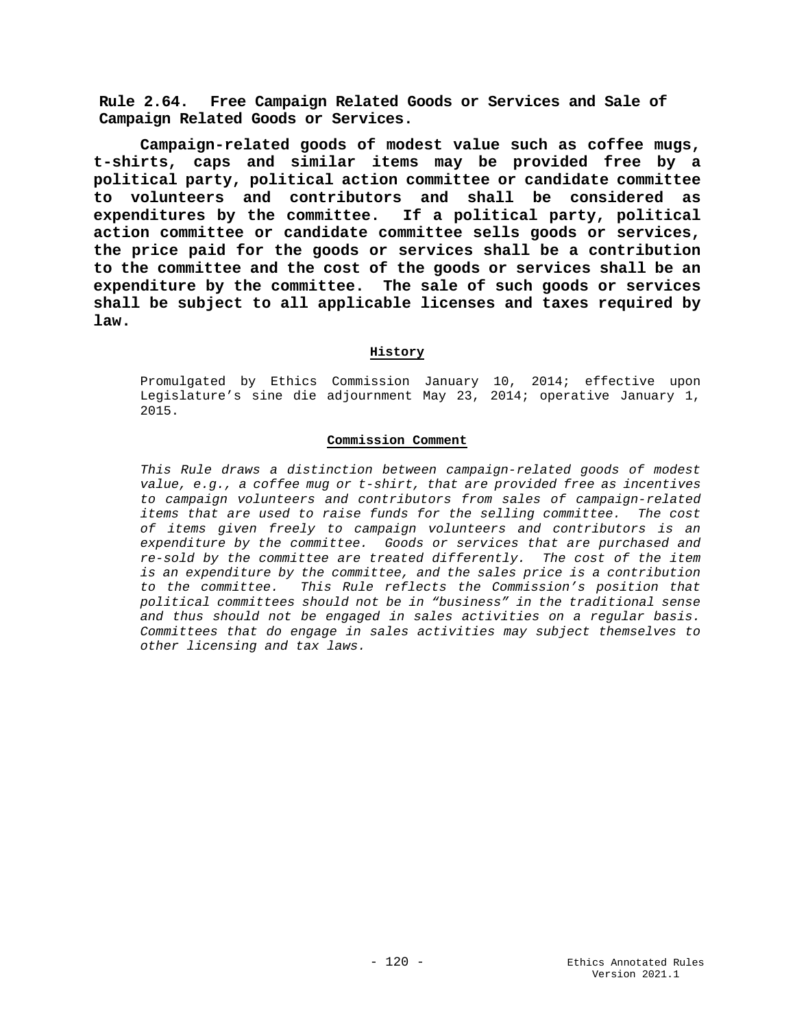**Rule 2.64. Free Campaign Related Goods or Services and Sale of Campaign Related Goods or Services.**

**Campaign-related goods of modest value such as coffee mugs, t-shirts, caps and similar items may be provided free by a political party, political action committee or candidate committee to volunteers and contributors and shall be considered as expenditures by the committee. If a political party, political action committee or candidate committee sells goods or services, the price paid for the goods or services shall be a contribution to the committee and the cost of the goods or services shall be an expenditure by the committee. The sale of such goods or services shall be subject to all applicable licenses and taxes required by law.**

**History**

Promulgated by Ethics Commission January 10, 2014; effective upon Legislature's sine die adjournment May 23, 2014; operative January 1, 2015.

**Commission Comment**

*This Rule draws a distinction between campaign-related goods of modest value, e.g., a coffee mug or t-shirt, that are provided free as incentives to campaign volunteers and contributors from sales of campaign-related items that are used to raise funds for the selling committee. The cost of items given freely to campaign volunteers and contributors is an expenditure by the committee. Goods or services that are purchased and re-sold by the committee are treated differently. The cost of the item is an expenditure by the committee, and the sales price is a contribution to the committee. This Rule reflects the Commission's position that political committees should not be in "business" in the traditional sense and thus should not be engaged in sales activities on a regular basis. Committees that do engage in sales activities may subject themselves to other licensing and tax laws.*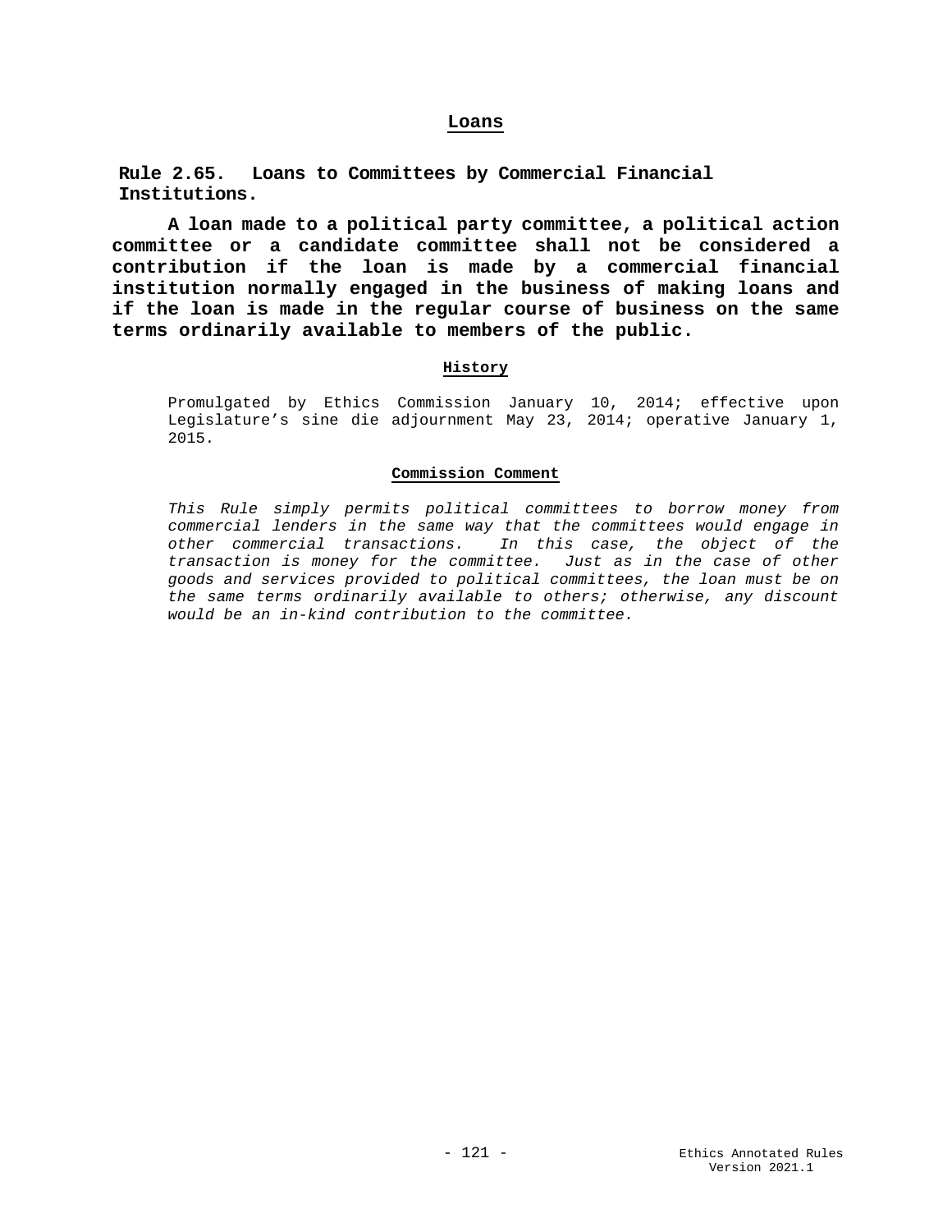## Loans

### Rule 2.65. Loans to Committees by Commercial Financial Institutions.

**A loan made to a political party committee, a political action committee or a candidate committee shall not be considered a contribution if the loan is made by a commercial financial institution normally engaged in the business of making loans and if the loan is made in the regular course of business on the same terms ordinarily available to members of the public.**

#### History

Promulgated by Ethics Commission January 10, 2014; effective upon Legislature's sine die adjournment May 23, 2014; operative January 1, 2015.

#### Commission Comment

*This Rule simply permits political committees to borrow money from commercial lenders in the same way that the committees would engage in other commercial transactions. In this case, the object of the transaction is money for the committee. Just as in the case of other goods and services provided to political committees, the loan must be on the same terms ordinarily available to others; otherwise, any discount would be an in-kind contribution to the committee.*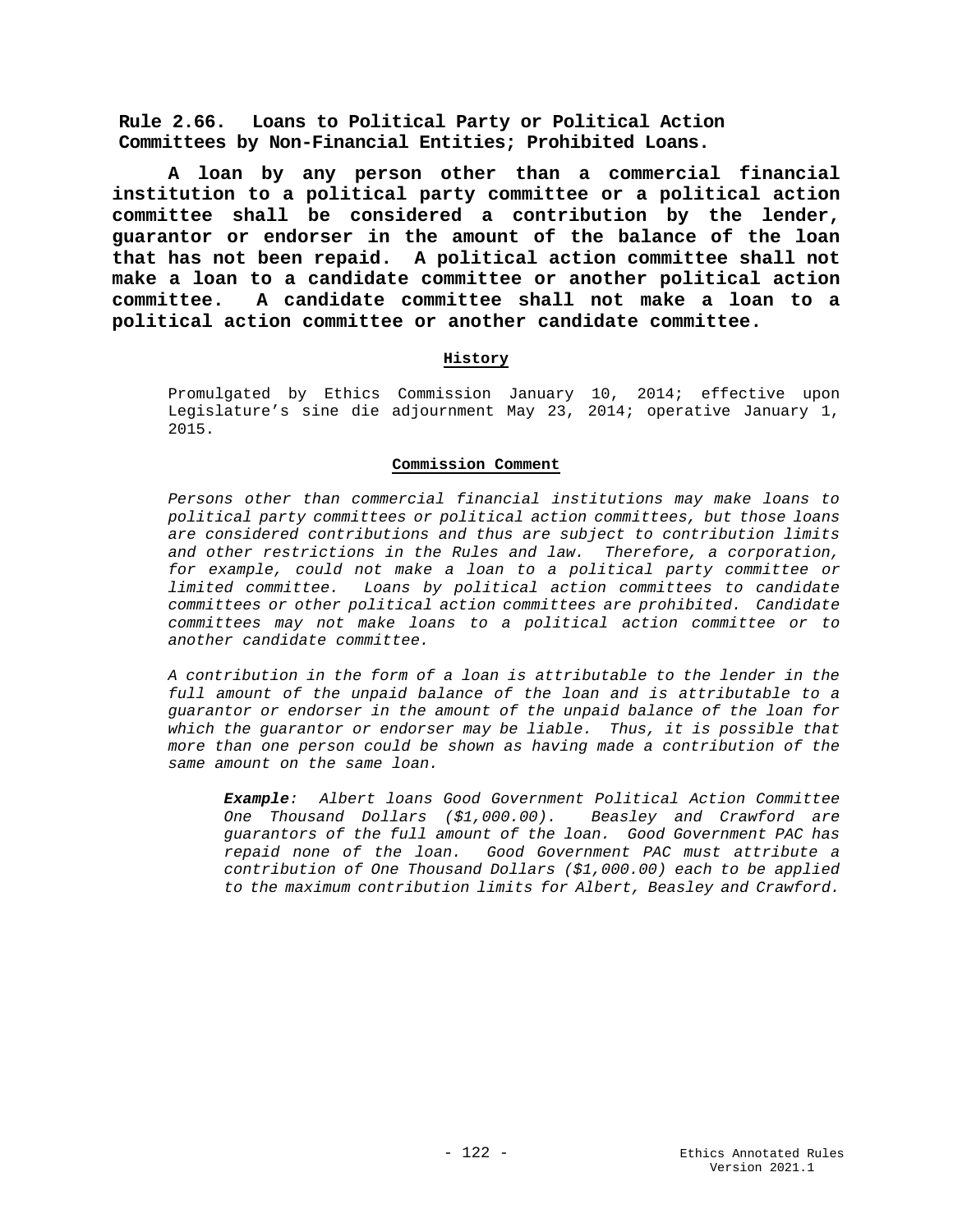**Rule 2.66. Loans to Political Party or Political Action Committees by Non-Financial Entities; Prohibited Loans.**

**A loan by any person other than a commercial financial institution to a political party committee or a political action committee shall be considered a contribution by the lender, guarantor or endorser in the amount of the balance of the loan that has not been repaid. A political action committee shall not make a loan to a candidate committee or another political action committee. A candidate committee shall not make a loan to a political action committee or another candidate committee.**

**History**

Promulgated by Ethics Commission January 10, 2014; effective upon Legislature's sine die adjournment May 23, 2014; operative January 1, 2015.

**Commission Comment**

*Persons other than commercial financial institutions may make loans to political party committees or political action committees, but those loans are considered contributions and thus are subject to contribution limits and other restrictions in the Rules and law. Therefore, a corporation, for example, could not make a loan to a political party committee or limited committee. Loans by political action committees to candidate committees or other political action committees are prohibited. Candidate committees may not make loans to a political action committee or to another candidate committee.*

*A contribution in the form of a loan is attributable to the lender in the full amount of the unpaid balance of the loan and is attributable to a guarantor or endorser in the amount of the unpaid balance of the loan for which the guarantor or endorser may be liable. Thus, it is possible that more than one person could be shown as having made a contribution of the same amount on the same loan.*

> ***Example****: Albert loans Good Government Political Action Committee One Thousand Dollars ($1,000.00). Beasley and Crawford are guarantors of the full amount of the loan. Good Government PAC has repaid none of the loan. Good Government PAC must attribute a contribution of One Thousand Dollars ($1,000.00) each to be applied to the maximum contribution limits for Albert, Beasley and Crawford.*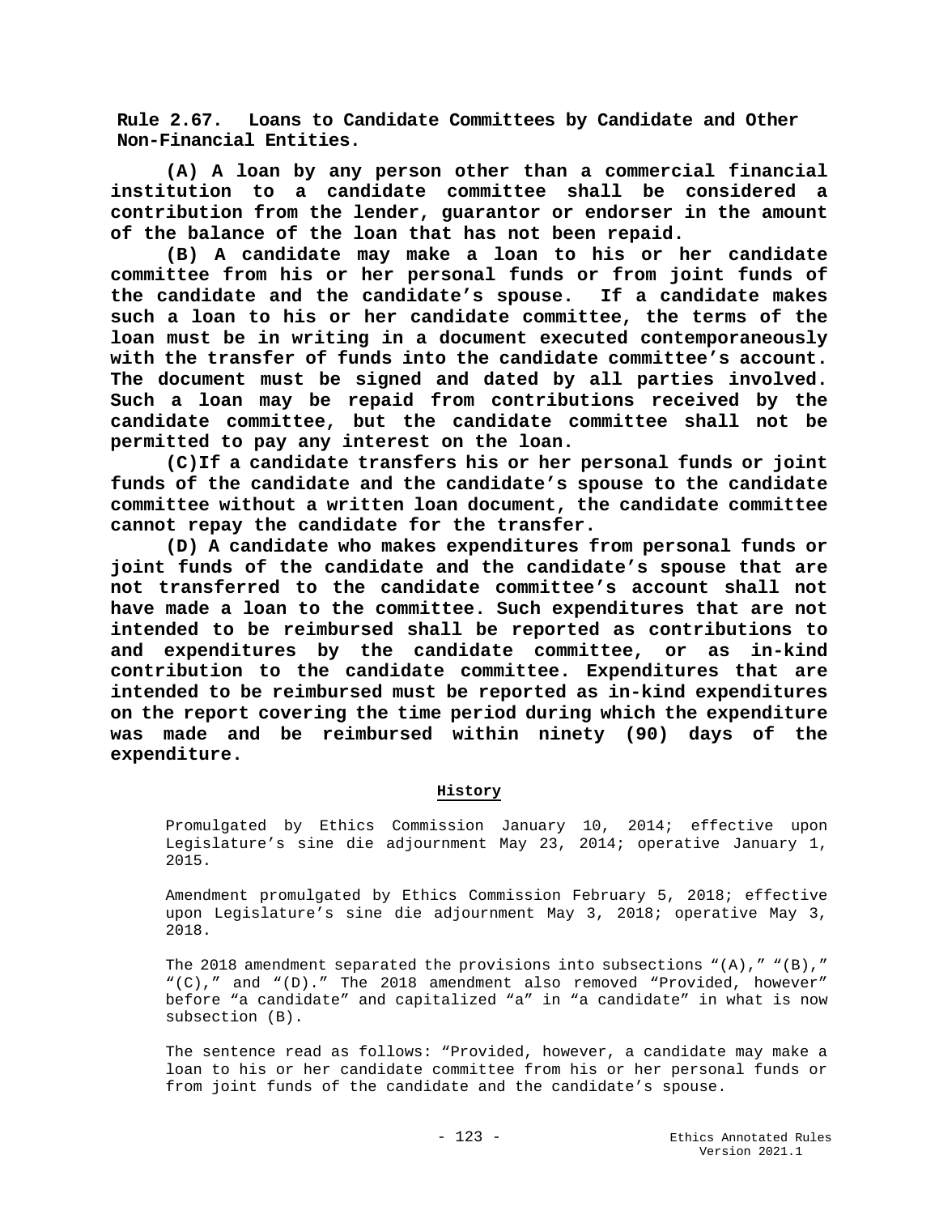**Rule 2.67. Loans to Candidate Committees by Candidate and Other Non-Financial Entities.**

**(A) A loan by any person other than a commercial financial institution to a candidate committee shall be considered a contribution from the lender, guarantor or endorser in the amount of the balance of the loan that has not been repaid.**

**(B) A candidate may make a loan to his or her candidate committee from his or her personal funds or from joint funds of the candidate and the candidate's spouse. If a candidate makes such a loan to his or her candidate committee, the terms of the loan must be in writing in a document executed contemporaneously with the transfer of funds into the candidate committee's account. The document must be signed and dated by all parties involved. Such a loan may be repaid from contributions received by the candidate committee, but the candidate committee shall not be permitted to pay any interest on the loan.**

**(C)If a candidate transfers his or her personal funds or joint funds of the candidate and the candidate's spouse to the candidate committee without a written loan document, the candidate committee cannot repay the candidate for the transfer.**

**(D) A candidate who makes expenditures from personal funds or joint funds of the candidate and the candidate's spouse that are not transferred to the candidate committee's account shall not have made a loan to the committee. Such expenditures that are not intended to be reimbursed shall be reported as contributions to and expenditures by the candidate committee, or as in-kind contribution to the candidate committee. Expenditures that are intended to be reimbursed must be reported as in-kind expenditures on the report covering the time period during which the expenditure was made and be reimbursed within ninety (90) days of the expenditure.**

**History**

Promulgated by Ethics Commission January 10, 2014; effective upon Legislature's sine die adjournment May 23, 2014; operative January 1, 2015.

Amendment promulgated by Ethics Commission February 5, 2018; effective upon Legislature's sine die adjournment May 3, 2018; operative May 3, 2018.

The 2018 amendment separated the provisions into subsections "(A)," "(B)," "(C)," and "(D)." The 2018 amendment also removed "Provided, however" before "a candidate" and capitalized "a" in "a candidate" in what is now subsection (B).

The sentence read as follows: "Provided, however, a candidate may make a loan to his or her candidate committee from his or her personal funds or from joint funds of the candidate and the candidate's spouse.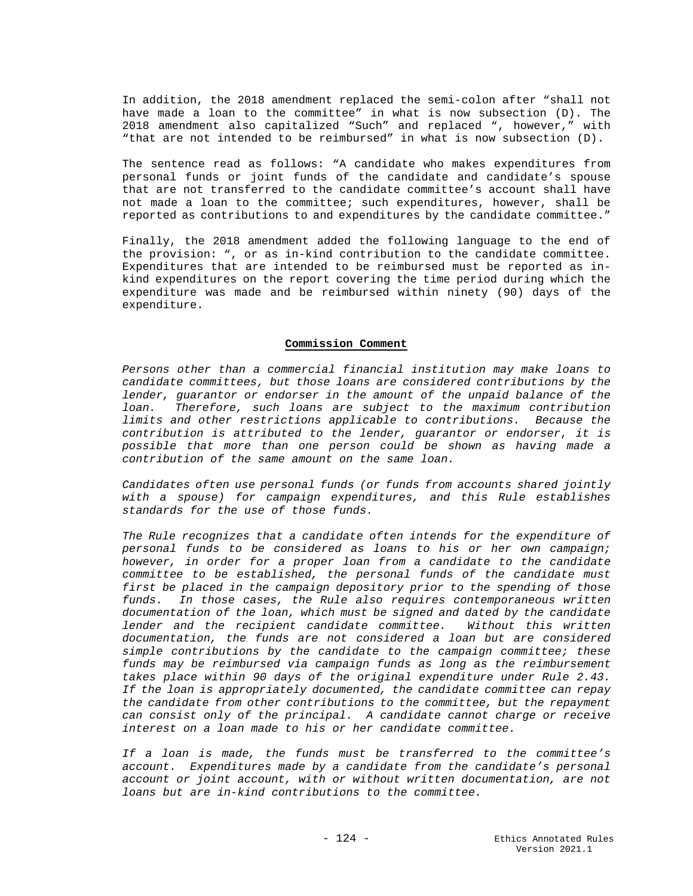In addition, the 2018 amendment replaced the semi-colon after "shall not have made a loan to the committee" in what is now subsection (D). The 2018 amendment also capitalized "Such" and replaced ", however," with "that are not intended to be reimbursed" in what is now subsection (D).

The sentence read as follows: "A candidate who makes expenditures from personal funds or joint funds of the candidate and candidate's spouse that are not transferred to the candidate committee's account shall have not made a loan to the committee; such expenditures, however, shall be reported as contributions to and expenditures by the candidate committee."

Finally, the 2018 amendment added the following language to the end of the provision: ", or as in-kind contribution to the candidate committee. Expenditures that are intended to be reimbursed must be reported as in-kind expenditures on the report covering the time period during which the expenditure was made and be reimbursed within ninety (90) days of the expenditure.

**Commission Comment**

*Persons other than a commercial financial institution may make loans to candidate committees, but those loans are considered contributions by the lender, guarantor or endorser in the amount of the unpaid balance of the loan. Therefore, such loans are subject to the maximum contribution limits and other restrictions applicable to contributions. Because the contribution is attributed to the lender, guarantor or endorser, it is possible that more than one person could be shown as having made a contribution of the same amount on the same loan.*

*Candidates often use personal funds (or funds from accounts shared jointly with a spouse) for campaign expenditures, and this Rule establishes standards for the use of those funds.*

*The Rule recognizes that a candidate often intends for the expenditure of personal funds to be considered as loans to his or her own campaign; however, in order for a proper loan from a candidate to the candidate committee to be established, the personal funds of the candidate must first be placed in the campaign depository prior to the spending of those funds. In those cases, the Rule also requires contemporaneous written documentation of the loan, which must be signed and dated by the candidate lender and the recipient candidate committee. Without this written documentation, the funds are not considered a loan but are considered simple contributions by the candidate to the campaign committee; these funds may be reimbursed via campaign funds as long as the reimbursement takes place within 90 days of the original expenditure under Rule 2.43. If the loan is appropriately documented, the candidate committee can repay the candidate from other contributions to the committee, but the repayment can consist only of the principal. A candidate cannot charge or receive interest on a loan made to his or her candidate committee.*

*If a loan is made, the funds must be transferred to the committee's account. Expenditures made by a candidate from the candidate's personal account or joint account, with or without written documentation, are not loans but are in-kind contributions to the committee.*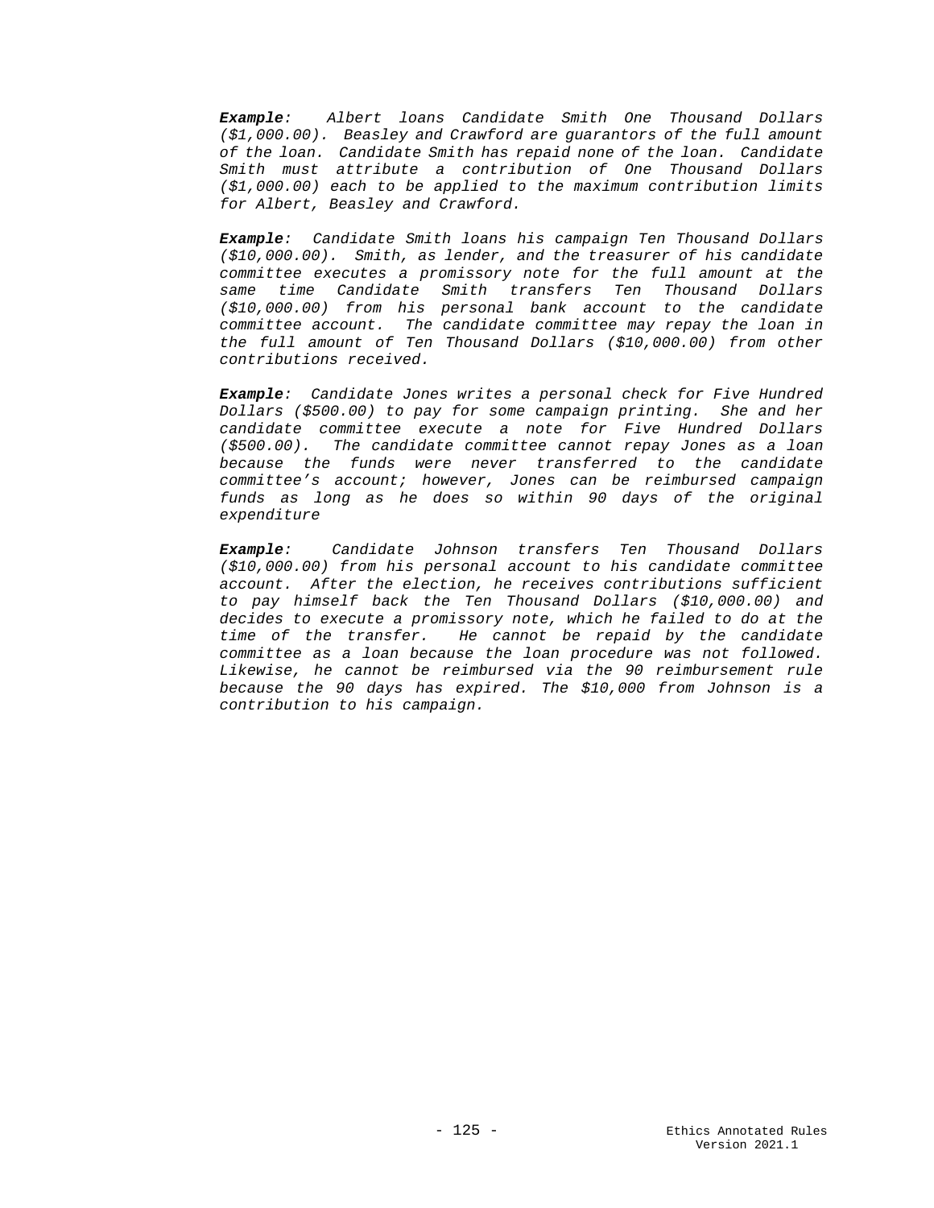***Example****: Albert loans Candidate Smith One Thousand Dollars ($1,000.00). Beasley and Crawford are guarantors of the full amount of the loan. Candidate Smith has repaid none of the loan. Candidate Smith must attribute a contribution of One Thousand Dollars ($1,000.00) each to be applied to the maximum contribution limits for Albert, Beasley and Crawford.*

***Example****: Candidate Smith loans his campaign Ten Thousand Dollars ($10,000.00). Smith, as lender, and the treasurer of his candidate committee executes a promissory note for the full amount at the same time Candidate Smith transfers Ten Thousand Dollars ($10,000.00) from his personal bank account to the candidate committee account. The candidate committee may repay the loan in the full amount of Ten Thousand Dollars ($10,000.00) from other contributions received.*

***Example****: Candidate Jones writes a personal check for Five Hundred Dollars ($500.00) to pay for some campaign printing. She and her candidate committee execute a note for Five Hundred Dollars ($500.00). The candidate committee cannot repay Jones as a loan because the funds were never transferred to the candidate committee's account; however, Jones can be reimbursed campaign funds as long as he does so within 90 days of the original expenditure*

***Example****: Candidate Johnson transfers Ten Thousand Dollars ($10,000.00) from his personal account to his candidate committee account. After the election, he receives contributions sufficient to pay himself back the Ten Thousand Dollars ($10,000.00) and decides to execute a promissory note, which he failed to do at the time of the transfer. He cannot be repaid by the candidate committee as a loan because the loan procedure was not followed. Likewise, he cannot be reimbursed via the 90 reimbursement rule because the 90 days has expired. The $10,000 from Johnson is a contribution to his campaign.*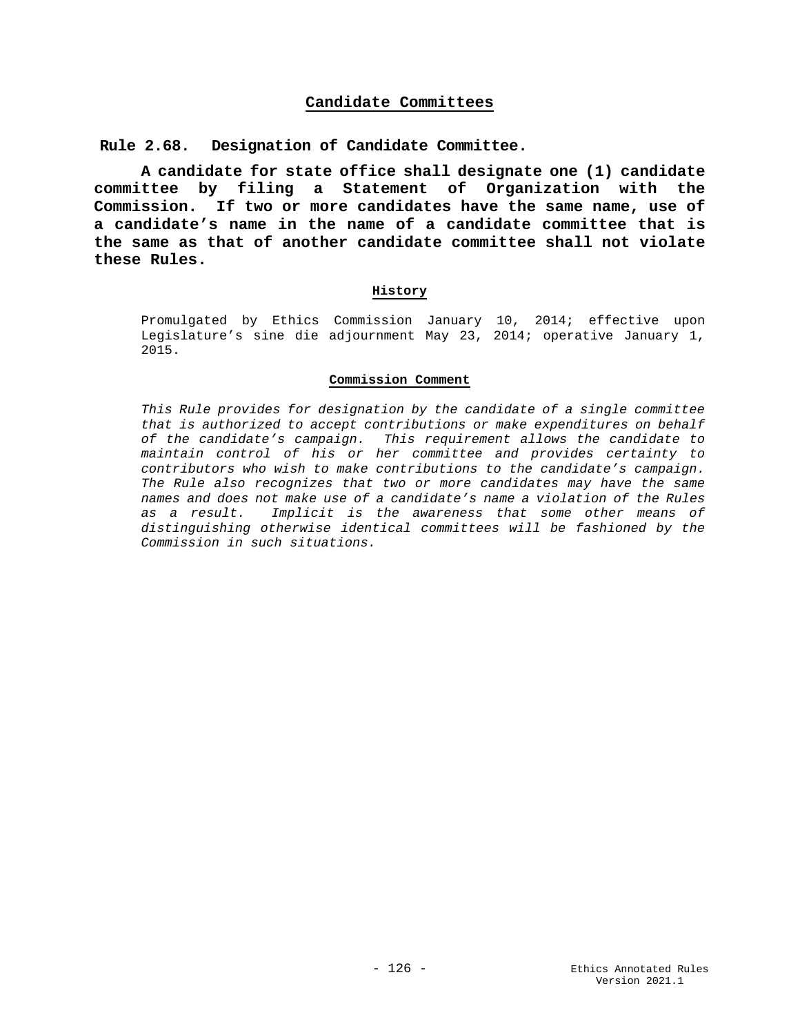## Candidate Committees

### Rule 2.68. Designation of Candidate Committee.

**A candidate for state office shall designate one (1) candidate committee by filing a Statement of Organization with the Commission. If two or more candidates have the same name, use of a candidate's name in the name of a candidate committee that is the same as that of another candidate committee shall not violate these Rules.**

#### History

Promulgated by Ethics Commission January 10, 2014; effective upon Legislature's sine die adjournment May 23, 2014; operative January 1, 2015.

#### Commission Comment

*This Rule provides for designation by the candidate of a single committee that is authorized to accept contributions or make expenditures on behalf of the candidate's campaign. This requirement allows the candidate to maintain control of his or her committee and provides certainty to contributors who wish to make contributions to the candidate's campaign. The Rule also recognizes that two or more candidates may have the same names and does not make use of a candidate's name a violation of the Rules as a result. Implicit is the awareness that some other means of distinguishing otherwise identical committees will be fashioned by the Commission in such situations.*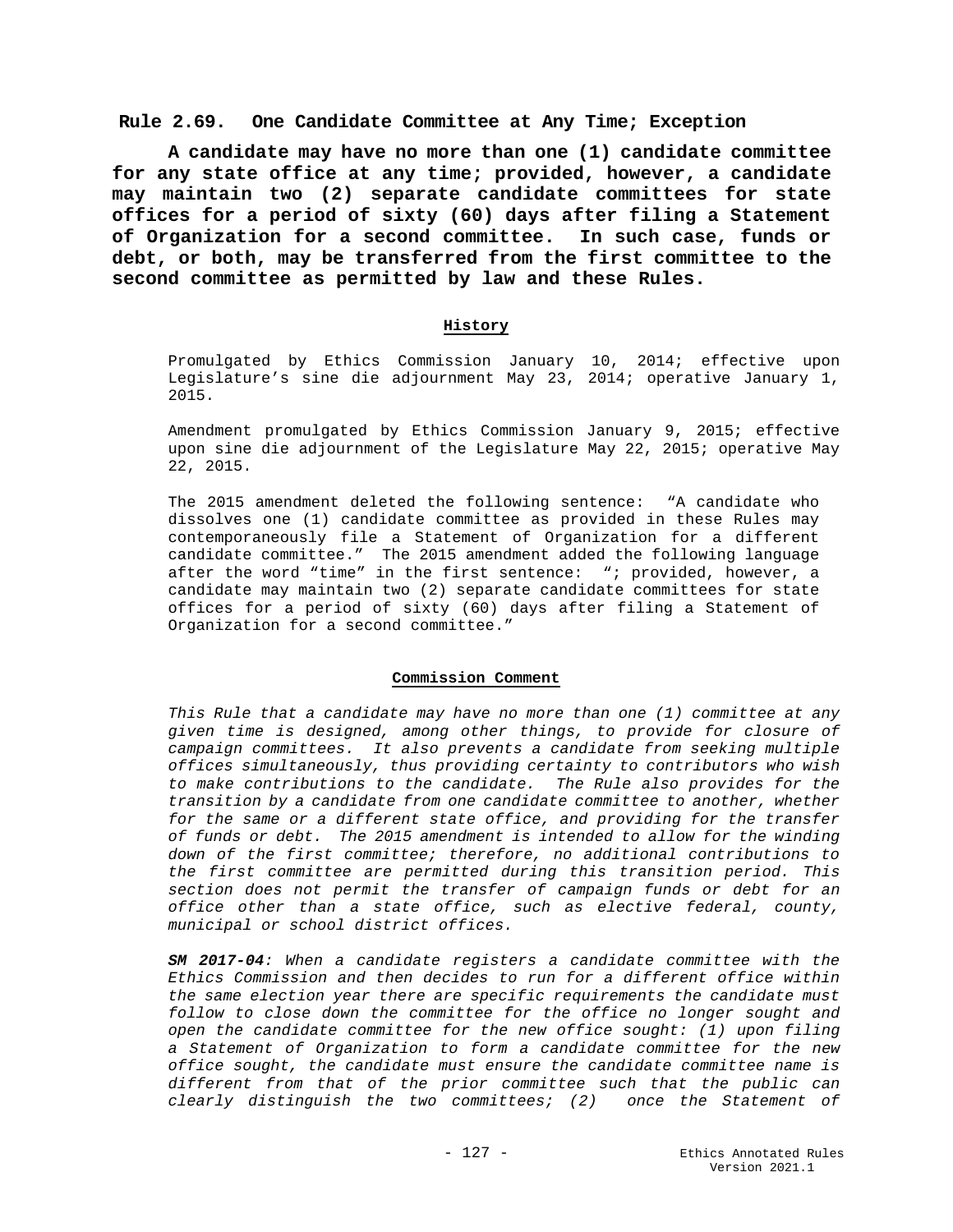## Rule 2.69. One Candidate Committee at Any Time; Exception

**A candidate may have no more than one (1) candidate committee for any state office at any time; provided, however, a candidate may maintain two (2) separate candidate committees for state offices for a period of sixty (60) days after filing a Statement of Organization for a second committee. In such case, funds or debt, or both, may be transferred from the first committee to the second committee as permitted by law and these Rules.**

### History

Promulgated by Ethics Commission January 10, 2014; effective upon Legislature's sine die adjournment May 23, 2014; operative January 1, 2015.

Amendment promulgated by Ethics Commission January 9, 2015; effective upon sine die adjournment of the Legislature May 22, 2015; operative May 22, 2015.

The 2015 amendment deleted the following sentence: "A candidate who dissolves one (1) candidate committee as provided in these Rules may contemporaneously file a Statement of Organization for a different candidate committee." The 2015 amendment added the following language after the word "time" in the first sentence: "; provided, however, a candidate may maintain two (2) separate candidate committees for state offices for a period of sixty (60) days after filing a Statement of Organization for a second committee."

### Commission Comment

*This Rule that a candidate may have no more than one (1) committee at any given time is designed, among other things, to provide for closure of campaign committees. It also prevents a candidate from seeking multiple offices simultaneously, thus providing certainty to contributors who wish to make contributions to the candidate. The Rule also provides for the transition by a candidate from one candidate committee to another, whether for the same or a different state office, and providing for the transfer of funds or debt. The 2015 amendment is intended to allow for the winding down of the first committee; therefore, no additional contributions to the first committee are permitted during this transition period. This section does not permit the transfer of campaign funds or debt for an office other than a state office, such as elective federal, county, municipal or school district offices.*

***SM 2017-04**: When a candidate registers a candidate committee with the Ethics Commission and then decides to run for a different office within the same election year there are specific requirements the candidate must follow to close down the committee for the office no longer sought and open the candidate committee for the new office sought: (1) upon filing a Statement of Organization to form a candidate committee for the new office sought, the candidate must ensure the candidate committee name is different from that of the prior committee such that the public can clearly distinguish the two committees; (2) once the Statement of*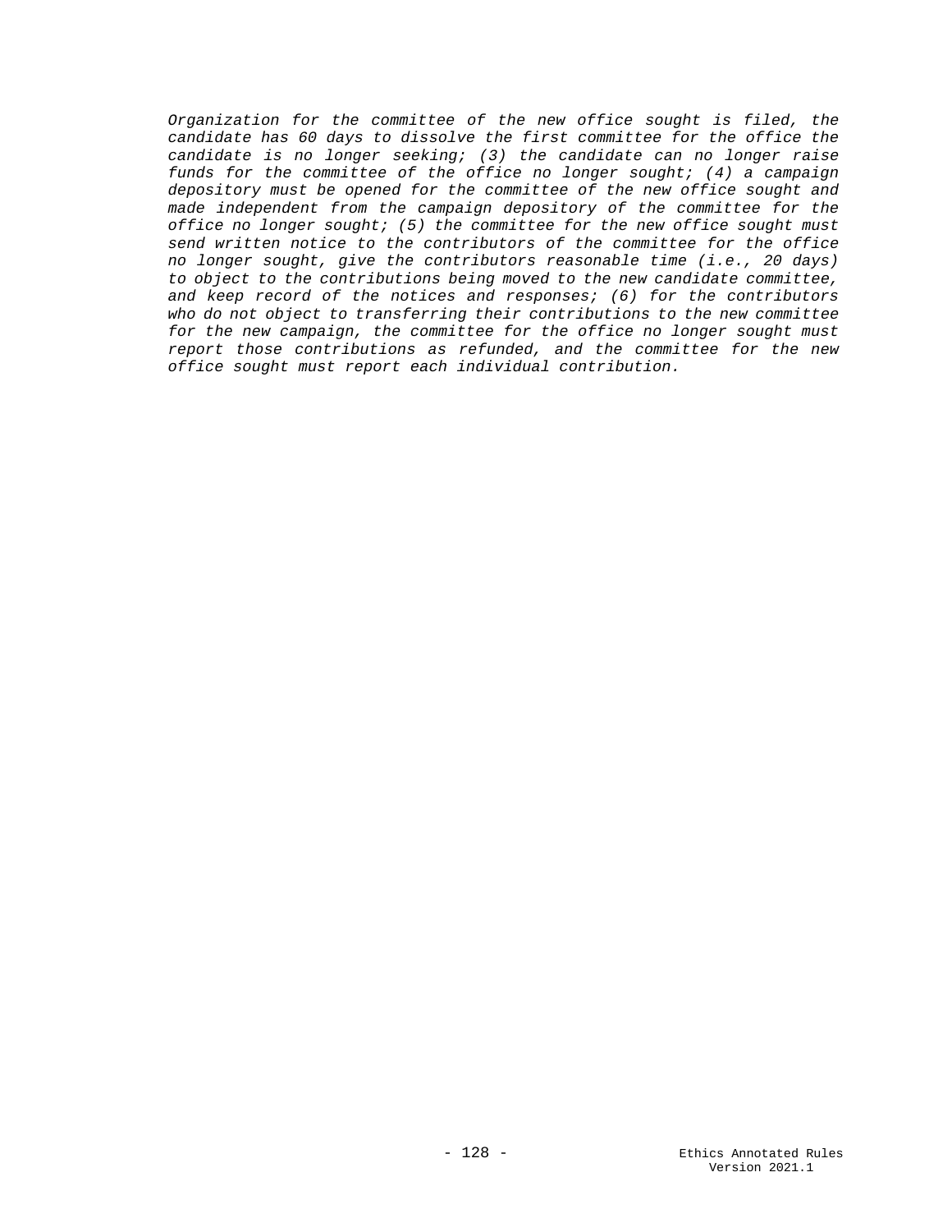*Organization for the committee of the new office sought is filed, the candidate has 60 days to dissolve the first committee for the office the candidate is no longer seeking; (3) the candidate can no longer raise funds for the committee of the office no longer sought; (4) a campaign depository must be opened for the committee of the new office sought and made independent from the campaign depository of the committee for the office no longer sought; (5) the committee for the new office sought must send written notice to the contributors of the committee for the office no longer sought, give the contributors reasonable time (i.e., 20 days) to object to the contributions being moved to the new candidate committee, and keep record of the notices and responses; (6) for the contributors who do not object to transferring their contributions to the new committee for the new campaign, the committee for the office no longer sought must report those contributions as refunded, and the committee for the new office sought must report each individual contribution.*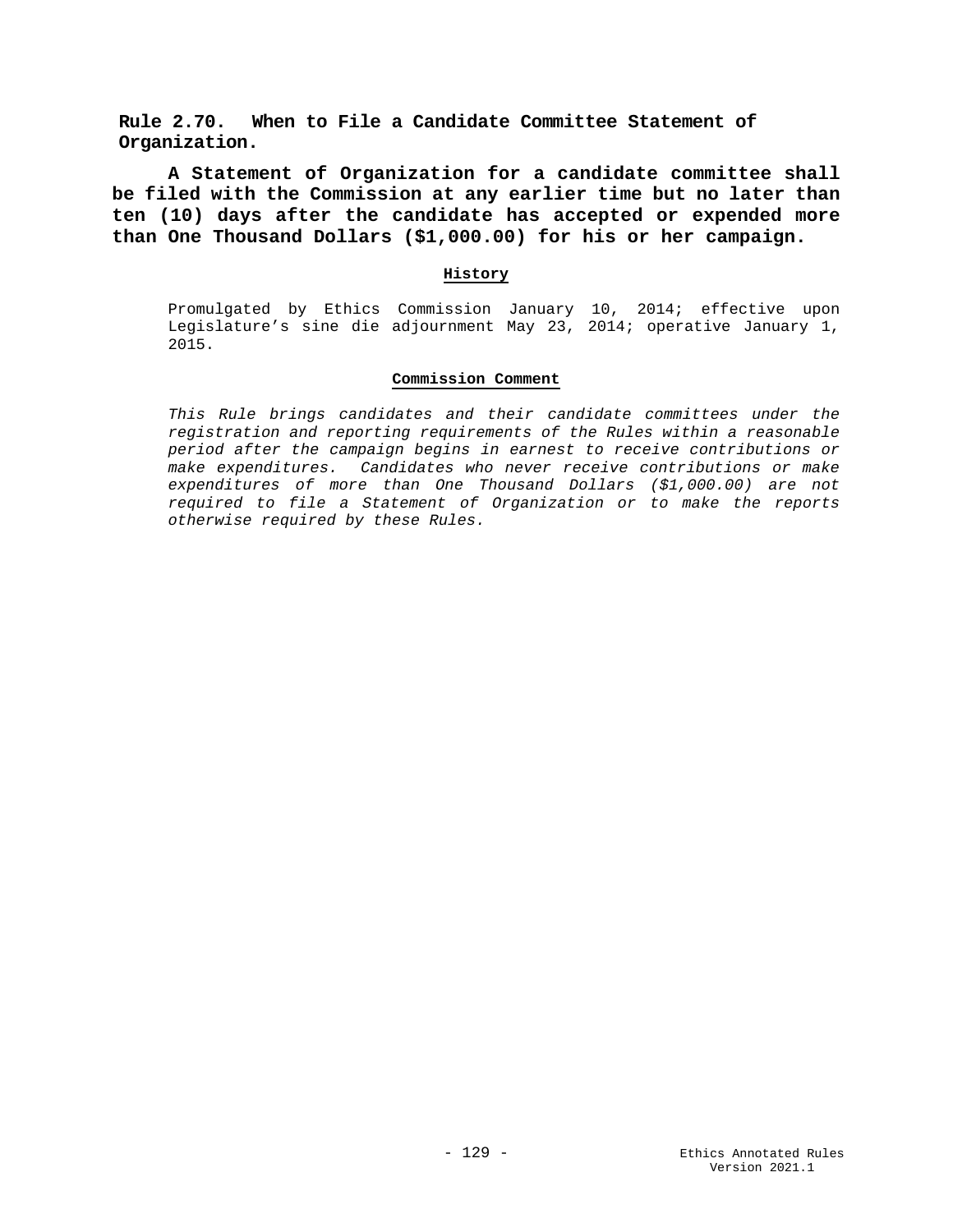## Rule 2.70. When to File a Candidate Committee Statement of Organization.

**A Statement of Organization for a candidate committee shall be filed with the Commission at any earlier time but no later than ten (10) days after the candidate has accepted or expended more than One Thousand Dollars ($1,000.00) for his or her campaign.**

### History

Promulgated by Ethics Commission January 10, 2014; effective upon Legislature's sine die adjournment May 23, 2014; operative January 1, 2015.

### Commission Comment

*This Rule brings candidates and their candidate committees under the registration and reporting requirements of the Rules within a reasonable period after the campaign begins in earnest to receive contributions or make expenditures. Candidates who never receive contributions or make expenditures of more than One Thousand Dollars ($1,000.00) are not required to file a Statement of Organization or to make the reports otherwise required by these Rules.*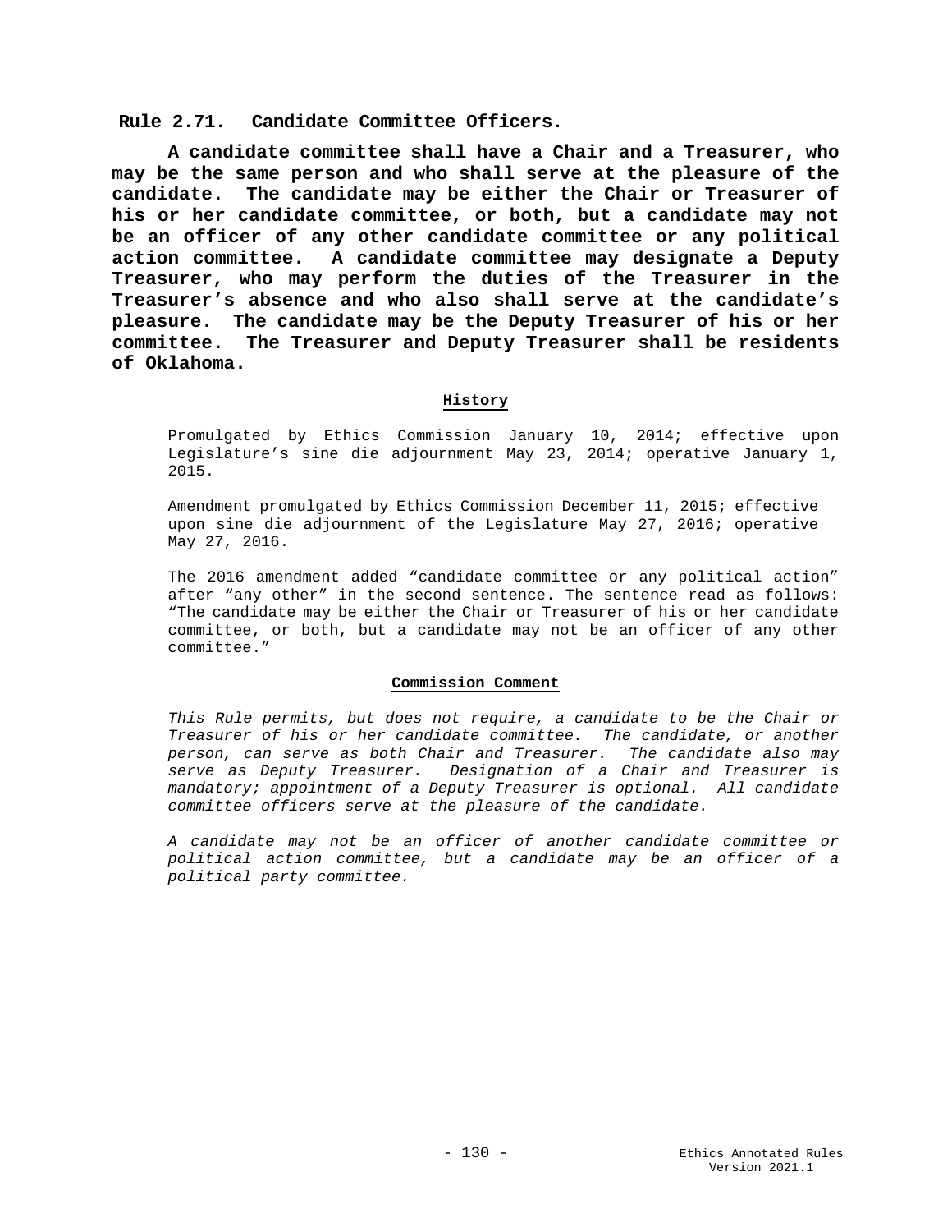## Rule 2.71. Candidate Committee Officers.

**A candidate committee shall have a Chair and a Treasurer, who may be the same person and who shall serve at the pleasure of the candidate. The candidate may be either the Chair or Treasurer of his or her candidate committee, or both, but a candidate may not be an officer of any other candidate committee or any political action committee. A candidate committee may designate a Deputy Treasurer, who may perform the duties of the Treasurer in the Treasurer's absence and who also shall serve at the candidate's pleasure. The candidate may be the Deputy Treasurer of his or her committee. The Treasurer and Deputy Treasurer shall be residents of Oklahoma.**

### History

Promulgated by Ethics Commission January 10, 2014; effective upon Legislature's sine die adjournment May 23, 2014; operative January 1, 2015.

Amendment promulgated by Ethics Commission December 11, 2015; effective upon sine die adjournment of the Legislature May 27, 2016; operative May 27, 2016.

The 2016 amendment added "candidate committee or any political action" after "any other" in the second sentence. The sentence read as follows: "The candidate may be either the Chair or Treasurer of his or her candidate committee, or both, but a candidate may not be an officer of any other committee."

### Commission Comment

*This Rule permits, but does not require, a candidate to be the Chair or Treasurer of his or her candidate committee. The candidate, or another person, can serve as both Chair and Treasurer. The candidate also may serve as Deputy Treasurer. Designation of a Chair and Treasurer is mandatory; appointment of a Deputy Treasurer is optional. All candidate committee officers serve at the pleasure of the candidate.*

*A candidate may not be an officer of another candidate committee or political action committee, but a candidate may be an officer of a political party committee.*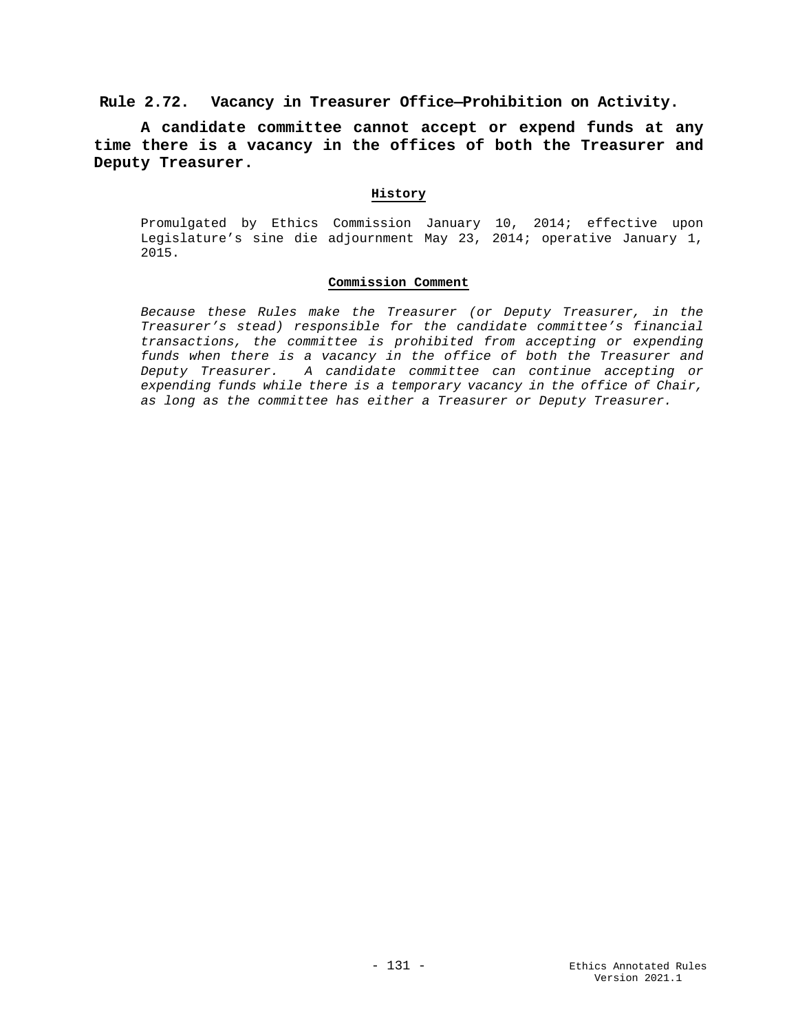## Rule 2.72. Vacancy in Treasurer Office—Prohibition on Activity.

**A candidate committee cannot accept or expend funds at any time there is a vacancy in the offices of both the Treasurer and Deputy Treasurer.**

### History

Promulgated by Ethics Commission January 10, 2014; effective upon Legislature's sine die adjournment May 23, 2014; operative January 1, 2015.

### Commission Comment

*Because these Rules make the Treasurer (or Deputy Treasurer, in the Treasurer's stead) responsible for the candidate committee's financial transactions, the committee is prohibited from accepting or expending funds when there is a vacancy in the office of both the Treasurer and Deputy Treasurer. A candidate committee can continue accepting or expending funds while there is a temporary vacancy in the office of Chair, as long as the committee has either a Treasurer or Deputy Treasurer.*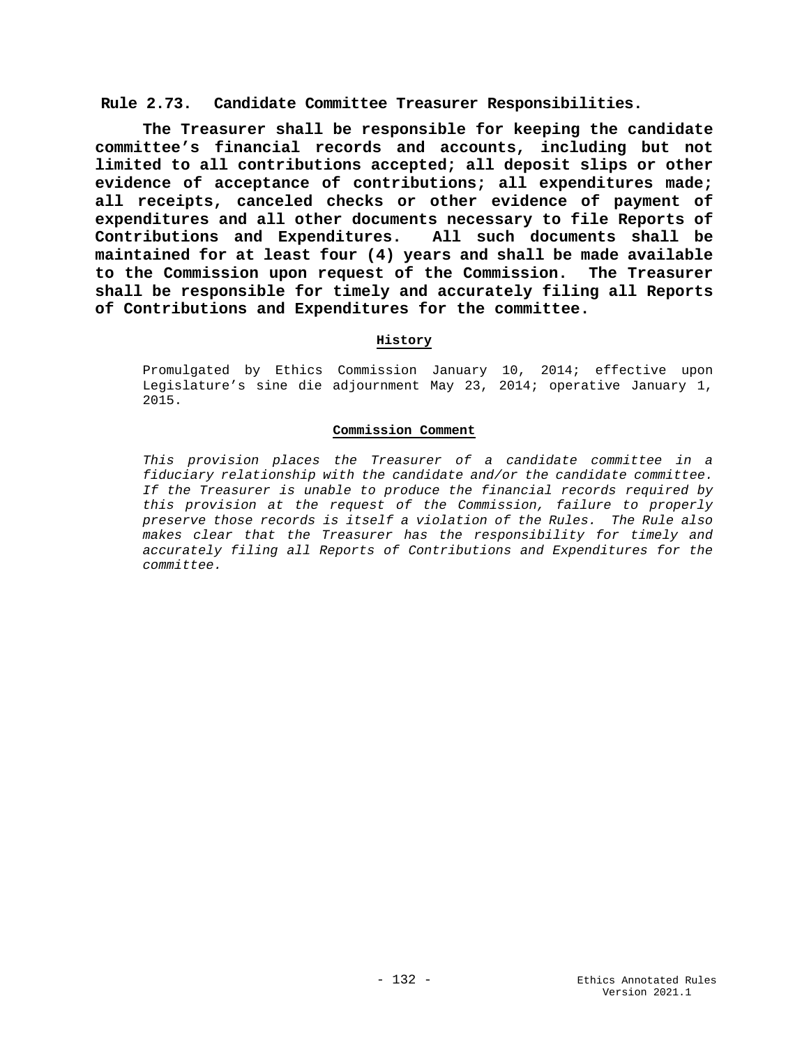## Rule 2.73. Candidate Committee Treasurer Responsibilities.

**The Treasurer shall be responsible for keeping the candidate committee's financial records and accounts, including but not limited to all contributions accepted; all deposit slips or other evidence of acceptance of contributions; all expenditures made; all receipts, canceled checks or other evidence of payment of expenditures and all other documents necessary to file Reports of Contributions and Expenditures. All such documents shall be maintained for at least four (4) years and shall be made available to the Commission upon request of the Commission. The Treasurer shall be responsible for timely and accurately filing all Reports of Contributions and Expenditures for the committee.**

#### History

Promulgated by Ethics Commission January 10, 2014; effective upon Legislature's sine die adjournment May 23, 2014; operative January 1, 2015.

#### Commission Comment

*This provision places the Treasurer of a candidate committee in a fiduciary relationship with the candidate and/or the candidate committee. If the Treasurer is unable to produce the financial records required by this provision at the request of the Commission, failure to properly preserve those records is itself a violation of the Rules. The Rule also makes clear that the Treasurer has the responsibility for timely and accurately filing all Reports of Contributions and Expenditures for the committee.*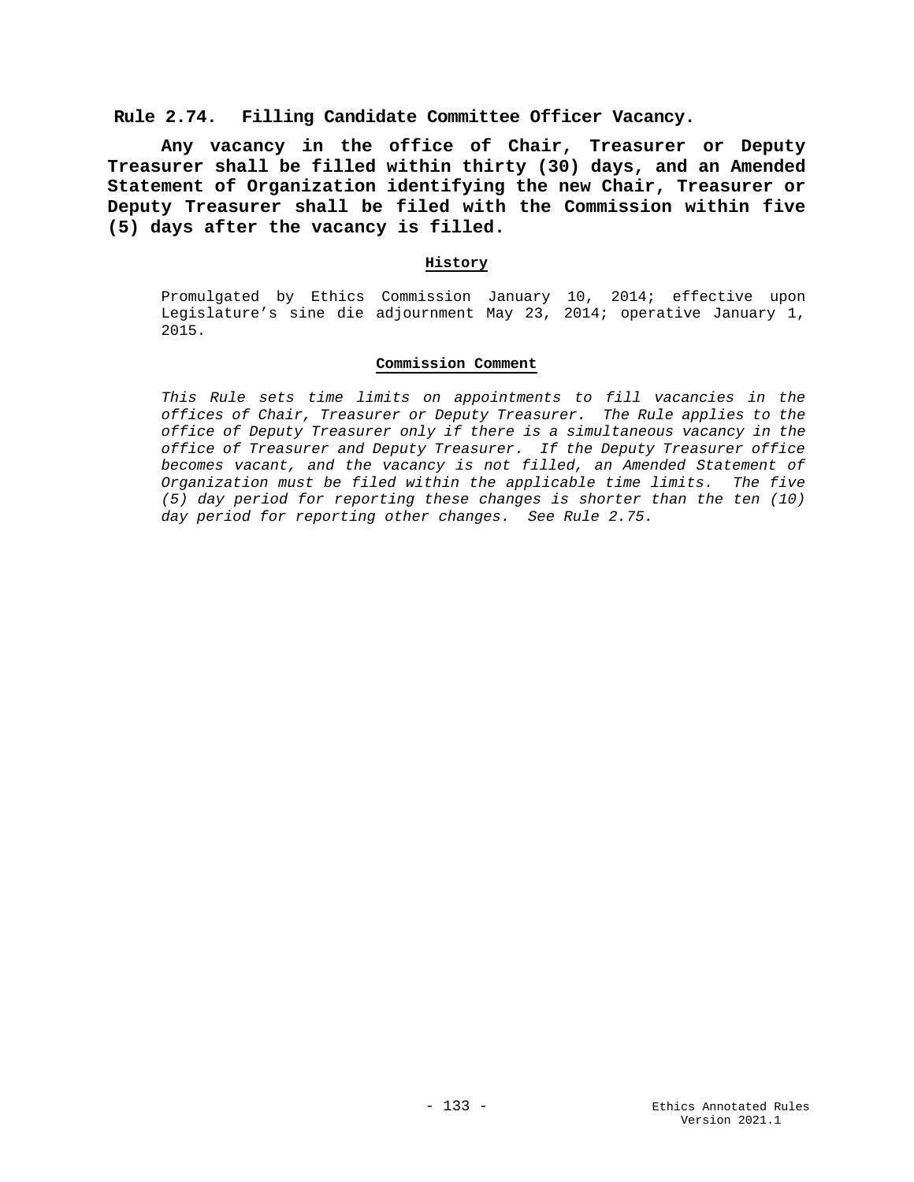## Rule 2.74. Filling Candidate Committee Officer Vacancy.

**Any vacancy in the office of Chair, Treasurer or Deputy Treasurer shall be filled within thirty (30) days, and an Amended Statement of Organization identifying the new Chair, Treasurer or Deputy Treasurer shall be filed with the Commission within five (5) days after the vacancy is filled.**

### History

Promulgated by Ethics Commission January 10, 2014; effective upon Legislature's sine die adjournment May 23, 2014; operative January 1, 2015.

### Commission Comment

*This Rule sets time limits on appointments to fill vacancies in the offices of Chair, Treasurer or Deputy Treasurer. The Rule applies to the office of Deputy Treasurer only if there is a simultaneous vacancy in the office of Treasurer and Deputy Treasurer. If the Deputy Treasurer office becomes vacant, and the vacancy is not filled, an Amended Statement of Organization must be filed within the applicable time limits. The five (5) day period for reporting these changes is shorter than the ten (10) day period for reporting other changes. See Rule 2.75.*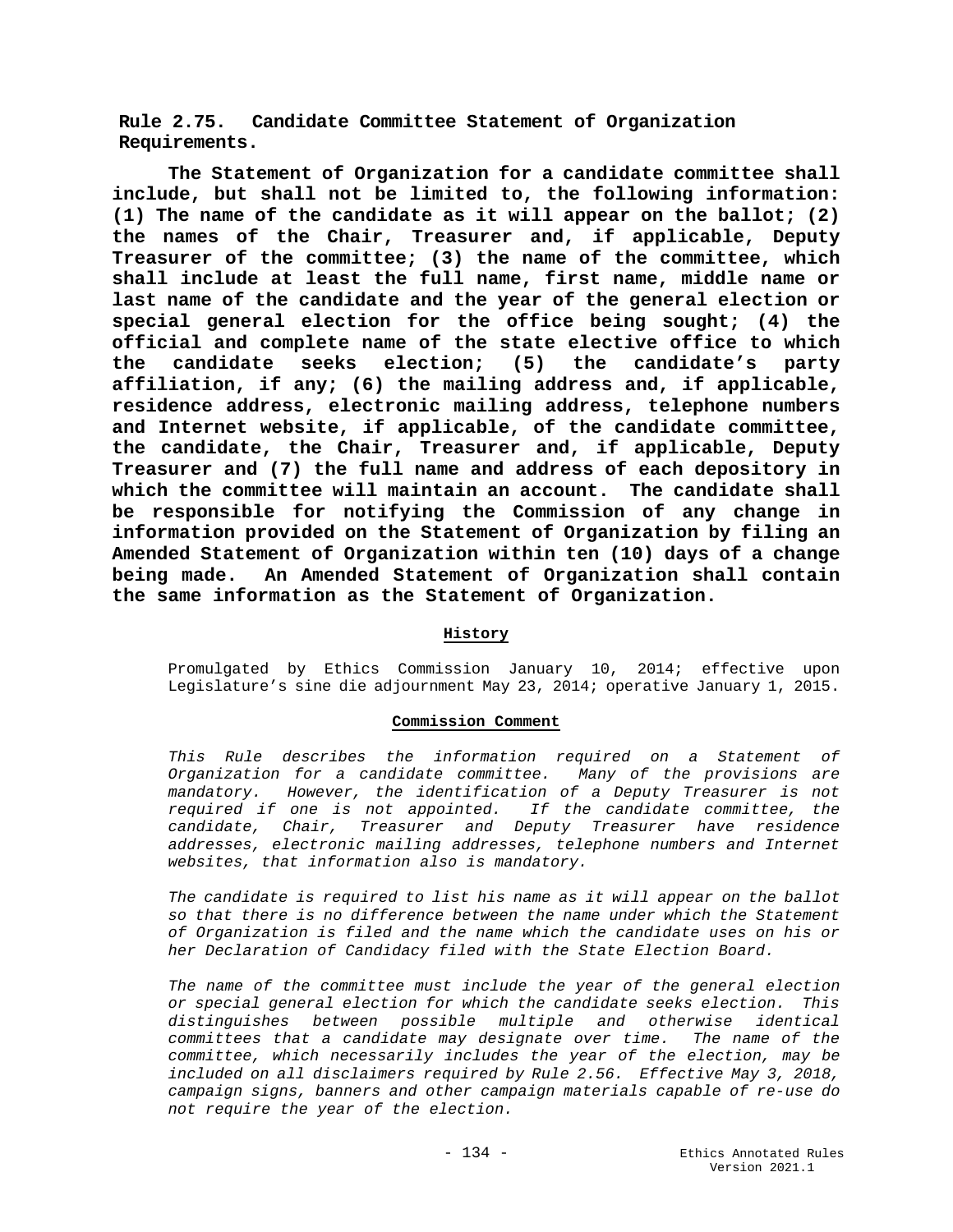**Rule 2.75. Candidate Committee Statement of Organization Requirements.**

**The Statement of Organization for a candidate committee shall include, but shall not be limited to, the following information: (1) The name of the candidate as it will appear on the ballot; (2) the names of the Chair, Treasurer and, if applicable, Deputy Treasurer of the committee; (3) the name of the committee, which shall include at least the full name, first name, middle name or last name of the candidate and the year of the general election or special general election for the office being sought; (4) the official and complete name of the state elective office to which the candidate seeks election; (5) the candidate's party affiliation, if any; (6) the mailing address and, if applicable, residence address, electronic mailing address, telephone numbers and Internet website, if applicable, of the candidate committee, the candidate, the Chair, Treasurer and, if applicable, Deputy Treasurer and (7) the full name and address of each depository in which the committee will maintain an account. The candidate shall be responsible for notifying the Commission of any change in information provided on the Statement of Organization by filing an Amended Statement of Organization within ten (10) days of a change being made. An Amended Statement of Organization shall contain the same information as the Statement of Organization.**

**History**

Promulgated by Ethics Commission January 10, 2014; effective upon Legislature's sine die adjournment May 23, 2014; operative January 1, 2015.

**Commission Comment**

*This Rule describes the information required on a Statement of Organization for a candidate committee. Many of the provisions are mandatory. However, the identification of a Deputy Treasurer is not required if one is not appointed. If the candidate committee, the candidate, Chair, Treasurer and Deputy Treasurer have residence addresses, electronic mailing addresses, telephone numbers and Internet websites, that information also is mandatory.*

*The candidate is required to list his name as it will appear on the ballot so that there is no difference between the name under which the Statement of Organization is filed and the name which the candidate uses on his or her Declaration of Candidacy filed with the State Election Board.*

*The name of the committee must include the year of the general election or special general election for which the candidate seeks election. This distinguishes between possible multiple and otherwise identical committees that a candidate may designate over time. The name of the committee, which necessarily includes the year of the election, may be included on all disclaimers required by Rule 2.56. Effective May 3, 2018, campaign signs, banners and other campaign materials capable of re-use do not require the year of the election.*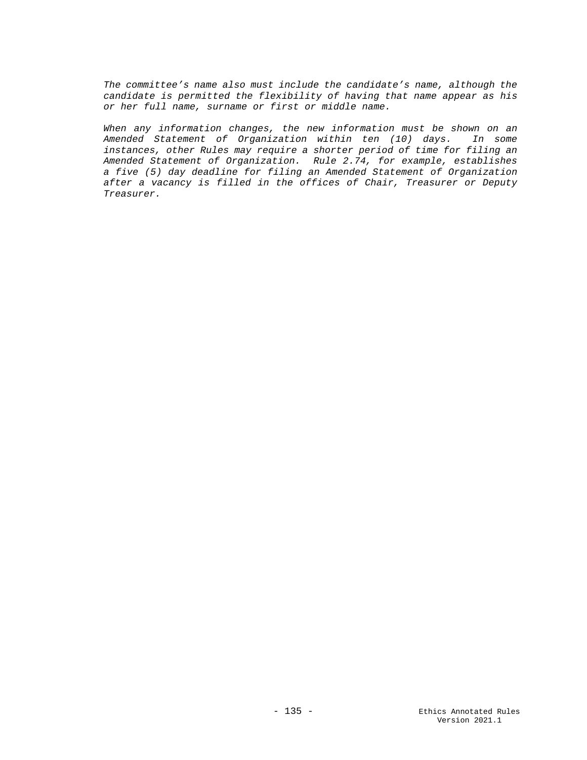*The committee's name also must include the candidate's name, although the candidate is permitted the flexibility of having that name appear as his or her full name, surname or first or middle name.*

*When any information changes, the new information must be shown on an Amended Statement of Organization within ten (10) days. In some instances, other Rules may require a shorter period of time for filing an Amended Statement of Organization. Rule 2.74, for example, establishes a five (5) day deadline for filing an Amended Statement of Organization after a vacancy is filled in the offices of Chair, Treasurer or Deputy Treasurer.*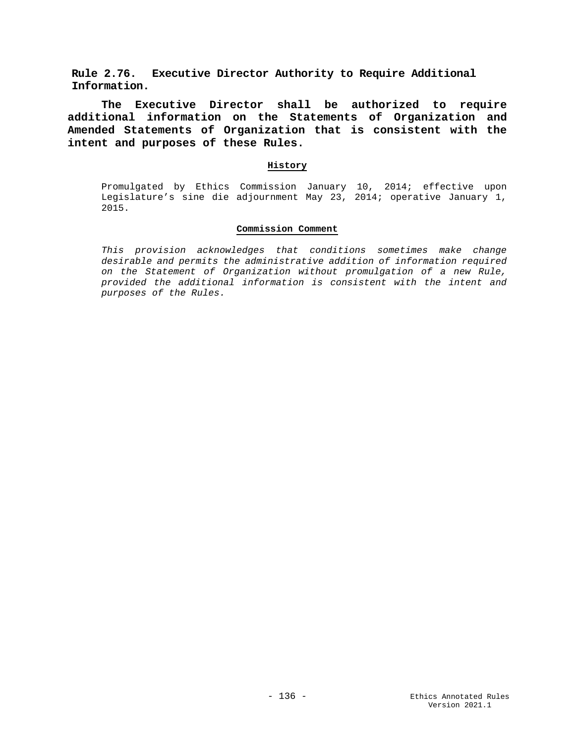## Rule 2.76. Executive Director Authority to Require Additional Information.

**The Executive Director shall be authorized to require additional information on the Statements of Organization and Amended Statements of Organization that is consistent with the intent and purposes of these Rules.**

### History

Promulgated by Ethics Commission January 10, 2014; effective upon Legislature's sine die adjournment May 23, 2014; operative January 1, 2015.

### Commission Comment

*This provision acknowledges that conditions sometimes make change desirable and permits the administrative addition of information required on the Statement of Organization without promulgation of a new Rule, provided the additional information is consistent with the intent and purposes of the Rules.*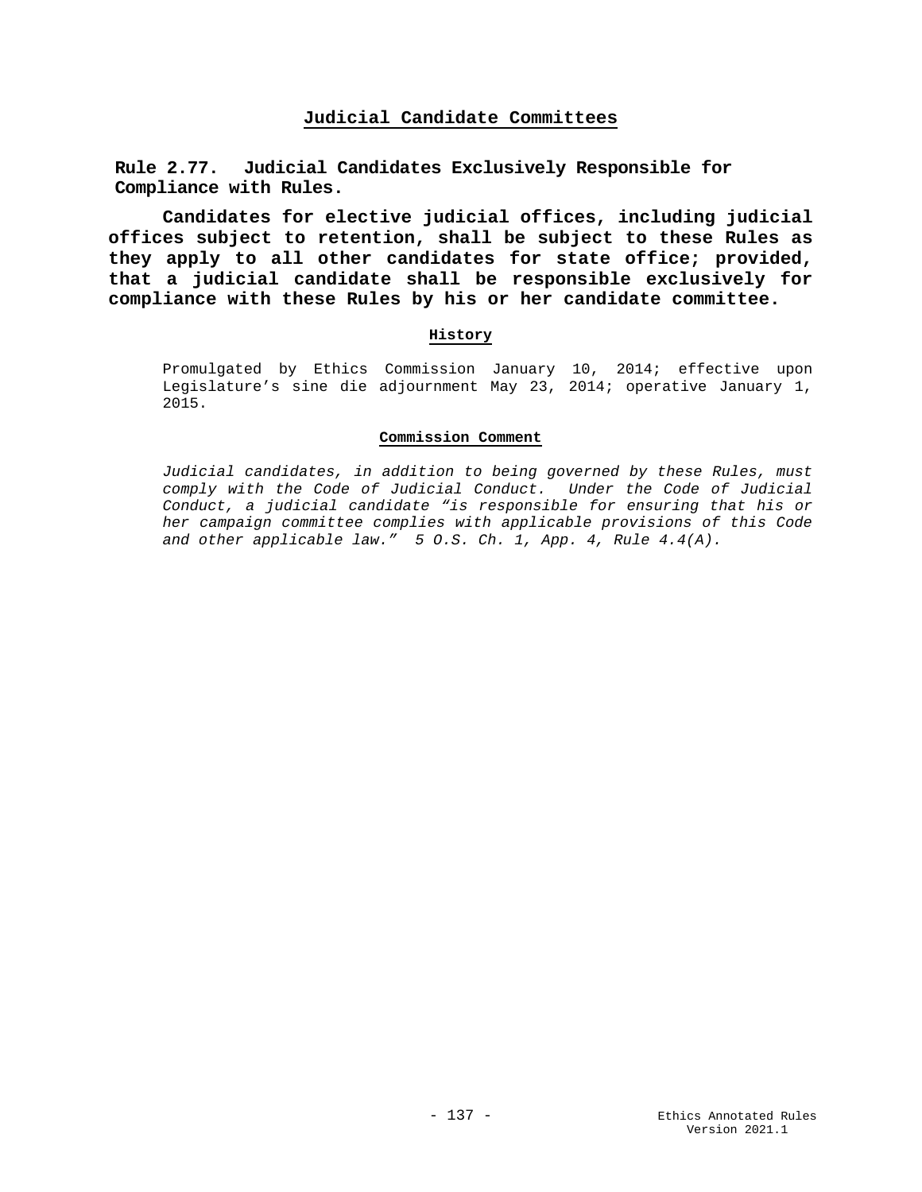## Judicial Candidate Committees

### Rule 2.77. Judicial Candidates Exclusively Responsible for Compliance with Rules.

**Candidates for elective judicial offices, including judicial offices subject to retention, shall be subject to these Rules as they apply to all other candidates for state office; provided, that a judicial candidate shall be responsible exclusively for compliance with these Rules by his or her candidate committee.**

#### History

Promulgated by Ethics Commission January 10, 2014; effective upon Legislature's sine die adjournment May 23, 2014; operative January 1, 2015.

#### Commission Comment

*Judicial candidates, in addition to being governed by these Rules, must comply with the Code of Judicial Conduct. Under the Code of Judicial Conduct, a judicial candidate "is responsible for ensuring that his or her campaign committee complies with applicable provisions of this Code and other applicable law." 5 O.S. Ch. 1, App. 4, Rule 4.4(A).*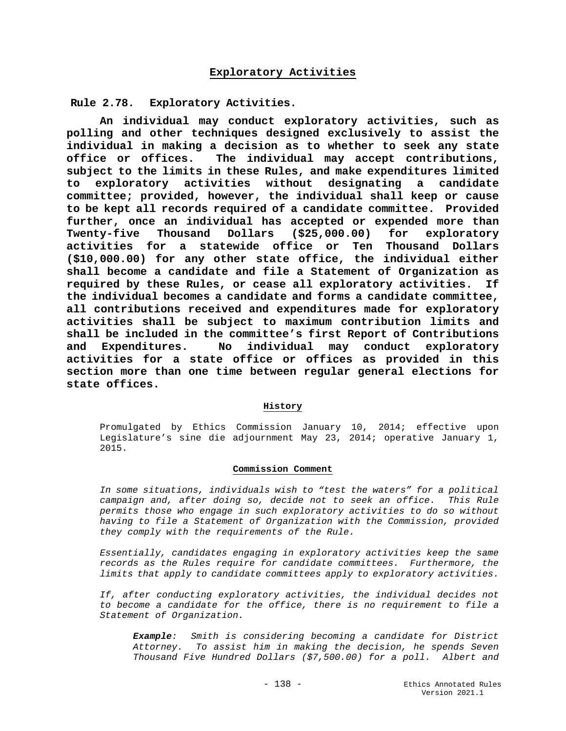## Exploratory Activities

### Rule 2.78. Exploratory Activities.

**An individual may conduct exploratory activities, such as polling and other techniques designed exclusively to assist the individual in making a decision as to whether to seek any state office or offices. The individual may accept contributions, subject to the limits in these Rules, and make expenditures limited to exploratory activities without designating a candidate committee; provided, however, the individual shall keep or cause to be kept all records required of a candidate committee. Provided further, once an individual has accepted or expended more than Twenty-five Thousand Dollars ($25,000.00) for exploratory activities for a statewide office or Ten Thousand Dollars ($10,000.00) for any other state office, the individual either shall become a candidate and file a Statement of Organization as required by these Rules, or cease all exploratory activities. If the individual becomes a candidate and forms a candidate committee, all contributions received and expenditures made for exploratory activities shall be subject to maximum contribution limits and shall be included in the committee's first Report of Contributions and Expenditures. No individual may conduct exploratory activities for a state office or offices as provided in this section more than one time between regular general elections for state offices.**

**History**

Promulgated by Ethics Commission January 10, 2014; effective upon Legislature's sine die adjournment May 23, 2014; operative January 1, 2015.

**Commission Comment**

*In some situations, individuals wish to "test the waters" for a political campaign and, after doing so, decide not to seek an office. This Rule permits those who engage in such exploratory activities to do so without having to file a Statement of Organization with the Commission, provided they comply with the requirements of the Rule.*

*Essentially, candidates engaging in exploratory activities keep the same records as the Rules require for candidate committees. Furthermore, the limits that apply to candidate committees apply to exploratory activities.*

*If, after conducting exploratory activities, the individual decides not to become a candidate for the office, there is no requirement to file a Statement of Organization.*

> ***Example**: Smith is considering becoming a candidate for District Attorney. To assist him in making the decision, he spends Seven Thousand Five Hundred Dollars ($7,500.00) for a poll. Albert and*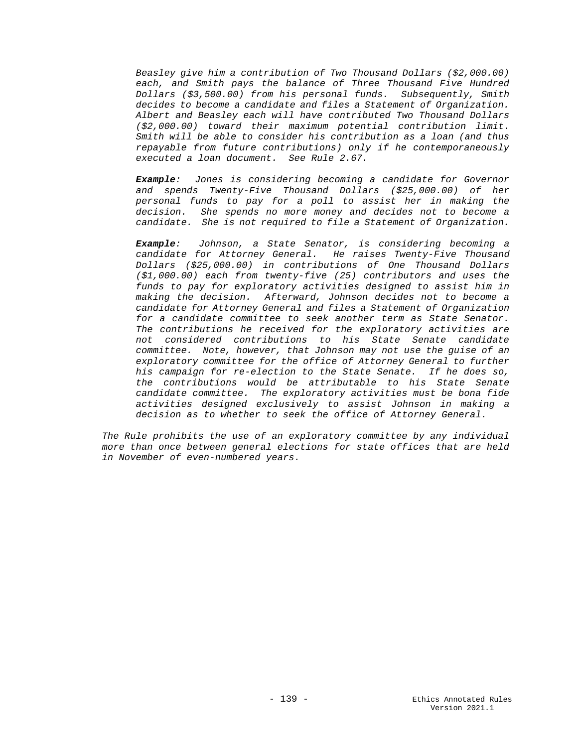*Beasley give him a contribution of Two Thousand Dollars ($2,000.00) each, and Smith pays the balance of Three Thousand Five Hundred Dollars ($3,500.00) from his personal funds. Subsequently, Smith decides to become a candidate and files a Statement of Organization. Albert and Beasley each will have contributed Two Thousand Dollars ($2,000.00) toward their maximum potential contribution limit. Smith will be able to consider his contribution as a loan (and thus repayable from future contributions) only if he contemporaneously executed a loan document. See Rule 2.67.*

***Example****: Jones is considering becoming a candidate for Governor and spends Twenty-Five Thousand Dollars ($25,000.00) of her personal funds to pay for a poll to assist her in making the decision. She spends no more money and decides not to become a candidate. She is not required to file a Statement of Organization.*

***Example****: Johnson, a State Senator, is considering becoming a candidate for Attorney General. He raises Twenty-Five Thousand Dollars ($25,000.00) in contributions of One Thousand Dollars ($1,000.00) each from twenty-five (25) contributors and uses the funds to pay for exploratory activities designed to assist him in making the decision. Afterward, Johnson decides not to become a candidate for Attorney General and files a Statement of Organization for a candidate committee to seek another term as State Senator. The contributions he received for the exploratory activities are not considered contributions to his State Senate candidate committee. Note, however, that Johnson may not use the guise of an exploratory committee for the office of Attorney General to further his campaign for re-election to the State Senate. If he does so, the contributions would be attributable to his State Senate candidate committee. The exploratory activities must be bona fide activities designed exclusively to assist Johnson in making a decision as to whether to seek the office of Attorney General.*

*The Rule prohibits the use of an exploratory committee by any individual more than once between general elections for state offices that are held in November of even-numbered years.*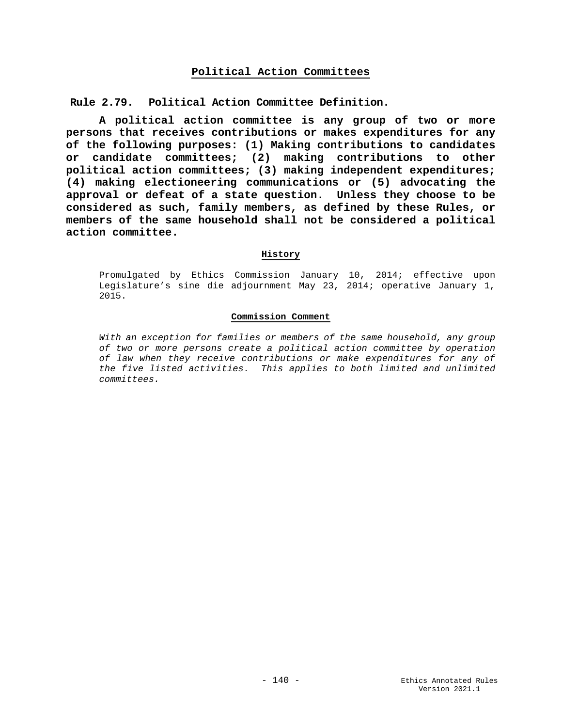## Political Action Committees

### Rule 2.79. Political Action Committee Definition.

**A political action committee is any group of two or more persons that receives contributions or makes expenditures for any of the following purposes: (1) Making contributions to candidates or candidate committees; (2) making contributions to other political action committees; (3) making independent expenditures; (4) making electioneering communications or (5) advocating the approval or defeat of a state question. Unless they choose to be considered as such, family members, as defined by these Rules, or members of the same household shall not be considered a political action committee.**

#### History

Promulgated by Ethics Commission January 10, 2014; effective upon Legislature's sine die adjournment May 23, 2014; operative January 1, 2015.

#### Commission Comment

*With an exception for families or members of the same household, any group of two or more persons create a political action committee by operation of law when they receive contributions or make expenditures for any of the five listed activities. This applies to both limited and unlimited committees.*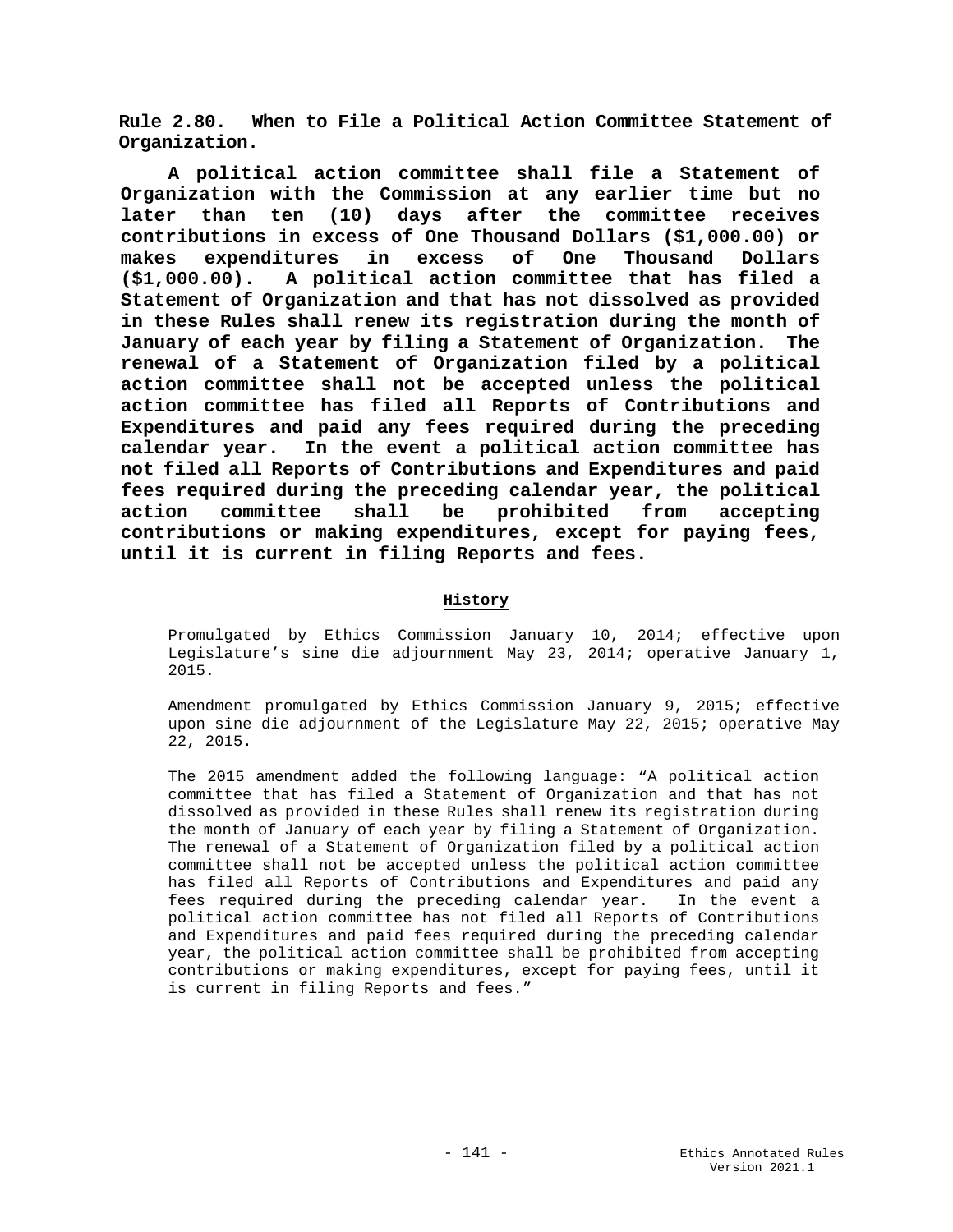**Rule 2.80. When to File a Political Action Committee Statement of Organization.**

**A political action committee shall file a Statement of Organization with the Commission at any earlier time but no later than ten (10) days after the committee receives contributions in excess of One Thousand Dollars ($1,000.00) or makes expenditures in excess of One Thousand Dollars ($1,000.00). A political action committee that has filed a Statement of Organization and that has not dissolved as provided in these Rules shall renew its registration during the month of January of each year by filing a Statement of Organization. The renewal of a Statement of Organization filed by a political action committee shall not be accepted unless the political action committee has filed all Reports of Contributions and Expenditures and paid any fees required during the preceding calendar year. In the event a political action committee has not filed all Reports of Contributions and Expenditures and paid fees required during the preceding calendar year, the political action committee shall be prohibited from accepting contributions or making expenditures, except for paying fees, until it is current in filing Reports and fees.**

**History**

Promulgated by Ethics Commission January 10, 2014; effective upon Legislature's sine die adjournment May 23, 2014; operative January 1, 2015.

Amendment promulgated by Ethics Commission January 9, 2015; effective upon sine die adjournment of the Legislature May 22, 2015; operative May 22, 2015.

The 2015 amendment added the following language: "A political action committee that has filed a Statement of Organization and that has not dissolved as provided in these Rules shall renew its registration during the month of January of each year by filing a Statement of Organization. The renewal of a Statement of Organization filed by a political action committee shall not be accepted unless the political action committee has filed all Reports of Contributions and Expenditures and paid any fees required during the preceding calendar year. In the event a political action committee has not filed all Reports of Contributions and Expenditures and paid fees required during the preceding calendar year, the political action committee shall be prohibited from accepting contributions or making expenditures, except for paying fees, until it is current in filing Reports and fees."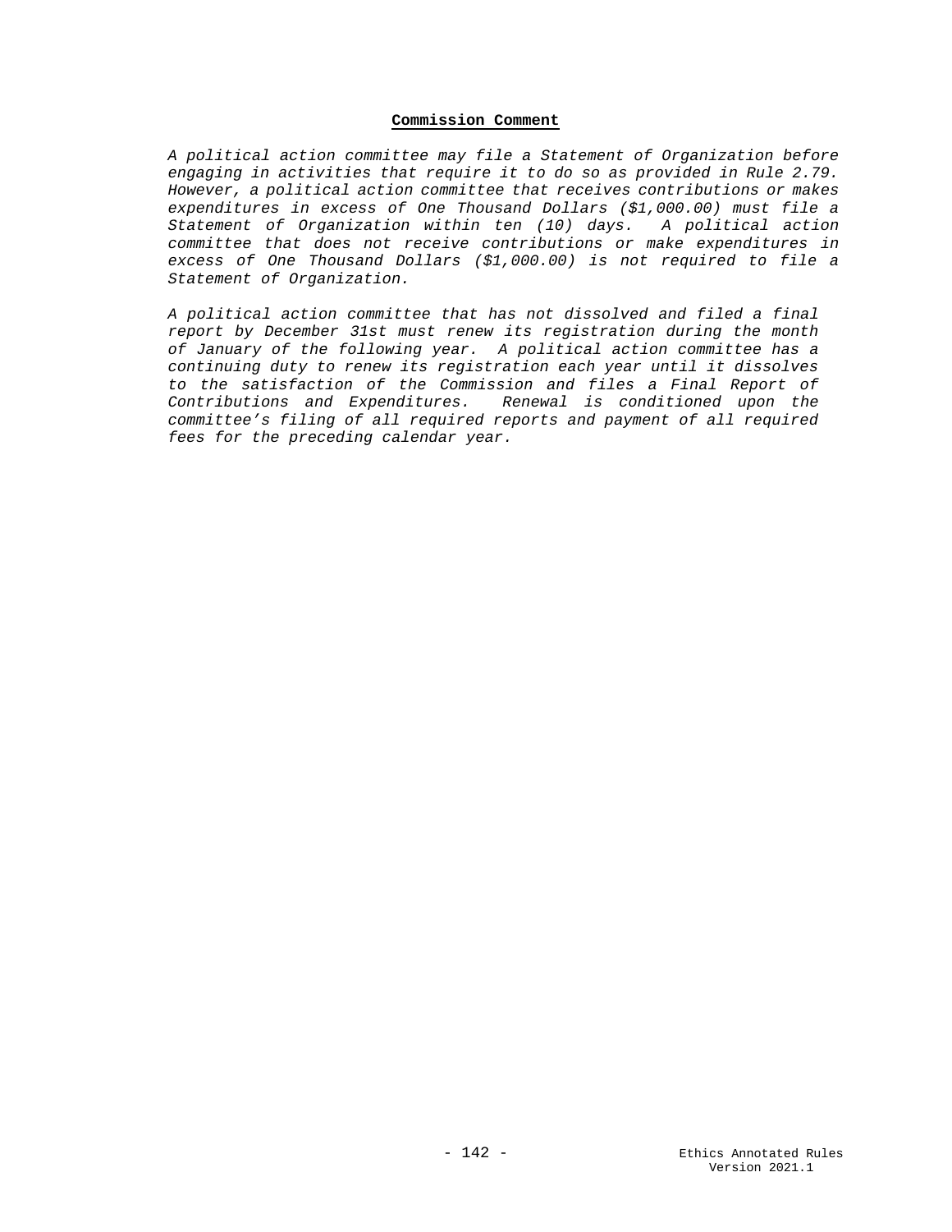**Commission Comment**

*A political action committee may file a Statement of Organization before engaging in activities that require it to do so as provided in Rule 2.79. However, a political action committee that receives contributions or makes expenditures in excess of One Thousand Dollars ($1,000.00) must file a Statement of Organization within ten (10) days. A political action committee that does not receive contributions or make expenditures in excess of One Thousand Dollars ($1,000.00) is not required to file a Statement of Organization.*

*A political action committee that has not dissolved and filed a final report by December 31st must renew its registration during the month of January of the following year. A political action committee has a continuing duty to renew its registration each year until it dissolves to the satisfaction of the Commission and files a Final Report of Contributions and Expenditures. Renewal is conditioned upon the committee's filing of all required reports and payment of all required fees for the preceding calendar year.*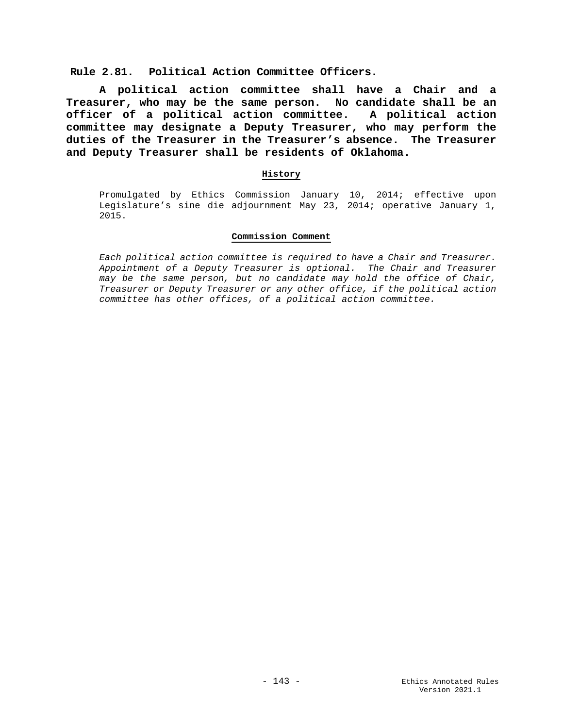## Rule 2.81. Political Action Committee Officers.

**A political action committee shall have a Chair and a Treasurer, who may be the same person. No candidate shall be an officer of a political action committee. A political action committee may designate a Deputy Treasurer, who may perform the duties of the Treasurer in the Treasurer's absence. The Treasurer and Deputy Treasurer shall be residents of Oklahoma.**

### History

Promulgated by Ethics Commission January 10, 2014; effective upon Legislature's sine die adjournment May 23, 2014; operative January 1, 2015.

### Commission Comment

*Each political action committee is required to have a Chair and Treasurer. Appointment of a Deputy Treasurer is optional. The Chair and Treasurer may be the same person, but no candidate may hold the office of Chair, Treasurer or Deputy Treasurer or any other office, if the political action committee has other offices, of a political action committee.*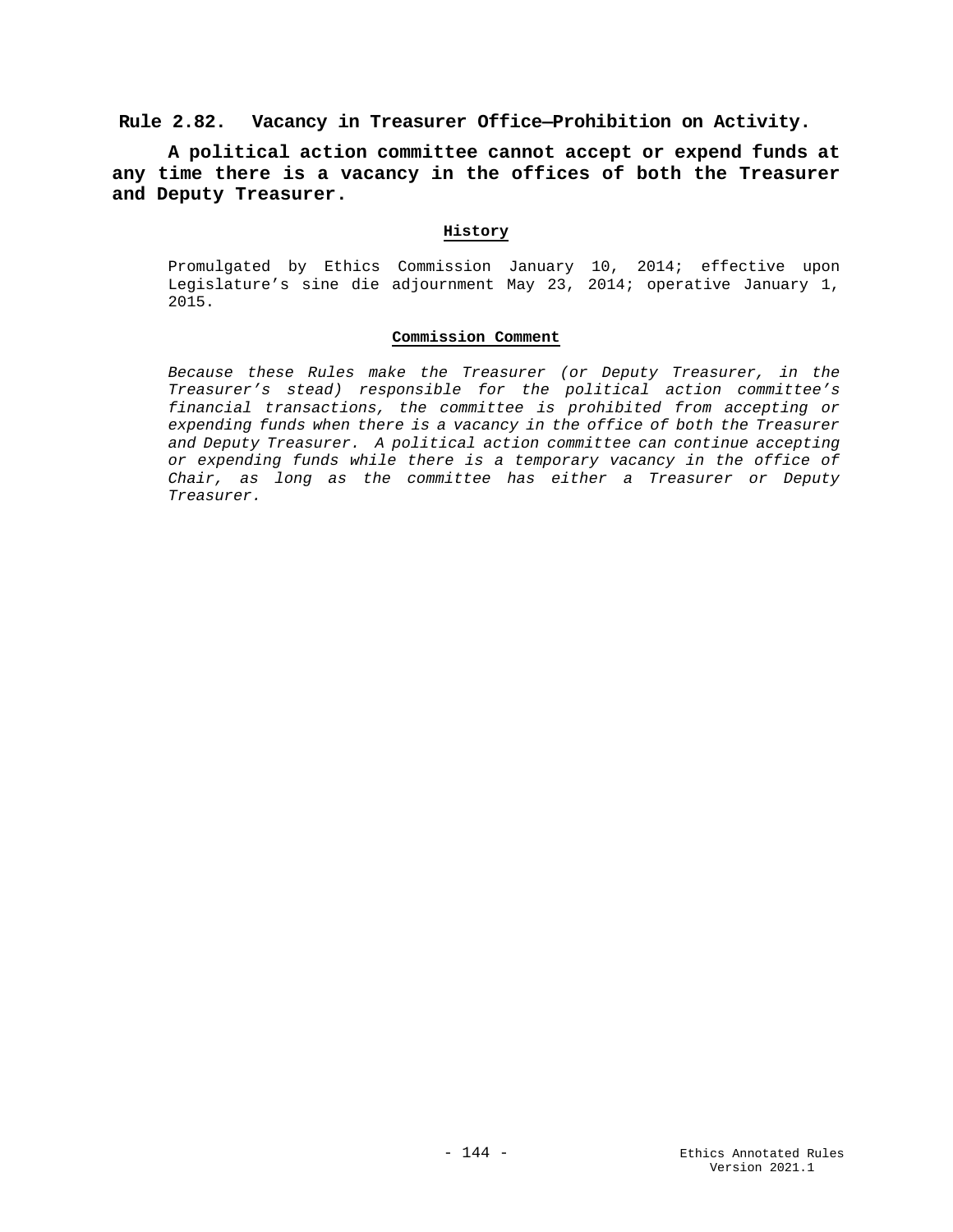## Rule 2.82. Vacancy in Treasurer Office—Prohibition on Activity.

**A political action committee cannot accept or expend funds at any time there is a vacancy in the offices of both the Treasurer and Deputy Treasurer.**

#### History

Promulgated by Ethics Commission January 10, 2014; effective upon Legislature's sine die adjournment May 23, 2014; operative January 1, 2015.

#### Commission Comment

*Because these Rules make the Treasurer (or Deputy Treasurer, in the Treasurer's stead) responsible for the political action committee's financial transactions, the committee is prohibited from accepting or expending funds when there is a vacancy in the office of both the Treasurer and Deputy Treasurer. A political action committee can continue accepting or expending funds while there is a temporary vacancy in the office of Chair, as long as the committee has either a Treasurer or Deputy Treasurer.*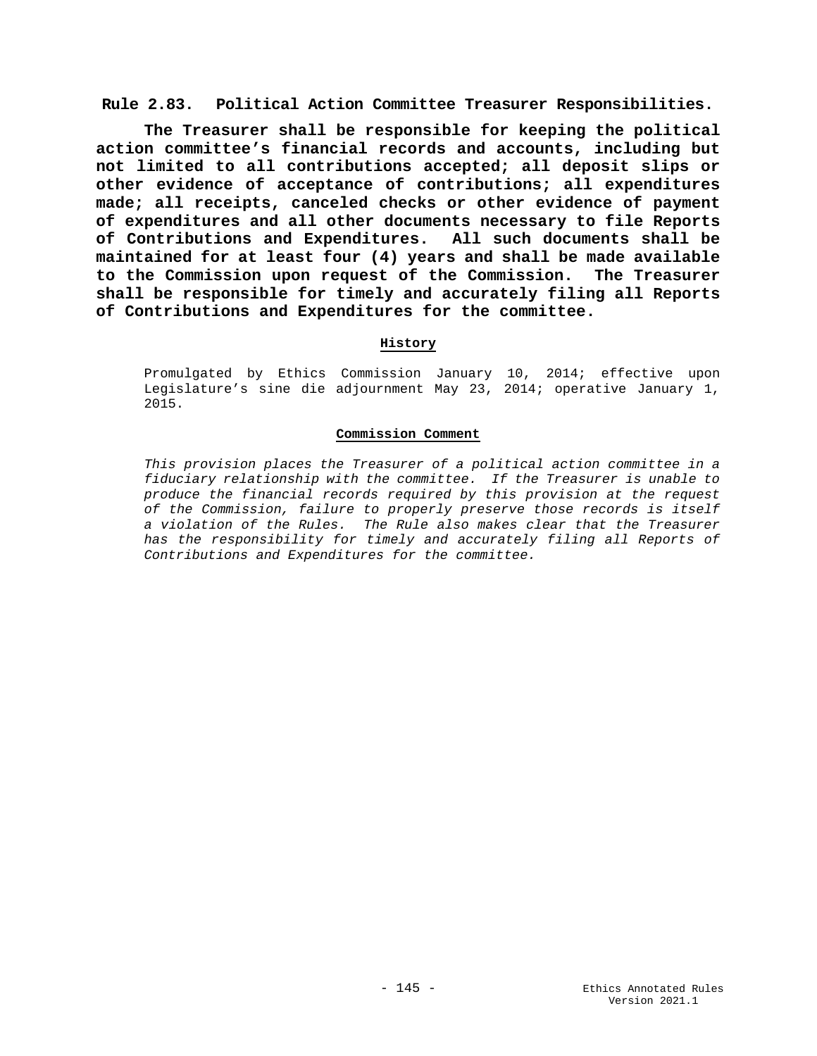**Rule 2.83. Political Action Committee Treasurer Responsibilities.**

**The Treasurer shall be responsible for keeping the political action committee's financial records and accounts, including but not limited to all contributions accepted; all deposit slips or other evidence of acceptance of contributions; all expenditures made; all receipts, canceled checks or other evidence of payment of expenditures and all other documents necessary to file Reports of Contributions and Expenditures. All such documents shall be maintained for at least four (4) years and shall be made available to the Commission upon request of the Commission. The Treasurer shall be responsible for timely and accurately filing all Reports of Contributions and Expenditures for the committee.**

**History**

Promulgated by Ethics Commission January 10, 2014; effective upon Legislature's sine die adjournment May 23, 2014; operative January 1, 2015.

**Commission Comment**

*This provision places the Treasurer of a political action committee in a fiduciary relationship with the committee. If the Treasurer is unable to produce the financial records required by this provision at the request of the Commission, failure to properly preserve those records is itself a violation of the Rules. The Rule also makes clear that the Treasurer has the responsibility for timely and accurately filing all Reports of Contributions and Expenditures for the committee.*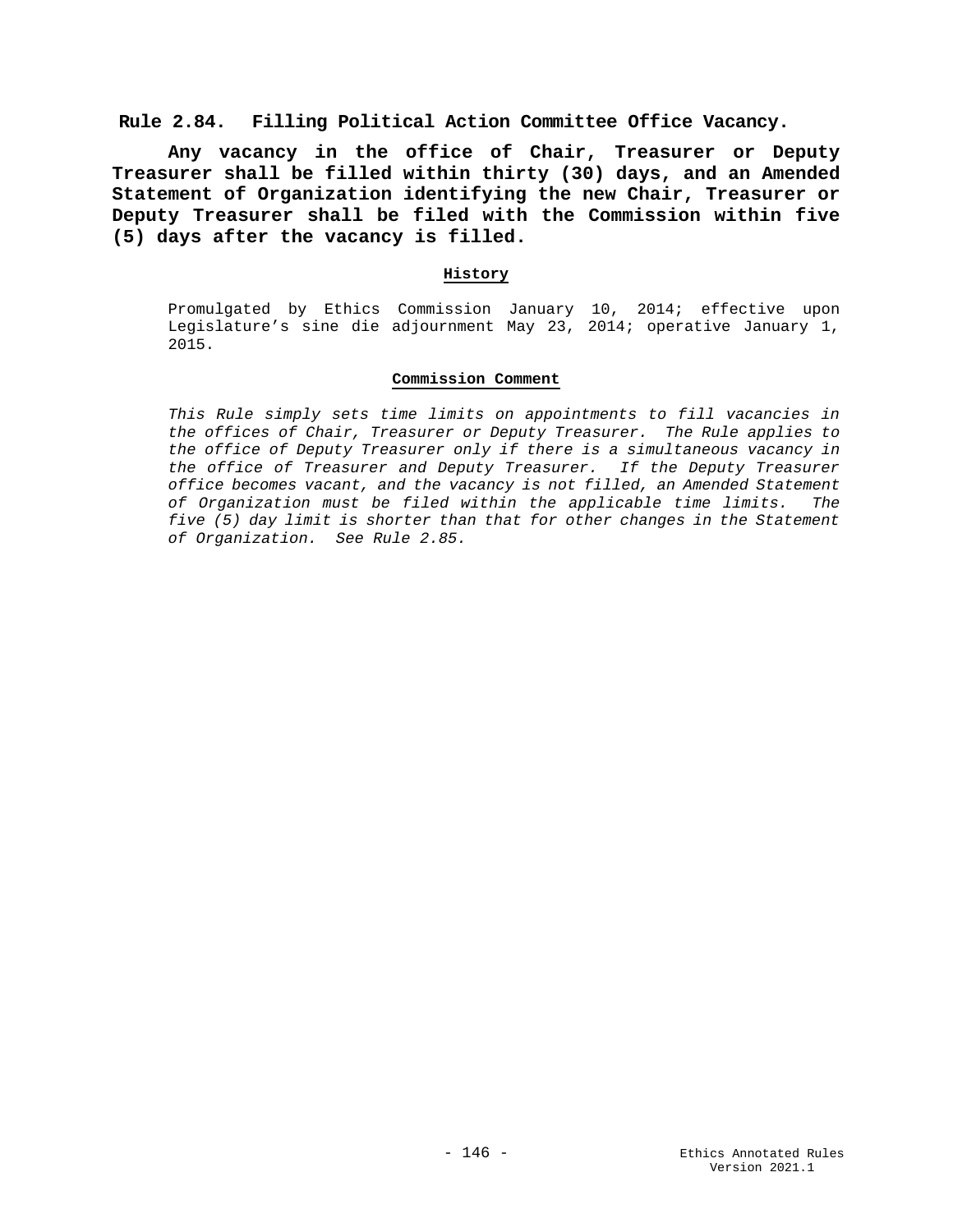### Rule 2.84. Filling Political Action Committee Office Vacancy.

**Any vacancy in the office of Chair, Treasurer or Deputy Treasurer shall be filled within thirty (30) days, and an Amended Statement of Organization identifying the new Chair, Treasurer or Deputy Treasurer shall be filed with the Commission within five (5) days after the vacancy is filled.**

**History**

Promulgated by Ethics Commission January 10, 2014; effective upon Legislature's sine die adjournment May 23, 2014; operative January 1, 2015.

**Commission Comment**

*This Rule simply sets time limits on appointments to fill vacancies in the offices of Chair, Treasurer or Deputy Treasurer. The Rule applies to the office of Deputy Treasurer only if there is a simultaneous vacancy in the office of Treasurer and Deputy Treasurer. If the Deputy Treasurer office becomes vacant, and the vacancy is not filled, an Amended Statement of Organization must be filed within the applicable time limits. The five (5) day limit is shorter than that for other changes in the Statement of Organization. See Rule 2.85.*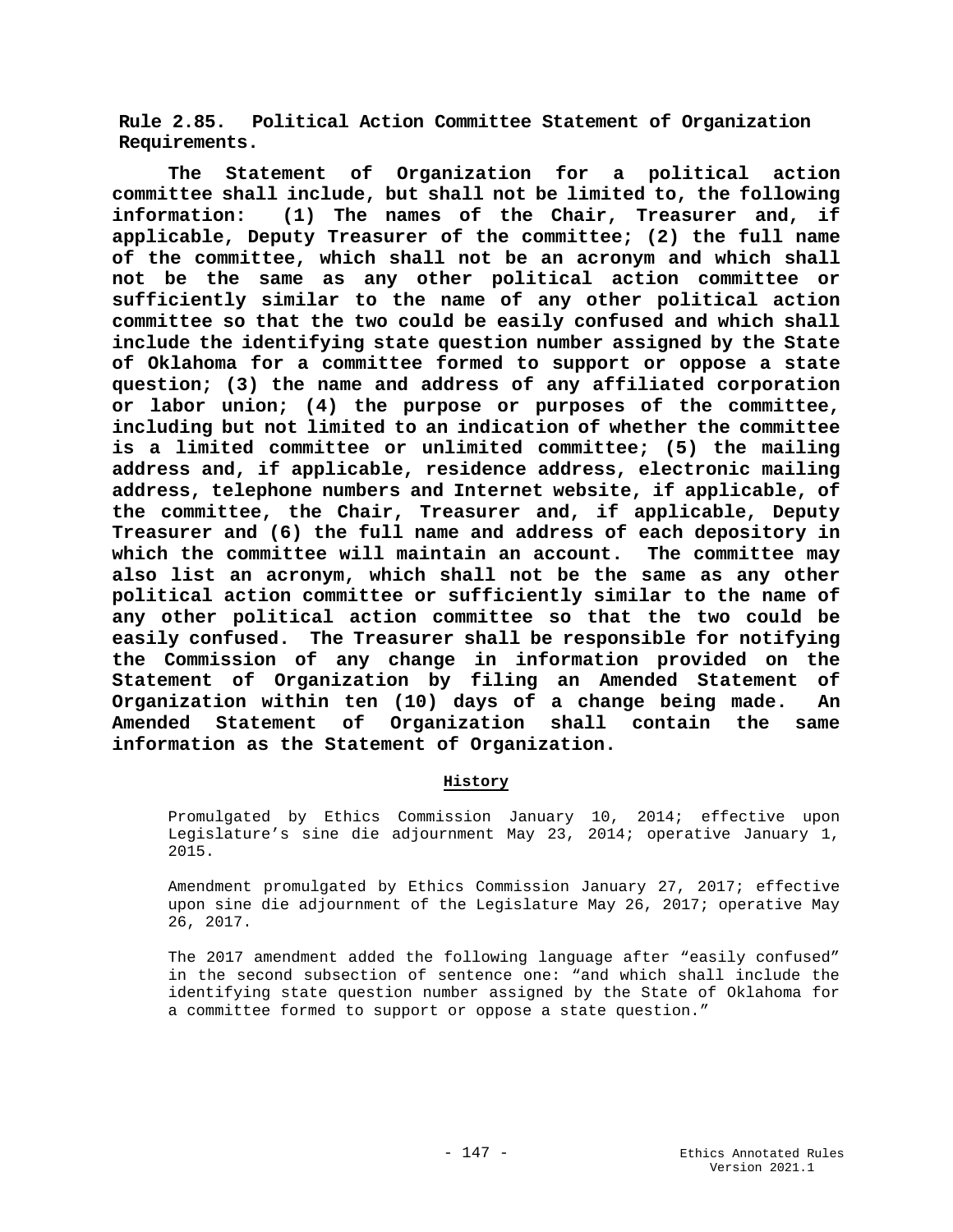**Rule 2.85. Political Action Committee Statement of Organization Requirements.**

**The Statement of Organization for a political action committee shall include, but shall not be limited to, the following information: (1) The names of the Chair, Treasurer and, if applicable, Deputy Treasurer of the committee; (2) the full name of the committee, which shall not be an acronym and which shall not be the same as any other political action committee or sufficiently similar to the name of any other political action committee so that the two could be easily confused and which shall include the identifying state question number assigned by the State of Oklahoma for a committee formed to support or oppose a state question; (3) the name and address of any affiliated corporation or labor union; (4) the purpose or purposes of the committee, including but not limited to an indication of whether the committee is a limited committee or unlimited committee; (5) the mailing address and, if applicable, residence address, electronic mailing address, telephone numbers and Internet website, if applicable, of the committee, the Chair, Treasurer and, if applicable, Deputy Treasurer and (6) the full name and address of each depository in which the committee will maintain an account. The committee may also list an acronym, which shall not be the same as any other political action committee or sufficiently similar to the name of any other political action committee so that the two could be easily confused. The Treasurer shall be responsible for notifying the Commission of any change in information provided on the Statement of Organization by filing an Amended Statement of Organization within ten (10) days of a change being made. An Amended Statement of Organization shall contain the same information as the Statement of Organization.**

**History**

Promulgated by Ethics Commission January 10, 2014; effective upon Legislature's sine die adjournment May 23, 2014; operative January 1, 2015.

Amendment promulgated by Ethics Commission January 27, 2017; effective upon sine die adjournment of the Legislature May 26, 2017; operative May 26, 2017.

The 2017 amendment added the following language after "easily confused" in the second subsection of sentence one: "and which shall include the identifying state question number assigned by the State of Oklahoma for a committee formed to support or oppose a state question."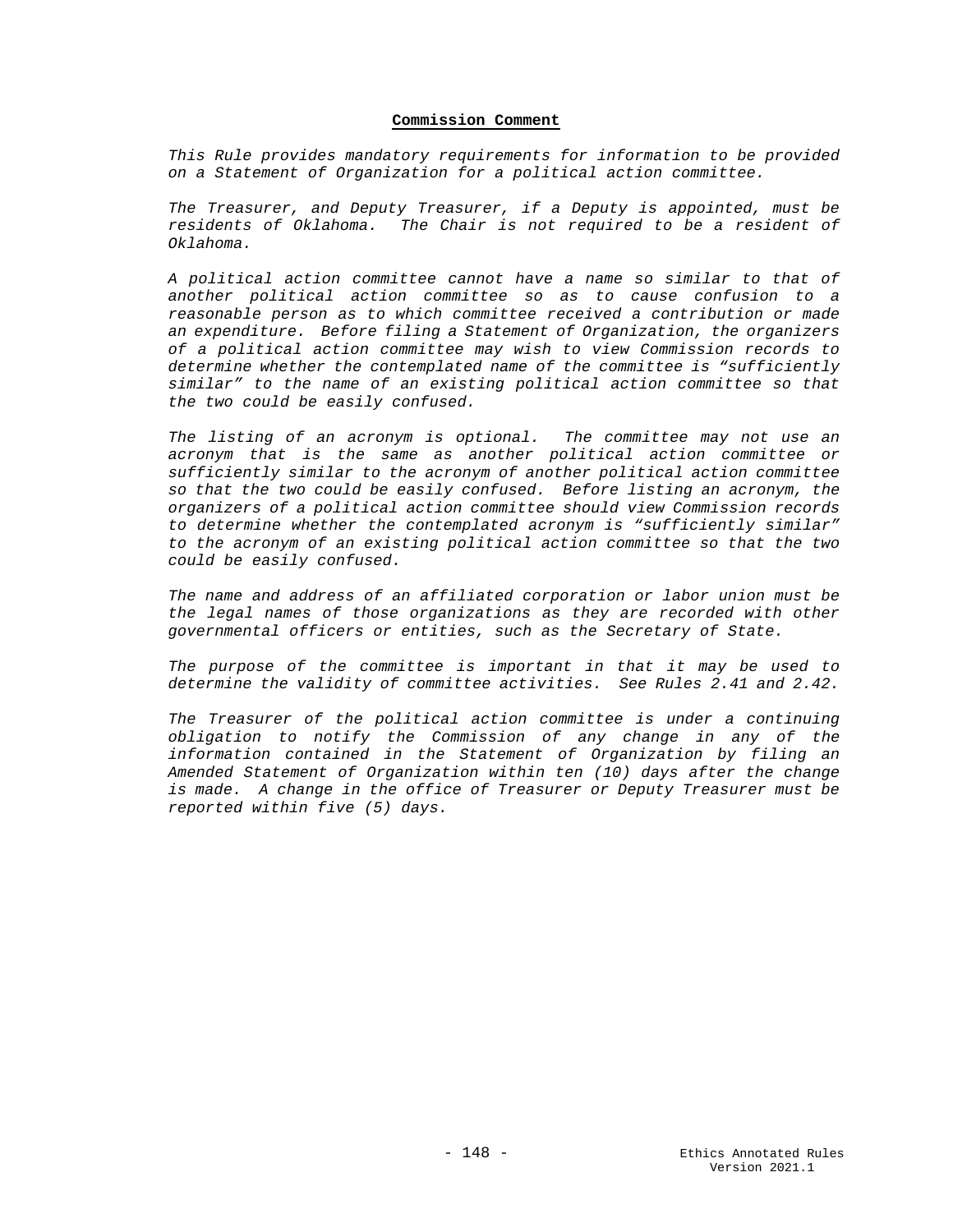**Commission Comment**

*This Rule provides mandatory requirements for information to be provided on a Statement of Organization for a political action committee.*

*The Treasurer, and Deputy Treasurer, if a Deputy is appointed, must be residents of Oklahoma. The Chair is not required to be a resident of Oklahoma.*

*A political action committee cannot have a name so similar to that of another political action committee so as to cause confusion to a reasonable person as to which committee received a contribution or made an expenditure. Before filing a Statement of Organization, the organizers of a political action committee may wish to view Commission records to determine whether the contemplated name of the committee is "sufficiently similar" to the name of an existing political action committee so that the two could be easily confused.*

*The listing of an acronym is optional. The committee may not use an acronym that is the same as another political action committee or sufficiently similar to the acronym of another political action committee so that the two could be easily confused. Before listing an acronym, the organizers of a political action committee should view Commission records to determine whether the contemplated acronym is "sufficiently similar" to the acronym of an existing political action committee so that the two could be easily confused.*

*The name and address of an affiliated corporation or labor union must be the legal names of those organizations as they are recorded with other governmental officers or entities, such as the Secretary of State.*

*The purpose of the committee is important in that it may be used to determine the validity of committee activities. See Rules 2.41 and 2.42.*

*The Treasurer of the political action committee is under a continuing obligation to notify the Commission of any change in any of the information contained in the Statement of Organization by filing an Amended Statement of Organization within ten (10) days after the change is made. A change in the office of Treasurer or Deputy Treasurer must be reported within five (5) days.*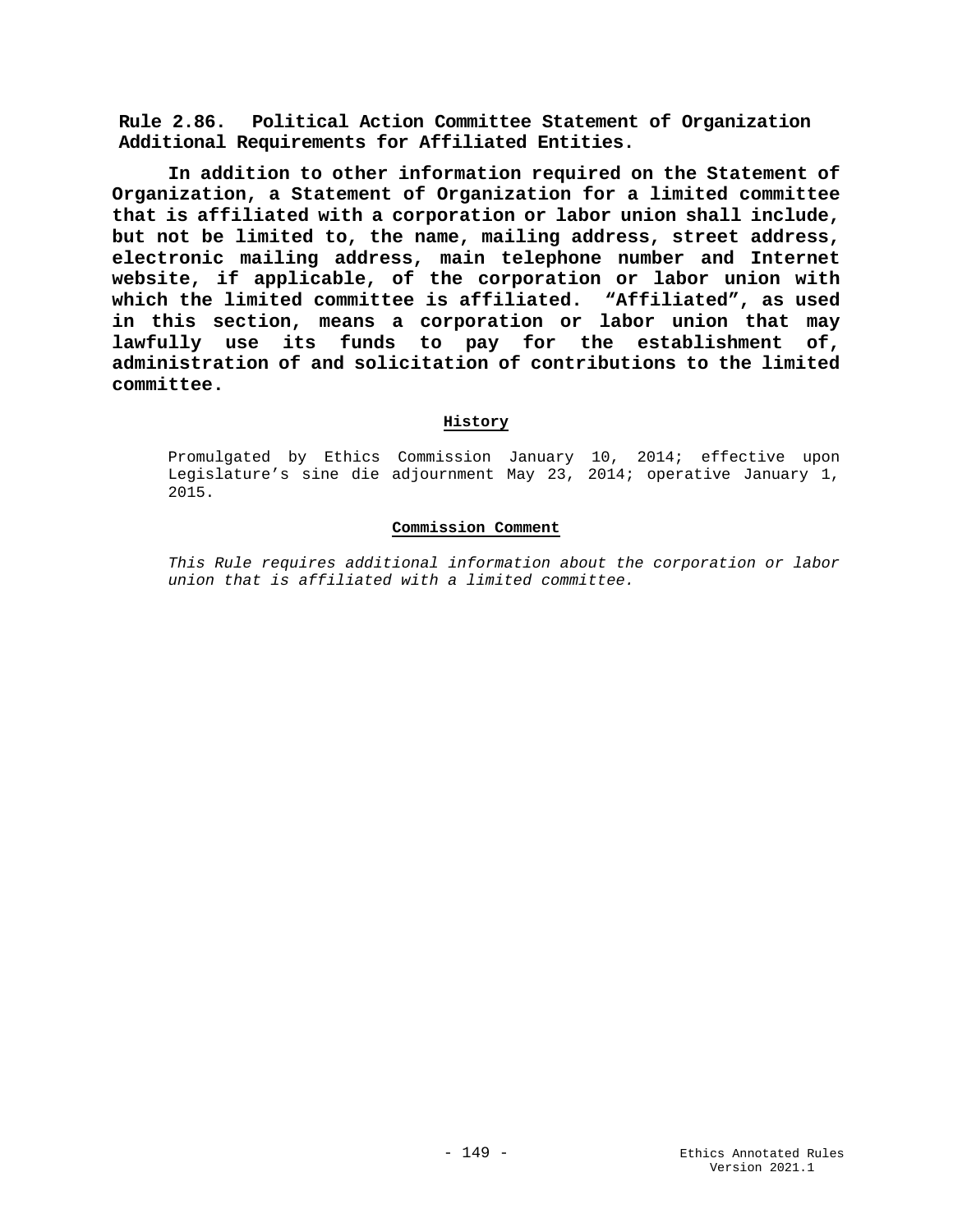**Rule 2.86. Political Action Committee Statement of Organization Additional Requirements for Affiliated Entities.**

**In addition to other information required on the Statement of Organization, a Statement of Organization for a limited committee that is affiliated with a corporation or labor union shall include, but not be limited to, the name, mailing address, street address, electronic mailing address, main telephone number and Internet website, if applicable, of the corporation or labor union with which the limited committee is affiliated. "Affiliated", as used in this section, means a corporation or labor union that may lawfully use its funds to pay for the establishment of, administration of and solicitation of contributions to the limited committee.**

**History**

Promulgated by Ethics Commission January 10, 2014; effective upon Legislature's sine die adjournment May 23, 2014; operative January 1, 2015.

**Commission Comment**

*This Rule requires additional information about the corporation or labor union that is affiliated with a limited committee.*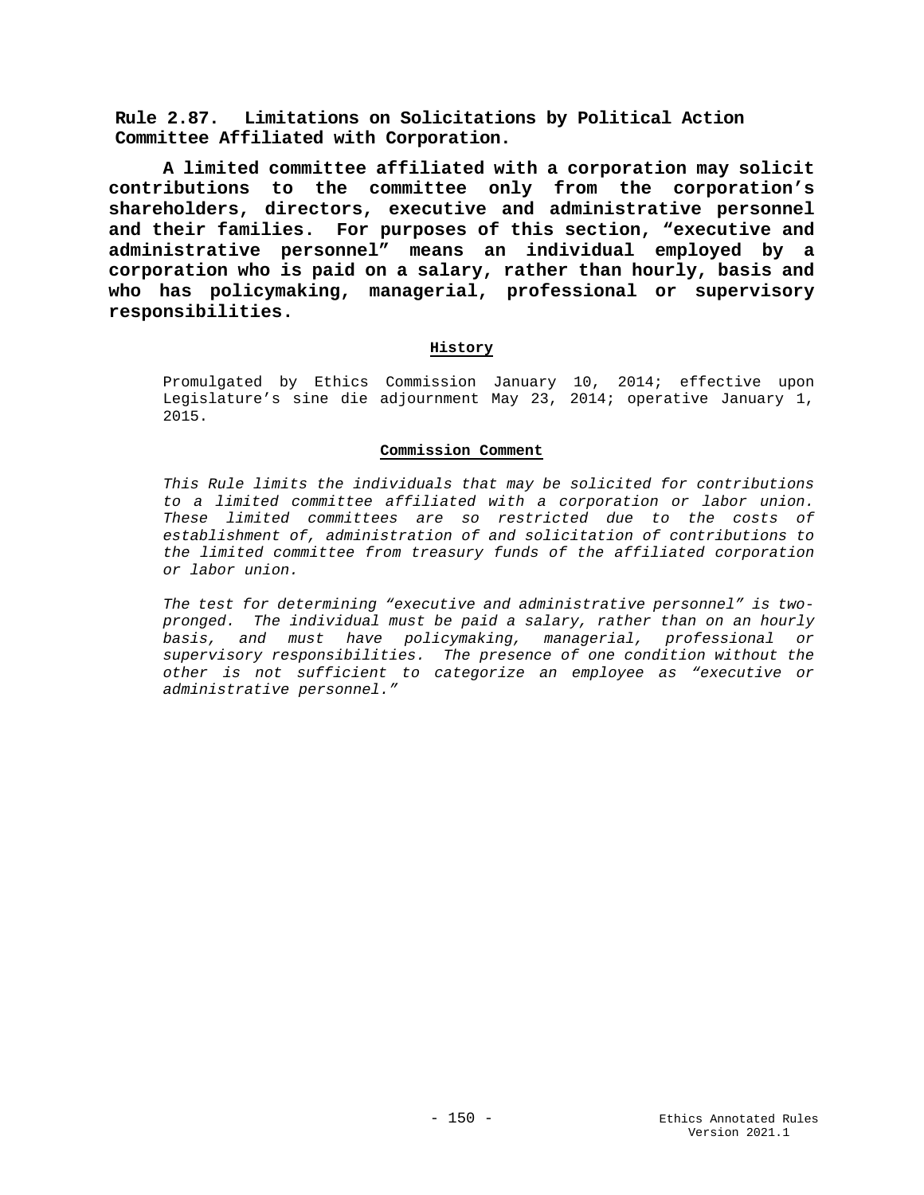**Rule 2.87. Limitations on Solicitations by Political Action Committee Affiliated with Corporation.**

**A limited committee affiliated with a corporation may solicit contributions to the committee only from the corporation's shareholders, directors, executive and administrative personnel and their families. For purposes of this section, "executive and administrative personnel" means an individual employed by a corporation who is paid on a salary, rather than hourly, basis and who has policymaking, managerial, professional or supervisory responsibilities.**

**History**

Promulgated by Ethics Commission January 10, 2014; effective upon Legislature's sine die adjournment May 23, 2014; operative January 1, 2015.

**Commission Comment**

*This Rule limits the individuals that may be solicited for contributions to a limited committee affiliated with a corporation or labor union. These limited committees are so restricted due to the costs of establishment of, administration of and solicitation of contributions to the limited committee from treasury funds of the affiliated corporation or labor union.*

*The test for determining "executive and administrative personnel" is two-pronged. The individual must be paid a salary, rather than on an hourly basis, and must have policymaking, managerial, professional or supervisory responsibilities. The presence of one condition without the other is not sufficient to categorize an employee as "executive or administrative personnel."*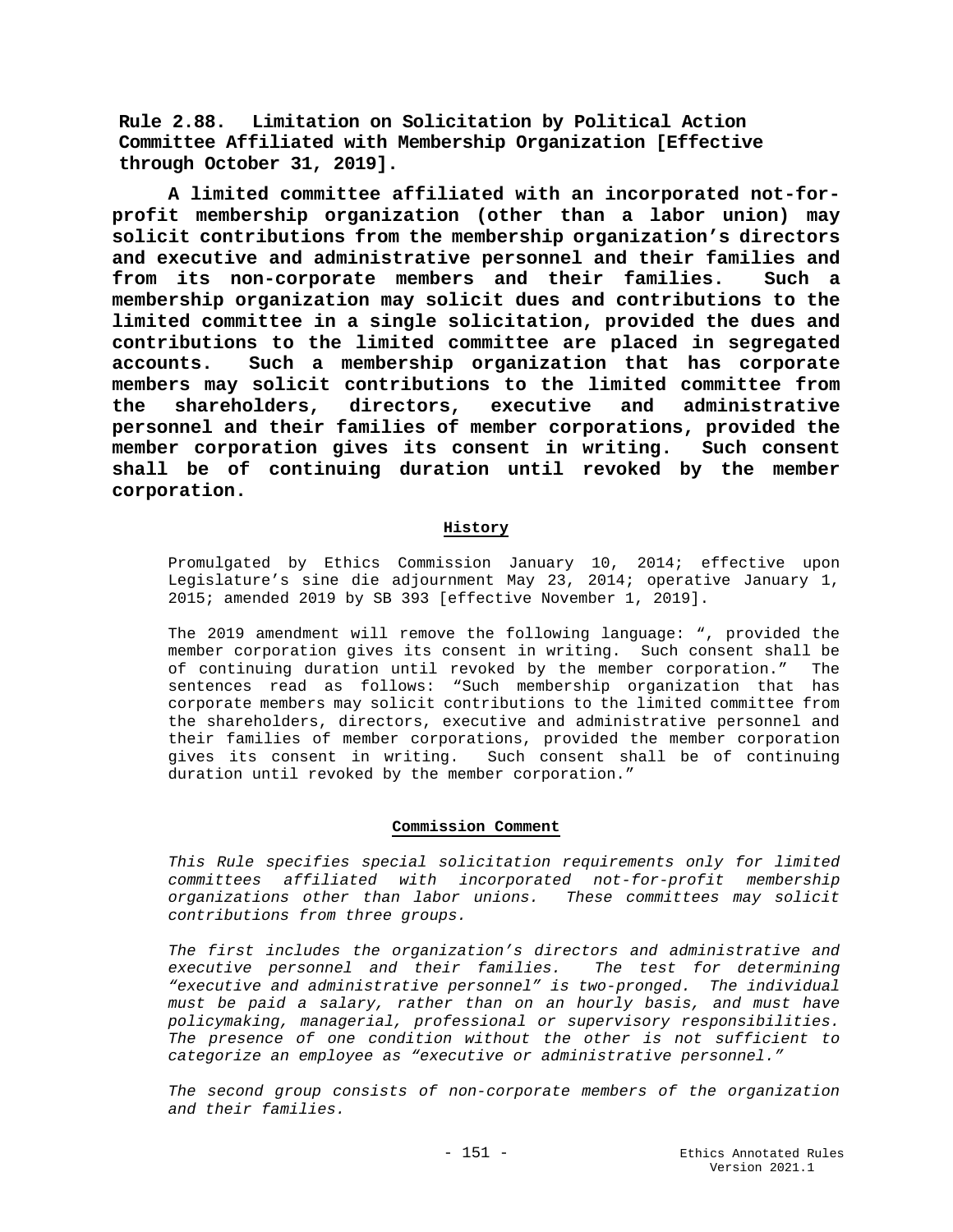**Rule 2.88. Limitation on Solicitation by Political Action Committee Affiliated with Membership Organization [Effective through October 31, 2019].**

**A limited committee affiliated with an incorporated not-for-profit membership organization (other than a labor union) may solicit contributions from the membership organization's directors and executive and administrative personnel and their families and from its non-corporate members and their families. Such a membership organization may solicit dues and contributions to the limited committee in a single solicitation, provided the dues and contributions to the limited committee are placed in segregated accounts. Such a membership organization that has corporate members may solicit contributions to the limited committee from the shareholders, directors, executive and administrative personnel and their families of member corporations, provided the member corporation gives its consent in writing. Such consent shall be of continuing duration until revoked by the member corporation.**

**History**

Promulgated by Ethics Commission January 10, 2014; effective upon Legislature's sine die adjournment May 23, 2014; operative January 1, 2015; amended 2019 by SB 393 [effective November 1, 2019].

The 2019 amendment will remove the following language: ", provided the member corporation gives its consent in writing. Such consent shall be of continuing duration until revoked by the member corporation." The sentences read as follows: "Such membership organization that has corporate members may solicit contributions to the limited committee from the shareholders, directors, executive and administrative personnel and their families of member corporations, provided the member corporation gives its consent in writing. Such consent shall be of continuing duration until revoked by the member corporation."

**Commission Comment**

*This Rule specifies special solicitation requirements only for limited committees affiliated with incorporated not-for-profit membership organizations other than labor unions. These committees may solicit contributions from three groups.*

*The first includes the organization's directors and administrative and executive personnel and their families. The test for determining "executive and administrative personnel" is two-pronged. The individual must be paid a salary, rather than on an hourly basis, and must have policymaking, managerial, professional or supervisory responsibilities. The presence of one condition without the other is not sufficient to categorize an employee as "executive or administrative personnel."*

*The second group consists of non-corporate members of the organization and their families.*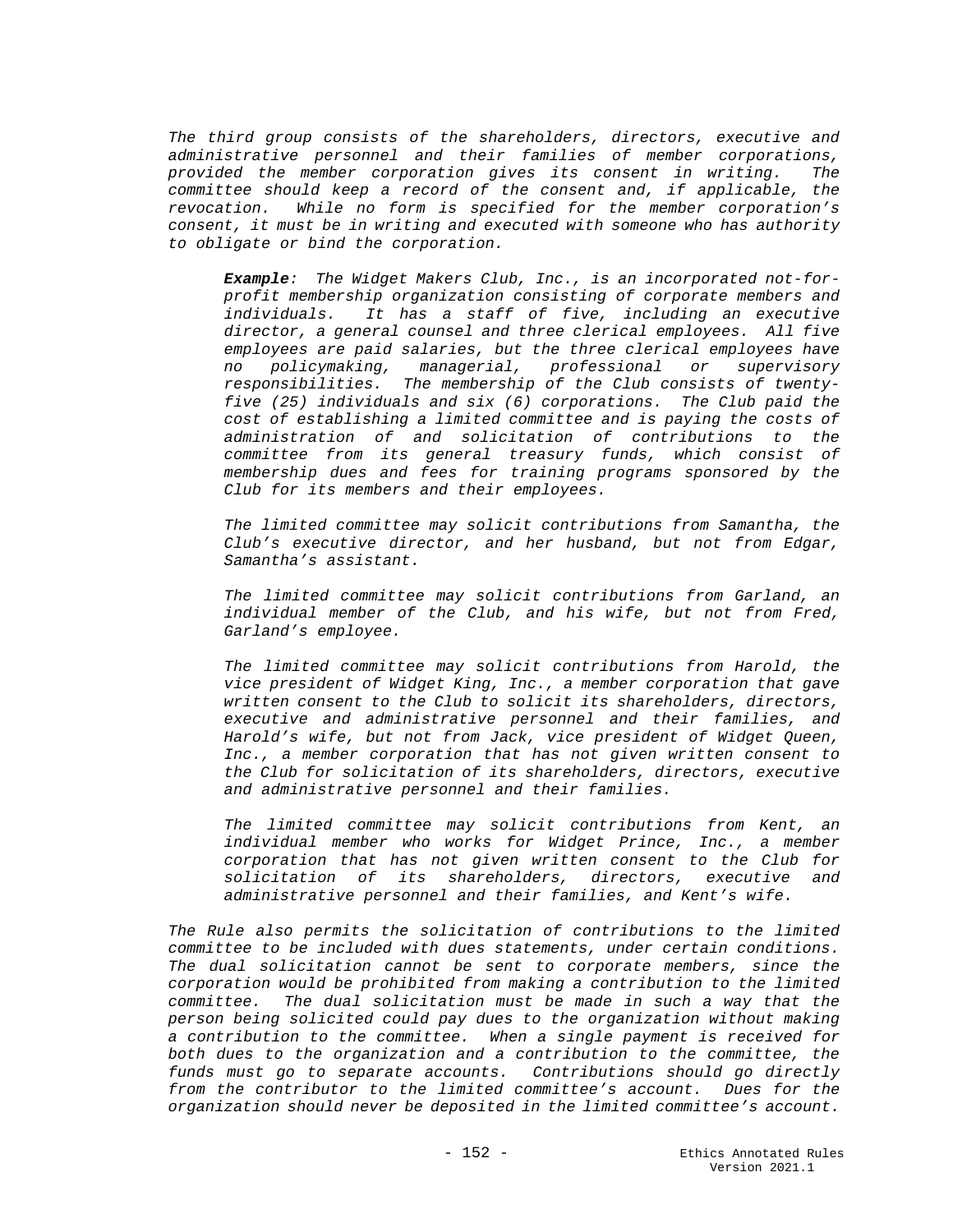*The third group consists of the shareholders, directors, executive and administrative personnel and their families of member corporations, provided the member corporation gives its consent in writing. The committee should keep a record of the consent and, if applicable, the revocation. While no form is specified for the member corporation's consent, it must be in writing and executed with someone who has authority to obligate or bind the corporation.*

> ***Example**: The Widget Makers Club, Inc., is an incorporated not-for-profit membership organization consisting of corporate members and individuals. It has a staff of five, including an executive director, a general counsel and three clerical employees. All five employees are paid salaries, but the three clerical employees have no policymaking, managerial, professional or supervisory responsibilities. The membership of the Club consists of twenty-five (25) individuals and six (6) corporations. The Club paid the cost of establishing a limited committee and is paying the costs of administration of and solicitation of contributions to the committee from its general treasury funds, which consist of membership dues and fees for training programs sponsored by the Club for its members and their employees.*
>
> *The limited committee may solicit contributions from Samantha, the Club's executive director, and her husband, but not from Edgar, Samantha's assistant.*
>
> *The limited committee may solicit contributions from Garland, an individual member of the Club, and his wife, but not from Fred, Garland's employee.*
>
> *The limited committee may solicit contributions from Harold, the vice president of Widget King, Inc., a member corporation that gave written consent to the Club to solicit its shareholders, directors, executive and administrative personnel and their families, and Harold's wife, but not from Jack, vice president of Widget Queen, Inc., a member corporation that has not given written consent to the Club for solicitation of its shareholders, directors, executive and administrative personnel and their families.*
>
> *The limited committee may solicit contributions from Kent, an individual member who works for Widget Prince, Inc., a member corporation that has not given written consent to the Club for solicitation of its shareholders, directors, executive and administrative personnel and their families, and Kent's wife.*

*The Rule also permits the solicitation of contributions to the limited committee to be included with dues statements, under certain conditions. The dual solicitation cannot be sent to corporate members, since the corporation would be prohibited from making a contribution to the limited committee. The dual solicitation must be made in such a way that the person being solicited could pay dues to the organization without making a contribution to the committee. When a single payment is received for both dues to the organization and a contribution to the committee, the funds must go to separate accounts. Contributions should go directly from the contributor to the limited committee's account. Dues for the organization should never be deposited in the limited committee's account.*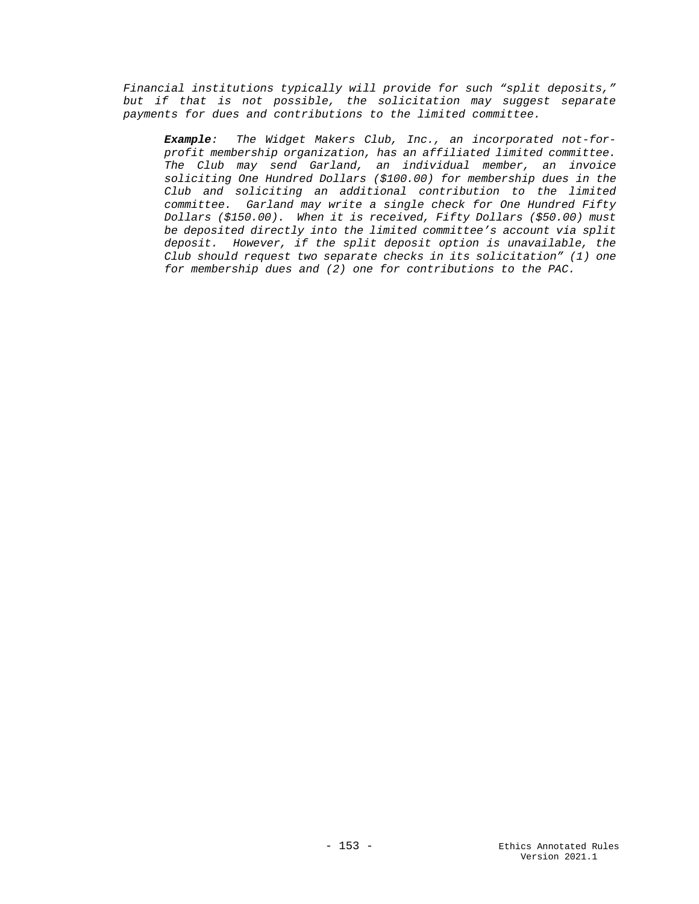*Financial institutions typically will provide for such "split deposits," but if that is not possible, the solicitation may suggest separate payments for dues and contributions to the limited committee.*

> ***Example**: The Widget Makers Club, Inc., an incorporated not-for-profit membership organization, has an affiliated limited committee. The Club may send Garland, an individual member, an invoice soliciting One Hundred Dollars ($100.00) for membership dues in the Club and soliciting an additional contribution to the limited committee. Garland may write a single check for One Hundred Fifty Dollars ($150.00). When it is received, Fifty Dollars ($50.00) must be deposited directly into the limited committee's account via split deposit. However, if the split deposit option is unavailable, the Club should request two separate checks in its solicitation" (1) one for membership dues and (2) one for contributions to the PAC.*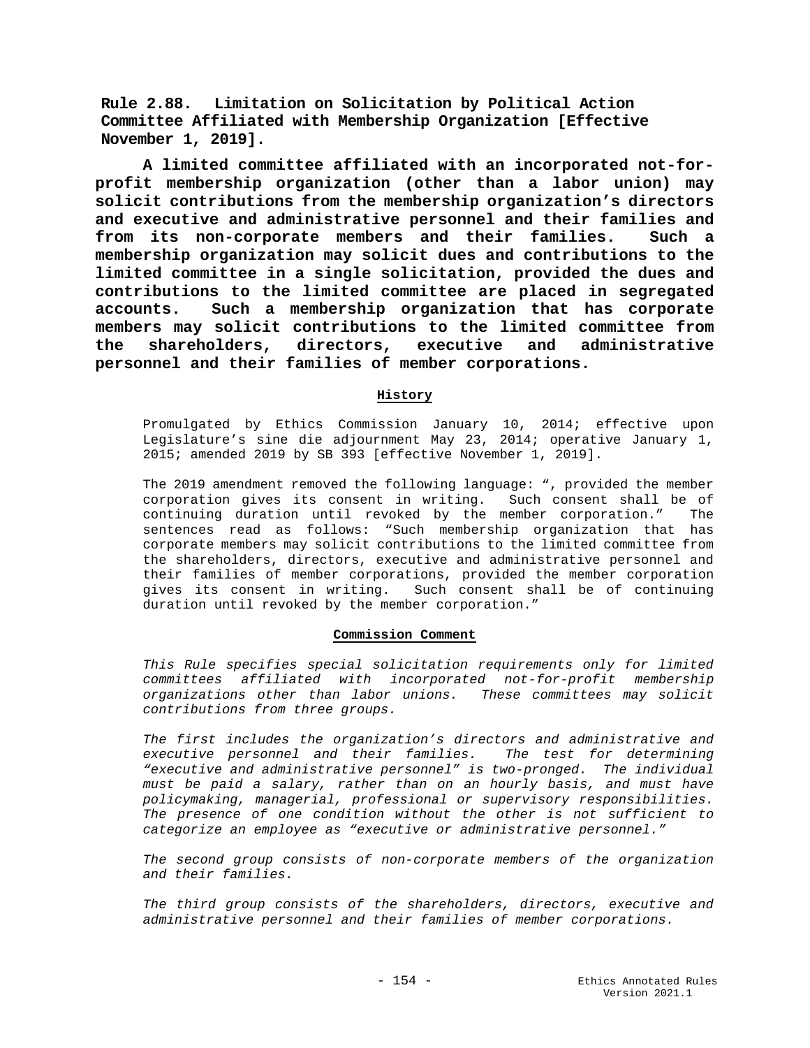**Rule 2.88. Limitation on Solicitation by Political Action Committee Affiliated with Membership Organization [Effective November 1, 2019].**

**A limited committee affiliated with an incorporated not-for-profit membership organization (other than a labor union) may solicit contributions from the membership organization's directors and executive and administrative personnel and their families and from its non-corporate members and their families. Such a membership organization may solicit dues and contributions to the limited committee in a single solicitation, provided the dues and contributions to the limited committee are placed in segregated accounts. Such a membership organization that has corporate members may solicit contributions to the limited committee from the shareholders, directors, executive and administrative personnel and their families of member corporations.**

#### History

Promulgated by Ethics Commission January 10, 2014; effective upon Legislature's sine die adjournment May 23, 2014; operative January 1, 2015; amended 2019 by SB 393 [effective November 1, 2019].

The 2019 amendment removed the following language: ", provided the member corporation gives its consent in writing. Such consent shall be of continuing duration until revoked by the member corporation." The sentences read as follows: "Such membership organization that has corporate members may solicit contributions to the limited committee from the shareholders, directors, executive and administrative personnel and their families of member corporations, provided the member corporation gives its consent in writing. Such consent shall be of continuing duration until revoked by the member corporation."

#### Commission Comment

*This Rule specifies special solicitation requirements only for limited committees affiliated with incorporated not-for-profit membership organizations other than labor unions. These committees may solicit contributions from three groups.*

*The first includes the organization's directors and administrative and executive personnel and their families. The test for determining "executive and administrative personnel" is two-pronged. The individual must be paid a salary, rather than on an hourly basis, and must have policymaking, managerial, professional or supervisory responsibilities. The presence of one condition without the other is not sufficient to categorize an employee as "executive or administrative personnel."*

*The second group consists of non-corporate members of the organization and their families.*

*The third group consists of the shareholders, directors, executive and administrative personnel and their families of member corporations.*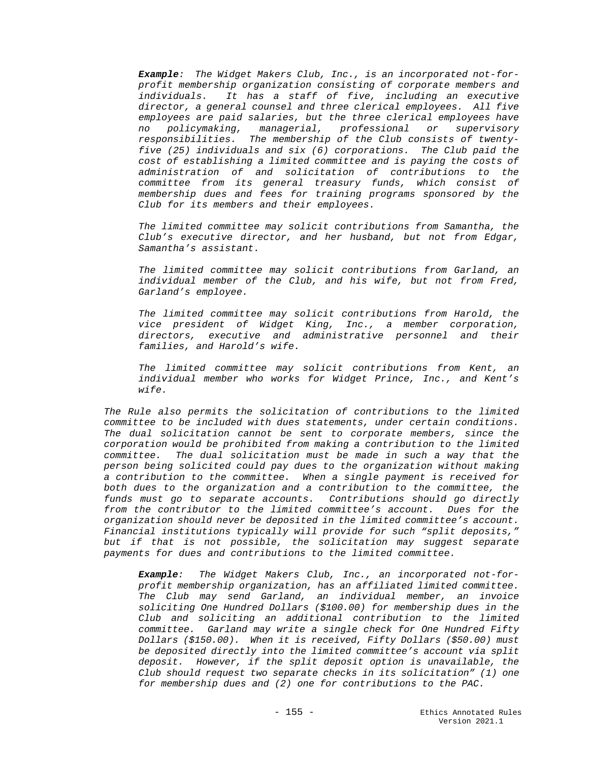> ***Example**: The Widget Makers Club, Inc., is an incorporated not-for-profit membership organization consisting of corporate members and individuals. It has a staff of five, including an executive director, a general counsel and three clerical employees. All five employees are paid salaries, but the three clerical employees have no policymaking, managerial, professional or supervisory responsibilities. The membership of the Club consists of twenty-five (25) individuals and six (6) corporations. The Club paid the cost of establishing a limited committee and is paying the costs of administration of and solicitation of contributions to the committee from its general treasury funds, which consist of membership dues and fees for training programs sponsored by the Club for its members and their employees.*
>
> *The limited committee may solicit contributions from Samantha, the Club's executive director, and her husband, but not from Edgar, Samantha's assistant.*
>
> *The limited committee may solicit contributions from Garland, an individual member of the Club, and his wife, but not from Fred, Garland's employee.*
>
> *The limited committee may solicit contributions from Harold, the vice president of Widget King, Inc., a member corporation, directors, executive and administrative personnel and their families, and Harold's wife.*
>
> *The limited committee may solicit contributions from Kent, an individual member who works for Widget Prince, Inc., and Kent's wife.*

*The Rule also permits the solicitation of contributions to the limited committee to be included with dues statements, under certain conditions. The dual solicitation cannot be sent to corporate members, since the corporation would be prohibited from making a contribution to the limited committee. The dual solicitation must be made in such a way that the person being solicited could pay dues to the organization without making a contribution to the committee. When a single payment is received for both dues to the organization and a contribution to the committee, the funds must go to separate accounts. Contributions should go directly from the contributor to the limited committee's account. Dues for the organization should never be deposited in the limited committee's account. Financial institutions typically will provide for such "split deposits," but if that is not possible, the solicitation may suggest separate payments for dues and contributions to the limited committee.*

> ***Example**: The Widget Makers Club, Inc., an incorporated not-for-profit membership organization, has an affiliated limited committee. The Club may send Garland, an individual member, an invoice soliciting One Hundred Dollars ($100.00) for membership dues in the Club and soliciting an additional contribution to the limited committee. Garland may write a single check for One Hundred Fifty Dollars ($150.00). When it is received, Fifty Dollars ($50.00) must be deposited directly into the limited committee's account via split deposit. However, if the split deposit option is unavailable, the Club should request two separate checks in its solicitation" (1) one for membership dues and (2) one for contributions to the PAC.*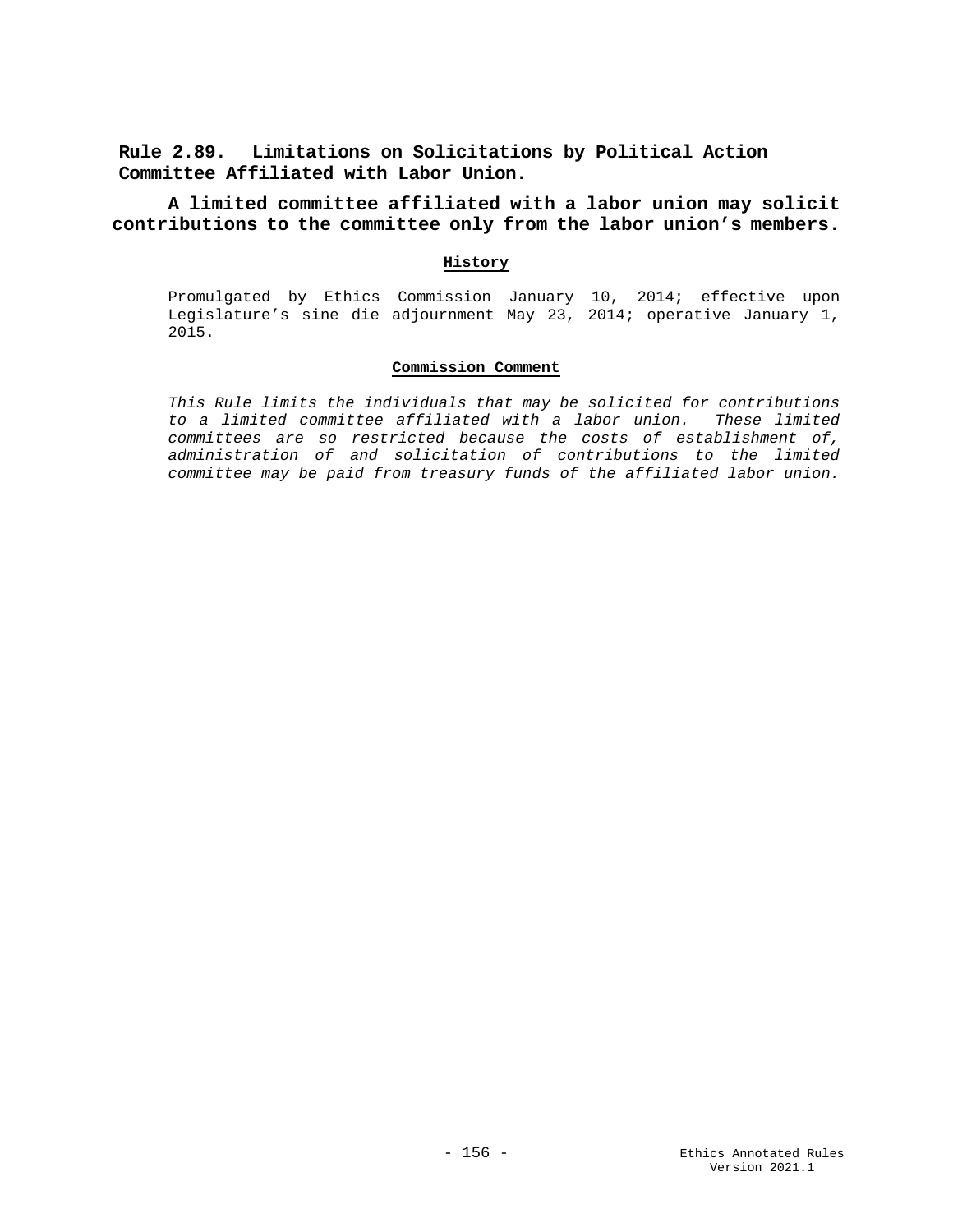## Rule 2.89. Limitations on Solicitations by Political Action Committee Affiliated with Labor Union.

**A limited committee affiliated with a labor union may solicit contributions to the committee only from the labor union's members.**

**History**

Promulgated by Ethics Commission January 10, 2014; effective upon Legislature's sine die adjournment May 23, 2014; operative January 1, 2015.

**Commission Comment**

*This Rule limits the individuals that may be solicited for contributions to a limited committee affiliated with a labor union. These limited committees are so restricted because the costs of establishment of, administration of and solicitation of contributions to the limited committee may be paid from treasury funds of the affiliated labor union.*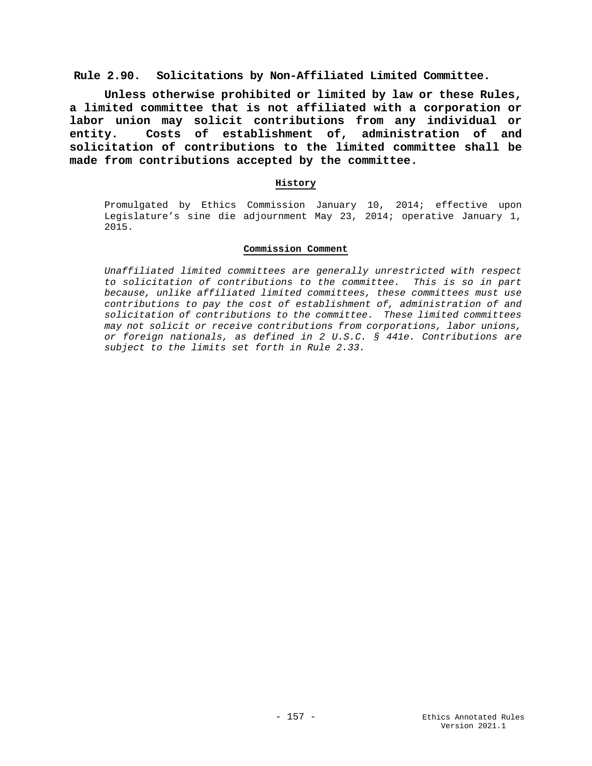## Rule 2.90. Solicitations by Non-Affiliated Limited Committee.

**Unless otherwise prohibited or limited by law or these Rules, a limited committee that is not affiliated with a corporation or labor union may solicit contributions from any individual or entity. Costs of establishment of, administration of and solicitation of contributions to the limited committee shall be made from contributions accepted by the committee.**

### History

Promulgated by Ethics Commission January 10, 2014; effective upon Legislature's sine die adjournment May 23, 2014; operative January 1, 2015.

### Commission Comment

*Unaffiliated limited committees are generally unrestricted with respect to solicitation of contributions to the committee. This is so in part because, unlike affiliated limited committees, these committees must use contributions to pay the cost of establishment of, administration of and solicitation of contributions to the committee. These limited committees may not solicit or receive contributions from corporations, labor unions, or foreign nationals, as defined in 2 U.S.C. § 441e. Contributions are subject to the limits set forth in Rule 2.33.*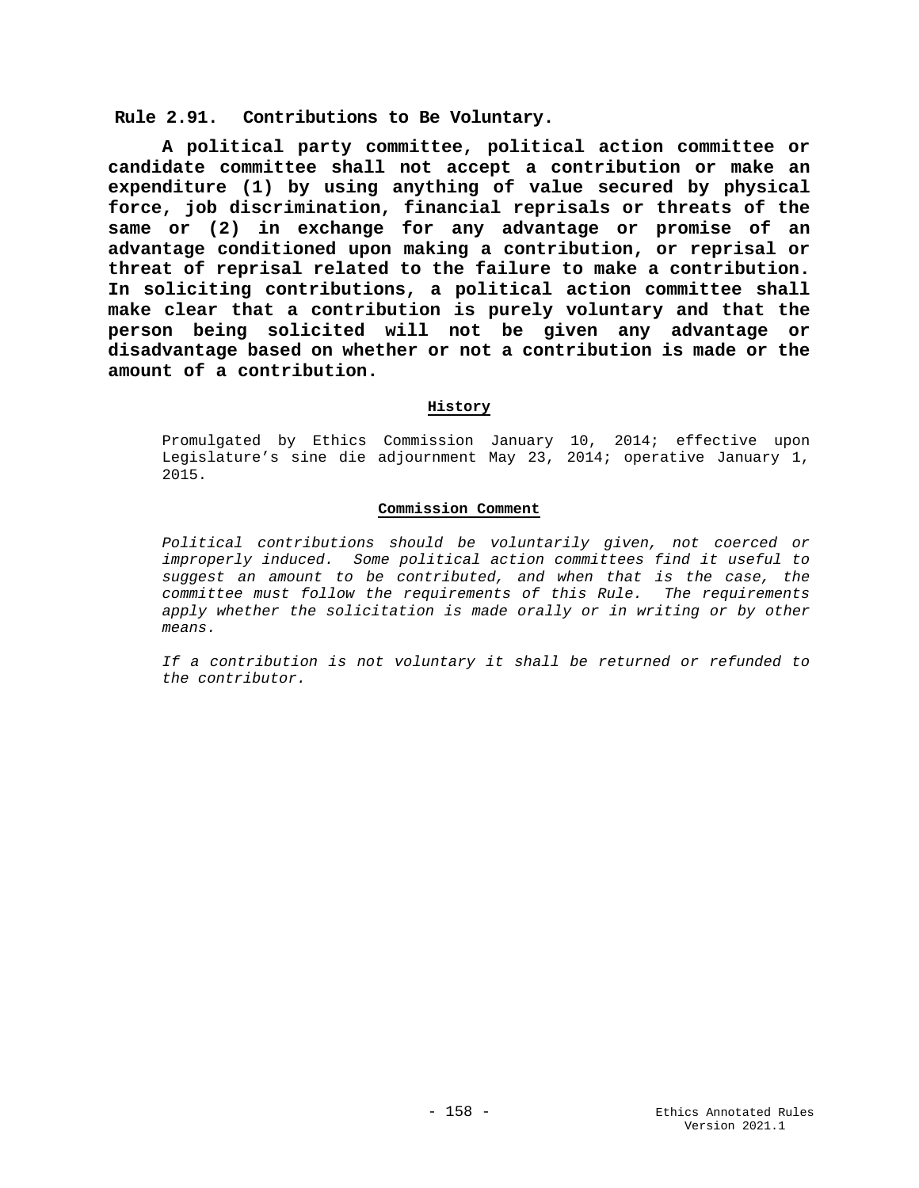## Rule 2.91. Contributions to Be Voluntary.

**A political party committee, political action committee or candidate committee shall not accept a contribution or make an expenditure (1) by using anything of value secured by physical force, job discrimination, financial reprisals or threats of the same or (2) in exchange for any advantage or promise of an advantage conditioned upon making a contribution, or reprisal or threat of reprisal related to the failure to make a contribution. In soliciting contributions, a political action committee shall make clear that a contribution is purely voluntary and that the person being solicited will not be given any advantage or disadvantage based on whether or not a contribution is made or the amount of a contribution.**

**History**

Promulgated by Ethics Commission January 10, 2014; effective upon Legislature's sine die adjournment May 23, 2014; operative January 1, 2015.

**Commission Comment**

*Political contributions should be voluntarily given, not coerced or improperly induced. Some political action committees find it useful to suggest an amount to be contributed, and when that is the case, the committee must follow the requirements of this Rule. The requirements apply whether the solicitation is made orally or in writing or by other means.*

*If a contribution is not voluntary it shall be returned or refunded to the contributor.*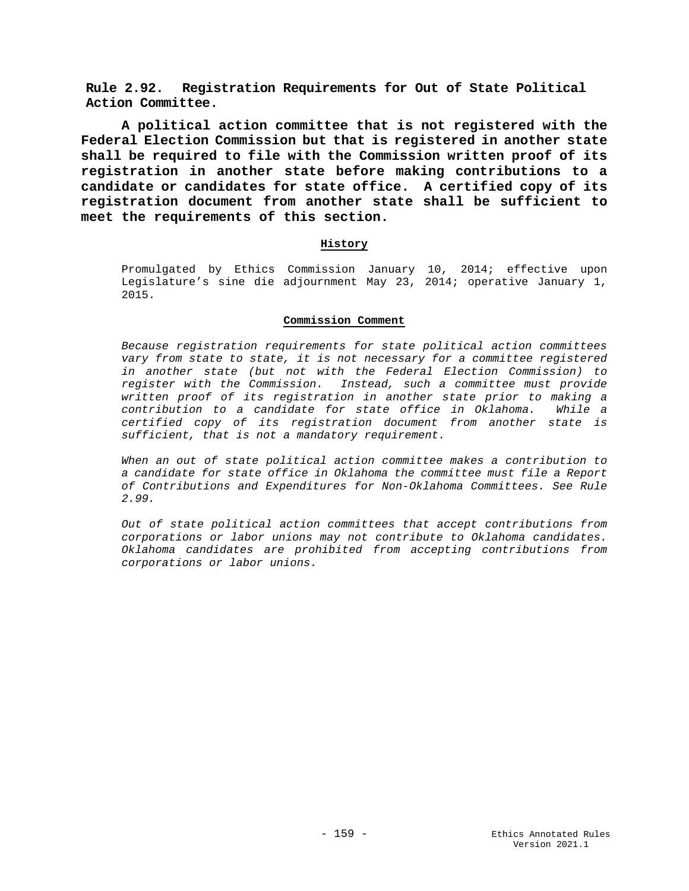**Rule 2.92. Registration Requirements for Out of State Political Action Committee.**

**A political action committee that is not registered with the Federal Election Commission but that is registered in another state shall be required to file with the Commission written proof of its registration in another state before making contributions to a candidate or candidates for state office. A certified copy of its registration document from another state shall be sufficient to meet the requirements of this section.**

**History**

Promulgated by Ethics Commission January 10, 2014; effective upon Legislature's sine die adjournment May 23, 2014; operative January 1, 2015.

**Commission Comment**

*Because registration requirements for state political action committees vary from state to state, it is not necessary for a committee registered in another state (but not with the Federal Election Commission) to register with the Commission. Instead, such a committee must provide written proof of its registration in another state prior to making a contribution to a candidate for state office in Oklahoma. While a certified copy of its registration document from another state is sufficient, that is not a mandatory requirement.*

*When an out of state political action committee makes a contribution to a candidate for state office in Oklahoma the committee must file a Report of Contributions and Expenditures for Non-Oklahoma Committees. See Rule 2.99.*

*Out of state political action committees that accept contributions from corporations or labor unions may not contribute to Oklahoma candidates. Oklahoma candidates are prohibited from accepting contributions from corporations or labor unions.*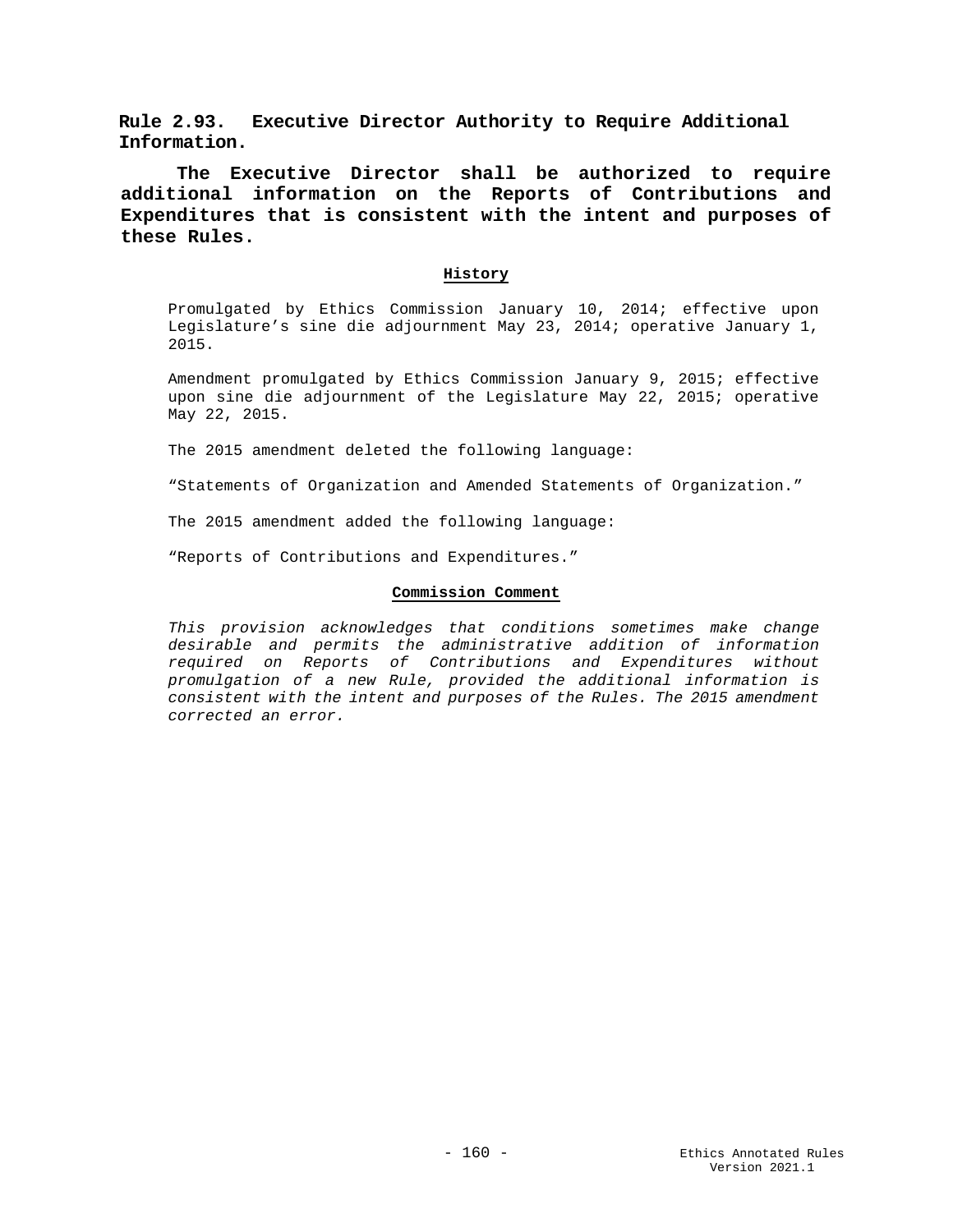## Rule 2.93. Executive Director Authority to Require Additional Information.

**The Executive Director shall be authorized to require additional information on the Reports of Contributions and Expenditures that is consistent with the intent and purposes of these Rules.**

### History

Promulgated by Ethics Commission January 10, 2014; effective upon Legislature's sine die adjournment May 23, 2014; operative January 1, 2015.

Amendment promulgated by Ethics Commission January 9, 2015; effective upon sine die adjournment of the Legislature May 22, 2015; operative May 22, 2015.

The 2015 amendment deleted the following language:

"Statements of Organization and Amended Statements of Organization."

The 2015 amendment added the following language:

"Reports of Contributions and Expenditures."

### Commission Comment

*This provision acknowledges that conditions sometimes make change desirable and permits the administrative addition of information required on Reports of Contributions and Expenditures without promulgation of a new Rule, provided the additional information is consistent with the intent and purposes of the Rules. The 2015 amendment corrected an error.*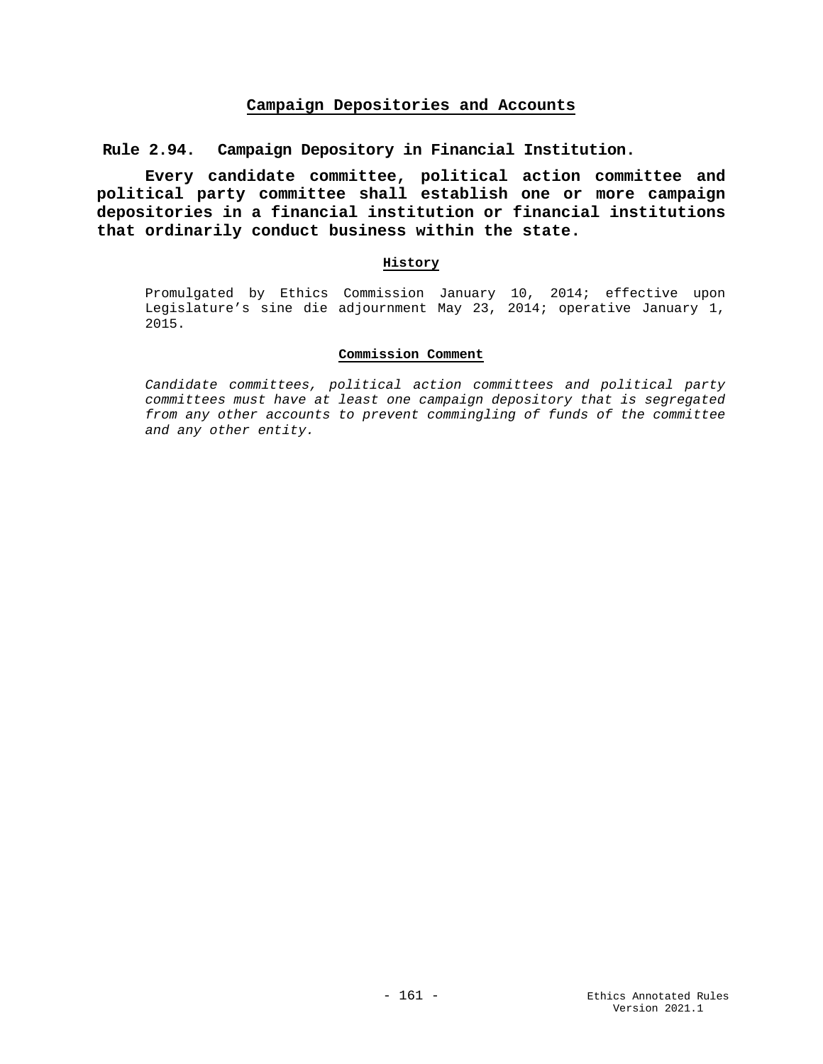## Campaign Depositories and Accounts

### Rule 2.94. Campaign Depository in Financial Institution.

**Every candidate committee, political action committee and political party committee shall establish one or more campaign depositories in a financial institution or financial institutions that ordinarily conduct business within the state.**

#### History

Promulgated by Ethics Commission January 10, 2014; effective upon Legislature's sine die adjournment May 23, 2014; operative January 1, 2015.

#### Commission Comment

*Candidate committees, political action committees and political party committees must have at least one campaign depository that is segregated from any other accounts to prevent commingling of funds of the committee and any other entity.*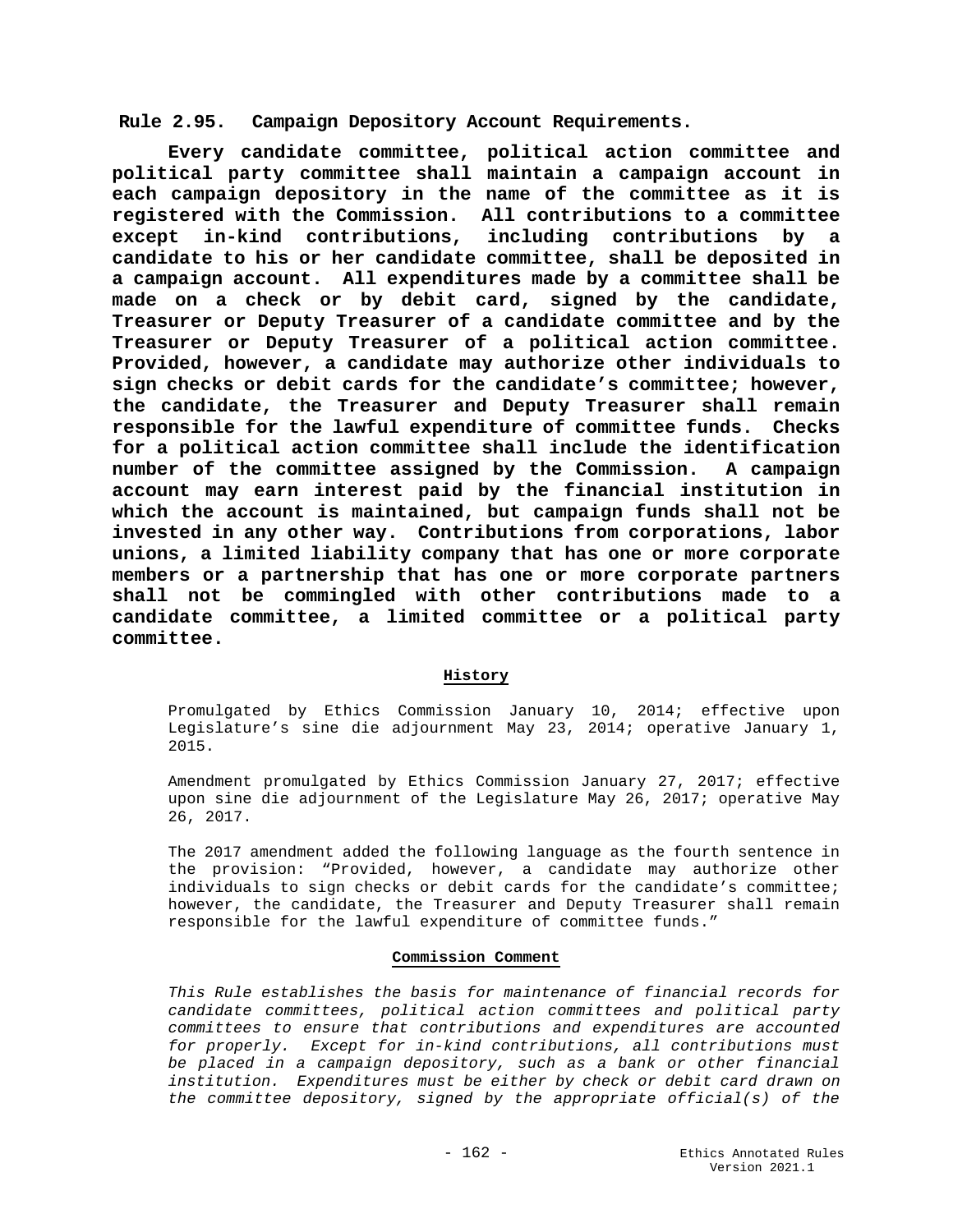**Rule 2.95. Campaign Depository Account Requirements.**

**Every candidate committee, political action committee and political party committee shall maintain a campaign account in each campaign depository in the name of the committee as it is registered with the Commission. All contributions to a committee except in-kind contributions, including contributions by a candidate to his or her candidate committee, shall be deposited in a campaign account. All expenditures made by a committee shall be made on a check or by debit card, signed by the candidate, Treasurer or Deputy Treasurer of a candidate committee and by the Treasurer or Deputy Treasurer of a political action committee. Provided, however, a candidate may authorize other individuals to sign checks or debit cards for the candidate's committee; however, the candidate, the Treasurer and Deputy Treasurer shall remain responsible for the lawful expenditure of committee funds. Checks for a political action committee shall include the identification number of the committee assigned by the Commission. A campaign account may earn interest paid by the financial institution in which the account is maintained, but campaign funds shall not be invested in any other way. Contributions from corporations, labor unions, a limited liability company that has one or more corporate members or a partnership that has one or more corporate partners shall not be commingled with other contributions made to a candidate committee, a limited committee or a political party committee.**

**History**

Promulgated by Ethics Commission January 10, 2014; effective upon Legislature's sine die adjournment May 23, 2014; operative January 1, 2015.

Amendment promulgated by Ethics Commission January 27, 2017; effective upon sine die adjournment of the Legislature May 26, 2017; operative May 26, 2017.

The 2017 amendment added the following language as the fourth sentence in the provision: "Provided, however, a candidate may authorize other individuals to sign checks or debit cards for the candidate's committee; however, the candidate, the Treasurer and Deputy Treasurer shall remain responsible for the lawful expenditure of committee funds."

**Commission Comment**

*This Rule establishes the basis for maintenance of financial records for candidate committees, political action committees and political party committees to ensure that contributions and expenditures are accounted for properly. Except for in-kind contributions, all contributions must be placed in a campaign depository, such as a bank or other financial institution. Expenditures must be either by check or debit card drawn on the committee depository, signed by the appropriate official(s) of the*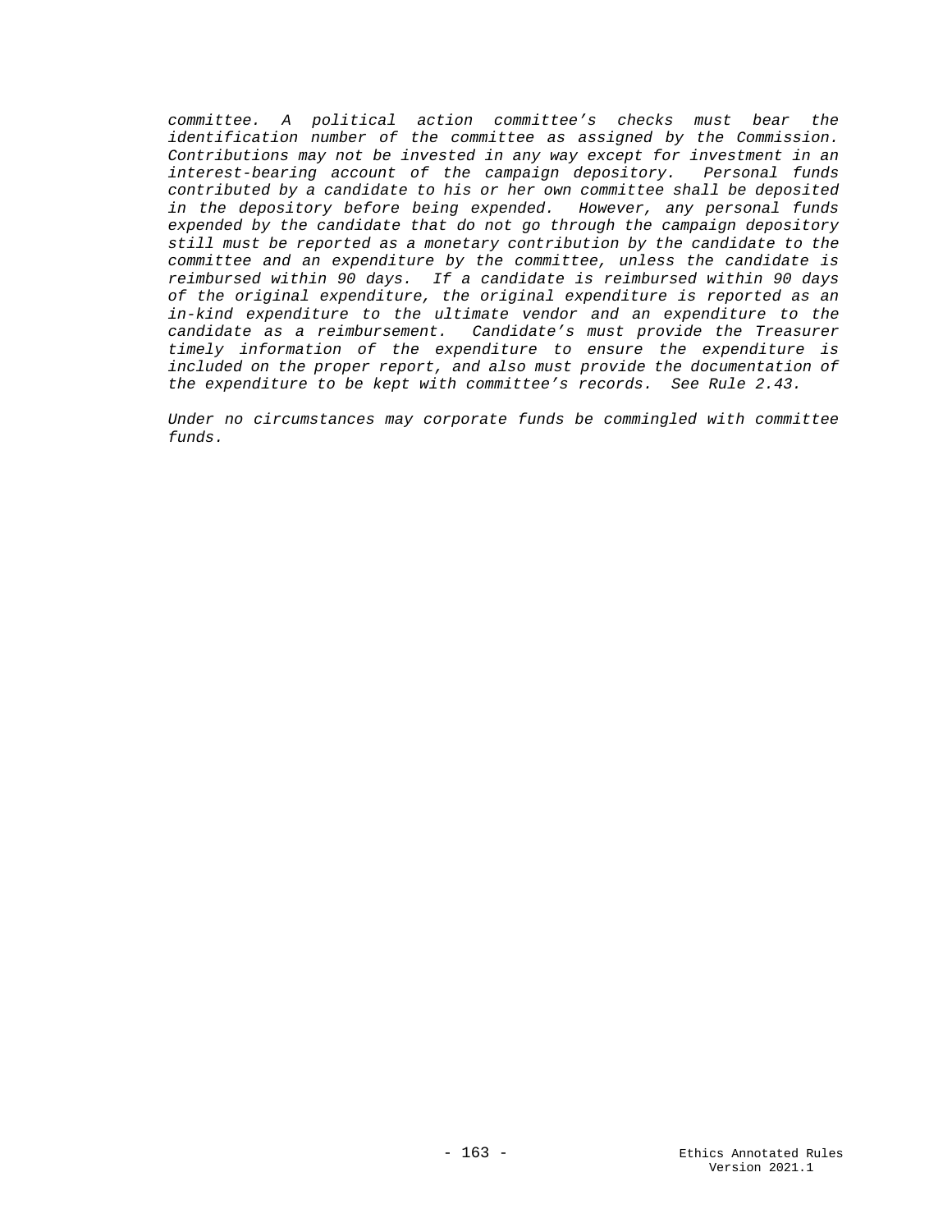*committee. A political action committee's checks must bear the identification number of the committee as assigned by the Commission. Contributions may not be invested in any way except for investment in an interest-bearing account of the campaign depository. Personal funds contributed by a candidate to his or her own committee shall be deposited in the depository before being expended. However, any personal funds expended by the candidate that do not go through the campaign depository still must be reported as a monetary contribution by the candidate to the committee and an expenditure by the committee, unless the candidate is reimbursed within 90 days. If a candidate is reimbursed within 90 days of the original expenditure, the original expenditure is reported as an in-kind expenditure to the ultimate vendor and an expenditure to the candidate as a reimbursement. Candidate's must provide the Treasurer timely information of the expenditure to ensure the expenditure is included on the proper report, and also must provide the documentation of the expenditure to be kept with committee's records. See Rule 2.43.*

*Under no circumstances may corporate funds be commingled with committee funds.*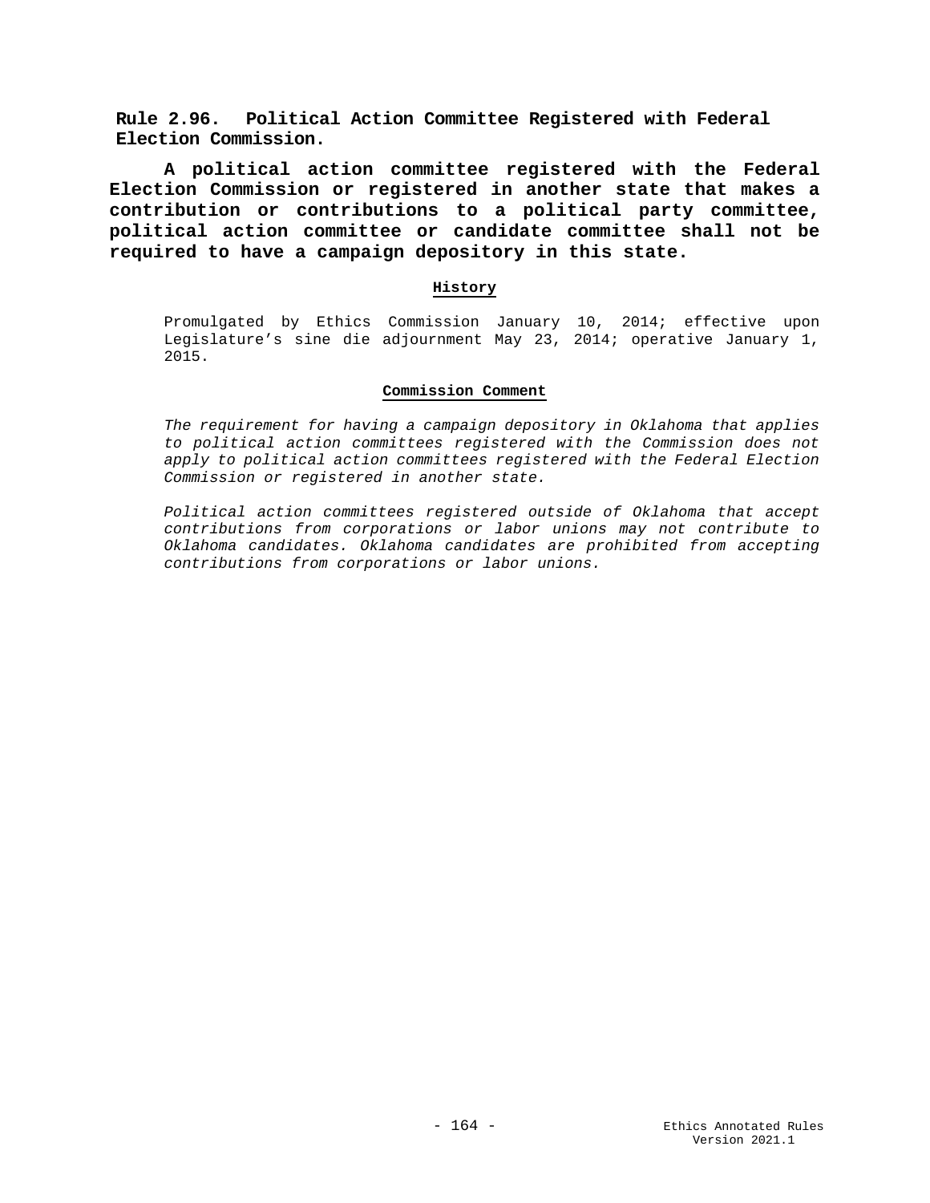## Rule 2.96. Political Action Committee Registered with Federal Election Commission.

**A political action committee registered with the Federal Election Commission or registered in another state that makes a contribution or contributions to a political party committee, political action committee or candidate committee shall not be required to have a campaign depository in this state.**

### History

Promulgated by Ethics Commission January 10, 2014; effective upon Legislature's sine die adjournment May 23, 2014; operative January 1, 2015.

### Commission Comment

*The requirement for having a campaign depository in Oklahoma that applies to political action committees registered with the Commission does not apply to political action committees registered with the Federal Election Commission or registered in another state.*

*Political action committees registered outside of Oklahoma that accept contributions from corporations or labor unions may not contribute to Oklahoma candidates. Oklahoma candidates are prohibited from accepting contributions from corporations or labor unions.*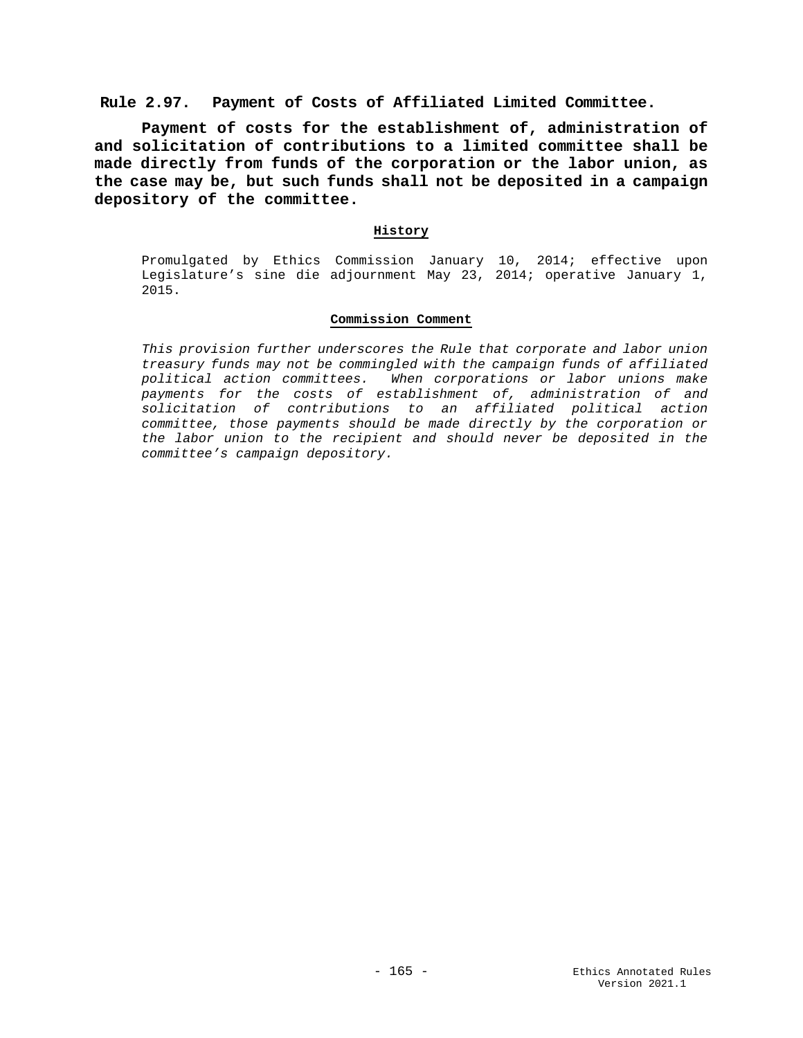## Rule 2.97. Payment of Costs of Affiliated Limited Committee.

**Payment of costs for the establishment of, administration of and solicitation of contributions to a limited committee shall be made directly from funds of the corporation or the labor union, as the case may be, but such funds shall not be deposited in a campaign depository of the committee.**

### History

Promulgated by Ethics Commission January 10, 2014; effective upon Legislature's sine die adjournment May 23, 2014; operative January 1, 2015.

### Commission Comment

*This provision further underscores the Rule that corporate and labor union treasury funds may not be commingled with the campaign funds of affiliated political action committees. When corporations or labor unions make payments for the costs of establishment of, administration of and solicitation of contributions to an affiliated political action committee, those payments should be made directly by the corporation or the labor union to the recipient and should never be deposited in the committee's campaign depository.*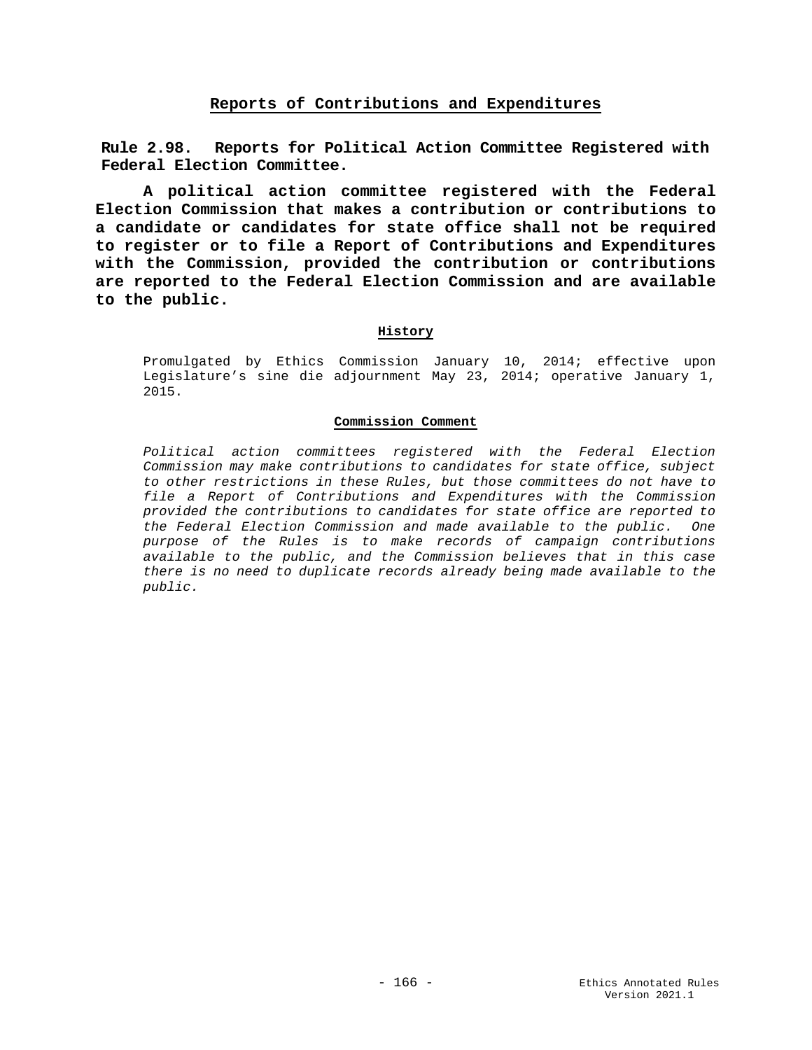## Reports of Contributions and Expenditures

### Rule 2.98. Reports for Political Action Committee Registered with Federal Election Committee.

**A political action committee registered with the Federal Election Commission that makes a contribution or contributions to a candidate or candidates for state office shall not be required to register or to file a Report of Contributions and Expenditures with the Commission, provided the contribution or contributions are reported to the Federal Election Commission and are available to the public.**

**History**

Promulgated by Ethics Commission January 10, 2014; effective upon Legislature's sine die adjournment May 23, 2014; operative January 1, 2015.

**Commission Comment**

*Political action committees registered with the Federal Election Commission may make contributions to candidates for state office, subject to other restrictions in these Rules, but those committees do not have to file a Report of Contributions and Expenditures with the Commission provided the contributions to candidates for state office are reported to the Federal Election Commission and made available to the public. One purpose of the Rules is to make records of campaign contributions available to the public, and the Commission believes that in this case there is no need to duplicate records already being made available to the public.*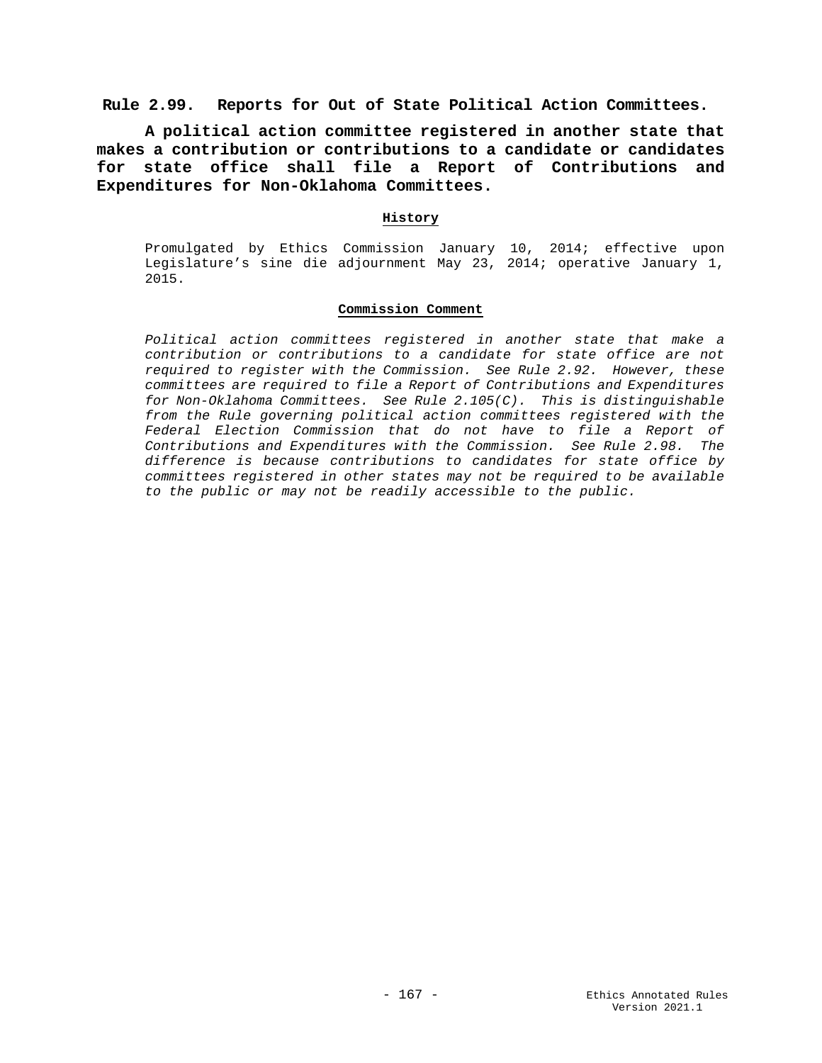## Rule 2.99. Reports for Out of State Political Action Committees.

**A political action committee registered in another state that makes a contribution or contributions to a candidate or candidates for state office shall file a Report of Contributions and Expenditures for Non-Oklahoma Committees.**

### History

Promulgated by Ethics Commission January 10, 2014; effective upon Legislature's sine die adjournment May 23, 2014; operative January 1, 2015.

### Commission Comment

*Political action committees registered in another state that make a contribution or contributions to a candidate for state office are not required to register with the Commission. See Rule 2.92. However, these committees are required to file a Report of Contributions and Expenditures for Non-Oklahoma Committees. See Rule 2.105(C). This is distinguishable from the Rule governing political action committees registered with the Federal Election Commission that do not have to file a Report of Contributions and Expenditures with the Commission. See Rule 2.98. The difference is because contributions to candidates for state office by committees registered in other states may not be required to be available to the public or may not be readily accessible to the public.*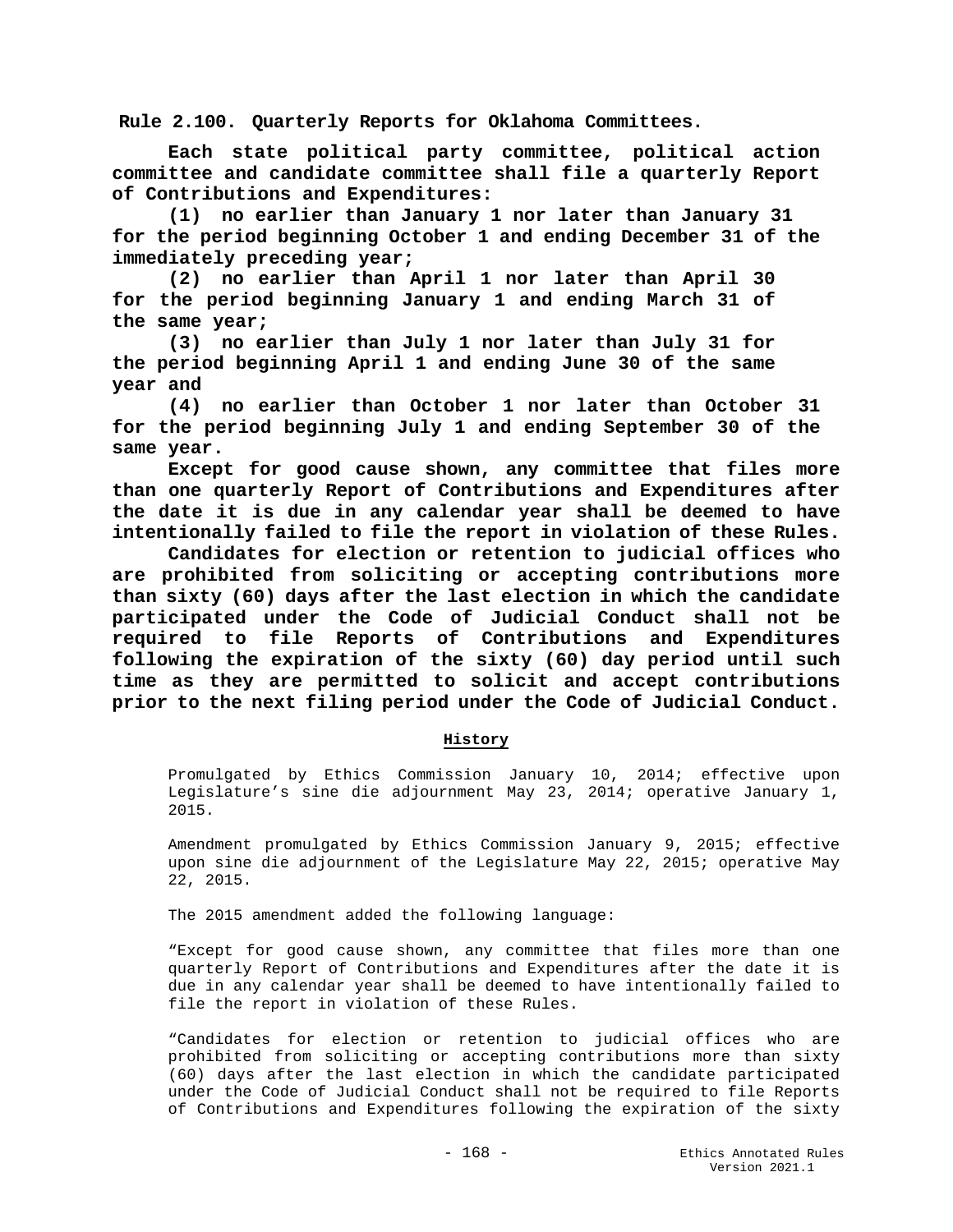**Rule 2.100. Quarterly Reports for Oklahoma Committees.**

**Each state political party committee, political action committee and candidate committee shall file a quarterly Report of Contributions and Expenditures:**

**(1) no earlier than January 1 nor later than January 31 for the period beginning October 1 and ending December 31 of the immediately preceding year;**

**(2) no earlier than April 1 nor later than April 30 for the period beginning January 1 and ending March 31 of the same year;**

**(3) no earlier than July 1 nor later than July 31 for the period beginning April 1 and ending June 30 of the same year and**

**(4) no earlier than October 1 nor later than October 31 for the period beginning July 1 and ending September 30 of the same year.**

**Except for good cause shown, any committee that files more than one quarterly Report of Contributions and Expenditures after the date it is due in any calendar year shall be deemed to have intentionally failed to file the report in violation of these Rules.**

**Candidates for election or retention to judicial offices who are prohibited from soliciting or accepting contributions more than sixty (60) days after the last election in which the candidate participated under the Code of Judicial Conduct shall not be required to file Reports of Contributions and Expenditures following the expiration of the sixty (60) day period until such time as they are permitted to solicit and accept contributions prior to the next filing period under the Code of Judicial Conduct.**

**History**

Promulgated by Ethics Commission January 10, 2014; effective upon Legislature's sine die adjournment May 23, 2014; operative January 1, 2015.

Amendment promulgated by Ethics Commission January 9, 2015; effective upon sine die adjournment of the Legislature May 22, 2015; operative May 22, 2015.

The 2015 amendment added the following language:

"Except for good cause shown, any committee that files more than one quarterly Report of Contributions and Expenditures after the date it is due in any calendar year shall be deemed to have intentionally failed to file the report in violation of these Rules.

"Candidates for election or retention to judicial offices who are prohibited from soliciting or accepting contributions more than sixty (60) days after the last election in which the candidate participated under the Code of Judicial Conduct shall not be required to file Reports of Contributions and Expenditures following the expiration of the sixty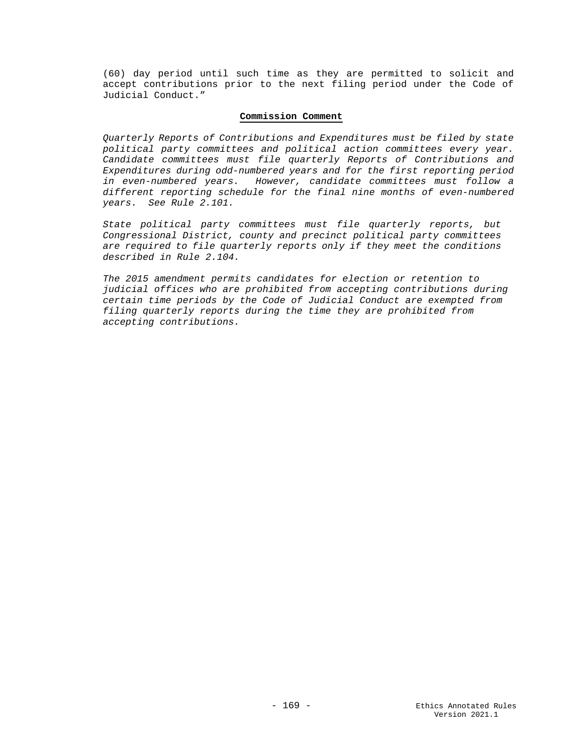(60) day period until such time as they are permitted to solicit and accept contributions prior to the next filing period under the Code of Judicial Conduct."

**Commission Comment**

*Quarterly Reports of Contributions and Expenditures must be filed by state political party committees and political action committees every year. Candidate committees must file quarterly Reports of Contributions and Expenditures during odd-numbered years and for the first reporting period in even-numbered years. However, candidate committees must follow a different reporting schedule for the final nine months of even-numbered years. See Rule 2.101.*

*State political party committees must file quarterly reports, but Congressional District, county and precinct political party committees are required to file quarterly reports only if they meet the conditions described in Rule 2.104.*

*The 2015 amendment permits candidates for election or retention to judicial offices who are prohibited from accepting contributions during certain time periods by the Code of Judicial Conduct are exempted from filing quarterly reports during the time they are prohibited from accepting contributions.*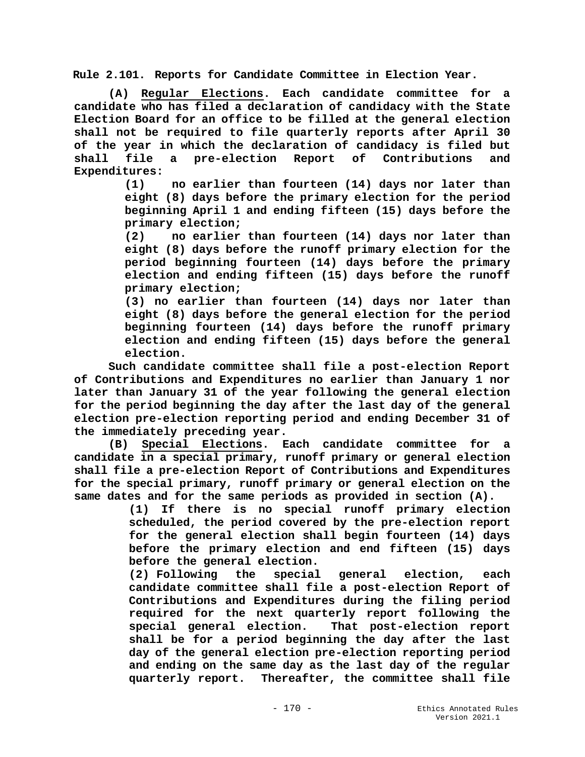**Rule 2.101. Reports for Candidate Committee in Election Year.**

**(A) Regular Elections. Each candidate committee for a candidate who has filed a declaration of candidacy with the State Election Board for an office to be filled at the general election shall not be required to file quarterly reports after April 30 of the year in which the declaration of candidacy is filed but shall file a pre-election Report of Contributions and Expenditures:**

> **(1) no earlier than fourteen (14) days nor later than eight (8) days before the primary election for the period beginning April 1 and ending fifteen (15) days before the primary election;**
>
> **(2) no earlier than fourteen (14) days nor later than eight (8) days before the runoff primary election for the period beginning fourteen (14) days before the primary election and ending fifteen (15) days before the runoff primary election;**
>
> **(3) no earlier than fourteen (14) days nor later than eight (8) days before the general election for the period beginning fourteen (14) days before the runoff primary election and ending fifteen (15) days before the general election.**

**Such candidate committee shall file a post-election Report of Contributions and Expenditures no earlier than January 1 nor later than January 31 of the year following the general election for the period beginning the day after the last day of the general election pre-election reporting period and ending December 31 of the immediately preceding year.**

**(B) Special Elections. Each candidate committee for a candidate in a special primary, runoff primary or general election shall file a pre-election Report of Contributions and Expenditures for the special primary, runoff primary or general election on the same dates and for the same periods as provided in section (A).**

> **(1) If there is no special runoff primary election scheduled, the period covered by the pre-election report for the general election shall begin fourteen (14) days before the primary election and end fifteen (15) days before the general election.**
>
> **(2) Following the special general election, each candidate committee shall file a post-election Report of Contributions and Expenditures during the filing period required for the next quarterly report following the special general election. That post-election report shall be for a period beginning the day after the last day of the general election pre-election reporting period and ending on the same day as the last day of the regular quarterly report. Thereafter, the committee shall file**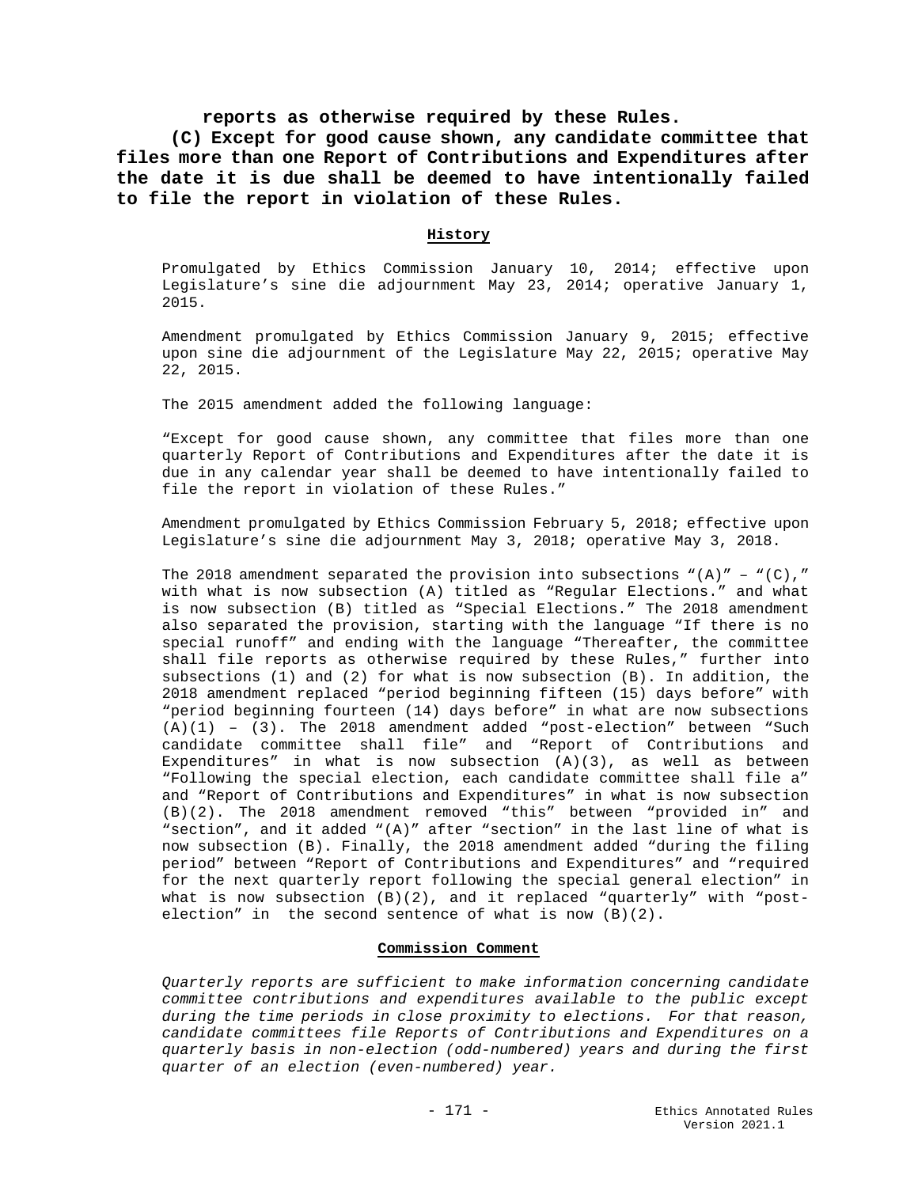**reports as otherwise required by these Rules.**

**(C) Except for good cause shown, any candidate committee that files more than one Report of Contributions and Expenditures after the date it is due shall be deemed to have intentionally failed to file the report in violation of these Rules.**

**History**

Promulgated by Ethics Commission January 10, 2014; effective upon Legislature's sine die adjournment May 23, 2014; operative January 1, 2015.

Amendment promulgated by Ethics Commission January 9, 2015; effective upon sine die adjournment of the Legislature May 22, 2015; operative May 22, 2015.

The 2015 amendment added the following language:

"Except for good cause shown, any committee that files more than one quarterly Report of Contributions and Expenditures after the date it is due in any calendar year shall be deemed to have intentionally failed to file the report in violation of these Rules."

Amendment promulgated by Ethics Commission February 5, 2018; effective upon Legislature's sine die adjournment May 3, 2018; operative May 3, 2018.

The 2018 amendment separated the provision into subsections "(A)" – "(C)," with what is now subsection (A) titled as "Regular Elections." and what is now subsection (B) titled as "Special Elections." The 2018 amendment also separated the provision, starting with the language "If there is no special runoff" and ending with the language "Thereafter, the committee shall file reports as otherwise required by these Rules," further into subsections (1) and (2) for what is now subsection (B). In addition, the 2018 amendment replaced "period beginning fifteen (15) days before" with "period beginning fourteen (14) days before" in what are now subsections (A)(1) – (3). The 2018 amendment added "post-election" between "Such candidate committee shall file" and "Report of Contributions and Expenditures" in what is now subsection (A)(3), as well as between "Following the special election, each candidate committee shall file a" and "Report of Contributions and Expenditures" in what is now subsection (B)(2). The 2018 amendment removed "this" between "provided in" and "section", and it added "(A)" after "section" in the last line of what is now subsection (B). Finally, the 2018 amendment added "during the filing period" between "Report of Contributions and Expenditures" and "required for the next quarterly report following the special general election" in what is now subsection (B)(2), and it replaced "quarterly" with "post-election" in the second sentence of what is now (B)(2).

**Commission Comment**

*Quarterly reports are sufficient to make information concerning candidate committee contributions and expenditures available to the public except during the time periods in close proximity to elections. For that reason, candidate committees file Reports of Contributions and Expenditures on a quarterly basis in non-election (odd-numbered) years and during the first quarter of an election (even-numbered) year.*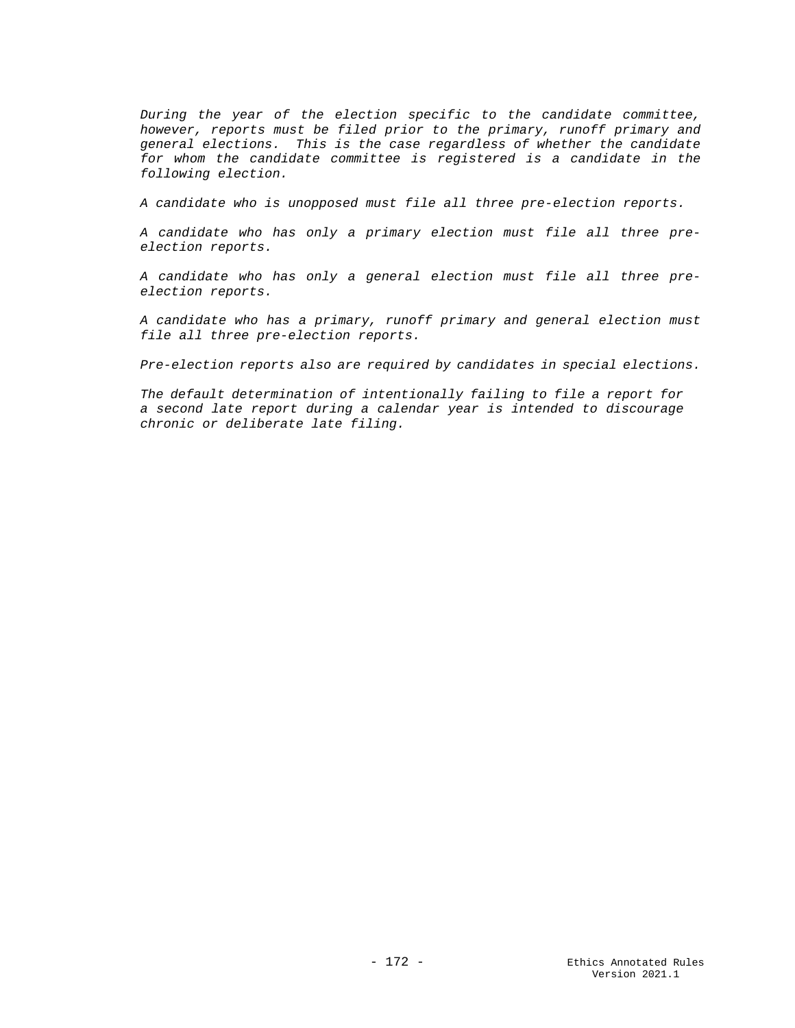*During the year of the election specific to the candidate committee, however, reports must be filed prior to the primary, runoff primary and general elections. This is the case regardless of whether the candidate for whom the candidate committee is registered is a candidate in the following election.*

*A candidate who is unopposed must file all three pre-election reports.*

*A candidate who has only a primary election must file all three pre-election reports.*

*A candidate who has only a general election must file all three pre-election reports.*

*A candidate who has a primary, runoff primary and general election must file all three pre-election reports.*

*Pre-election reports also are required by candidates in special elections.*

*The default determination of intentionally failing to file a report for a second late report during a calendar year is intended to discourage chronic or deliberate late filing.*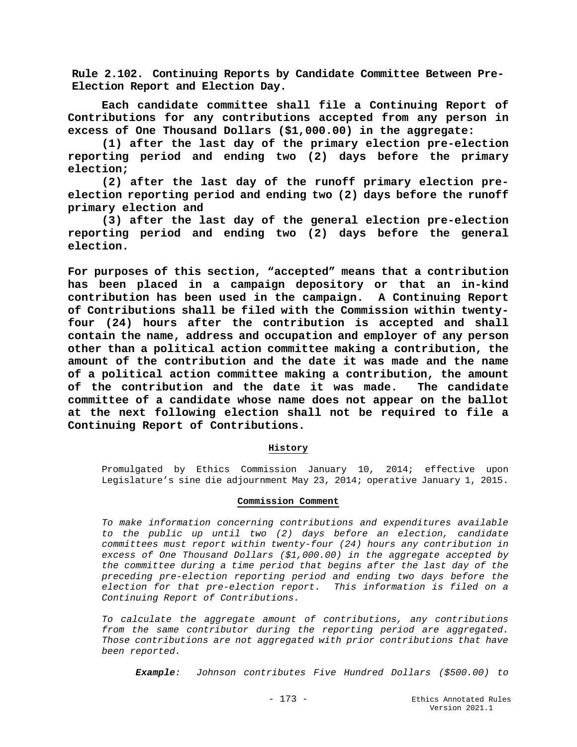**Rule 2.102. Continuing Reports by Candidate Committee Between Pre-Election Report and Election Day.**

**Each candidate committee shall file a Continuing Report of Contributions for any contributions accepted from any person in excess of One Thousand Dollars ($1,000.00) in the aggregate:**

**(1) after the last day of the primary election pre-election reporting period and ending two (2) days before the primary election;**

**(2) after the last day of the runoff primary election pre-election reporting period and ending two (2) days before the runoff primary election and**

**(3) after the last day of the general election pre-election reporting period and ending two (2) days before the general election.**

**For purposes of this section, "accepted" means that a contribution has been placed in a campaign depository or that an in-kind contribution has been used in the campaign. A Continuing Report of Contributions shall be filed with the Commission within twenty-four (24) hours after the contribution is accepted and shall contain the name, address and occupation and employer of any person other than a political action committee making a contribution, the amount of the contribution and the date it was made and the name of a political action committee making a contribution, the amount of the contribution and the date it was made. The candidate committee of a candidate whose name does not appear on the ballot at the next following election shall not be required to file a Continuing Report of Contributions.**

**History**

Promulgated by Ethics Commission January 10, 2014; effective upon Legislature's sine die adjournment May 23, 2014; operative January 1, 2015.

**Commission Comment**

*To make information concerning contributions and expenditures available to the public up until two (2) days before an election, candidate committees must report within twenty-four (24) hours any contribution in excess of One Thousand Dollars ($1,000.00) in the aggregate accepted by the committee during a time period that begins after the last day of the preceding pre-election reporting period and ending two days before the election for that pre-election report. This information is filed on a Continuing Report of Contributions.*

*To calculate the aggregate amount of contributions, any contributions from the same contributor during the reporting period are aggregated. Those contributions are not aggregated with prior contributions that have been reported.*

***Example**: Johnson contributes Five Hundred Dollars ($500.00) to*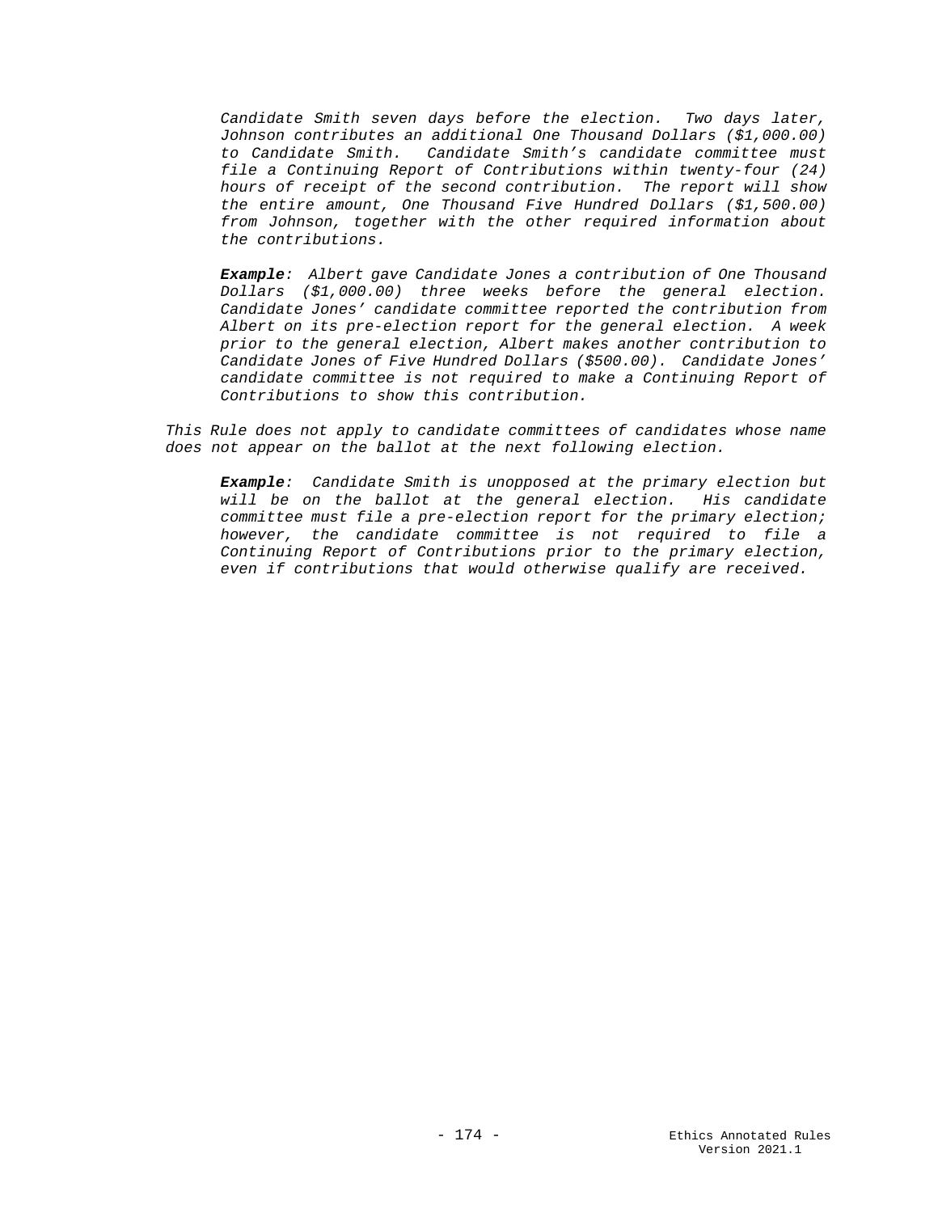*Candidate Smith seven days before the election. Two days later, Johnson contributes an additional One Thousand Dollars ($1,000.00) to Candidate Smith. Candidate Smith's candidate committee must file a Continuing Report of Contributions within twenty-four (24) hours of receipt of the second contribution. The report will show the entire amount, One Thousand Five Hundred Dollars ($1,500.00) from Johnson, together with the other required information about the contributions.*

> ***Example**: Albert gave Candidate Jones a contribution of One Thousand Dollars ($1,000.00) three weeks before the general election. Candidate Jones' candidate committee reported the contribution from Albert on its pre-election report for the general election. A week prior to the general election, Albert makes another contribution to Candidate Jones of Five Hundred Dollars ($500.00). Candidate Jones' candidate committee is not required to make a Continuing Report of Contributions to show this contribution.*

*This Rule does not apply to candidate committees of candidates whose name does not appear on the ballot at the next following election.*

> ***Example**: Candidate Smith is unopposed at the primary election but will be on the ballot at the general election. His candidate committee must file a pre-election report for the primary election; however, the candidate committee is not required to file a Continuing Report of Contributions prior to the primary election, even if contributions that would otherwise qualify are received.*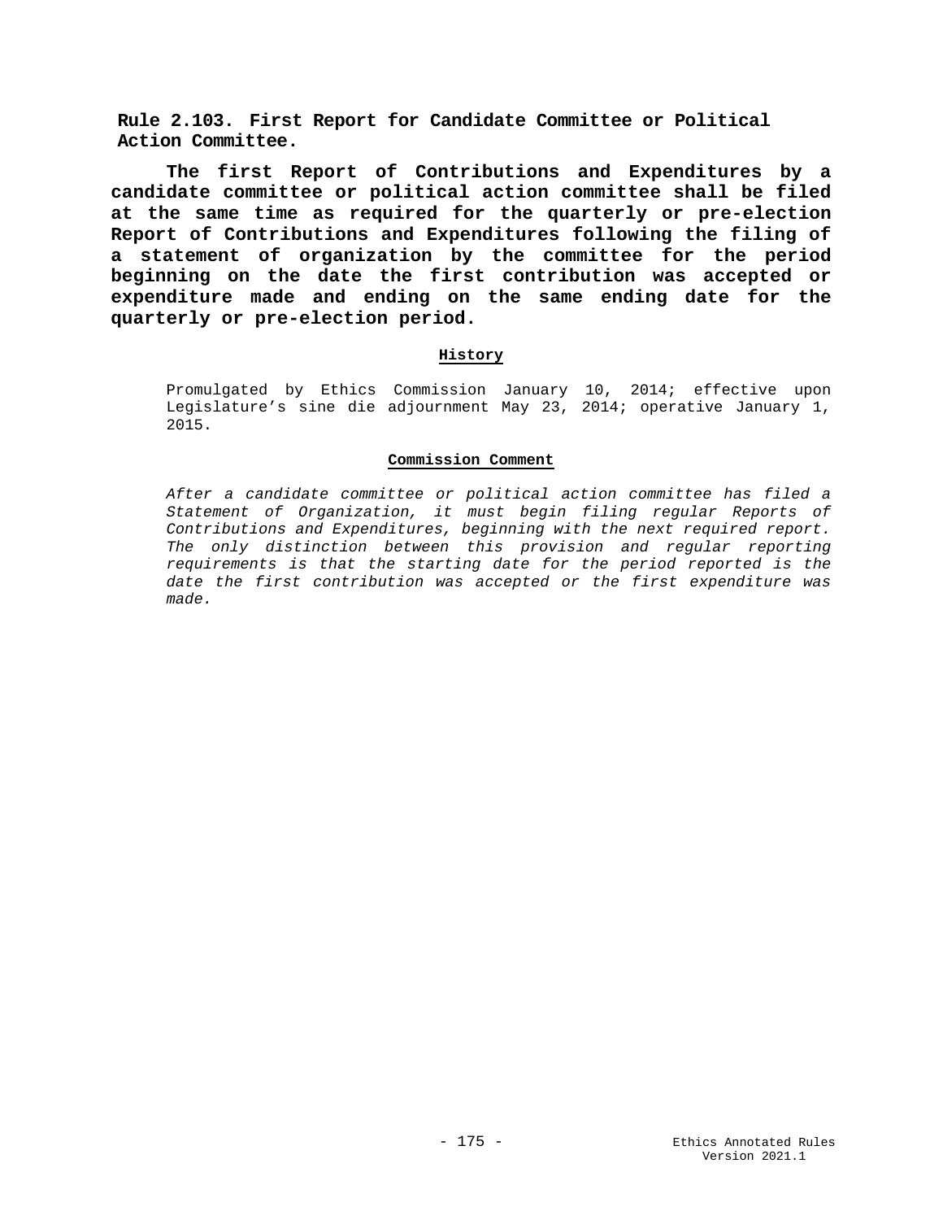## Rule 2.103. First Report for Candidate Committee or Political Action Committee.

**The first Report of Contributions and Expenditures by a candidate committee or political action committee shall be filed at the same time as required for the quarterly or pre-election Report of Contributions and Expenditures following the filing of a statement of organization by the committee for the period beginning on the date the first contribution was accepted or expenditure made and ending on the same ending date for the quarterly or pre-election period.**

**History**

Promulgated by Ethics Commission January 10, 2014; effective upon Legislature's sine die adjournment May 23, 2014; operative January 1, 2015.

**Commission Comment**

*After a candidate committee or political action committee has filed a Statement of Organization, it must begin filing regular Reports of Contributions and Expenditures, beginning with the next required report. The only distinction between this provision and regular reporting requirements is that the starting date for the period reported is the date the first contribution was accepted or the first expenditure was made.*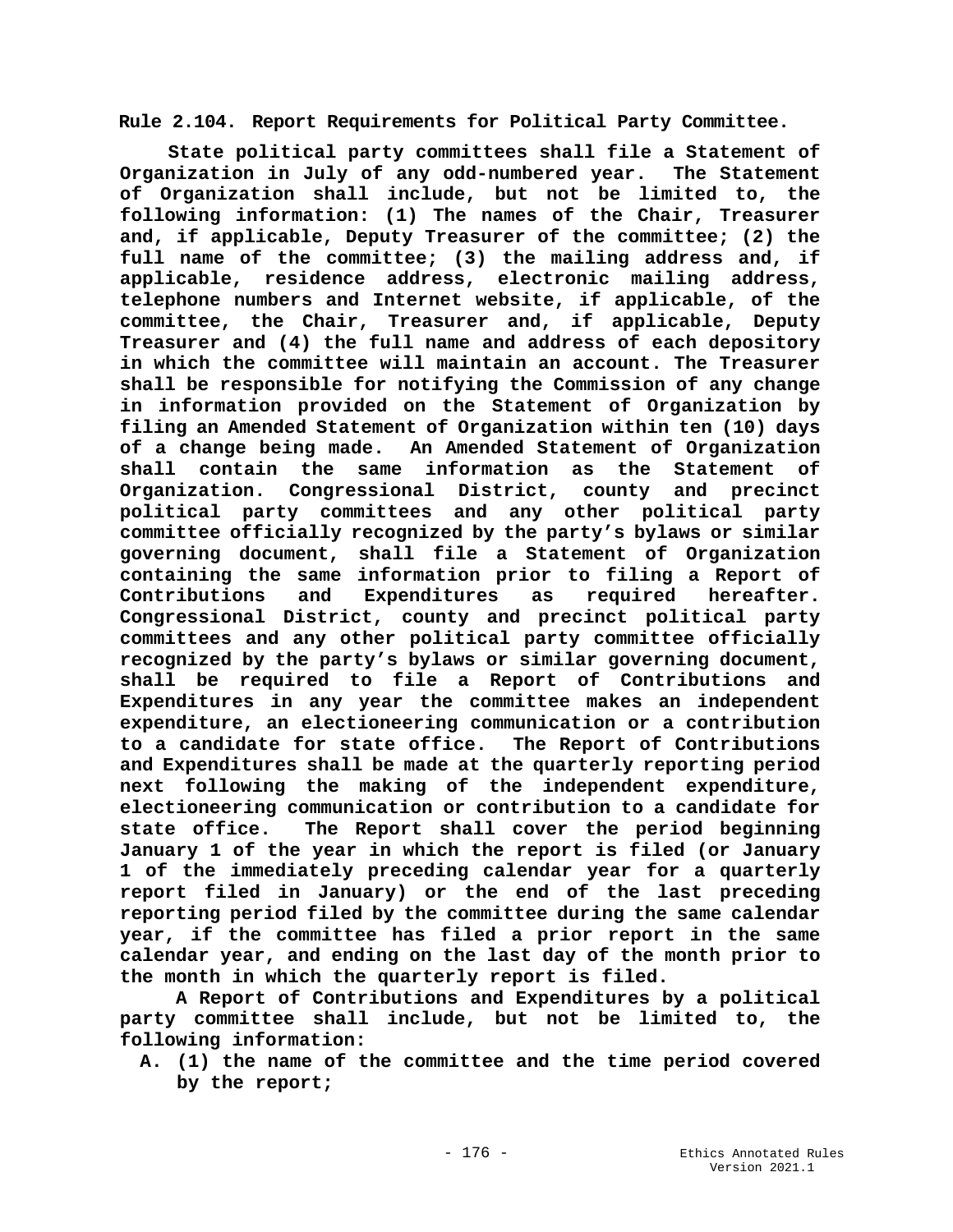**Rule 2.104. Report Requirements for Political Party Committee.**

**State political party committees shall file a Statement of Organization in July of any odd-numbered year. The Statement of Organization shall include, but not be limited to, the following information: (1) The names of the Chair, Treasurer and, if applicable, Deputy Treasurer of the committee; (2) the full name of the committee; (3) the mailing address and, if applicable, residence address, electronic mailing address, telephone numbers and Internet website, if applicable, of the committee, the Chair, Treasurer and, if applicable, Deputy Treasurer and (4) the full name and address of each depository in which the committee will maintain an account. The Treasurer shall be responsible for notifying the Commission of any change in information provided on the Statement of Organization by filing an Amended Statement of Organization within ten (10) days of a change being made. An Amended Statement of Organization shall contain the same information as the Statement of Organization. Congressional District, county and precinct political party committees and any other political party committee officially recognized by the party's bylaws or similar governing document, shall file a Statement of Organization containing the same information prior to filing a Report of Contributions and Expenditures as required hereafter. Congressional District, county and precinct political party committees and any other political party committee officially recognized by the party's bylaws or similar governing document, shall be required to file a Report of Contributions and Expenditures in any year the committee makes an independent expenditure, an electioneering communication or a contribution to a candidate for state office. The Report of Contributions and Expenditures shall be made at the quarterly reporting period next following the making of the independent expenditure, electioneering communication or contribution to a candidate for state office. The Report shall cover the period beginning January 1 of the year in which the report is filed (or January 1 of the immediately preceding calendar year for a quarterly report filed in January) or the end of the last preceding reporting period filed by the committee during the same calendar year, if the committee has filed a prior report in the same calendar year, and ending on the last day of the month prior to the month in which the quarterly report is filed.**

**A Report of Contributions and Expenditures by a political party committee shall include, but not be limited to, the following information:**

**A. (1) the name of the committee and the time period covered by the report;**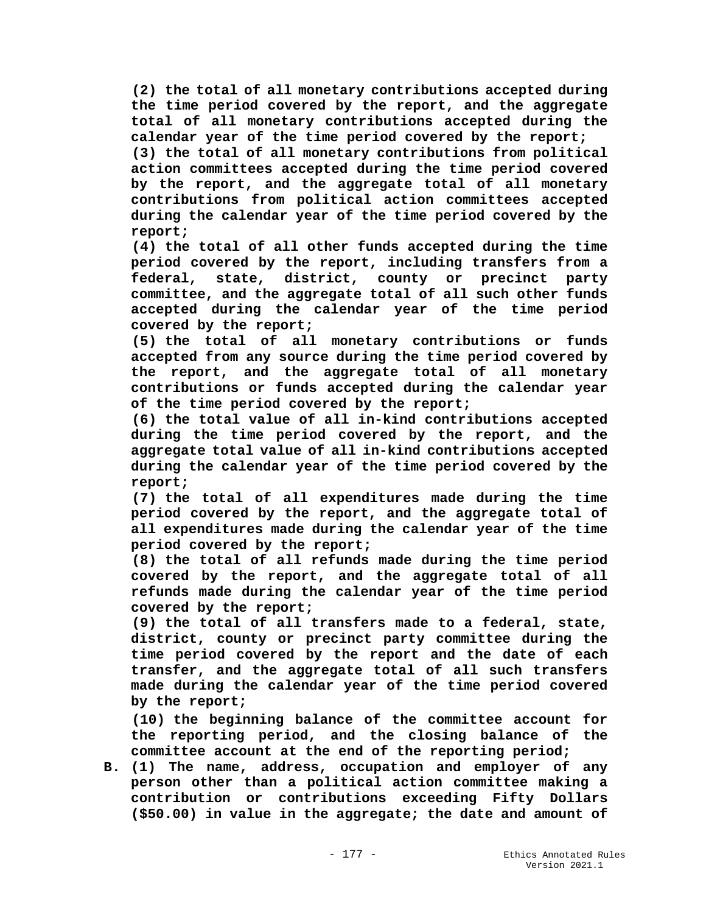**(2) the total of all monetary contributions accepted during the time period covered by the report, and the aggregate total of all monetary contributions accepted during the calendar year of the time period covered by the report;**

**(3) the total of all monetary contributions from political action committees accepted during the time period covered by the report, and the aggregate total of all monetary contributions from political action committees accepted during the calendar year of the time period covered by the report;**

**(4) the total of all other funds accepted during the time period covered by the report, including transfers from a federal, state, district, county or precinct party committee, and the aggregate total of all such other funds accepted during the calendar year of the time period covered by the report;**

**(5) the total of all monetary contributions or funds accepted from any source during the time period covered by the report, and the aggregate total of all monetary contributions or funds accepted during the calendar year of the time period covered by the report;**

**(6) the total value of all in-kind contributions accepted during the time period covered by the report, and the aggregate total value of all in-kind contributions accepted during the calendar year of the time period covered by the report;**

**(7) the total of all expenditures made during the time period covered by the report, and the aggregate total of all expenditures made during the calendar year of the time period covered by the report;**

**(8) the total of all refunds made during the time period covered by the report, and the aggregate total of all refunds made during the calendar year of the time period covered by the report;**

**(9) the total of all transfers made to a federal, state, district, county or precinct party committee during the time period covered by the report and the date of each transfer, and the aggregate total of all such transfers made during the calendar year of the time period covered by the report;**

**(10) the beginning balance of the committee account for the reporting period, and the closing balance of the committee account at the end of the reporting period;**

**B. (1) The name, address, occupation and employer of any person other than a political action committee making a contribution or contributions exceeding Fifty Dollars ($50.00) in value in the aggregate; the date and amount of**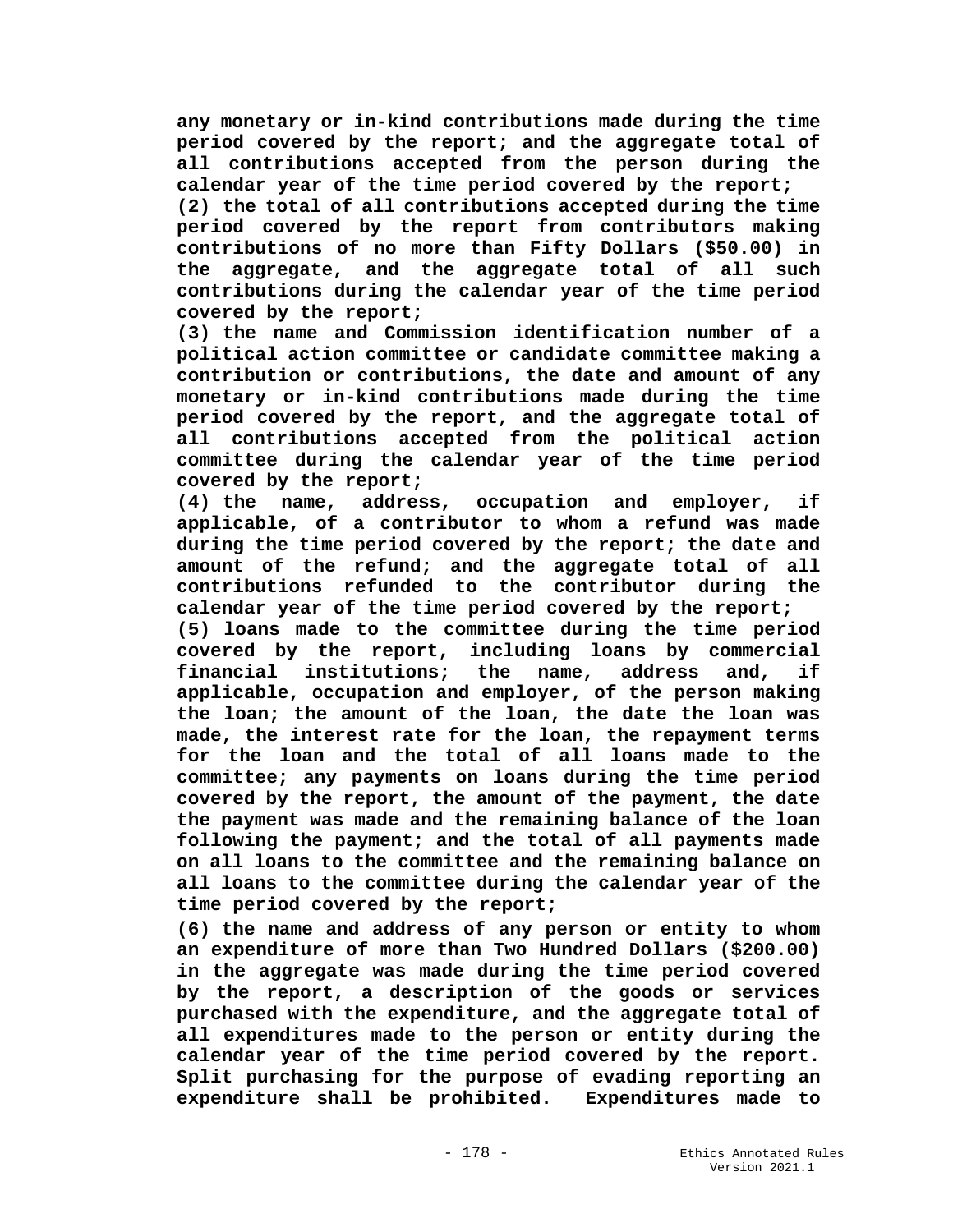**any monetary or in-kind contributions made during the time period covered by the report; and the aggregate total of all contributions accepted from the person during the calendar year of the time period covered by the report;**

**(2) the total of all contributions accepted during the time period covered by the report from contributors making contributions of no more than Fifty Dollars ($50.00) in the aggregate, and the aggregate total of all such contributions during the calendar year of the time period covered by the report;**

**(3) the name and Commission identification number of a political action committee or candidate committee making a contribution or contributions, the date and amount of any monetary or in-kind contributions made during the time period covered by the report, and the aggregate total of all contributions accepted from the political action committee during the calendar year of the time period covered by the report;**

**(4) the name, address, occupation and employer, if applicable, of a contributor to whom a refund was made during the time period covered by the report; the date and amount of the refund; and the aggregate total of all contributions refunded to the contributor during the calendar year of the time period covered by the report;**

**(5) loans made to the committee during the time period covered by the report, including loans by commercial financial institutions; the name, address and, if applicable, occupation and employer, of the person making the loan; the amount of the loan, the date the loan was made, the interest rate for the loan, the repayment terms for the loan and the total of all loans made to the committee; any payments on loans during the time period covered by the report, the amount of the payment, the date the payment was made and the remaining balance of the loan following the payment; and the total of all payments made on all loans to the committee and the remaining balance on all loans to the committee during the calendar year of the time period covered by the report;**

**(6) the name and address of any person or entity to whom an expenditure of more than Two Hundred Dollars ($200.00) in the aggregate was made during the time period covered by the report, a description of the goods or services purchased with the expenditure, and the aggregate total of all expenditures made to the person or entity during the calendar year of the time period covered by the report. Split purchasing for the purpose of evading reporting an expenditure shall be prohibited. Expenditures made to**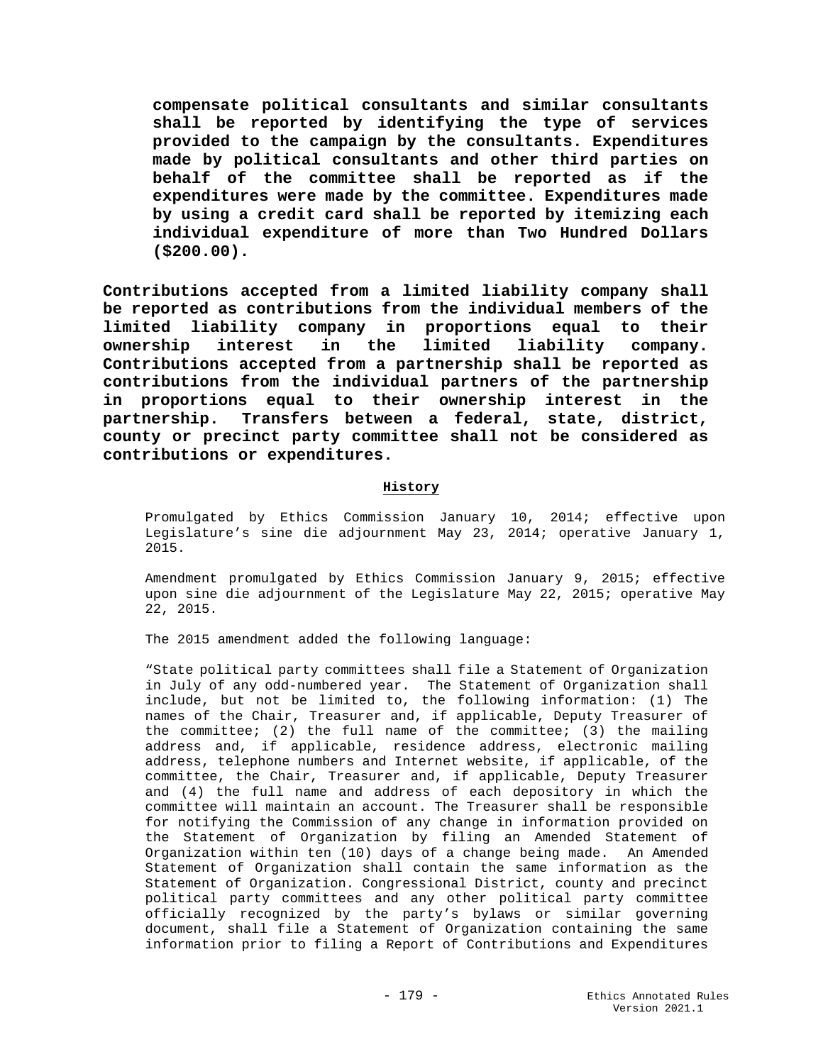**compensate political consultants and similar consultants shall be reported by identifying the type of services provided to the campaign by the consultants. Expenditures made by political consultants and other third parties on behalf of the committee shall be reported as if the expenditures were made by the committee. Expenditures made by using a credit card shall be reported by itemizing each individual expenditure of more than Two Hundred Dollars ($200.00).**

**Contributions accepted from a limited liability company shall be reported as contributions from the individual members of the limited liability company in proportions equal to their ownership interest in the limited liability company. Contributions accepted from a partnership shall be reported as contributions from the individual partners of the partnership in proportions equal to their ownership interest in the partnership. Transfers between a federal, state, district, county or precinct party committee shall not be considered as contributions or expenditures.**

**History**

Promulgated by Ethics Commission January 10, 2014; effective upon Legislature's sine die adjournment May 23, 2014; operative January 1, 2015.

Amendment promulgated by Ethics Commission January 9, 2015; effective upon sine die adjournment of the Legislature May 22, 2015; operative May 22, 2015.

The 2015 amendment added the following language:

"State political party committees shall file a Statement of Organization in July of any odd-numbered year. The Statement of Organization shall include, but not be limited to, the following information: (1) The names of the Chair, Treasurer and, if applicable, Deputy Treasurer of the committee; (2) the full name of the committee; (3) the mailing address and, if applicable, residence address, electronic mailing address, telephone numbers and Internet website, if applicable, of the committee, the Chair, Treasurer and, if applicable, Deputy Treasurer and (4) the full name and address of each depository in which the committee will maintain an account. The Treasurer shall be responsible for notifying the Commission of any change in information provided on the Statement of Organization by filing an Amended Statement of Organization within ten (10) days of a change being made. An Amended Statement of Organization shall contain the same information as the Statement of Organization. Congressional District, county and precinct political party committees and any other political party committee officially recognized by the party's bylaws or similar governing document, shall file a Statement of Organization containing the same information prior to filing a Report of Contributions and Expenditures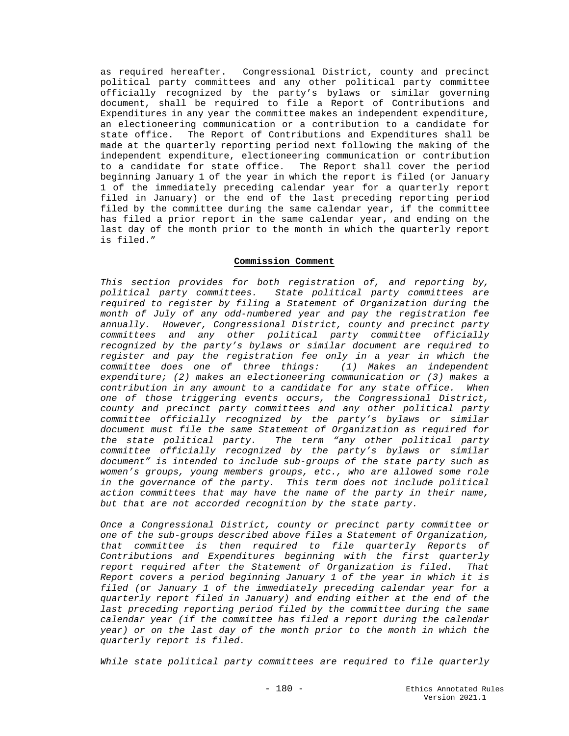as required hereafter. Congressional District, county and precinct political party committees and any other political party committee officially recognized by the party's bylaws or similar governing document, shall be required to file a Report of Contributions and Expenditures in any year the committee makes an independent expenditure, an electioneering communication or a contribution to a candidate for state office. The Report of Contributions and Expenditures shall be made at the quarterly reporting period next following the making of the independent expenditure, electioneering communication or contribution to a candidate for state office. The Report shall cover the period beginning January 1 of the year in which the report is filed (or January 1 of the immediately preceding calendar year for a quarterly report filed in January) or the end of the last preceding reporting period filed by the committee during the same calendar year, if the committee has filed a prior report in the same calendar year, and ending on the last day of the month prior to the month in which the quarterly report is filed."

**Commission Comment**

*This section provides for both registration of, and reporting by, political party committees. State political party committees are required to register by filing a Statement of Organization during the month of July of any odd-numbered year and pay the registration fee annually. However, Congressional District, county and precinct party committees and any other political party committee officially recognized by the party's bylaws or similar document are required to register and pay the registration fee only in a year in which the committee does one of three things: (1) Makes an independent expenditure; (2) makes an electioneering communication or (3) makes a contribution in any amount to a candidate for any state office. When one of those triggering events occurs, the Congressional District, county and precinct party committees and any other political party committee officially recognized by the party's bylaws or similar document must file the same Statement of Organization as required for the state political party. The term "any other political party committee officially recognized by the party's bylaws or similar document" is intended to include sub-groups of the state party such as women's groups, young members groups, etc., who are allowed some role in the governance of the party. This term does not include political action committees that may have the name of the party in their name, but that are not accorded recognition by the state party.*

*Once a Congressional District, county or precinct party committee or one of the sub-groups described above files a Statement of Organization, that committee is then required to file quarterly Reports of Contributions and Expenditures beginning with the first quarterly report required after the Statement of Organization is filed. That Report covers a period beginning January 1 of the year in which it is filed (or January 1 of the immediately preceding calendar year for a quarterly report filed in January) and ending either at the end of the last preceding reporting period filed by the committee during the same calendar year (if the committee has filed a report during the calendar year) or on the last day of the month prior to the month in which the quarterly report is filed.*

*While state political party committees are required to file quarterly*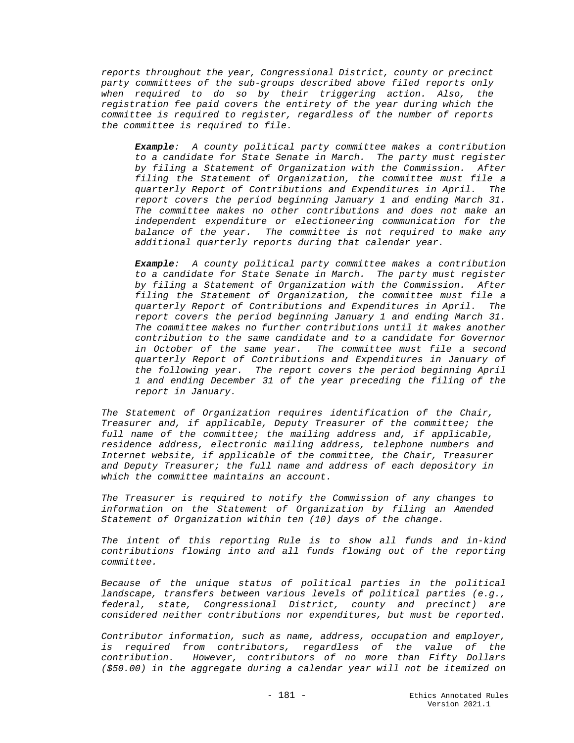*reports throughout the year, Congressional District, county or precinct party committees of the sub-groups described above filed reports only when required to do so by their triggering action. Also, the registration fee paid covers the entirety of the year during which the committee is required to register, regardless of the number of reports the committee is required to file.*

> ***Example**: A county political party committee makes a contribution to a candidate for State Senate in March. The party must register by filing a Statement of Organization with the Commission. After filing the Statement of Organization, the committee must file a quarterly Report of Contributions and Expenditures in April. The report covers the period beginning January 1 and ending March 31. The committee makes no other contributions and does not make an independent expenditure or electioneering communication for the balance of the year. The committee is not required to make any additional quarterly reports during that calendar year.*

> ***Example**: A county political party committee makes a contribution to a candidate for State Senate in March. The party must register by filing a Statement of Organization with the Commission. After filing the Statement of Organization, the committee must file a quarterly Report of Contributions and Expenditures in April. The report covers the period beginning January 1 and ending March 31. The committee makes no further contributions until it makes another contribution to the same candidate and to a candidate for Governor in October of the same year. The committee must file a second quarterly Report of Contributions and Expenditures in January of the following year. The report covers the period beginning April 1 and ending December 31 of the year preceding the filing of the report in January.*

*The Statement of Organization requires identification of the Chair, Treasurer and, if applicable, Deputy Treasurer of the committee; the full name of the committee; the mailing address and, if applicable, residence address, electronic mailing address, telephone numbers and Internet website, if applicable of the committee, the Chair, Treasurer and Deputy Treasurer; the full name and address of each depository in which the committee maintains an account.*

*The Treasurer is required to notify the Commission of any changes to information on the Statement of Organization by filing an Amended Statement of Organization within ten (10) days of the change.*

*The intent of this reporting Rule is to show all funds and in-kind contributions flowing into and all funds flowing out of the reporting committee.*

*Because of the unique status of political parties in the political landscape, transfers between various levels of political parties (e.g., federal, state, Congressional District, county and precinct) are considered neither contributions nor expenditures, but must be reported.*

*Contributor information, such as name, address, occupation and employer, is required from contributors, regardless of the value of the contribution. However, contributors of no more than Fifty Dollars ($50.00) in the aggregate during a calendar year will not be itemized on*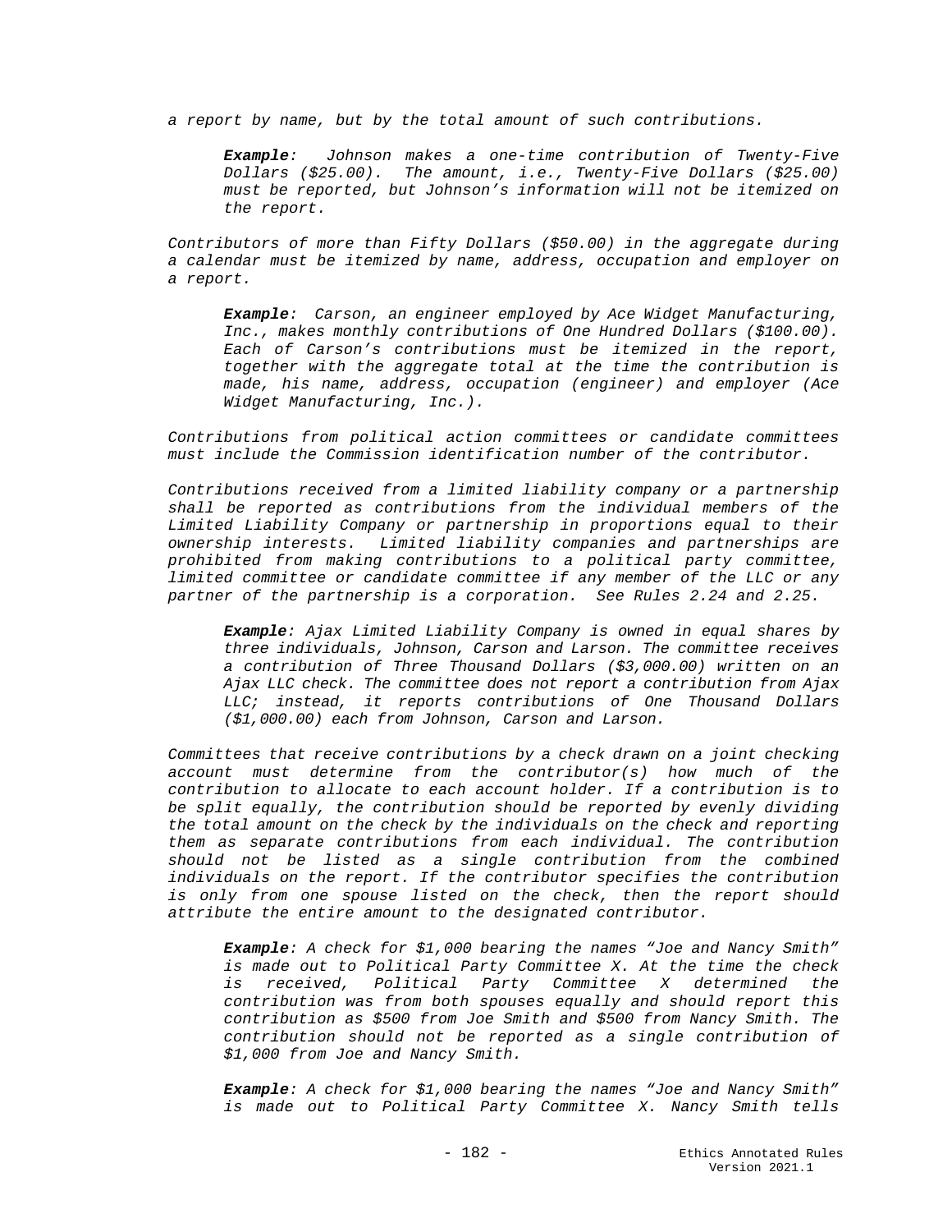*a report by name, but by the total amount of such contributions.*

> ***Example**: Johnson makes a one-time contribution of Twenty-Five Dollars ($25.00). The amount, i.e., Twenty-Five Dollars ($25.00) must be reported, but Johnson's information will not be itemized on the report.*

*Contributors of more than Fifty Dollars ($50.00) in the aggregate during a calendar must be itemized by name, address, occupation and employer on a report.*

> ***Example**: Carson, an engineer employed by Ace Widget Manufacturing, Inc., makes monthly contributions of One Hundred Dollars ($100.00). Each of Carson's contributions must be itemized in the report, together with the aggregate total at the time the contribution is made, his name, address, occupation (engineer) and employer (Ace Widget Manufacturing, Inc.).*

*Contributions from political action committees or candidate committees must include the Commission identification number of the contributor.*

*Contributions received from a limited liability company or a partnership shall be reported as contributions from the individual members of the Limited Liability Company or partnership in proportions equal to their ownership interests. Limited liability companies and partnerships are prohibited from making contributions to a political party committee, limited committee or candidate committee if any member of the LLC or any partner of the partnership is a corporation. See Rules 2.24 and 2.25.*

> ***Example**: Ajax Limited Liability Company is owned in equal shares by three individuals, Johnson, Carson and Larson. The committee receives a contribution of Three Thousand Dollars ($3,000.00) written on an Ajax LLC check. The committee does not report a contribution from Ajax LLC; instead, it reports contributions of One Thousand Dollars ($1,000.00) each from Johnson, Carson and Larson.*

*Committees that receive contributions by a check drawn on a joint checking account must determine from the contributor(s) how much of the contribution to allocate to each account holder. If a contribution is to be split equally, the contribution should be reported by evenly dividing the total amount on the check by the individuals on the check and reporting them as separate contributions from each individual. The contribution should not be listed as a single contribution from the combined individuals on the report. If the contributor specifies the contribution is only from one spouse listed on the check, then the report should attribute the entire amount to the designated contributor.*

> ***Example**: A check for $1,000 bearing the names "Joe and Nancy Smith" is made out to Political Party Committee X. At the time the check is received, Political Party Committee X determined the contribution was from both spouses equally and should report this contribution as $500 from Joe Smith and $500 from Nancy Smith. The contribution should not be reported as a single contribution of $1,000 from Joe and Nancy Smith.*

> ***Example**: A check for $1,000 bearing the names "Joe and Nancy Smith" is made out to Political Party Committee X. Nancy Smith tells*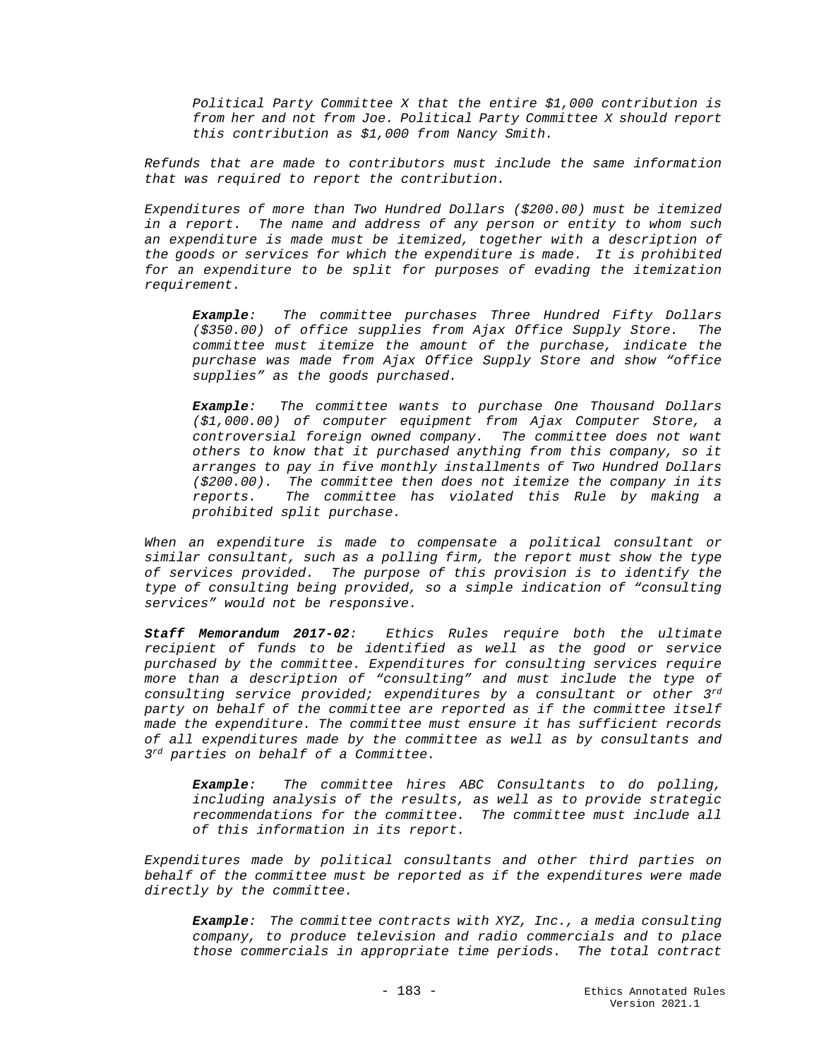*Political Party Committee X that the entire $1,000 contribution is from her and not from Joe. Political Party Committee X should report this contribution as $1,000 from Nancy Smith.*

*Refunds that are made to contributors must include the same information that was required to report the contribution.*

*Expenditures of more than Two Hundred Dollars ($200.00) must be itemized in a report. The name and address of any person or entity to whom such an expenditure is made must be itemized, together with a description of the goods or services for which the expenditure is made. It is prohibited for an expenditure to be split for purposes of evading the itemization requirement.*

> ***Example**: The committee purchases Three Hundred Fifty Dollars ($350.00) of office supplies from Ajax Office Supply Store. The committee must itemize the amount of the purchase, indicate the purchase was made from Ajax Office Supply Store and show "office supplies" as the goods purchased.*

> ***Example**: The committee wants to purchase One Thousand Dollars ($1,000.00) of computer equipment from Ajax Computer Store, a controversial foreign owned company. The committee does not want others to know that it purchased anything from this company, so it arranges to pay in five monthly installments of Two Hundred Dollars ($200.00). The committee then does not itemize the company in its reports. The committee has violated this Rule by making a prohibited split purchase.*

*When an expenditure is made to compensate a political consultant or similar consultant, such as a polling firm, the report must show the type of services provided. The purpose of this provision is to identify the type of consulting being provided, so a simple indication of "consulting services" would not be responsive.*

***Staff Memorandum 2017-02**: Ethics Rules require both the ultimate recipient of funds to be identified as well as the good or service purchased by the committee. Expenditures for consulting services require more than a description of "consulting" and must include the type of consulting service provided; expenditures by a consultant or other 3rd party on behalf of the committee are reported as if the committee itself made the expenditure. The committee must ensure it has sufficient records of all expenditures made by the committee as well as by consultants and 3rd parties on behalf of a Committee.*

> ***Example**: The committee hires ABC Consultants to do polling, including analysis of the results, as well as to provide strategic recommendations for the committee. The committee must include all of this information in its report.*

*Expenditures made by political consultants and other third parties on behalf of the committee must be reported as if the expenditures were made directly by the committee.*

> ***Example**: The committee contracts with XYZ, Inc., a media consulting company, to produce television and radio commercials and to place those commercials in appropriate time periods. The total contract*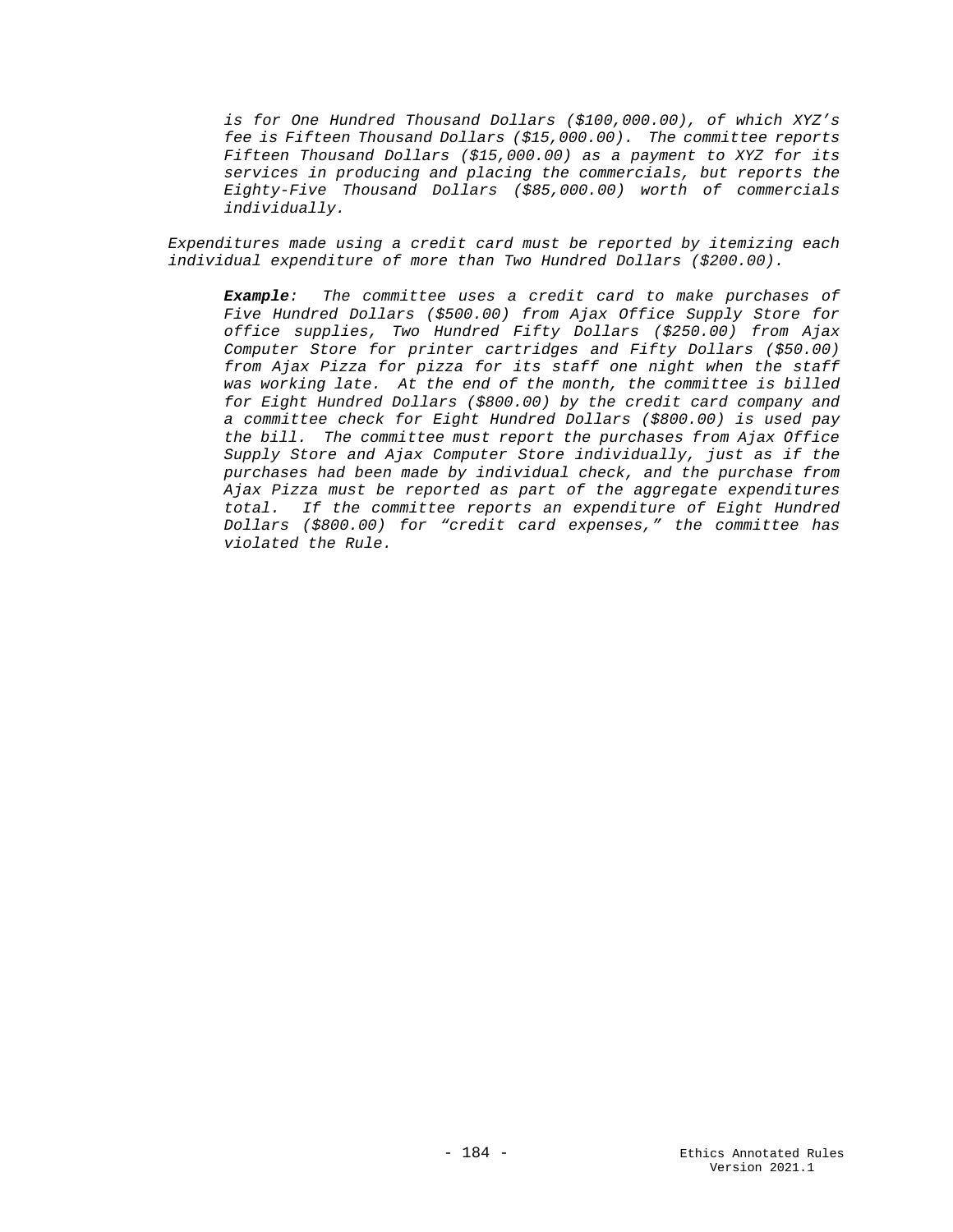*is for One Hundred Thousand Dollars ($100,000.00), of which XYZ's fee is Fifteen Thousand Dollars ($15,000.00). The committee reports Fifteen Thousand Dollars ($15,000.00) as a payment to XYZ for its services in producing and placing the commercials, but reports the Eighty-Five Thousand Dollars ($85,000.00) worth of commercials individually.*

*Expenditures made using a credit card must be reported by itemizing each individual expenditure of more than Two Hundred Dollars ($200.00).*

> ***Example**: The committee uses a credit card to make purchases of Five Hundred Dollars ($500.00) from Ajax Office Supply Store for office supplies, Two Hundred Fifty Dollars ($250.00) from Ajax Computer Store for printer cartridges and Fifty Dollars ($50.00) from Ajax Pizza for pizza for its staff one night when the staff was working late. At the end of the month, the committee is billed for Eight Hundred Dollars ($800.00) by the credit card company and a committee check for Eight Hundred Dollars ($800.00) is used pay the bill. The committee must report the purchases from Ajax Office Supply Store and Ajax Computer Store individually, just as if the purchases had been made by individual check, and the purchase from Ajax Pizza must be reported as part of the aggregate expenditures total. If the committee reports an expenditure of Eight Hundred Dollars ($800.00) for "credit card expenses," the committee has violated the Rule.*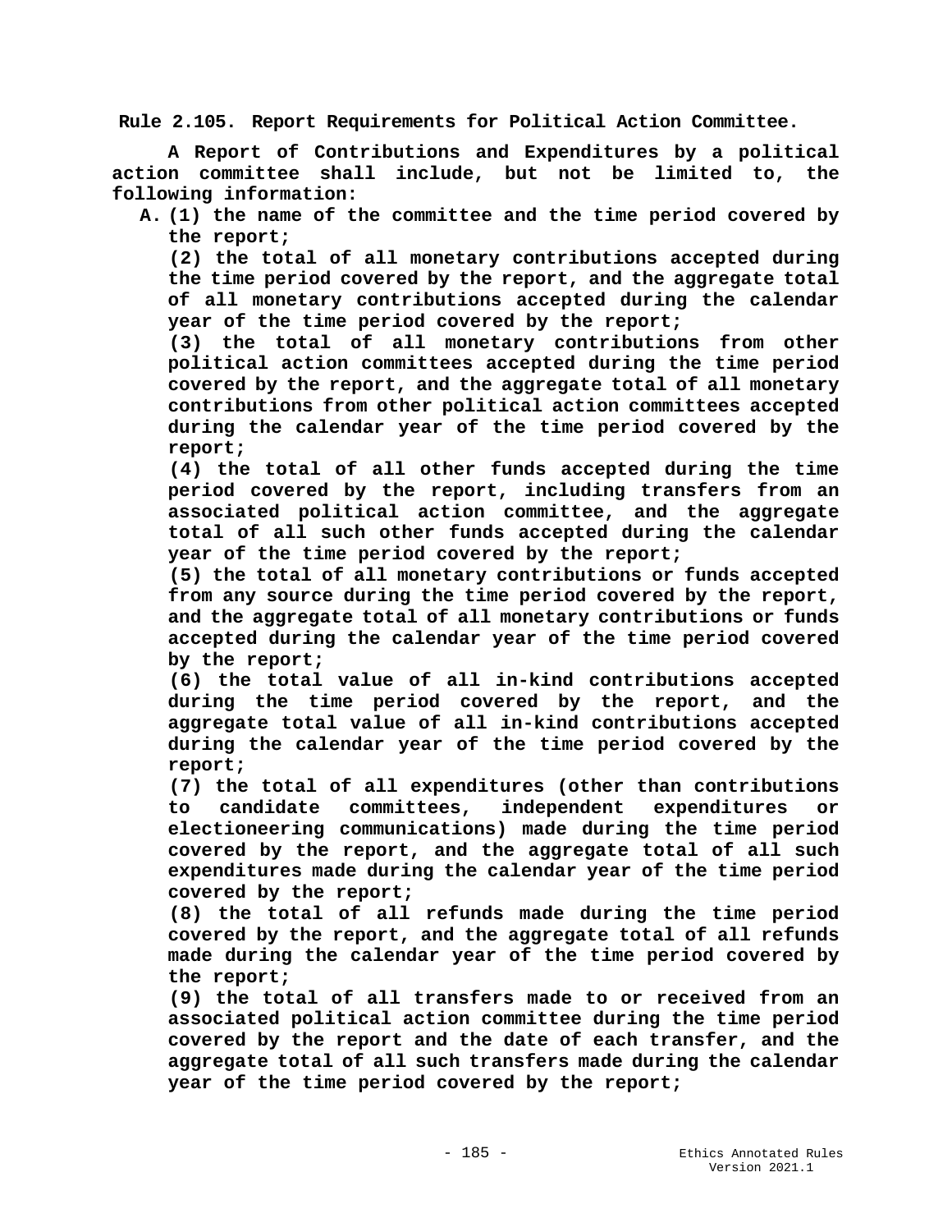**Rule 2.105. Report Requirements for Political Action Committee.**

**A Report of Contributions and Expenditures by a political action committee shall include, but not be limited to, the following information:**

**A. (1) the name of the committee and the time period covered by the report;**

**(2) the total of all monetary contributions accepted during the time period covered by the report, and the aggregate total of all monetary contributions accepted during the calendar year of the time period covered by the report;**

**(3) the total of all monetary contributions from other political action committees accepted during the time period covered by the report, and the aggregate total of all monetary contributions from other political action committees accepted during the calendar year of the time period covered by the report;**

**(4) the total of all other funds accepted during the time period covered by the report, including transfers from an associated political action committee, and the aggregate total of all such other funds accepted during the calendar year of the time period covered by the report;**

**(5) the total of all monetary contributions or funds accepted from any source during the time period covered by the report, and the aggregate total of all monetary contributions or funds accepted during the calendar year of the time period covered by the report;**

**(6) the total value of all in-kind contributions accepted during the time period covered by the report, and the aggregate total value of all in-kind contributions accepted during the calendar year of the time period covered by the report;**

**(7) the total of all expenditures (other than contributions to candidate committees, independent expenditures or electioneering communications) made during the time period covered by the report, and the aggregate total of all such expenditures made during the calendar year of the time period covered by the report;**

**(8) the total of all refunds made during the time period covered by the report, and the aggregate total of all refunds made during the calendar year of the time period covered by the report;**

**(9) the total of all transfers made to or received from an associated political action committee during the time period covered by the report and the date of each transfer, and the aggregate total of all such transfers made during the calendar year of the time period covered by the report;**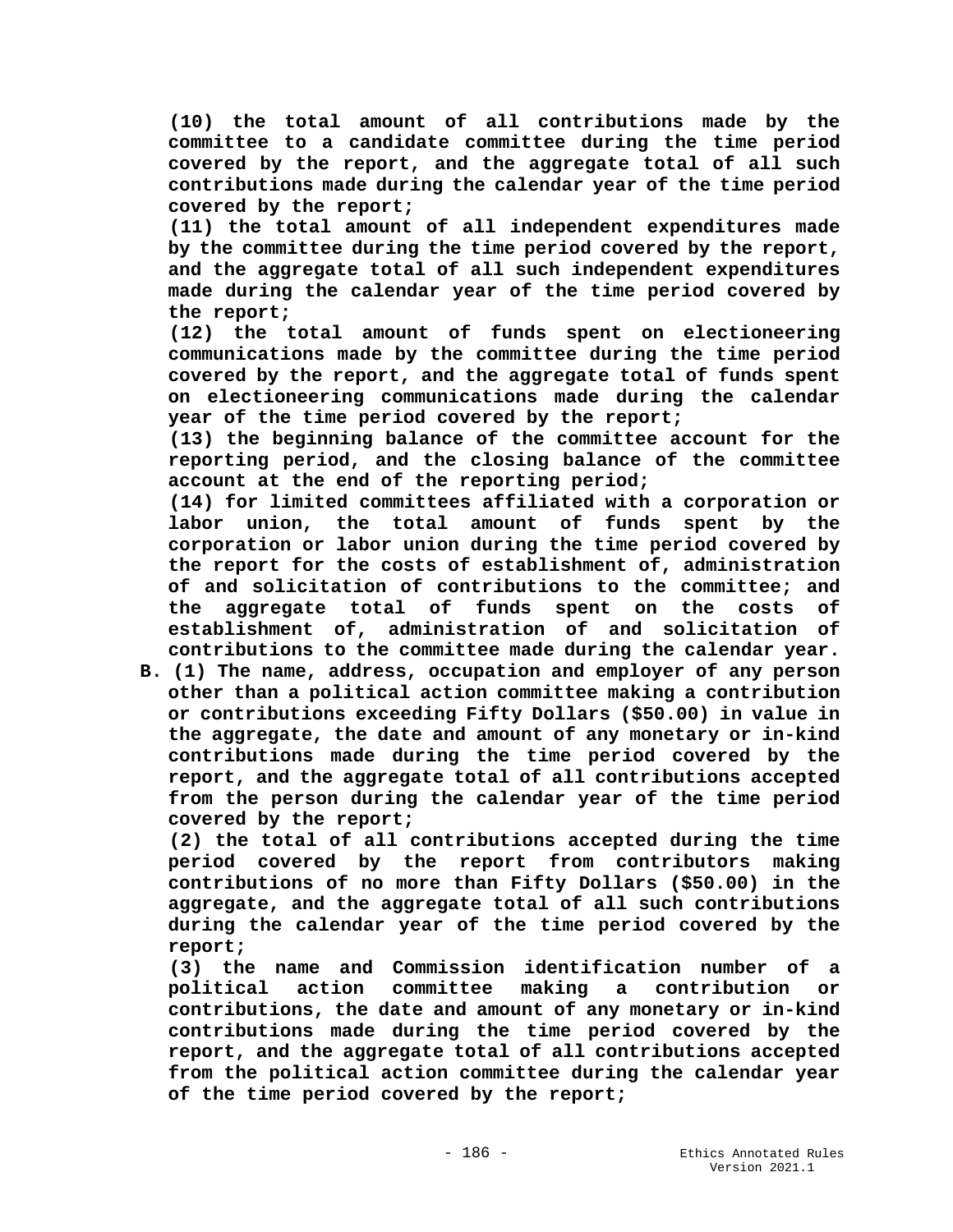**(10) the total amount of all contributions made by the committee to a candidate committee during the time period covered by the report, and the aggregate total of all such contributions made during the calendar year of the time period covered by the report;**

**(11) the total amount of all independent expenditures made by the committee during the time period covered by the report, and the aggregate total of all such independent expenditures made during the calendar year of the time period covered by the report;**

**(12) the total amount of funds spent on electioneering communications made by the committee during the time period covered by the report, and the aggregate total of funds spent on electioneering communications made during the calendar year of the time period covered by the report;**

**(13) the beginning balance of the committee account for the reporting period, and the closing balance of the committee account at the end of the reporting period;**

**(14) for limited committees affiliated with a corporation or labor union, the total amount of funds spent by the corporation or labor union during the time period covered by the report for the costs of establishment of, administration of and solicitation of contributions to the committee; and the aggregate total of funds spent on the costs of establishment of, administration of and solicitation of contributions to the committee made during the calendar year.**

**B. (1) The name, address, occupation and employer of any person other than a political action committee making a contribution or contributions exceeding Fifty Dollars ($50.00) in value in the aggregate, the date and amount of any monetary or in-kind contributions made during the time period covered by the report, and the aggregate total of all contributions accepted from the person during the calendar year of the time period covered by the report;**

**(2) the total of all contributions accepted during the time period covered by the report from contributors making contributions of no more than Fifty Dollars ($50.00) in the aggregate, and the aggregate total of all such contributions during the calendar year of the time period covered by the report;**

**(3) the name and Commission identification number of a political action committee making a contribution or contributions, the date and amount of any monetary or in-kind contributions made during the time period covered by the report, and the aggregate total of all contributions accepted from the political action committee during the calendar year of the time period covered by the report;**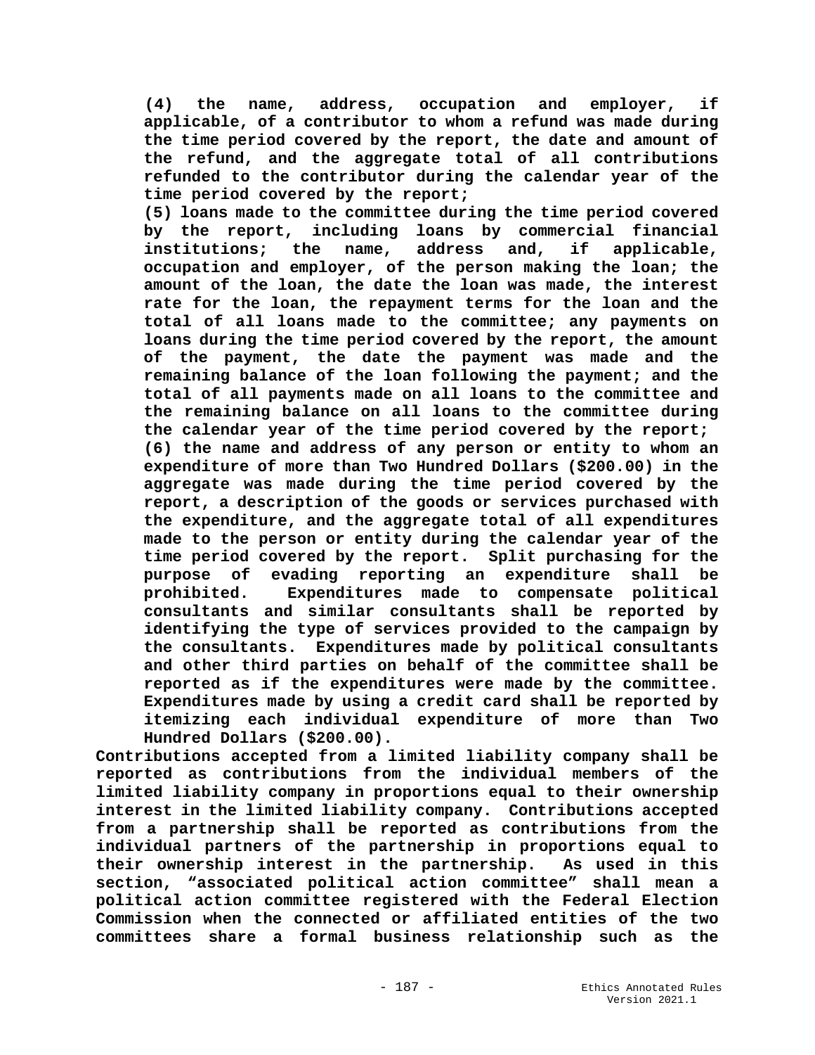**(4) the name, address, occupation and employer, if applicable, of a contributor to whom a refund was made during the time period covered by the report, the date and amount of the refund, and the aggregate total of all contributions refunded to the contributor during the calendar year of the time period covered by the report;**

**(5) loans made to the committee during the time period covered by the report, including loans by commercial financial institutions; the name, address and, if applicable, occupation and employer, of the person making the loan; the amount of the loan, the date the loan was made, the interest rate for the loan, the repayment terms for the loan and the total of all loans made to the committee; any payments on loans during the time period covered by the report, the amount of the payment, the date the payment was made and the remaining balance of the loan following the payment; and the total of all payments made on all loans to the committee and the remaining balance on all loans to the committee during the calendar year of the time period covered by the report;**

**(6) the name and address of any person or entity to whom an expenditure of more than Two Hundred Dollars ($200.00) in the aggregate was made during the time period covered by the report, a description of the goods or services purchased with the expenditure, and the aggregate total of all expenditures made to the person or entity during the calendar year of the time period covered by the report. Split purchasing for the purpose of evading reporting an expenditure shall be prohibited. Expenditures made to compensate political consultants and similar consultants shall be reported by identifying the type of services provided to the campaign by the consultants. Expenditures made by political consultants and other third parties on behalf of the committee shall be reported as if the expenditures were made by the committee. Expenditures made by using a credit card shall be reported by itemizing each individual expenditure of more than Two Hundred Dollars ($200.00).**

**Contributions accepted from a limited liability company shall be reported as contributions from the individual members of the limited liability company in proportions equal to their ownership interest in the limited liability company. Contributions accepted from a partnership shall be reported as contributions from the individual partners of the partnership in proportions equal to their ownership interest in the partnership. As used in this section, "associated political action committee" shall mean a political action committee registered with the Federal Election Commission when the connected or affiliated entities of the two committees share a formal business relationship such as the**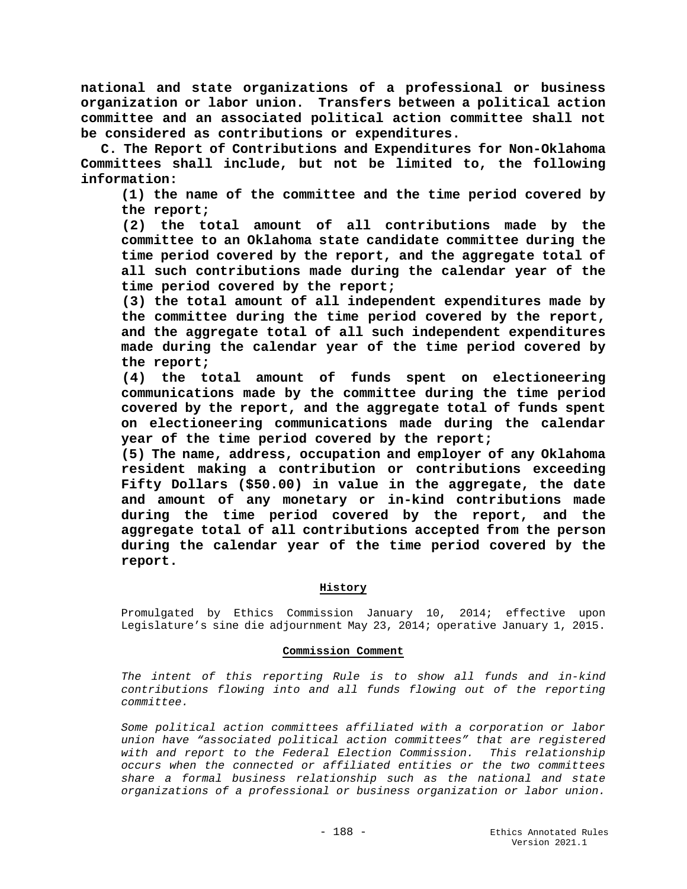**national and state organizations of a professional or business organization or labor union. Transfers between a political action committee and an associated political action committee shall not be considered as contributions or expenditures.**

**C. The Report of Contributions and Expenditures for Non-Oklahoma Committees shall include, but not be limited to, the following information:**

**(1) the name of the committee and the time period covered by the report;**

**(2) the total amount of all contributions made by the committee to an Oklahoma state candidate committee during the time period covered by the report, and the aggregate total of all such contributions made during the calendar year of the time period covered by the report;**

**(3) the total amount of all independent expenditures made by the committee during the time period covered by the report, and the aggregate total of all such independent expenditures made during the calendar year of the time period covered by the report;**

**(4) the total amount of funds spent on electioneering communications made by the committee during the time period covered by the report, and the aggregate total of funds spent on electioneering communications made during the calendar year of the time period covered by the report;**

**(5) The name, address, occupation and employer of any Oklahoma resident making a contribution or contributions exceeding Fifty Dollars ($50.00) in value in the aggregate, the date and amount of any monetary or in-kind contributions made during the time period covered by the report, and the aggregate total of all contributions accepted from the person during the calendar year of the time period covered by the report.**

**History**

Promulgated by Ethics Commission January 10, 2014; effective upon Legislature's sine die adjournment May 23, 2014; operative January 1, 2015.

**Commission Comment**

*The intent of this reporting Rule is to show all funds and in-kind contributions flowing into and all funds flowing out of the reporting committee.*

*Some political action committees affiliated with a corporation or labor union have "associated political action committees" that are registered with and report to the Federal Election Commission. This relationship occurs when the connected or affiliated entities or the two committees share a formal business relationship such as the national and state organizations of a professional or business organization or labor union.*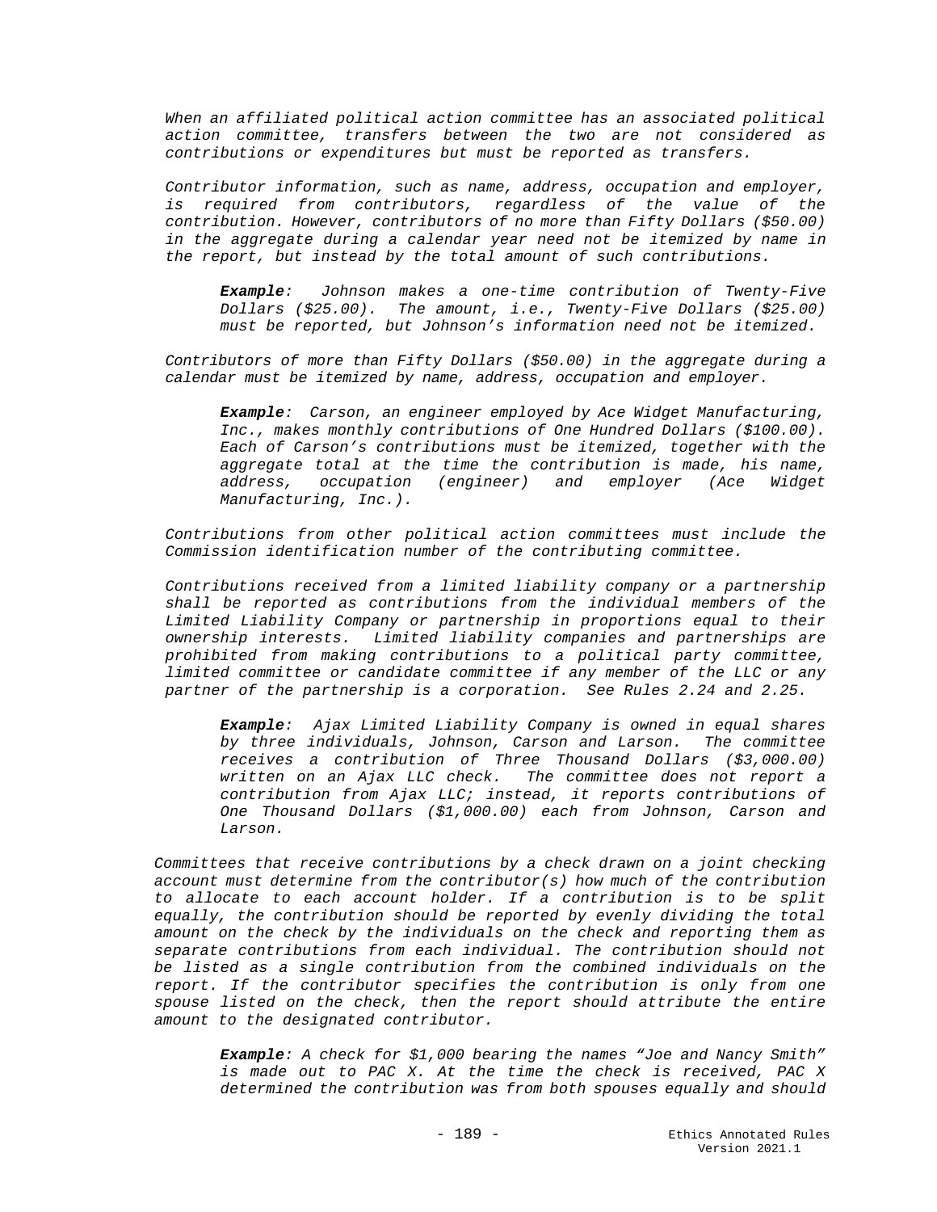*When an affiliated political action committee has an associated political action committee, transfers between the two are not considered as contributions or expenditures but must be reported as transfers.*

*Contributor information, such as name, address, occupation and employer, is required from contributors, regardless of the value of the contribution. However, contributors of no more than Fifty Dollars ($50.00) in the aggregate during a calendar year need not be itemized by name in the report, but instead by the total amount of such contributions.*

> ***Example**: Johnson makes a one-time contribution of Twenty-Five Dollars ($25.00). The amount, i.e., Twenty-Five Dollars ($25.00) must be reported, but Johnson's information need not be itemized.*

*Contributors of more than Fifty Dollars ($50.00) in the aggregate during a calendar must be itemized by name, address, occupation and employer.*

> ***Example**: Carson, an engineer employed by Ace Widget Manufacturing, Inc., makes monthly contributions of One Hundred Dollars ($100.00). Each of Carson's contributions must be itemized, together with the aggregate total at the time the contribution is made, his name, address, occupation (engineer) and employer (Ace Widget Manufacturing, Inc.).*

*Contributions from other political action committees must include the Commission identification number of the contributing committee.*

*Contributions received from a limited liability company or a partnership shall be reported as contributions from the individual members of the Limited Liability Company or partnership in proportions equal to their ownership interests. Limited liability companies and partnerships are prohibited from making contributions to a political party committee, limited committee or candidate committee if any member of the LLC or any partner of the partnership is a corporation. See Rules 2.24 and 2.25.*

> ***Example**: Ajax Limited Liability Company is owned in equal shares by three individuals, Johnson, Carson and Larson. The committee receives a contribution of Three Thousand Dollars ($3,000.00) written on an Ajax LLC check. The committee does not report a contribution from Ajax LLC; instead, it reports contributions of One Thousand Dollars ($1,000.00) each from Johnson, Carson and Larson.*

*Committees that receive contributions by a check drawn on a joint checking account must determine from the contributor(s) how much of the contribution to allocate to each account holder. If a contribution is to be split equally, the contribution should be reported by evenly dividing the total amount on the check by the individuals on the check and reporting them as separate contributions from each individual. The contribution should not be listed as a single contribution from the combined individuals on the report. If the contributor specifies the contribution is only from one spouse listed on the check, then the report should attribute the entire amount to the designated contributor.*

> ***Example**: A check for $1,000 bearing the names "Joe and Nancy Smith" is made out to PAC X. At the time the check is received, PAC X determined the contribution was from both spouses equally and should*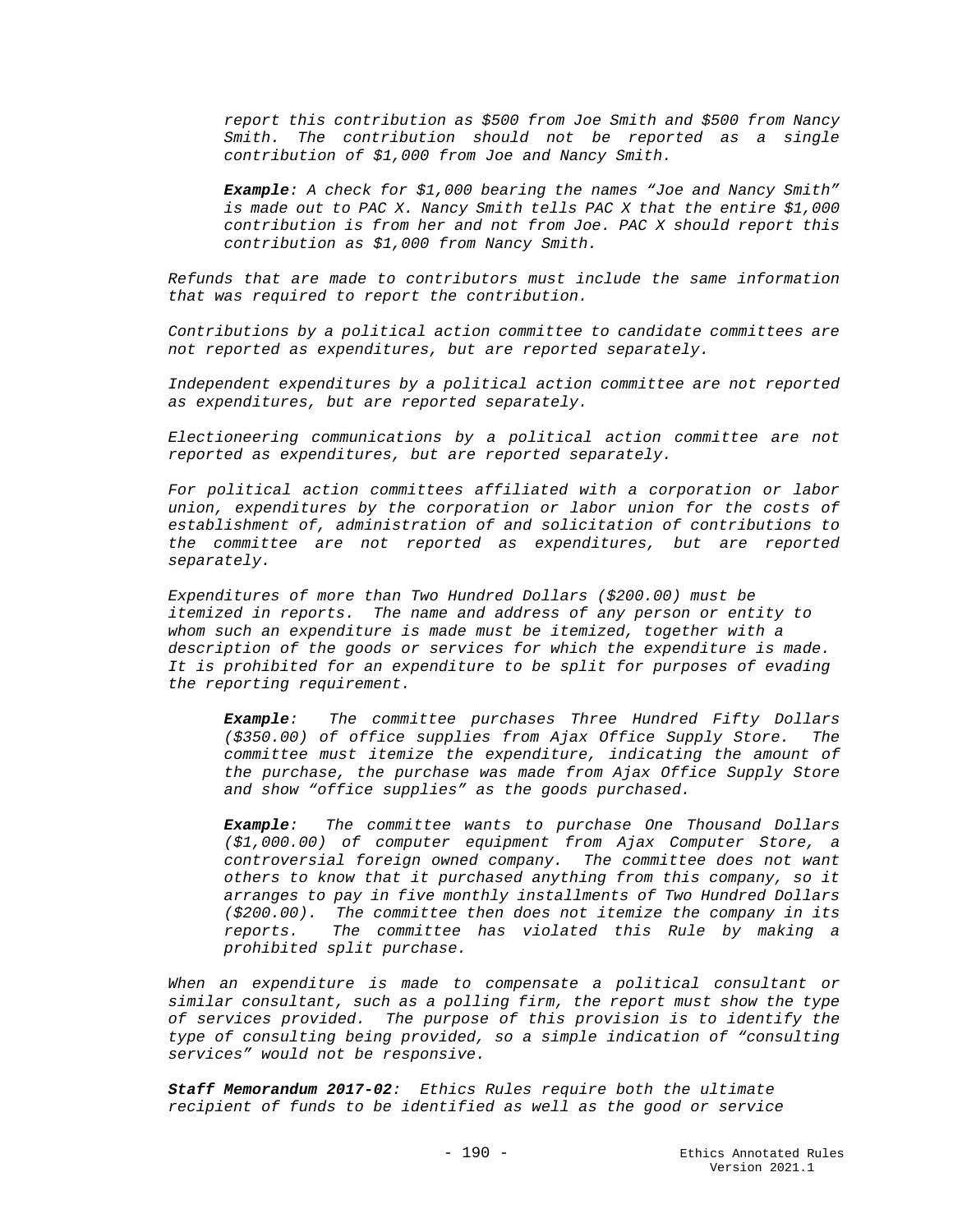*report this contribution as $500 from Joe Smith and $500 from Nancy Smith. The contribution should not be reported as a single contribution of $1,000 from Joe and Nancy Smith.*

> ***Example**: A check for $1,000 bearing the names "Joe and Nancy Smith" is made out to PAC X. Nancy Smith tells PAC X that the entire $1,000 contribution is from her and not from Joe. PAC X should report this contribution as $1,000 from Nancy Smith.*

*Refunds that are made to contributors must include the same information that was required to report the contribution.*

*Contributions by a political action committee to candidate committees are not reported as expenditures, but are reported separately.*

*Independent expenditures by a political action committee are not reported as expenditures, but are reported separately.*

*Electioneering communications by a political action committee are not reported as expenditures, but are reported separately.*

*For political action committees affiliated with a corporation or labor union, expenditures by the corporation or labor union for the costs of establishment of, administration of and solicitation of contributions to the committee are not reported as expenditures, but are reported separately.*

*Expenditures of more than Two Hundred Dollars ($200.00) must be itemized in reports. The name and address of any person or entity to whom such an expenditure is made must be itemized, together with a description of the goods or services for which the expenditure is made. It is prohibited for an expenditure to be split for purposes of evading the reporting requirement.*

> ***Example**: The committee purchases Three Hundred Fifty Dollars ($350.00) of office supplies from Ajax Office Supply Store. The committee must itemize the expenditure, indicating the amount of the purchase, the purchase was made from Ajax Office Supply Store and show "office supplies" as the goods purchased.*

> ***Example**: The committee wants to purchase One Thousand Dollars ($1,000.00) of computer equipment from Ajax Computer Store, a controversial foreign owned company. The committee does not want others to know that it purchased anything from this company, so it arranges to pay in five monthly installments of Two Hundred Dollars ($200.00). The committee then does not itemize the company in its reports. The committee has violated this Rule by making a prohibited split purchase.*

*When an expenditure is made to compensate a political consultant or similar consultant, such as a polling firm, the report must show the type of services provided. The purpose of this provision is to identify the type of consulting being provided, so a simple indication of "consulting services" would not be responsive.*

***Staff Memorandum 2017-02**: Ethics Rules require both the ultimate recipient of funds to be identified as well as the good or service*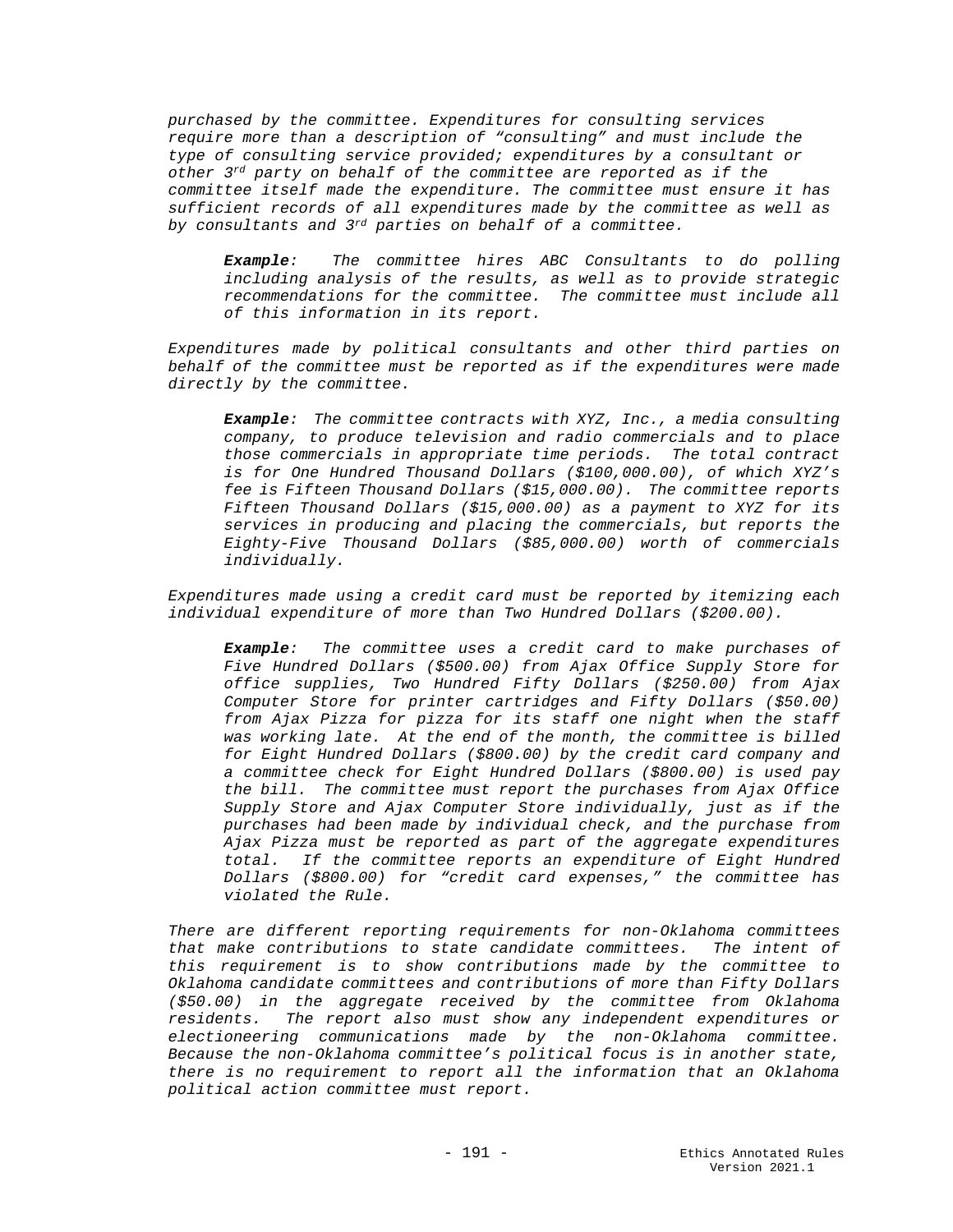*purchased by the committee. Expenditures for consulting services require more than a description of "consulting" and must include the type of consulting service provided; expenditures by a consultant or other 3rd party on behalf of the committee are reported as if the committee itself made the expenditure. The committee must ensure it has sufficient records of all expenditures made by the committee as well as by consultants and 3rd parties on behalf of a committee.*

> ***Example**: The committee hires ABC Consultants to do polling including analysis of the results, as well as to provide strategic recommendations for the committee. The committee must include all of this information in its report.*

*Expenditures made by political consultants and other third parties on behalf of the committee must be reported as if the expenditures were made directly by the committee.*

> ***Example**: The committee contracts with XYZ, Inc., a media consulting company, to produce television and radio commercials and to place those commercials in appropriate time periods. The total contract is for One Hundred Thousand Dollars ($100,000.00), of which XYZ's fee is Fifteen Thousand Dollars ($15,000.00). The committee reports Fifteen Thousand Dollars ($15,000.00) as a payment to XYZ for its services in producing and placing the commercials, but reports the Eighty-Five Thousand Dollars ($85,000.00) worth of commercials individually.*

*Expenditures made using a credit card must be reported by itemizing each individual expenditure of more than Two Hundred Dollars ($200.00).*

> ***Example**: The committee uses a credit card to make purchases of Five Hundred Dollars ($500.00) from Ajax Office Supply Store for office supplies, Two Hundred Fifty Dollars ($250.00) from Ajax Computer Store for printer cartridges and Fifty Dollars ($50.00) from Ajax Pizza for pizza for its staff one night when the staff was working late. At the end of the month, the committee is billed for Eight Hundred Dollars ($800.00) by the credit card company and a committee check for Eight Hundred Dollars ($800.00) is used pay the bill. The committee must report the purchases from Ajax Office Supply Store and Ajax Computer Store individually, just as if the purchases had been made by individual check, and the purchase from Ajax Pizza must be reported as part of the aggregate expenditures total. If the committee reports an expenditure of Eight Hundred Dollars ($800.00) for "credit card expenses," the committee has violated the Rule.*

*There are different reporting requirements for non-Oklahoma committees that make contributions to state candidate committees. The intent of this requirement is to show contributions made by the committee to Oklahoma candidate committees and contributions of more than Fifty Dollars ($50.00) in the aggregate received by the committee from Oklahoma residents. The report also must show any independent expenditures or electioneering communications made by the non-Oklahoma committee. Because the non-Oklahoma committee's political focus is in another state, there is no requirement to report all the information that an Oklahoma political action committee must report.*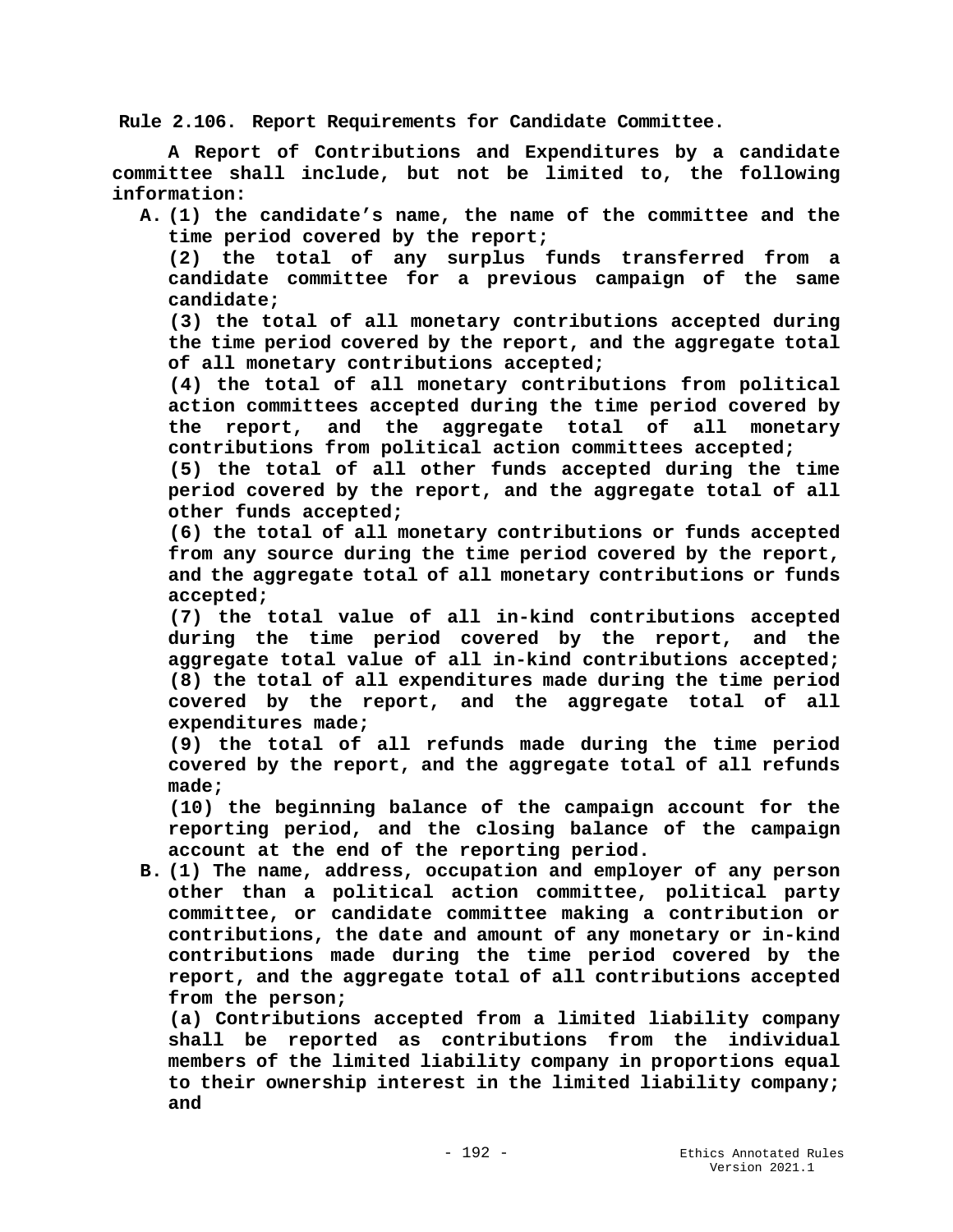**Rule 2.106. Report Requirements for Candidate Committee.**

**A Report of Contributions and Expenditures by a candidate committee shall include, but not be limited to, the following information:**

**A. (1) the candidate's name, the name of the committee and the time period covered by the report;**

**(2) the total of any surplus funds transferred from a candidate committee for a previous campaign of the same candidate;**

**(3) the total of all monetary contributions accepted during the time period covered by the report, and the aggregate total of all monetary contributions accepted;**

**(4) the total of all monetary contributions from political action committees accepted during the time period covered by the report, and the aggregate total of all monetary contributions from political action committees accepted;**

**(5) the total of all other funds accepted during the time period covered by the report, and the aggregate total of all other funds accepted;**

**(6) the total of all monetary contributions or funds accepted from any source during the time period covered by the report, and the aggregate total of all monetary contributions or funds accepted;**

**(7) the total value of all in-kind contributions accepted during the time period covered by the report, and the aggregate total value of all in-kind contributions accepted;**

**(8) the total of all expenditures made during the time period covered by the report, and the aggregate total of all expenditures made;**

**(9) the total of all refunds made during the time period covered by the report, and the aggregate total of all refunds made;**

**(10) the beginning balance of the campaign account for the reporting period, and the closing balance of the campaign account at the end of the reporting period.**

**B. (1) The name, address, occupation and employer of any person other than a political action committee, political party committee, or candidate committee making a contribution or contributions, the date and amount of any monetary or in-kind contributions made during the time period covered by the report, and the aggregate total of all contributions accepted from the person;**

**(a) Contributions accepted from a limited liability company shall be reported as contributions from the individual members of the limited liability company in proportions equal to their ownership interest in the limited liability company; and**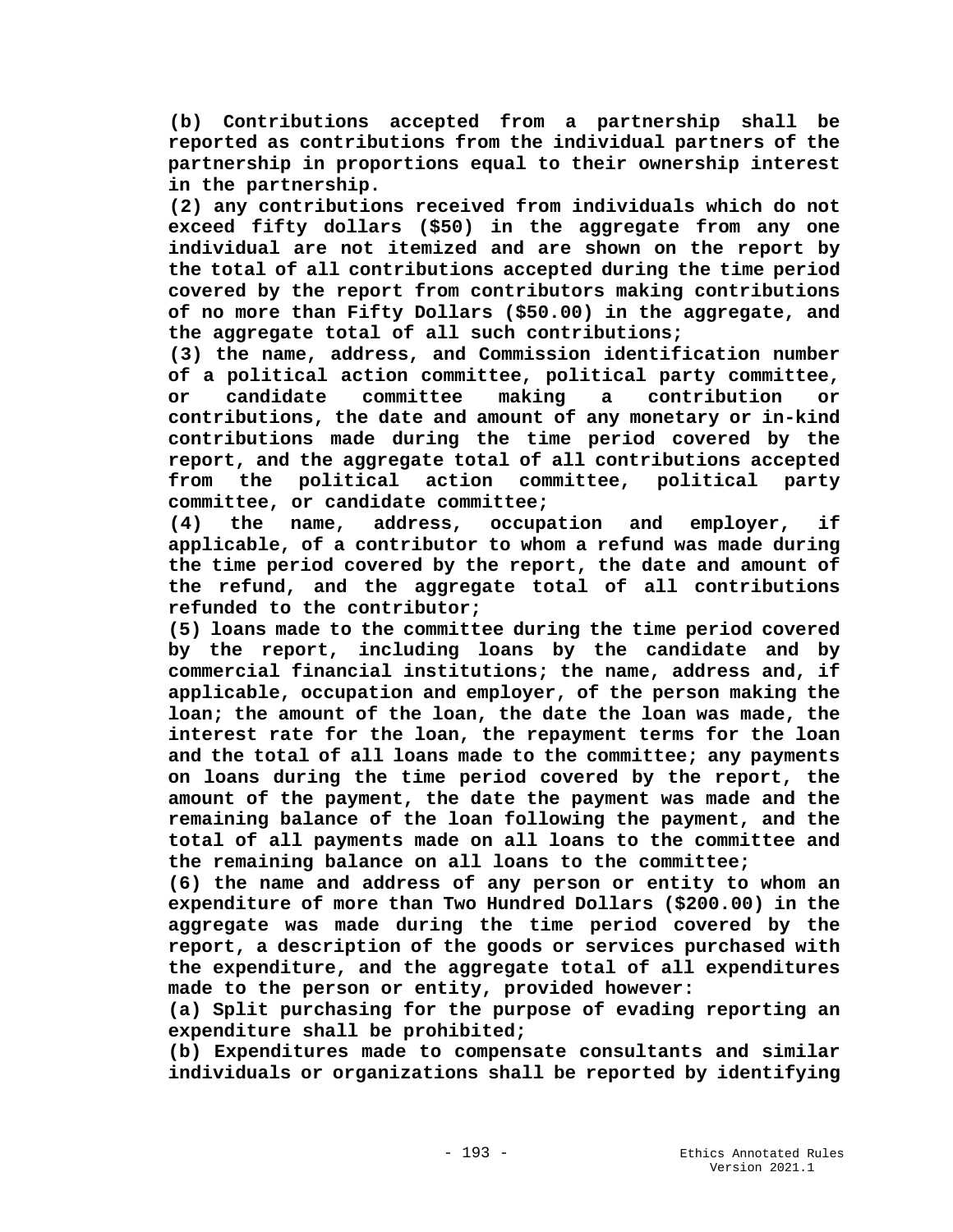**(b) Contributions accepted from a partnership shall be reported as contributions from the individual partners of the partnership in proportions equal to their ownership interest in the partnership.**

**(2) any contributions received from individuals which do not exceed fifty dollars ($50) in the aggregate from any one individual are not itemized and are shown on the report by the total of all contributions accepted during the time period covered by the report from contributors making contributions of no more than Fifty Dollars ($50.00) in the aggregate, and the aggregate total of all such contributions;**

**(3) the name, address, and Commission identification number of a political action committee, political party committee, or candidate committee making a contribution or contributions, the date and amount of any monetary or in-kind contributions made during the time period covered by the report, and the aggregate total of all contributions accepted from the political action committee, political party committee, or candidate committee;**

**(4) the name, address, occupation and employer, if applicable, of a contributor to whom a refund was made during the time period covered by the report, the date and amount of the refund, and the aggregate total of all contributions refunded to the contributor;**

**(5) loans made to the committee during the time period covered by the report, including loans by the candidate and by commercial financial institutions; the name, address and, if applicable, occupation and employer, of the person making the loan; the amount of the loan, the date the loan was made, the interest rate for the loan, the repayment terms for the loan and the total of all loans made to the committee; any payments on loans during the time period covered by the report, the amount of the payment, the date the payment was made and the remaining balance of the loan following the payment, and the total of all payments made on all loans to the committee and the remaining balance on all loans to the committee;**

**(6) the name and address of any person or entity to whom an expenditure of more than Two Hundred Dollars ($200.00) in the aggregate was made during the time period covered by the report, a description of the goods or services purchased with the expenditure, and the aggregate total of all expenditures made to the person or entity, provided however:**

**(a) Split purchasing for the purpose of evading reporting an expenditure shall be prohibited;**

**(b) Expenditures made to compensate consultants and similar individuals or organizations shall be reported by identifying**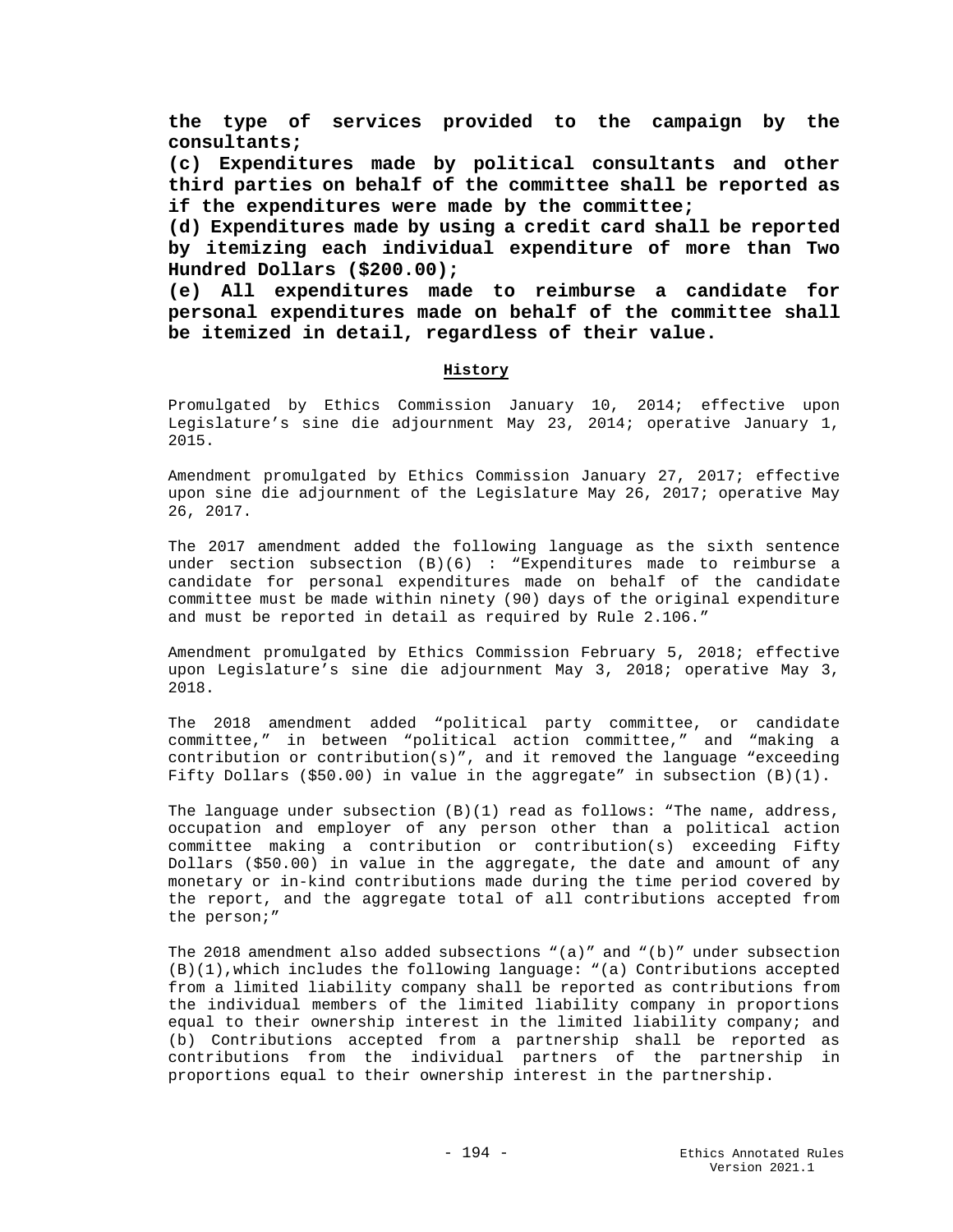**the type of services provided to the campaign by the consultants;**

**(c) Expenditures made by political consultants and other third parties on behalf of the committee shall be reported as if the expenditures were made by the committee;**

**(d) Expenditures made by using a credit card shall be reported by itemizing each individual expenditure of more than Two Hundred Dollars ($200.00);**

**(e) All expenditures made to reimburse a candidate for personal expenditures made on behalf of the committee shall be itemized in detail, regardless of their value.**

**History**

Promulgated by Ethics Commission January 10, 2014; effective upon Legislature's sine die adjournment May 23, 2014; operative January 1, 2015.

Amendment promulgated by Ethics Commission January 27, 2017; effective upon sine die adjournment of the Legislature May 26, 2017; operative May 26, 2017.

The 2017 amendment added the following language as the sixth sentence under section subsection (B)(6) : "Expenditures made to reimburse a candidate for personal expenditures made on behalf of the candidate committee must be made within ninety (90) days of the original expenditure and must be reported in detail as required by Rule 2.106."

Amendment promulgated by Ethics Commission February 5, 2018; effective upon Legislature's sine die adjournment May 3, 2018; operative May 3, 2018.

The 2018 amendment added "political party committee, or candidate committee," in between "political action committee," and "making a contribution or contribution(s)", and it removed the language "exceeding Fifty Dollars ($50.00) in value in the aggregate" in subsection (B)(1).

The language under subsection (B)(1) read as follows: "The name, address, occupation and employer of any person other than a political action committee making a contribution or contribution(s) exceeding Fifty Dollars ($50.00) in value in the aggregate, the date and amount of any monetary or in-kind contributions made during the time period covered by the report, and the aggregate total of all contributions accepted from the person;"

The 2018 amendment also added subsections "(a)" and "(b)" under subsection (B)(1),which includes the following language: "(a) Contributions accepted from a limited liability company shall be reported as contributions from the individual members of the limited liability company in proportions equal to their ownership interest in the limited liability company; and (b) Contributions accepted from a partnership shall be reported as contributions from the individual partners of the partnership in proportions equal to their ownership interest in the partnership.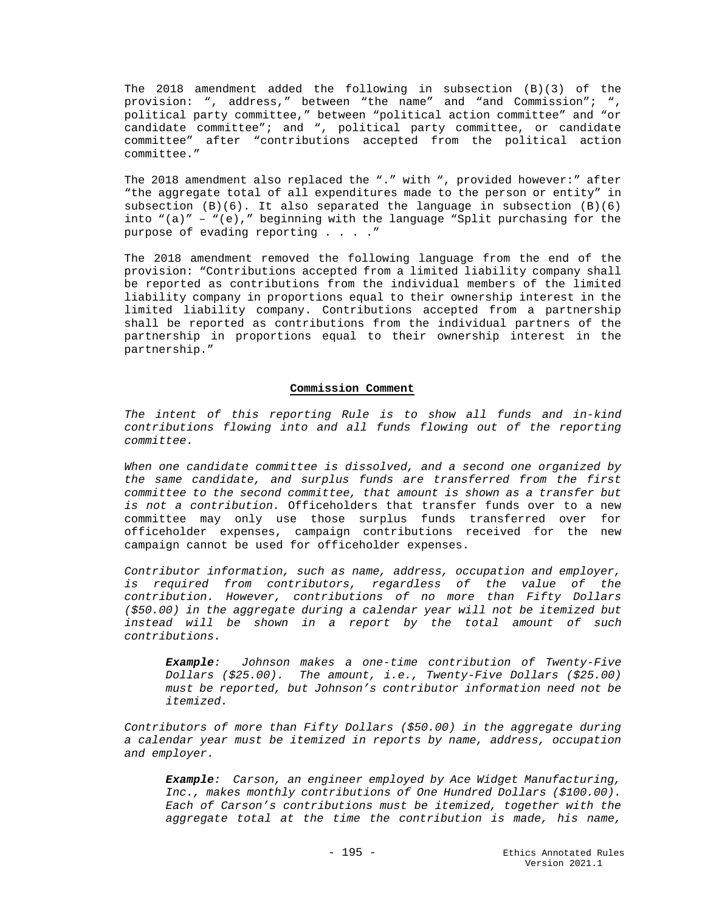The 2018 amendment added the following in subsection (B)(3) of the provision: ", address," between "the name" and "and Commission"; ", political party committee," between "political action committee" and "or candidate committee"; and ", political party committee, or candidate committee" after "contributions accepted from the political action committee."

The 2018 amendment also replaced the "." with ", provided however:" after "the aggregate total of all expenditures made to the person or entity" in subsection (B)(6). It also separated the language in subsection (B)(6) into "(a)" – "(e)," beginning with the language "Split purchasing for the purpose of evading reporting . . . ."

The 2018 amendment removed the following language from the end of the provision: "Contributions accepted from a limited liability company shall be reported as contributions from the individual members of the limited liability company in proportions equal to their ownership interest in the limited liability company. Contributions accepted from a partnership shall be reported as contributions from the individual partners of the partnership in proportions equal to their ownership interest in the partnership."

**Commission Comment**

*The intent of this reporting Rule is to show all funds and in-kind contributions flowing into and all funds flowing out of the reporting committee.*

*When one candidate committee is dissolved, and a second one organized by the same candidate, and surplus funds are transferred from the first committee to the second committee, that amount is shown as a transfer but is not a contribution.* Officeholders that transfer funds over to a new committee may only use those surplus funds transferred over for officeholder expenses, campaign contributions received for the new campaign cannot be used for officeholder expenses.

*Contributor information, such as name, address, occupation and employer, is required from contributors, regardless of the value of the contribution. However, contributions of no more than Fifty Dollars ($50.00) in the aggregate during a calendar year will not be itemized but instead will be shown in a report by the total amount of such contributions.*

> ***Example**: Johnson makes a one-time contribution of Twenty-Five Dollars ($25.00). The amount, i.e., Twenty-Five Dollars ($25.00) must be reported, but Johnson's contributor information need not be itemized.*

*Contributors of more than Fifty Dollars ($50.00) in the aggregate during a calendar year must be itemized in reports by name, address, occupation and employer.*

> ***Example**: Carson, an engineer employed by Ace Widget Manufacturing, Inc., makes monthly contributions of One Hundred Dollars ($100.00). Each of Carson's contributions must be itemized, together with the aggregate total at the time the contribution is made, his name,*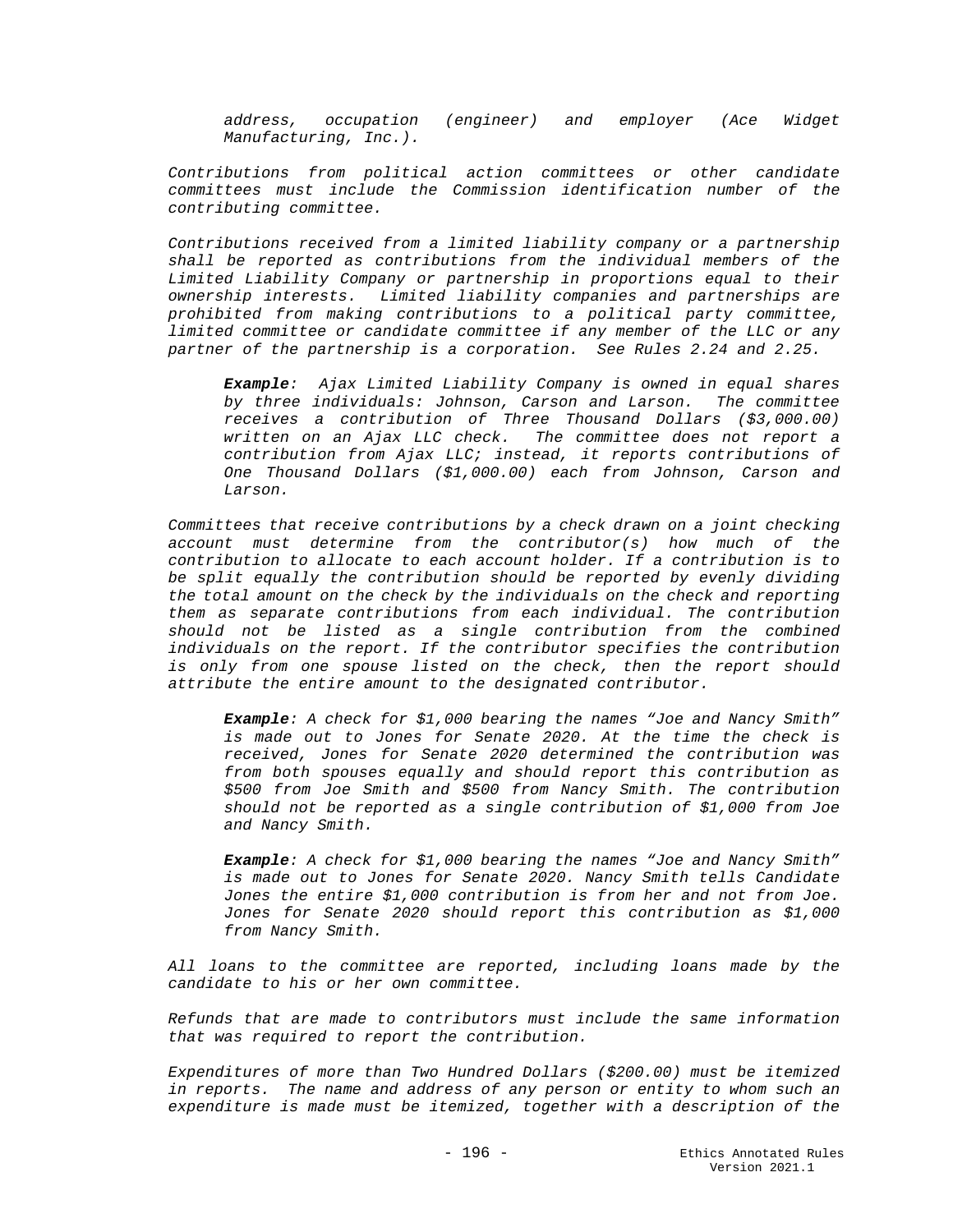*address, occupation (engineer) and employer (Ace Widget Manufacturing, Inc.).*

*Contributions from political action committees or other candidate committees must include the Commission identification number of the contributing committee.*

*Contributions received from a limited liability company or a partnership shall be reported as contributions from the individual members of the Limited Liability Company or partnership in proportions equal to their ownership interests. Limited liability companies and partnerships are prohibited from making contributions to a political party committee, limited committee or candidate committee if any member of the LLC or any partner of the partnership is a corporation. See Rules 2.24 and 2.25.*

> ***Example**: Ajax Limited Liability Company is owned in equal shares by three individuals: Johnson, Carson and Larson. The committee receives a contribution of Three Thousand Dollars ($3,000.00) written on an Ajax LLC check. The committee does not report a contribution from Ajax LLC; instead, it reports contributions of One Thousand Dollars ($1,000.00) each from Johnson, Carson and Larson.*

*Committees that receive contributions by a check drawn on a joint checking account must determine from the contributor(s) how much of the contribution to allocate to each account holder. If a contribution is to be split equally the contribution should be reported by evenly dividing the total amount on the check by the individuals on the check and reporting them as separate contributions from each individual. The contribution should not be listed as a single contribution from the combined individuals on the report. If the contributor specifies the contribution is only from one spouse listed on the check, then the report should attribute the entire amount to the designated contributor.*

> ***Example**: A check for $1,000 bearing the names "Joe and Nancy Smith" is made out to Jones for Senate 2020. At the time the check is received, Jones for Senate 2020 determined the contribution was from both spouses equally and should report this contribution as $500 from Joe Smith and $500 from Nancy Smith. The contribution should not be reported as a single contribution of $1,000 from Joe and Nancy Smith.*

> ***Example**: A check for $1,000 bearing the names "Joe and Nancy Smith" is made out to Jones for Senate 2020. Nancy Smith tells Candidate Jones the entire $1,000 contribution is from her and not from Joe. Jones for Senate 2020 should report this contribution as $1,000 from Nancy Smith.*

*All loans to the committee are reported, including loans made by the candidate to his or her own committee.*

*Refunds that are made to contributors must include the same information that was required to report the contribution.*

*Expenditures of more than Two Hundred Dollars ($200.00) must be itemized in reports. The name and address of any person or entity to whom such an expenditure is made must be itemized, together with a description of the*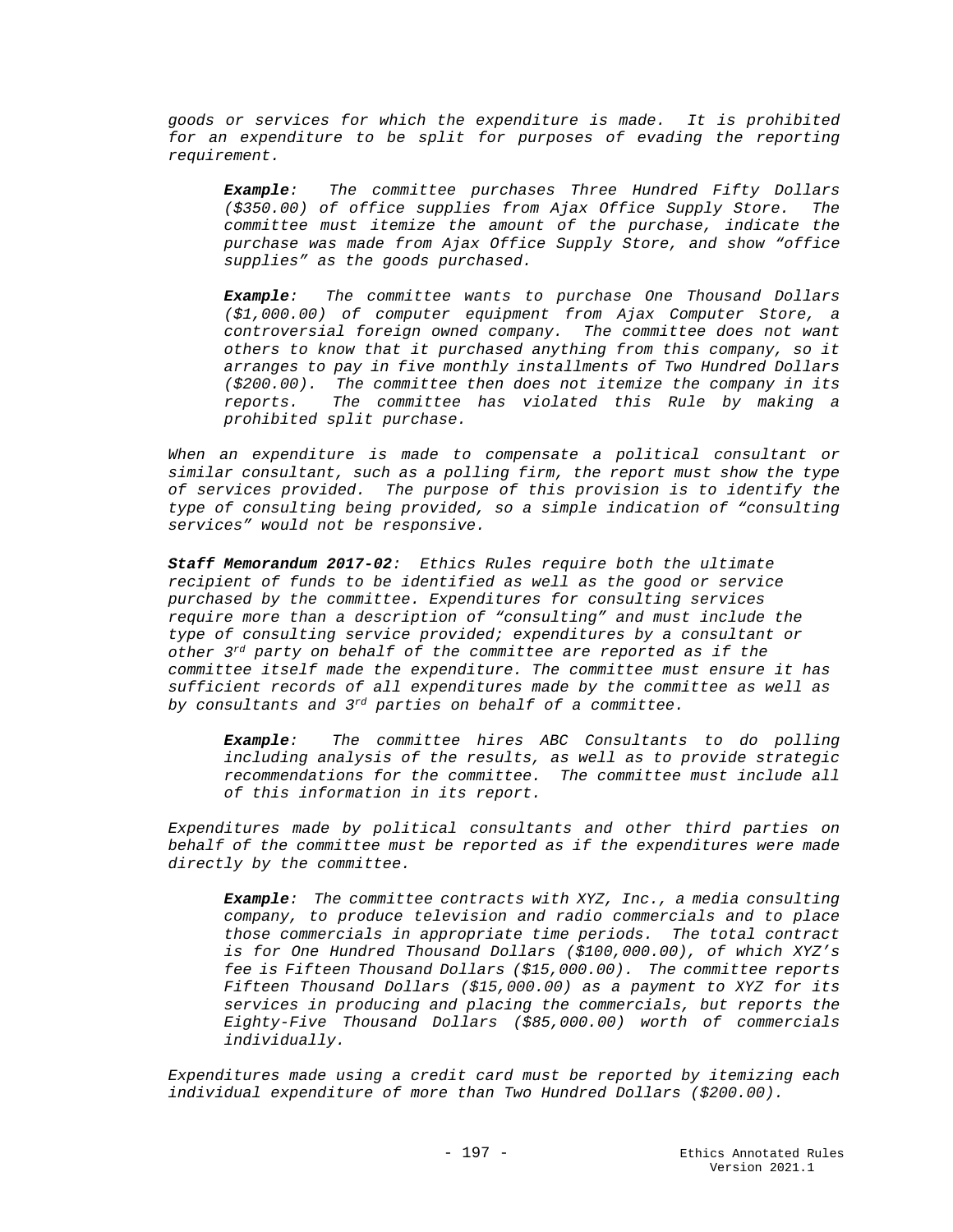*goods or services for which the expenditure is made. It is prohibited for an expenditure to be split for purposes of evading the reporting requirement.*

> ***Example**: The committee purchases Three Hundred Fifty Dollars ($350.00) of office supplies from Ajax Office Supply Store. The committee must itemize the amount of the purchase, indicate the purchase was made from Ajax Office Supply Store, and show "office supplies" as the goods purchased.*

> ***Example**: The committee wants to purchase One Thousand Dollars ($1,000.00) of computer equipment from Ajax Computer Store, a controversial foreign owned company. The committee does not want others to know that it purchased anything from this company, so it arranges to pay in five monthly installments of Two Hundred Dollars ($200.00). The committee then does not itemize the company in its reports. The committee has violated this Rule by making a prohibited split purchase.*

*When an expenditure is made to compensate a political consultant or similar consultant, such as a polling firm, the report must show the type of services provided. The purpose of this provision is to identify the type of consulting being provided, so a simple indication of "consulting services" would not be responsive.*

***Staff Memorandum 2017-02**: Ethics Rules require both the ultimate recipient of funds to be identified as well as the good or service purchased by the committee. Expenditures for consulting services require more than a description of "consulting" and must include the type of consulting service provided; expenditures by a consultant or other 3rd party on behalf of the committee are reported as if the committee itself made the expenditure. The committee must ensure it has sufficient records of all expenditures made by the committee as well as by consultants and 3rd parties on behalf of a committee.*

> ***Example**: The committee hires ABC Consultants to do polling including analysis of the results, as well as to provide strategic recommendations for the committee. The committee must include all of this information in its report.*

*Expenditures made by political consultants and other third parties on behalf of the committee must be reported as if the expenditures were made directly by the committee.*

> ***Example**: The committee contracts with XYZ, Inc., a media consulting company, to produce television and radio commercials and to place those commercials in appropriate time periods. The total contract is for One Hundred Thousand Dollars ($100,000.00), of which XYZ's fee is Fifteen Thousand Dollars ($15,000.00). The committee reports Fifteen Thousand Dollars ($15,000.00) as a payment to XYZ for its services in producing and placing the commercials, but reports the Eighty-Five Thousand Dollars ($85,000.00) worth of commercials individually.*

*Expenditures made using a credit card must be reported by itemizing each individual expenditure of more than Two Hundred Dollars ($200.00).*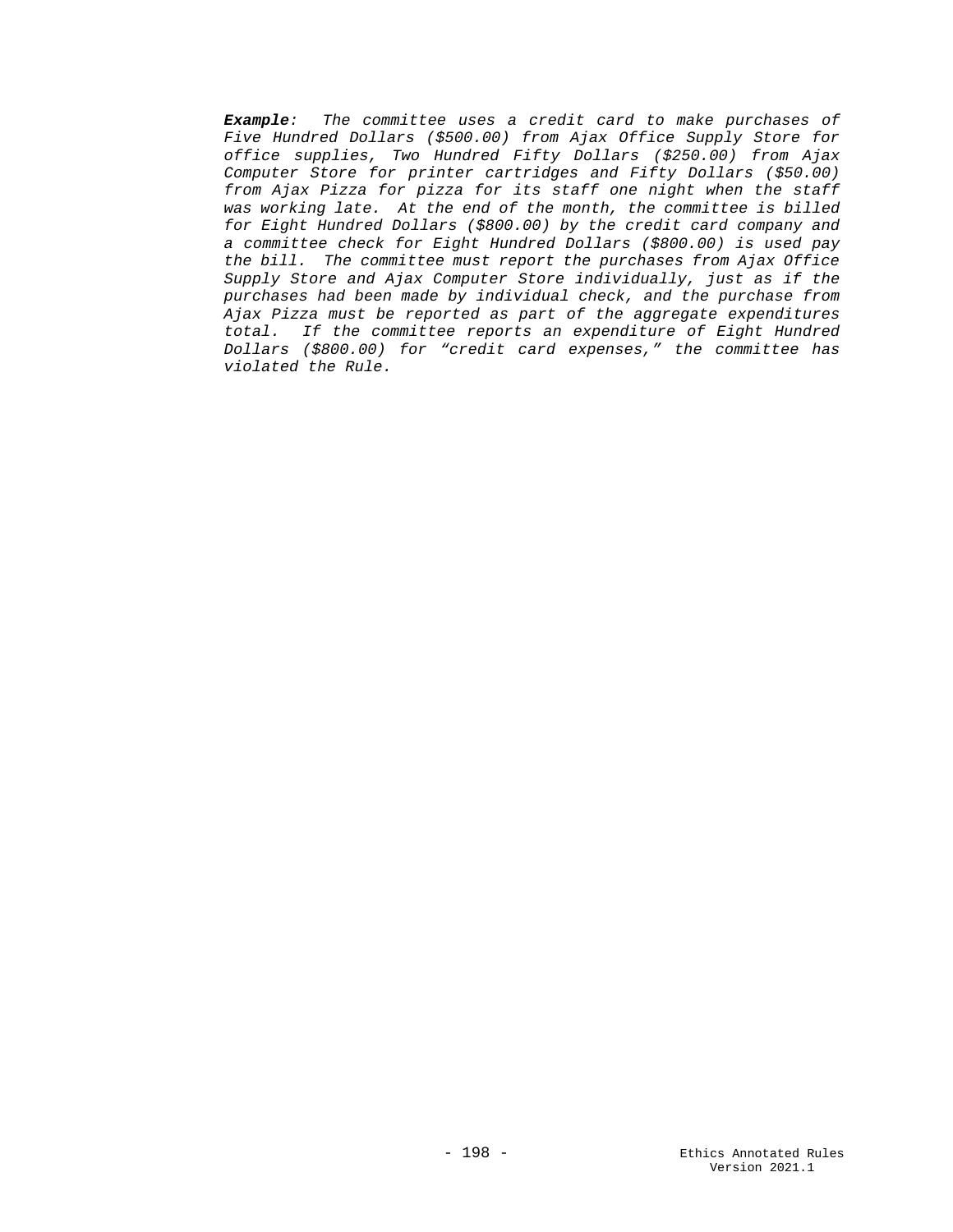***Example**: The committee uses a credit card to make purchases of Five Hundred Dollars ($500.00) from Ajax Office Supply Store for office supplies, Two Hundred Fifty Dollars ($250.00) from Ajax Computer Store for printer cartridges and Fifty Dollars ($50.00) from Ajax Pizza for pizza for its staff one night when the staff was working late. At the end of the month, the committee is billed for Eight Hundred Dollars ($800.00) by the credit card company and a committee check for Eight Hundred Dollars ($800.00) is used pay the bill. The committee must report the purchases from Ajax Office Supply Store and Ajax Computer Store individually, just as if the purchases had been made by individual check, and the purchase from Ajax Pizza must be reported as part of the aggregate expenditures total. If the committee reports an expenditure of Eight Hundred Dollars ($800.00) for "credit card expenses," the committee has violated the Rule.*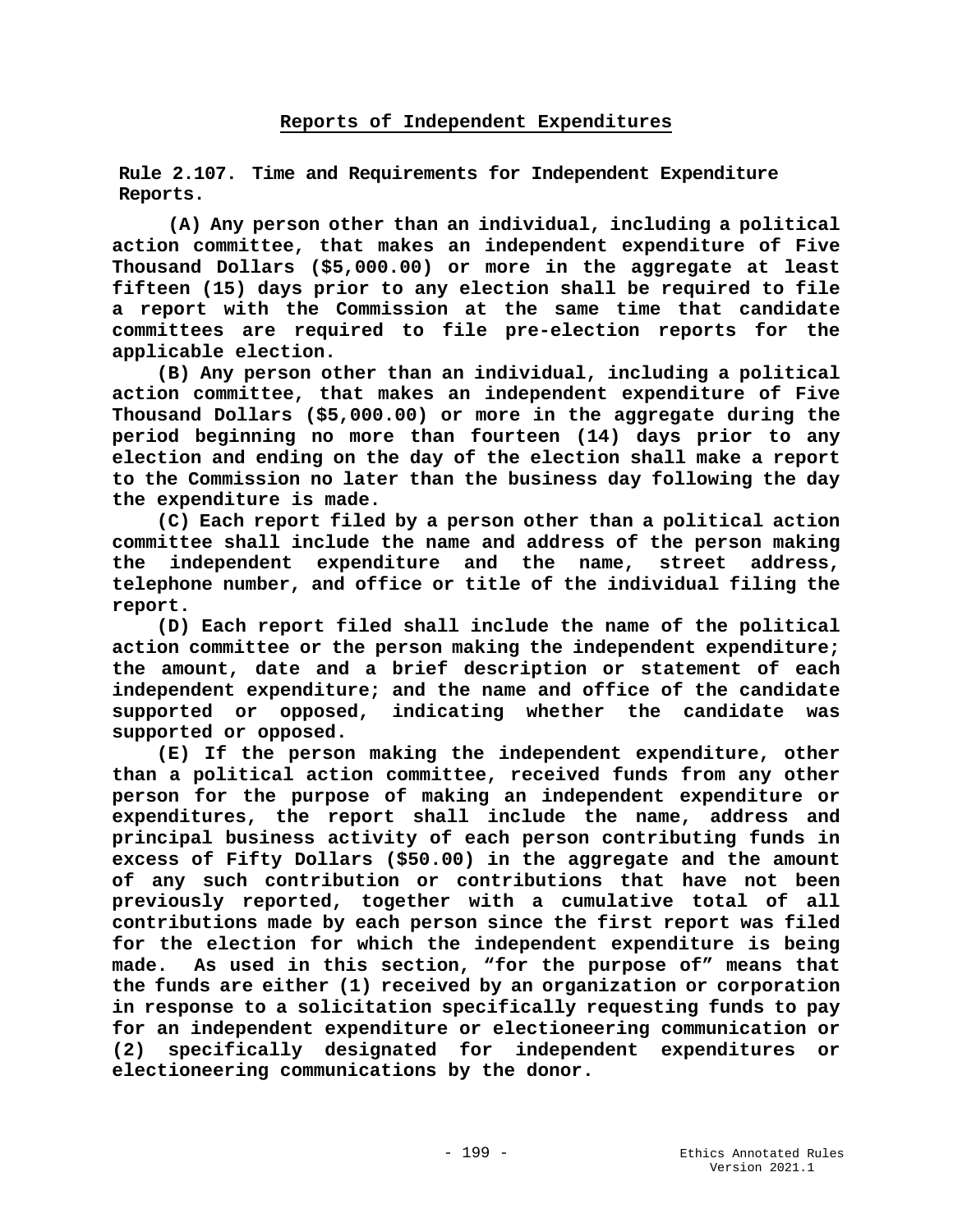## Reports of Independent Expenditures

**Rule 2.107. Time and Requirements for Independent Expenditure Reports.**

**(A) Any person other than an individual, including a political action committee, that makes an independent expenditure of Five Thousand Dollars ($5,000.00) or more in the aggregate at least fifteen (15) days prior to any election shall be required to file a report with the Commission at the same time that candidate committees are required to file pre-election reports for the applicable election.**

**(B) Any person other than an individual, including a political action committee, that makes an independent expenditure of Five Thousand Dollars ($5,000.00) or more in the aggregate during the period beginning no more than fourteen (14) days prior to any election and ending on the day of the election shall make a report to the Commission no later than the business day following the day the expenditure is made.**

**(C) Each report filed by a person other than a political action committee shall include the name and address of the person making the independent expenditure and the name, street address, telephone number, and office or title of the individual filing the report.**

**(D) Each report filed shall include the name of the political action committee or the person making the independent expenditure; the amount, date and a brief description or statement of each independent expenditure; and the name and office of the candidate supported or opposed, indicating whether the candidate was supported or opposed.**

**(E) If the person making the independent expenditure, other than a political action committee, received funds from any other person for the purpose of making an independent expenditure or expenditures, the report shall include the name, address and principal business activity of each person contributing funds in excess of Fifty Dollars ($50.00) in the aggregate and the amount of any such contribution or contributions that have not been previously reported, together with a cumulative total of all contributions made by each person since the first report was filed for the election for which the independent expenditure is being made. As used in this section, "for the purpose of" means that the funds are either (1) received by an organization or corporation in response to a solicitation specifically requesting funds to pay for an independent expenditure or electioneering communication or (2) specifically designated for independent expenditures or electioneering communications by the donor.**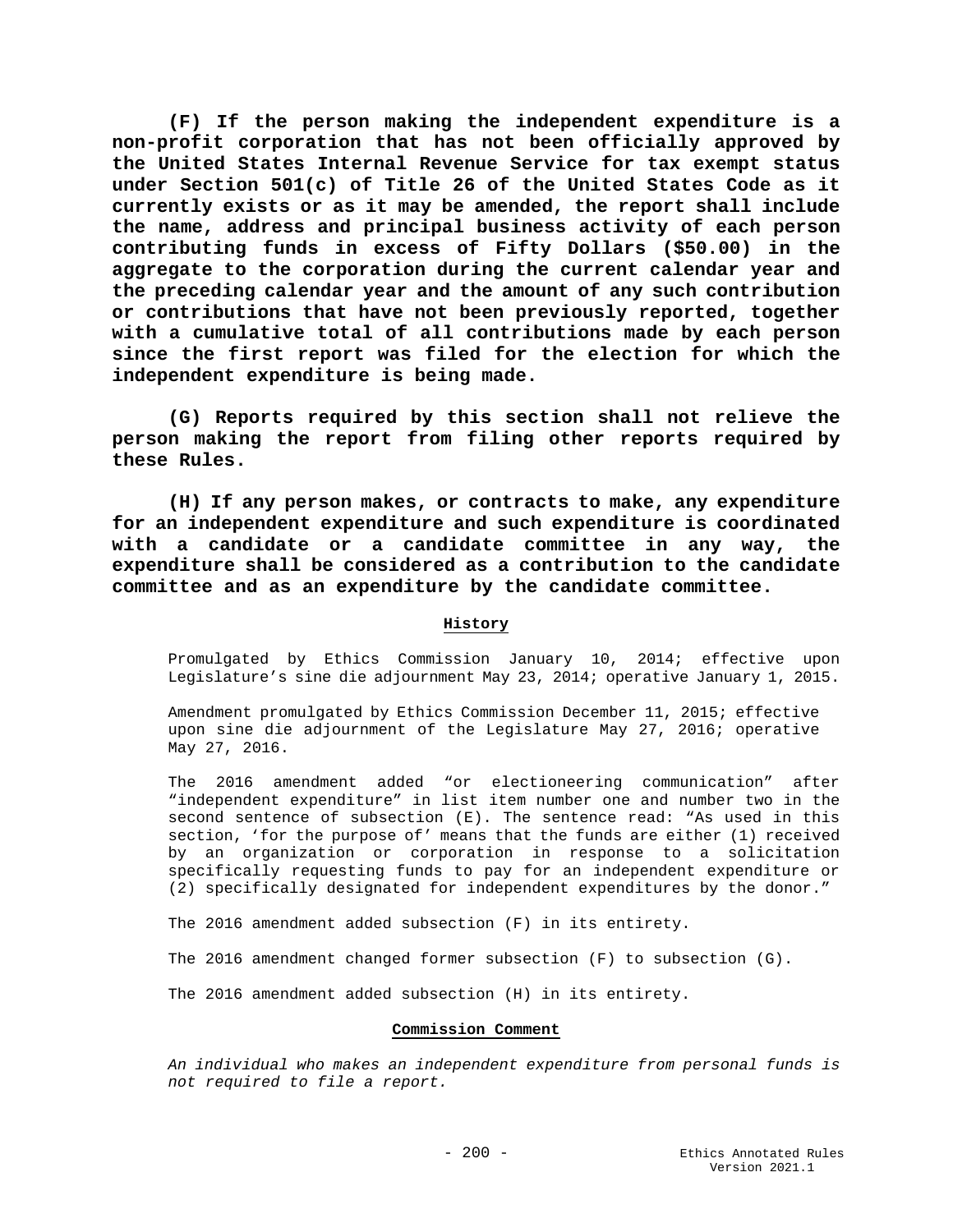**(F) If the person making the independent expenditure is a non-profit corporation that has not been officially approved by the United States Internal Revenue Service for tax exempt status under Section 501(c) of Title 26 of the United States Code as it currently exists or as it may be amended, the report shall include the name, address and principal business activity of each person contributing funds in excess of Fifty Dollars ($50.00) in the aggregate to the corporation during the current calendar year and the preceding calendar year and the amount of any such contribution or contributions that have not been previously reported, together with a cumulative total of all contributions made by each person since the first report was filed for the election for which the independent expenditure is being made.**

**(G) Reports required by this section shall not relieve the person making the report from filing other reports required by these Rules.**

**(H) If any person makes, or contracts to make, any expenditure for an independent expenditure and such expenditure is coordinated with a candidate or a candidate committee in any way, the expenditure shall be considered as a contribution to the candidate committee and as an expenditure by the candidate committee.**

**History**

Promulgated by Ethics Commission January 10, 2014; effective upon Legislature's sine die adjournment May 23, 2014; operative January 1, 2015.

Amendment promulgated by Ethics Commission December 11, 2015; effective upon sine die adjournment of the Legislature May 27, 2016; operative May 27, 2016.

The 2016 amendment added "or electioneering communication" after "independent expenditure" in list item number one and number two in the second sentence of subsection (E). The sentence read: "As used in this section, 'for the purpose of' means that the funds are either (1) received by an organization or corporation in response to a solicitation specifically requesting funds to pay for an independent expenditure or (2) specifically designated for independent expenditures by the donor."

The 2016 amendment added subsection (F) in its entirety.

The 2016 amendment changed former subsection (F) to subsection (G).

The 2016 amendment added subsection (H) in its entirety.

**Commission Comment**

*An individual who makes an independent expenditure from personal funds is not required to file a report.*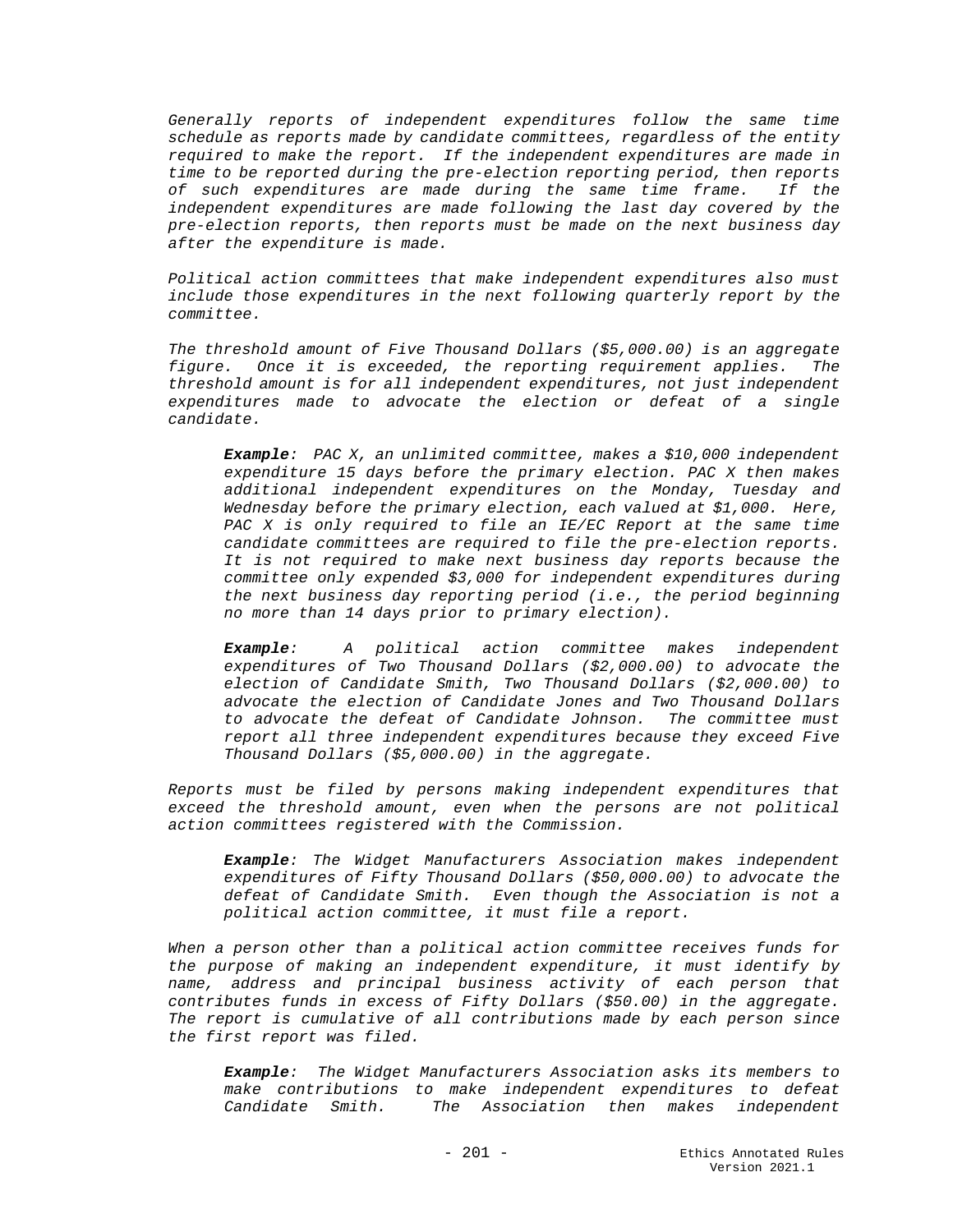*Generally reports of independent expenditures follow the same time schedule as reports made by candidate committees, regardless of the entity required to make the report. If the independent expenditures are made in time to be reported during the pre-election reporting period, then reports of such expenditures are made during the same time frame. If the independent expenditures are made following the last day covered by the pre-election reports, then reports must be made on the next business day after the expenditure is made.*

*Political action committees that make independent expenditures also must include those expenditures in the next following quarterly report by the committee.*

*The threshold amount of Five Thousand Dollars ($5,000.00) is an aggregate figure. Once it is exceeded, the reporting requirement applies. The threshold amount is for all independent expenditures, not just independent expenditures made to advocate the election or defeat of a single candidate.*

> ***Example**: PAC X, an unlimited committee, makes a $10,000 independent expenditure 15 days before the primary election. PAC X then makes additional independent expenditures on the Monday, Tuesday and Wednesday before the primary election, each valued at $1,000. Here, PAC X is only required to file an IE/EC Report at the same time candidate committees are required to file the pre-election reports. It is not required to make next business day reports because the committee only expended $3,000 for independent expenditures during the next business day reporting period (i.e., the period beginning no more than 14 days prior to primary election).*
>
> ***Example**: A political action committee makes independent expenditures of Two Thousand Dollars ($2,000.00) to advocate the election of Candidate Smith, Two Thousand Dollars ($2,000.00) to advocate the election of Candidate Jones and Two Thousand Dollars to advocate the defeat of Candidate Johnson. The committee must report all three independent expenditures because they exceed Five Thousand Dollars ($5,000.00) in the aggregate.*

*Reports must be filed by persons making independent expenditures that exceed the threshold amount, even when the persons are not political action committees registered with the Commission.*

> ***Example**: The Widget Manufacturers Association makes independent expenditures of Fifty Thousand Dollars ($50,000.00) to advocate the defeat of Candidate Smith. Even though the Association is not a political action committee, it must file a report.*

*When a person other than a political action committee receives funds for the purpose of making an independent expenditure, it must identify by name, address and principal business activity of each person that contributes funds in excess of Fifty Dollars ($50.00) in the aggregate. The report is cumulative of all contributions made by each person since the first report was filed.*

> ***Example**: The Widget Manufacturers Association asks its members to make contributions to make independent expenditures to defeat Candidate Smith. The Association then makes independent*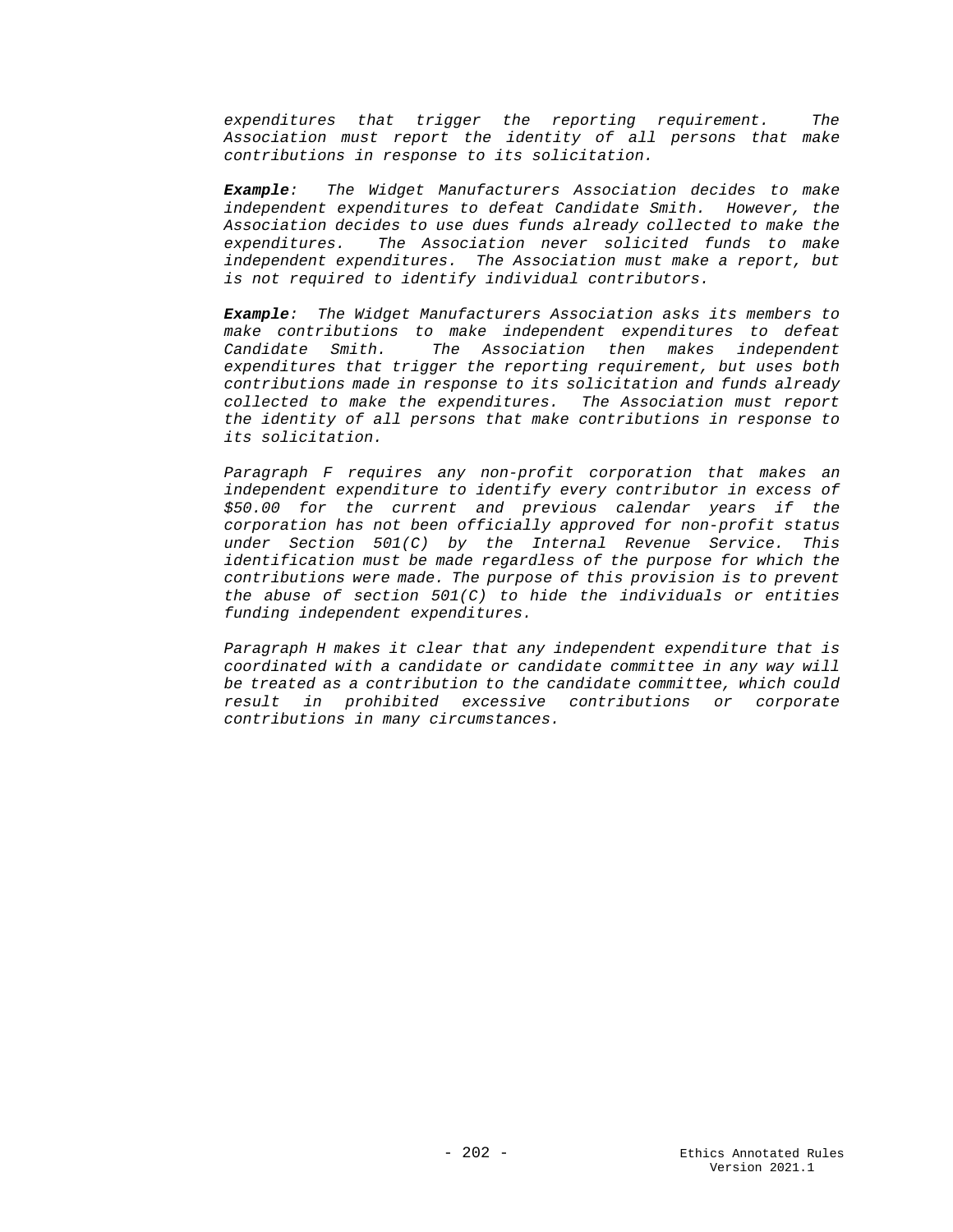*expenditures that trigger the reporting requirement. The Association must report the identity of all persons that make contributions in response to its solicitation.*

***Example**: The Widget Manufacturers Association decides to make independent expenditures to defeat Candidate Smith. However, the Association decides to use dues funds already collected to make the expenditures. The Association never solicited funds to make independent expenditures. The Association must make a report, but is not required to identify individual contributors.*

***Example**: The Widget Manufacturers Association asks its members to make contributions to make independent expenditures to defeat Candidate Smith. The Association then makes independent expenditures that trigger the reporting requirement, but uses both contributions made in response to its solicitation and funds already collected to make the expenditures. The Association must report the identity of all persons that make contributions in response to its solicitation.*

*Paragraph F requires any non-profit corporation that makes an independent expenditure to identify every contributor in excess of $50.00 for the current and previous calendar years if the corporation has not been officially approved for non-profit status under Section 501(C) by the Internal Revenue Service. This identification must be made regardless of the purpose for which the contributions were made. The purpose of this provision is to prevent the abuse of section 501(C) to hide the individuals or entities funding independent expenditures.*

*Paragraph H makes it clear that any independent expenditure that is coordinated with a candidate or candidate committee in any way will be treated as a contribution to the candidate committee, which could result in prohibited excessive contributions or corporate contributions in many circumstances.*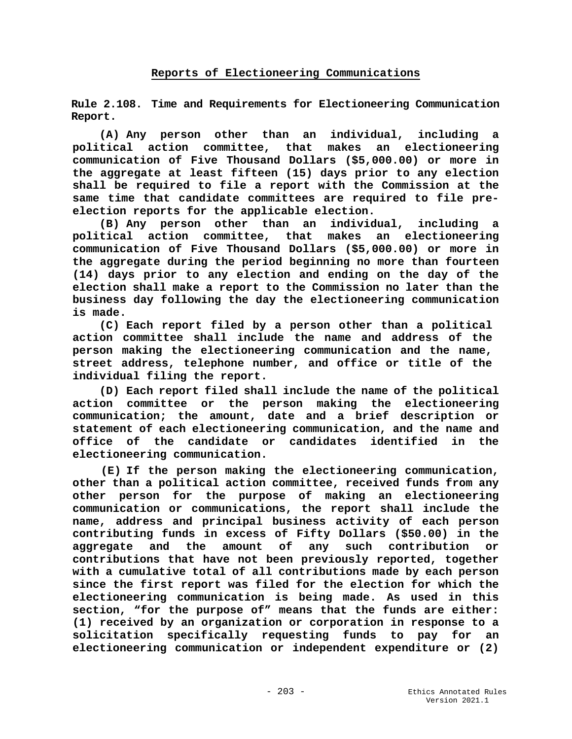## Reports of Electioneering Communications

**Rule 2.108. Time and Requirements for Electioneering Communication Report.**

**(A) Any person other than an individual, including a political action committee, that makes an electioneering communication of Five Thousand Dollars ($5,000.00) or more in the aggregate at least fifteen (15) days prior to any election shall be required to file a report with the Commission at the same time that candidate committees are required to file pre-election reports for the applicable election.**

**(B) Any person other than an individual, including a political action committee, that makes an electioneering communication of Five Thousand Dollars ($5,000.00) or more in the aggregate during the period beginning no more than fourteen (14) days prior to any election and ending on the day of the election shall make a report to the Commission no later than the business day following the day the electioneering communication is made.**

**(C) Each report filed by a person other than a political action committee shall include the name and address of the person making the electioneering communication and the name, street address, telephone number, and office or title of the individual filing the report.**

**(D) Each report filed shall include the name of the political action committee or the person making the electioneering communication; the amount, date and a brief description or statement of each electioneering communication, and the name and office of the candidate or candidates identified in the electioneering communication.**

**(E) If the person making the electioneering communication, other than a political action committee, received funds from any other person for the purpose of making an electioneering communication or communications, the report shall include the name, address and principal business activity of each person contributing funds in excess of Fifty Dollars ($50.00) in the aggregate and the amount of any such contribution or contributions that have not been previously reported, together with a cumulative total of all contributions made by each person since the first report was filed for the election for which the electioneering communication is being made. As used in this section, "for the purpose of" means that the funds are either: (1) received by an organization or corporation in response to a solicitation specifically requesting funds to pay for an electioneering communication or independent expenditure or (2)**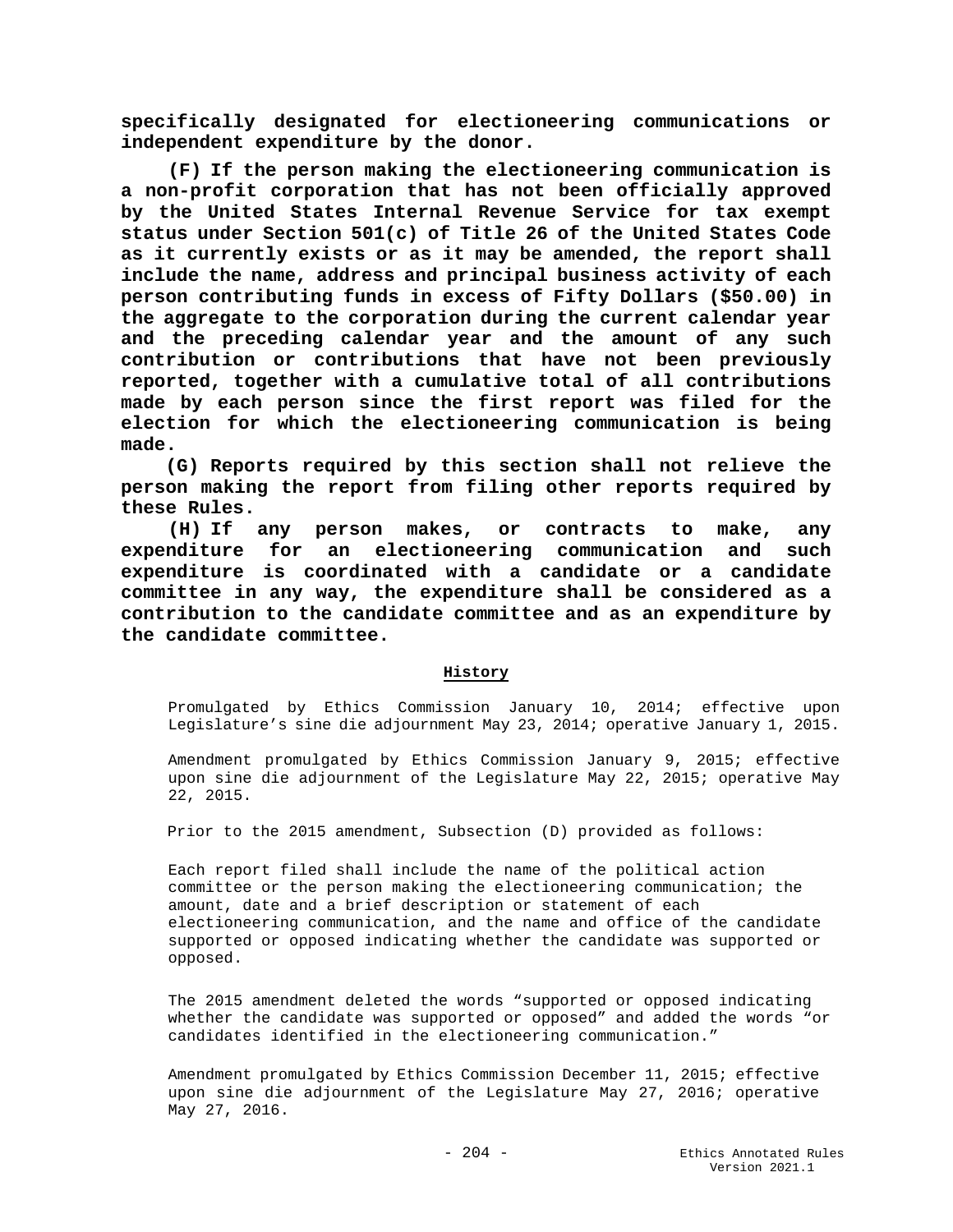**specifically designated for electioneering communications or independent expenditure by the donor.**

**(F) If the person making the electioneering communication is a non-profit corporation that has not been officially approved by the United States Internal Revenue Service for tax exempt status under Section 501(c) of Title 26 of the United States Code as it currently exists or as it may be amended, the report shall include the name, address and principal business activity of each person contributing funds in excess of Fifty Dollars ($50.00) in the aggregate to the corporation during the current calendar year and the preceding calendar year and the amount of any such contribution or contributions that have not been previously reported, together with a cumulative total of all contributions made by each person since the first report was filed for the election for which the electioneering communication is being made.**

**(G) Reports required by this section shall not relieve the person making the report from filing other reports required by these Rules.**

**(H) If any person makes, or contracts to make, any expenditure for an electioneering communication and such expenditure is coordinated with a candidate or a candidate committee in any way, the expenditure shall be considered as a contribution to the candidate committee and as an expenditure by the candidate committee.**

**History**

Promulgated by Ethics Commission January 10, 2014; effective upon Legislature's sine die adjournment May 23, 2014; operative January 1, 2015.

Amendment promulgated by Ethics Commission January 9, 2015; effective upon sine die adjournment of the Legislature May 22, 2015; operative May 22, 2015.

Prior to the 2015 amendment, Subsection (D) provided as follows:

Each report filed shall include the name of the political action committee or the person making the electioneering communication; the amount, date and a brief description or statement of each electioneering communication, and the name and office of the candidate supported or opposed indicating whether the candidate was supported or opposed.

The 2015 amendment deleted the words "supported or opposed indicating whether the candidate was supported or opposed" and added the words "or candidates identified in the electioneering communication."

Amendment promulgated by Ethics Commission December 11, 2015; effective upon sine die adjournment of the Legislature May 27, 2016; operative May 27, 2016.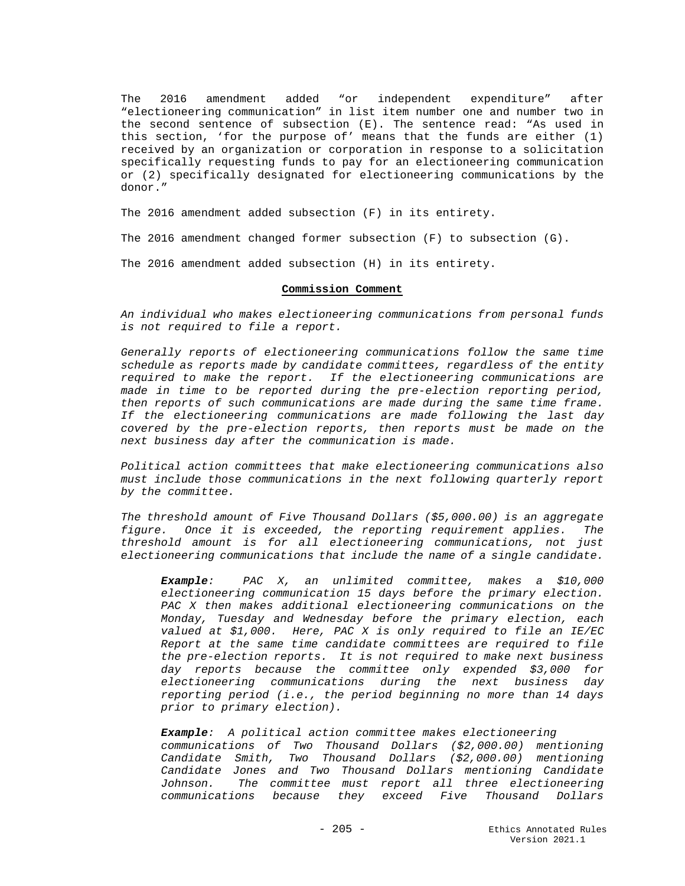The 2016 amendment added "or independent expenditure" after "electioneering communication" in list item number one and number two in the second sentence of subsection (E). The sentence read: "As used in this section, 'for the purpose of' means that the funds are either (1) received by an organization or corporation in response to a solicitation specifically requesting funds to pay for an electioneering communication or (2) specifically designated for electioneering communications by the donor."

The 2016 amendment added subsection (F) in its entirety.

The 2016 amendment changed former subsection (F) to subsection (G).

The 2016 amendment added subsection (H) in its entirety.

**Commission Comment**

*An individual who makes electioneering communications from personal funds is not required to file a report.*

*Generally reports of electioneering communications follow the same time schedule as reports made by candidate committees, regardless of the entity required to make the report. If the electioneering communications are made in time to be reported during the pre-election reporting period, then reports of such communications are made during the same time frame. If the electioneering communications are made following the last day covered by the pre-election reports, then reports must be made on the next business day after the communication is made.*

*Political action committees that make electioneering communications also must include those communications in the next following quarterly report by the committee.*

*The threshold amount of Five Thousand Dollars ($5,000.00) is an aggregate figure. Once it is exceeded, the reporting requirement applies. The threshold amount is for all electioneering communications, not just electioneering communications that include the name of a single candidate.*

> ***Example**: PAC X, an unlimited committee, makes a $10,000 electioneering communication 15 days before the primary election. PAC X then makes additional electioneering communications on the Monday, Tuesday and Wednesday before the primary election, each valued at $1,000. Here, PAC X is only required to file an IE/EC Report at the same time candidate committees are required to file the pre-election reports. It is not required to make next business day reports because the committee only expended $3,000 for electioneering communications during the next business day reporting period (i.e., the period beginning no more than 14 days prior to primary election).*
>
> ***Example**: A political action committee makes electioneering communications of Two Thousand Dollars ($2,000.00) mentioning Candidate Smith, Two Thousand Dollars ($2,000.00) mentioning Candidate Jones and Two Thousand Dollars mentioning Candidate Johnson. The committee must report all three electioneering communications because they exceed Five Thousand Dollars*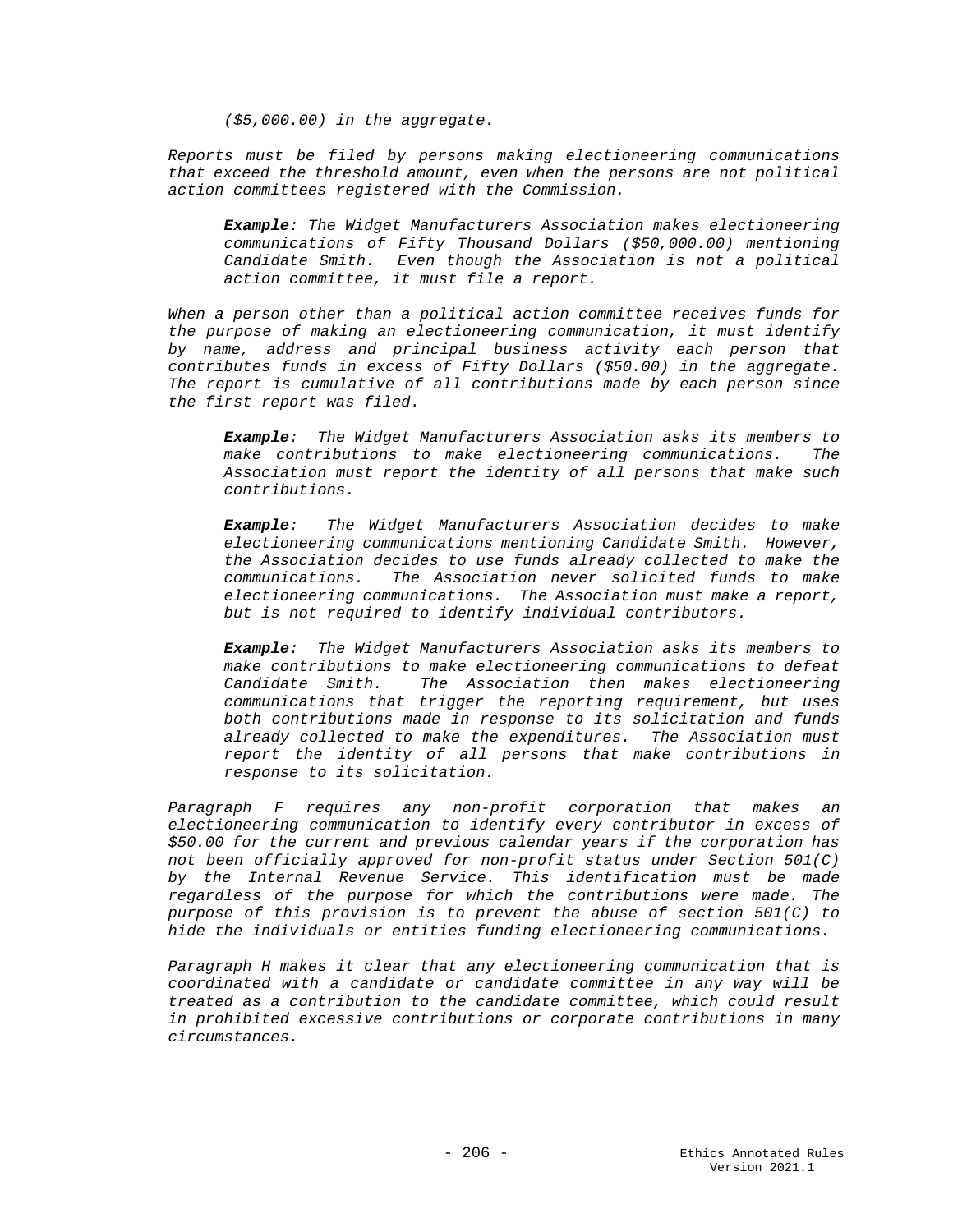*($5,000.00) in the aggregate.*

*Reports must be filed by persons making electioneering communications that exceed the threshold amount, even when the persons are not political action committees registered with the Commission.*

> ***Example**: The Widget Manufacturers Association makes electioneering communications of Fifty Thousand Dollars ($50,000.00) mentioning Candidate Smith. Even though the Association is not a political action committee, it must file a report.*

*When a person other than a political action committee receives funds for the purpose of making an electioneering communication, it must identify by name, address and principal business activity each person that contributes funds in excess of Fifty Dollars ($50.00) in the aggregate. The report is cumulative of all contributions made by each person since the first report was filed.*

> ***Example**: The Widget Manufacturers Association asks its members to make contributions to make electioneering communications. The Association must report the identity of all persons that make such contributions.*

> ***Example**: The Widget Manufacturers Association decides to make electioneering communications mentioning Candidate Smith. However, the Association decides to use funds already collected to make the communications. The Association never solicited funds to make electioneering communications. The Association must make a report, but is not required to identify individual contributors.*

> ***Example**: The Widget Manufacturers Association asks its members to make contributions to make electioneering communications to defeat Candidate Smith. The Association then makes electioneering communications that trigger the reporting requirement, but uses both contributions made in response to its solicitation and funds already collected to make the expenditures. The Association must report the identity of all persons that make contributions in response to its solicitation.*

*Paragraph F requires any non-profit corporation that makes an electioneering communication to identify every contributor in excess of $50.00 for the current and previous calendar years if the corporation has not been officially approved for non-profit status under Section 501(C) by the Internal Revenue Service. This identification must be made regardless of the purpose for which the contributions were made. The purpose of this provision is to prevent the abuse of section 501(C) to hide the individuals or entities funding electioneering communications.*

*Paragraph H makes it clear that any electioneering communication that is coordinated with a candidate or candidate committee in any way will be treated as a contribution to the candidate committee, which could result in prohibited excessive contributions or corporate contributions in many circumstances.*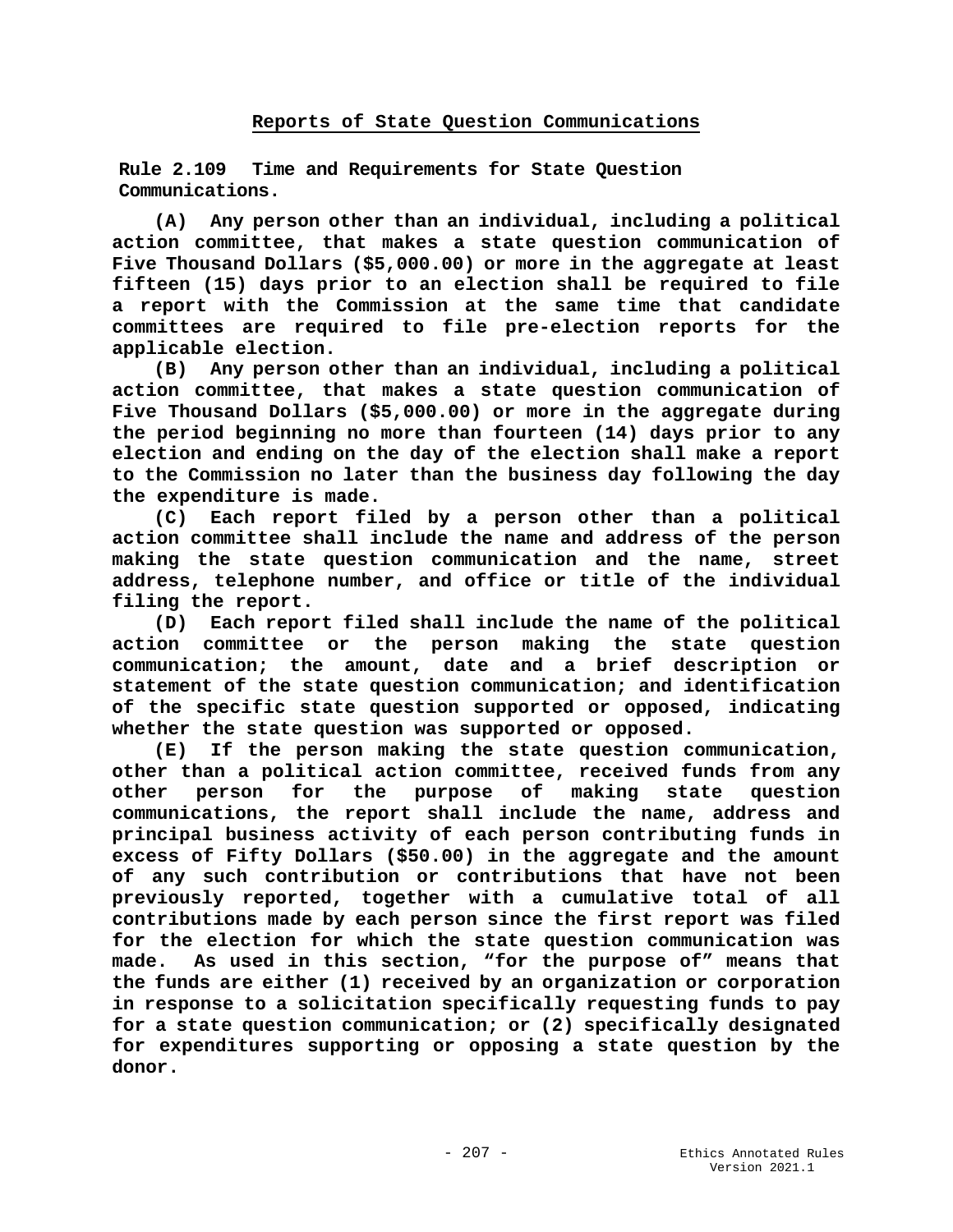## Reports of State Question Communications

**Rule 2.109 Time and Requirements for State Question Communications.**

**(A) Any person other than an individual, including a political action committee, that makes a state question communication of Five Thousand Dollars ($5,000.00) or more in the aggregate at least fifteen (15) days prior to an election shall be required to file a report with the Commission at the same time that candidate committees are required to file pre-election reports for the applicable election.**

**(B) Any person other than an individual, including a political action committee, that makes a state question communication of Five Thousand Dollars ($5,000.00) or more in the aggregate during the period beginning no more than fourteen (14) days prior to any election and ending on the day of the election shall make a report to the Commission no later than the business day following the day the expenditure is made.**

**(C) Each report filed by a person other than a political action committee shall include the name and address of the person making the state question communication and the name, street address, telephone number, and office or title of the individual filing the report.**

**(D) Each report filed shall include the name of the political action committee or the person making the state question communication; the amount, date and a brief description or statement of the state question communication; and identification of the specific state question supported or opposed, indicating whether the state question was supported or opposed.**

**(E) If the person making the state question communication, other than a political action committee, received funds from any other person for the purpose of making state question communications, the report shall include the name, address and principal business activity of each person contributing funds in excess of Fifty Dollars ($50.00) in the aggregate and the amount of any such contribution or contributions that have not been previously reported, together with a cumulative total of all contributions made by each person since the first report was filed for the election for which the state question communication was made. As used in this section, "for the purpose of" means that the funds are either (1) received by an organization or corporation in response to a solicitation specifically requesting funds to pay for a state question communication; or (2) specifically designated for expenditures supporting or opposing a state question by the donor.**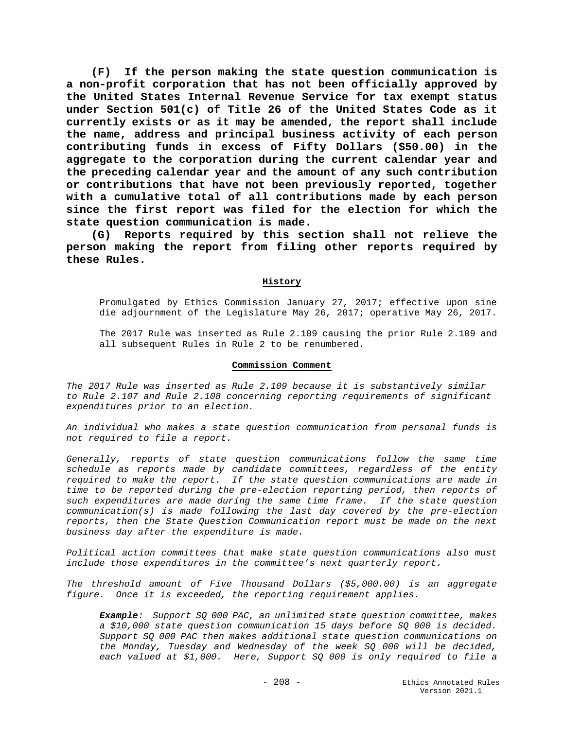**(F) If the person making the state question communication is a non-profit corporation that has not been officially approved by the United States Internal Revenue Service for tax exempt status under Section 501(c) of Title 26 of the United States Code as it currently exists or as it may be amended, the report shall include the name, address and principal business activity of each person contributing funds in excess of Fifty Dollars ($50.00) in the aggregate to the corporation during the current calendar year and the preceding calendar year and the amount of any such contribution or contributions that have not been previously reported, together with a cumulative total of all contributions made by each person since the first report was filed for the election for which the state question communication is made.**

**(G) Reports required by this section shall not relieve the person making the report from filing other reports required by these Rules.**

### History

Promulgated by Ethics Commission January 27, 2017; effective upon sine die adjournment of the Legislature May 26, 2017; operative May 26, 2017.

The 2017 Rule was inserted as Rule 2.109 causing the prior Rule 2.109 and all subsequent Rules in Rule 2 to be renumbered.

### Commission Comment

*The 2017 Rule was inserted as Rule 2.109 because it is substantively similar to Rule 2.107 and Rule 2.108 concerning reporting requirements of significant expenditures prior to an election.*

*An individual who makes a state question communication from personal funds is not required to file a report.*

*Generally, reports of state question communications follow the same time schedule as reports made by candidate committees, regardless of the entity required to make the report. If the state question communications are made in time to be reported during the pre-election reporting period, then reports of such expenditures are made during the same time frame. If the state question communication(s) is made following the last day covered by the pre-election reports, then the State Question Communication report must be made on the next business day after the expenditure is made.*

*Political action committees that make state question communications also must include those expenditures in the committee's next quarterly report.*

*The threshold amount of Five Thousand Dollars ($5,000.00) is an aggregate figure. Once it is exceeded, the reporting requirement applies.*

> ***Example**: Support SQ 000 PAC, an unlimited state question committee, makes a $10,000 state question communication 15 days before SQ 000 is decided. Support SQ 000 PAC then makes additional state question communications on the Monday, Tuesday and Wednesday of the week SQ 000 will be decided, each valued at $1,000. Here, Support SQ 000 is only required to file a*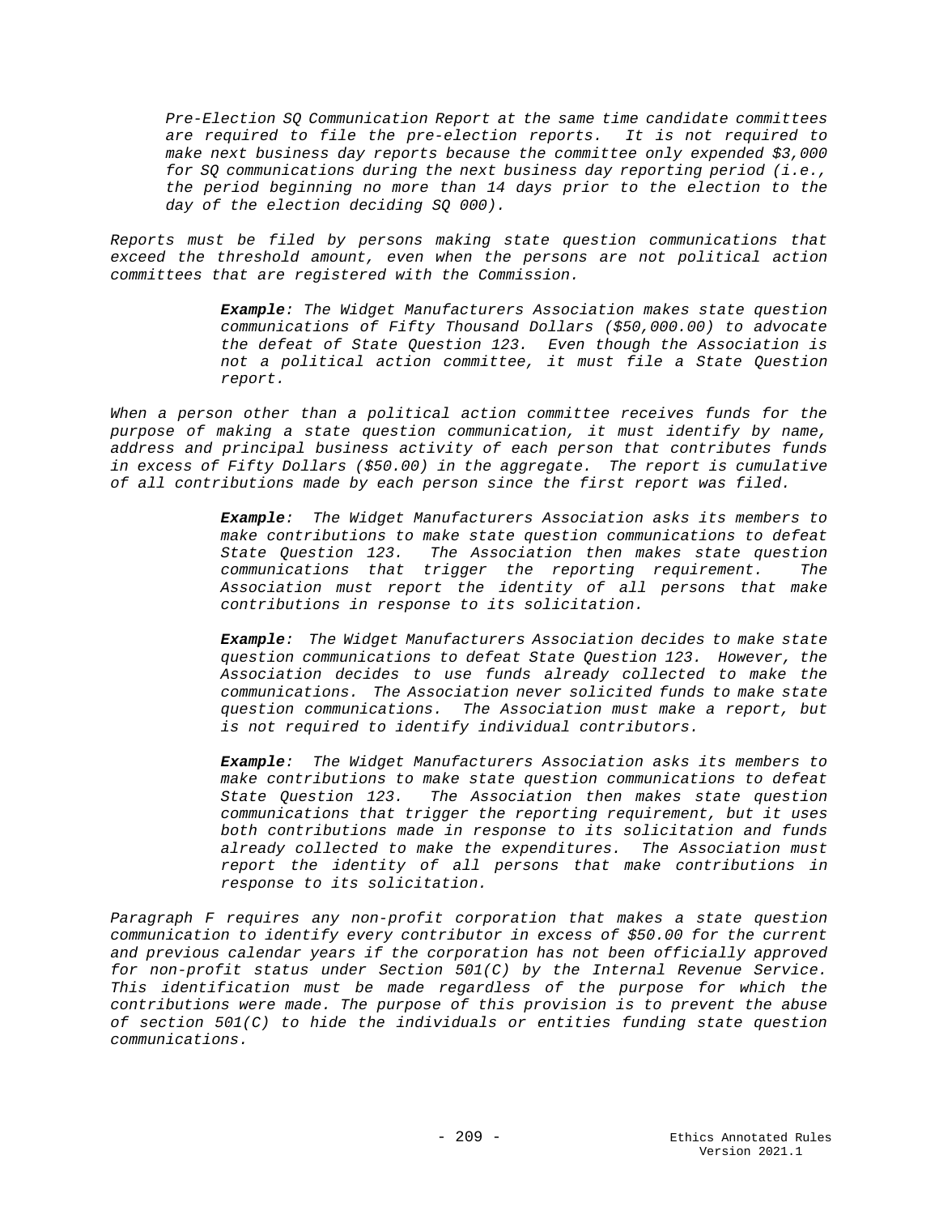*Pre-Election SQ Communication Report at the same time candidate committees are required to file the pre-election reports. It is not required to make next business day reports because the committee only expended $3,000 for SQ communications during the next business day reporting period (i.e., the period beginning no more than 14 days prior to the election to the day of the election deciding SQ 000).*

*Reports must be filed by persons making state question communications that exceed the threshold amount, even when the persons are not political action committees that are registered with the Commission.*

> ***Example****: The Widget Manufacturers Association makes state question communications of Fifty Thousand Dollars ($50,000.00) to advocate the defeat of State Question 123. Even though the Association is not a political action committee, it must file a State Question report.*

*When a person other than a political action committee receives funds for the purpose of making a state question communication, it must identify by name, address and principal business activity of each person that contributes funds in excess of Fifty Dollars ($50.00) in the aggregate. The report is cumulative of all contributions made by each person since the first report was filed.*

> ***Example****: The Widget Manufacturers Association asks its members to make contributions to make state question communications to defeat State Question 123. The Association then makes state question communications that trigger the reporting requirement. The Association must report the identity of all persons that make contributions in response to its solicitation.*
>
> ***Example****: The Widget Manufacturers Association decides to make state question communications to defeat State Question 123. However, the Association decides to use funds already collected to make the communications. The Association never solicited funds to make state question communications. The Association must make a report, but is not required to identify individual contributors.*
>
> ***Example****: The Widget Manufacturers Association asks its members to make contributions to make state question communications to defeat State Question 123. The Association then makes state question communications that trigger the reporting requirement, but it uses both contributions made in response to its solicitation and funds already collected to make the expenditures. The Association must report the identity of all persons that make contributions in response to its solicitation.*

*Paragraph F requires any non-profit corporation that makes a state question communication to identify every contributor in excess of $50.00 for the current and previous calendar years if the corporation has not been officially approved for non-profit status under Section 501(C) by the Internal Revenue Service. This identification must be made regardless of the purpose for which the contributions were made. The purpose of this provision is to prevent the abuse of section 501(C) to hide the individuals or entities funding state question communications.*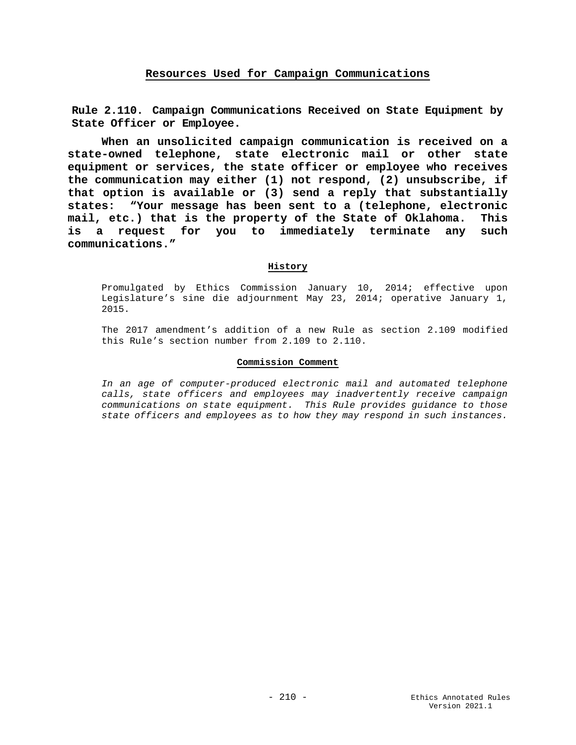## Resources Used for Campaign Communications

### Rule 2.110. Campaign Communications Received on State Equipment by State Officer or Employee.

**When an unsolicited campaign communication is received on a state-owned telephone, state electronic mail or other state equipment or services, the state officer or employee who receives the communication may either (1) not respond, (2) unsubscribe, if that option is available or (3) send a reply that substantially states: "Your message has been sent to a (telephone, electronic mail, etc.) that is the property of the State of Oklahoma. This is a request for you to immediately terminate any such communications."**

#### History

Promulgated by Ethics Commission January 10, 2014; effective upon Legislature's sine die adjournment May 23, 2014; operative January 1, 2015.

The 2017 amendment's addition of a new Rule as section 2.109 modified this Rule's section number from 2.109 to 2.110.

#### Commission Comment

*In an age of computer-produced electronic mail and automated telephone calls, state officers and employees may inadvertently receive campaign communications on state equipment. This Rule provides guidance to those state officers and employees as to how they may respond in such instances.*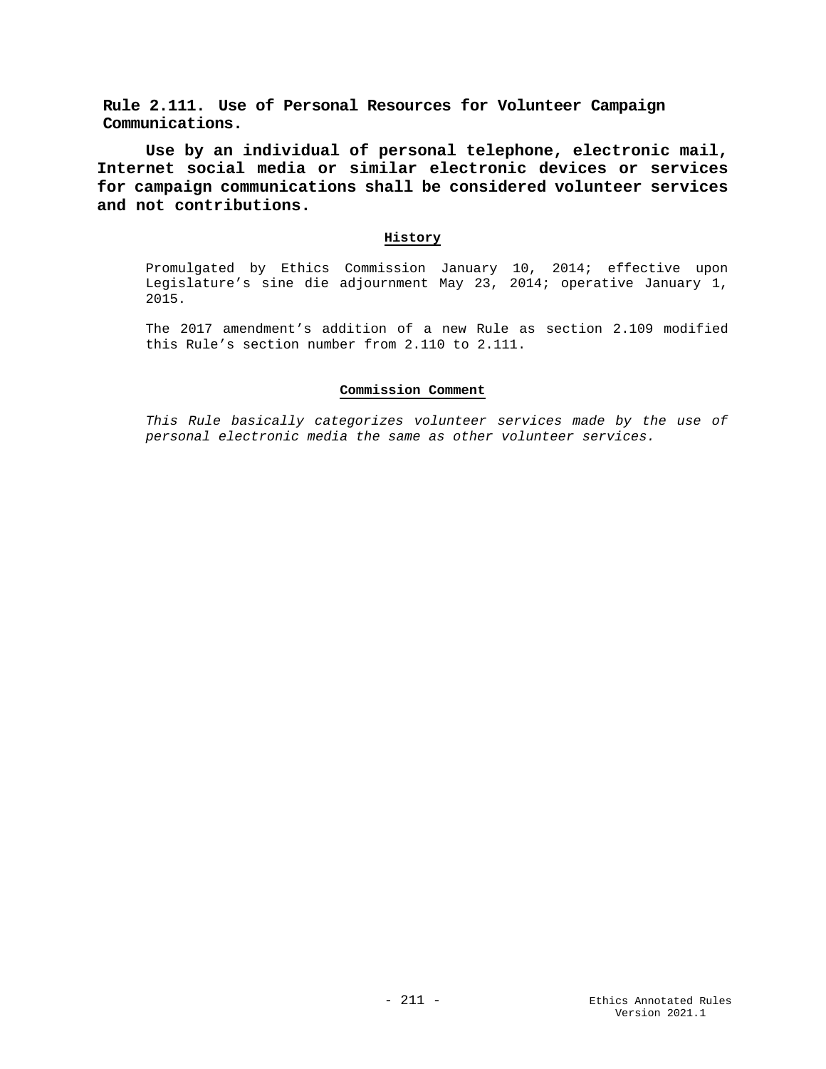## Rule 2.111. Use of Personal Resources for Volunteer Campaign Communications.

**Use by an individual of personal telephone, electronic mail, Internet social media or similar electronic devices or services for campaign communications shall be considered volunteer services and not contributions.**

### History

Promulgated by Ethics Commission January 10, 2014; effective upon Legislature's sine die adjournment May 23, 2014; operative January 1, 2015.

The 2017 amendment's addition of a new Rule as section 2.109 modified this Rule's section number from 2.110 to 2.111.

### Commission Comment

*This Rule basically categorizes volunteer services made by the use of personal electronic media the same as other volunteer services.*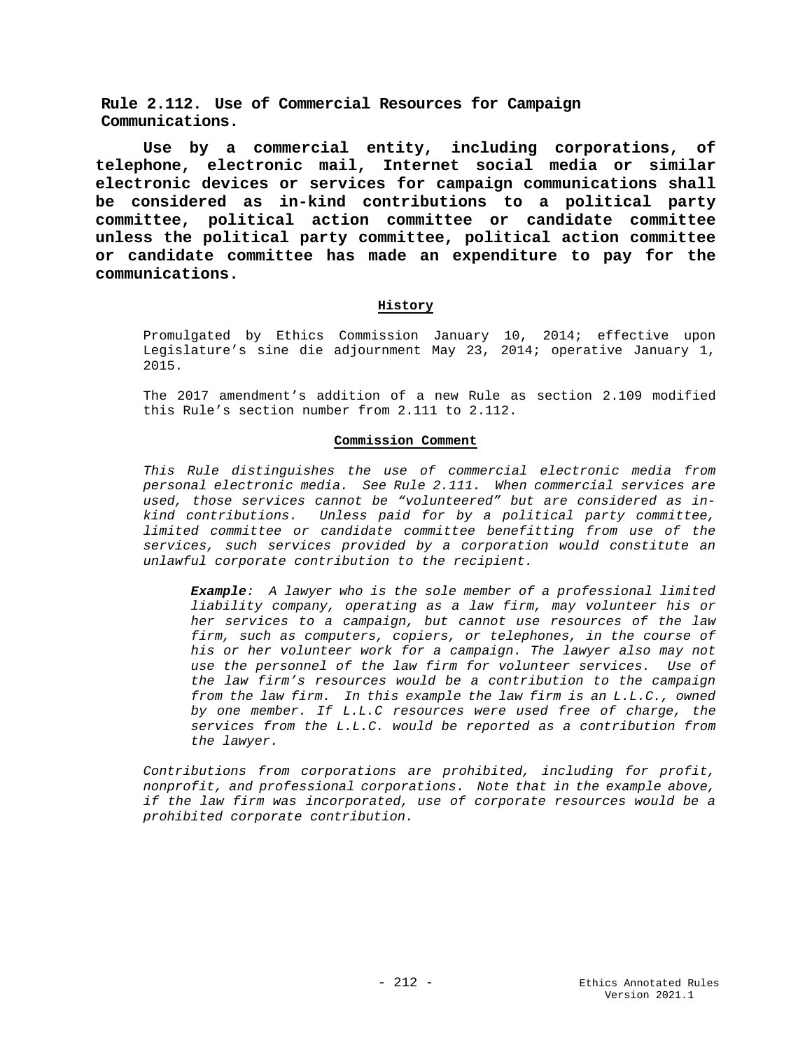## Rule 2.112. Use of Commercial Resources for Campaign Communications.

**Use by a commercial entity, including corporations, of telephone, electronic mail, Internet social media or similar electronic devices or services for campaign communications shall be considered as in-kind contributions to a political party committee, political action committee or candidate committee unless the political party committee, political action committee or candidate committee has made an expenditure to pay for the communications.**

### History

Promulgated by Ethics Commission January 10, 2014; effective upon Legislature's sine die adjournment May 23, 2014; operative January 1, 2015.

The 2017 amendment's addition of a new Rule as section 2.109 modified this Rule's section number from 2.111 to 2.112.

### Commission Comment

*This Rule distinguishes the use of commercial electronic media from personal electronic media. See Rule 2.111. When commercial services are used, those services cannot be "volunteered" but are considered as in-kind contributions. Unless paid for by a political party committee, limited committee or candidate committee benefitting from use of the services, such services provided by a corporation would constitute an unlawful corporate contribution to the recipient.*

> ***Example**: A lawyer who is the sole member of a professional limited liability company, operating as a law firm, may volunteer his or her services to a campaign, but cannot use resources of the law firm, such as computers, copiers, or telephones, in the course of his or her volunteer work for a campaign. The lawyer also may not use the personnel of the law firm for volunteer services. Use of the law firm's resources would be a contribution to the campaign from the law firm. In this example the law firm is an L.L.C., owned by one member. If L.L.C resources were used free of charge, the services from the L.L.C. would be reported as a contribution from the lawyer.*

*Contributions from corporations are prohibited, including for profit, nonprofit, and professional corporations. Note that in the example above, if the law firm was incorporated, use of corporate resources would be a prohibited corporate contribution.*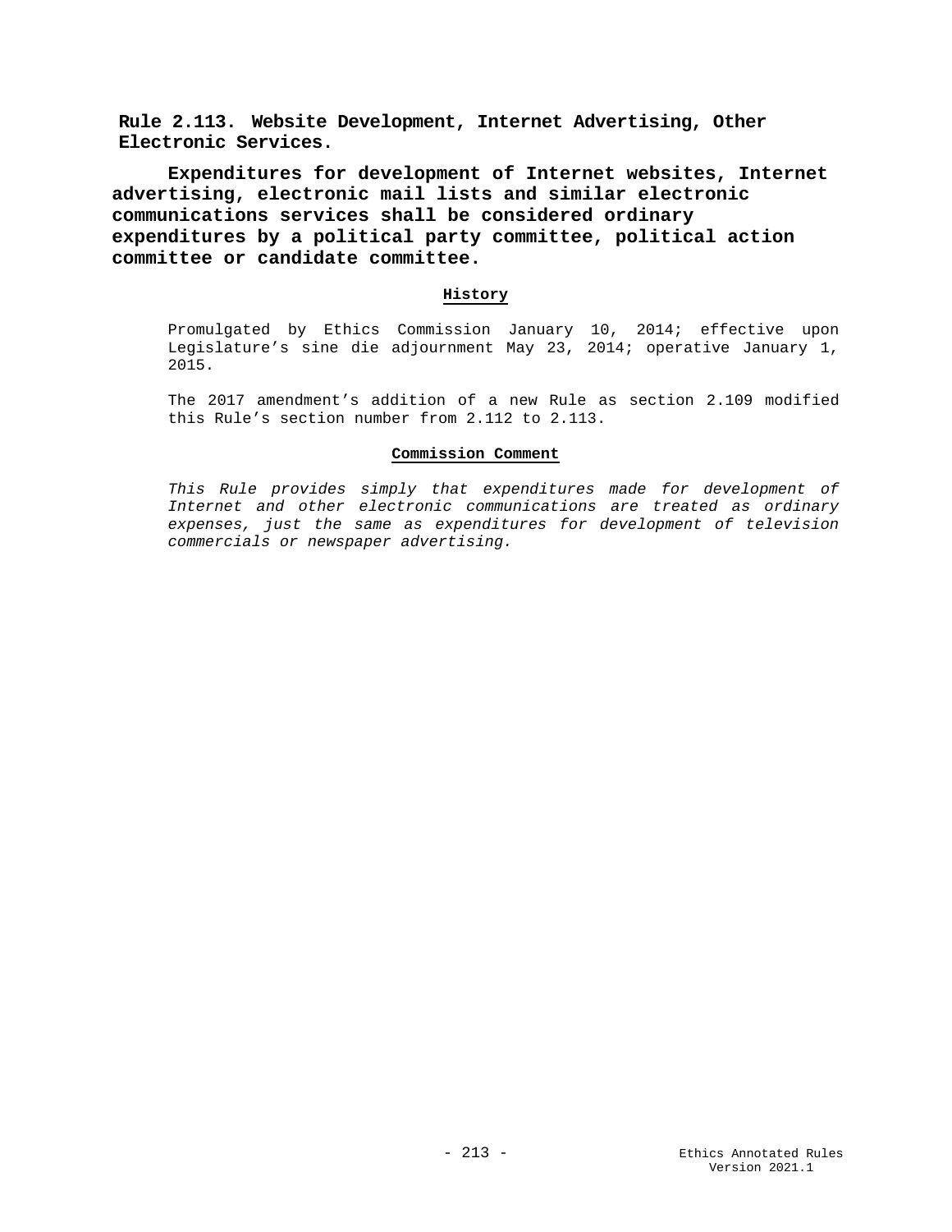**Rule 2.113. Website Development, Internet Advertising, Other Electronic Services.**

**Expenditures for development of Internet websites, Internet advertising, electronic mail lists and similar electronic communications services shall be considered ordinary expenditures by a political party committee, political action committee or candidate committee.**

**History**

Promulgated by Ethics Commission January 10, 2014; effective upon Legislature's sine die adjournment May 23, 2014; operative January 1, 2015.

The 2017 amendment's addition of a new Rule as section 2.109 modified this Rule's section number from 2.112 to 2.113.

**Commission Comment**

*This Rule provides simply that expenditures made for development of Internet and other electronic communications are treated as ordinary expenses, just the same as expenditures for development of television commercials or newspaper advertising.*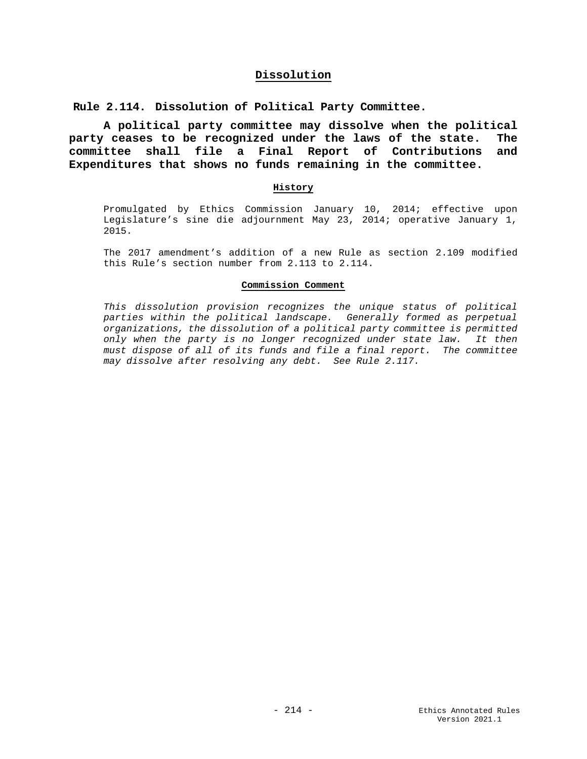## Dissolution

### Rule 2.114. Dissolution of Political Party Committee.

**A political party committee may dissolve when the political party ceases to be recognized under the laws of the state. The committee shall file a Final Report of Contributions and Expenditures that shows no funds remaining in the committee.**

#### History

Promulgated by Ethics Commission January 10, 2014; effective upon Legislature's sine die adjournment May 23, 2014; operative January 1, 2015.

The 2017 amendment's addition of a new Rule as section 2.109 modified this Rule's section number from 2.113 to 2.114.

#### Commission Comment

*This dissolution provision recognizes the unique status of political parties within the political landscape. Generally formed as perpetual organizations, the dissolution of a political party committee is permitted only when the party is no longer recognized under state law. It then must dispose of all of its funds and file a final report. The committee may dissolve after resolving any debt. See Rule 2.117.*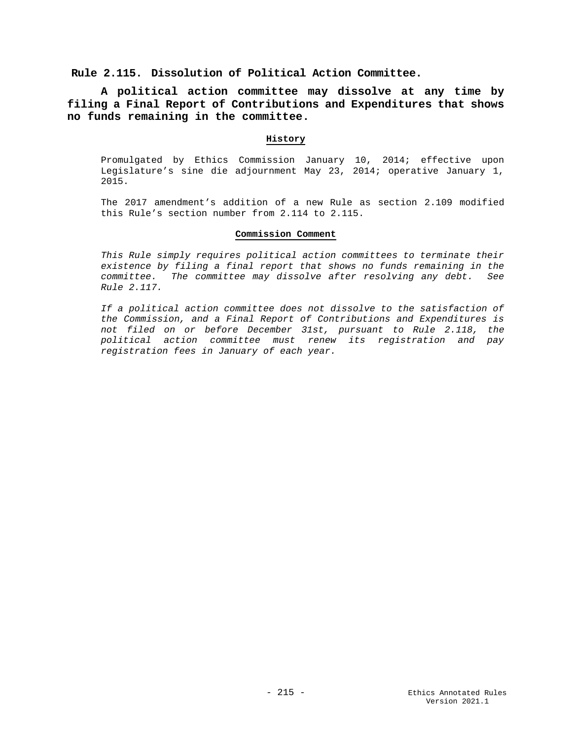## Rule 2.115. Dissolution of Political Action Committee.

**A political action committee may dissolve at any time by filing a Final Report of Contributions and Expenditures that shows no funds remaining in the committee.**

### History

Promulgated by Ethics Commission January 10, 2014; effective upon Legislature's sine die adjournment May 23, 2014; operative January 1, 2015.

The 2017 amendment's addition of a new Rule as section 2.109 modified this Rule's section number from 2.114 to 2.115.

### Commission Comment

*This Rule simply requires political action committees to terminate their existence by filing a final report that shows no funds remaining in the committee. The committee may dissolve after resolving any debt. See Rule 2.117.*

*If a political action committee does not dissolve to the satisfaction of the Commission, and a Final Report of Contributions and Expenditures is not filed on or before December 31st, pursuant to Rule 2.118, the political action committee must renew its registration and pay registration fees in January of each year.*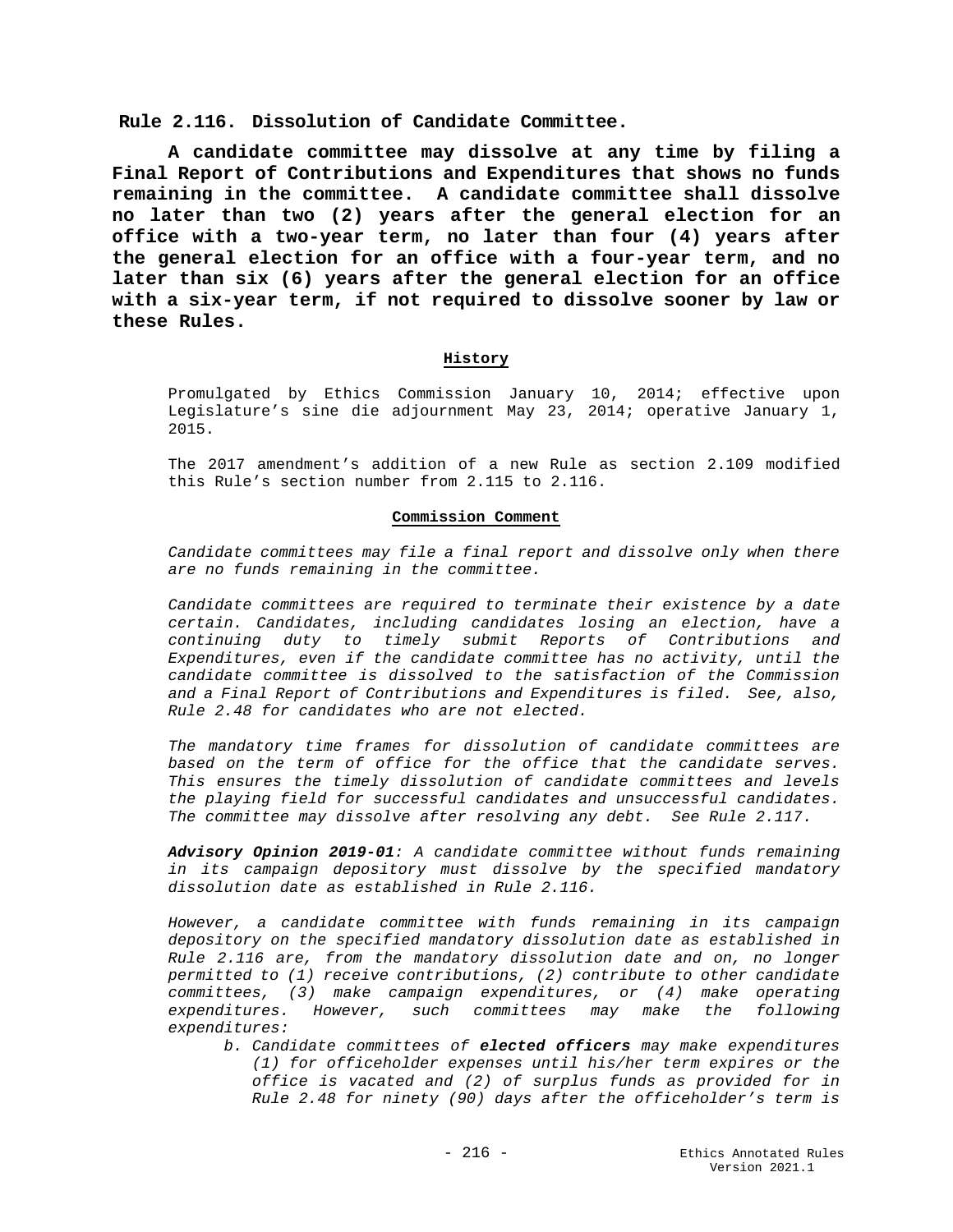## Rule 2.116. Dissolution of Candidate Committee.

**A candidate committee may dissolve at any time by filing a Final Report of Contributions and Expenditures that shows no funds remaining in the committee. A candidate committee shall dissolve no later than two (2) years after the general election for an office with a two-year term, no later than four (4) years after the general election for an office with a four-year term, and no later than six (6) years after the general election for an office with a six-year term, if not required to dissolve sooner by law or these Rules.**

### History

Promulgated by Ethics Commission January 10, 2014; effective upon Legislature's sine die adjournment May 23, 2014; operative January 1, 2015.

The 2017 amendment's addition of a new Rule as section 2.109 modified this Rule's section number from 2.115 to 2.116.

### Commission Comment

*Candidate committees may file a final report and dissolve only when there are no funds remaining in the committee.*

*Candidate committees are required to terminate their existence by a date certain. Candidates, including candidates losing an election, have a continuing duty to timely submit Reports of Contributions and Expenditures, even if the candidate committee has no activity, until the candidate committee is dissolved to the satisfaction of the Commission and a Final Report of Contributions and Expenditures is filed. See, also, Rule 2.48 for candidates who are not elected.*

*The mandatory time frames for dissolution of candidate committees are based on the term of office for the office that the candidate serves. This ensures the timely dissolution of candidate committees and levels the playing field for successful candidates and unsuccessful candidates. The committee may dissolve after resolving any debt. See Rule 2.117.*

***Advisory Opinion 2019-01**: A candidate committee without funds remaining in its campaign depository must dissolve by the specified mandatory dissolution date as established in Rule 2.116.*

*However, a candidate committee with funds remaining in its campaign depository on the specified mandatory dissolution date as established in Rule 2.116 are, from the mandatory dissolution date and on, no longer permitted to (1) receive contributions, (2) contribute to other candidate committees, (3) make campaign expenditures, or (4) make operating expenditures. However, such committees may make the following expenditures:*

*b. Candidate committees of **elected officers** may make expenditures (1) for officeholder expenses until his/her term expires or the office is vacated and (2) of surplus funds as provided for in Rule 2.48 for ninety (90) days after the officeholder's term is*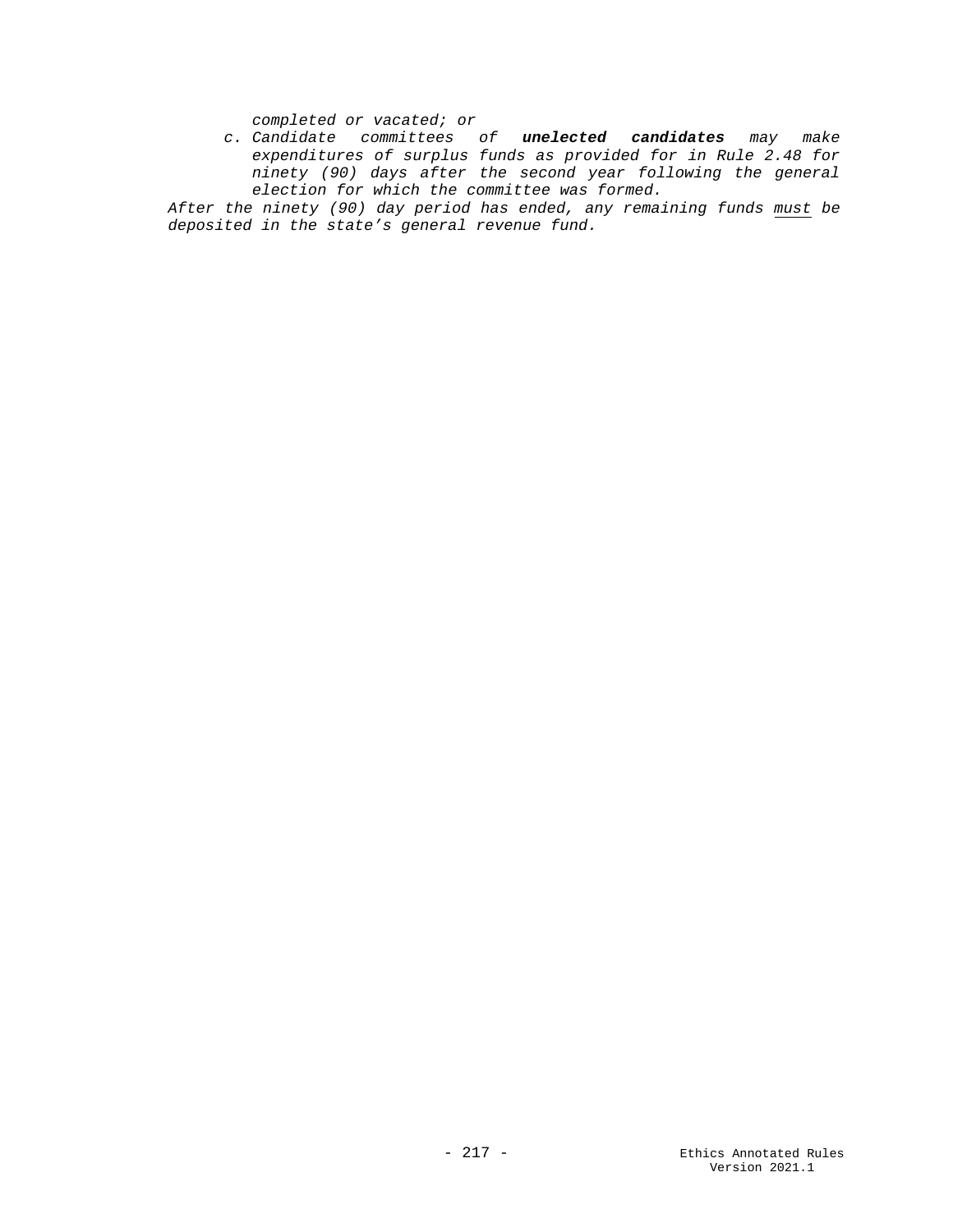*completed or vacated; or*

*c. Candidate committees of* ***unelected candidates*** *may make expenditures of surplus funds as provided for in Rule 2.48 for ninety (90) days after the second year following the general election for which the committee was formed.*

*After the ninety (90) day period has ended, any remaining funds <u>must</u> be deposited in the state's general revenue fund.*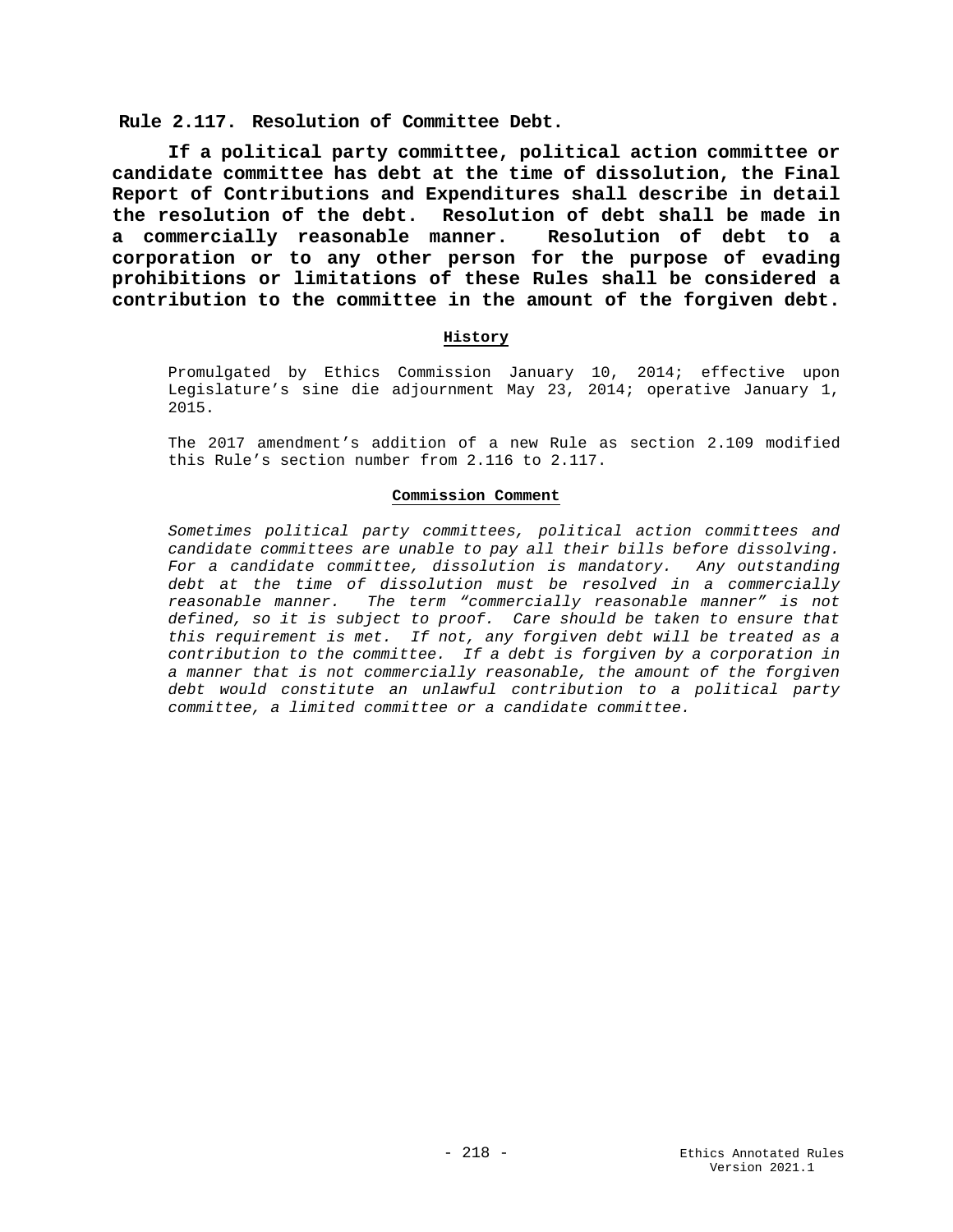## Rule 2.117. Resolution of Committee Debt.

**If a political party committee, political action committee or candidate committee has debt at the time of dissolution, the Final Report of Contributions and Expenditures shall describe in detail the resolution of the debt. Resolution of debt shall be made in a commercially reasonable manner. Resolution of debt to a corporation or to any other person for the purpose of evading prohibitions or limitations of these Rules shall be considered a contribution to the committee in the amount of the forgiven debt.**

#### History

Promulgated by Ethics Commission January 10, 2014; effective upon Legislature's sine die adjournment May 23, 2014; operative January 1, 2015.

The 2017 amendment's addition of a new Rule as section 2.109 modified this Rule's section number from 2.116 to 2.117.

#### Commission Comment

*Sometimes political party committees, political action committees and candidate committees are unable to pay all their bills before dissolving. For a candidate committee, dissolution is mandatory. Any outstanding debt at the time of dissolution must be resolved in a commercially reasonable manner. The term "commercially reasonable manner" is not defined, so it is subject to proof. Care should be taken to ensure that this requirement is met. If not, any forgiven debt will be treated as a contribution to the committee. If a debt is forgiven by a corporation in a manner that is not commercially reasonable, the amount of the forgiven debt would constitute an unlawful contribution to a political party committee, a limited committee or a candidate committee.*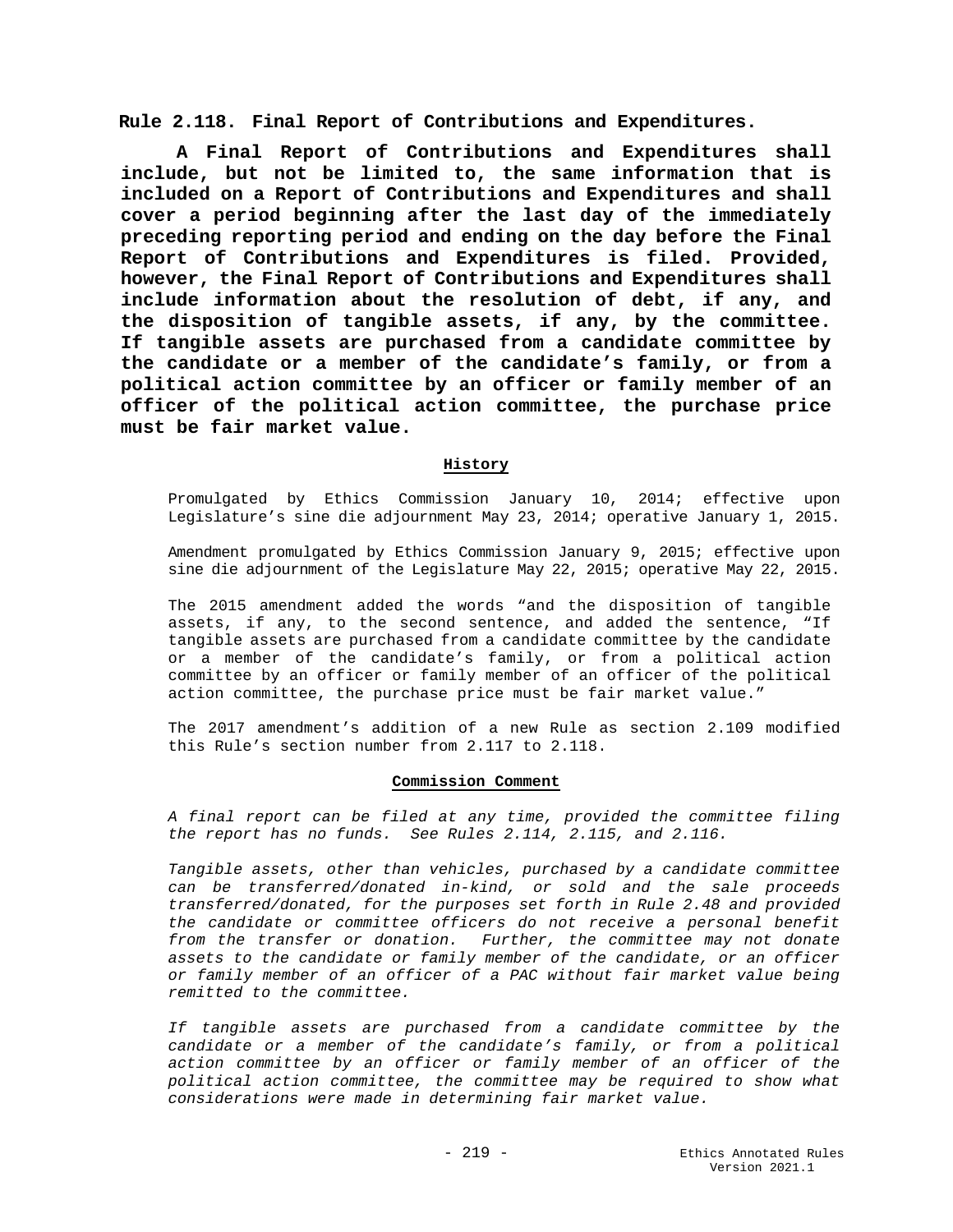## Rule 2.118. Final Report of Contributions and Expenditures.

**A Final Report of Contributions and Expenditures shall include, but not be limited to, the same information that is included on a Report of Contributions and Expenditures and shall cover a period beginning after the last day of the immediately preceding reporting period and ending on the day before the Final Report of Contributions and Expenditures is filed. Provided, however, the Final Report of Contributions and Expenditures shall include information about the resolution of debt, if any, and the disposition of tangible assets, if any, by the committee. If tangible assets are purchased from a candidate committee by the candidate or a member of the candidate's family, or from a political action committee by an officer or family member of an officer of the political action committee, the purchase price must be fair market value.**

### History

Promulgated by Ethics Commission January 10, 2014; effective upon Legislature's sine die adjournment May 23, 2014; operative January 1, 2015.

Amendment promulgated by Ethics Commission January 9, 2015; effective upon sine die adjournment of the Legislature May 22, 2015; operative May 22, 2015.

The 2015 amendment added the words "and the disposition of tangible assets, if any, to the second sentence, and added the sentence, "If tangible assets are purchased from a candidate committee by the candidate or a member of the candidate's family, or from a political action committee by an officer or family member of an officer of the political action committee, the purchase price must be fair market value."

The 2017 amendment's addition of a new Rule as section 2.109 modified this Rule's section number from 2.117 to 2.118.

### Commission Comment

*A final report can be filed at any time, provided the committee filing the report has no funds. See Rules 2.114, 2.115, and 2.116.*

*Tangible assets, other than vehicles, purchased by a candidate committee can be transferred/donated in-kind, or sold and the sale proceeds transferred/donated, for the purposes set forth in Rule 2.48 and provided the candidate or committee officers do not receive a personal benefit from the transfer or donation. Further, the committee may not donate assets to the candidate or family member of the candidate, or an officer or family member of an officer of a PAC without fair market value being remitted to the committee.*

*If tangible assets are purchased from a candidate committee by the candidate or a member of the candidate's family, or from a political action committee by an officer or family member of an officer of the political action committee, the committee may be required to show what considerations were made in determining fair market value.*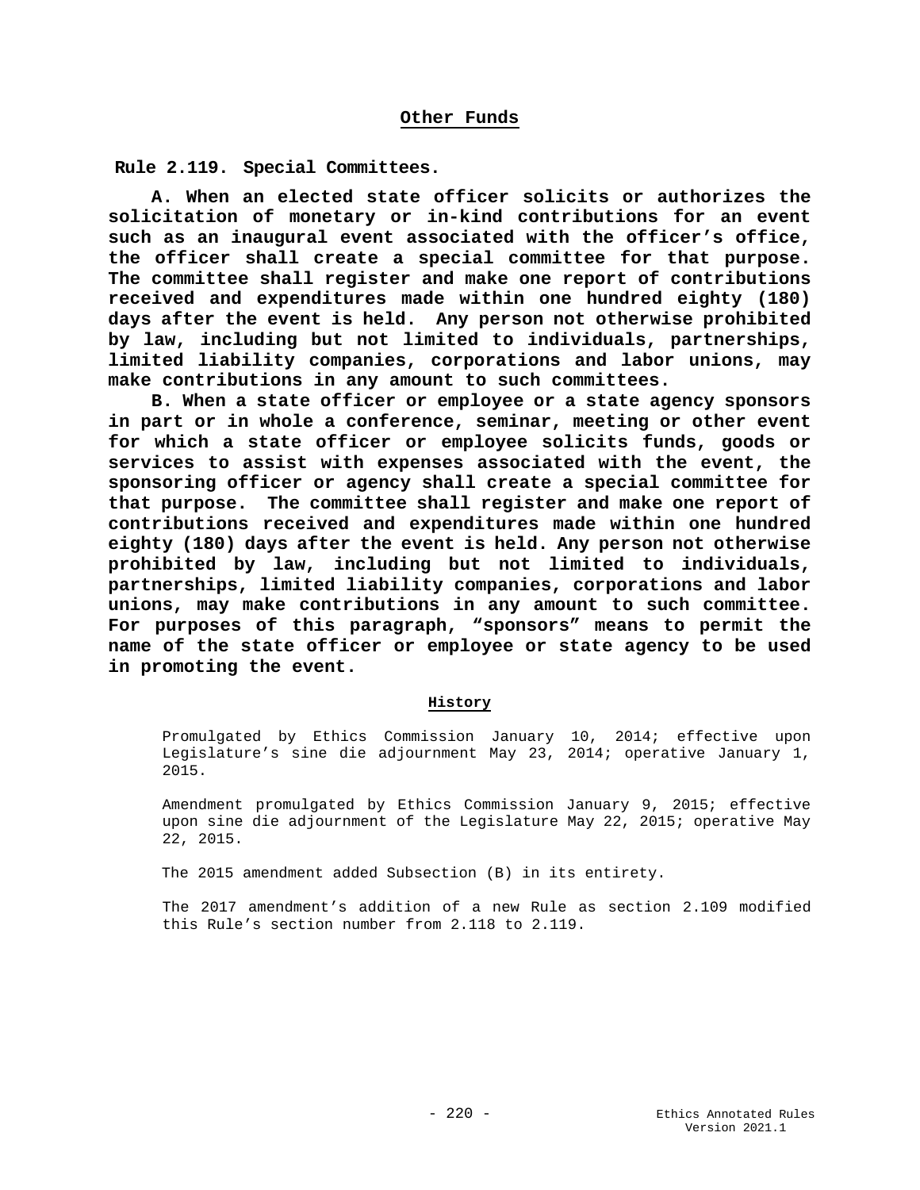## Other Funds

### Rule 2.119. Special Committees.

**A. When an elected state officer solicits or authorizes the solicitation of monetary or in-kind contributions for an event such as an inaugural event associated with the officer's office, the officer shall create a special committee for that purpose. The committee shall register and make one report of contributions received and expenditures made within one hundred eighty (180) days after the event is held. Any person not otherwise prohibited by law, including but not limited to individuals, partnerships, limited liability companies, corporations and labor unions, may make contributions in any amount to such committees.**

**B. When a state officer or employee or a state agency sponsors in part or in whole a conference, seminar, meeting or other event for which a state officer or employee solicits funds, goods or services to assist with expenses associated with the event, the sponsoring officer or agency shall create a special committee for that purpose. The committee shall register and make one report of contributions received and expenditures made within one hundred eighty (180) days after the event is held. Any person not otherwise prohibited by law, including but not limited to individuals, partnerships, limited liability companies, corporations and labor unions, may make contributions in any amount to such committee. For purposes of this paragraph, "sponsors" means to permit the name of the state officer or employee or state agency to be used in promoting the event.**

#### History

Promulgated by Ethics Commission January 10, 2014; effective upon Legislature's sine die adjournment May 23, 2014; operative January 1, 2015.

Amendment promulgated by Ethics Commission January 9, 2015; effective upon sine die adjournment of the Legislature May 22, 2015; operative May 22, 2015.

The 2015 amendment added Subsection (B) in its entirety.

The 2017 amendment's addition of a new Rule as section 2.109 modified this Rule's section number from 2.118 to 2.119.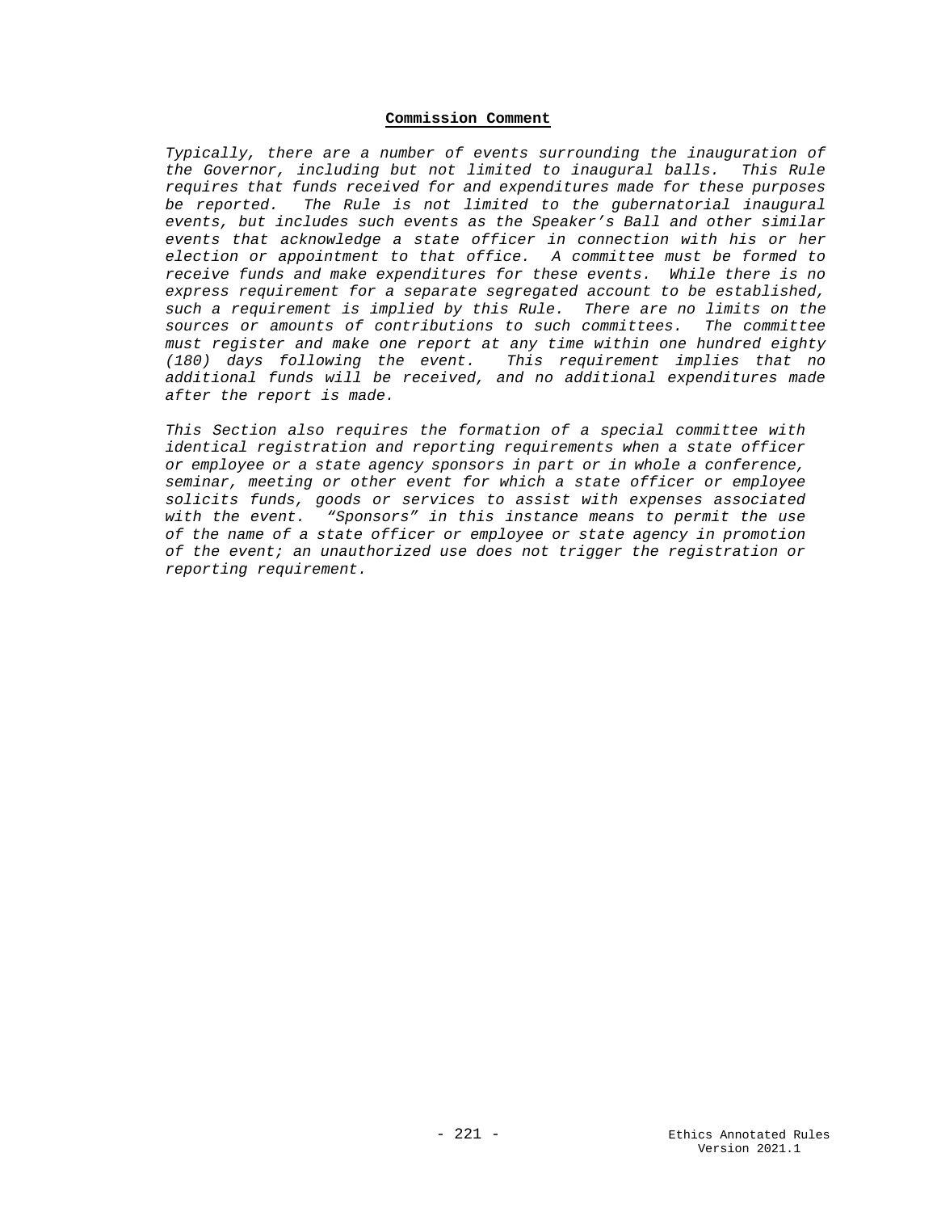**Commission Comment**

*Typically, there are a number of events surrounding the inauguration of the Governor, including but not limited to inaugural balls. This Rule requires that funds received for and expenditures made for these purposes be reported. The Rule is not limited to the gubernatorial inaugural events, but includes such events as the Speaker's Ball and other similar events that acknowledge a state officer in connection with his or her election or appointment to that office. A committee must be formed to receive funds and make expenditures for these events. While there is no express requirement for a separate segregated account to be established, such a requirement is implied by this Rule. There are no limits on the sources or amounts of contributions to such committees. The committee must register and make one report at any time within one hundred eighty (180) days following the event. This requirement implies that no additional funds will be received, and no additional expenditures made after the report is made.*

*This Section also requires the formation of a special committee with identical registration and reporting requirements when a state officer or employee or a state agency sponsors in part or in whole a conference, seminar, meeting or other event for which a state officer or employee solicits funds, goods or services to assist with expenses associated with the event. "Sponsors" in this instance means to permit the use of the name of a state officer or employee or state agency in promotion of the event; an unauthorized use does not trigger the registration or reporting requirement.*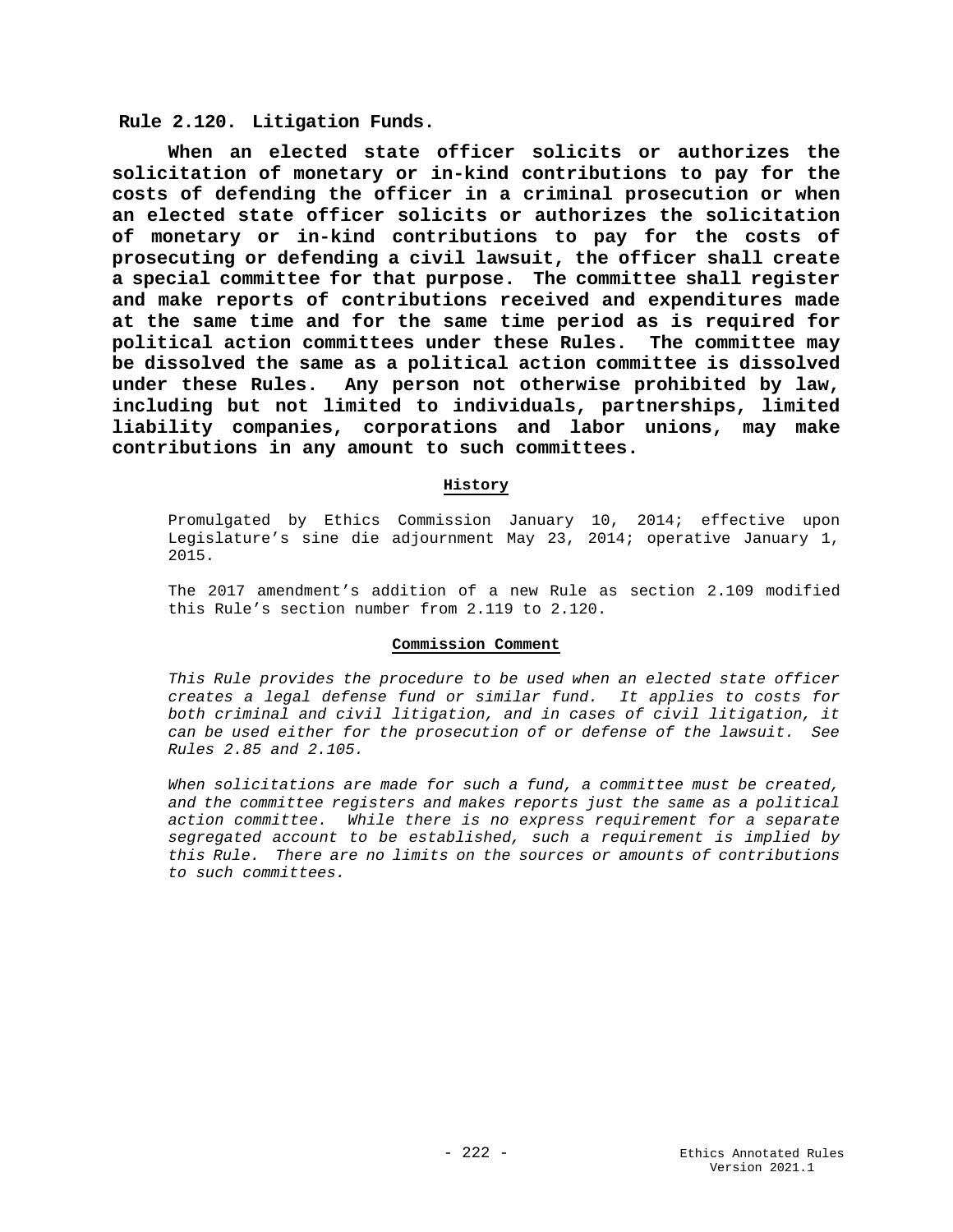## Rule 2.120. Litigation Funds.

**When an elected state officer solicits or authorizes the solicitation of monetary or in-kind contributions to pay for the costs of defending the officer in a criminal prosecution or when an elected state officer solicits or authorizes the solicitation of monetary or in-kind contributions to pay for the costs of prosecuting or defending a civil lawsuit, the officer shall create a special committee for that purpose. The committee shall register and make reports of contributions received and expenditures made at the same time and for the same time period as is required for political action committees under these Rules. The committee may be dissolved the same as a political action committee is dissolved under these Rules. Any person not otherwise prohibited by law, including but not limited to individuals, partnerships, limited liability companies, corporations and labor unions, may make contributions in any amount to such committees.**

### History

Promulgated by Ethics Commission January 10, 2014; effective upon Legislature's sine die adjournment May 23, 2014; operative January 1, 2015.

The 2017 amendment's addition of a new Rule as section 2.109 modified this Rule's section number from 2.119 to 2.120.

### Commission Comment

*This Rule provides the procedure to be used when an elected state officer creates a legal defense fund or similar fund. It applies to costs for both criminal and civil litigation, and in cases of civil litigation, it can be used either for the prosecution of or defense of the lawsuit. See Rules 2.85 and 2.105.*

*When solicitations are made for such a fund, a committee must be created, and the committee registers and makes reports just the same as a political action committee. While there is no express requirement for a separate segregated account to be established, such a requirement is implied by this Rule. There are no limits on the sources or amounts of contributions to such committees.*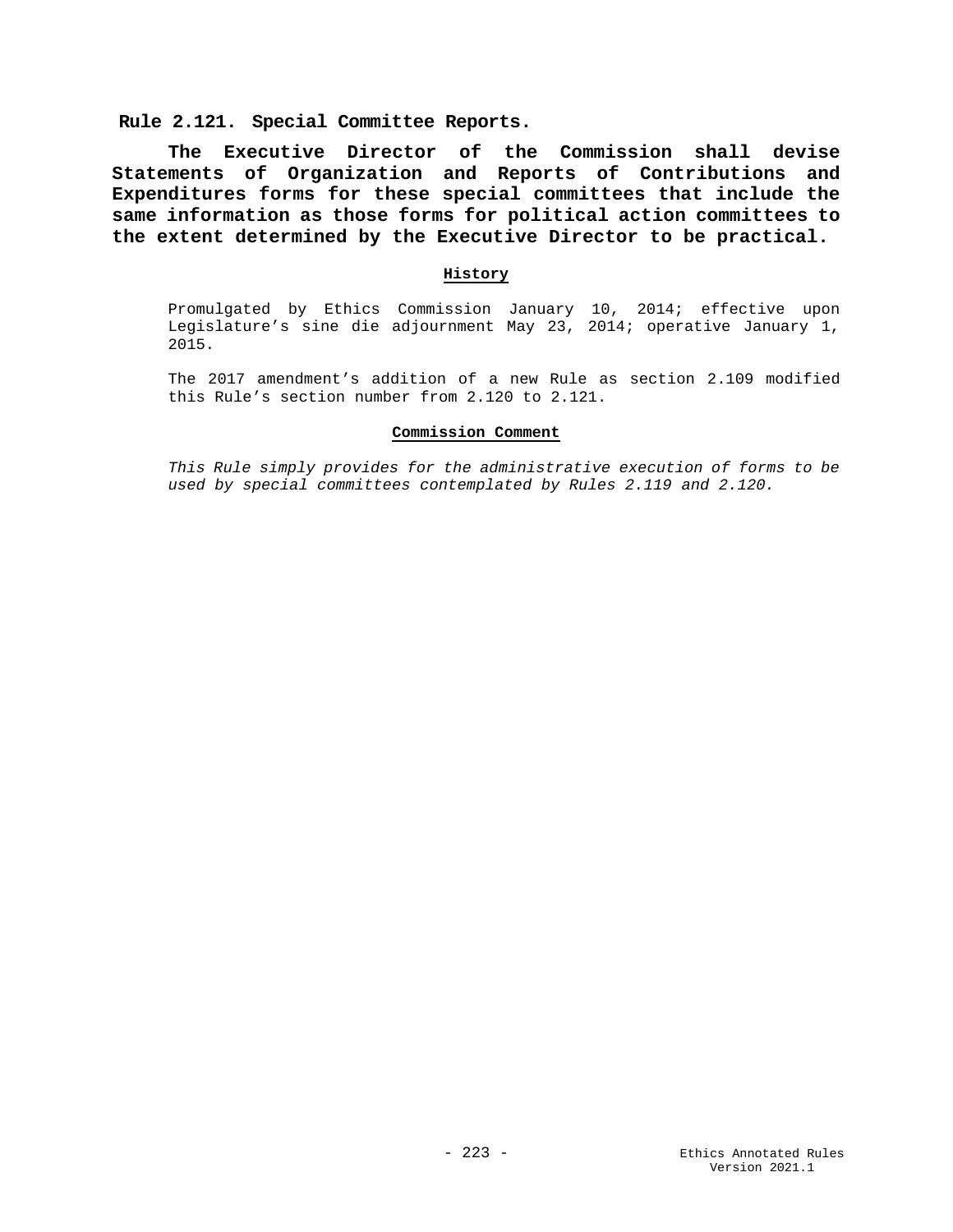## Rule 2.121. Special Committee Reports.

**The Executive Director of the Commission shall devise Statements of Organization and Reports of Contributions and Expenditures forms for these special committees that include the same information as those forms for political action committees to the extent determined by the Executive Director to be practical.**

### History

Promulgated by Ethics Commission January 10, 2014; effective upon Legislature's sine die adjournment May 23, 2014; operative January 1, 2015.

The 2017 amendment's addition of a new Rule as section 2.109 modified this Rule's section number from 2.120 to 2.121.

### Commission Comment

*This Rule simply provides for the administrative execution of forms to be used by special committees contemplated by Rules 2.119 and 2.120.*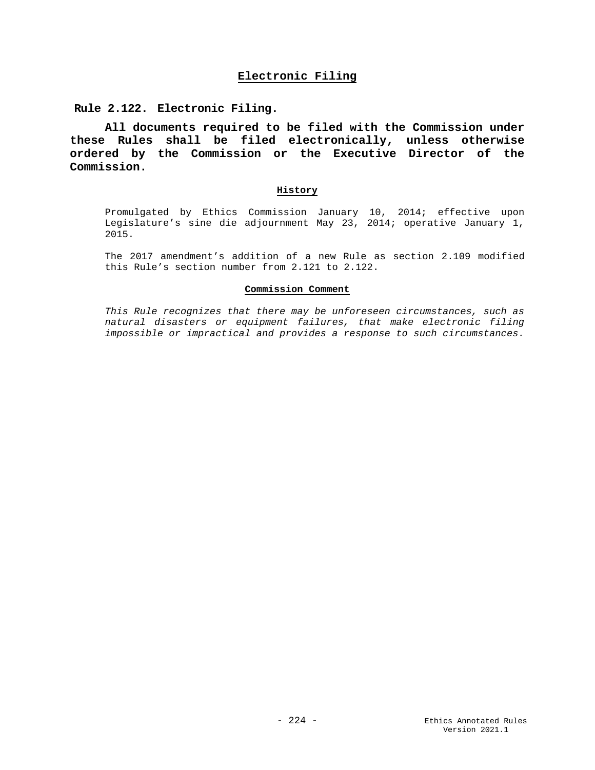## Electronic Filing

### Rule 2.122. Electronic Filing.

**All documents required to be filed with the Commission under these Rules shall be filed electronically, unless otherwise ordered by the Commission or the Executive Director of the Commission.**

#### History

Promulgated by Ethics Commission January 10, 2014; effective upon Legislature's sine die adjournment May 23, 2014; operative January 1, 2015.

The 2017 amendment's addition of a new Rule as section 2.109 modified this Rule's section number from 2.121 to 2.122.

#### Commission Comment

*This Rule recognizes that there may be unforeseen circumstances, such as natural disasters or equipment failures, that make electronic filing impossible or impractical and provides a response to such circumstances.*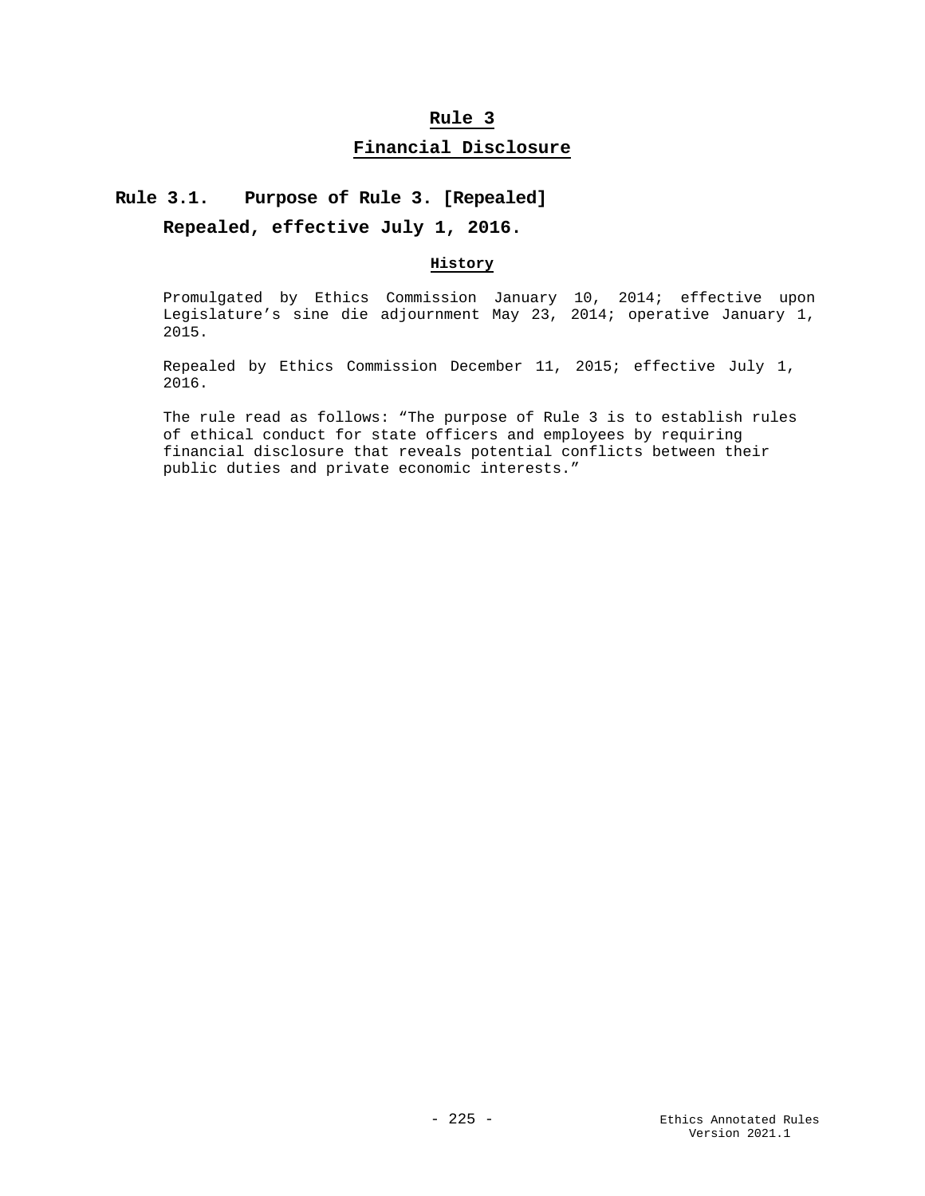# Rule 3

## Financial Disclosure

### Rule 3.1. Purpose of Rule 3. [Repealed]

**Repealed, effective July 1, 2016.**

#### History

Promulgated by Ethics Commission January 10, 2014; effective upon Legislature's sine die adjournment May 23, 2014; operative January 1, 2015.

Repealed by Ethics Commission December 11, 2015; effective July 1, 2016.

The rule read as follows: "The purpose of Rule 3 is to establish rules of ethical conduct for state officers and employees by requiring financial disclosure that reveals potential conflicts between their public duties and private economic interests."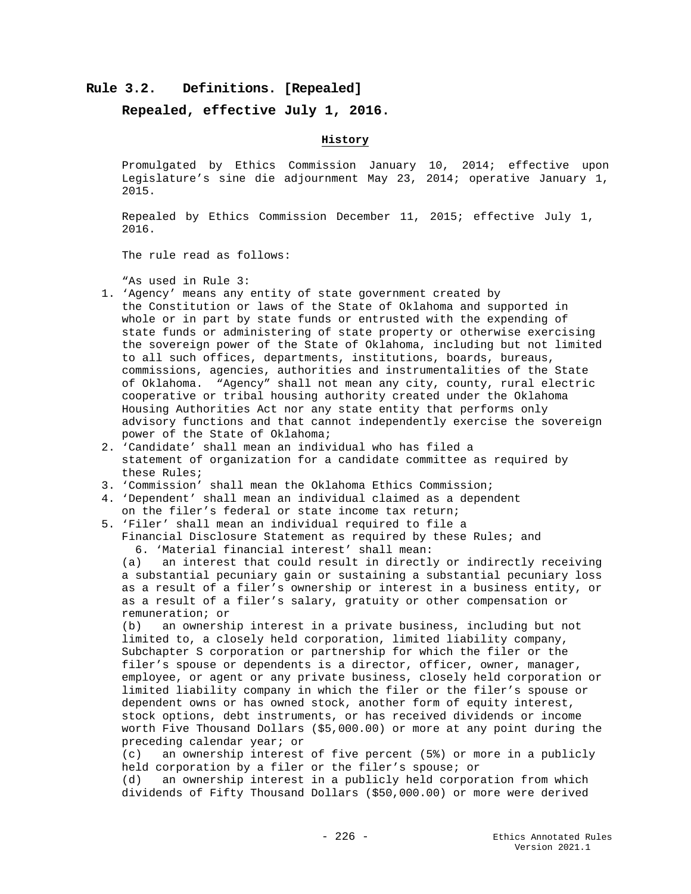## Rule 3.2. Definitions. [Repealed]

**Repealed, effective July 1, 2016.**

**History**

Promulgated by Ethics Commission January 10, 2014; effective upon Legislature's sine die adjournment May 23, 2014; operative January 1, 2015.

Repealed by Ethics Commission December 11, 2015; effective July 1, 2016.

The rule read as follows:

"As used in Rule 3:

1. 'Agency' means any entity of state government created by the Constitution or laws of the State of Oklahoma and supported in whole or in part by state funds or entrusted with the expending of state funds or administering of state property or otherwise exercising the sovereign power of the State of Oklahoma, including but not limited to all such offices, departments, institutions, boards, bureaus, commissions, agencies, authorities and instrumentalities of the State of Oklahoma. "Agency" shall not mean any city, county, rural electric cooperative or tribal housing authority created under the Oklahoma Housing Authorities Act nor any state entity that performs only advisory functions and that cannot independently exercise the sovereign power of the State of Oklahoma;
2. 'Candidate' shall mean an individual who has filed a statement of organization for a candidate committee as required by these Rules;
3. 'Commission' shall mean the Oklahoma Ethics Commission;
4. 'Dependent' shall mean an individual claimed as a dependent on the filer's federal or state income tax return;
5. 'Filer' shall mean an individual required to file a Financial Disclosure Statement as required by these Rules; and
6. 'Material financial interest' shall mean:

(a) an interest that could result in directly or indirectly receiving a substantial pecuniary gain or sustaining a substantial pecuniary loss as a result of a filer's ownership or interest in a business entity, or as a result of a filer's salary, gratuity or other compensation or remuneration; or

(b) an ownership interest in a private business, including but not limited to, a closely held corporation, limited liability company, Subchapter S corporation or partnership for which the filer or the filer's spouse or dependents is a director, officer, owner, manager, employee, or agent or any private business, closely held corporation or limited liability company in which the filer or the filer's spouse or dependent owns or has owned stock, another form of equity interest, stock options, debt instruments, or has received dividends or income worth Five Thousand Dollars ($5,000.00) or more at any point during the preceding calendar year; or

(c) an ownership interest of five percent (5%) or more in a publicly held corporation by a filer or the filer's spouse; or

(d) an ownership interest in a publicly held corporation from which dividends of Fifty Thousand Dollars ($50,000.00) or more were derived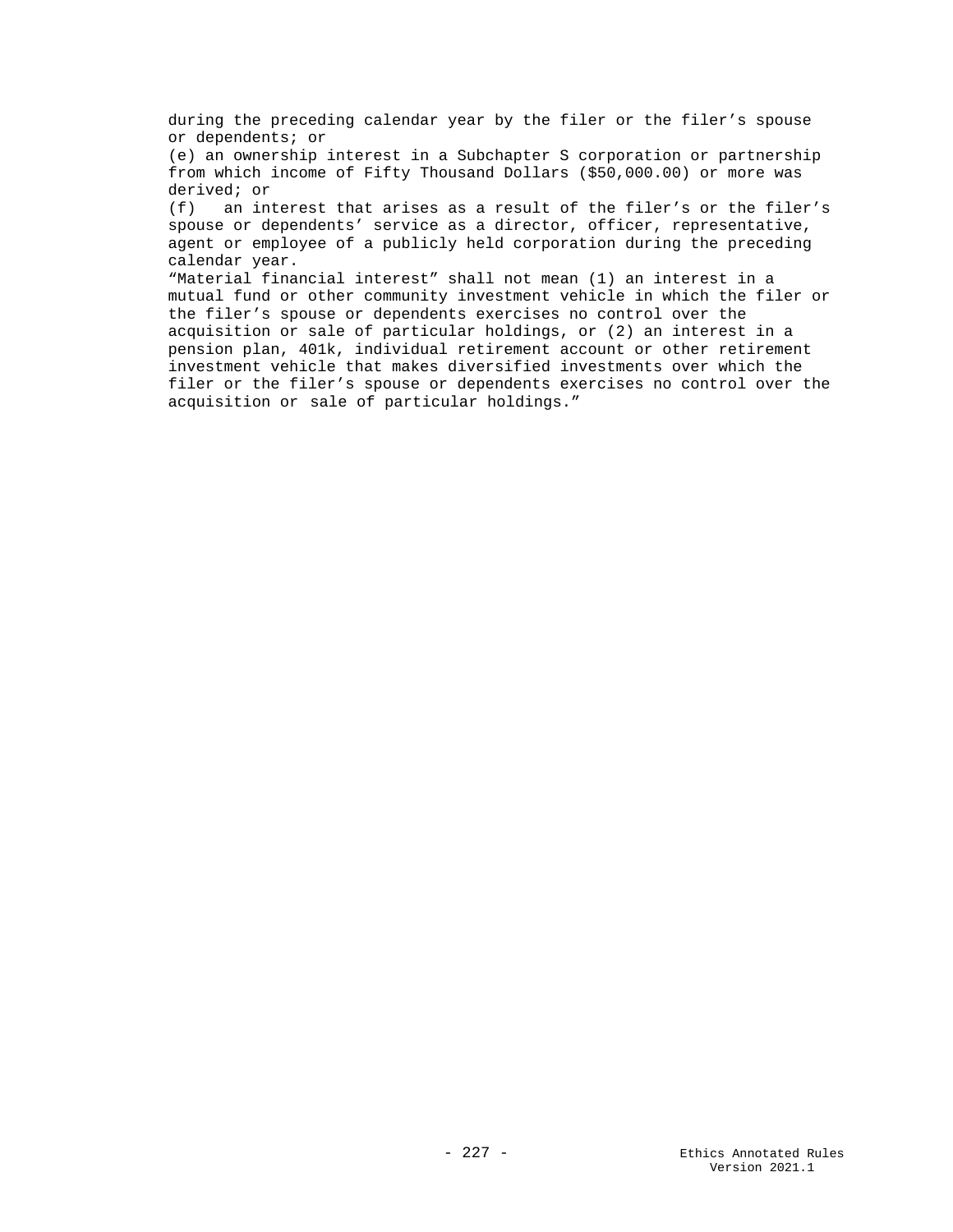during the preceding calendar year by the filer or the filer's spouse or dependents; or

(e) an ownership interest in a Subchapter S corporation or partnership from which income of Fifty Thousand Dollars ($50,000.00) or more was derived; or

(f) an interest that arises as a result of the filer's or the filer's spouse or dependents' service as a director, officer, representative, agent or employee of a publicly held corporation during the preceding calendar year.

"Material financial interest" shall not mean (1) an interest in a mutual fund or other community investment vehicle in which the filer or the filer's spouse or dependents exercises no control over the acquisition or sale of particular holdings, or (2) an interest in a pension plan, 401k, individual retirement account or other retirement investment vehicle that makes diversified investments over which the filer or the filer's spouse or dependents exercises no control over the acquisition or sale of particular holdings."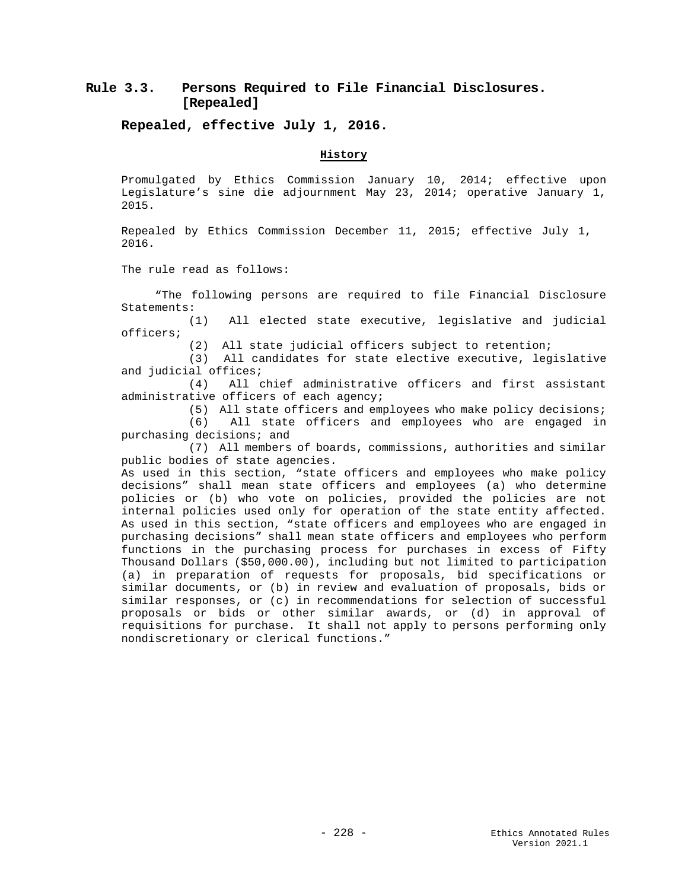## Rule 3.3. Persons Required to File Financial Disclosures. [Repealed]

**Repealed, effective July 1, 2016.**

**History**

Promulgated by Ethics Commission January 10, 2014; effective upon Legislature's sine die adjournment May 23, 2014; operative January 1, 2015.

Repealed by Ethics Commission December 11, 2015; effective July 1, 2016.

The rule read as follows:

"The following persons are required to file Financial Disclosure Statements:

(1) All elected state executive, legislative and judicial officers;

(2) All state judicial officers subject to retention;

(3) All candidates for state elective executive, legislative and judicial offices;

(4) All chief administrative officers and first assistant administrative officers of each agency;

(5) All state officers and employees who make policy decisions;

(6) All state officers and employees who are engaged in purchasing decisions; and

(7) All members of boards, commissions, authorities and similar public bodies of state agencies.

As used in this section, "state officers and employees who make policy decisions" shall mean state officers and employees (a) who determine policies or (b) who vote on policies, provided the policies are not internal policies used only for operation of the state entity affected. As used in this section, "state officers and employees who are engaged in purchasing decisions" shall mean state officers and employees who perform functions in the purchasing process for purchases in excess of Fifty Thousand Dollars ($50,000.00), including but not limited to participation (a) in preparation of requests for proposals, bid specifications or similar documents, or (b) in review and evaluation of proposals, bids or similar responses, or (c) in recommendations for selection of successful proposals or bids or other similar awards, or (d) in approval of requisitions for purchase. It shall not apply to persons performing only nondiscretionary or clerical functions."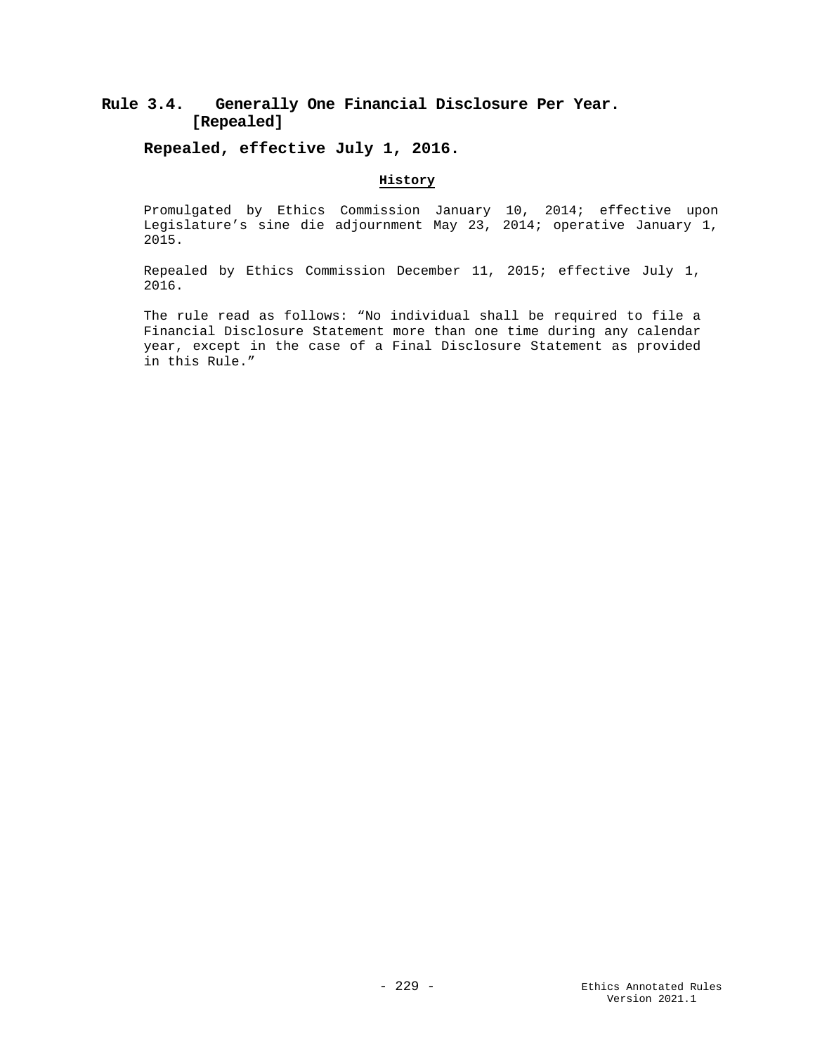## Rule 3.4. Generally One Financial Disclosure Per Year. [Repealed]

**Repealed, effective July 1, 2016.**

**History**

Promulgated by Ethics Commission January 10, 2014; effective upon Legislature's sine die adjournment May 23, 2014; operative January 1, 2015.

Repealed by Ethics Commission December 11, 2015; effective July 1, 2016.

The rule read as follows: "No individual shall be required to file a Financial Disclosure Statement more than one time during any calendar year, except in the case of a Final Disclosure Statement as provided in this Rule."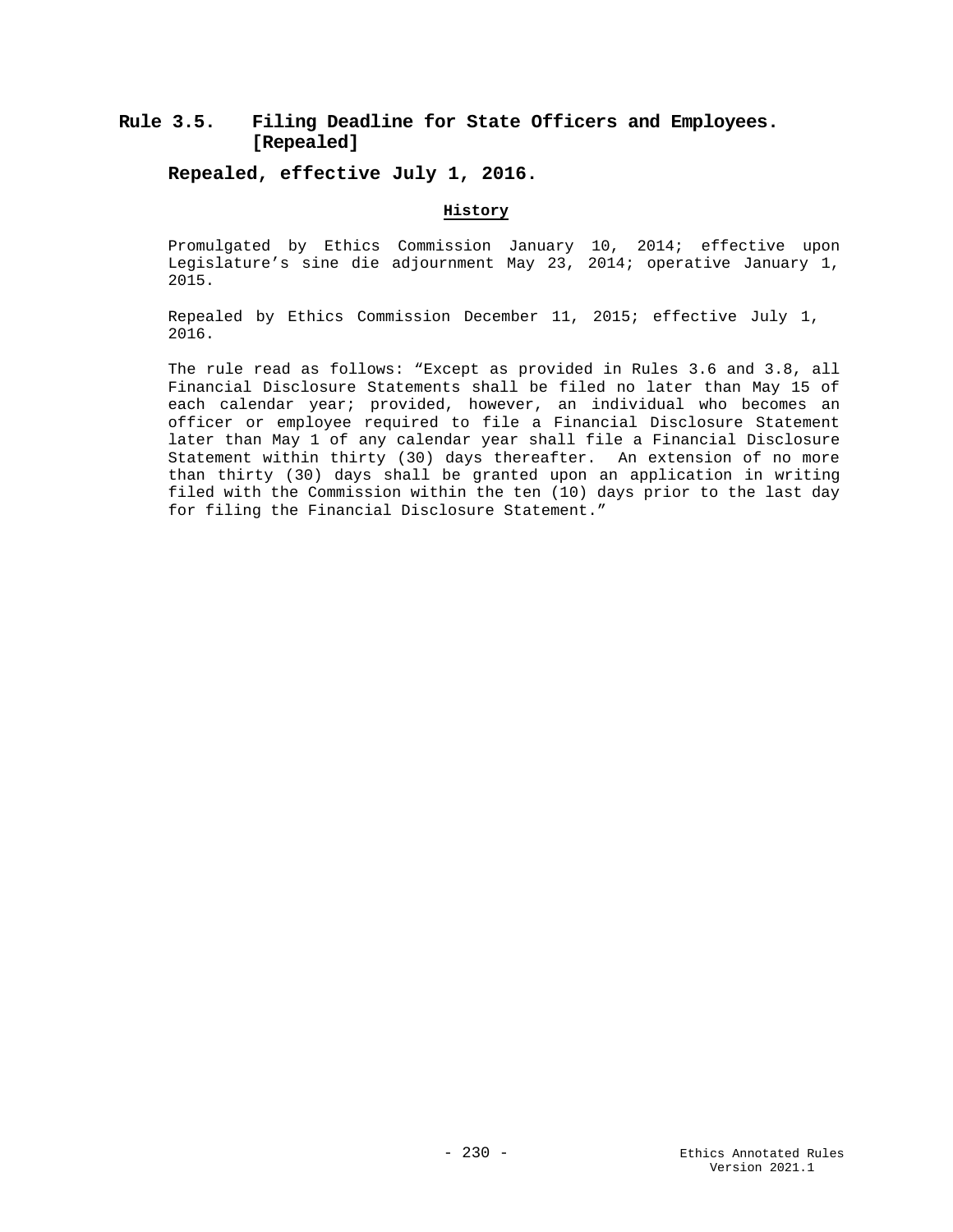## Rule 3.5. Filing Deadline for State Officers and Employees. [Repealed]

### Repealed, effective July 1, 2016.

**History**

Promulgated by Ethics Commission January 10, 2014; effective upon Legislature's sine die adjournment May 23, 2014; operative January 1, 2015.

Repealed by Ethics Commission December 11, 2015; effective July 1, 2016.

The rule read as follows: "Except as provided in Rules 3.6 and 3.8, all Financial Disclosure Statements shall be filed no later than May 15 of each calendar year; provided, however, an individual who becomes an officer or employee required to file a Financial Disclosure Statement later than May 1 of any calendar year shall file a Financial Disclosure Statement within thirty (30) days thereafter. An extension of no more than thirty (30) days shall be granted upon an application in writing filed with the Commission within the ten (10) days prior to the last day for filing the Financial Disclosure Statement."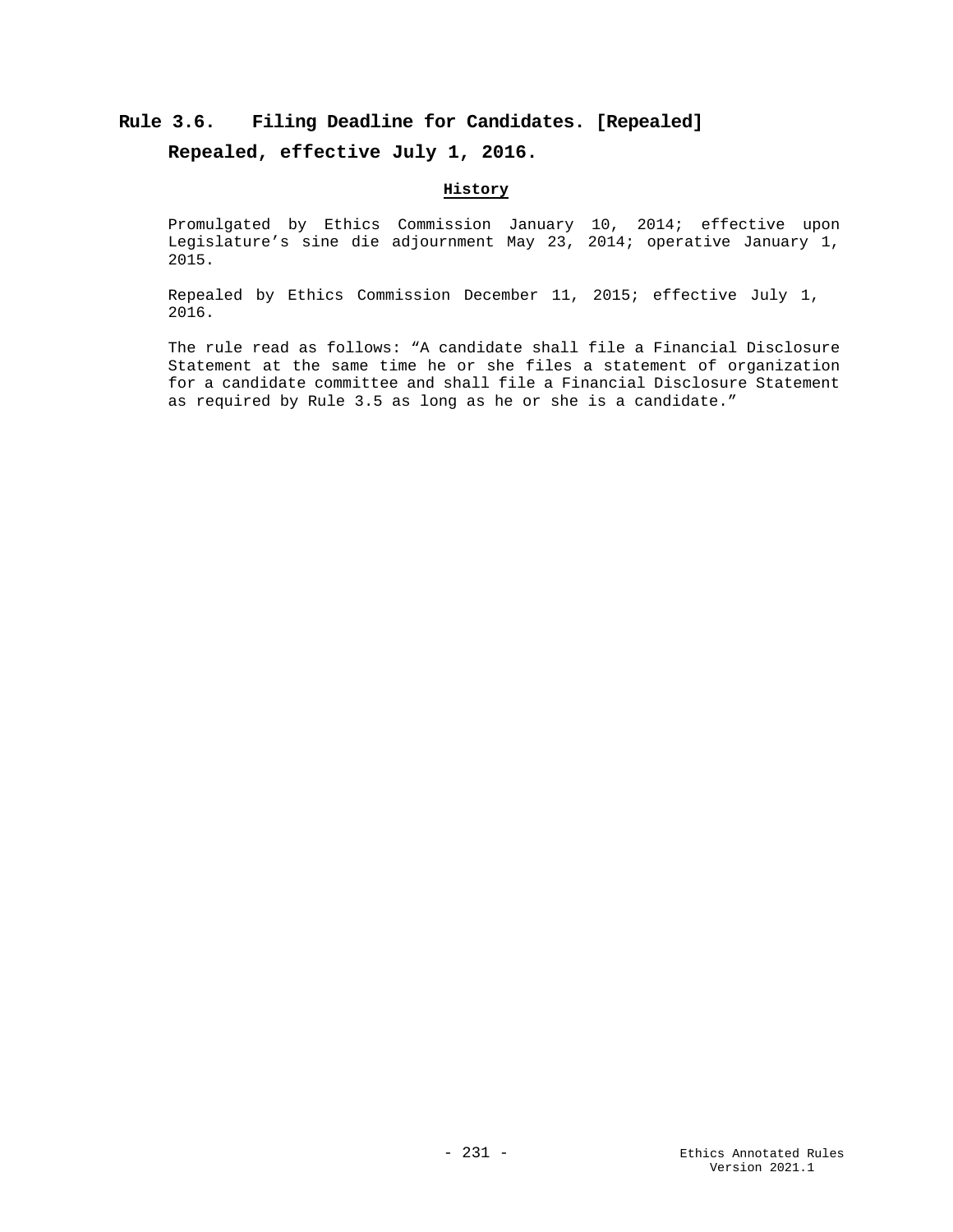## Rule 3.6. Filing Deadline for Candidates. [Repealed]

**Repealed, effective July 1, 2016.**

**History**

Promulgated by Ethics Commission January 10, 2014; effective upon Legislature's sine die adjournment May 23, 2014; operative January 1, 2015.

Repealed by Ethics Commission December 11, 2015; effective July 1, 2016.

The rule read as follows: "A candidate shall file a Financial Disclosure Statement at the same time he or she files a statement of organization for a candidate committee and shall file a Financial Disclosure Statement as required by Rule 3.5 as long as he or she is a candidate."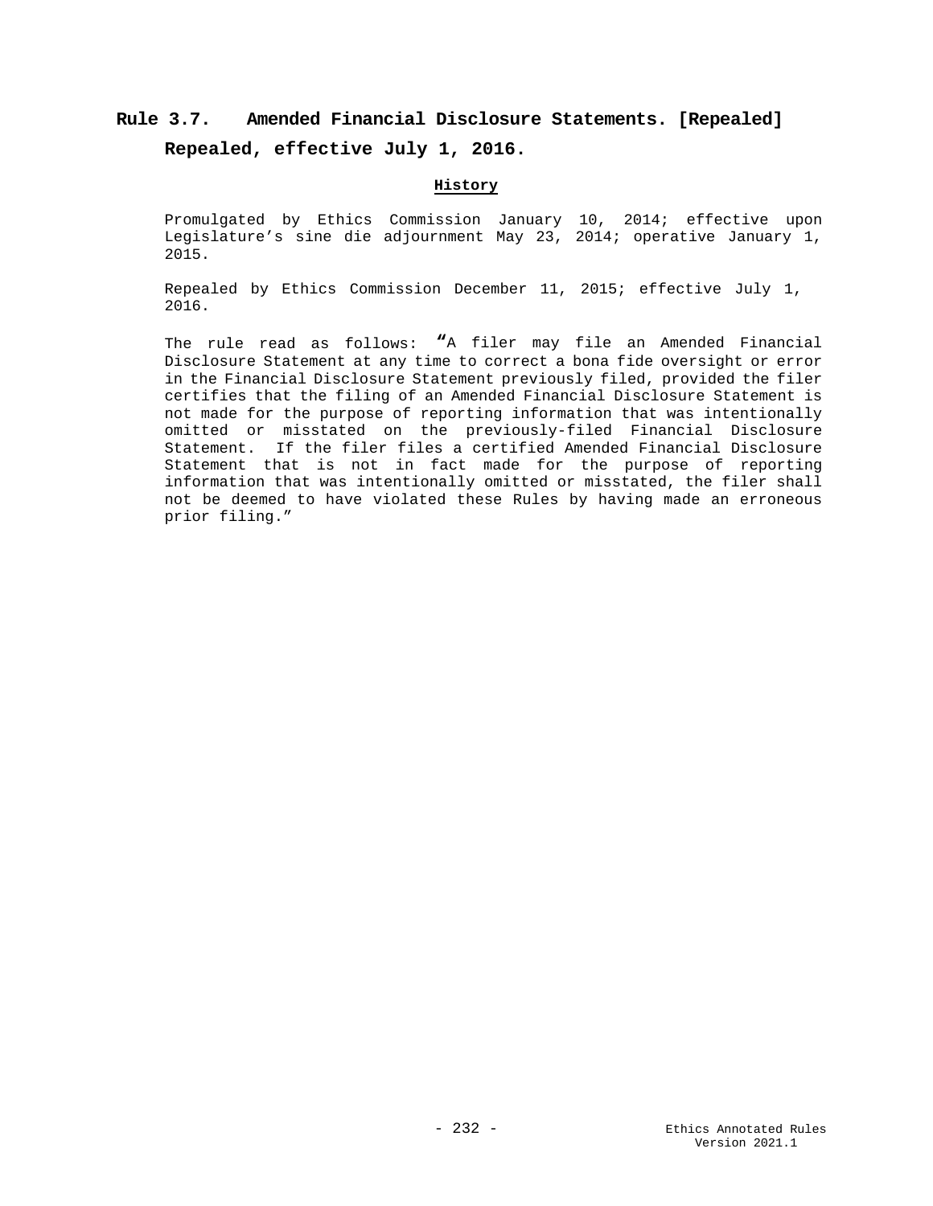## Rule 3.7. Amended Financial Disclosure Statements. [Repealed]

**Repealed, effective July 1, 2016.**

**History**

Promulgated by Ethics Commission January 10, 2014; effective upon Legislature's sine die adjournment May 23, 2014; operative January 1, 2015.

Repealed by Ethics Commission December 11, 2015; effective July 1, 2016.

The rule read as follows: "A filer may file an Amended Financial Disclosure Statement at any time to correct a bona fide oversight or error in the Financial Disclosure Statement previously filed, provided the filer certifies that the filing of an Amended Financial Disclosure Statement is not made for the purpose of reporting information that was intentionally omitted or misstated on the previously-filed Financial Disclosure Statement. If the filer files a certified Amended Financial Disclosure Statement that is not in fact made for the purpose of reporting information that was intentionally omitted or misstated, the filer shall not be deemed to have violated these Rules by having made an erroneous prior filing."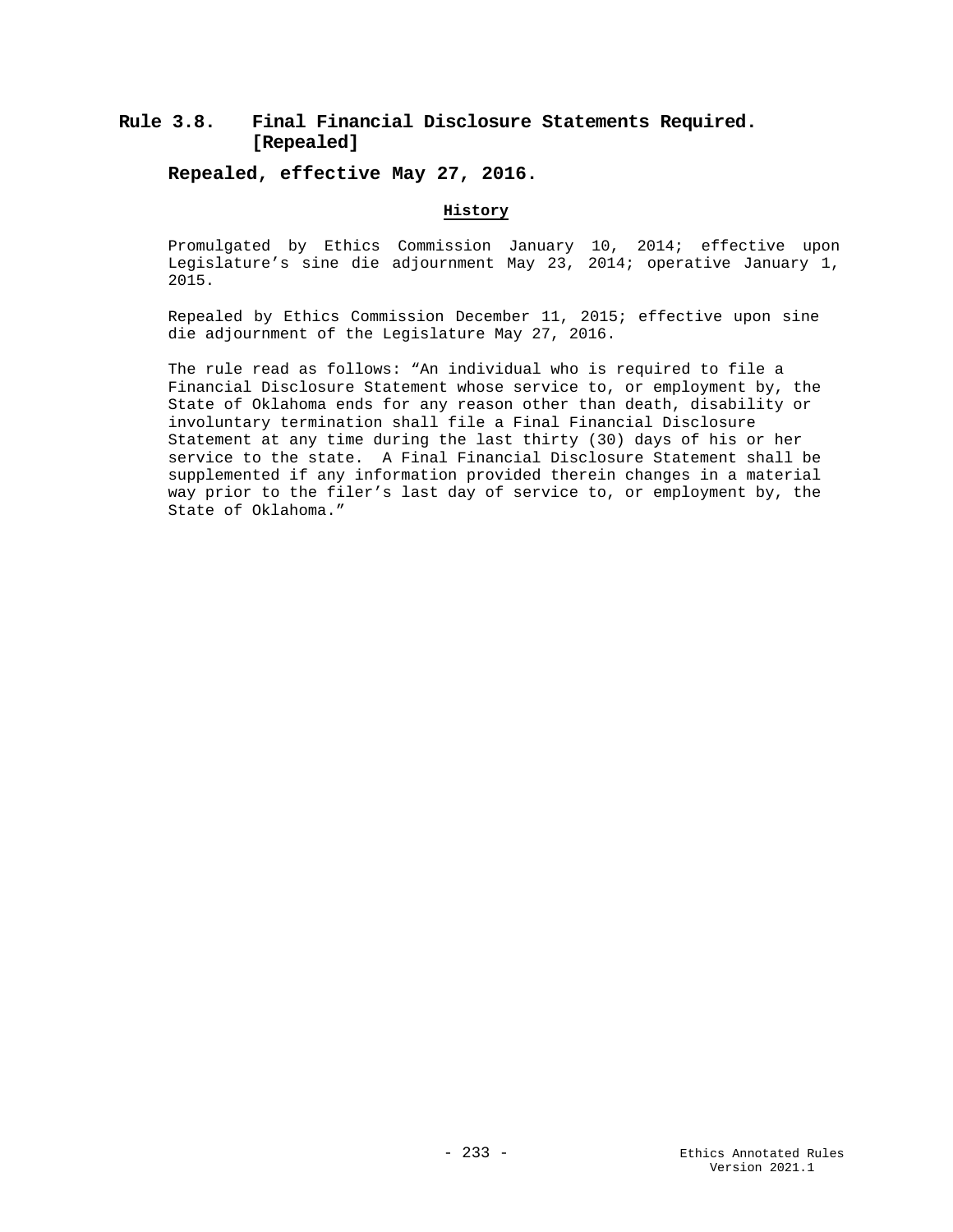## Rule 3.8. Final Financial Disclosure Statements Required. [Repealed]

### Repealed, effective May 27, 2016.

**History**

Promulgated by Ethics Commission January 10, 2014; effective upon Legislature's sine die adjournment May 23, 2014; operative January 1, 2015.

Repealed by Ethics Commission December 11, 2015; effective upon sine die adjournment of the Legislature May 27, 2016.

The rule read as follows: "An individual who is required to file a Financial Disclosure Statement whose service to, or employment by, the State of Oklahoma ends for any reason other than death, disability or involuntary termination shall file a Final Financial Disclosure Statement at any time during the last thirty (30) days of his or her service to the state. A Final Financial Disclosure Statement shall be supplemented if any information provided therein changes in a material way prior to the filer's last day of service to, or employment by, the State of Oklahoma."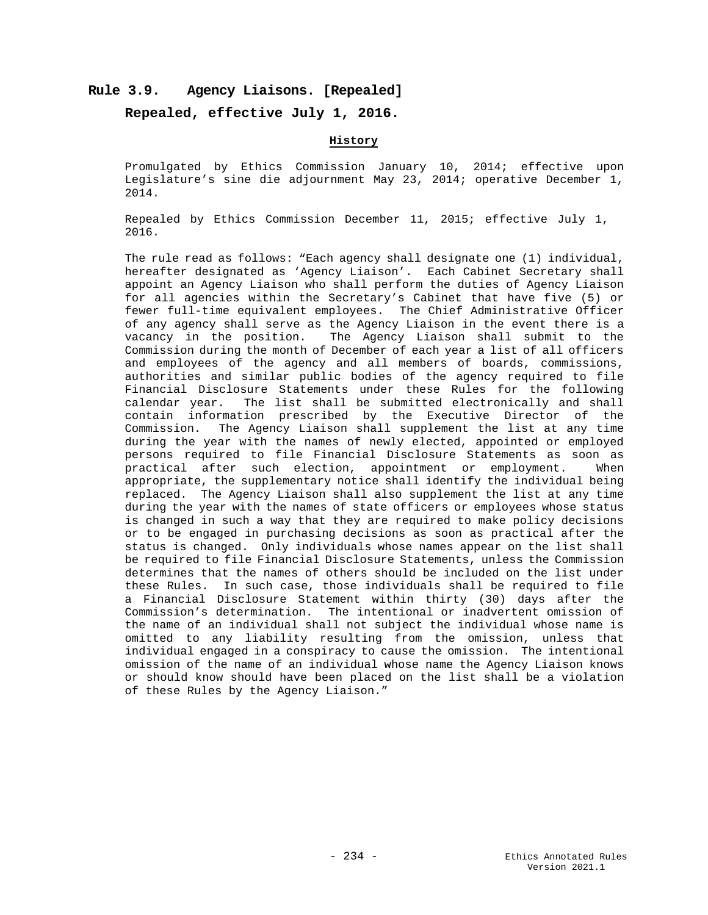# Rule 3.9. Agency Liaisons. [Repealed]

**Repealed, effective July 1, 2016.**

**History**

Promulgated by Ethics Commission January 10, 2014; effective upon Legislature's sine die adjournment May 23, 2014; operative December 1, 2014.

Repealed by Ethics Commission December 11, 2015; effective July 1, 2016.

The rule read as follows: "Each agency shall designate one (1) individual, hereafter designated as 'Agency Liaison'. Each Cabinet Secretary shall appoint an Agency Liaison who shall perform the duties of Agency Liaison for all agencies within the Secretary's Cabinet that have five (5) or fewer full-time equivalent employees. The Chief Administrative Officer of any agency shall serve as the Agency Liaison in the event there is a vacancy in the position. The Agency Liaison shall submit to the Commission during the month of December of each year a list of all officers and employees of the agency and all members of boards, commissions, authorities and similar public bodies of the agency required to file Financial Disclosure Statements under these Rules for the following calendar year. The list shall be submitted electronically and shall contain information prescribed by the Executive Director of the Commission. The Agency Liaison shall supplement the list at any time during the year with the names of newly elected, appointed or employed persons required to file Financial Disclosure Statements as soon as practical after such election, appointment or employment. When appropriate, the supplementary notice shall identify the individual being replaced. The Agency Liaison shall also supplement the list at any time during the year with the names of state officers or employees whose status is changed in such a way that they are required to make policy decisions or to be engaged in purchasing decisions as soon as practical after the status is changed. Only individuals whose names appear on the list shall be required to file Financial Disclosure Statements, unless the Commission determines that the names of others should be included on the list under these Rules. In such case, those individuals shall be required to file a Financial Disclosure Statement within thirty (30) days after the Commission's determination. The intentional or inadvertent omission of the name of an individual shall not subject the individual whose name is omitted to any liability resulting from the omission, unless that individual engaged in a conspiracy to cause the omission. The intentional omission of the name of an individual whose name the Agency Liaison knows or should know should have been placed on the list shall be a violation of these Rules by the Agency Liaison."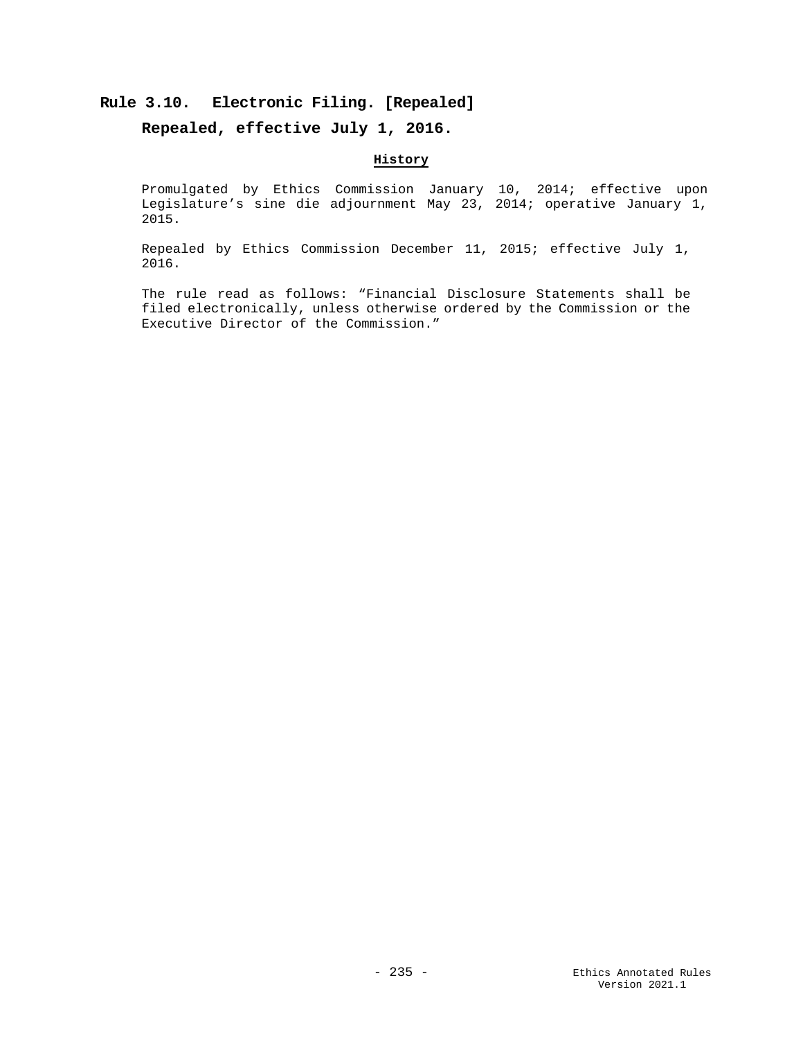## Rule 3.10. Electronic Filing. [Repealed]

**Repealed, effective July 1, 2016.**

**History**

Promulgated by Ethics Commission January 10, 2014; effective upon Legislature's sine die adjournment May 23, 2014; operative January 1, 2015.

Repealed by Ethics Commission December 11, 2015; effective July 1, 2016.

The rule read as follows: "Financial Disclosure Statements shall be filed electronically, unless otherwise ordered by the Commission or the Executive Director of the Commission."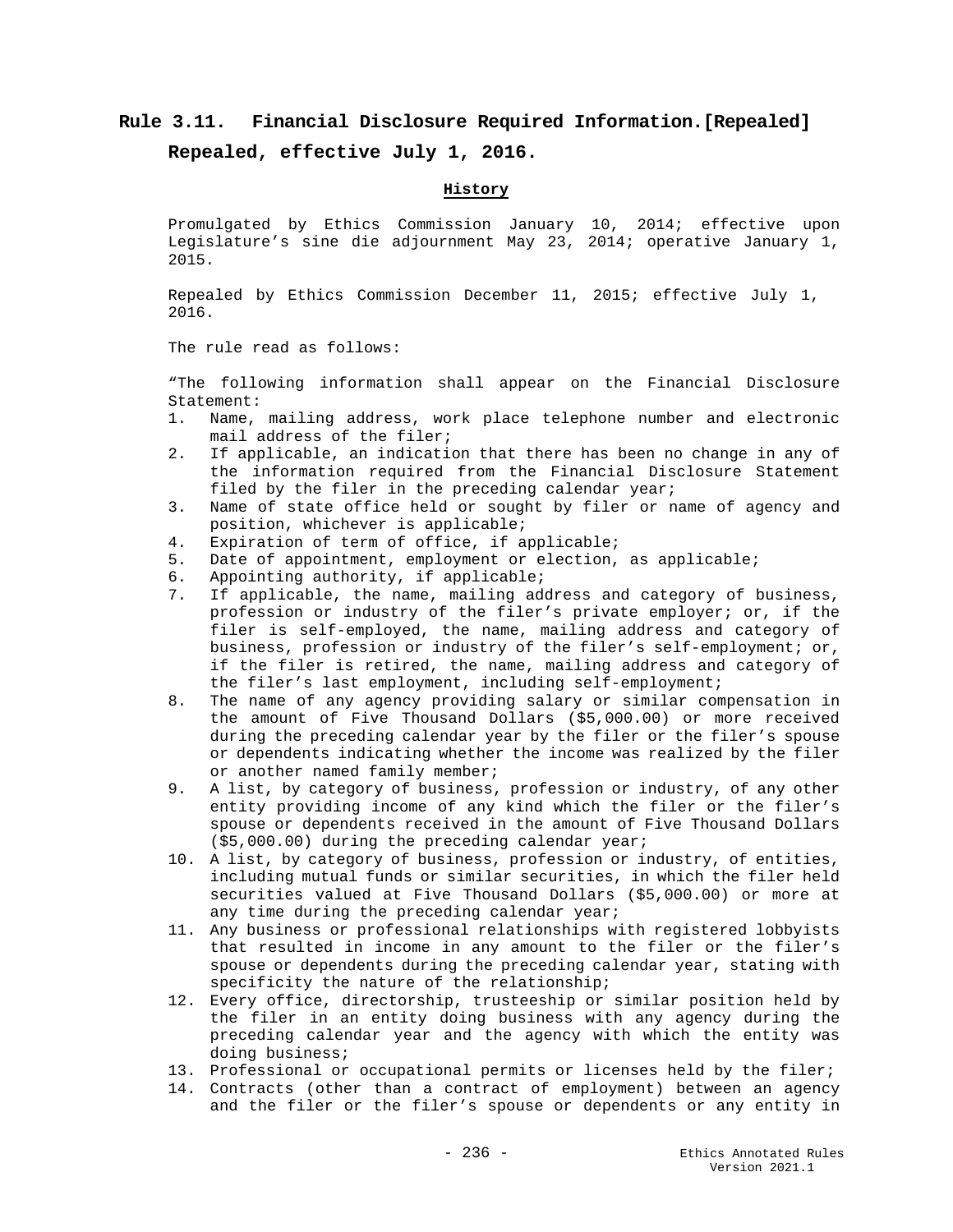# Rule 3.11. Financial Disclosure Required Information.[Repealed]

**Repealed, effective July 1, 2016.**

**History**

Promulgated by Ethics Commission January 10, 2014; effective upon Legislature's sine die adjournment May 23, 2014; operative January 1, 2015.

Repealed by Ethics Commission December 11, 2015; effective July 1, 2016.

The rule read as follows:

"The following information shall appear on the Financial Disclosure Statement:

1. Name, mailing address, work place telephone number and electronic mail address of the filer;
2. If applicable, an indication that there has been no change in any of the information required from the Financial Disclosure Statement filed by the filer in the preceding calendar year;
3. Name of state office held or sought by filer or name of agency and position, whichever is applicable;
4. Expiration of term of office, if applicable;
5. Date of appointment, employment or election, as applicable;
6. Appointing authority, if applicable;
7. If applicable, the name, mailing address and category of business, profession or industry of the filer's private employer; or, if the filer is self-employed, the name, mailing address and category of business, profession or industry of the filer's self-employment; or, if the filer is retired, the name, mailing address and category of the filer's last employment, including self-employment;
8. The name of any agency providing salary or similar compensation in the amount of Five Thousand Dollars ($5,000.00) or more received during the preceding calendar year by the filer or the filer's spouse or dependents indicating whether the income was realized by the filer or another named family member;
9. A list, by category of business, profession or industry, of any other entity providing income of any kind which the filer or the filer's spouse or dependents received in the amount of Five Thousand Dollars ($5,000.00) during the preceding calendar year;
10. A list, by category of business, profession or industry, of entities, including mutual funds or similar securities, in which the filer held securities valued at Five Thousand Dollars ($5,000.00) or more at any time during the preceding calendar year;
11. Any business or professional relationships with registered lobbyists that resulted in income in any amount to the filer or the filer's spouse or dependents during the preceding calendar year, stating with specificity the nature of the relationship;
12. Every office, directorship, trusteeship or similar position held by the filer in an entity doing business with any agency during the preceding calendar year and the agency with which the entity was doing business;
13. Professional or occupational permits or licenses held by the filer;
14. Contracts (other than a contract of employment) between an agency and the filer or the filer's spouse or dependents or any entity in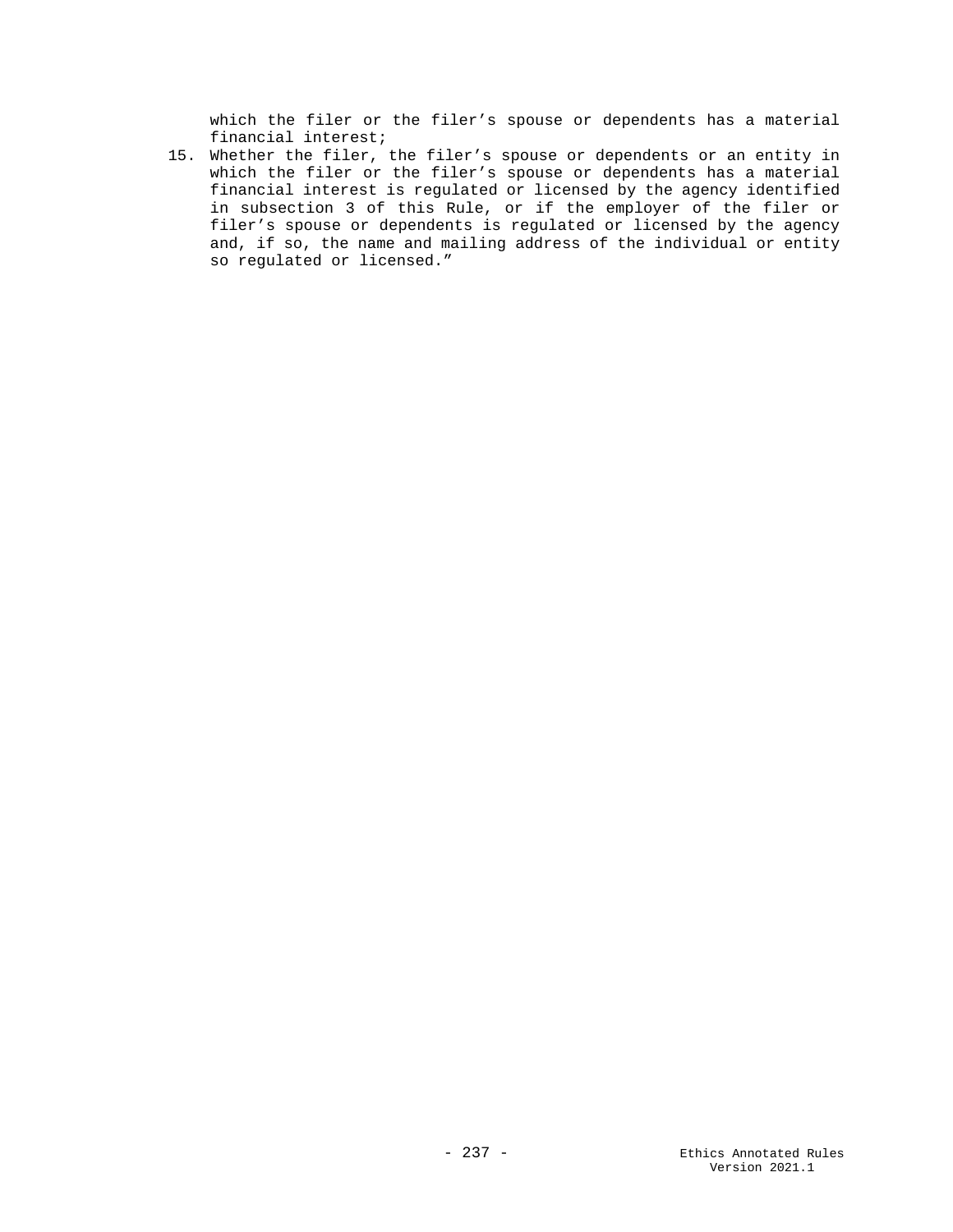which the filer or the filer's spouse or dependents has a material financial interest;

15. Whether the filer, the filer's spouse or dependents or an entity in which the filer or the filer's spouse or dependents has a material financial interest is regulated or licensed by the agency identified in subsection 3 of this Rule, or if the employer of the filer or filer's spouse or dependents is regulated or licensed by the agency and, if so, the name and mailing address of the individual or entity so regulated or licensed."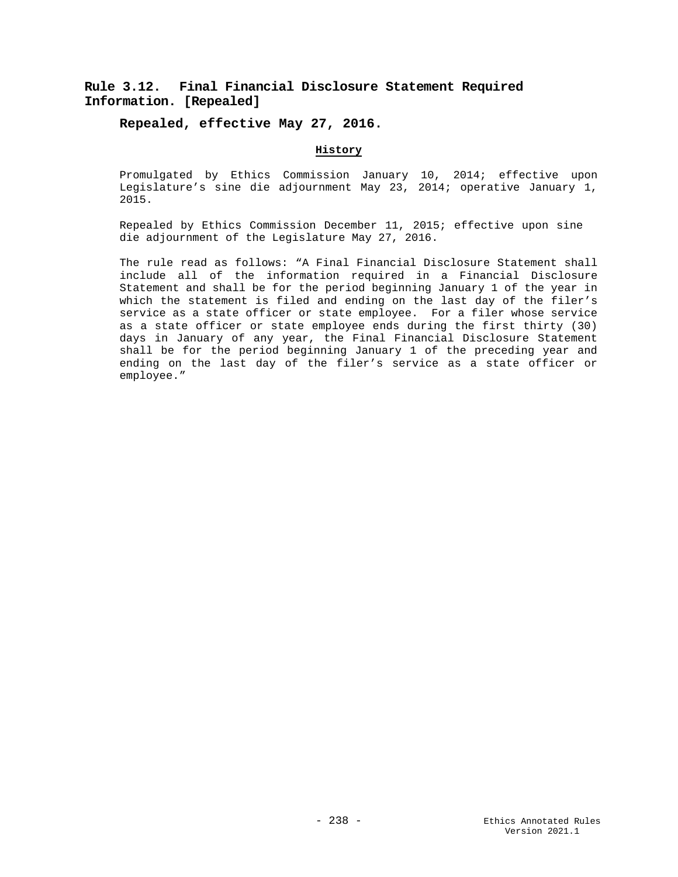## Rule 3.12. Final Financial Disclosure Statement Required Information. [Repealed]

**Repealed, effective May 27, 2016.**

**History**

Promulgated by Ethics Commission January 10, 2014; effective upon Legislature's sine die adjournment May 23, 2014; operative January 1, 2015.

Repealed by Ethics Commission December 11, 2015; effective upon sine die adjournment of the Legislature May 27, 2016.

The rule read as follows: "A Final Financial Disclosure Statement shall include all of the information required in a Financial Disclosure Statement and shall be for the period beginning January 1 of the year in which the statement is filed and ending on the last day of the filer's service as a state officer or state employee. For a filer whose service as a state officer or state employee ends during the first thirty (30) days in January of any year, the Final Financial Disclosure Statement shall be for the period beginning January 1 of the preceding year and ending on the last day of the filer's service as a state officer or employee."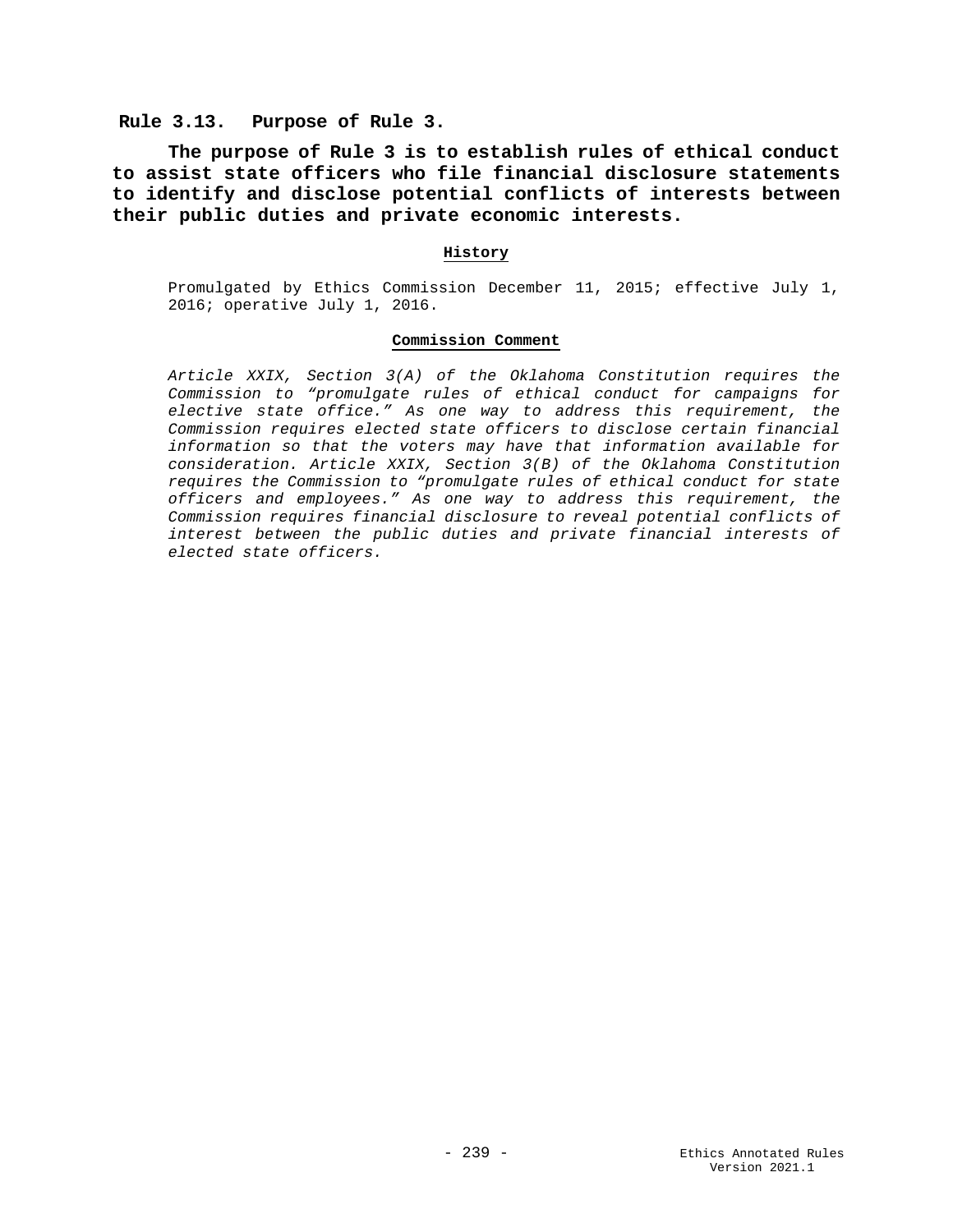## Rule 3.13. Purpose of Rule 3.

**The purpose of Rule 3 is to establish rules of ethical conduct to assist state officers who file financial disclosure statements to identify and disclose potential conflicts of interests between their public duties and private economic interests.**

**History**

Promulgated by Ethics Commission December 11, 2015; effective July 1, 2016; operative July 1, 2016.

**Commission Comment**

*Article XXIX, Section 3(A) of the Oklahoma Constitution requires the Commission to "promulgate rules of ethical conduct for campaigns for elective state office." As one way to address this requirement, the Commission requires elected state officers to disclose certain financial information so that the voters may have that information available for consideration. Article XXIX, Section 3(B) of the Oklahoma Constitution requires the Commission to "promulgate rules of ethical conduct for state officers and employees." As one way to address this requirement, the Commission requires financial disclosure to reveal potential conflicts of interest between the public duties and private financial interests of elected state officers.*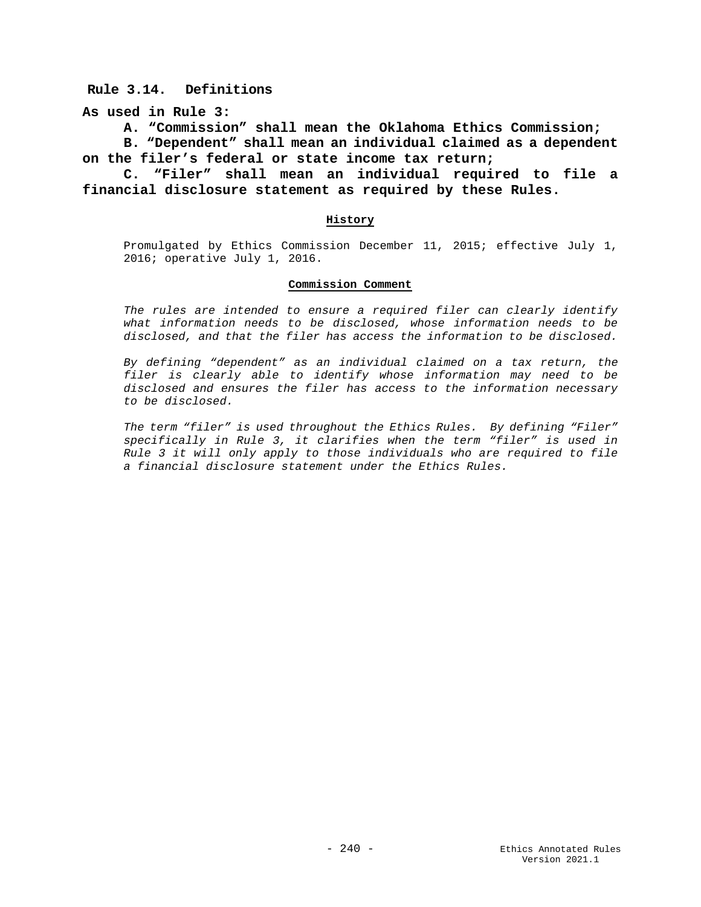## Rule 3.14. Definitions

**As used in Rule 3:**

**A. "Commission" shall mean the Oklahoma Ethics Commission;**

**B. "Dependent" shall mean an individual claimed as a dependent on the filer's federal or state income tax return;**

**C. "Filer" shall mean an individual required to file a financial disclosure statement as required by these Rules.**

**History**

Promulgated by Ethics Commission December 11, 2015; effective July 1, 2016; operative July 1, 2016.

**Commission Comment**

*The rules are intended to ensure a required filer can clearly identify what information needs to be disclosed, whose information needs to be disclosed, and that the filer has access the information to be disclosed.*

*By defining "dependent" as an individual claimed on a tax return, the filer is clearly able to identify whose information may need to be disclosed and ensures the filer has access to the information necessary to be disclosed.*

*The term "filer" is used throughout the Ethics Rules. By defining "Filer" specifically in Rule 3, it clarifies when the term "filer" is used in Rule 3 it will only apply to those individuals who are required to file a financial disclosure statement under the Ethics Rules.*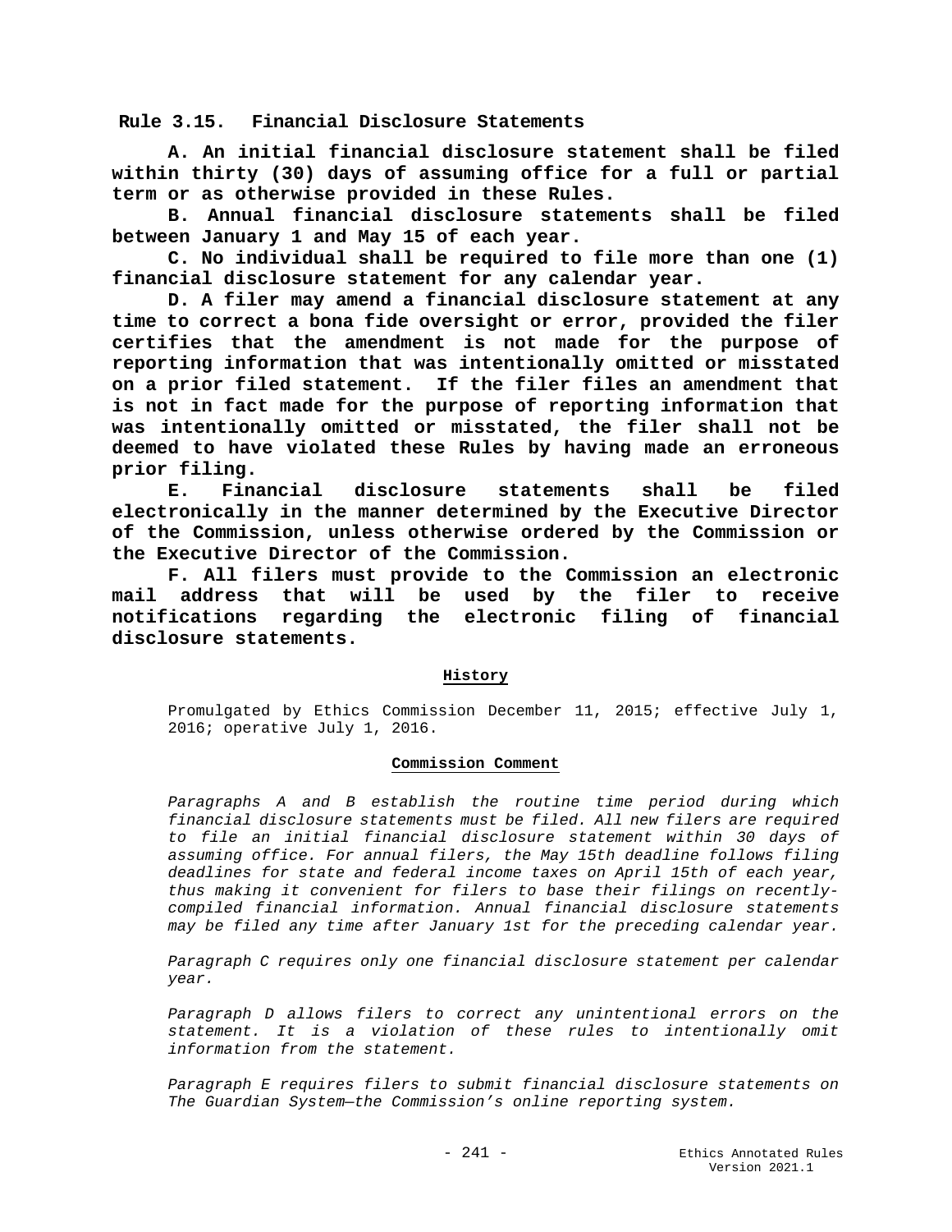## Rule 3.15. Financial Disclosure Statements

**A. An initial financial disclosure statement shall be filed within thirty (30) days of assuming office for a full or partial term or as otherwise provided in these Rules.**

**B. Annual financial disclosure statements shall be filed between January 1 and May 15 of each year.**

**C. No individual shall be required to file more than one (1) financial disclosure statement for any calendar year.**

**D. A filer may amend a financial disclosure statement at any time to correct a bona fide oversight or error, provided the filer certifies that the amendment is not made for the purpose of reporting information that was intentionally omitted or misstated on a prior filed statement. If the filer files an amendment that is not in fact made for the purpose of reporting information that was intentionally omitted or misstated, the filer shall not be deemed to have violated these Rules by having made an erroneous prior filing.**

**E. Financial disclosure statements shall be filed electronically in the manner determined by the Executive Director of the Commission, unless otherwise ordered by the Commission or the Executive Director of the Commission.**

**F. All filers must provide to the Commission an electronic mail address that will be used by the filer to receive notifications regarding the electronic filing of financial disclosure statements.**

### History

Promulgated by Ethics Commission December 11, 2015; effective July 1, 2016; operative July 1, 2016.

### Commission Comment

*Paragraphs A and B establish the routine time period during which financial disclosure statements must be filed. All new filers are required to file an initial financial disclosure statement within 30 days of assuming office. For annual filers, the May 15th deadline follows filing deadlines for state and federal income taxes on April 15th of each year, thus making it convenient for filers to base their filings on recently-compiled financial information. Annual financial disclosure statements may be filed any time after January 1st for the preceding calendar year.*

*Paragraph C requires only one financial disclosure statement per calendar year.*

*Paragraph D allows filers to correct any unintentional errors on the statement. It is a violation of these rules to intentionally omit information from the statement.*

*Paragraph E requires filers to submit financial disclosure statements on The Guardian System—the Commission's online reporting system.*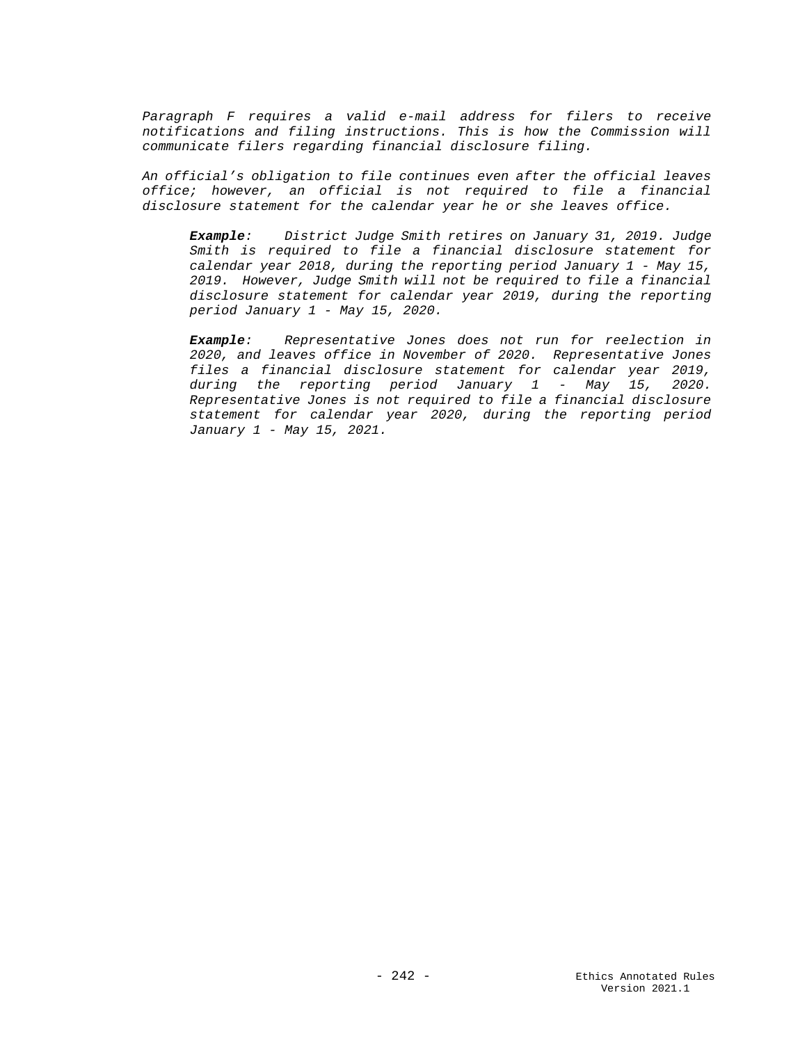*Paragraph F requires a valid e-mail address for filers to receive notifications and filing instructions. This is how the Commission will communicate filers regarding financial disclosure filing.*

*An official's obligation to file continues even after the official leaves office; however, an official is not required to file a financial disclosure statement for the calendar year he or she leaves office.*

> ***Example***: *District Judge Smith retires on January 31, 2019. Judge Smith is required to file a financial disclosure statement for calendar year 2018, during the reporting period January 1 - May 15, 2019. However, Judge Smith will not be required to file a financial disclosure statement for calendar year 2019, during the reporting period January 1 - May 15, 2020.*
>
> ***Example***: *Representative Jones does not run for reelection in 2020, and leaves office in November of 2020. Representative Jones files a financial disclosure statement for calendar year 2019, during the reporting period January 1 - May 15, 2020. Representative Jones is not required to file a financial disclosure statement for calendar year 2020, during the reporting period January 1 - May 15, 2021.*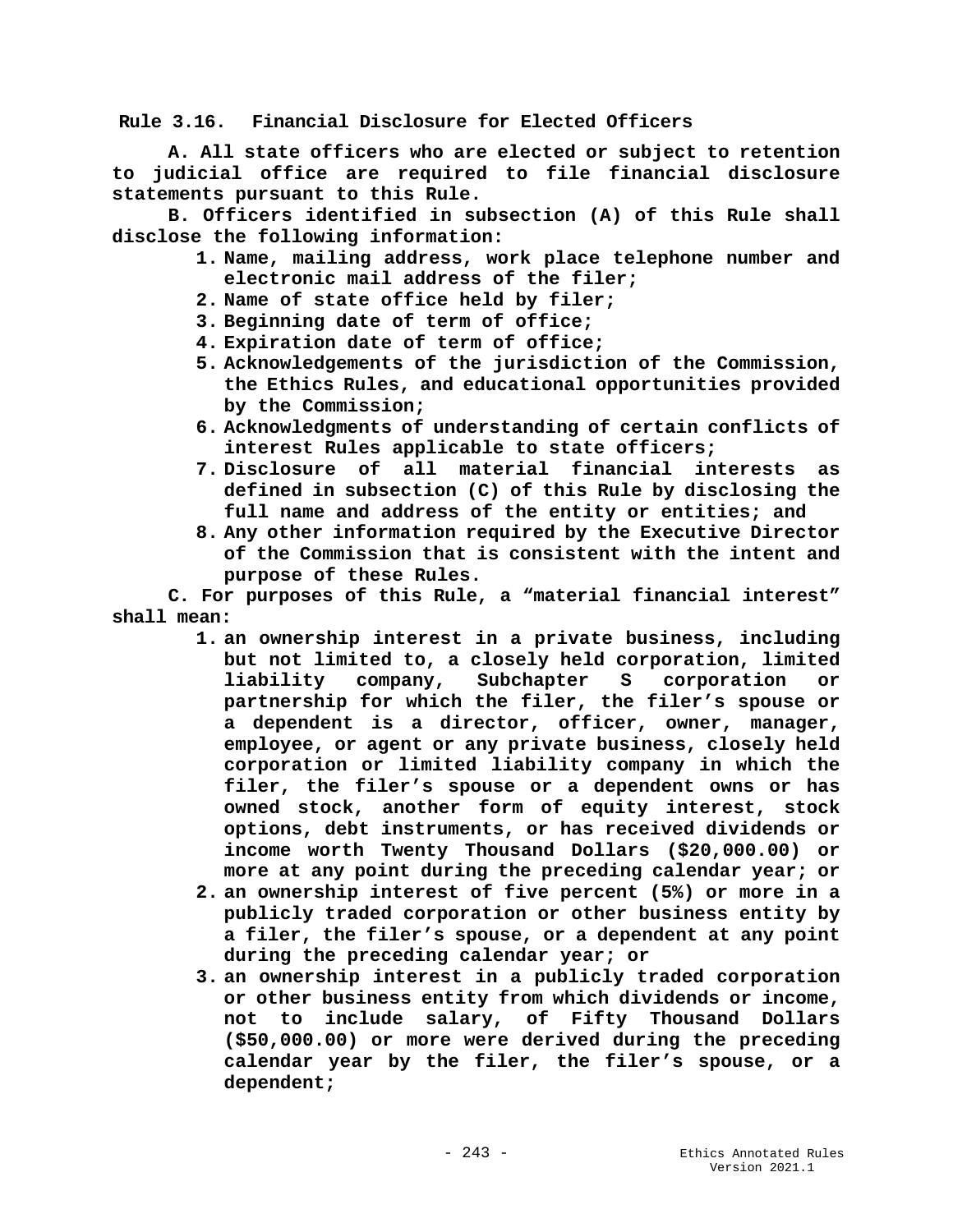**Rule 3.16. Financial Disclosure for Elected Officers**

**A. All state officers who are elected or subject to retention to judicial office are required to file financial disclosure statements pursuant to this Rule.**

**B. Officers identified in subsection (A) of this Rule shall disclose the following information:**

1. **Name, mailing address, work place telephone number and electronic mail address of the filer;**
2. **Name of state office held by filer;**
3. **Beginning date of term of office;**
4. **Expiration date of term of office;**
5. **Acknowledgements of the jurisdiction of the Commission, the Ethics Rules, and educational opportunities provided by the Commission;**
6. **Acknowledgments of understanding of certain conflicts of interest Rules applicable to state officers;**
7. **Disclosure of all material financial interests as defined in subsection (C) of this Rule by disclosing the full name and address of the entity or entities; and**
8. **Any other information required by the Executive Director of the Commission that is consistent with the intent and purpose of these Rules.**

**C. For purposes of this Rule, a "material financial interest" shall mean:**

1. **an ownership interest in a private business, including but not limited to, a closely held corporation, limited liability company, Subchapter S corporation or partnership for which the filer, the filer's spouse or a dependent is a director, officer, owner, manager, employee, or agent or any private business, closely held corporation or limited liability company in which the filer, the filer's spouse or a dependent owns or has owned stock, another form of equity interest, stock options, debt instruments, or has received dividends or income worth Twenty Thousand Dollars ($20,000.00) or more at any point during the preceding calendar year; or**
2. **an ownership interest of five percent (5%) or more in a publicly traded corporation or other business entity by a filer, the filer's spouse, or a dependent at any point during the preceding calendar year; or**
3. **an ownership interest in a publicly traded corporation or other business entity from which dividends or income, not to include salary, of Fifty Thousand Dollars ($50,000.00) or more were derived during the preceding calendar year by the filer, the filer's spouse, or a dependent;**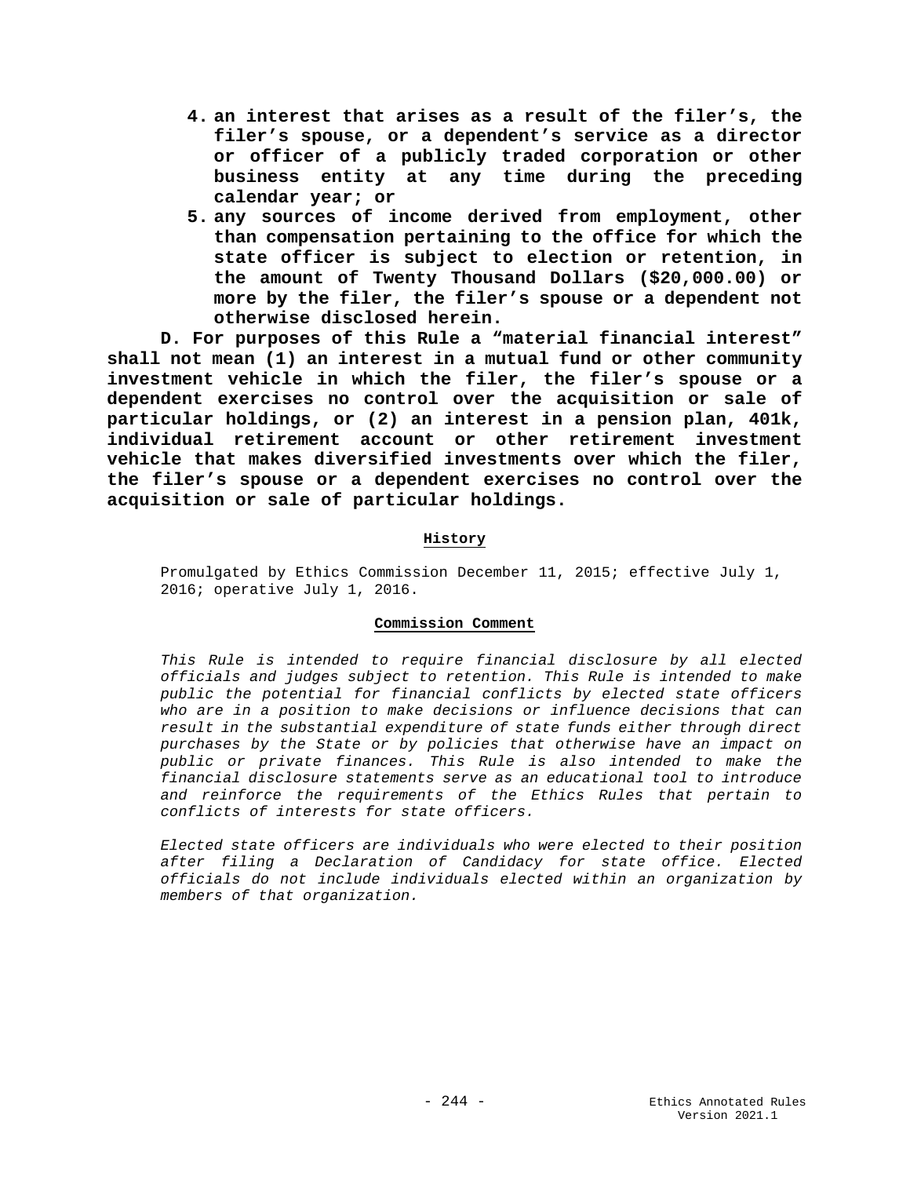4. **an interest that arises as a result of the filer's, the filer's spouse, or a dependent's service as a director or officer of a publicly traded corporation or other business entity at any time during the preceding calendar year; or**
5. **any sources of income derived from employment, other than compensation pertaining to the office for which the state officer is subject to election or retention, in the amount of Twenty Thousand Dollars ($20,000.00) or more by the filer, the filer's spouse or a dependent not otherwise disclosed herein.**

**D. For purposes of this Rule a "material financial interest" shall not mean (1) an interest in a mutual fund or other community investment vehicle in which the filer, the filer's spouse or a dependent exercises no control over the acquisition or sale of particular holdings, or (2) an interest in a pension plan, 401k, individual retirement account or other retirement investment vehicle that makes diversified investments over which the filer, the filer's spouse or a dependent exercises no control over the acquisition or sale of particular holdings.**

**History**

Promulgated by Ethics Commission December 11, 2015; effective July 1, 2016; operative July 1, 2016.

**Commission Comment**

*This Rule is intended to require financial disclosure by all elected officials and judges subject to retention. This Rule is intended to make public the potential for financial conflicts by elected state officers who are in a position to make decisions or influence decisions that can result in the substantial expenditure of state funds either through direct purchases by the State or by policies that otherwise have an impact on public or private finances. This Rule is also intended to make the financial disclosure statements serve as an educational tool to introduce and reinforce the requirements of the Ethics Rules that pertain to conflicts of interests for state officers.*

*Elected state officers are individuals who were elected to their position after filing a Declaration of Candidacy for state office. Elected officials do not include individuals elected within an organization by members of that organization.*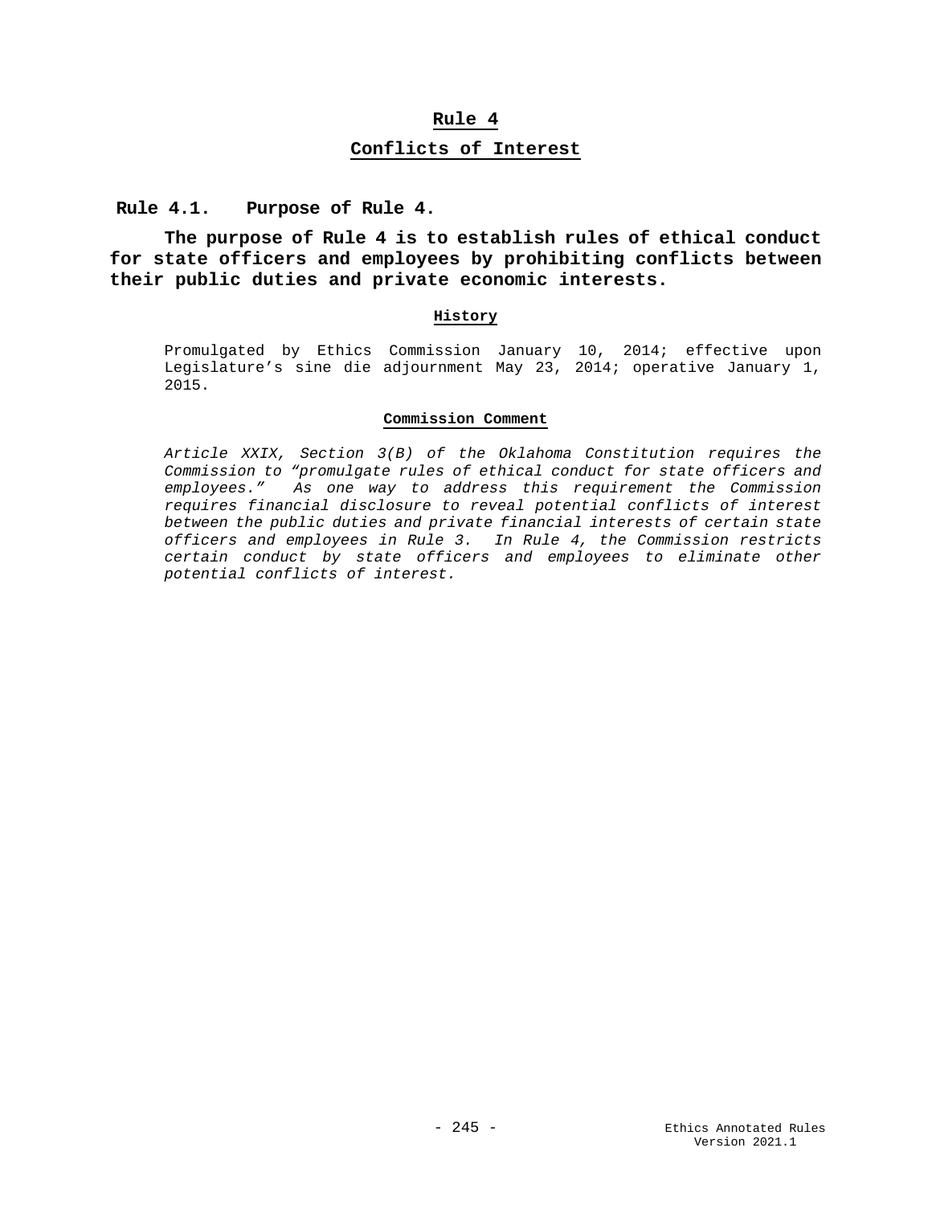# Rule 4

## Conflicts of Interest

### Rule 4.1. Purpose of Rule 4.

**The purpose of Rule 4 is to establish rules of ethical conduct for state officers and employees by prohibiting conflicts between their public duties and private economic interests.**

#### History

Promulgated by Ethics Commission January 10, 2014; effective upon Legislature's sine die adjournment May 23, 2014; operative January 1, 2015.

#### Commission Comment

*Article XXIX, Section 3(B) of the Oklahoma Constitution requires the Commission to "promulgate rules of ethical conduct for state officers and employees." As one way to address this requirement the Commission requires financial disclosure to reveal potential conflicts of interest between the public duties and private financial interests of certain state officers and employees in Rule 3. In Rule 4, the Commission restricts certain conduct by state officers and employees to eliminate other potential conflicts of interest.*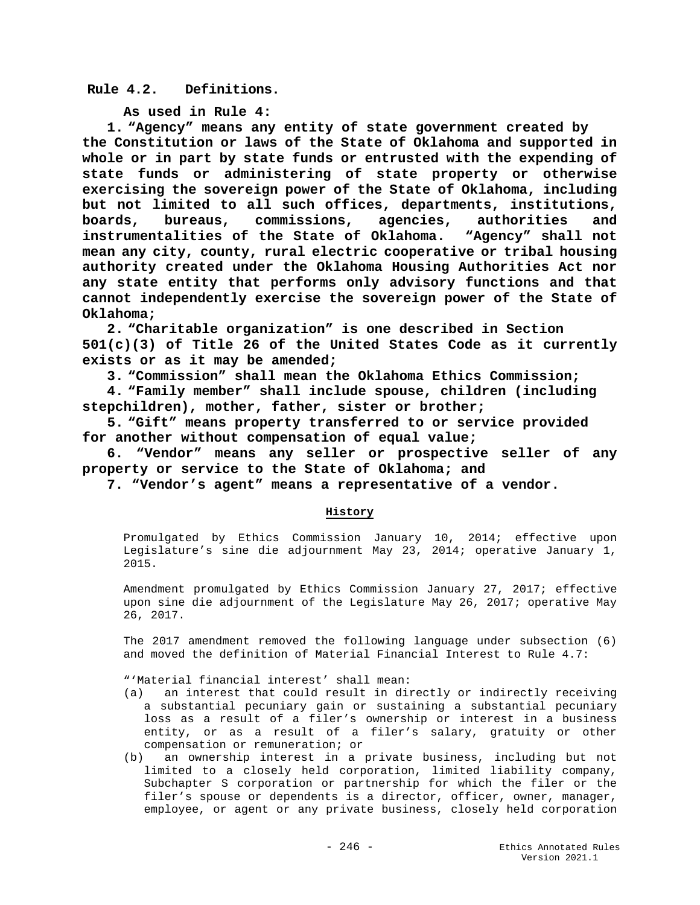## Rule 4.2. Definitions.

**As used in Rule 4:**

**1. “Agency” means any entity of state government created by the Constitution or laws of the State of Oklahoma and supported in whole or in part by state funds or entrusted with the expending of state funds or administering of state property or otherwise exercising the sovereign power of the State of Oklahoma, including but not limited to all such offices, departments, institutions, boards, bureaus, commissions, agencies, authorities and instrumentalities of the State of Oklahoma. “Agency” shall not mean any city, county, rural electric cooperative or tribal housing authority created under the Oklahoma Housing Authorities Act nor any state entity that performs only advisory functions and that cannot independently exercise the sovereign power of the State of Oklahoma;**

**2. “Charitable organization” is one described in Section 501(c)(3) of Title 26 of the United States Code as it currently exists or as it may be amended;**

**3. “Commission” shall mean the Oklahoma Ethics Commission;**

**4. “Family member” shall include spouse, children (including stepchildren), mother, father, sister or brother;**

**5. “Gift” means property transferred to or service provided for another without compensation of equal value;**

**6. “Vendor” means any seller or prospective seller of any property or service to the State of Oklahoma; and**

**7. “Vendor’s agent” means a representative of a vendor.**

**History**

Promulgated by Ethics Commission January 10, 2014; effective upon Legislature’s sine die adjournment May 23, 2014; operative January 1, 2015.

Amendment promulgated by Ethics Commission January 27, 2017; effective upon sine die adjournment of the Legislature May 26, 2017; operative May 26, 2017.

The 2017 amendment removed the following language under subsection (6) and moved the definition of Material Financial Interest to Rule 4.7:

“‘Material financial interest’ shall mean:

(a) an interest that could result in directly or indirectly receiving a substantial pecuniary gain or sustaining a substantial pecuniary loss as a result of a filer’s ownership or interest in a business entity, or as a result of a filer’s salary, gratuity or other compensation or remuneration; or

(b) an ownership interest in a private business, including but not limited to a closely held corporation, limited liability company, Subchapter S corporation or partnership for which the filer or the filer’s spouse or dependents is a director, officer, owner, manager, employee, or agent or any private business, closely held corporation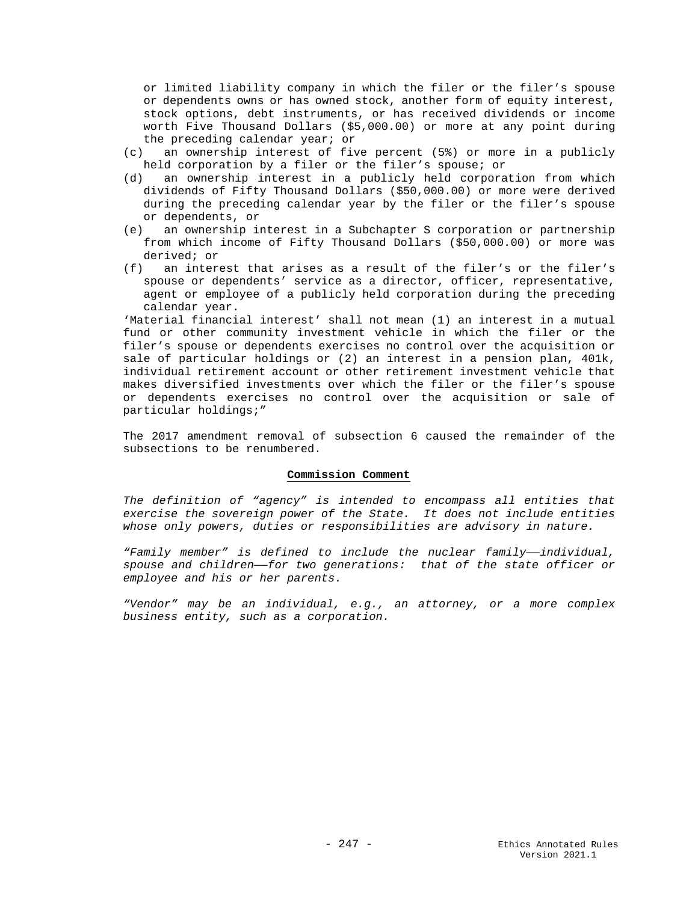or limited liability company in which the filer or the filer's spouse or dependents owns or has owned stock, another form of equity interest, stock options, debt instruments, or has received dividends or income worth Five Thousand Dollars ($5,000.00) or more at any point during the preceding calendar year; or

(c) an ownership interest of five percent (5%) or more in a publicly held corporation by a filer or the filer's spouse; or

(d) an ownership interest in a publicly held corporation from which dividends of Fifty Thousand Dollars ($50,000.00) or more were derived during the preceding calendar year by the filer or the filer's spouse or dependents, or

(e) an ownership interest in a Subchapter S corporation or partnership from which income of Fifty Thousand Dollars ($50,000.00) or more was derived; or

(f) an interest that arises as a result of the filer's or the filer's spouse or dependents' service as a director, officer, representative, agent or employee of a publicly held corporation during the preceding calendar year.

'Material financial interest' shall not mean (1) an interest in a mutual fund or other community investment vehicle in which the filer or the filer's spouse or dependents exercises no control over the acquisition or sale of particular holdings or (2) an interest in a pension plan, 401k, individual retirement account or other retirement investment vehicle that makes diversified investments over which the filer or the filer's spouse or dependents exercises no control over the acquisition or sale of particular holdings;"

The 2017 amendment removal of subsection 6 caused the remainder of the subsections to be renumbered.

**Commission Comment**

*The definition of "agency" is intended to encompass all entities that exercise the sovereign power of the State. It does not include entities whose only powers, duties or responsibilities are advisory in nature.*

*"Family member" is defined to include the nuclear family——individual, spouse and children——for two generations: that of the state officer or employee and his or her parents.*

*"Vendor" may be an individual, e.g., an attorney, or a more complex business entity, such as a corporation.*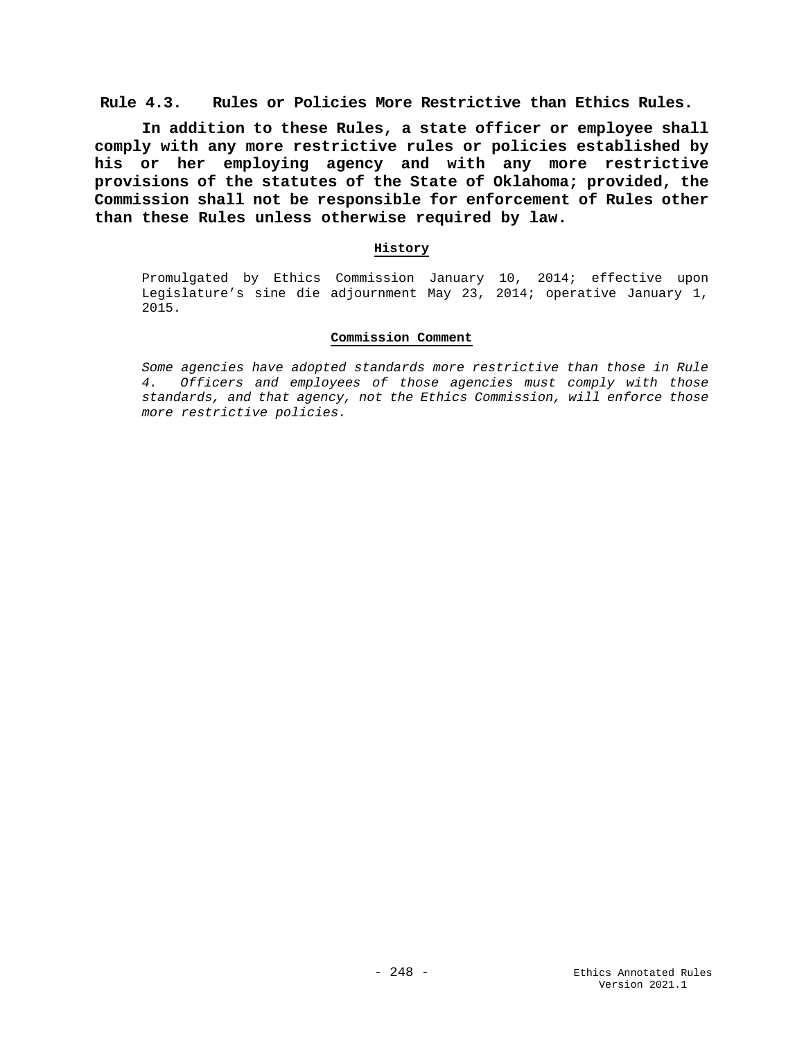## Rule 4.3. Rules or Policies More Restrictive than Ethics Rules.

**In addition to these Rules, a state officer or employee shall comply with any more restrictive rules or policies established by his or her employing agency and with any more restrictive provisions of the statutes of the State of Oklahoma; provided, the Commission shall not be responsible for enforcement of Rules other than these Rules unless otherwise required by law.**

### History

Promulgated by Ethics Commission January 10, 2014; effective upon Legislature's sine die adjournment May 23, 2014; operative January 1, 2015.

### Commission Comment

*Some agencies have adopted standards more restrictive than those in Rule 4. Officers and employees of those agencies must comply with those standards, and that agency, not the Ethics Commission, will enforce those more restrictive policies.*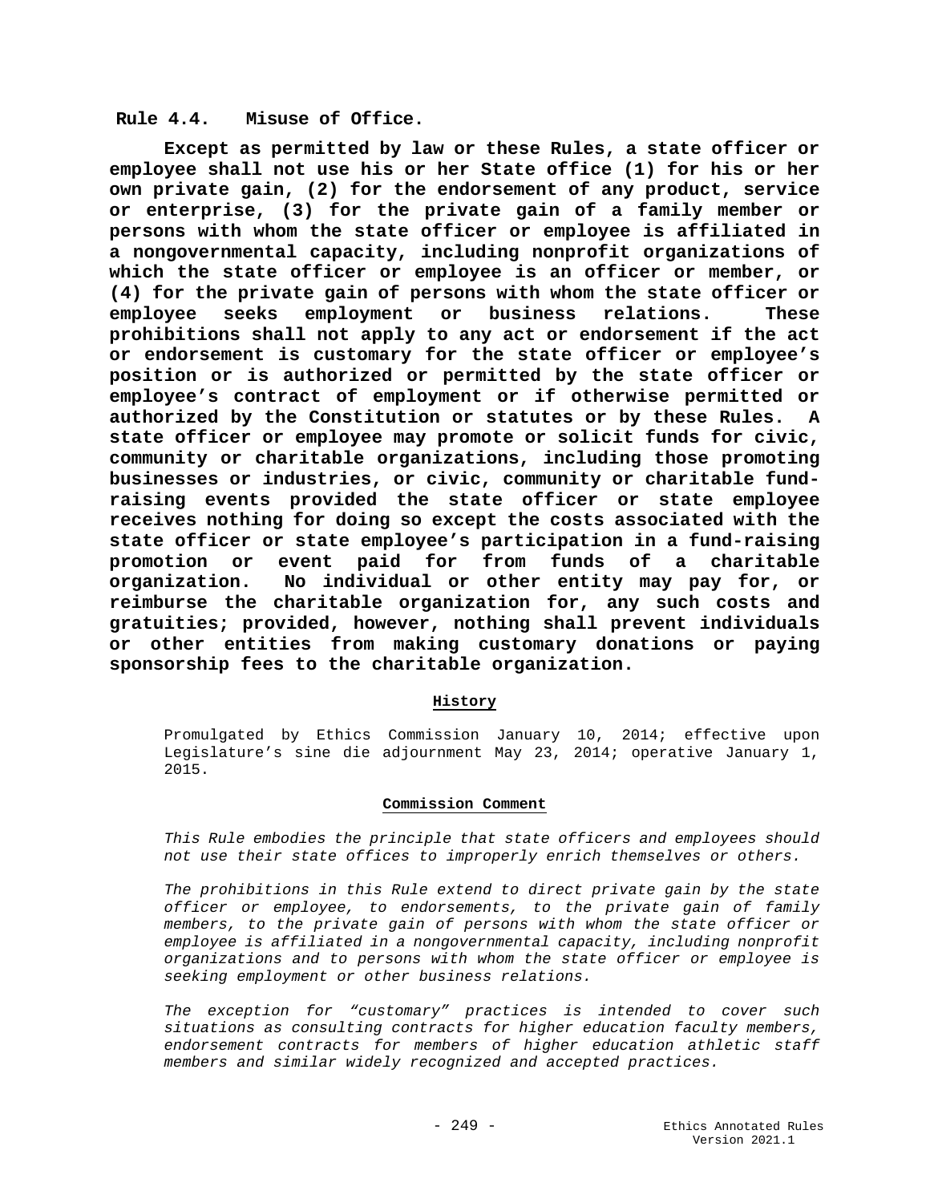## Rule 4.4. Misuse of Office.

**Except as permitted by law or these Rules, a state officer or employee shall not use his or her State office (1) for his or her own private gain, (2) for the endorsement of any product, service or enterprise, (3) for the private gain of a family member or persons with whom the state officer or employee is affiliated in a nongovernmental capacity, including nonprofit organizations of which the state officer or employee is an officer or member, or (4) for the private gain of persons with whom the state officer or employee seeks employment or business relations. These prohibitions shall not apply to any act or endorsement if the act or endorsement is customary for the state officer or employee's position or is authorized or permitted by the state officer or employee's contract of employment or if otherwise permitted or authorized by the Constitution or statutes or by these Rules. A state officer or employee may promote or solicit funds for civic, community or charitable organizations, including those promoting businesses or industries, or civic, community or charitable fund-raising events provided the state officer or state employee receives nothing for doing so except the costs associated with the state officer or state employee's participation in a fund-raising promotion or event paid for from funds of a charitable organization. No individual or other entity may pay for, or reimburse the charitable organization for, any such costs and gratuities; provided, however, nothing shall prevent individuals or other entities from making customary donations or paying sponsorship fees to the charitable organization.**

### History

Promulgated by Ethics Commission January 10, 2014; effective upon Legislature's sine die adjournment May 23, 2014; operative January 1, 2015.

### Commission Comment

*This Rule embodies the principle that state officers and employees should not use their state offices to improperly enrich themselves or others.*

*The prohibitions in this Rule extend to direct private gain by the state officer or employee, to endorsements, to the private gain of family members, to the private gain of persons with whom the state officer or employee is affiliated in a nongovernmental capacity, including nonprofit organizations and to persons with whom the state officer or employee is seeking employment or other business relations.*

*The exception for "customary" practices is intended to cover such situations as consulting contracts for higher education faculty members, endorsement contracts for members of higher education athletic staff members and similar widely recognized and accepted practices.*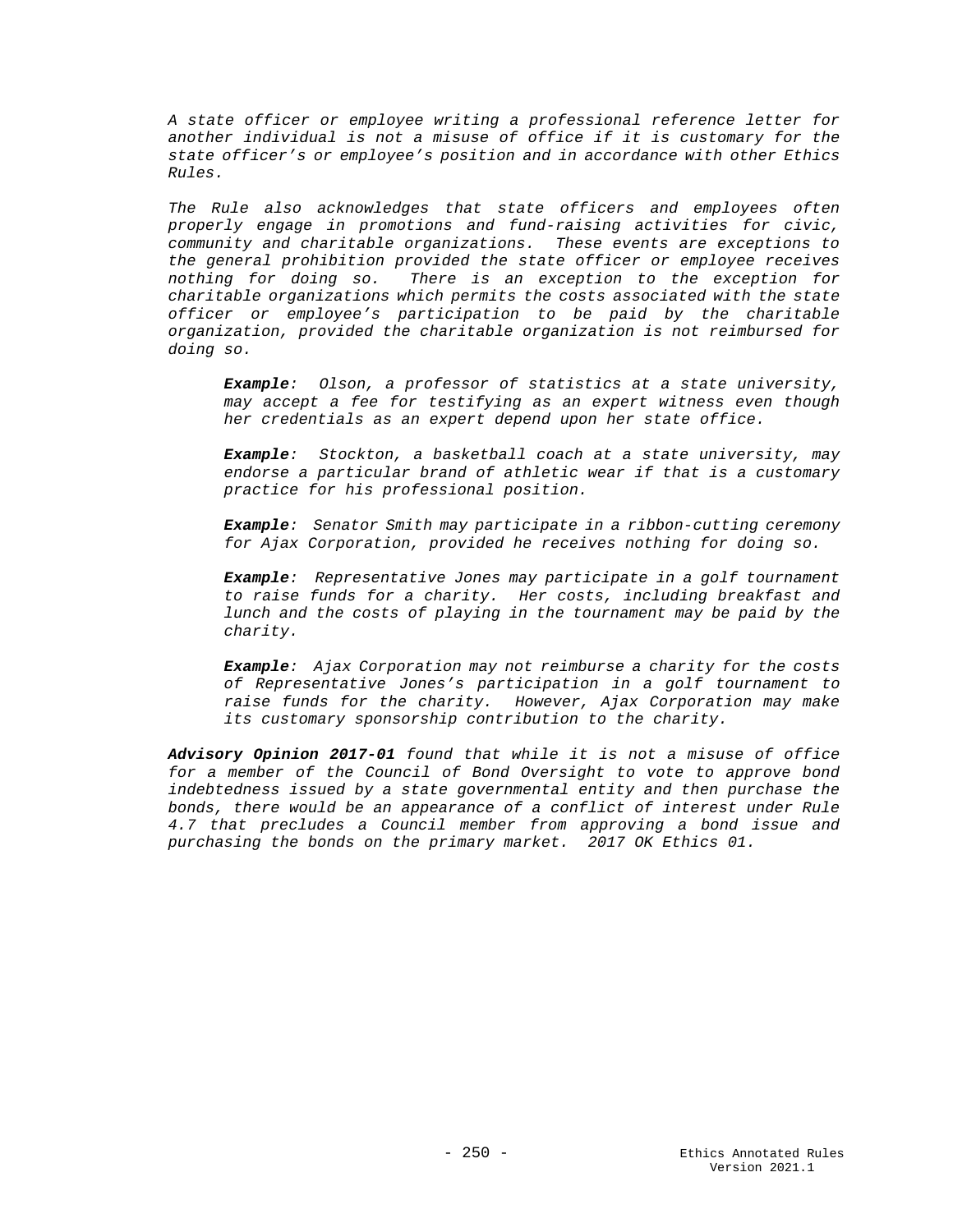*A state officer or employee writing a professional reference letter for another individual is not a misuse of office if it is customary for the state officer's or employee's position and in accordance with other Ethics Rules.*

*The Rule also acknowledges that state officers and employees often properly engage in promotions and fund-raising activities for civic, community and charitable organizations. These events are exceptions to the general prohibition provided the state officer or employee receives nothing for doing so. There is an exception to the exception for charitable organizations which permits the costs associated with the state officer or employee's participation to be paid by the charitable organization, provided the charitable organization is not reimbursed for doing so.*

> ***Example****: Olson, a professor of statistics at a state university, may accept a fee for testifying as an expert witness even though her credentials as an expert depend upon her state office.*
>
> ***Example****: Stockton, a basketball coach at a state university, may endorse a particular brand of athletic wear if that is a customary practice for his professional position.*
>
> ***Example****: Senator Smith may participate in a ribbon-cutting ceremony for Ajax Corporation, provided he receives nothing for doing so.*
>
> ***Example****: Representative Jones may participate in a golf tournament to raise funds for a charity. Her costs, including breakfast and lunch and the costs of playing in the tournament may be paid by the charity.*
>
> ***Example****: Ajax Corporation may not reimburse a charity for the costs of Representative Jones's participation in a golf tournament to raise funds for the charity. However, Ajax Corporation may make its customary sponsorship contribution to the charity.*

***Advisory Opinion 2017-01*** *found that while it is not a misuse of office for a member of the Council of Bond Oversight to vote to approve bond indebtedness issued by a state governmental entity and then purchase the bonds, there would be an appearance of a conflict of interest under Rule 4.7 that precludes a Council member from approving a bond issue and purchasing the bonds on the primary market. 2017 OK Ethics 01.*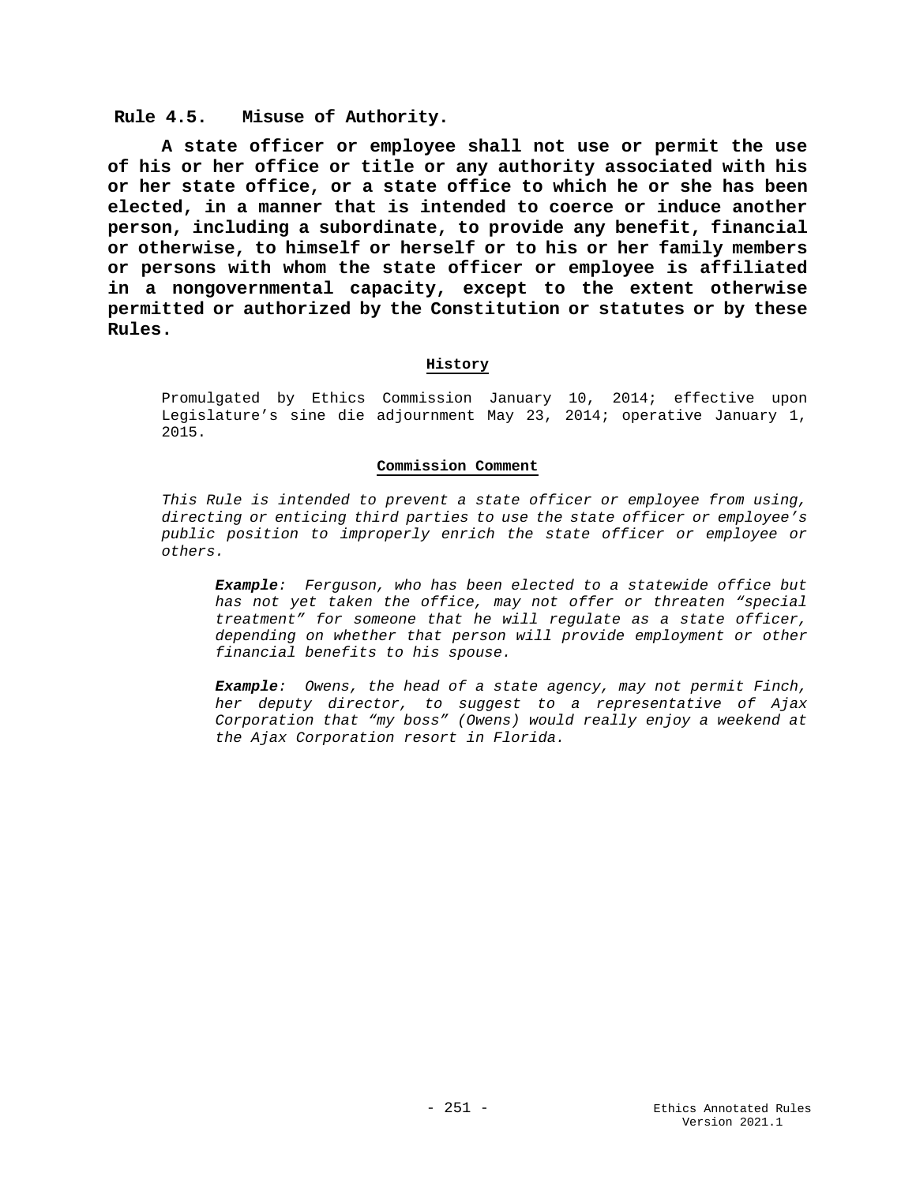## Rule 4.5. Misuse of Authority.

**A state officer or employee shall not use or permit the use of his or her office or title or any authority associated with his or her state office, or a state office to which he or she has been elected, in a manner that is intended to coerce or induce another person, including a subordinate, to provide any benefit, financial or otherwise, to himself or herself or to his or her family members or persons with whom the state officer or employee is affiliated in a nongovernmental capacity, except to the extent otherwise permitted or authorized by the Constitution or statutes or by these Rules.**

**History**

Promulgated by Ethics Commission January 10, 2014; effective upon Legislature's sine die adjournment May 23, 2014; operative January 1, 2015.

**Commission Comment**

*This Rule is intended to prevent a state officer or employee from using, directing or enticing third parties to use the state officer or employee's public position to improperly enrich the state officer or employee or others.*

> ***Example**: Ferguson, who has been elected to a statewide office but has not yet taken the office, may not offer or threaten "special treatment" for someone that he will regulate as a state officer, depending on whether that person will provide employment or other financial benefits to his spouse.*
>
> ***Example**: Owens, the head of a state agency, may not permit Finch, her deputy director, to suggest to a representative of Ajax Corporation that "my boss" (Owens) would really enjoy a weekend at the Ajax Corporation resort in Florida.*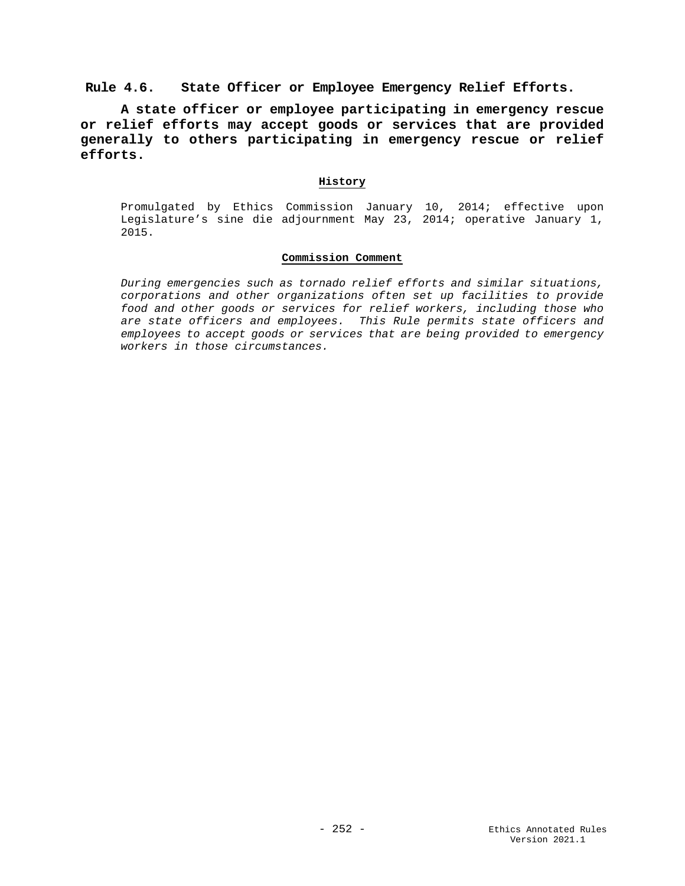## Rule 4.6. State Officer or Employee Emergency Relief Efforts.

**A state officer or employee participating in emergency rescue or relief efforts may accept goods or services that are provided generally to others participating in emergency rescue or relief efforts.**

### History

Promulgated by Ethics Commission January 10, 2014; effective upon Legislature's sine die adjournment May 23, 2014; operative January 1, 2015.

### Commission Comment

*During emergencies such as tornado relief efforts and similar situations, corporations and other organizations often set up facilities to provide food and other goods or services for relief workers, including those who are state officers and employees. This Rule permits state officers and employees to accept goods or services that are being provided to emergency workers in those circumstances.*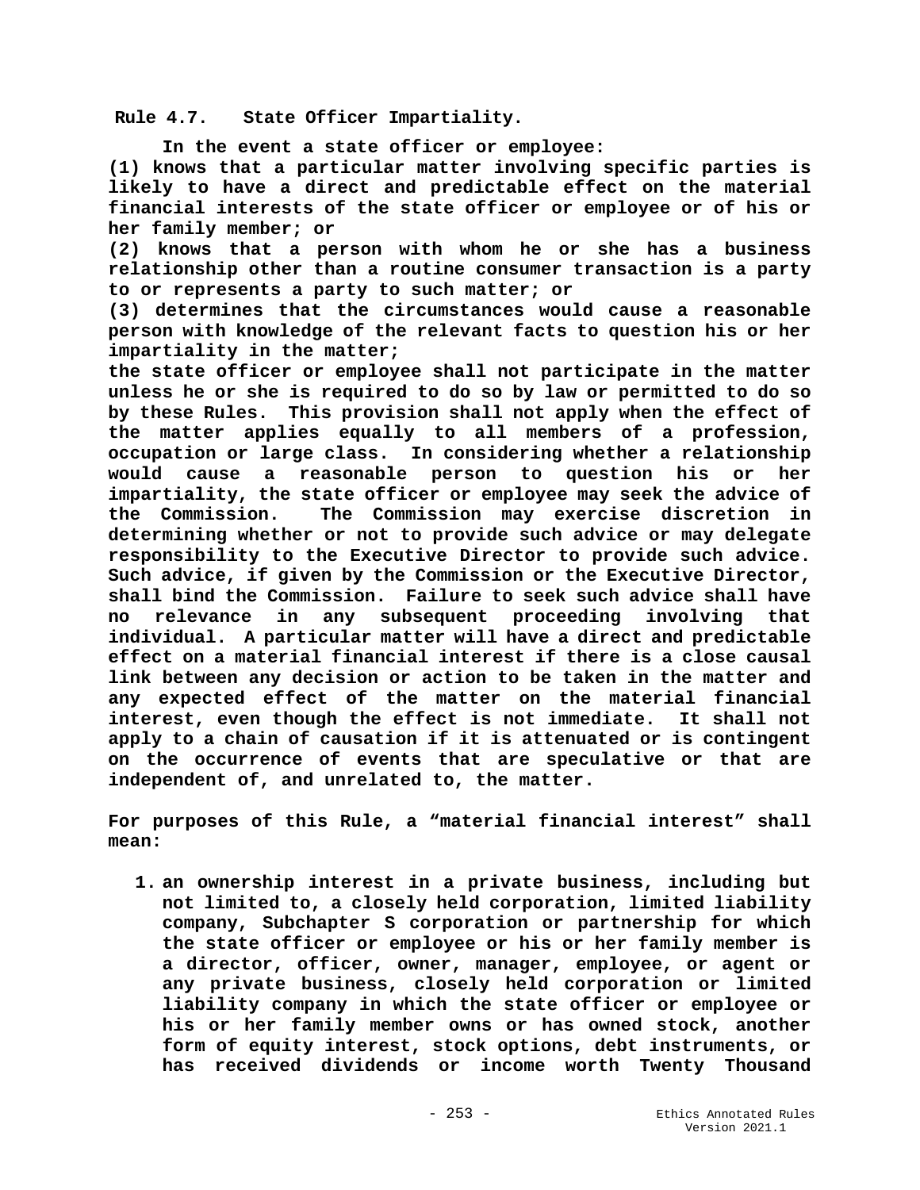**Rule 4.7. State Officer Impartiality.**

**In the event a state officer or employee:**

**(1) knows that a particular matter involving specific parties is likely to have a direct and predictable effect on the material financial interests of the state officer or employee or of his or her family member; or**

**(2) knows that a person with whom he or she has a business relationship other than a routine consumer transaction is a party to or represents a party to such matter; or**

**(3) determines that the circumstances would cause a reasonable person with knowledge of the relevant facts to question his or her impartiality in the matter;**

**the state officer or employee shall not participate in the matter unless he or she is required to do so by law or permitted to do so by these Rules. This provision shall not apply when the effect of the matter applies equally to all members of a profession, occupation or large class. In considering whether a relationship would cause a reasonable person to question his or her impartiality, the state officer or employee may seek the advice of the Commission. The Commission may exercise discretion in determining whether or not to provide such advice or may delegate responsibility to the Executive Director to provide such advice. Such advice, if given by the Commission or the Executive Director, shall bind the Commission. Failure to seek such advice shall have no relevance in any subsequent proceeding involving that individual. A particular matter will have a direct and predictable effect on a material financial interest if there is a close causal link between any decision or action to be taken in the matter and any expected effect of the matter on the material financial interest, even though the effect is not immediate. It shall not apply to a chain of causation if it is attenuated or is contingent on the occurrence of events that are speculative or that are independent of, and unrelated to, the matter.**

**For purposes of this Rule, a "material financial interest" shall mean:**

1. **an ownership interest in a private business, including but not limited to, a closely held corporation, limited liability company, Subchapter S corporation or partnership for which the state officer or employee or his or her family member is a director, officer, owner, manager, employee, or agent or any private business, closely held corporation or limited liability company in which the state officer or employee or his or her family member owns or has owned stock, another form of equity interest, stock options, debt instruments, or has received dividends or income worth Twenty Thousand**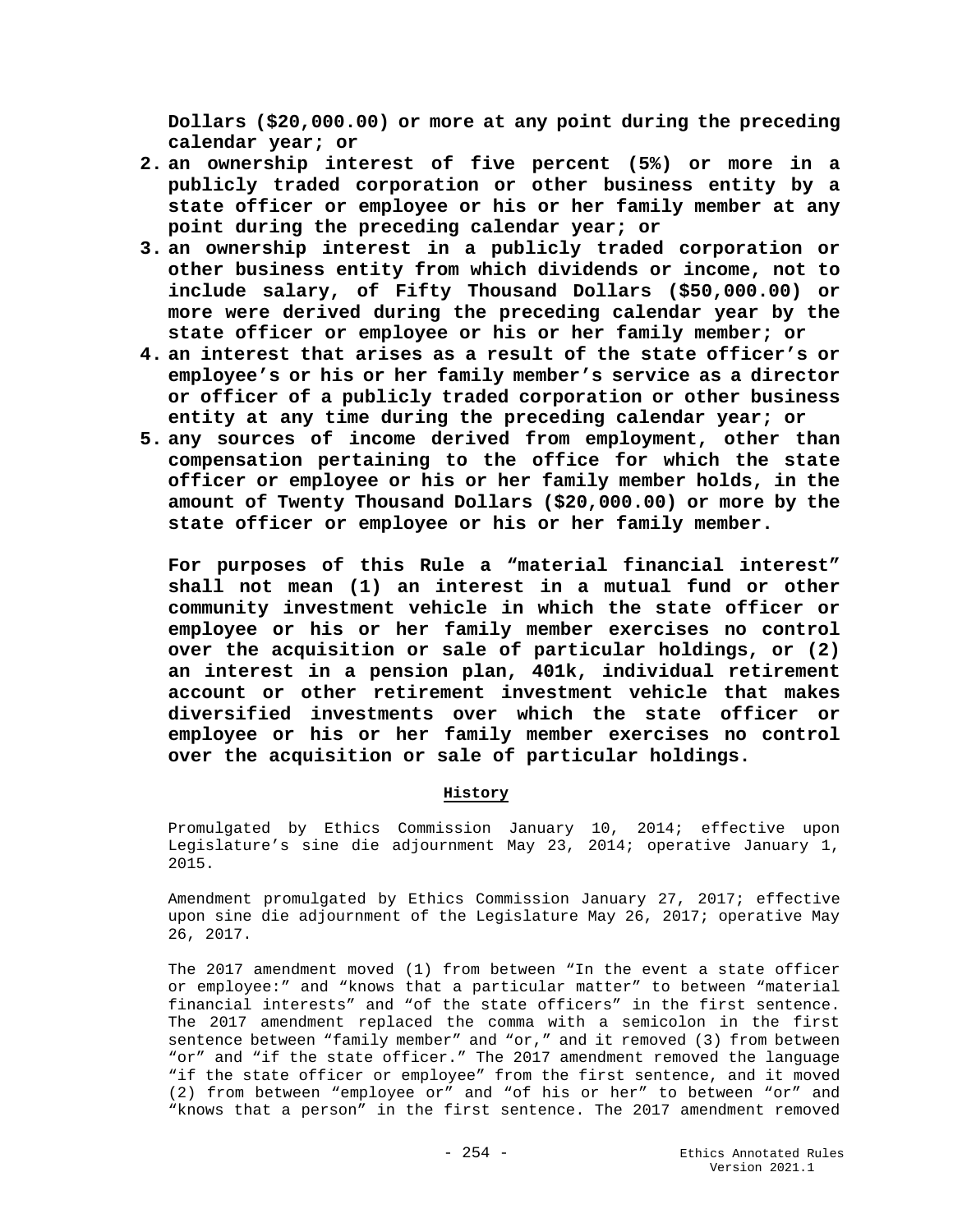**Dollars ($20,000.00) or more at any point during the preceding calendar year; or**

2. **an ownership interest of five percent (5%) or more in a publicly traded corporation or other business entity by a state officer or employee or his or her family member at any point during the preceding calendar year; or**
3. **an ownership interest in a publicly traded corporation or other business entity from which dividends or income, not to include salary, of Fifty Thousand Dollars ($50,000.00) or more were derived during the preceding calendar year by the state officer or employee or his or her family member; or**
4. **an interest that arises as a result of the state officer's or employee's or his or her family member's service as a director or officer of a publicly traded corporation or other business entity at any time during the preceding calendar year; or**
5. **any sources of income derived from employment, other than compensation pertaining to the office for which the state officer or employee or his or her family member holds, in the amount of Twenty Thousand Dollars ($20,000.00) or more by the state officer or employee or his or her family member.**

**For purposes of this Rule a "material financial interest" shall not mean (1) an interest in a mutual fund or other community investment vehicle in which the state officer or employee or his or her family member exercises no control over the acquisition or sale of particular holdings, or (2) an interest in a pension plan, 401k, individual retirement account or other retirement investment vehicle that makes diversified investments over which the state officer or employee or his or her family member exercises no control over the acquisition or sale of particular holdings.**

**History**

Promulgated by Ethics Commission January 10, 2014; effective upon Legislature's sine die adjournment May 23, 2014; operative January 1, 2015.

Amendment promulgated by Ethics Commission January 27, 2017; effective upon sine die adjournment of the Legislature May 26, 2017; operative May 26, 2017.

The 2017 amendment moved (1) from between "In the event a state officer or employee:" and "knows that a particular matter" to between "material financial interests" and "of the state officers" in the first sentence. The 2017 amendment replaced the comma with a semicolon in the first sentence between "family member" and "or," and it removed (3) from between "or" and "if the state officer." The 2017 amendment removed the language "if the state officer or employee" from the first sentence, and it moved (2) from between "employee or" and "of his or her" to between "or" and "knows that a person" in the first sentence. The 2017 amendment removed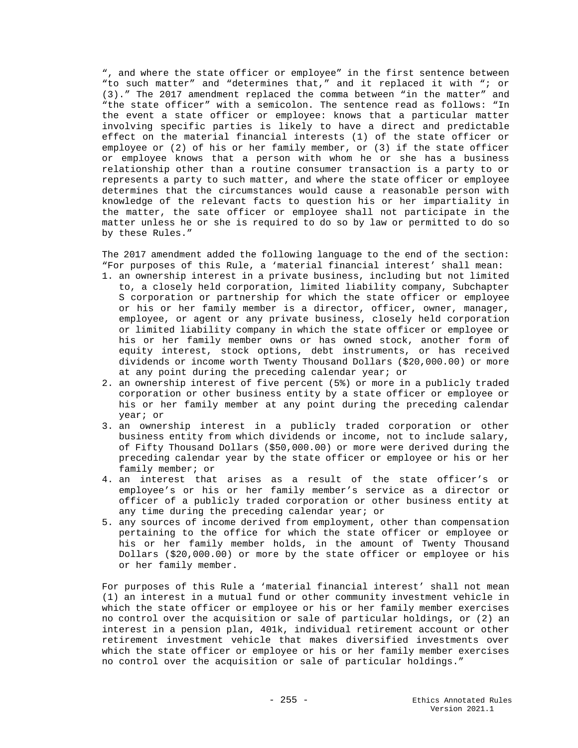", and where the state officer or employee" in the first sentence between "to such matter" and "determines that," and it replaced it with "; or (3)." The 2017 amendment replaced the comma between "in the matter" and "the state officer" with a semicolon. The sentence read as follows: "In the event a state officer or employee: knows that a particular matter involving specific parties is likely to have a direct and predictable effect on the material financial interests (1) of the state officer or employee or (2) of his or her family member, or (3) if the state officer or employee knows that a person with whom he or she has a business relationship other than a routine consumer transaction is a party to or represents a party to such matter, and where the state officer or employee determines that the circumstances would cause a reasonable person with knowledge of the relevant facts to question his or her impartiality in the matter, the sate officer or employee shall not participate in the matter unless he or she is required to do so by law or permitted to do so by these Rules."

The 2017 amendment added the following language to the end of the section: "For purposes of this Rule, a 'material financial interest' shall mean:

1. an ownership interest in a private business, including but not limited to, a closely held corporation, limited liability company, Subchapter S corporation or partnership for which the state officer or employee or his or her family member is a director, officer, owner, manager, employee, or agent or any private business, closely held corporation or limited liability company in which the state officer or employee or his or her family member owns or has owned stock, another form of equity interest, stock options, debt instruments, or has received dividends or income worth Twenty Thousand Dollars ($20,000.00) or more at any point during the preceding calendar year; or
2. an ownership interest of five percent (5%) or more in a publicly traded corporation or other business entity by a state officer or employee or his or her family member at any point during the preceding calendar year; or
3. an ownership interest in a publicly traded corporation or other business entity from which dividends or income, not to include salary, of Fifty Thousand Dollars ($50,000.00) or more were derived during the preceding calendar year by the state officer or employee or his or her family member; or
4. an interest that arises as a result of the state officer's or employee's or his or her family member's service as a director or officer of a publicly traded corporation or other business entity at any time during the preceding calendar year; or
5. any sources of income derived from employment, other than compensation pertaining to the office for which the state officer or employee or his or her family member holds, in the amount of Twenty Thousand Dollars ($20,000.00) or more by the state officer or employee or his or her family member.

For purposes of this Rule a 'material financial interest' shall not mean (1) an interest in a mutual fund or other community investment vehicle in which the state officer or employee or his or her family member exercises no control over the acquisition or sale of particular holdings, or (2) an interest in a pension plan, 401k, individual retirement account or other retirement investment vehicle that makes diversified investments over which the state officer or employee or his or her family member exercises no control over the acquisition or sale of particular holdings."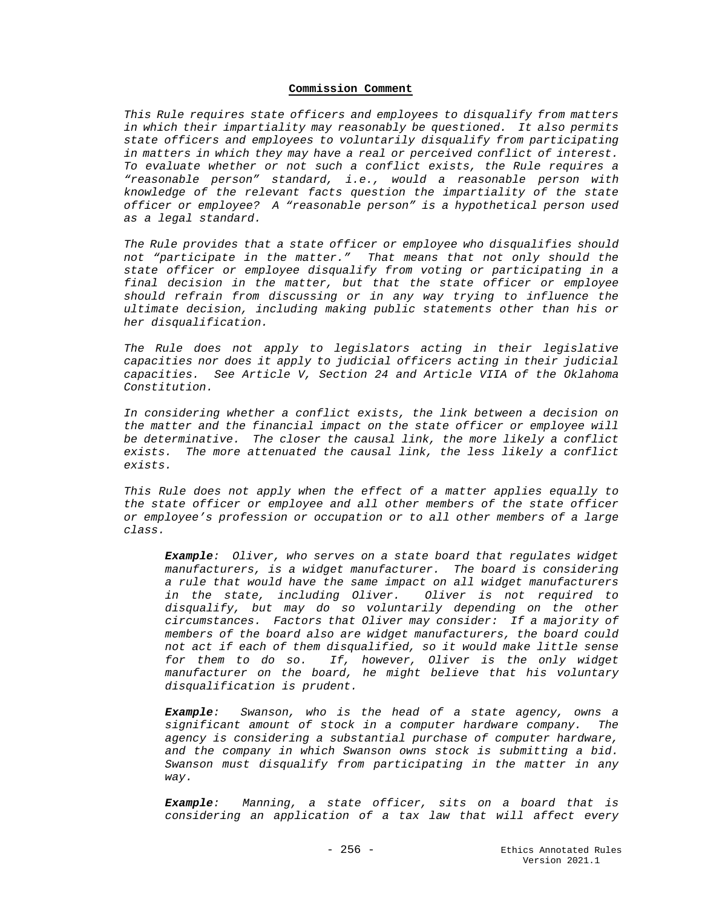### Commission Comment

*This Rule requires state officers and employees to disqualify from matters in which their impartiality may reasonably be questioned. It also permits state officers and employees to voluntarily disqualify from participating in matters in which they may have a real or perceived conflict of interest. To evaluate whether or not such a conflict exists, the Rule requires a "reasonable person" standard, i.e., would a reasonable person with knowledge of the relevant facts question the impartiality of the state officer or employee? A "reasonable person" is a hypothetical person used as a legal standard.*

*The Rule provides that a state officer or employee who disqualifies should not "participate in the matter." That means that not only should the state officer or employee disqualify from voting or participating in a final decision in the matter, but that the state officer or employee should refrain from discussing or in any way trying to influence the ultimate decision, including making public statements other than his or her disqualification.*

*The Rule does not apply to legislators acting in their legislative capacities nor does it apply to judicial officers acting in their judicial capacities. See Article V, Section 24 and Article VIIA of the Oklahoma Constitution.*

*In considering whether a conflict exists, the link between a decision on the matter and the financial impact on the state officer or employee will be determinative. The closer the causal link, the more likely a conflict exists. The more attenuated the causal link, the less likely a conflict exists.*

*This Rule does not apply when the effect of a matter applies equally to the state officer or employee and all other members of the state officer or employee's profession or occupation or to all other members of a large class.*

> ***Example**: Oliver, who serves on a state board that regulates widget manufacturers, is a widget manufacturer. The board is considering a rule that would have the same impact on all widget manufacturers in the state, including Oliver. Oliver is not required to disqualify, but may do so voluntarily depending on the other circumstances. Factors that Oliver may consider: If a majority of members of the board also are widget manufacturers, the board could not act if each of them disqualified, so it would make little sense for them to do so. If, however, Oliver is the only widget manufacturer on the board, he might believe that his voluntary disqualification is prudent.*
>
> ***Example**: Swanson, who is the head of a state agency, owns a significant amount of stock in a computer hardware company. The agency is considering a substantial purchase of computer hardware, and the company in which Swanson owns stock is submitting a bid. Swanson must disqualify from participating in the matter in any way.*
>
> ***Example**: Manning, a state officer, sits on a board that is considering an application of a tax law that will affect every*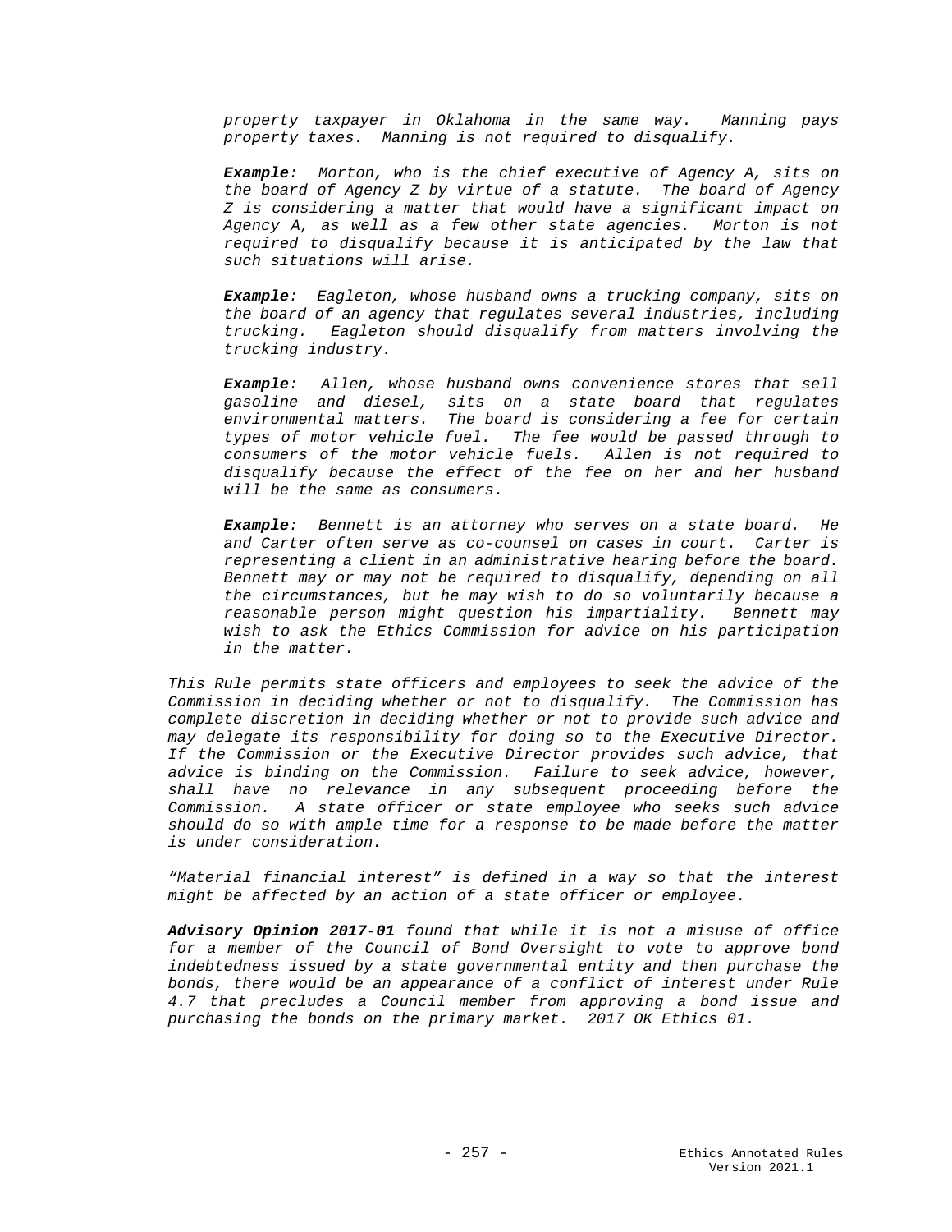*property taxpayer in Oklahoma in the same way. Manning pays property taxes. Manning is not required to disqualify.*

***Example**: Morton, who is the chief executive of Agency A, sits on the board of Agency Z by virtue of a statute. The board of Agency Z is considering a matter that would have a significant impact on Agency A, as well as a few other state agencies. Morton is not required to disqualify because it is anticipated by the law that such situations will arise.*

***Example**: Eagleton, whose husband owns a trucking company, sits on the board of an agency that regulates several industries, including trucking. Eagleton should disqualify from matters involving the trucking industry.*

***Example**: Allen, whose husband owns convenience stores that sell gasoline and diesel, sits on a state board that regulates environmental matters. The board is considering a fee for certain types of motor vehicle fuel. The fee would be passed through to consumers of the motor vehicle fuels. Allen is not required to disqualify because the effect of the fee on her and her husband will be the same as consumers.*

***Example**: Bennett is an attorney who serves on a state board. He and Carter often serve as co-counsel on cases in court. Carter is representing a client in an administrative hearing before the board. Bennett may or may not be required to disqualify, depending on all the circumstances, but he may wish to do so voluntarily because a reasonable person might question his impartiality. Bennett may wish to ask the Ethics Commission for advice on his participation in the matter.*

*This Rule permits state officers and employees to seek the advice of the Commission in deciding whether or not to disqualify. The Commission has complete discretion in deciding whether or not to provide such advice and may delegate its responsibility for doing so to the Executive Director. If the Commission or the Executive Director provides such advice, that advice is binding on the Commission. Failure to seek advice, however, shall have no relevance in any subsequent proceeding before the Commission. A state officer or state employee who seeks such advice should do so with ample time for a response to be made before the matter is under consideration.*

*"Material financial interest" is defined in a way so that the interest might be affected by an action of a state officer or employee.*

***Advisory Opinion 2017-01** found that while it is not a misuse of office for a member of the Council of Bond Oversight to vote to approve bond indebtedness issued by a state governmental entity and then purchase the bonds, there would be an appearance of a conflict of interest under Rule 4.7 that precludes a Council member from approving a bond issue and purchasing the bonds on the primary market. 2017 OK Ethics 01.*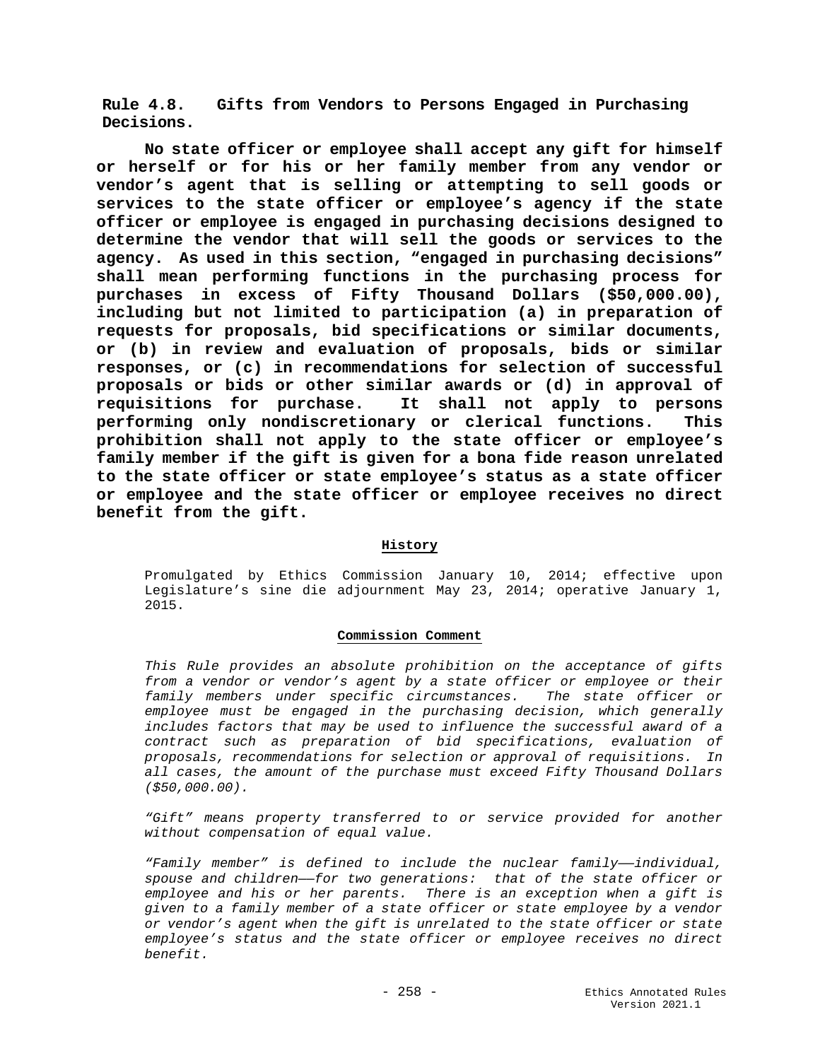**Rule 4.8. Gifts from Vendors to Persons Engaged in Purchasing Decisions.**

**No state officer or employee shall accept any gift for himself or herself or for his or her family member from any vendor or vendor's agent that is selling or attempting to sell goods or services to the state officer or employee's agency if the state officer or employee is engaged in purchasing decisions designed to determine the vendor that will sell the goods or services to the agency. As used in this section, "engaged in purchasing decisions" shall mean performing functions in the purchasing process for purchases in excess of Fifty Thousand Dollars ($50,000.00), including but not limited to participation (a) in preparation of requests for proposals, bid specifications or similar documents, or (b) in review and evaluation of proposals, bids or similar responses, or (c) in recommendations for selection of successful proposals or bids or other similar awards or (d) in approval of requisitions for purchase. It shall not apply to persons performing only nondiscretionary or clerical functions. This prohibition shall not apply to the state officer or employee's family member if the gift is given for a bona fide reason unrelated to the state officer or state employee's status as a state officer or employee and the state officer or employee receives no direct benefit from the gift.**

**History**

Promulgated by Ethics Commission January 10, 2014; effective upon Legislature's sine die adjournment May 23, 2014; operative January 1, 2015.

**Commission Comment**

*This Rule provides an absolute prohibition on the acceptance of gifts from a vendor or vendor's agent by a state officer or employee or their family members under specific circumstances. The state officer or employee must be engaged in the purchasing decision, which generally includes factors that may be used to influence the successful award of a contract such as preparation of bid specifications, evaluation of proposals, recommendations for selection or approval of requisitions. In all cases, the amount of the purchase must exceed Fifty Thousand Dollars ($50,000.00).*

*"Gift" means property transferred to or service provided for another without compensation of equal value.*

*"Family member" is defined to include the nuclear family——individual, spouse and children——for two generations: that of the state officer or employee and his or her parents. There is an exception when a gift is given to a family member of a state officer or state employee by a vendor or vendor's agent when the gift is unrelated to the state officer or state employee's status and the state officer or employee receives no direct benefit.*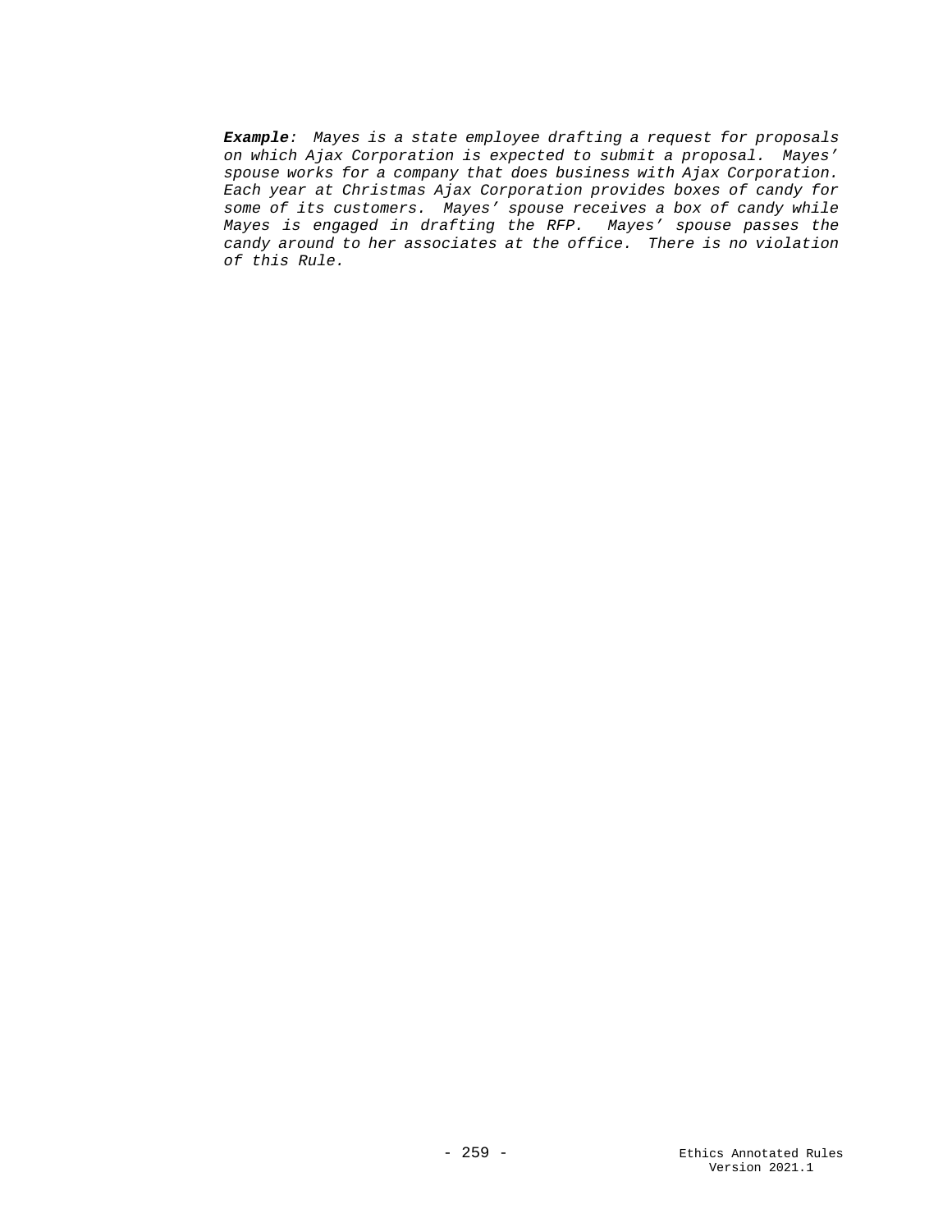***Example**: Mayes is a state employee drafting a request for proposals on which Ajax Corporation is expected to submit a proposal. Mayes' spouse works for a company that does business with Ajax Corporation. Each year at Christmas Ajax Corporation provides boxes of candy for some of its customers. Mayes' spouse receives a box of candy while Mayes is engaged in drafting the RFP. Mayes' spouse passes the candy around to her associates at the office. There is no violation of this Rule.*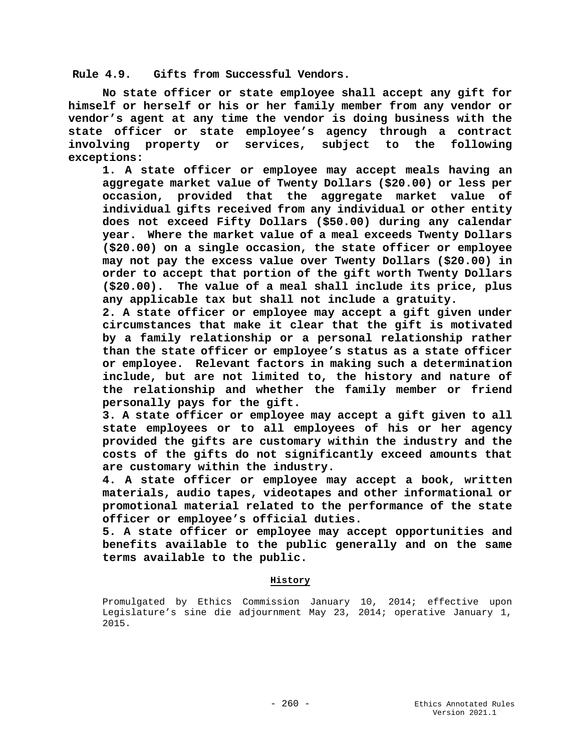## Rule 4.9. Gifts from Successful Vendors.

**No state officer or state employee shall accept any gift for himself or herself or his or her family member from any vendor or vendor's agent at any time the vendor is doing business with the state officer or state employee's agency through a contract involving property or services, subject to the following exceptions:**

**1. A state officer or employee may accept meals having an aggregate market value of Twenty Dollars ($20.00) or less per occasion, provided that the aggregate market value of individual gifts received from any individual or other entity does not exceed Fifty Dollars ($50.00) during any calendar year. Where the market value of a meal exceeds Twenty Dollars ($20.00) on a single occasion, the state officer or employee may not pay the excess value over Twenty Dollars ($20.00) in order to accept that portion of the gift worth Twenty Dollars ($20.00). The value of a meal shall include its price, plus any applicable tax but shall not include a gratuity.**

**2. A state officer or employee may accept a gift given under circumstances that make it clear that the gift is motivated by a family relationship or a personal relationship rather than the state officer or employee's status as a state officer or employee. Relevant factors in making such a determination include, but are not limited to, the history and nature of the relationship and whether the family member or friend personally pays for the gift.**

**3. A state officer or employee may accept a gift given to all state employees or to all employees of his or her agency provided the gifts are customary within the industry and the costs of the gifts do not significantly exceed amounts that are customary within the industry.**

**4. A state officer or employee may accept a book, written materials, audio tapes, videotapes and other informational or promotional material related to the performance of the state officer or employee's official duties.**

**5. A state officer or employee may accept opportunities and benefits available to the public generally and on the same terms available to the public.**

**History**

Promulgated by Ethics Commission January 10, 2014; effective upon Legislature's sine die adjournment May 23, 2014; operative January 1, 2015.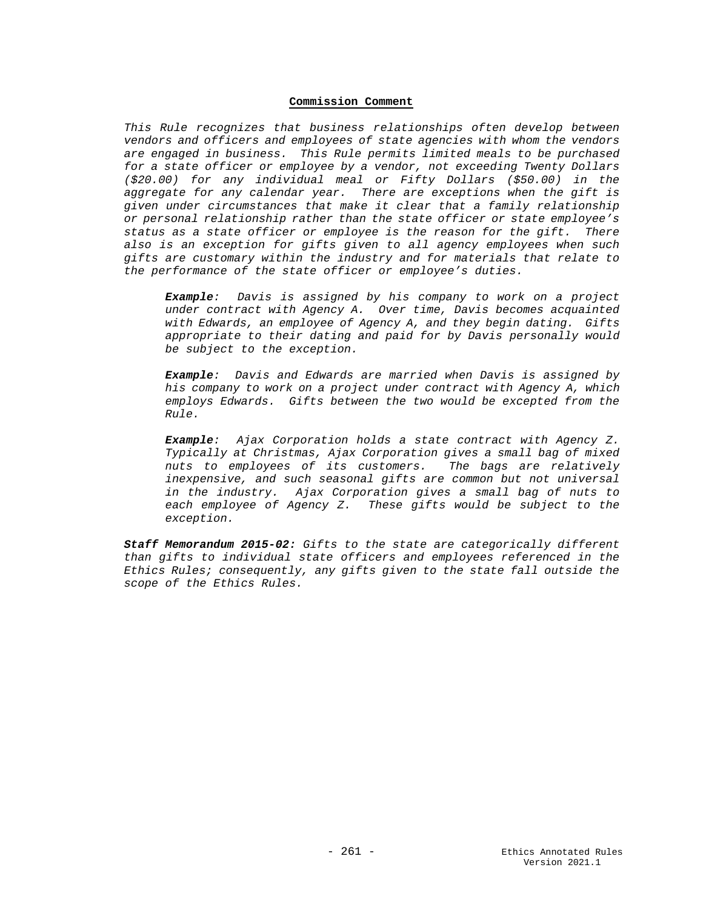**Commission Comment**

*This Rule recognizes that business relationships often develop between vendors and officers and employees of state agencies with whom the vendors are engaged in business. This Rule permits limited meals to be purchased for a state officer or employee by a vendor, not exceeding Twenty Dollars ($20.00) for any individual meal or Fifty Dollars ($50.00) in the aggregate for any calendar year. There are exceptions when the gift is given under circumstances that make it clear that a family relationship or personal relationship rather than the state officer or state employee's status as a state officer or employee is the reason for the gift. There also is an exception for gifts given to all agency employees when such gifts are customary within the industry and for materials that relate to the performance of the state officer or employee's duties.*

> ***Example**: Davis is assigned by his company to work on a project under contract with Agency A. Over time, Davis becomes acquainted with Edwards, an employee of Agency A, and they begin dating. Gifts appropriate to their dating and paid for by Davis personally would be subject to the exception.*
>
> ***Example**: Davis and Edwards are married when Davis is assigned by his company to work on a project under contract with Agency A, which employs Edwards. Gifts between the two would be excepted from the Rule.*
>
> ***Example**: Ajax Corporation holds a state contract with Agency Z. Typically at Christmas, Ajax Corporation gives a small bag of mixed nuts to employees of its customers. The bags are relatively inexpensive, and such seasonal gifts are common but not universal in the industry. Ajax Corporation gives a small bag of nuts to each employee of Agency Z. These gifts would be subject to the exception.*

***Staff Memorandum 2015-02:** Gifts to the state are categorically different than gifts to individual state officers and employees referenced in the Ethics Rules; consequently, any gifts given to the state fall outside the scope of the Ethics Rules.*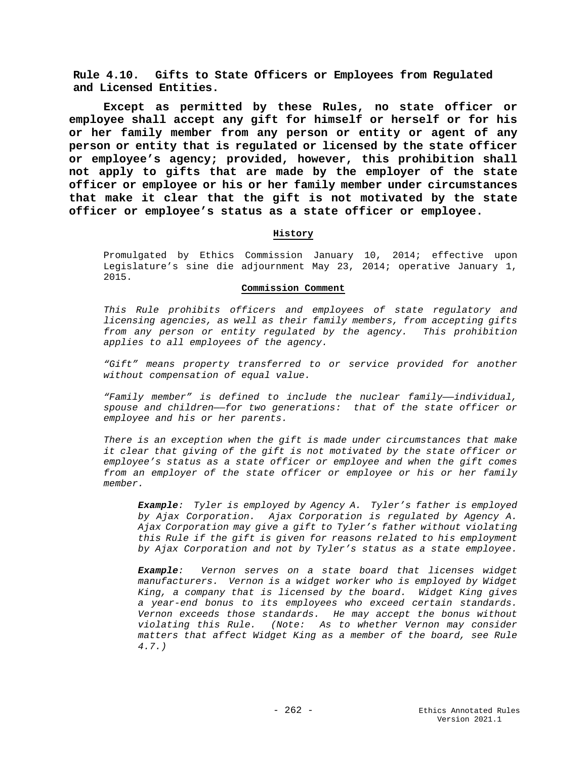## Rule 4.10. Gifts to State Officers or Employees from Regulated and Licensed Entities.

**Except as permitted by these Rules, no state officer or employee shall accept any gift for himself or herself or for his or her family member from any person or entity or agent of any person or entity that is regulated or licensed by the state officer or employee's agency; provided, however, this prohibition shall not apply to gifts that are made by the employer of the state officer or employee or his or her family member under circumstances that make it clear that the gift is not motivated by the state officer or employee's status as a state officer or employee.**

**History**

Promulgated by Ethics Commission January 10, 2014; effective upon Legislature's sine die adjournment May 23, 2014; operative January 1, 2015.

**Commission Comment**

*This Rule prohibits officers and employees of state regulatory and licensing agencies, as well as their family members, from accepting gifts from any person or entity regulated by the agency. This prohibition applies to all employees of the agency.*

*"Gift" means property transferred to or service provided for another without compensation of equal value.*

*"Family member" is defined to include the nuclear family——individual, spouse and children——for two generations: that of the state officer or employee and his or her parents.*

*There is an exception when the gift is made under circumstances that make it clear that giving of the gift is not motivated by the state officer or employee's status as a state officer or employee and when the gift comes from an employer of the state officer or employee or his or her family member.*

> ***Example**: Tyler is employed by Agency A. Tyler's father is employed by Ajax Corporation. Ajax Corporation is regulated by Agency A. Ajax Corporation may give a gift to Tyler's father without violating this Rule if the gift is given for reasons related to his employment by Ajax Corporation and not by Tyler's status as a state employee.*
>
> ***Example**: Vernon serves on a state board that licenses widget manufacturers. Vernon is a widget worker who is employed by Widget King, a company that is licensed by the board. Widget King gives a year-end bonus to its employees who exceed certain standards. Vernon exceeds those standards. He may accept the bonus without violating this Rule. (Note: As to whether Vernon may consider matters that affect Widget King as a member of the board, see Rule 4.7.)*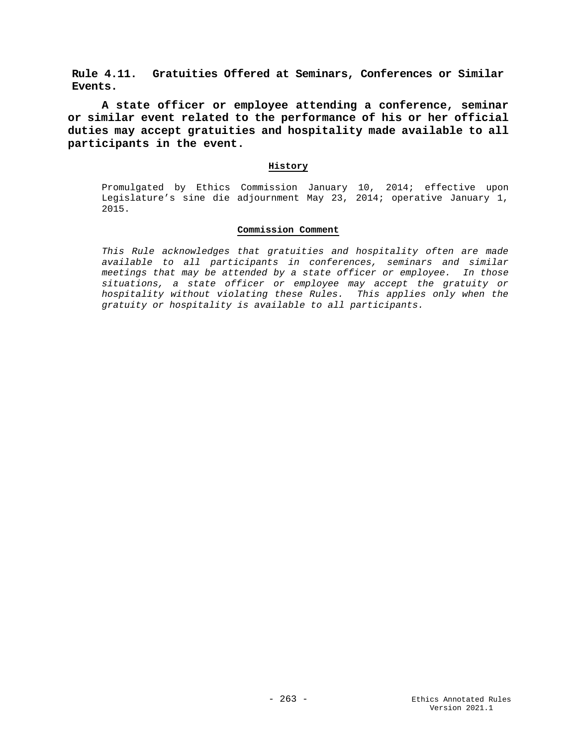**Rule 4.11. Gratuities Offered at Seminars, Conferences or Similar Events.**

**A state officer or employee attending a conference, seminar or similar event related to the performance of his or her official duties may accept gratuities and hospitality made available to all participants in the event.**

#### History

Promulgated by Ethics Commission January 10, 2014; effective upon Legislature's sine die adjournment May 23, 2014; operative January 1, 2015.

#### Commission Comment

*This Rule acknowledges that gratuities and hospitality often are made available to all participants in conferences, seminars and similar meetings that may be attended by a state officer or employee. In those situations, a state officer or employee may accept the gratuity or hospitality without violating these Rules. This applies only when the gratuity or hospitality is available to all participants.*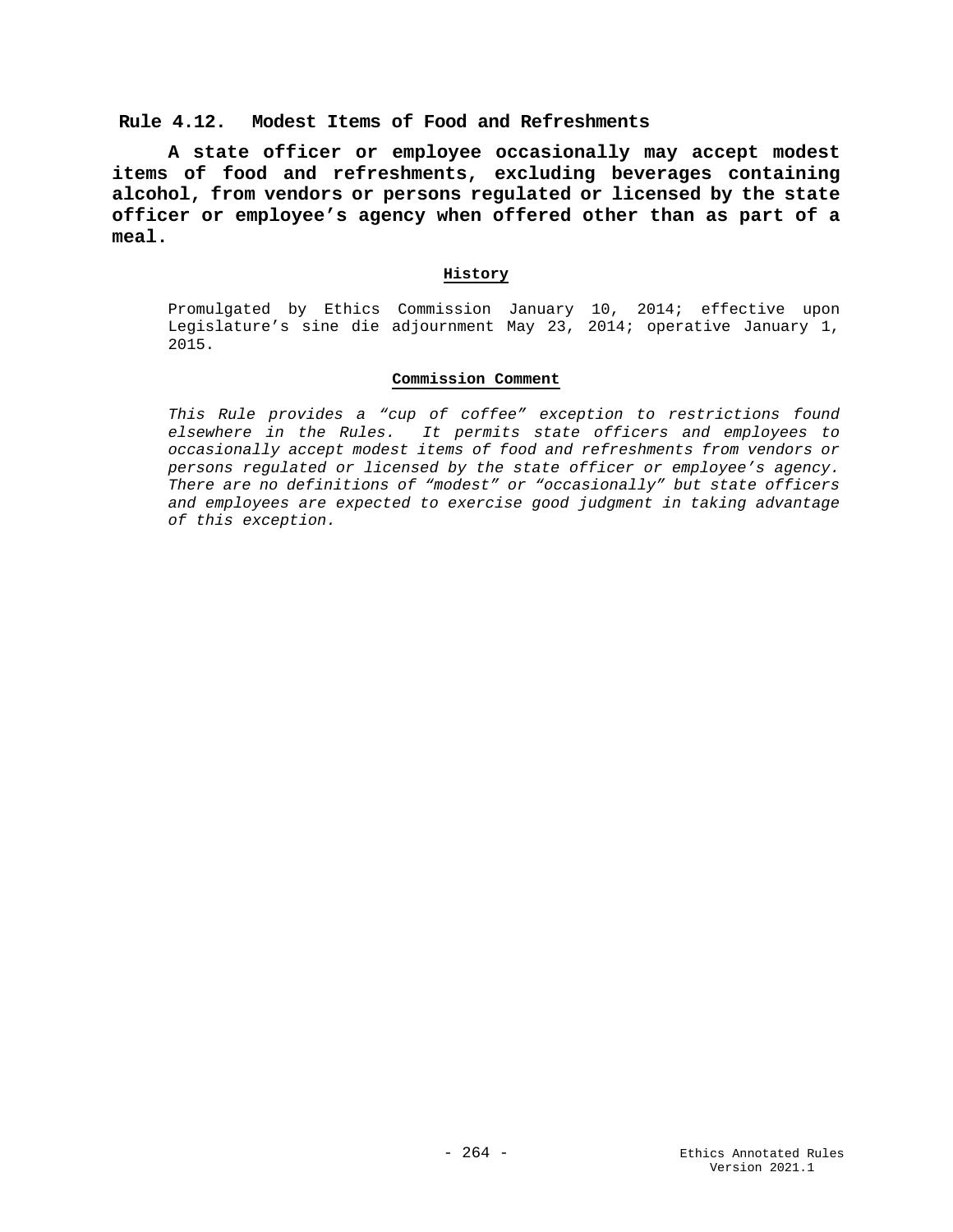## Rule 4.12. Modest Items of Food and Refreshments

**A state officer or employee occasionally may accept modest items of food and refreshments, excluding beverages containing alcohol, from vendors or persons regulated or licensed by the state officer or employee's agency when offered other than as part of a meal.**

### History

Promulgated by Ethics Commission January 10, 2014; effective upon Legislature's sine die adjournment May 23, 2014; operative January 1, 2015.

### Commission Comment

*This Rule provides a "cup of coffee" exception to restrictions found elsewhere in the Rules. It permits state officers and employees to occasionally accept modest items of food and refreshments from vendors or persons regulated or licensed by the state officer or employee's agency. There are no definitions of "modest" or "occasionally" but state officers and employees are expected to exercise good judgment in taking advantage of this exception.*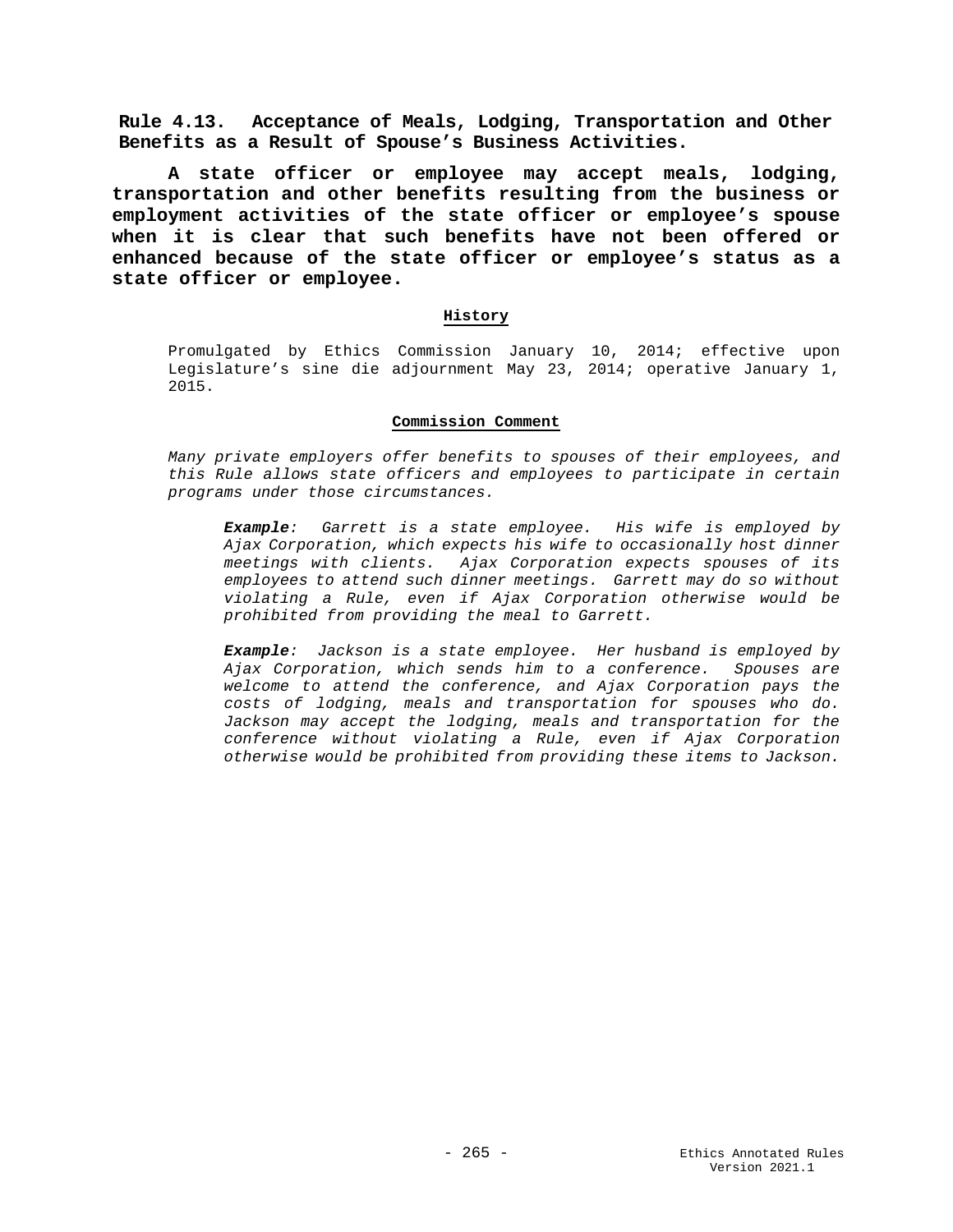**Rule 4.13. Acceptance of Meals, Lodging, Transportation and Other Benefits as a Result of Spouse's Business Activities.**

**A state officer or employee may accept meals, lodging, transportation and other benefits resulting from the business or employment activities of the state officer or employee's spouse when it is clear that such benefits have not been offered or enhanced because of the state officer or employee's status as a state officer or employee.**

**History**

Promulgated by Ethics Commission January 10, 2014; effective upon Legislature's sine die adjournment May 23, 2014; operative January 1, 2015.

**Commission Comment**

*Many private employers offer benefits to spouses of their employees, and this Rule allows state officers and employees to participate in certain programs under those circumstances.*

> ***Example**: Garrett is a state employee. His wife is employed by Ajax Corporation, which expects his wife to occasionally host dinner meetings with clients. Ajax Corporation expects spouses of its employees to attend such dinner meetings. Garrett may do so without violating a Rule, even if Ajax Corporation otherwise would be prohibited from providing the meal to Garrett.*
>
> ***Example**: Jackson is a state employee. Her husband is employed by Ajax Corporation, which sends him to a conference. Spouses are welcome to attend the conference, and Ajax Corporation pays the costs of lodging, meals and transportation for spouses who do. Jackson may accept the lodging, meals and transportation for the conference without violating a Rule, even if Ajax Corporation otherwise would be prohibited from providing these items to Jackson.*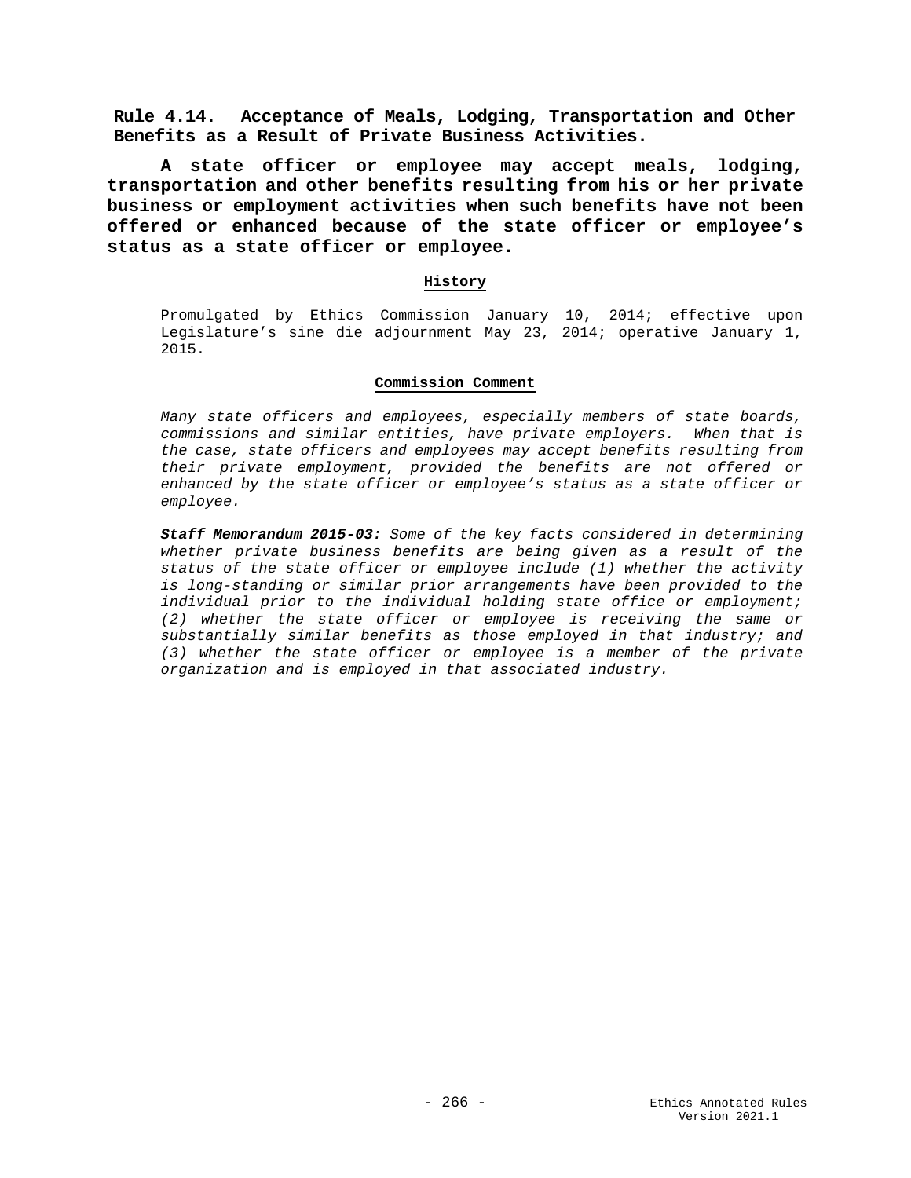## Rule 4.14. Acceptance of Meals, Lodging, Transportation and Other Benefits as a Result of Private Business Activities.

**A state officer or employee may accept meals, lodging, transportation and other benefits resulting from his or her private business or employment activities when such benefits have not been offered or enhanced because of the state officer or employee's status as a state officer or employee.**

### History

Promulgated by Ethics Commission January 10, 2014; effective upon Legislature's sine die adjournment May 23, 2014; operative January 1, 2015.

### Commission Comment

*Many state officers and employees, especially members of state boards, commissions and similar entities, have private employers. When that is the case, state officers and employees may accept benefits resulting from their private employment, provided the benefits are not offered or enhanced by the state officer or employee's status as a state officer or employee.*

***Staff Memorandum 2015-03:*** *Some of the key facts considered in determining whether private business benefits are being given as a result of the status of the state officer or employee include (1) whether the activity is long-standing or similar prior arrangements have been provided to the individual prior to the individual holding state office or employment; (2) whether the state officer or employee is receiving the same or substantially similar benefits as those employed in that industry; and (3) whether the state officer or employee is a member of the private organization and is employed in that associated industry.*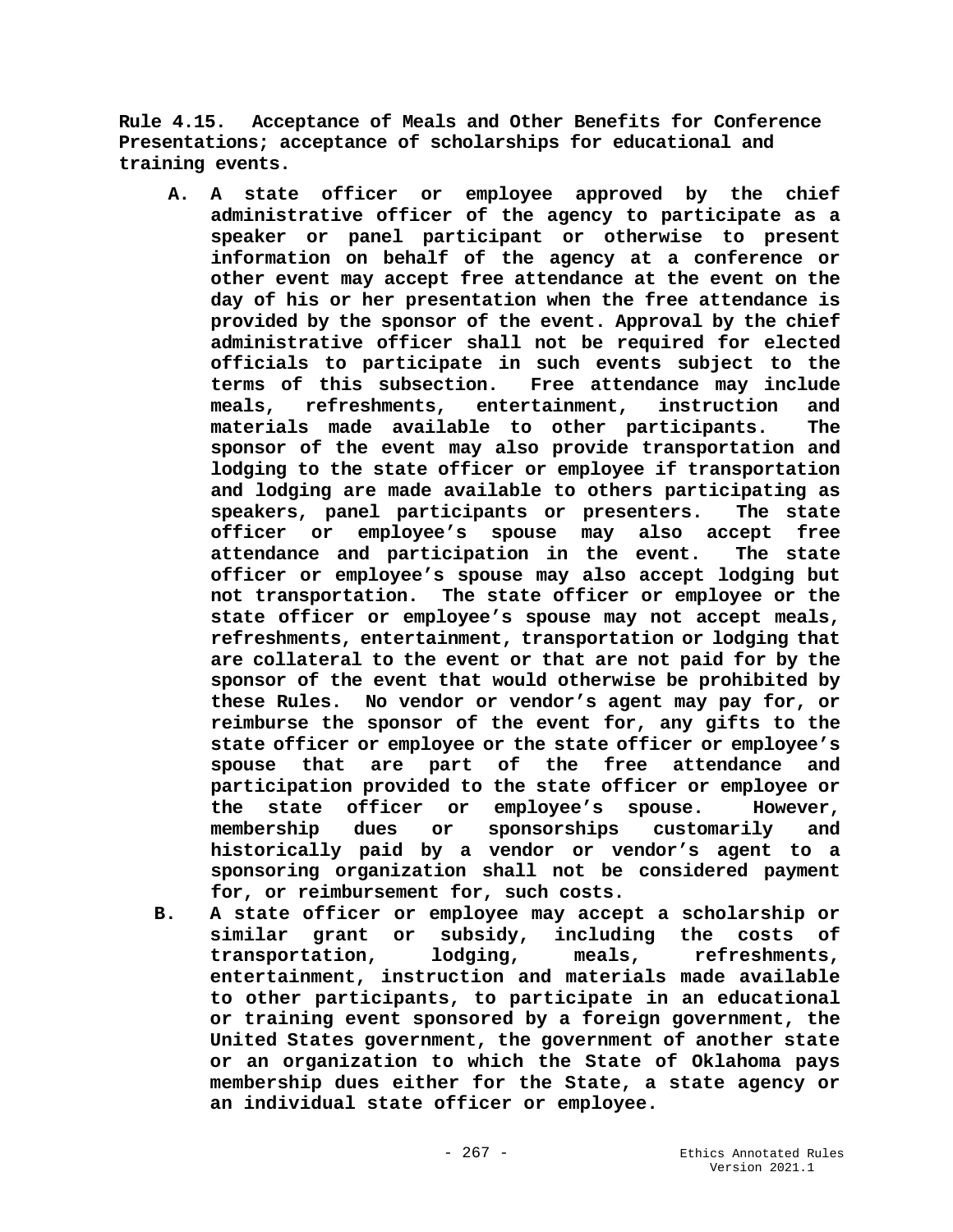**Rule 4.15. Acceptance of Meals and Other Benefits for Conference Presentations; acceptance of scholarships for educational and training events.**

**A. A state officer or employee approved by the chief administrative officer of the agency to participate as a speaker or panel participant or otherwise to present information on behalf of the agency at a conference or other event may accept free attendance at the event on the day of his or her presentation when the free attendance is provided by the sponsor of the event. Approval by the chief administrative officer shall not be required for elected officials to participate in such events subject to the terms of this subsection. Free attendance may include meals, refreshments, entertainment, instruction and materials made available to other participants. The sponsor of the event may also provide transportation and lodging to the state officer or employee if transportation and lodging are made available to others participating as speakers, panel participants or presenters. The state officer or employee's spouse may also accept free attendance and participation in the event. The state officer or employee's spouse may also accept lodging but not transportation. The state officer or employee or the state officer or employee's spouse may not accept meals, refreshments, entertainment, transportation or lodging that are collateral to the event or that are not paid for by the sponsor of the event that would otherwise be prohibited by these Rules. No vendor or vendor's agent may pay for, or reimburse the sponsor of the event for, any gifts to the state officer or employee or the state officer or employee's spouse that are part of the free attendance and participation provided to the state officer or employee or the state officer or employee's spouse. However, membership dues or sponsorships customarily and historically paid by a vendor or vendor's agent to a sponsoring organization shall not be considered payment for, or reimbursement for, such costs.**

**B. A state officer or employee may accept a scholarship or similar grant or subsidy, including the costs of transportation, lodging, meals, refreshments, entertainment, instruction and materials made available to other participants, to participate in an educational or training event sponsored by a foreign government, the United States government, the government of another state or an organization to which the State of Oklahoma pays membership dues either for the State, a state agency or an individual state officer or employee.**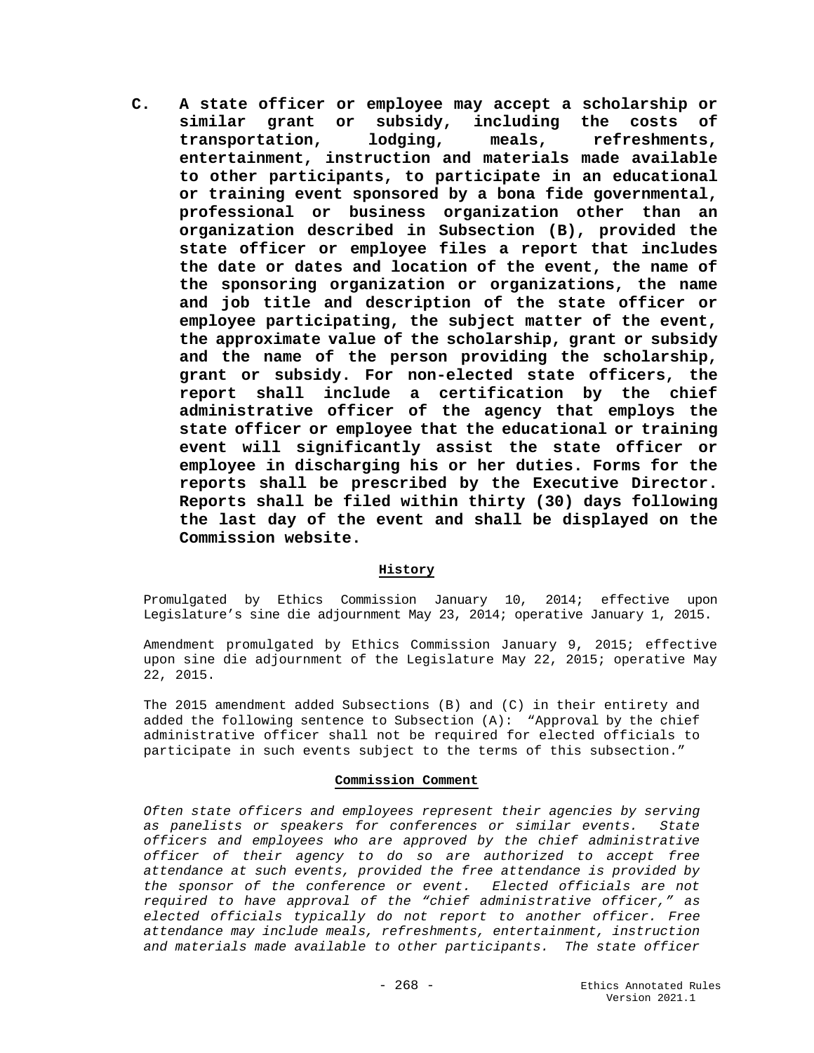**C. A state officer or employee may accept a scholarship or similar grant or subsidy, including the costs of transportation, lodging, meals, refreshments, entertainment, instruction and materials made available to other participants, to participate in an educational or training event sponsored by a bona fide governmental, professional or business organization other than an organization described in Subsection (B), provided the state officer or employee files a report that includes the date or dates and location of the event, the name of the sponsoring organization or organizations, the name and job title and description of the state officer or employee participating, the subject matter of the event, the approximate value of the scholarship, grant or subsidy and the name of the person providing the scholarship, grant or subsidy. For non-elected state officers, the report shall include a certification by the chief administrative officer of the agency that employs the state officer or employee that the educational or training event will significantly assist the state officer or employee in discharging his or her duties. Forms for the reports shall be prescribed by the Executive Director. Reports shall be filed within thirty (30) days following the last day of the event and shall be displayed on the Commission website.**

**History**

Promulgated by Ethics Commission January 10, 2014; effective upon Legislature's sine die adjournment May 23, 2014; operative January 1, 2015.

Amendment promulgated by Ethics Commission January 9, 2015; effective upon sine die adjournment of the Legislature May 22, 2015; operative May 22, 2015.

The 2015 amendment added Subsections (B) and (C) in their entirety and added the following sentence to Subsection (A): "Approval by the chief administrative officer shall not be required for elected officials to participate in such events subject to the terms of this subsection."

**Commission Comment**

*Often state officers and employees represent their agencies by serving as panelists or speakers for conferences or similar events. State officers and employees who are approved by the chief administrative officer of their agency to do so are authorized to accept free attendance at such events, provided the free attendance is provided by the sponsor of the conference or event. Elected officials are not required to have approval of the "chief administrative officer," as elected officials typically do not report to another officer. Free attendance may include meals, refreshments, entertainment, instruction and materials made available to other participants. The state officer*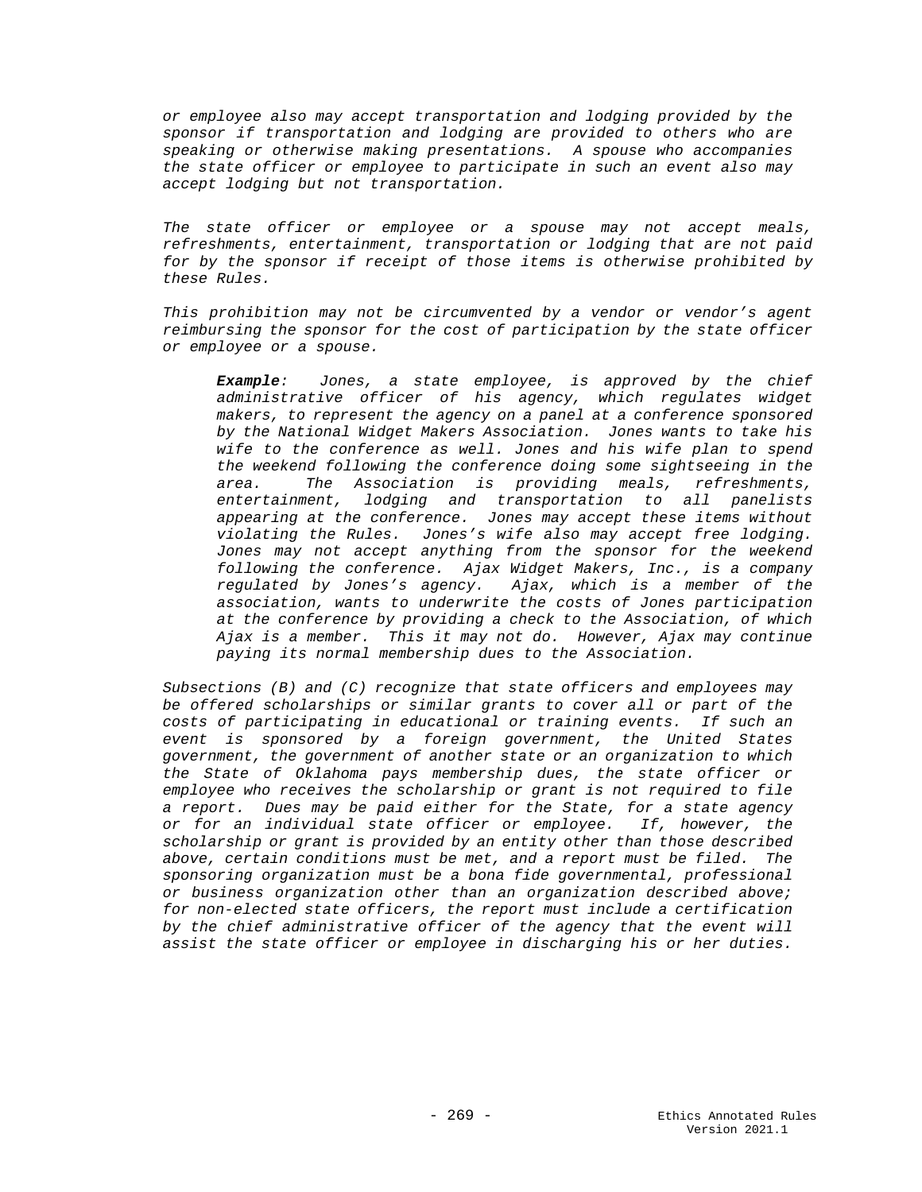*or employee also may accept transportation and lodging provided by the sponsor if transportation and lodging are provided to others who are speaking or otherwise making presentations. A spouse who accompanies the state officer or employee to participate in such an event also may accept lodging but not transportation.*

*The state officer or employee or a spouse may not accept meals, refreshments, entertainment, transportation or lodging that are not paid for by the sponsor if receipt of those items is otherwise prohibited by these Rules.*

*This prohibition may not be circumvented by a vendor or vendor's agent reimbursing the sponsor for the cost of participation by the state officer or employee or a spouse.*

> ***Example**: Jones, a state employee, is approved by the chief administrative officer of his agency, which regulates widget makers, to represent the agency on a panel at a conference sponsored by the National Widget Makers Association. Jones wants to take his wife to the conference as well. Jones and his wife plan to spend the weekend following the conference doing some sightseeing in the area. The Association is providing meals, refreshments, entertainment, lodging and transportation to all panelists appearing at the conference. Jones may accept these items without violating the Rules. Jones's wife also may accept free lodging. Jones may not accept anything from the sponsor for the weekend following the conference. Ajax Widget Makers, Inc., is a company regulated by Jones's agency. Ajax, which is a member of the association, wants to underwrite the costs of Jones participation at the conference by providing a check to the Association, of which Ajax is a member. This it may not do. However, Ajax may continue paying its normal membership dues to the Association.*

*Subsections (B) and (C) recognize that state officers and employees may be offered scholarships or similar grants to cover all or part of the costs of participating in educational or training events. If such an event is sponsored by a foreign government, the United States government, the government of another state or an organization to which the State of Oklahoma pays membership dues, the state officer or employee who receives the scholarship or grant is not required to file a report. Dues may be paid either for the State, for a state agency or for an individual state officer or employee. If, however, the scholarship or grant is provided by an entity other than those described above, certain conditions must be met, and a report must be filed. The sponsoring organization must be a bona fide governmental, professional or business organization other than an organization described above; for non-elected state officers, the report must include a certification by the chief administrative officer of the agency that the event will assist the state officer or employee in discharging his or her duties.*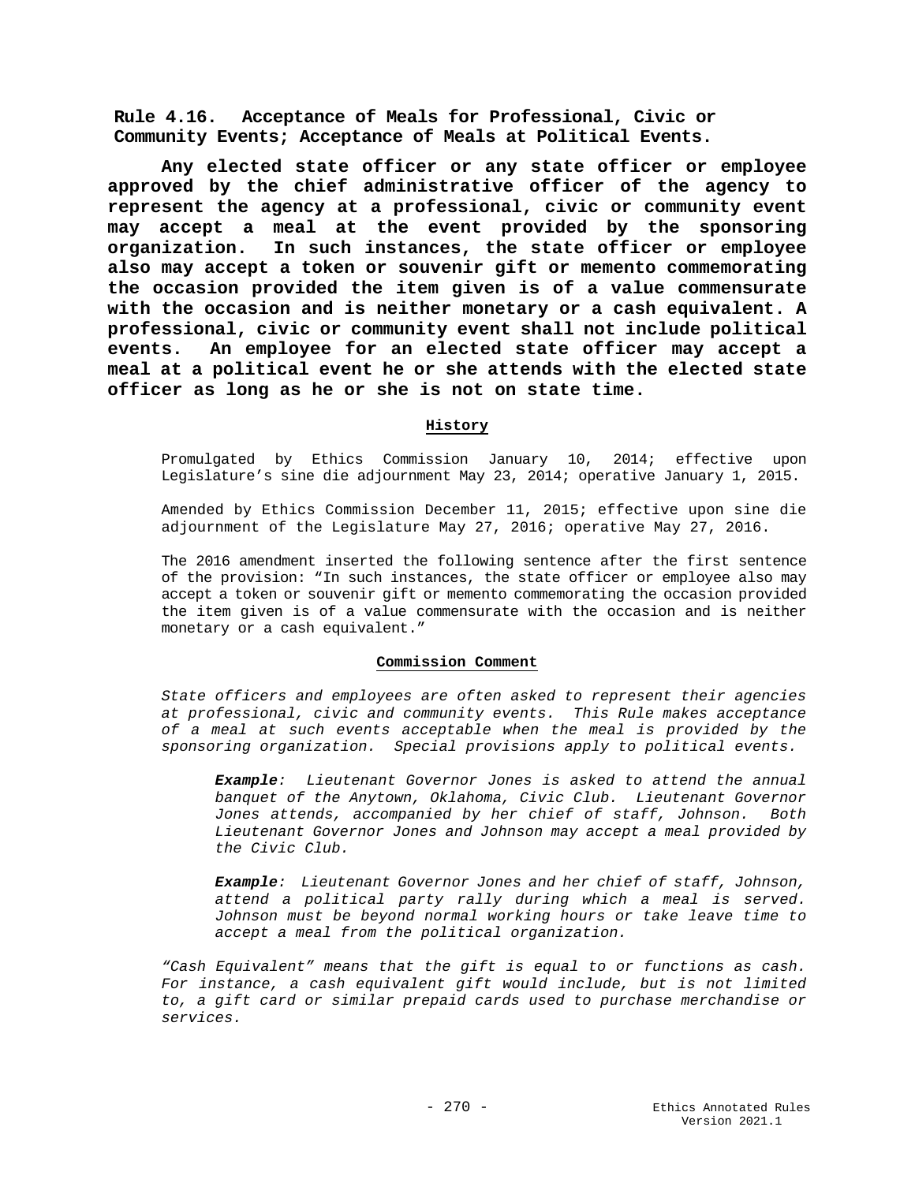## Rule 4.16. Acceptance of Meals for Professional, Civic or Community Events; Acceptance of Meals at Political Events.

**Any elected state officer or any state officer or employee approved by the chief administrative officer of the agency to represent the agency at a professional, civic or community event may accept a meal at the event provided by the sponsoring organization. In such instances, the state officer or employee also may accept a token or souvenir gift or memento commemorating the occasion provided the item given is of a value commensurate with the occasion and is neither monetary or a cash equivalent. A professional, civic or community event shall not include political events. An employee for an elected state officer may accept a meal at a political event he or she attends with the elected state officer as long as he or she is not on state time.**

### History

Promulgated by Ethics Commission January 10, 2014; effective upon Legislature's sine die adjournment May 23, 2014; operative January 1, 2015.

Amended by Ethics Commission December 11, 2015; effective upon sine die adjournment of the Legislature May 27, 2016; operative May 27, 2016.

The 2016 amendment inserted the following sentence after the first sentence of the provision: "In such instances, the state officer or employee also may accept a token or souvenir gift or memento commemorating the occasion provided the item given is of a value commensurate with the occasion and is neither monetary or a cash equivalent."

### Commission Comment

*State officers and employees are often asked to represent their agencies at professional, civic and community events. This Rule makes acceptance of a meal at such events acceptable when the meal is provided by the sponsoring organization. Special provisions apply to political events.*

> ***Example**: Lieutenant Governor Jones is asked to attend the annual banquet of the Anytown, Oklahoma, Civic Club. Lieutenant Governor Jones attends, accompanied by her chief of staff, Johnson. Both Lieutenant Governor Jones and Johnson may accept a meal provided by the Civic Club.*
>
> ***Example**: Lieutenant Governor Jones and her chief of staff, Johnson, attend a political party rally during which a meal is served. Johnson must be beyond normal working hours or take leave time to accept a meal from the political organization.*

*"Cash Equivalent" means that the gift is equal to or functions as cash. For instance, a cash equivalent gift would include, but is not limited to, a gift card or similar prepaid cards used to purchase merchandise or services.*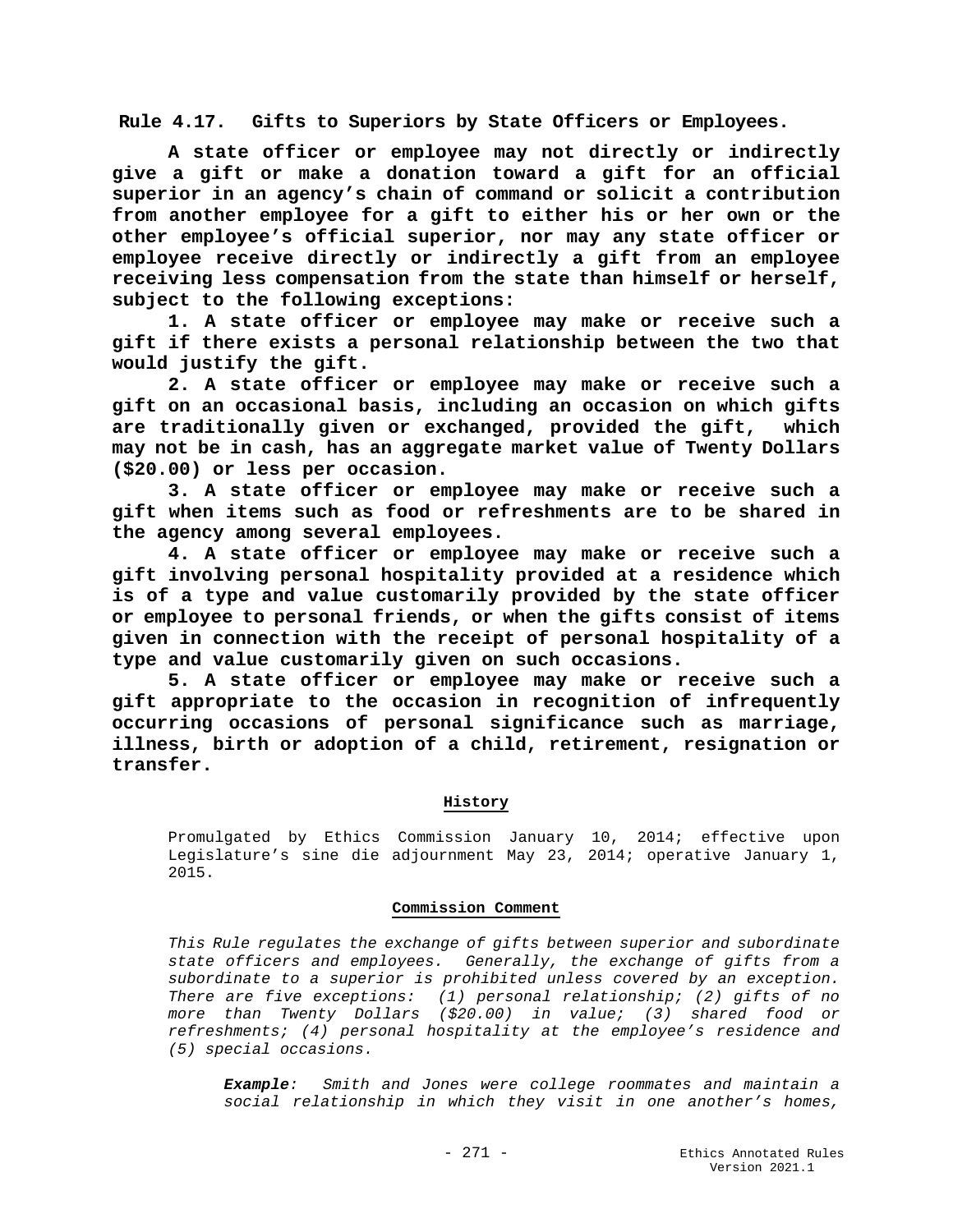**Rule 4.17. Gifts to Superiors by State Officers or Employees.**

**A state officer or employee may not directly or indirectly give a gift or make a donation toward a gift for an official superior in an agency's chain of command or solicit a contribution from another employee for a gift to either his or her own or the other employee's official superior, nor may any state officer or employee receive directly or indirectly a gift from an employee receiving less compensation from the state than himself or herself, subject to the following exceptions:**

**1. A state officer or employee may make or receive such a gift if there exists a personal relationship between the two that would justify the gift.**

**2. A state officer or employee may make or receive such a gift on an occasional basis, including an occasion on which gifts are traditionally given or exchanged, provided the gift, which may not be in cash, has an aggregate market value of Twenty Dollars ($20.00) or less per occasion.**

**3. A state officer or employee may make or receive such a gift when items such as food or refreshments are to be shared in the agency among several employees.**

**4. A state officer or employee may make or receive such a gift involving personal hospitality provided at a residence which is of a type and value customarily provided by the state officer or employee to personal friends, or when the gifts consist of items given in connection with the receipt of personal hospitality of a type and value customarily given on such occasions.**

**5. A state officer or employee may make or receive such a gift appropriate to the occasion in recognition of infrequently occurring occasions of personal significance such as marriage, illness, birth or adoption of a child, retirement, resignation or transfer.**

**History**

Promulgated by Ethics Commission January 10, 2014; effective upon Legislature's sine die adjournment May 23, 2014; operative January 1, 2015.

**Commission Comment**

*This Rule regulates the exchange of gifts between superior and subordinate state officers and employees. Generally, the exchange of gifts from a subordinate to a superior is prohibited unless covered by an exception. There are five exceptions: (1) personal relationship; (2) gifts of no more than Twenty Dollars ($20.00) in value; (3) shared food or refreshments; (4) personal hospitality at the employee's residence and (5) special occasions.*

***Example**: Smith and Jones were college roommates and maintain a social relationship in which they visit in one another's homes,*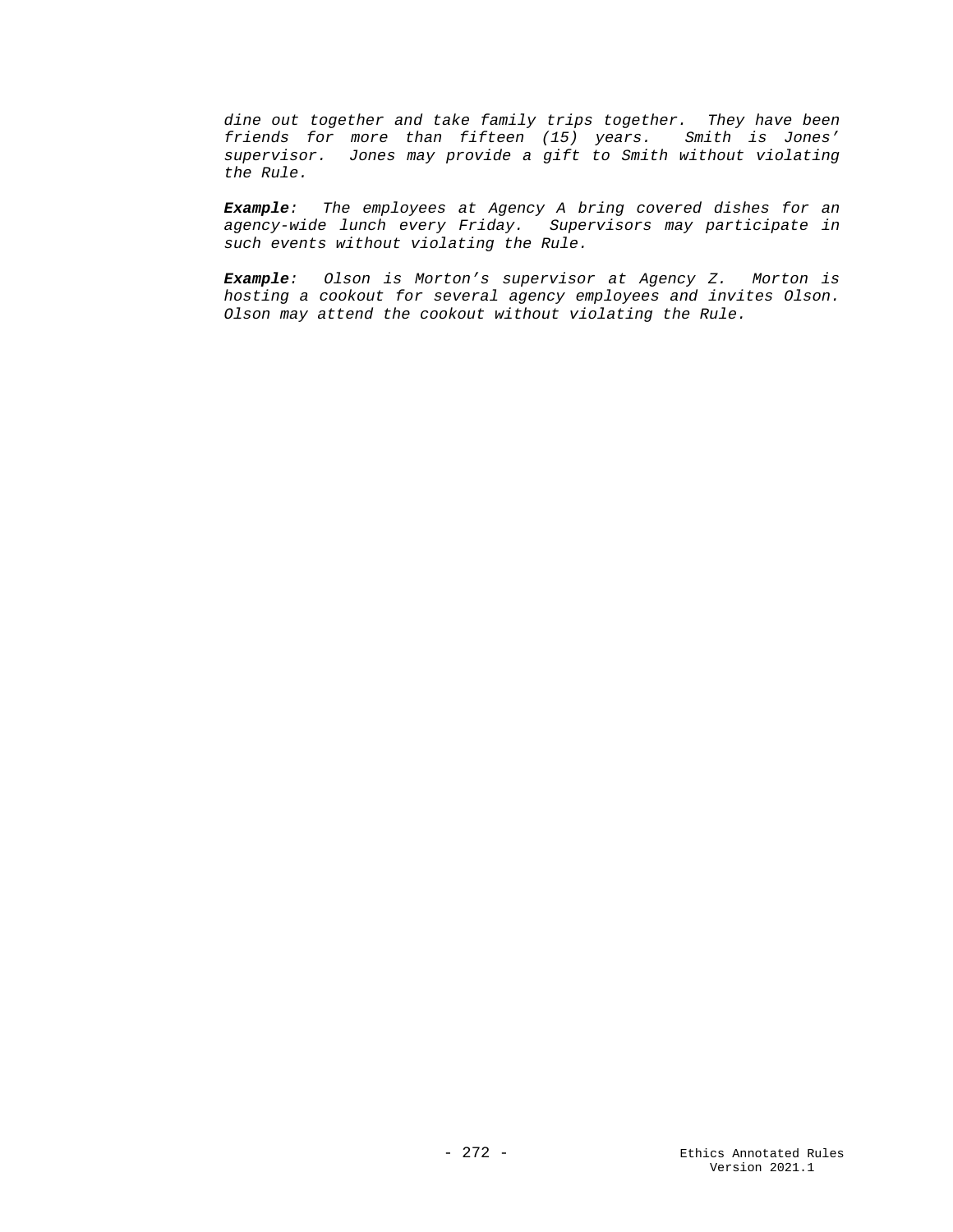*dine out together and take family trips together. They have been friends for more than fifteen (15) years. Smith is Jones' supervisor. Jones may provide a gift to Smith without violating the Rule.*

***Example**: The employees at Agency A bring covered dishes for an agency-wide lunch every Friday. Supervisors may participate in such events without violating the Rule.*

***Example**: Olson is Morton's supervisor at Agency Z. Morton is hosting a cookout for several agency employees and invites Olson. Olson may attend the cookout without violating the Rule.*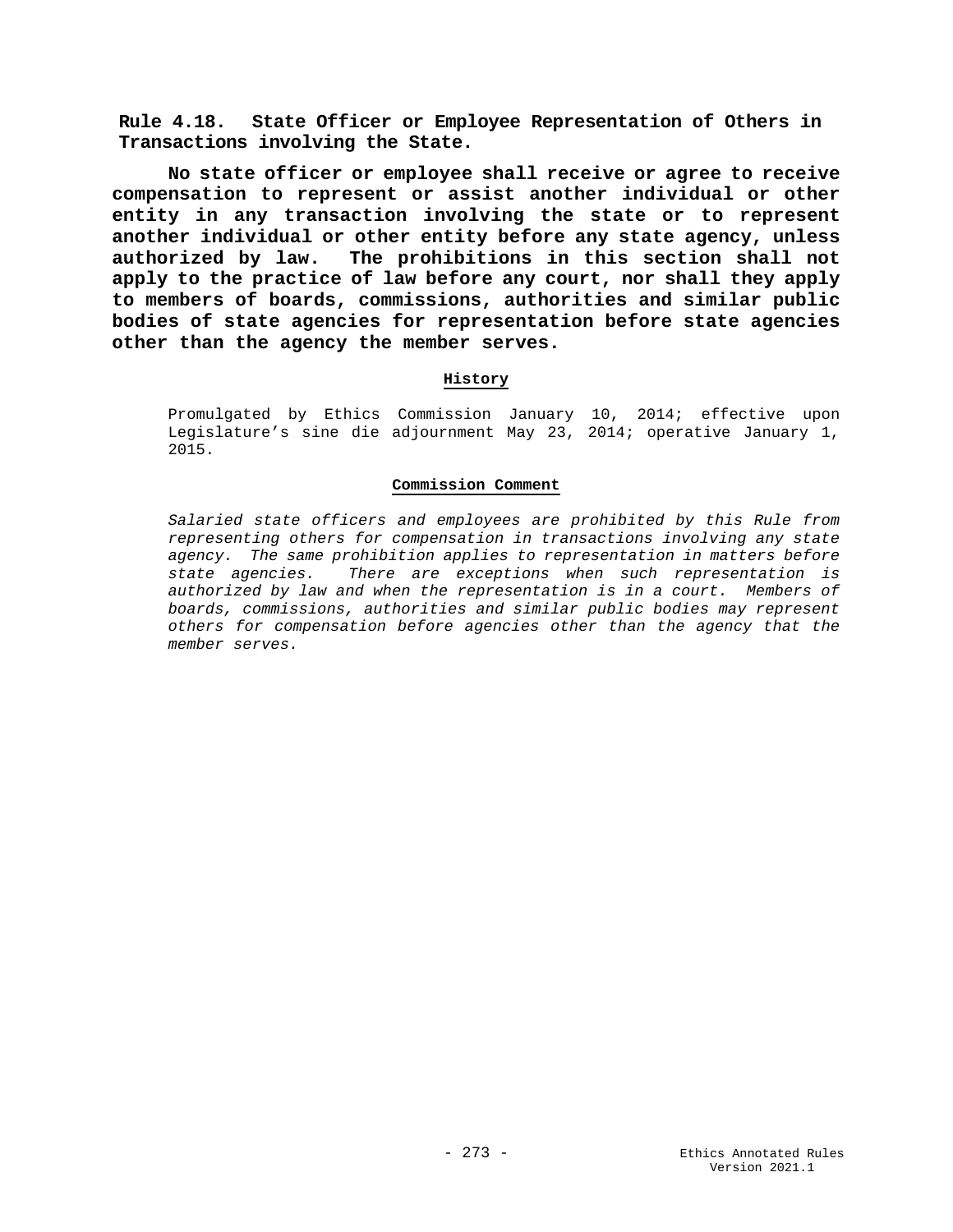## Rule 4.18. State Officer or Employee Representation of Others in Transactions involving the State.

**No state officer or employee shall receive or agree to receive compensation to represent or assist another individual or other entity in any transaction involving the state or to represent another individual or other entity before any state agency, unless authorized by law. The prohibitions in this section shall not apply to the practice of law before any court, nor shall they apply to members of boards, commissions, authorities and similar public bodies of state agencies for representation before state agencies other than the agency the member serves.**

### History

Promulgated by Ethics Commission January 10, 2014; effective upon Legislature's sine die adjournment May 23, 2014; operative January 1, 2015.

### Commission Comment

*Salaried state officers and employees are prohibited by this Rule from representing others for compensation in transactions involving any state agency. The same prohibition applies to representation in matters before state agencies. There are exceptions when such representation is authorized by law and when the representation is in a court. Members of boards, commissions, authorities and similar public bodies may represent others for compensation before agencies other than the agency that the member serves.*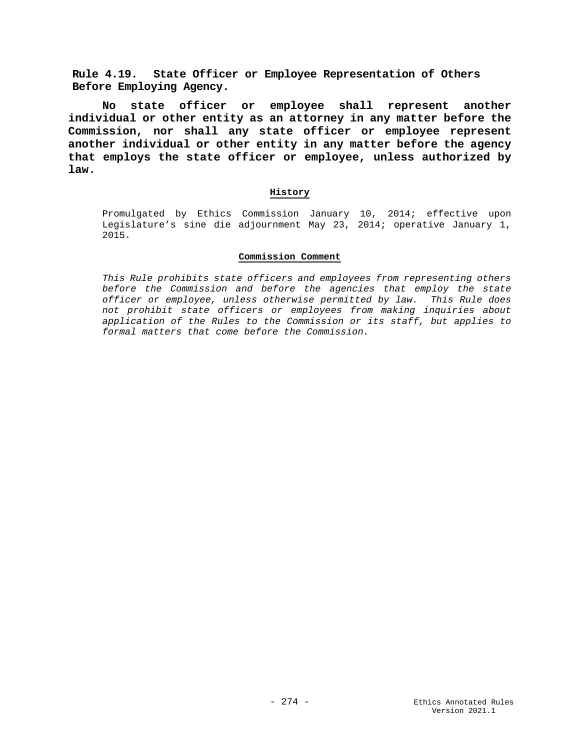## Rule 4.19. State Officer or Employee Representation of Others Before Employing Agency.

**No state officer or employee shall represent another individual or other entity as an attorney in any matter before the Commission, nor shall any state officer or employee represent another individual or other entity in any matter before the agency that employs the state officer or employee, unless authorized by law.**

**History**

Promulgated by Ethics Commission January 10, 2014; effective upon Legislature's sine die adjournment May 23, 2014; operative January 1, 2015.

**Commission Comment**

*This Rule prohibits state officers and employees from representing others before the Commission and before the agencies that employ the state officer or employee, unless otherwise permitted by law. This Rule does not prohibit state officers or employees from making inquiries about application of the Rules to the Commission or its staff, but applies to formal matters that come before the Commission.*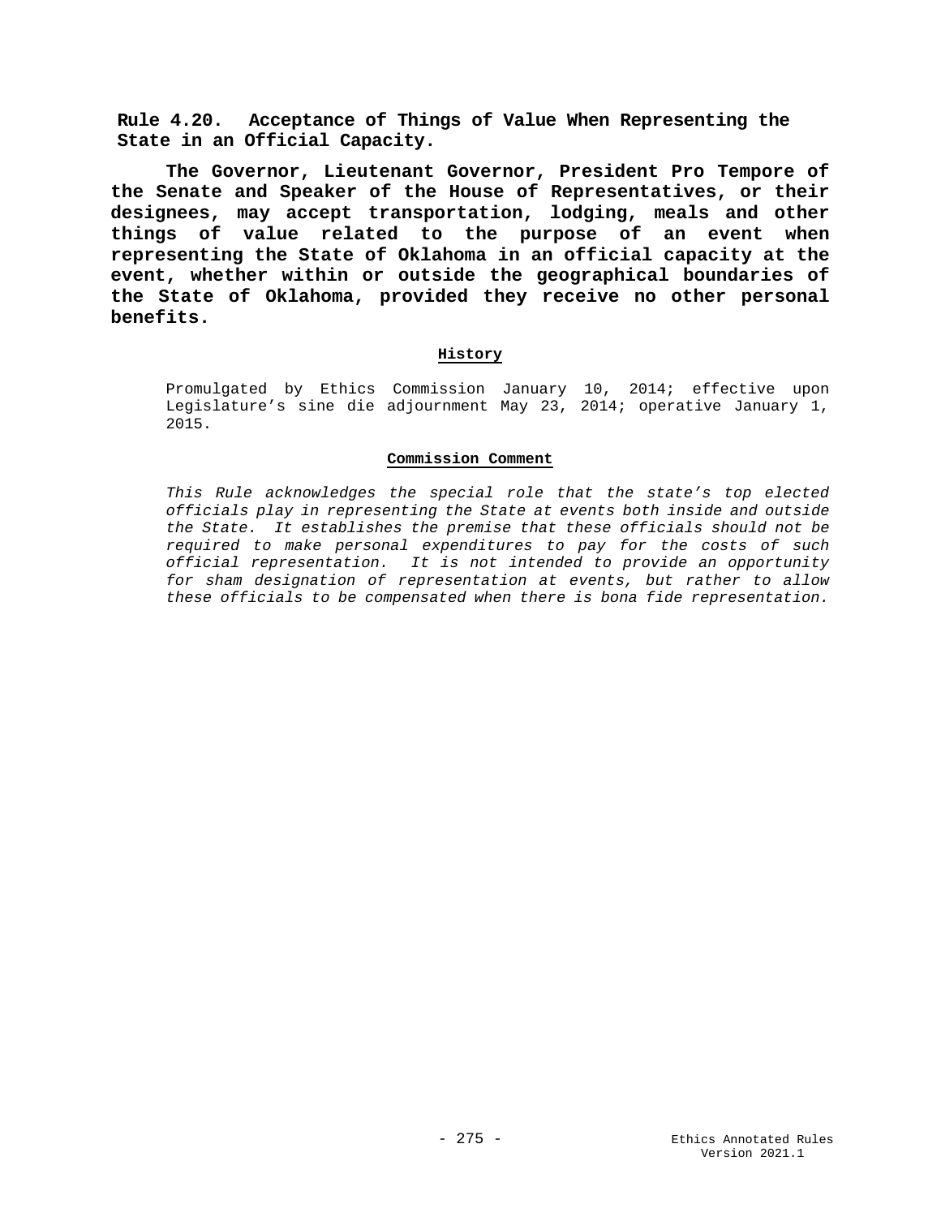**Rule 4.20. Acceptance of Things of Value When Representing the State in an Official Capacity.**

**The Governor, Lieutenant Governor, President Pro Tempore of the Senate and Speaker of the House of Representatives, or their designees, may accept transportation, lodging, meals and other things of value related to the purpose of an event when representing the State of Oklahoma in an official capacity at the event, whether within or outside the geographical boundaries of the State of Oklahoma, provided they receive no other personal benefits.**

**History**

Promulgated by Ethics Commission January 10, 2014; effective upon Legislature's sine die adjournment May 23, 2014; operative January 1, 2015.

**Commission Comment**

*This Rule acknowledges the special role that the state's top elected officials play in representing the State at events both inside and outside the State. It establishes the premise that these officials should not be required to make personal expenditures to pay for the costs of such official representation. It is not intended to provide an opportunity for sham designation of representation at events, but rather to allow these officials to be compensated when there is bona fide representation.*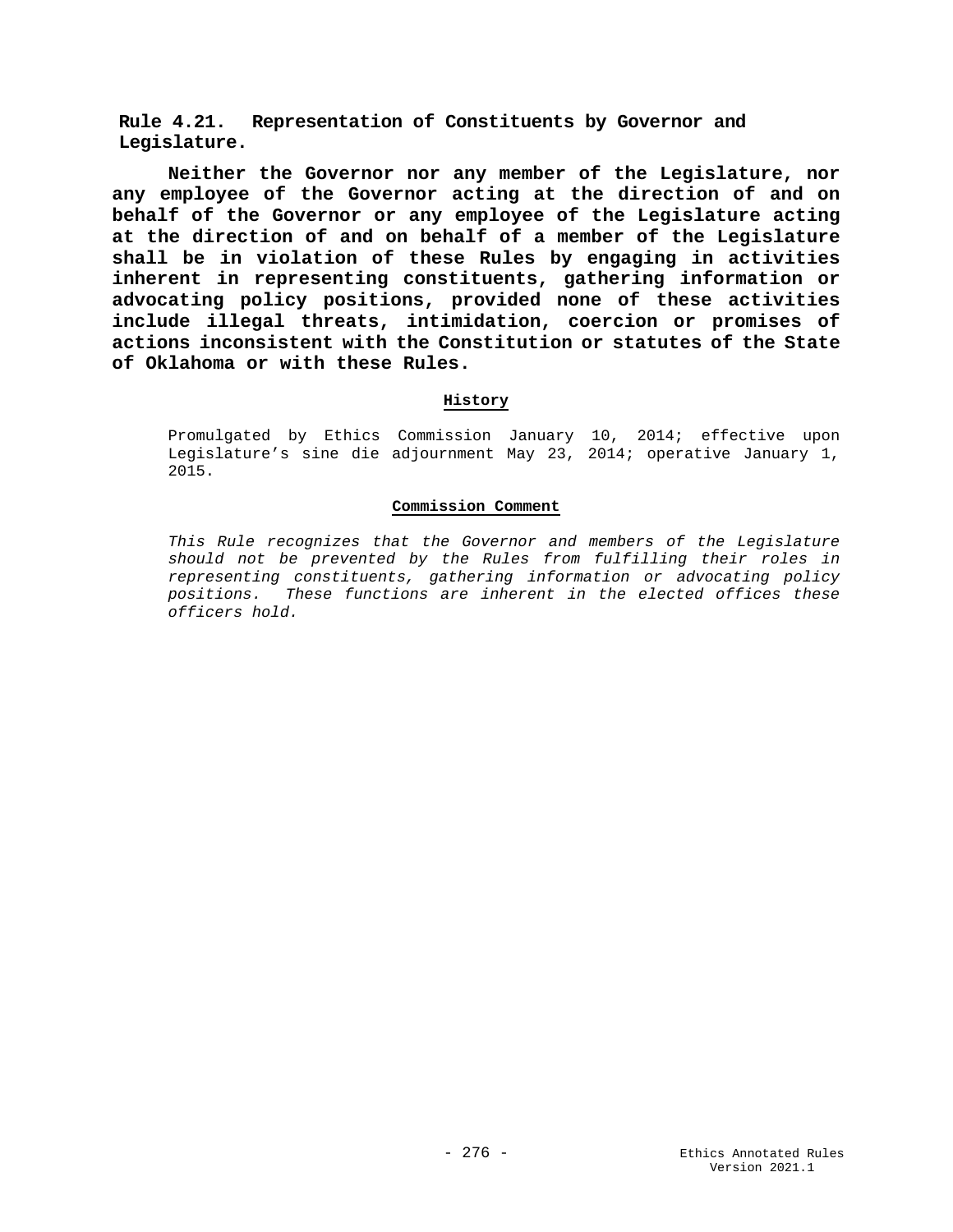## Rule 4.21. Representation of Constituents by Governor and Legislature.

**Neither the Governor nor any member of the Legislature, nor any employee of the Governor acting at the direction of and on behalf of the Governor or any employee of the Legislature acting at the direction of and on behalf of a member of the Legislature shall be in violation of these Rules by engaging in activities inherent in representing constituents, gathering information or advocating policy positions, provided none of these activities include illegal threats, intimidation, coercion or promises of actions inconsistent with the Constitution or statutes of the State of Oklahoma or with these Rules.**

**History**

Promulgated by Ethics Commission January 10, 2014; effective upon Legislature's sine die adjournment May 23, 2014; operative January 1, 2015.

**Commission Comment**

*This Rule recognizes that the Governor and members of the Legislature should not be prevented by the Rules from fulfilling their roles in representing constituents, gathering information or advocating policy positions. These functions are inherent in the elected offices these officers hold.*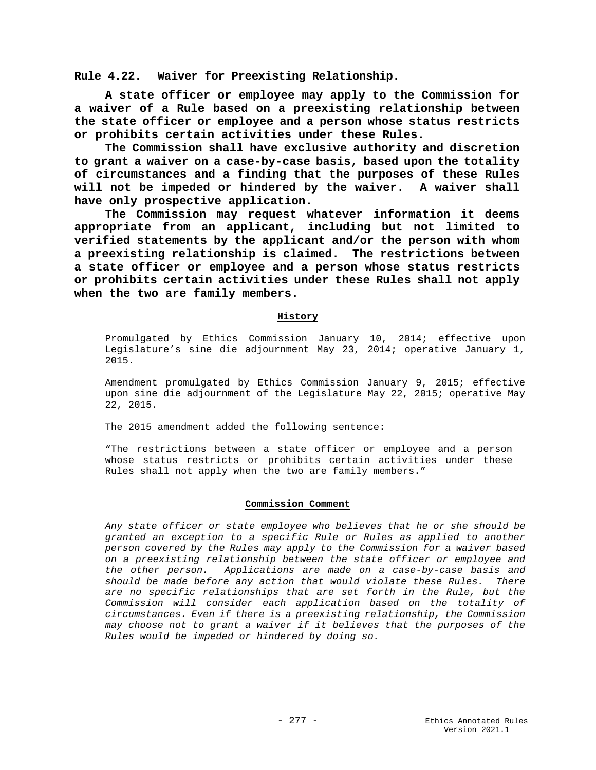**Rule 4.22. Waiver for Preexisting Relationship.**

**A state officer or employee may apply to the Commission for a waiver of a Rule based on a preexisting relationship between the state officer or employee and a person whose status restricts or prohibits certain activities under these Rules.**

**The Commission shall have exclusive authority and discretion to grant a waiver on a case-by-case basis, based upon the totality of circumstances and a finding that the purposes of these Rules will not be impeded or hindered by the waiver. A waiver shall have only prospective application.**

**The Commission may request whatever information it deems appropriate from an applicant, including but not limited to verified statements by the applicant and/or the person with whom a preexisting relationship is claimed. The restrictions between a state officer or employee and a person whose status restricts or prohibits certain activities under these Rules shall not apply when the two are family members.**

**History**

Promulgated by Ethics Commission January 10, 2014; effective upon Legislature's sine die adjournment May 23, 2014; operative January 1, 2015.

Amendment promulgated by Ethics Commission January 9, 2015; effective upon sine die adjournment of the Legislature May 22, 2015; operative May 22, 2015.

The 2015 amendment added the following sentence:

"The restrictions between a state officer or employee and a person whose status restricts or prohibits certain activities under these Rules shall not apply when the two are family members."

**Commission Comment**

*Any state officer or state employee who believes that he or she should be granted an exception to a specific Rule or Rules as applied to another person covered by the Rules may apply to the Commission for a waiver based on a preexisting relationship between the state officer or employee and the other person. Applications are made on a case-by-case basis and should be made before any action that would violate these Rules. There are no specific relationships that are set forth in the Rule, but the Commission will consider each application based on the totality of circumstances. Even if there is a preexisting relationship, the Commission may choose not to grant a waiver if it believes that the purposes of the Rules would be impeded or hindered by doing so.*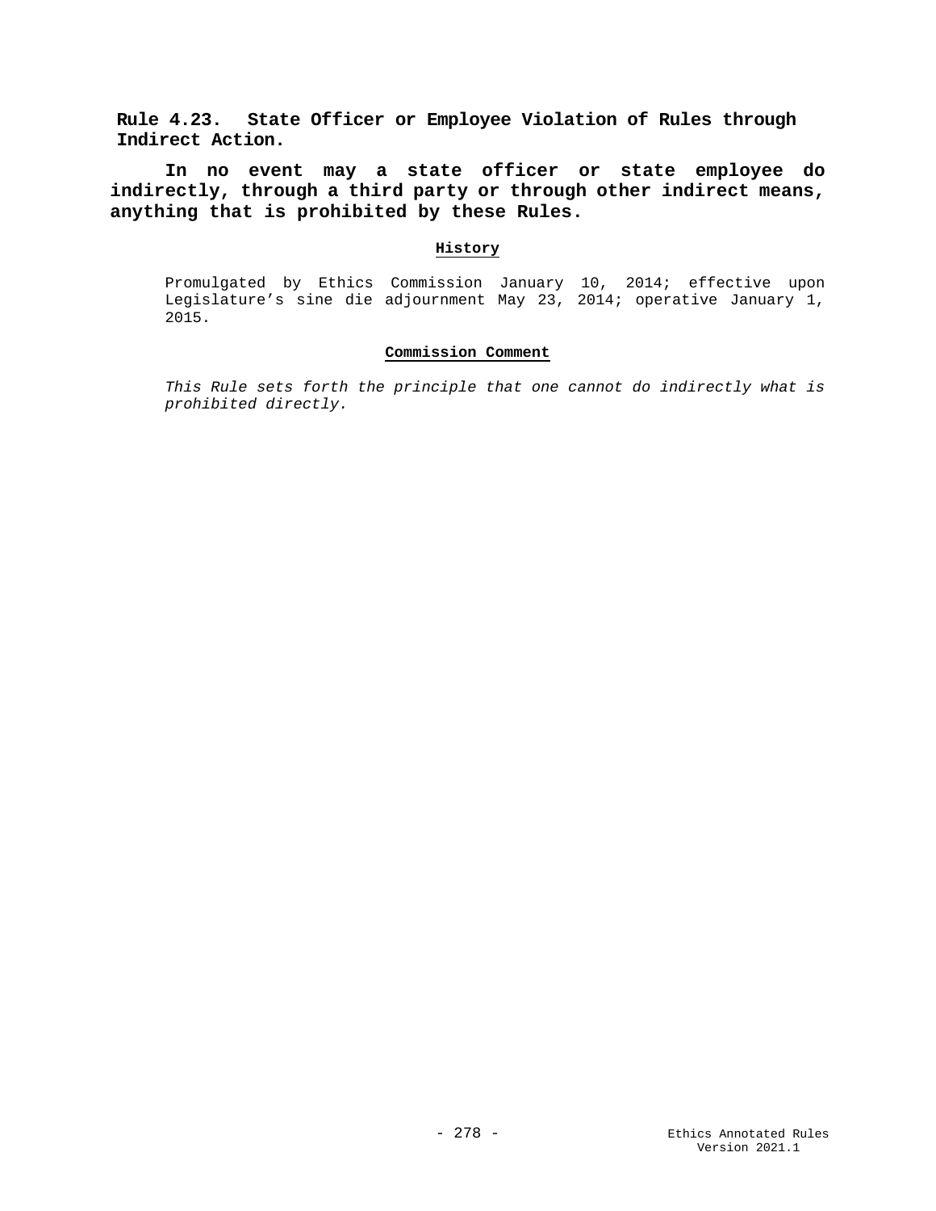**Rule 4.23. State Officer or Employee Violation of Rules through Indirect Action.**

**In no event may a state officer or state employee do indirectly, through a third party or through other indirect means, anything that is prohibited by these Rules.**

**History**

Promulgated by Ethics Commission January 10, 2014; effective upon Legislature’s sine die adjournment May 23, 2014; operative January 1, 2015.

**Commission Comment**

*This Rule sets forth the principle that one cannot do indirectly what is prohibited directly.*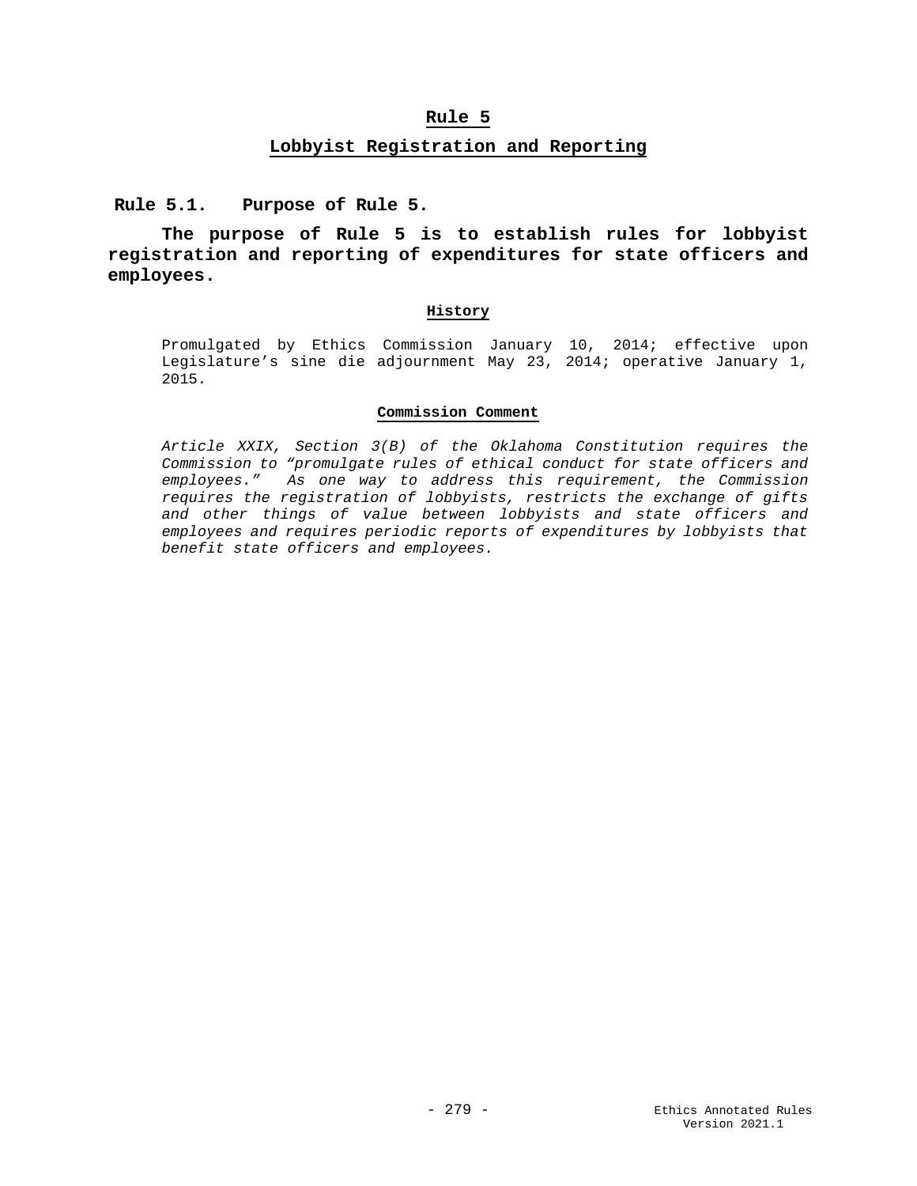# Rule 5

## Lobbyist Registration and Reporting

### Rule 5.1. Purpose of Rule 5.

**The purpose of Rule 5 is to establish rules for lobbyist registration and reporting of expenditures for state officers and employees.**

#### History

Promulgated by Ethics Commission January 10, 2014; effective upon Legislature's sine die adjournment May 23, 2014; operative January 1, 2015.

#### Commission Comment

*Article XXIX, Section 3(B) of the Oklahoma Constitution requires the Commission to "promulgate rules of ethical conduct for state officers and employees." As one way to address this requirement, the Commission requires the registration of lobbyists, restricts the exchange of gifts and other things of value between lobbyists and state officers and employees and requires periodic reports of expenditures by lobbyists that benefit state officers and employees.*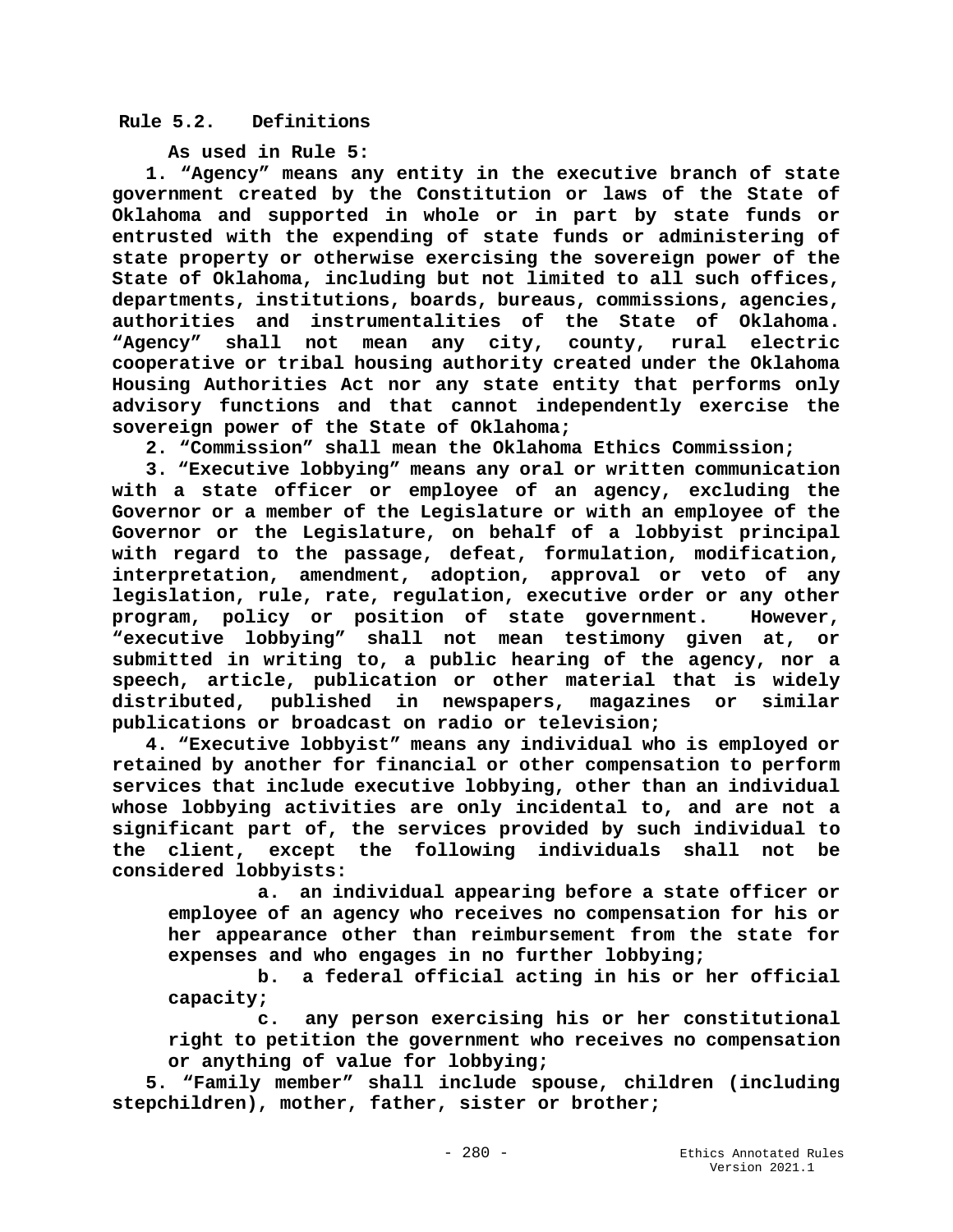## Rule 5.2. Definitions

**As used in Rule 5:**

**1. "Agency" means any entity in the executive branch of state government created by the Constitution or laws of the State of Oklahoma and supported in whole or in part by state funds or entrusted with the expending of state funds or administering of state property or otherwise exercising the sovereign power of the State of Oklahoma, including but not limited to all such offices, departments, institutions, boards, bureaus, commissions, agencies, authorities and instrumentalities of the State of Oklahoma. "Agency" shall not mean any city, county, rural electric cooperative or tribal housing authority created under the Oklahoma Housing Authorities Act nor any state entity that performs only advisory functions and that cannot independently exercise the sovereign power of the State of Oklahoma;**

**2. "Commission" shall mean the Oklahoma Ethics Commission;**

**3. "Executive lobbying" means any oral or written communication with a state officer or employee of an agency, excluding the Governor or a member of the Legislature or with an employee of the Governor or the Legislature, on behalf of a lobbyist principal with regard to the passage, defeat, formulation, modification, interpretation, amendment, adoption, approval or veto of any legislation, rule, rate, regulation, executive order or any other program, policy or position of state government. However, "executive lobbying" shall not mean testimony given at, or submitted in writing to, a public hearing of the agency, nor a speech, article, publication or other material that is widely distributed, published in newspapers, magazines or similar publications or broadcast on radio or television;**

**4. "Executive lobbyist" means any individual who is employed or retained by another for financial or other compensation to perform services that include executive lobbying, other than an individual whose lobbying activities are only incidental to, and are not a significant part of, the services provided by such individual to the client, except the following individuals shall not be considered lobbyists:**

> **a. an individual appearing before a state officer or employee of an agency who receives no compensation for his or her appearance other than reimbursement from the state for expenses and who engages in no further lobbying;**
>
> **b. a federal official acting in his or her official capacity;**
>
> **c. any person exercising his or her constitutional right to petition the government who receives no compensation or anything of value for lobbying;**

**5. "Family member" shall include spouse, children (including stepchildren), mother, father, sister or brother;**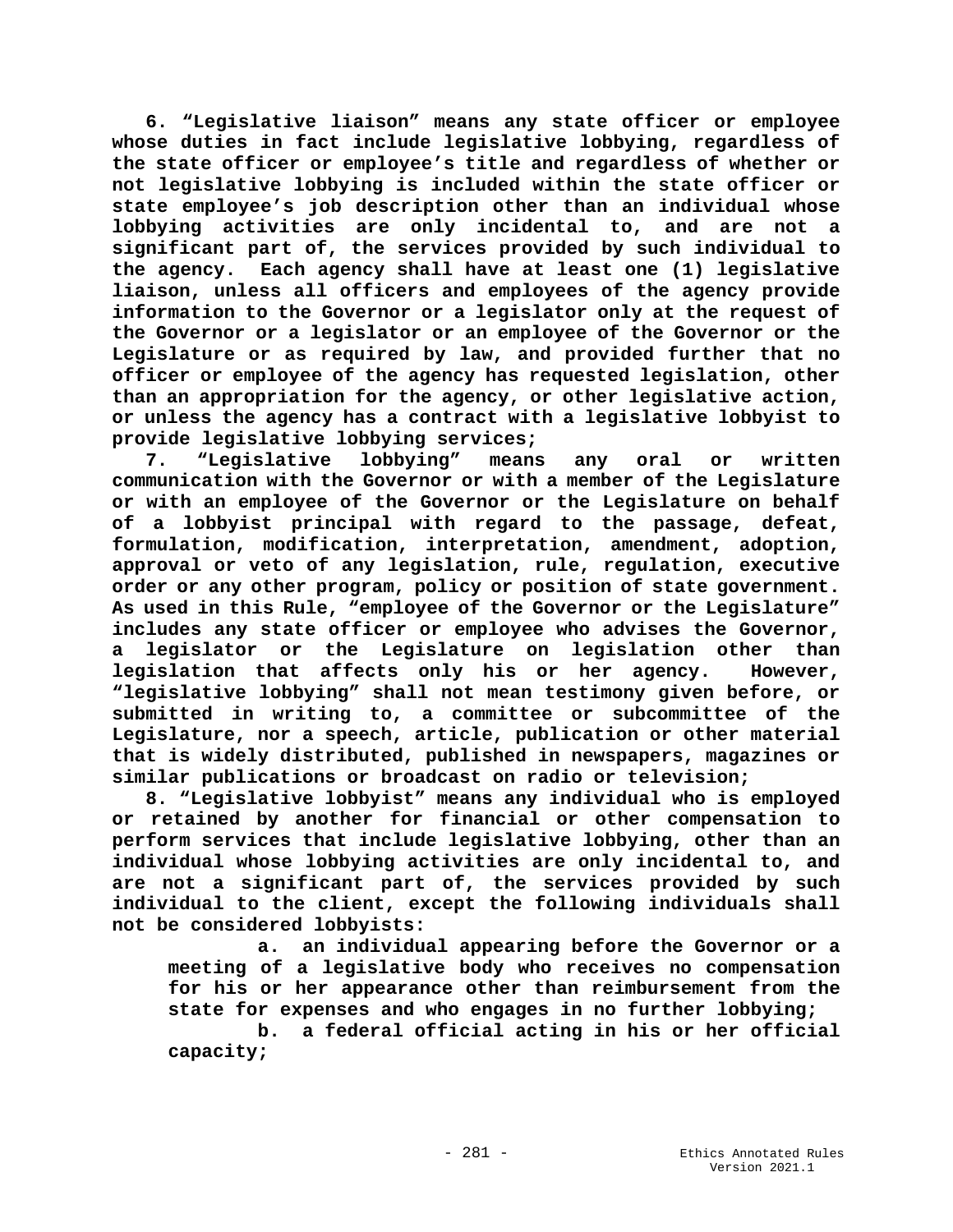**6. "Legislative liaison" means any state officer or employee whose duties in fact include legislative lobbying, regardless of the state officer or employee's title and regardless of whether or not legislative lobbying is included within the state officer or state employee's job description other than an individual whose lobbying activities are only incidental to, and are not a significant part of, the services provided by such individual to the agency. Each agency shall have at least one (1) legislative liaison, unless all officers and employees of the agency provide information to the Governor or a legislator only at the request of the Governor or a legislator or an employee of the Governor or the Legislature or as required by law, and provided further that no officer or employee of the agency has requested legislation, other than an appropriation for the agency, or other legislative action, or unless the agency has a contract with a legislative lobbyist to provide legislative lobbying services;**

**7. "Legislative lobbying" means any oral or written communication with the Governor or with a member of the Legislature or with an employee of the Governor or the Legislature on behalf of a lobbyist principal with regard to the passage, defeat, formulation, modification, interpretation, amendment, adoption, approval or veto of any legislation, rule, regulation, executive order or any other program, policy or position of state government. As used in this Rule, "employee of the Governor or the Legislature" includes any state officer or employee who advises the Governor, a legislator or the Legislature on legislation other than legislation that affects only his or her agency. However, "legislative lobbying" shall not mean testimony given before, or submitted in writing to, a committee or subcommittee of the Legislature, nor a speech, article, publication or other material that is widely distributed, published in newspapers, magazines or similar publications or broadcast on radio or television;**

**8. "Legislative lobbyist" means any individual who is employed or retained by another for financial or other compensation to perform services that include legislative lobbying, other than an individual whose lobbying activities are only incidental to, and are not a significant part of, the services provided by such individual to the client, except the following individuals shall not be considered lobbyists:**

**a. an individual appearing before the Governor or a meeting of a legislative body who receives no compensation for his or her appearance other than reimbursement from the state for expenses and who engages in no further lobbying;**

**b. a federal official acting in his or her official capacity;**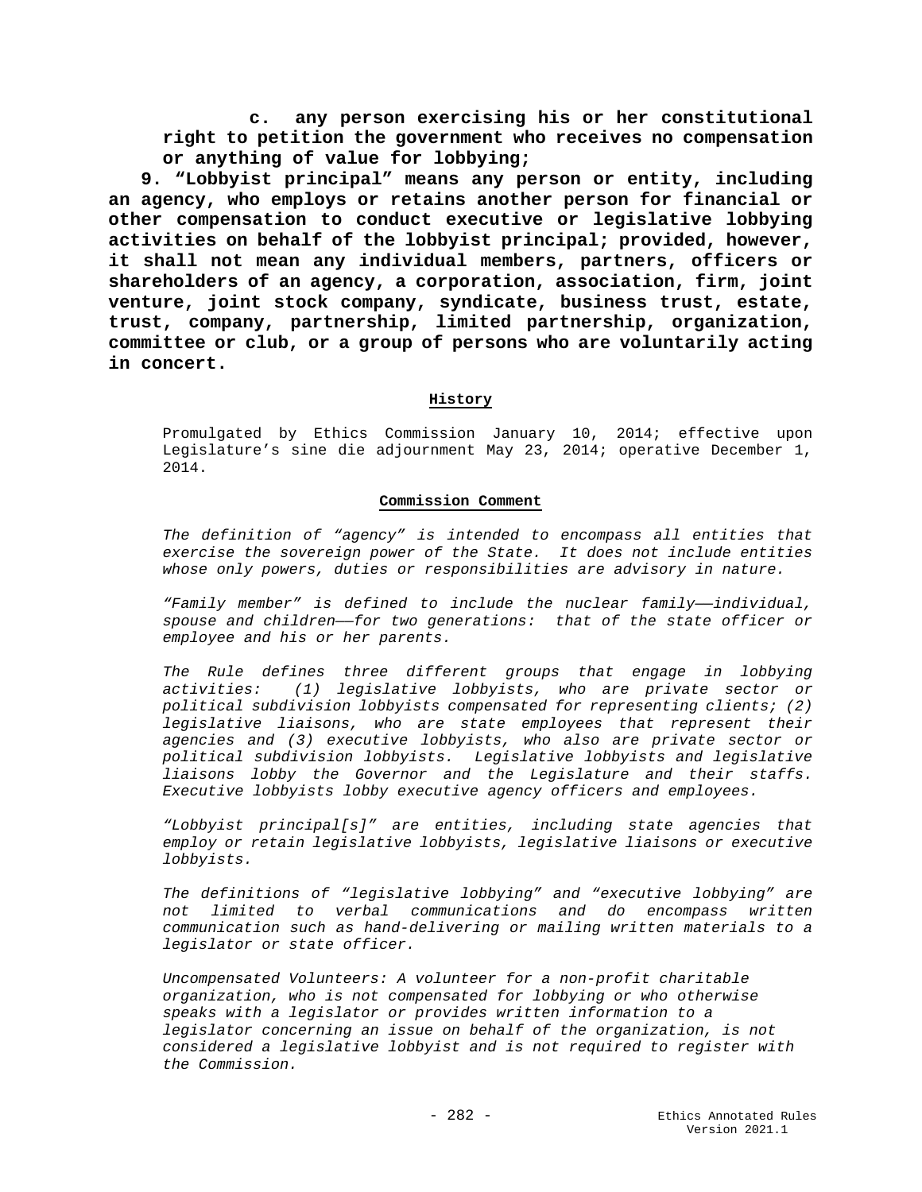**c. any person exercising his or her constitutional right to petition the government who receives no compensation or anything of value for lobbying;**

**9. "Lobbyist principal" means any person or entity, including an agency, who employs or retains another person for financial or other compensation to conduct executive or legislative lobbying activities on behalf of the lobbyist principal; provided, however, it shall not mean any individual members, partners, officers or shareholders of an agency, a corporation, association, firm, joint venture, joint stock company, syndicate, business trust, estate, trust, company, partnership, limited partnership, organization, committee or club, or a group of persons who are voluntarily acting in concert.**

**History**

Promulgated by Ethics Commission January 10, 2014; effective upon Legislature's sine die adjournment May 23, 2014; operative December 1, 2014.

**Commission Comment**

*The definition of "agency" is intended to encompass all entities that exercise the sovereign power of the State. It does not include entities whose only powers, duties or responsibilities are advisory in nature.*

*"Family member" is defined to include the nuclear family——individual, spouse and children——for two generations: that of the state officer or employee and his or her parents.*

*The Rule defines three different groups that engage in lobbying activities: (1) legislative lobbyists, who are private sector or political subdivision lobbyists compensated for representing clients; (2) legislative liaisons, who are state employees that represent their agencies and (3) executive lobbyists, who also are private sector or political subdivision lobbyists. Legislative lobbyists and legislative liaisons lobby the Governor and the Legislature and their staffs. Executive lobbyists lobby executive agency officers and employees.*

*"Lobbyist principal[s]" are entities, including state agencies that employ or retain legislative lobbyists, legislative liaisons or executive lobbyists.*

*The definitions of "legislative lobbying" and "executive lobbying" are not limited to verbal communications and do encompass written communication such as hand-delivering or mailing written materials to a legislator or state officer.*

*Uncompensated Volunteers: A volunteer for a non-profit charitable organization, who is not compensated for lobbying or who otherwise speaks with a legislator or provides written information to a legislator concerning an issue on behalf of the organization, is not considered a legislative lobbyist and is not required to register with the Commission.*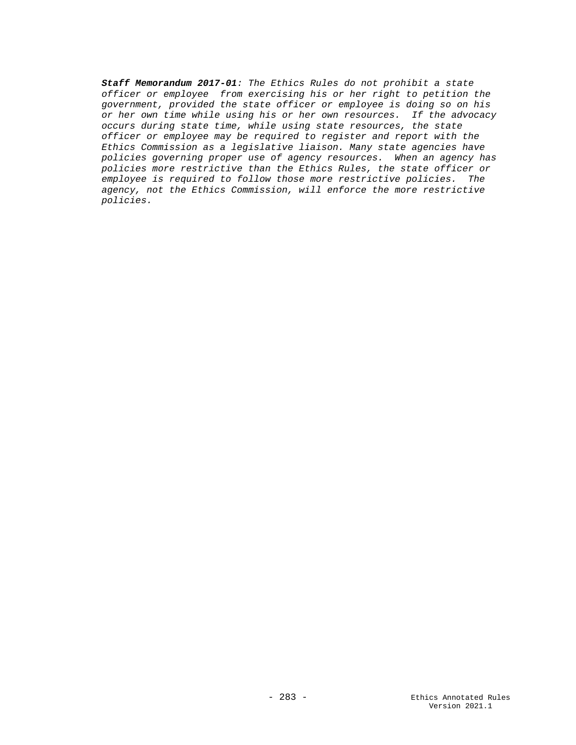***Staff Memorandum 2017-01****: The Ethics Rules do not prohibit a state officer or employee from exercising his or her right to petition the government, provided the state officer or employee is doing so on his or her own time while using his or her own resources. If the advocacy occurs during state time, while using state resources, the state officer or employee may be required to register and report with the Ethics Commission as a legislative liaison. Many state agencies have policies governing proper use of agency resources. When an agency has policies more restrictive than the Ethics Rules, the state officer or employee is required to follow those more restrictive policies. The agency, not the Ethics Commission, will enforce the more restrictive policies.*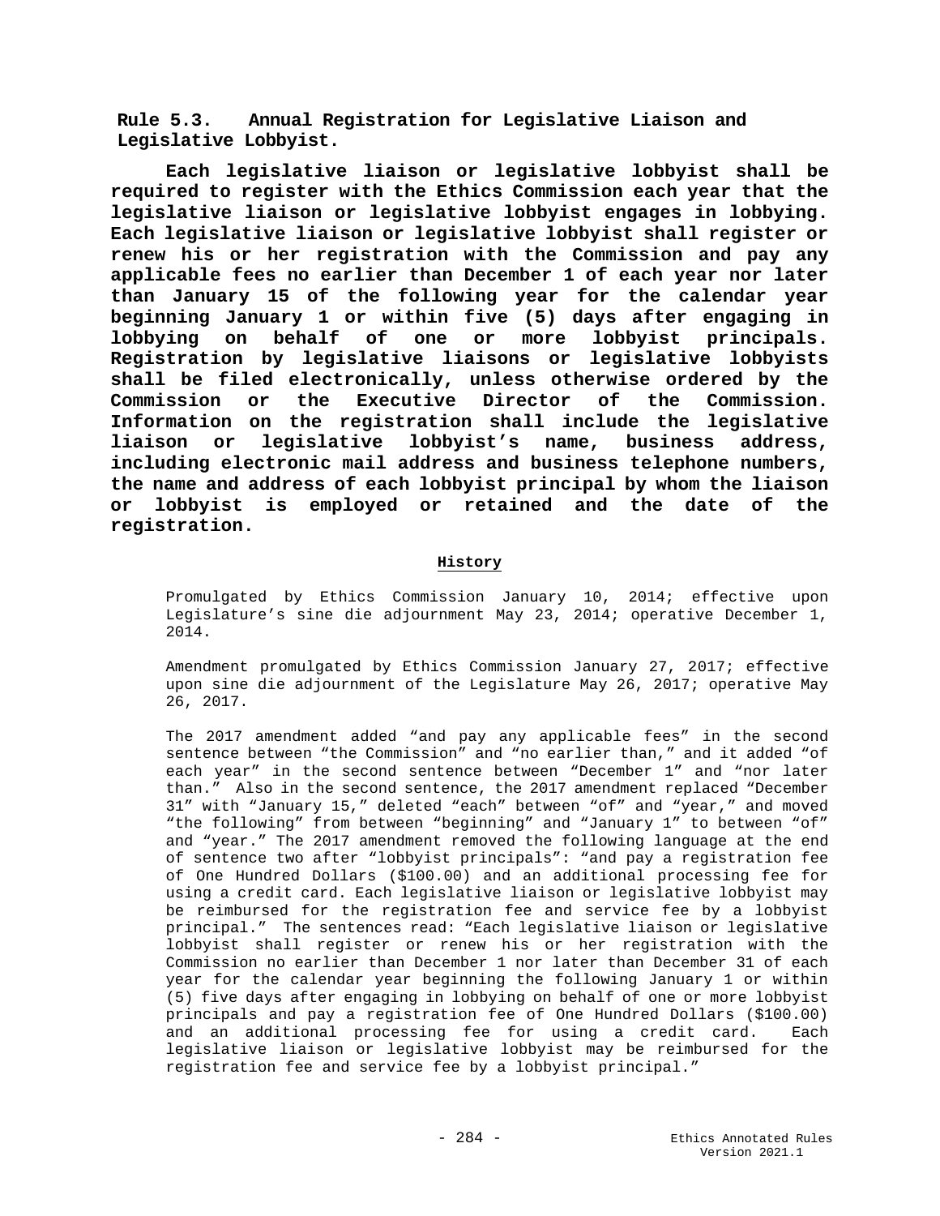## Rule 5.3. Annual Registration for Legislative Liaison and Legislative Lobbyist.

**Each legislative liaison or legislative lobbyist shall be required to register with the Ethics Commission each year that the legislative liaison or legislative lobbyist engages in lobbying. Each legislative liaison or legislative lobbyist shall register or renew his or her registration with the Commission and pay any applicable fees no earlier than December 1 of each year nor later than January 15 of the following year for the calendar year beginning January 1 or within five (5) days after engaging in lobbying on behalf of one or more lobbyist principals. Registration by legislative liaisons or legislative lobbyists shall be filed electronically, unless otherwise ordered by the Commission or the Executive Director of the Commission. Information on the registration shall include the legislative liaison or legislative lobbyist's name, business address, including electronic mail address and business telephone numbers, the name and address of each lobbyist principal by whom the liaison or lobbyist is employed or retained and the date of the registration.**

### History

Promulgated by Ethics Commission January 10, 2014; effective upon Legislature's sine die adjournment May 23, 2014; operative December 1, 2014.

Amendment promulgated by Ethics Commission January 27, 2017; effective upon sine die adjournment of the Legislature May 26, 2017; operative May 26, 2017.

The 2017 amendment added "and pay any applicable fees" in the second sentence between "the Commission" and "no earlier than," and it added "of each year" in the second sentence between "December 1" and "nor later than." Also in the second sentence, the 2017 amendment replaced "December 31" with "January 15," deleted "each" between "of" and "year," and moved "the following" from between "beginning" and "January 1" to between "of" and "year." The 2017 amendment removed the following language at the end of sentence two after "lobbyist principals": "and pay a registration fee of One Hundred Dollars ($100.00) and an additional processing fee for using a credit card. Each legislative liaison or legislative lobbyist may be reimbursed for the registration fee and service fee by a lobbyist principal." The sentences read: "Each legislative liaison or legislative lobbyist shall register or renew his or her registration with the Commission no earlier than December 1 nor later than December 31 of each year for the calendar year beginning the following January 1 or within (5) five days after engaging in lobbying on behalf of one or more lobbyist principals and pay a registration fee of One Hundred Dollars ($100.00) and an additional processing fee for using a credit card. Each legislative liaison or legislative lobbyist may be reimbursed for the registration fee and service fee by a lobbyist principal."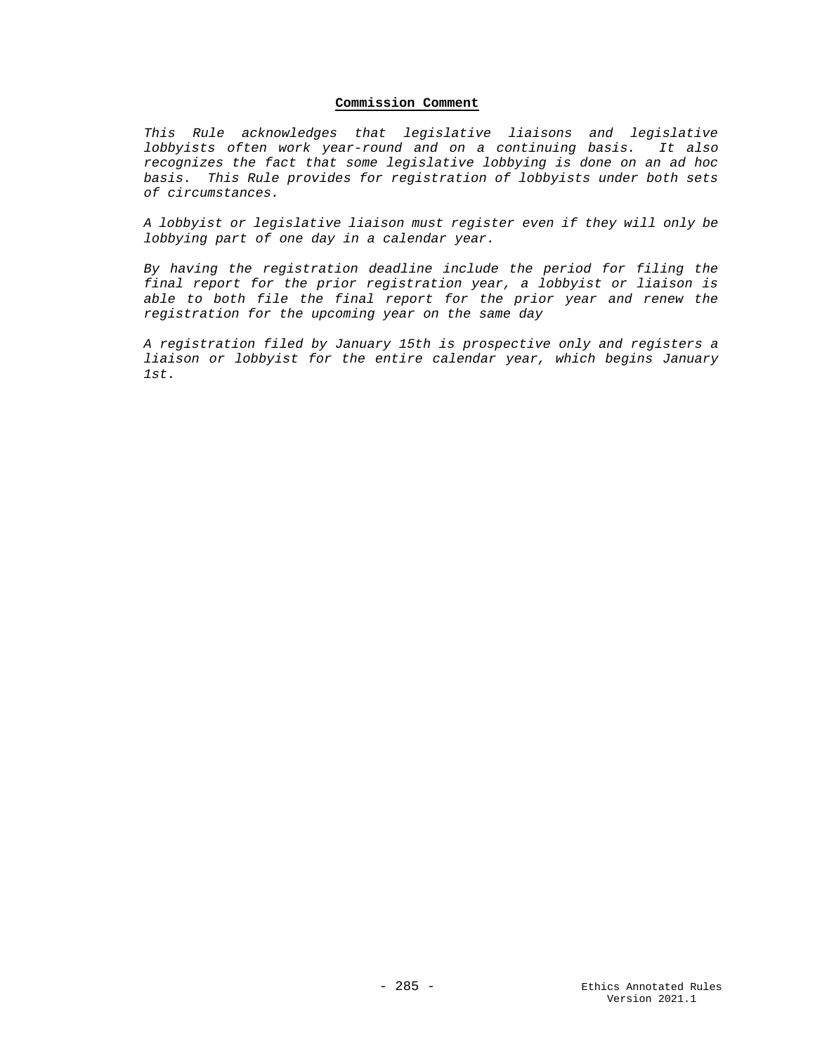**Commission Comment**

*This Rule acknowledges that legislative liaisons and legislative lobbyists often work year-round and on a continuing basis. It also recognizes the fact that some legislative lobbying is done on an ad hoc basis. This Rule provides for registration of lobbyists under both sets of circumstances.*

*A lobbyist or legislative liaison must register even if they will only be lobbying part of one day in a calendar year.*

*By having the registration deadline include the period for filing the final report for the prior registration year, a lobbyist or liaison is able to both file the final report for the prior year and renew the registration for the upcoming year on the same day*

*A registration filed by January 15th is prospective only and registers a liaison or lobbyist for the entire calendar year, which begins January 1st.*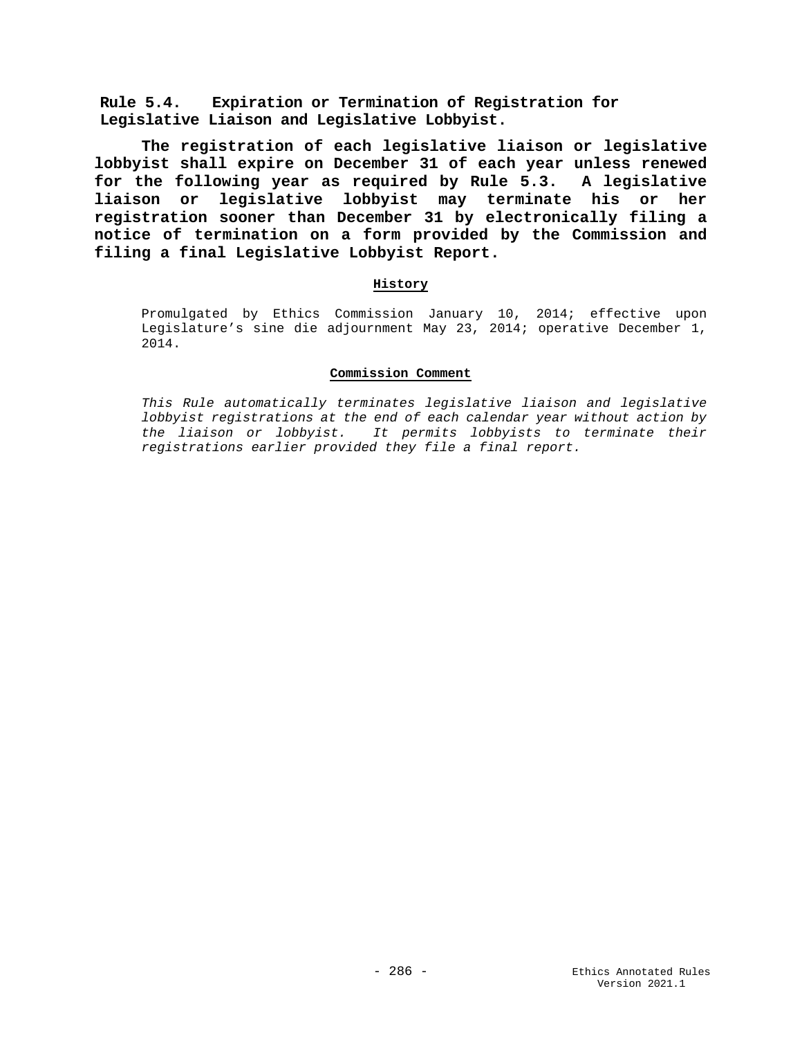## Rule 5.4. Expiration or Termination of Registration for Legislative Liaison and Legislative Lobbyist.

**The registration of each legislative liaison or legislative lobbyist shall expire on December 31 of each year unless renewed for the following year as required by Rule 5.3. A legislative liaison or legislative lobbyist may terminate his or her registration sooner than December 31 by electronically filing a notice of termination on a form provided by the Commission and filing a final Legislative Lobbyist Report.**

**History**

Promulgated by Ethics Commission January 10, 2014; effective upon Legislature's sine die adjournment May 23, 2014; operative December 1, 2014.

**Commission Comment**

*This Rule automatically terminates legislative liaison and legislative lobbyist registrations at the end of each calendar year without action by the liaison or lobbyist. It permits lobbyists to terminate their registrations earlier provided they file a final report.*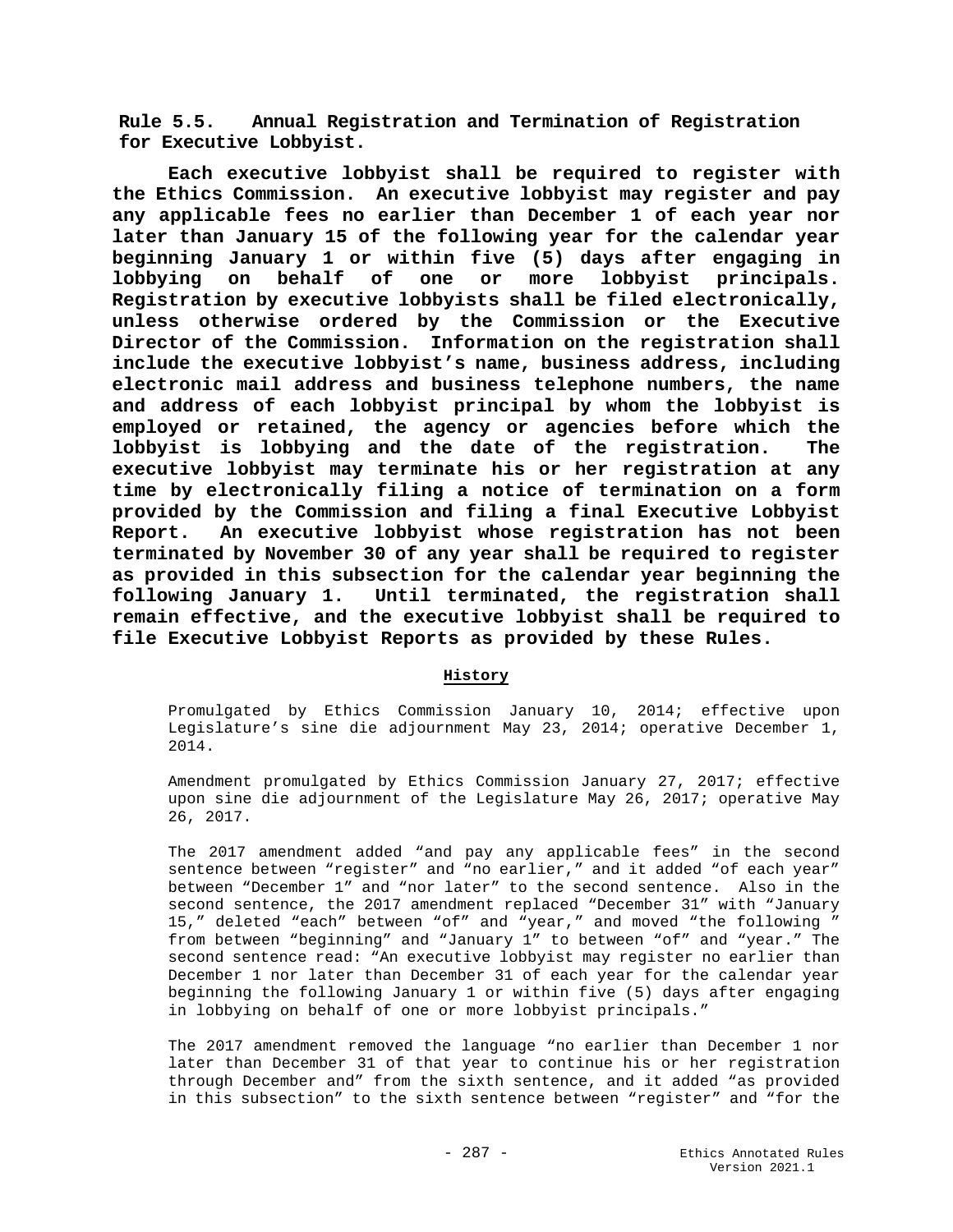**Rule 5.5. Annual Registration and Termination of Registration for Executive Lobbyist.**

**Each executive lobbyist shall be required to register with the Ethics Commission. An executive lobbyist may register and pay any applicable fees no earlier than December 1 of each year nor later than January 15 of the following year for the calendar year beginning January 1 or within five (5) days after engaging in lobbying on behalf of one or more lobbyist principals. Registration by executive lobbyists shall be filed electronically, unless otherwise ordered by the Commission or the Executive Director of the Commission. Information on the registration shall include the executive lobbyist's name, business address, including electronic mail address and business telephone numbers, the name and address of each lobbyist principal by whom the lobbyist is employed or retained, the agency or agencies before which the lobbyist is lobbying and the date of the registration. The executive lobbyist may terminate his or her registration at any time by electronically filing a notice of termination on a form provided by the Commission and filing a final Executive Lobbyist Report. An executive lobbyist whose registration has not been terminated by November 30 of any year shall be required to register as provided in this subsection for the calendar year beginning the following January 1. Until terminated, the registration shall remain effective, and the executive lobbyist shall be required to file Executive Lobbyist Reports as provided by these Rules.**

**History**

Promulgated by Ethics Commission January 10, 2014; effective upon Legislature's sine die adjournment May 23, 2014; operative December 1, 2014.

Amendment promulgated by Ethics Commission January 27, 2017; effective upon sine die adjournment of the Legislature May 26, 2017; operative May 26, 2017.

The 2017 amendment added "and pay any applicable fees" in the second sentence between "register" and "no earlier," and it added "of each year" between "December 1" and "nor later" to the second sentence. Also in the second sentence, the 2017 amendment replaced "December 31" with "January 15," deleted "each" between "of" and "year," and moved "the following " from between "beginning" and "January 1" to between "of" and "year." The second sentence read: "An executive lobbyist may register no earlier than December 1 nor later than December 31 of each year for the calendar year beginning the following January 1 or within five (5) days after engaging in lobbying on behalf of one or more lobbyist principals."

The 2017 amendment removed the language "no earlier than December 1 nor later than December 31 of that year to continue his or her registration through December and" from the sixth sentence, and it added "as provided in this subsection" to the sixth sentence between "register" and "for the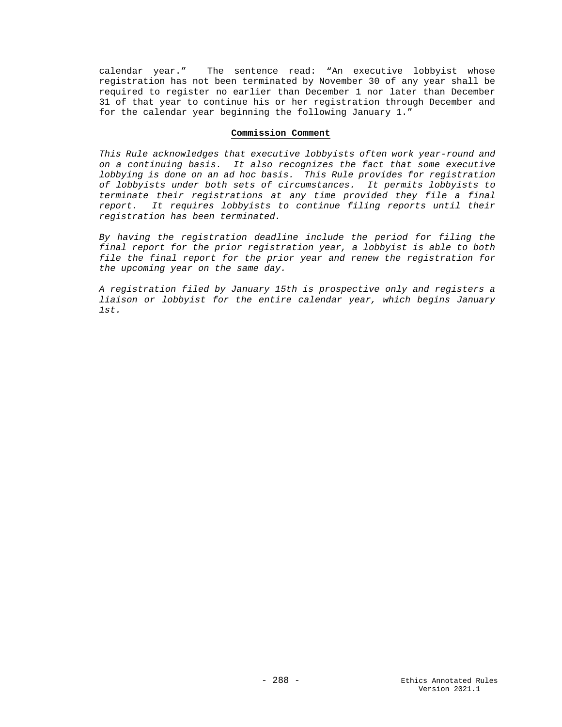calendar year." The sentence read: "An executive lobbyist whose registration has not been terminated by November 30 of any year shall be required to register no earlier than December 1 nor later than December 31 of that year to continue his or her registration through December and for the calendar year beginning the following January 1."

**Commission Comment**

*This Rule acknowledges that executive lobbyists often work year-round and on a continuing basis. It also recognizes the fact that some executive lobbying is done on an ad hoc basis. This Rule provides for registration of lobbyists under both sets of circumstances. It permits lobbyists to terminate their registrations at any time provided they file a final report. It requires lobbyists to continue filing reports until their registration has been terminated.*

*By having the registration deadline include the period for filing the final report for the prior registration year, a lobbyist is able to both file the final report for the prior year and renew the registration for the upcoming year on the same day.*

*A registration filed by January 15th is prospective only and registers a liaison or lobbyist for the entire calendar year, which begins January 1st.*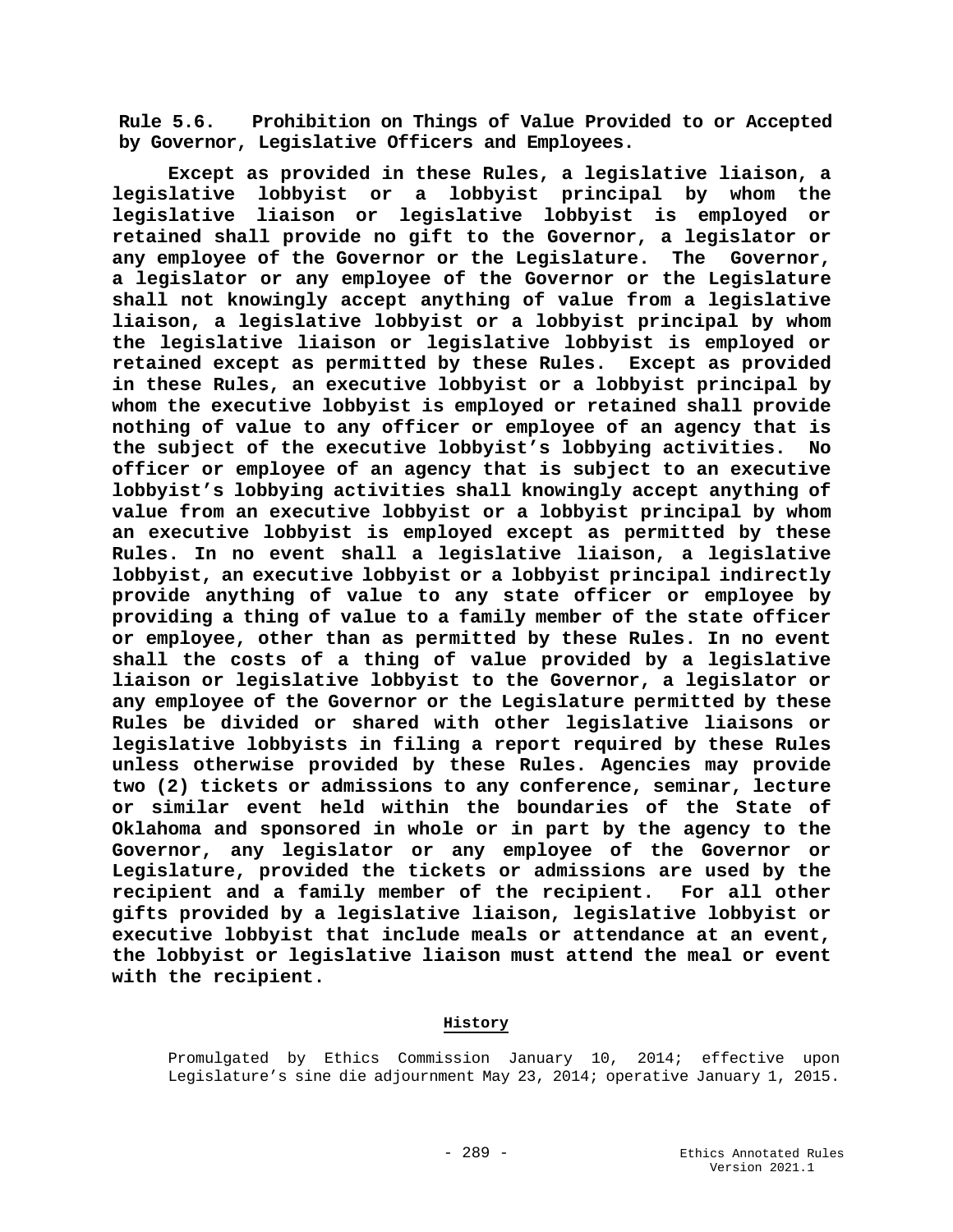**Rule 5.6. Prohibition on Things of Value Provided to or Accepted by Governor, Legislative Officers and Employees.**

**Except as provided in these Rules, a legislative liaison, a legislative lobbyist or a lobbyist principal by whom the legislative liaison or legislative lobbyist is employed or retained shall provide no gift to the Governor, a legislator or any employee of the Governor or the Legislature. The Governor, a legislator or any employee of the Governor or the Legislature shall not knowingly accept anything of value from a legislative liaison, a legislative lobbyist or a lobbyist principal by whom the legislative liaison or legislative lobbyist is employed or retained except as permitted by these Rules. Except as provided in these Rules, an executive lobbyist or a lobbyist principal by whom the executive lobbyist is employed or retained shall provide nothing of value to any officer or employee of an agency that is the subject of the executive lobbyist's lobbying activities. No officer or employee of an agency that is subject to an executive lobbyist's lobbying activities shall knowingly accept anything of value from an executive lobbyist or a lobbyist principal by whom an executive lobbyist is employed except as permitted by these Rules. In no event shall a legislative liaison, a legislative lobbyist, an executive lobbyist or a lobbyist principal indirectly provide anything of value to any state officer or employee by providing a thing of value to a family member of the state officer or employee, other than as permitted by these Rules. In no event shall the costs of a thing of value provided by a legislative liaison or legislative lobbyist to the Governor, a legislator or any employee of the Governor or the Legislature permitted by these Rules be divided or shared with other legislative liaisons or legislative lobbyists in filing a report required by these Rules unless otherwise provided by these Rules. Agencies may provide two (2) tickets or admissions to any conference, seminar, lecture or similar event held within the boundaries of the State of Oklahoma and sponsored in whole or in part by the agency to the Governor, any legislator or any employee of the Governor or Legislature, provided the tickets or admissions are used by the recipient and a family member of the recipient. For all other gifts provided by a legislative liaison, legislative lobbyist or executive lobbyist that include meals or attendance at an event, the lobbyist or legislative liaison must attend the meal or event with the recipient.**

**History**

Promulgated by Ethics Commission January 10, 2014; effective upon Legislature's sine die adjournment May 23, 2014; operative January 1, 2015.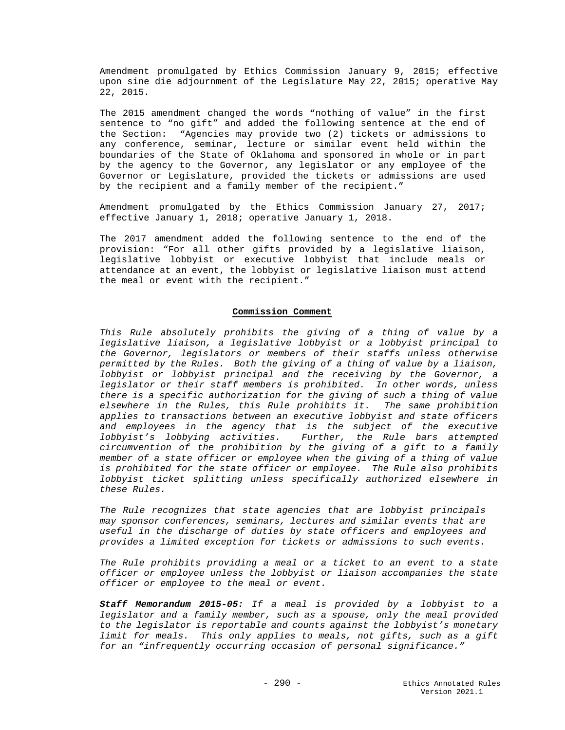Amendment promulgated by Ethics Commission January 9, 2015; effective upon sine die adjournment of the Legislature May 22, 2015; operative May 22, 2015.

The 2015 amendment changed the words "nothing of value" in the first sentence to "no gift" and added the following sentence at the end of the Section: "Agencies may provide two (2) tickets or admissions to any conference, seminar, lecture or similar event held within the boundaries of the State of Oklahoma and sponsored in whole or in part by the agency to the Governor, any legislator or any employee of the Governor or Legislature, provided the tickets or admissions are used by the recipient and a family member of the recipient."

Amendment promulgated by the Ethics Commission January 27, 2017; effective January 1, 2018; operative January 1, 2018.

The 2017 amendment added the following sentence to the end of the provision: "For all other gifts provided by a legislative liaison, legislative lobbyist or executive lobbyist that include meals or attendance at an event, the lobbyist or legislative liaison must attend the meal or event with the recipient."

**Commission Comment**

*This Rule absolutely prohibits the giving of a thing of value by a legislative liaison, a legislative lobbyist or a lobbyist principal to the Governor, legislators or members of their staffs unless otherwise permitted by the Rules. Both the giving of a thing of value by a liaison, lobbyist or lobbyist principal and the receiving by the Governor, a legislator or their staff members is prohibited. In other words, unless there is a specific authorization for the giving of such a thing of value elsewhere in the Rules, this Rule prohibits it. The same prohibition applies to transactions between an executive lobbyist and state officers and employees in the agency that is the subject of the executive lobbyist's lobbying activities. Further, the Rule bars attempted circumvention of the prohibition by the giving of a gift to a family member of a state officer or employee when the giving of a thing of value is prohibited for the state officer or employee. The Rule also prohibits lobbyist ticket splitting unless specifically authorized elsewhere in these Rules.*

*The Rule recognizes that state agencies that are lobbyist principals may sponsor conferences, seminars, lectures and similar events that are useful in the discharge of duties by state officers and employees and provides a limited exception for tickets or admissions to such events.*

*The Rule prohibits providing a meal or a ticket to an event to a state officer or employee unless the lobbyist or liaison accompanies the state officer or employee to the meal or event.*

***Staff Memorandum 2015-05:*** *If a meal is provided by a lobbyist to a legislator and a family member, such as a spouse, only the meal provided to the legislator is reportable and counts against the lobbyist's monetary limit for meals. This only applies to meals, not gifts, such as a gift for an "infrequently occurring occasion of personal significance."*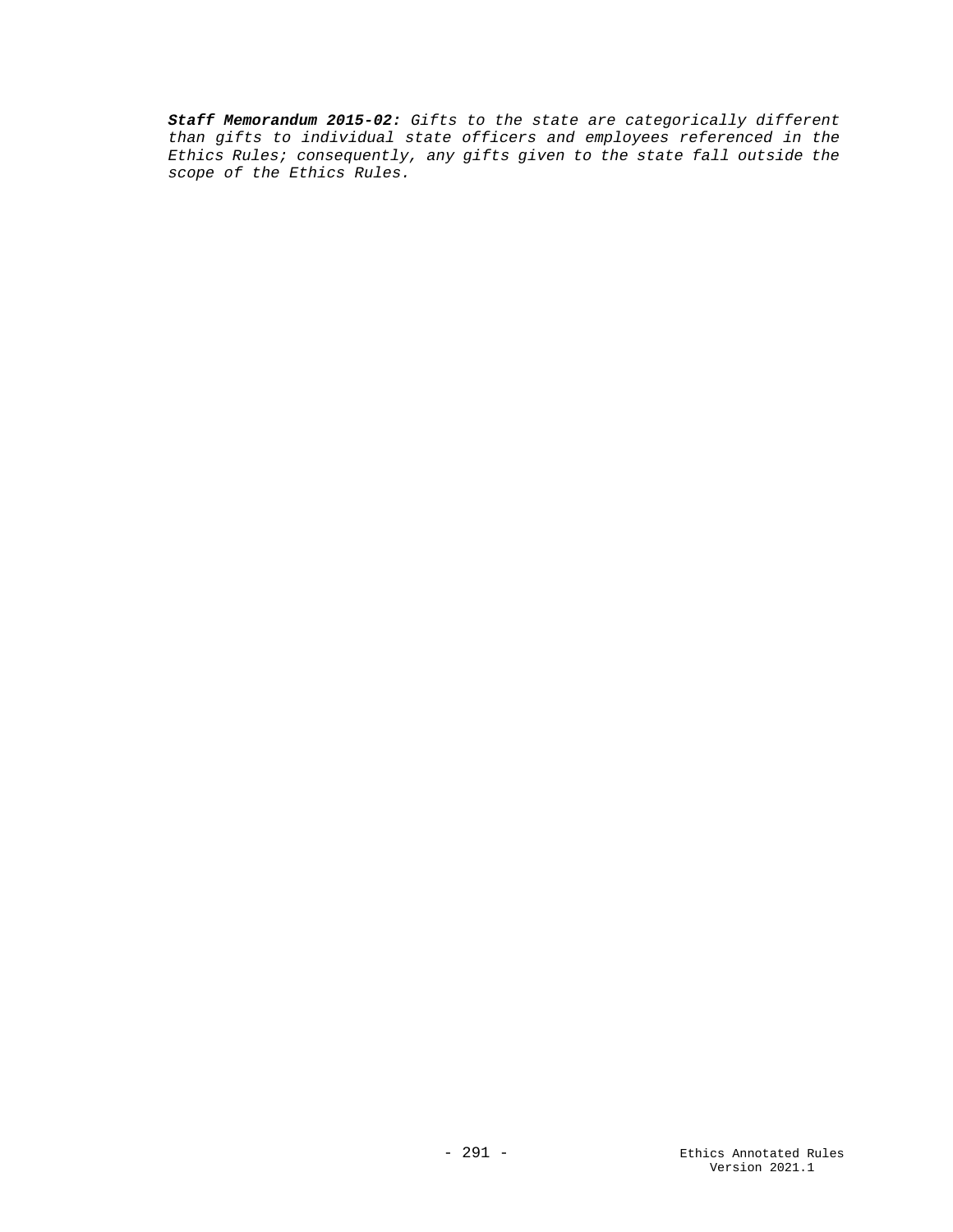***Staff Memorandum 2015-02:*** *Gifts to the state are categorically different than gifts to individual state officers and employees referenced in the Ethics Rules; consequently, any gifts given to the state fall outside the scope of the Ethics Rules.*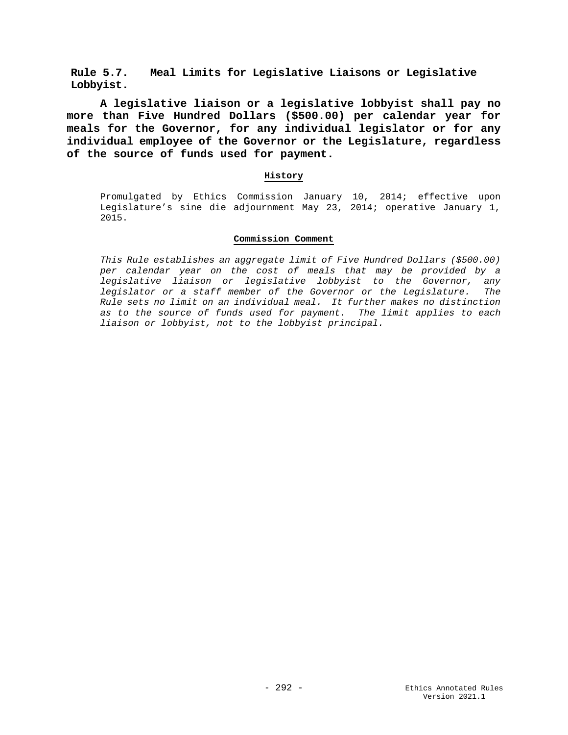## Rule 5.7. Meal Limits for Legislative Liaisons or Legislative Lobbyist.

**A legislative liaison or a legislative lobbyist shall pay no more than Five Hundred Dollars ($500.00) per calendar year for meals for the Governor, for any individual legislator or for any individual employee of the Governor or the Legislature, regardless of the source of funds used for payment.**

**History**

Promulgated by Ethics Commission January 10, 2014; effective upon Legislature's sine die adjournment May 23, 2014; operative January 1, 2015.

**Commission Comment**

*This Rule establishes an aggregate limit of Five Hundred Dollars ($500.00) per calendar year on the cost of meals that may be provided by a legislative liaison or legislative lobbyist to the Governor, any legislator or a staff member of the Governor or the Legislature. The Rule sets no limit on an individual meal. It further makes no distinction as to the source of funds used for payment. The limit applies to each liaison or lobbyist, not to the lobbyist principal.*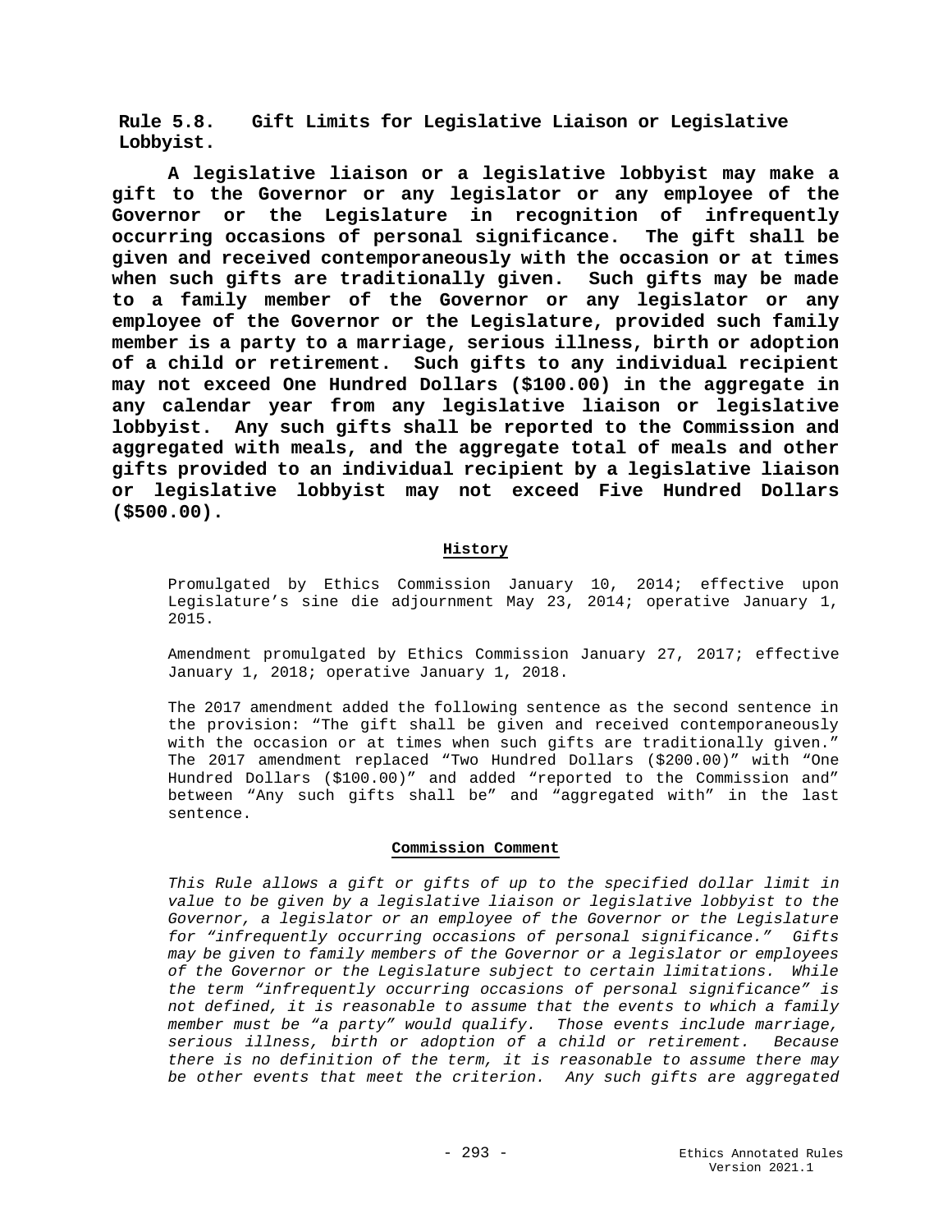**Rule 5.8. Gift Limits for Legislative Liaison or Legislative Lobbyist.**

**A legislative liaison or a legislative lobbyist may make a gift to the Governor or any legislator or any employee of the Governor or the Legislature in recognition of infrequently occurring occasions of personal significance. The gift shall be given and received contemporaneously with the occasion or at times when such gifts are traditionally given. Such gifts may be made to a family member of the Governor or any legislator or any employee of the Governor or the Legislature, provided such family member is a party to a marriage, serious illness, birth or adoption of a child or retirement. Such gifts to any individual recipient may not exceed One Hundred Dollars ($100.00) in the aggregate in any calendar year from any legislative liaison or legislative lobbyist. Any such gifts shall be reported to the Commission and aggregated with meals, and the aggregate total of meals and other gifts provided to an individual recipient by a legislative liaison or legislative lobbyist may not exceed Five Hundred Dollars ($500.00).**

**History**

Promulgated by Ethics Commission January 10, 2014; effective upon Legislature's sine die adjournment May 23, 2014; operative January 1, 2015.

Amendment promulgated by Ethics Commission January 27, 2017; effective January 1, 2018; operative January 1, 2018.

The 2017 amendment added the following sentence as the second sentence in the provision: "The gift shall be given and received contemporaneously with the occasion or at times when such gifts are traditionally given." The 2017 amendment replaced "Two Hundred Dollars ($200.00)" with "One Hundred Dollars ($100.00)" and added "reported to the Commission and" between "Any such gifts shall be" and "aggregated with" in the last sentence.

**Commission Comment**

*This Rule allows a gift or gifts of up to the specified dollar limit in value to be given by a legislative liaison or legislative lobbyist to the Governor, a legislator or an employee of the Governor or the Legislature for "infrequently occurring occasions of personal significance." Gifts may be given to family members of the Governor or a legislator or employees of the Governor or the Legislature subject to certain limitations. While the term "infrequently occurring occasions of personal significance" is not defined, it is reasonable to assume that the events to which a family member must be "a party" would qualify. Those events include marriage, serious illness, birth or adoption of a child or retirement. Because there is no definition of the term, it is reasonable to assume there may be other events that meet the criterion. Any such gifts are aggregated*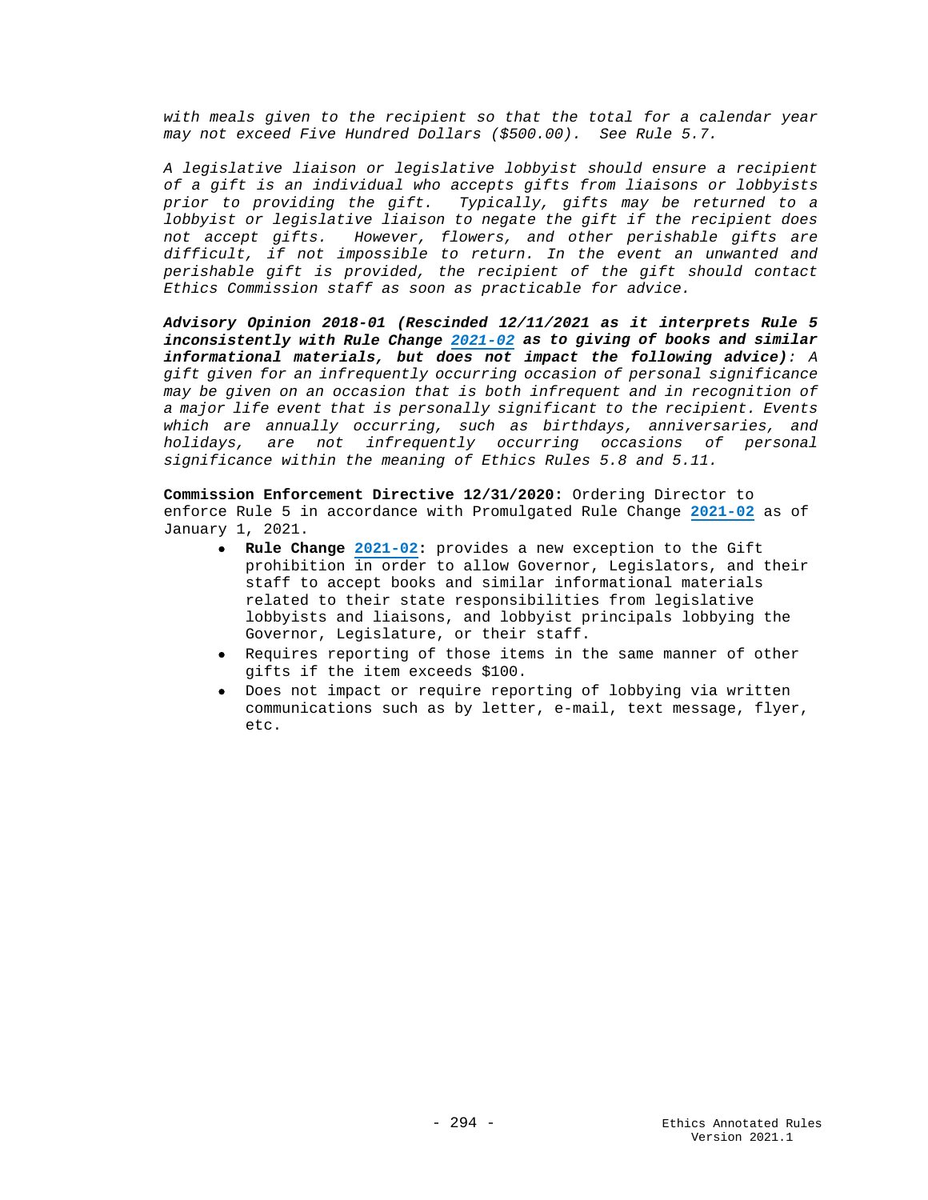*with meals given to the recipient so that the total for a calendar year may not exceed Five Hundred Dollars ($500.00). See Rule 5.7.*

*A legislative liaison or legislative lobbyist should ensure a recipient of a gift is an individual who accepts gifts from liaisons or lobbyists prior to providing the gift. Typically, gifts may be returned to a lobbyist or legislative liaison to negate the gift if the recipient does not accept gifts. However, flowers, and other perishable gifts are difficult, if not impossible to return. In the event an unwanted and perishable gift is provided, the recipient of the gift should contact Ethics Commission staff as soon as practicable for advice.*

***Advisory Opinion 2018-01 (Rescinded 12/11/2021 as it interprets Rule 5 inconsistently with Rule Change 2021-02 as to giving of books and similar informational materials, but does not impact the following advice):*** *A gift given for an infrequently occurring occasion of personal significance may be given on an occasion that is both infrequent and in recognition of a major life event that is personally significant to the recipient. Events which are annually occurring, such as birthdays, anniversaries, and holidays, are not infrequently occurring occasions of personal significance within the meaning of Ethics Rules 5.8 and 5.11.*

**Commission Enforcement Directive 12/31/2020:** Ordering Director to enforce Rule 5 in accordance with Promulgated Rule Change **2021-02** as of January 1, 2021.

- **Rule Change 2021-02:** provides a new exception to the Gift prohibition in order to allow Governor, Legislators, and their staff to accept books and similar informational materials related to their state responsibilities from legislative lobbyists and liaisons, and lobbyist principals lobbying the Governor, Legislature, or their staff.
- Requires reporting of those items in the same manner of other gifts if the item exceeds $100.
- Does not impact or require reporting of lobbying via written communications such as by letter, e-mail, text message, flyer, etc.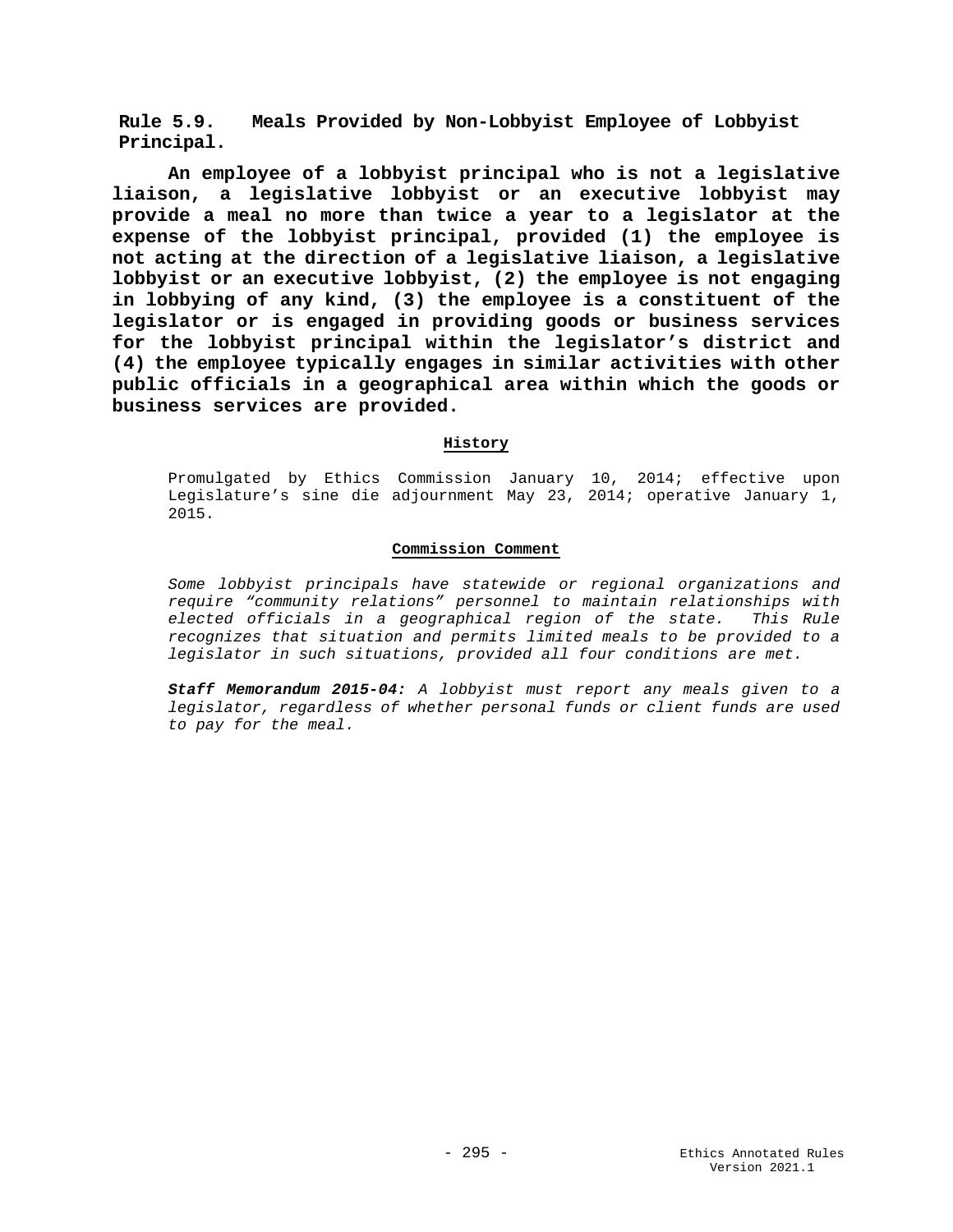## Rule 5.9. Meals Provided by Non-Lobbyist Employee of Lobbyist Principal.

**An employee of a lobbyist principal who is not a legislative liaison, a legislative lobbyist or an executive lobbyist may provide a meal no more than twice a year to a legislator at the expense of the lobbyist principal, provided (1) the employee is not acting at the direction of a legislative liaison, a legislative lobbyist or an executive lobbyist, (2) the employee is not engaging in lobbying of any kind, (3) the employee is a constituent of the legislator or is engaged in providing goods or business services for the lobbyist principal within the legislator's district and (4) the employee typically engages in similar activities with other public officials in a geographical area within which the goods or business services are provided.**

#### History

Promulgated by Ethics Commission January 10, 2014; effective upon Legislature's sine die adjournment May 23, 2014; operative January 1, 2015.

#### Commission Comment

*Some lobbyist principals have statewide or regional organizations and require "community relations" personnel to maintain relationships with elected officials in a geographical region of the state. This Rule recognizes that situation and permits limited meals to be provided to a legislator in such situations, provided all four conditions are met.*

***Staff Memorandum 2015-04:*** *A lobbyist must report any meals given to a legislator, regardless of whether personal funds or client funds are used to pay for the meal.*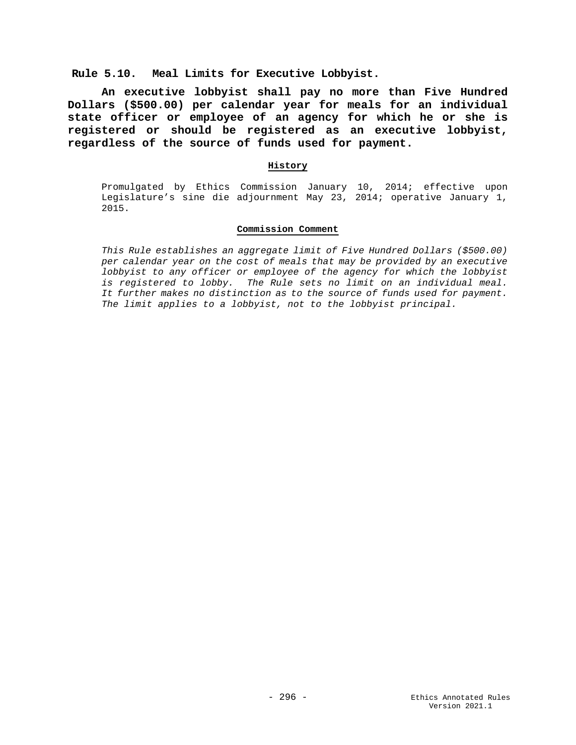## Rule 5.10. Meal Limits for Executive Lobbyist.

**An executive lobbyist shall pay no more than Five Hundred Dollars ($500.00) per calendar year for meals for an individual state officer or employee of an agency for which he or she is registered or should be registered as an executive lobbyist, regardless of the source of funds used for payment.**

### History

Promulgated by Ethics Commission January 10, 2014; effective upon Legislature's sine die adjournment May 23, 2014; operative January 1, 2015.

### Commission Comment

*This Rule establishes an aggregate limit of Five Hundred Dollars ($500.00) per calendar year on the cost of meals that may be provided by an executive lobbyist to any officer or employee of the agency for which the lobbyist is registered to lobby. The Rule sets no limit on an individual meal. It further makes no distinction as to the source of funds used for payment. The limit applies to a lobbyist, not to the lobbyist principal.*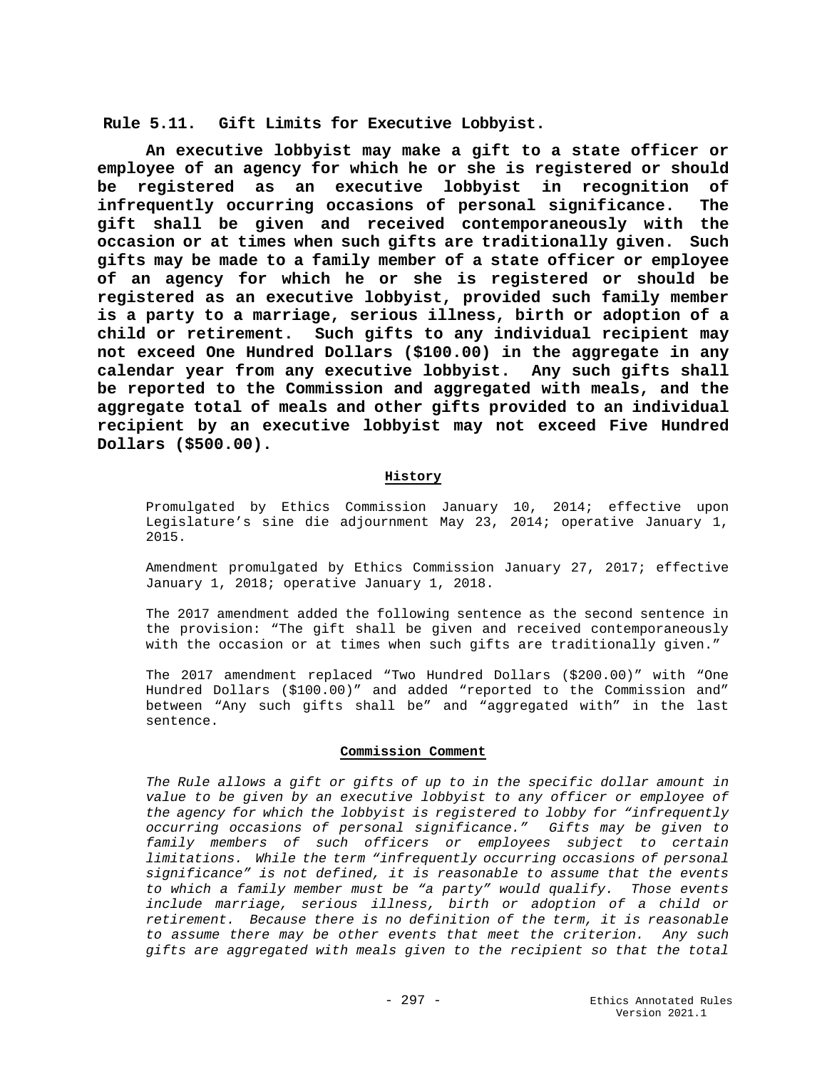## Rule 5.11. Gift Limits for Executive Lobbyist.

**An executive lobbyist may make a gift to a state officer or employee of an agency for which he or she is registered or should be registered as an executive lobbyist in recognition of infrequently occurring occasions of personal significance. The gift shall be given and received contemporaneously with the occasion or at times when such gifts are traditionally given. Such gifts may be made to a family member of a state officer or employee of an agency for which he or she is registered or should be registered as an executive lobbyist, provided such family member is a party to a marriage, serious illness, birth or adoption of a child or retirement. Such gifts to any individual recipient may not exceed One Hundred Dollars ($100.00) in the aggregate in any calendar year from any executive lobbyist. Any such gifts shall be reported to the Commission and aggregated with meals, and the aggregate total of meals and other gifts provided to an individual recipient by an executive lobbyist may not exceed Five Hundred Dollars ($500.00).**

### History

Promulgated by Ethics Commission January 10, 2014; effective upon Legislature's sine die adjournment May 23, 2014; operative January 1, 2015.

Amendment promulgated by Ethics Commission January 27, 2017; effective January 1, 2018; operative January 1, 2018.

The 2017 amendment added the following sentence as the second sentence in the provision: "The gift shall be given and received contemporaneously with the occasion or at times when such gifts are traditionally given."

The 2017 amendment replaced "Two Hundred Dollars ($200.00)" with "One Hundred Dollars ($100.00)" and added "reported to the Commission and" between "Any such gifts shall be" and "aggregated with" in the last sentence.

### Commission Comment

*The Rule allows a gift or gifts of up to in the specific dollar amount in value to be given by an executive lobbyist to any officer or employee of the agency for which the lobbyist is registered to lobby for "infrequently occurring occasions of personal significance." Gifts may be given to family members of such officers or employees subject to certain limitations. While the term "infrequently occurring occasions of personal significance" is not defined, it is reasonable to assume that the events to which a family member must be "a party" would qualify. Those events include marriage, serious illness, birth or adoption of a child or retirement. Because there is no definition of the term, it is reasonable to assume there may be other events that meet the criterion. Any such gifts are aggregated with meals given to the recipient so that the total*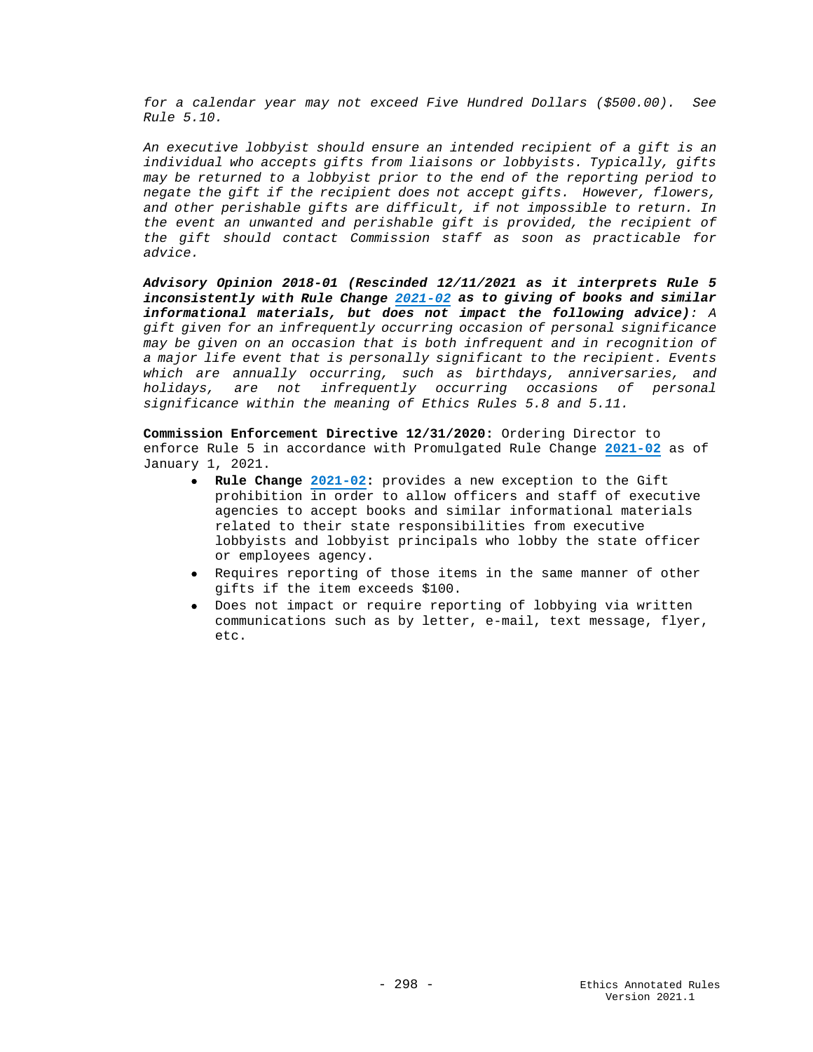*for a calendar year may not exceed Five Hundred Dollars ($500.00). See Rule 5.10.*

*An executive lobbyist should ensure an intended recipient of a gift is an individual who accepts gifts from liaisons or lobbyists. Typically, gifts may be returned to a lobbyist prior to the end of the reporting period to negate the gift if the recipient does not accept gifts. However, flowers, and other perishable gifts are difficult, if not impossible to return. In the event an unwanted and perishable gift is provided, the recipient of the gift should contact Commission staff as soon as practicable for advice.*

***Advisory Opinion 2018-01 (Rescinded 12/11/2021 as it interprets Rule 5 inconsistently with Rule Change 2021-02 as to giving of books and similar informational materials, but does not impact the following advice)****: A gift given for an infrequently occurring occasion of personal significance may be given on an occasion that is both infrequent and in recognition of a major life event that is personally significant to the recipient. Events which are annually occurring, such as birthdays, anniversaries, and holidays, are not infrequently occurring occasions of personal significance within the meaning of Ethics Rules 5.8 and 5.11.*

**Commission Enforcement Directive 12/31/2020:** Ordering Director to enforce Rule 5 in accordance with Promulgated Rule Change **2021-02** as of January 1, 2021.

- **Rule Change 2021-02:** provides a new exception to the Gift prohibition in order to allow officers and staff of executive agencies to accept books and similar informational materials related to their state responsibilities from executive lobbyists and lobbyist principals who lobby the state officer or employees agency.
- Requires reporting of those items in the same manner of other gifts if the item exceeds $100.
- Does not impact or require reporting of lobbying via written communications such as by letter, e-mail, text message, flyer, etc.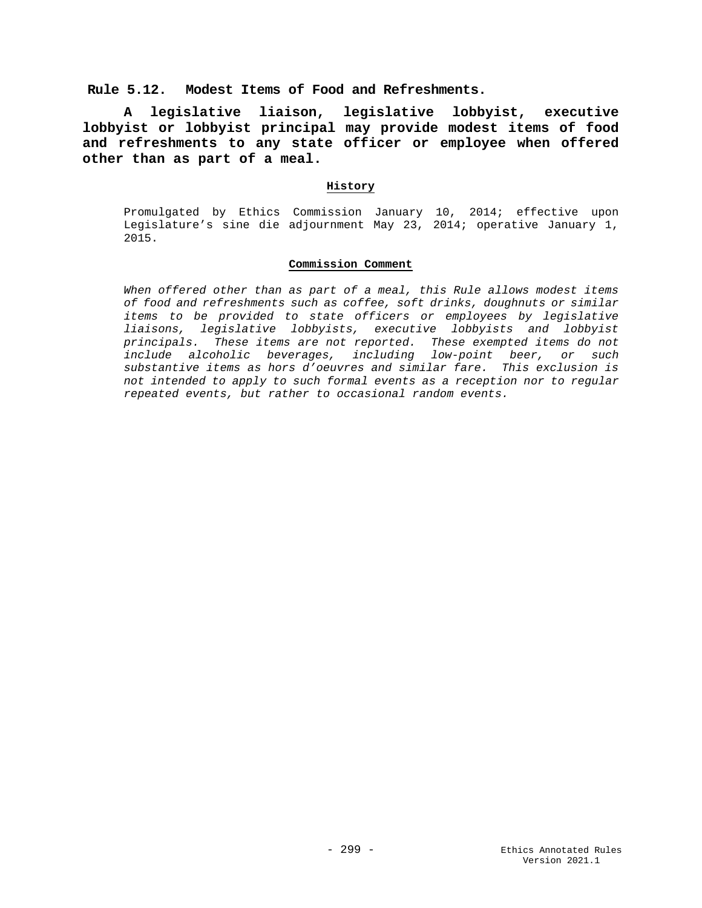## Rule 5.12. Modest Items of Food and Refreshments.

**A legislative liaison, legislative lobbyist, executive lobbyist or lobbyist principal may provide modest items of food and refreshments to any state officer or employee when offered other than as part of a meal.**

### History

Promulgated by Ethics Commission January 10, 2014; effective upon Legislature's sine die adjournment May 23, 2014; operative January 1, 2015.

### Commission Comment

*When offered other than as part of a meal, this Rule allows modest items of food and refreshments such as coffee, soft drinks, doughnuts or similar items to be provided to state officers or employees by legislative liaisons, legislative lobbyists, executive lobbyists and lobbyist principals. These items are not reported. These exempted items do not include alcoholic beverages, including low-point beer, or such substantive items as hors d'oeuvres and similar fare. This exclusion is not intended to apply to such formal events as a reception nor to regular repeated events, but rather to occasional random events.*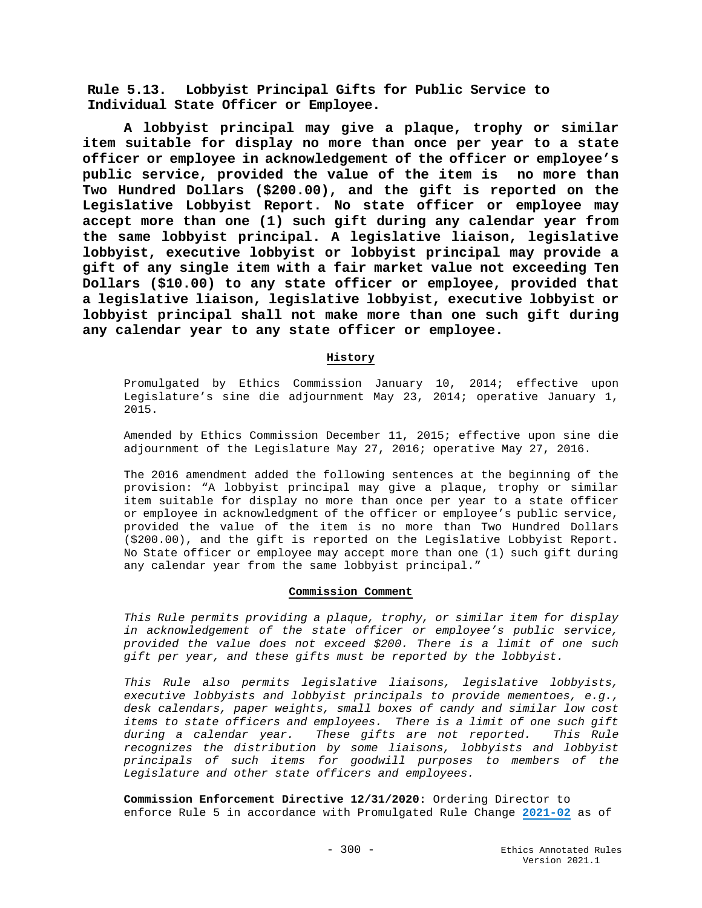**Rule 5.13. Lobbyist Principal Gifts for Public Service to Individual State Officer or Employee.**

**A lobbyist principal may give a plaque, trophy or similar item suitable for display no more than once per year to a state officer or employee in acknowledgement of the officer or employee's public service, provided the value of the item is no more than Two Hundred Dollars ($200.00), and the gift is reported on the Legislative Lobbyist Report. No state officer or employee may accept more than one (1) such gift during any calendar year from the same lobbyist principal. A legislative liaison, legislative lobbyist, executive lobbyist or lobbyist principal may provide a gift of any single item with a fair market value not exceeding Ten Dollars ($10.00) to any state officer or employee, provided that a legislative liaison, legislative lobbyist, executive lobbyist or lobbyist principal shall not make more than one such gift during any calendar year to any state officer or employee.**

**History**

Promulgated by Ethics Commission January 10, 2014; effective upon Legislature's sine die adjournment May 23, 2014; operative January 1, 2015.

Amended by Ethics Commission December 11, 2015; effective upon sine die adjournment of the Legislature May 27, 2016; operative May 27, 2016.

The 2016 amendment added the following sentences at the beginning of the provision: "A lobbyist principal may give a plaque, trophy or similar item suitable for display no more than once per year to a state officer or employee in acknowledgment of the officer or employee's public service, provided the value of the item is no more than Two Hundred Dollars ($200.00), and the gift is reported on the Legislative Lobbyist Report. No State officer or employee may accept more than one (1) such gift during any calendar year from the same lobbyist principal."

**Commission Comment**

*This Rule permits providing a plaque, trophy, or similar item for display in acknowledgement of the state officer or employee's public service, provided the value does not exceed $200. There is a limit of one such gift per year, and these gifts must be reported by the lobbyist.*

*This Rule also permits legislative liaisons, legislative lobbyists, executive lobbyists and lobbyist principals to provide mementoes, e.g., desk calendars, paper weights, small boxes of candy and similar low cost items to state officers and employees. There is a limit of one such gift during a calendar year. These gifts are not reported. This Rule recognizes the distribution by some liaisons, lobbyists and lobbyist principals of such items for goodwill purposes to members of the Legislature and other state officers and employees.*

**Commission Enforcement Directive 12/31/2020:** Ordering Director to enforce Rule 5 in accordance with Promulgated Rule Change **2021-02** as of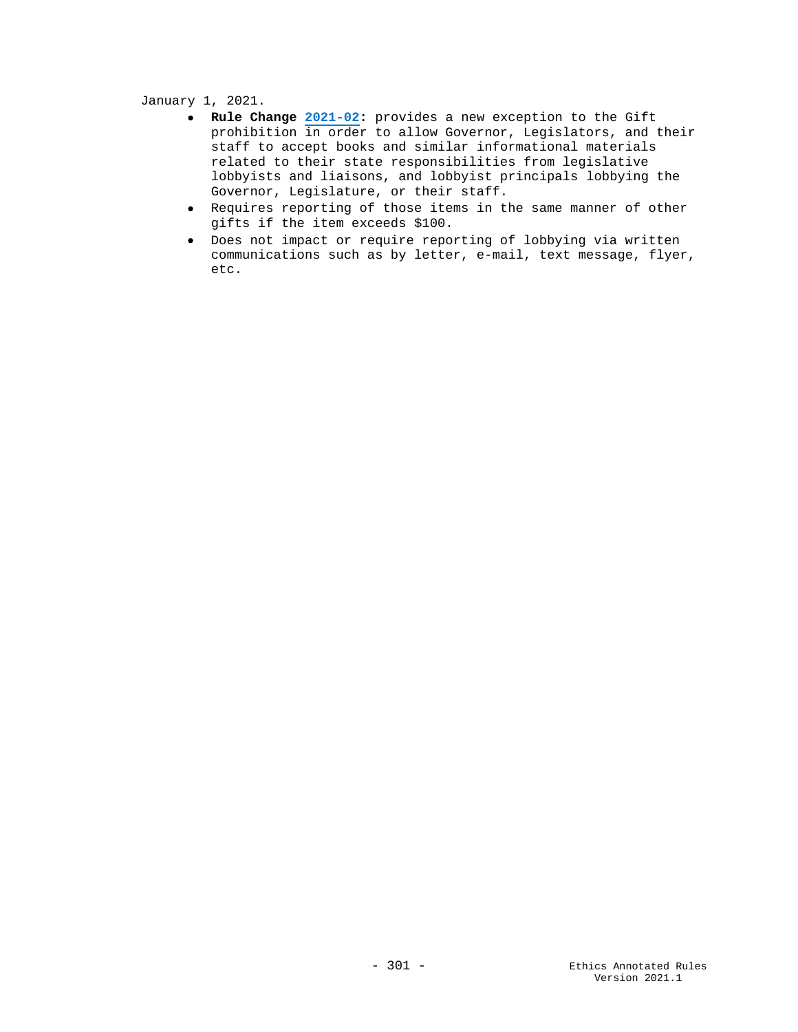January 1, 2021.

- **Rule Change 2021-02:** provides a new exception to the Gift prohibition in order to allow Governor, Legislators, and their staff to accept books and similar informational materials related to their state responsibilities from legislative lobbyists and liaisons, and lobbyist principals lobbying the Governor, Legislature, or their staff.
- Requires reporting of those items in the same manner of other gifts if the item exceeds $100.
- Does not impact or require reporting of lobbying via written communications such as by letter, e-mail, text message, flyer, etc.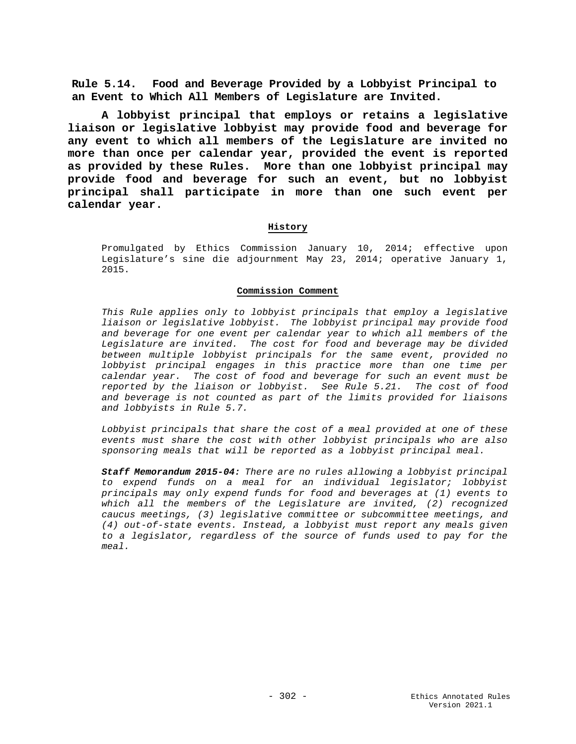**Rule 5.14. Food and Beverage Provided by a Lobbyist Principal to an Event to Which All Members of Legislature are Invited.**

**A lobbyist principal that employs or retains a legislative liaison or legislative lobbyist may provide food and beverage for any event to which all members of the Legislature are invited no more than once per calendar year, provided the event is reported as provided by these Rules. More than one lobbyist principal may provide food and beverage for such an event, but no lobbyist principal shall participate in more than one such event per calendar year.**

**History**

Promulgated by Ethics Commission January 10, 2014; effective upon Legislature's sine die adjournment May 23, 2014; operative January 1, 2015.

**Commission Comment**

*This Rule applies only to lobbyist principals that employ a legislative liaison or legislative lobbyist. The lobbyist principal may provide food and beverage for one event per calendar year to which all members of the Legislature are invited. The cost for food and beverage may be divided between multiple lobbyist principals for the same event, provided no lobbyist principal engages in this practice more than one time per calendar year. The cost of food and beverage for such an event must be reported by the liaison or lobbyist. See Rule 5.21. The cost of food and beverage is not counted as part of the limits provided for liaisons and lobbyists in Rule 5.7.*

*Lobbyist principals that share the cost of a meal provided at one of these events must share the cost with other lobbyist principals who are also sponsoring meals that will be reported as a lobbyist principal meal.*

***Staff Memorandum 2015-04:*** *There are no rules allowing a lobbyist principal to expend funds on a meal for an individual legislator; lobbyist principals may only expend funds for food and beverages at (1) events to which all the members of the Legislature are invited, (2) recognized caucus meetings, (3) legislative committee or subcommittee meetings, and (4) out-of-state events. Instead, a lobbyist must report any meals given to a legislator, regardless of the source of funds used to pay for the meal.*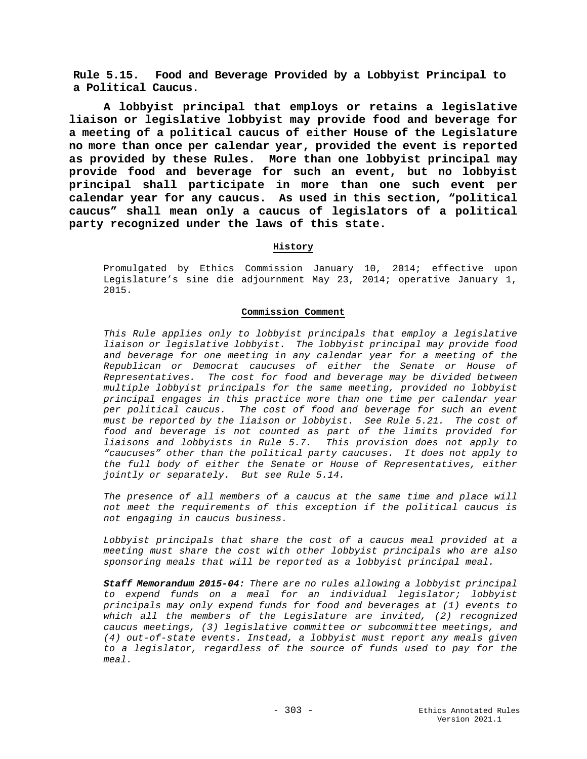**Rule 5.15. Food and Beverage Provided by a Lobbyist Principal to a Political Caucus.**

**A lobbyist principal that employs or retains a legislative liaison or legislative lobbyist may provide food and beverage for a meeting of a political caucus of either House of the Legislature no more than once per calendar year, provided the event is reported as provided by these Rules. More than one lobbyist principal may provide food and beverage for such an event, but no lobbyist principal shall participate in more than one such event per calendar year for any caucus. As used in this section, "political caucus" shall mean only a caucus of legislators of a political party recognized under the laws of this state.**

**History**

Promulgated by Ethics Commission January 10, 2014; effective upon Legislature's sine die adjournment May 23, 2014; operative January 1, 2015.

**Commission Comment**

*This Rule applies only to lobbyist principals that employ a legislative liaison or legislative lobbyist. The lobbyist principal may provide food and beverage for one meeting in any calendar year for a meeting of the Republican or Democrat caucuses of either the Senate or House of Representatives. The cost for food and beverage may be divided between multiple lobbyist principals for the same meeting, provided no lobbyist principal engages in this practice more than one time per calendar year per political caucus. The cost of food and beverage for such an event must be reported by the liaison or lobbyist. See Rule 5.21. The cost of food and beverage is not counted as part of the limits provided for liaisons and lobbyists in Rule 5.7. This provision does not apply to "caucuses" other than the political party caucuses. It does not apply to the full body of either the Senate or House of Representatives, either jointly or separately. But see Rule 5.14.*

*The presence of all members of a caucus at the same time and place will not meet the requirements of this exception if the political caucus is not engaging in caucus business.*

*Lobbyist principals that share the cost of a caucus meal provided at a meeting must share the cost with other lobbyist principals who are also sponsoring meals that will be reported as a lobbyist principal meal.*

***Staff Memorandum 2015-04:*** *There are no rules allowing a lobbyist principal to expend funds on a meal for an individual legislator; lobbyist principals may only expend funds for food and beverages at (1) events to which all the members of the Legislature are invited, (2) recognized caucus meetings, (3) legislative committee or subcommittee meetings, and (4) out-of-state events. Instead, a lobbyist must report any meals given to a legislator, regardless of the source of funds used to pay for the meal.*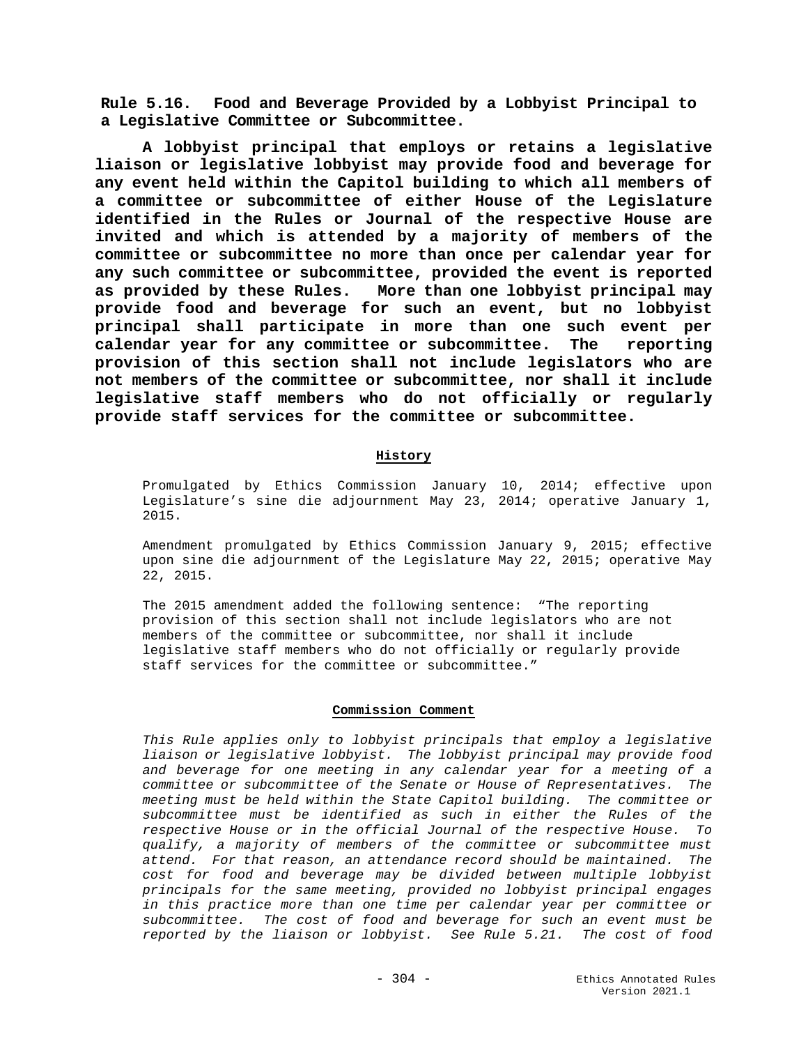**Rule 5.16. Food and Beverage Provided by a Lobbyist Principal to a Legislative Committee or Subcommittee.**

**A lobbyist principal that employs or retains a legislative liaison or legislative lobbyist may provide food and beverage for any event held within the Capitol building to which all members of a committee or subcommittee of either House of the Legislature identified in the Rules or Journal of the respective House are invited and which is attended by a majority of members of the committee or subcommittee no more than once per calendar year for any such committee or subcommittee, provided the event is reported as provided by these Rules. More than one lobbyist principal may provide food and beverage for such an event, but no lobbyist principal shall participate in more than one such event per calendar year for any committee or subcommittee. The reporting provision of this section shall not include legislators who are not members of the committee or subcommittee, nor shall it include legislative staff members who do not officially or regularly provide staff services for the committee or subcommittee.**

**History**

Promulgated by Ethics Commission January 10, 2014; effective upon Legislature's sine die adjournment May 23, 2014; operative January 1, 2015.

Amendment promulgated by Ethics Commission January 9, 2015; effective upon sine die adjournment of the Legislature May 22, 2015; operative May 22, 2015.

The 2015 amendment added the following sentence: "The reporting provision of this section shall not include legislators who are not members of the committee or subcommittee, nor shall it include legislative staff members who do not officially or regularly provide staff services for the committee or subcommittee."

**Commission Comment**

*This Rule applies only to lobbyist principals that employ a legislative liaison or legislative lobbyist. The lobbyist principal may provide food and beverage for one meeting in any calendar year for a meeting of a committee or subcommittee of the Senate or House of Representatives. The meeting must be held within the State Capitol building. The committee or subcommittee must be identified as such in either the Rules of the respective House or in the official Journal of the respective House. To qualify, a majority of members of the committee or subcommittee must attend. For that reason, an attendance record should be maintained. The cost for food and beverage may be divided between multiple lobbyist principals for the same meeting, provided no lobbyist principal engages in this practice more than one time per calendar year per committee or subcommittee. The cost of food and beverage for such an event must be reported by the liaison or lobbyist. See Rule 5.21. The cost of food*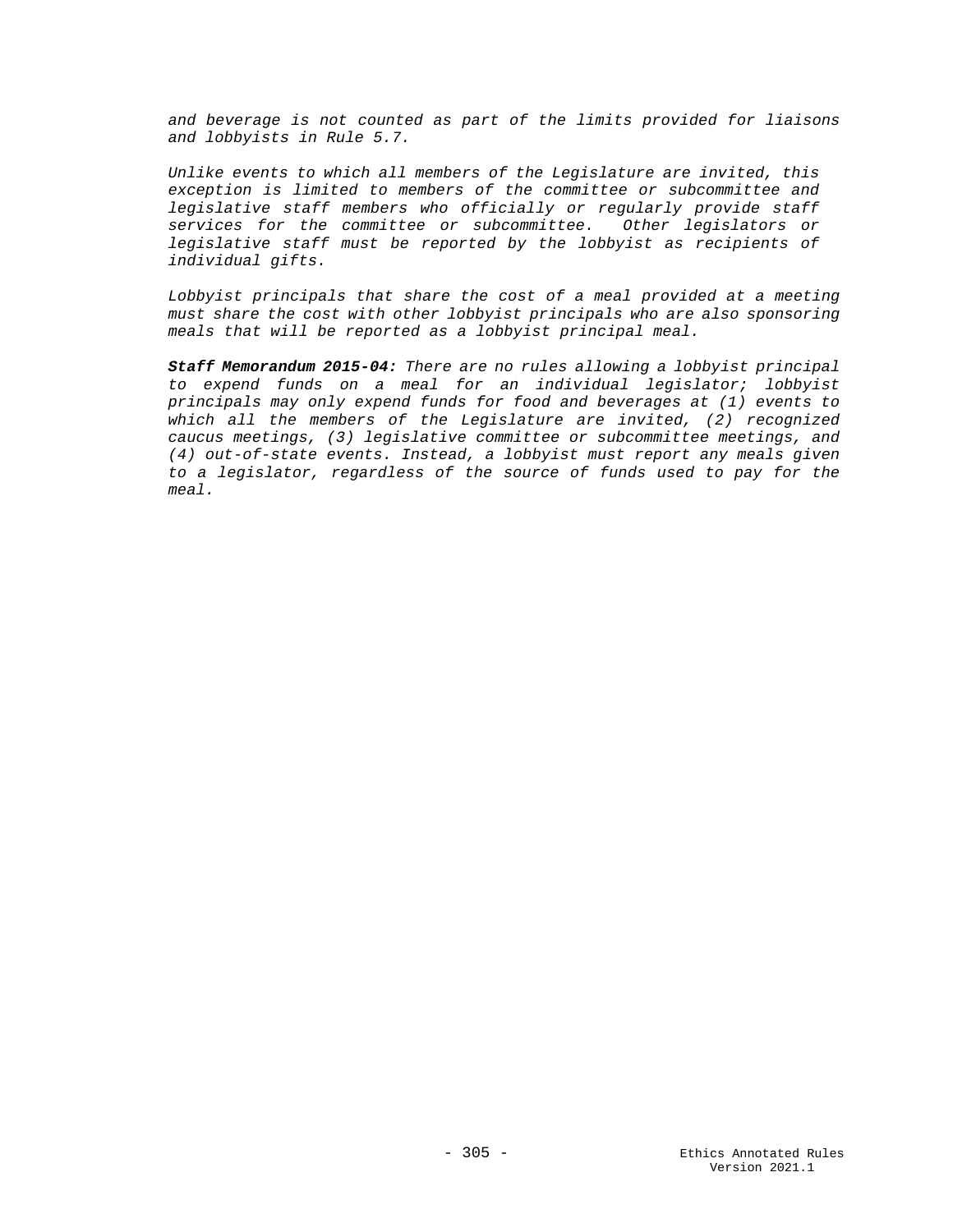*and beverage is not counted as part of the limits provided for liaisons and lobbyists in Rule 5.7.*

*Unlike events to which all members of the Legislature are invited, this exception is limited to members of the committee or subcommittee and legislative staff members who officially or regularly provide staff services for the committee or subcommittee. Other legislators or legislative staff must be reported by the lobbyist as recipients of individual gifts.*

*Lobbyist principals that share the cost of a meal provided at a meeting must share the cost with other lobbyist principals who are also sponsoring meals that will be reported as a lobbyist principal meal.*

***Staff Memorandum 2015-04:*** *There are no rules allowing a lobbyist principal to expend funds on a meal for an individual legislator; lobbyist principals may only expend funds for food and beverages at (1) events to which all the members of the Legislature are invited, (2) recognized caucus meetings, (3) legislative committee or subcommittee meetings, and (4) out-of-state events. Instead, a lobbyist must report any meals given to a legislator, regardless of the source of funds used to pay for the meal.*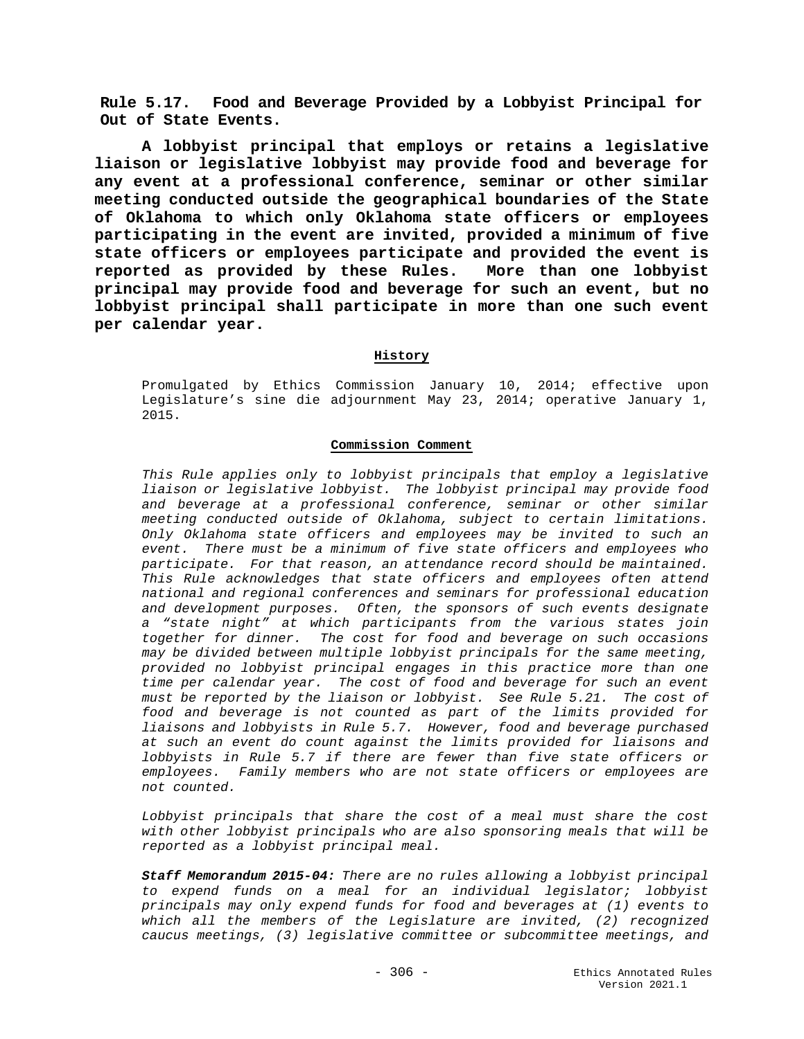**Rule 5.17. Food and Beverage Provided by a Lobbyist Principal for Out of State Events.**

**A lobbyist principal that employs or retains a legislative liaison or legislative lobbyist may provide food and beverage for any event at a professional conference, seminar or other similar meeting conducted outside the geographical boundaries of the State of Oklahoma to which only Oklahoma state officers or employees participating in the event are invited, provided a minimum of five state officers or employees participate and provided the event is reported as provided by these Rules. More than one lobbyist principal may provide food and beverage for such an event, but no lobbyist principal shall participate in more than one such event per calendar year.**

**History**

Promulgated by Ethics Commission January 10, 2014; effective upon Legislature's sine die adjournment May 23, 2014; operative January 1, 2015.

**Commission Comment**

*This Rule applies only to lobbyist principals that employ a legislative liaison or legislative lobbyist. The lobbyist principal may provide food and beverage at a professional conference, seminar or other similar meeting conducted outside of Oklahoma, subject to certain limitations. Only Oklahoma state officers and employees may be invited to such an event. There must be a minimum of five state officers and employees who participate. For that reason, an attendance record should be maintained. This Rule acknowledges that state officers and employees often attend national and regional conferences and seminars for professional education and development purposes. Often, the sponsors of such events designate a "state night" at which participants from the various states join together for dinner. The cost for food and beverage on such occasions may be divided between multiple lobbyist principals for the same meeting, provided no lobbyist principal engages in this practice more than one time per calendar year. The cost of food and beverage for such an event must be reported by the liaison or lobbyist. See Rule 5.21. The cost of food and beverage is not counted as part of the limits provided for liaisons and lobbyists in Rule 5.7. However, food and beverage purchased at such an event do count against the limits provided for liaisons and lobbyists in Rule 5.7 if there are fewer than five state officers or employees. Family members who are not state officers or employees are not counted.*

*Lobbyist principals that share the cost of a meal must share the cost with other lobbyist principals who are also sponsoring meals that will be reported as a lobbyist principal meal.*

***Staff Memorandum 2015-04:*** *There are no rules allowing a lobbyist principal to expend funds on a meal for an individual legislator; lobbyist principals may only expend funds for food and beverages at (1) events to which all the members of the Legislature are invited, (2) recognized caucus meetings, (3) legislative committee or subcommittee meetings, and*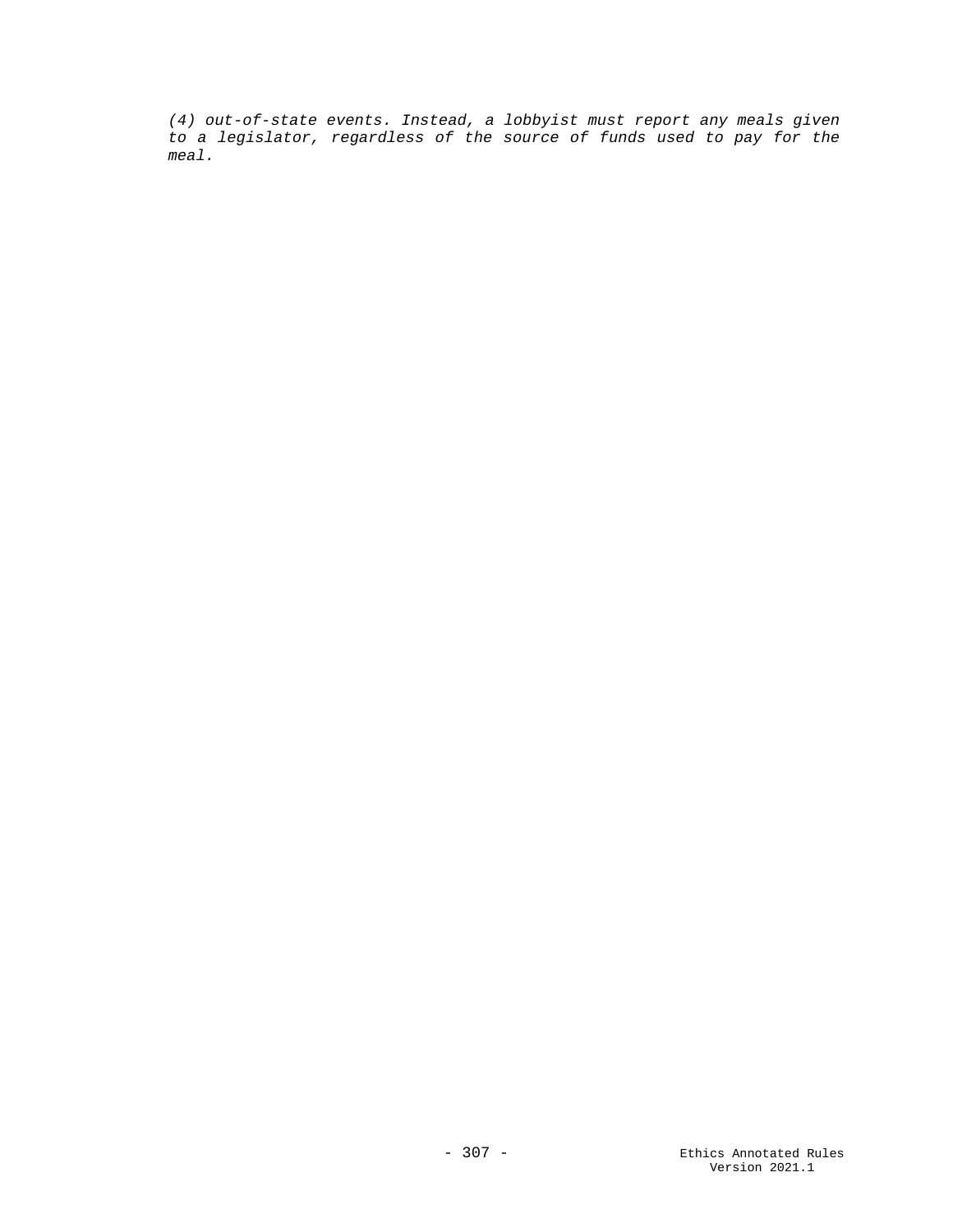*(4) out-of-state events. Instead, a lobbyist must report any meals given to a legislator, regardless of the source of funds used to pay for the meal.*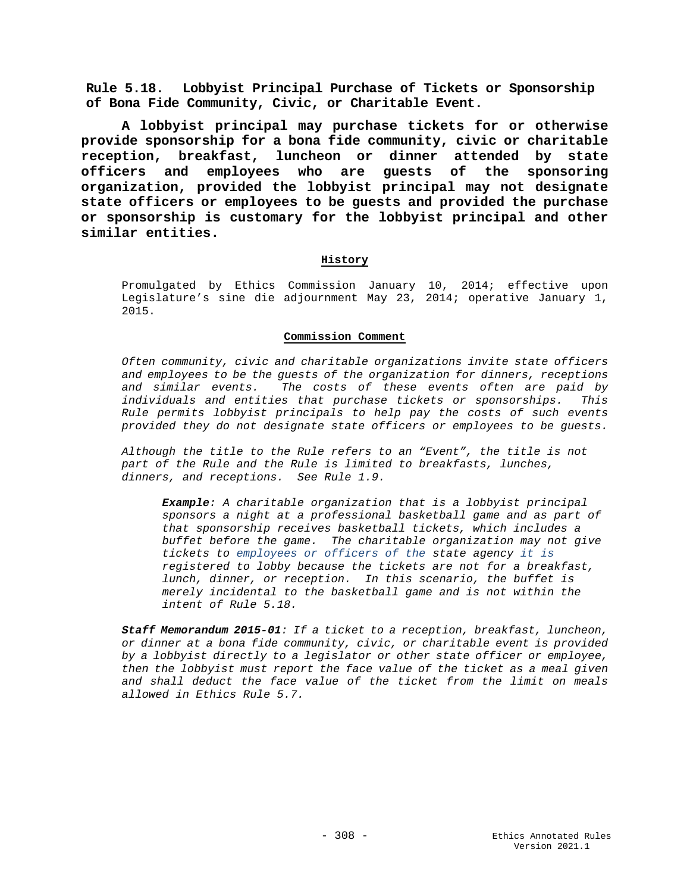**Rule 5.18. Lobbyist Principal Purchase of Tickets or Sponsorship of Bona Fide Community, Civic, or Charitable Event.**

**A lobbyist principal may purchase tickets for or otherwise provide sponsorship for a bona fide community, civic or charitable reception, breakfast, luncheon or dinner attended by state officers and employees who are guests of the sponsoring organization, provided the lobbyist principal may not designate state officers or employees to be guests and provided the purchase or sponsorship is customary for the lobbyist principal and other similar entities.**

**History**

Promulgated by Ethics Commission January 10, 2014; effective upon Legislature's sine die adjournment May 23, 2014; operative January 1, 2015.

**Commission Comment**

*Often community, civic and charitable organizations invite state officers and employees to be the guests of the organization for dinners, receptions and similar events. The costs of these events often are paid by individuals and entities that purchase tickets or sponsorships. This Rule permits lobbyist principals to help pay the costs of such events provided they do not designate state officers or employees to be guests.*

*Although the title to the Rule refers to an "Event", the title is not part of the Rule and the Rule is limited to breakfasts, lunches, dinners, and receptions. See Rule 1.9.*

> ***Example****: A charitable organization that is a lobbyist principal sponsors a night at a professional basketball game and as part of that sponsorship receives basketball tickets, which includes a buffet before the game. The charitable organization may not give tickets to employees or officers of the state agency it is registered to lobby because the tickets are not for a breakfast, lunch, dinner, or reception. In this scenario, the buffet is merely incidental to the basketball game and is not within the intent of Rule 5.18.*

***Staff Memorandum 2015-01****: If a ticket to a reception, breakfast, luncheon, or dinner at a bona fide community, civic, or charitable event is provided by a lobbyist directly to a legislator or other state officer or employee, then the lobbyist must report the face value of the ticket as a meal given and shall deduct the face value of the ticket from the limit on meals allowed in Ethics Rule 5.7.*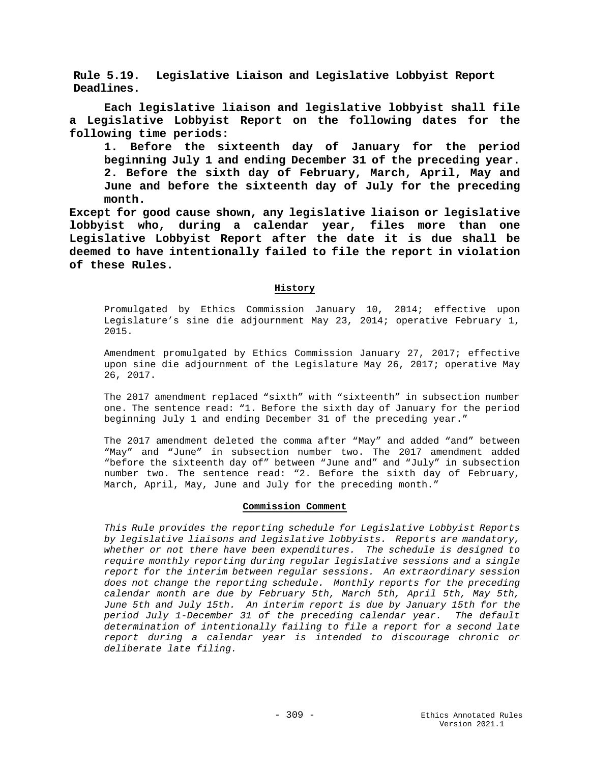**Rule 5.19. Legislative Liaison and Legislative Lobbyist Report Deadlines.**

**Each legislative liaison and legislative lobbyist shall file a Legislative Lobbyist Report on the following dates for the following time periods:**

**1. Before the sixteenth day of January for the period beginning July 1 and ending December 31 of the preceding year.**
**2. Before the sixth day of February, March, April, May and June and before the sixteenth day of July for the preceding month.**

**Except for good cause shown, any legislative liaison or legislative lobbyist who, during a calendar year, files more than one Legislative Lobbyist Report after the date it is due shall be deemed to have intentionally failed to file the report in violation of these Rules.**

#### History

Promulgated by Ethics Commission January 10, 2014; effective upon Legislature's sine die adjournment May 23, 2014; operative February 1, 2015.

Amendment promulgated by Ethics Commission January 27, 2017; effective upon sine die adjournment of the Legislature May 26, 2017; operative May 26, 2017.

The 2017 amendment replaced "sixth" with "sixteenth" in subsection number one. The sentence read: "1. Before the sixth day of January for the period beginning July 1 and ending December 31 of the preceding year."

The 2017 amendment deleted the comma after "May" and added "and" between "May" and "June" in subsection number two. The 2017 amendment added "before the sixteenth day of" between "June and" and "July" in subsection number two. The sentence read: "2. Before the sixth day of February, March, April, May, June and July for the preceding month."

#### Commission Comment

*This Rule provides the reporting schedule for Legislative Lobbyist Reports by legislative liaisons and legislative lobbyists. Reports are mandatory, whether or not there have been expenditures. The schedule is designed to require monthly reporting during regular legislative sessions and a single report for the interim between regular sessions. An extraordinary session does not change the reporting schedule. Monthly reports for the preceding calendar month are due by February 5th, March 5th, April 5th, May 5th, June 5th and July 15th. An interim report is due by January 15th for the period July 1-December 31 of the preceding calendar year. The default determination of intentionally failing to file a report for a second late report during a calendar year is intended to discourage chronic or deliberate late filing.*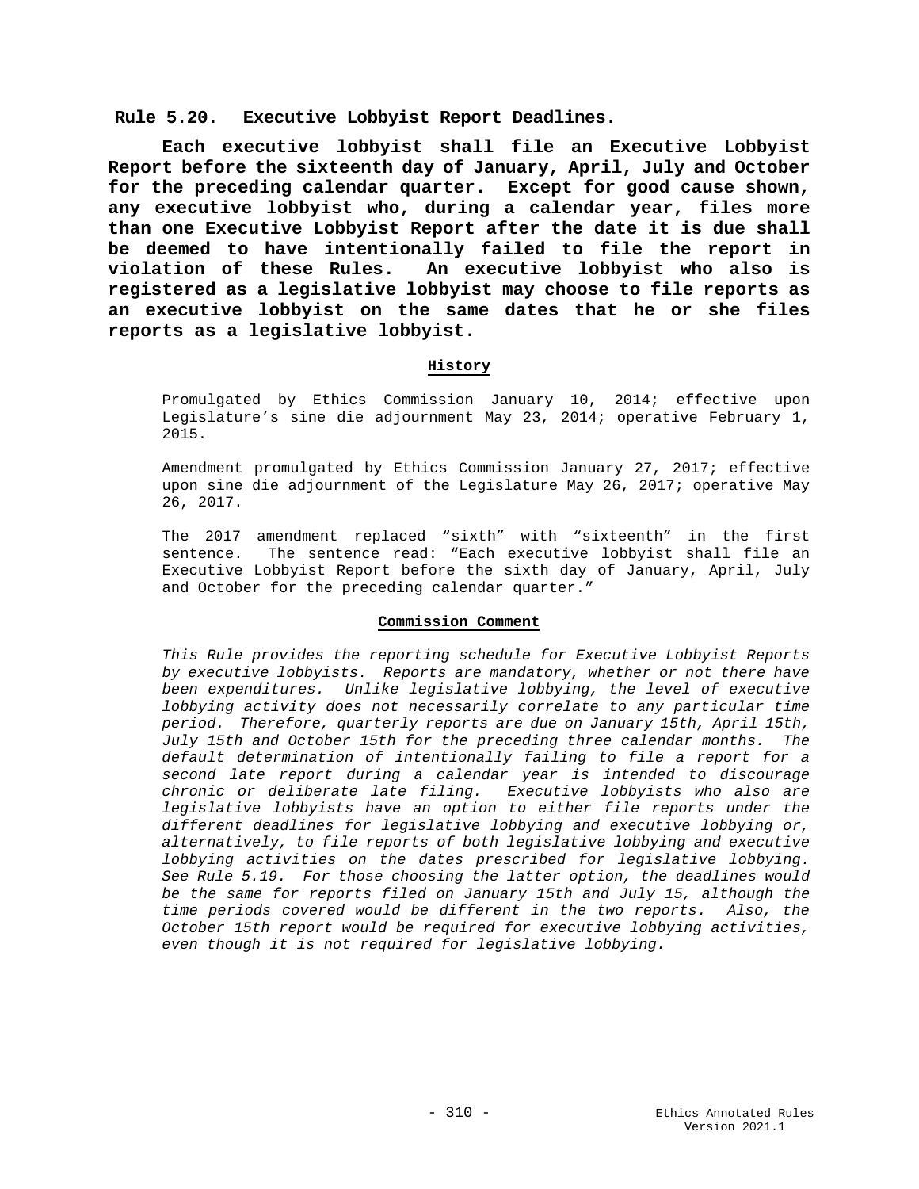## Rule 5.20. Executive Lobbyist Report Deadlines.

**Each executive lobbyist shall file an Executive Lobbyist Report before the sixteenth day of January, April, July and October for the preceding calendar quarter. Except for good cause shown, any executive lobbyist who, during a calendar year, files more than one Executive Lobbyist Report after the date it is due shall be deemed to have intentionally failed to file the report in violation of these Rules. An executive lobbyist who also is registered as a legislative lobbyist may choose to file reports as an executive lobbyist on the same dates that he or she files reports as a legislative lobbyist.**

### History

Promulgated by Ethics Commission January 10, 2014; effective upon Legislature's sine die adjournment May 23, 2014; operative February 1, 2015.

Amendment promulgated by Ethics Commission January 27, 2017; effective upon sine die adjournment of the Legislature May 26, 2017; operative May 26, 2017.

The 2017 amendment replaced "sixth" with "sixteenth" in the first sentence. The sentence read: "Each executive lobbyist shall file an Executive Lobbyist Report before the sixth day of January, April, July and October for the preceding calendar quarter."

### Commission Comment

*This Rule provides the reporting schedule for Executive Lobbyist Reports by executive lobbyists. Reports are mandatory, whether or not there have been expenditures. Unlike legislative lobbying, the level of executive lobbying activity does not necessarily correlate to any particular time period. Therefore, quarterly reports are due on January 15th, April 15th, July 15th and October 15th for the preceding three calendar months. The default determination of intentionally failing to file a report for a second late report during a calendar year is intended to discourage chronic or deliberate late filing. Executive lobbyists who also are legislative lobbyists have an option to either file reports under the different deadlines for legislative lobbying and executive lobbying or, alternatively, to file reports of both legislative lobbying and executive lobbying activities on the dates prescribed for legislative lobbying. See Rule 5.19. For those choosing the latter option, the deadlines would be the same for reports filed on January 15th and July 15, although the time periods covered would be different in the two reports. Also, the October 15th report would be required for executive lobbying activities, even though it is not required for legislative lobbying.*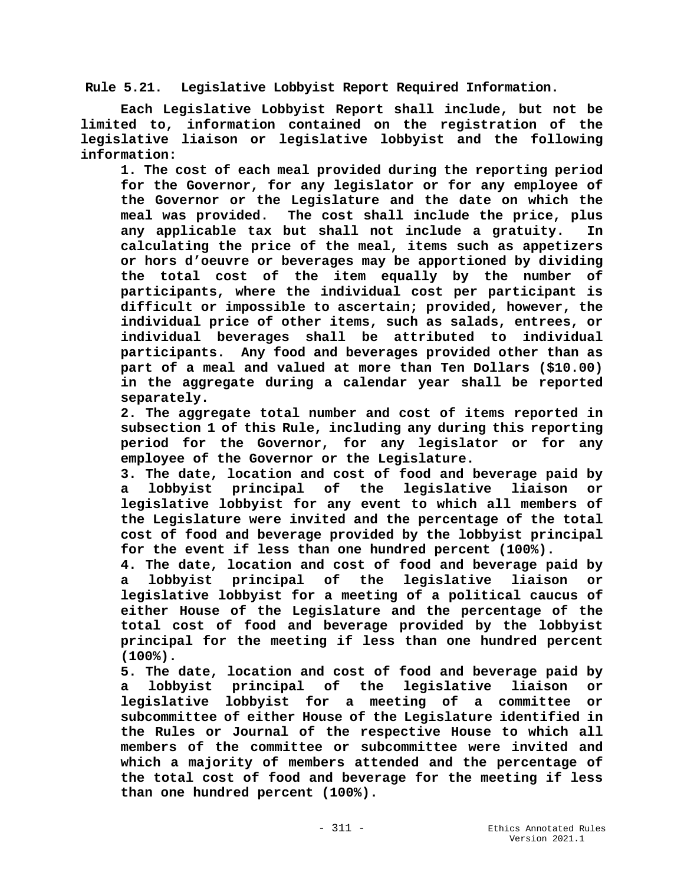**Rule 5.21. Legislative Lobbyist Report Required Information.**

**Each Legislative Lobbyist Report shall include, but not be limited to, information contained on the registration of the legislative liaison or legislative lobbyist and the following information:**

**1. The cost of each meal provided during the reporting period for the Governor, for any legislator or for any employee of the Governor or the Legislature and the date on which the meal was provided. The cost shall include the price, plus any applicable tax but shall not include a gratuity. In calculating the price of the meal, items such as appetizers or hors d'oeuvre or beverages may be apportioned by dividing the total cost of the item equally by the number of participants, where the individual cost per participant is difficult or impossible to ascertain; provided, however, the individual price of other items, such as salads, entrees, or individual beverages shall be attributed to individual participants. Any food and beverages provided other than as part of a meal and valued at more than Ten Dollars ($10.00) in the aggregate during a calendar year shall be reported separately.**

**2. The aggregate total number and cost of items reported in subsection 1 of this Rule, including any during this reporting period for the Governor, for any legislator or for any employee of the Governor or the Legislature.**

**3. The date, location and cost of food and beverage paid by a lobbyist principal of the legislative liaison or legislative lobbyist for any event to which all members of the Legislature were invited and the percentage of the total cost of food and beverage provided by the lobbyist principal for the event if less than one hundred percent (100%).**

**4. The date, location and cost of food and beverage paid by a lobbyist principal of the legislative liaison or legislative lobbyist for a meeting of a political caucus of either House of the Legislature and the percentage of the total cost of food and beverage provided by the lobbyist principal for the meeting if less than one hundred percent (100%).**

**5. The date, location and cost of food and beverage paid by a lobbyist principal of the legislative liaison or legislative lobbyist for a meeting of a committee or subcommittee of either House of the Legislature identified in the Rules or Journal of the respective House to which all members of the committee or subcommittee were invited and which a majority of members attended and the percentage of the total cost of food and beverage for the meeting if less than one hundred percent (100%).**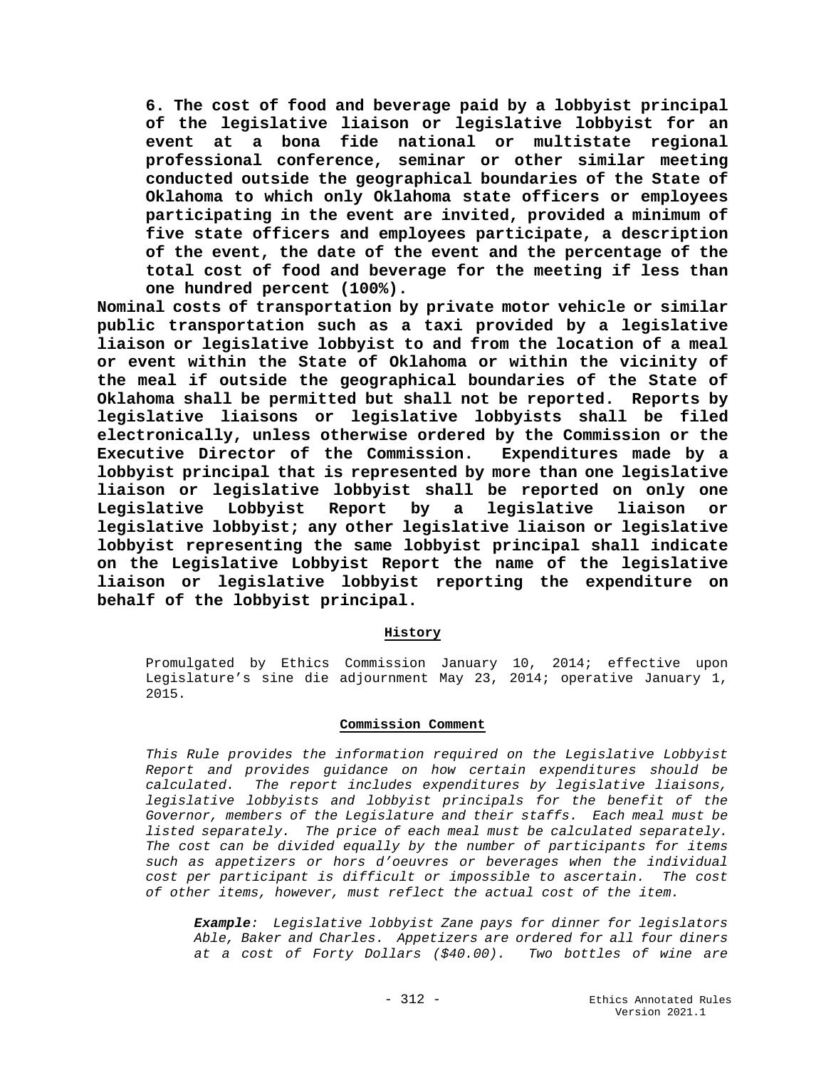**6. The cost of food and beverage paid by a lobbyist principal of the legislative liaison or legislative lobbyist for an event at a bona fide national or multistate regional professional conference, seminar or other similar meeting conducted outside the geographical boundaries of the State of Oklahoma to which only Oklahoma state officers or employees participating in the event are invited, provided a minimum of five state officers and employees participate, a description of the event, the date of the event and the percentage of the total cost of food and beverage for the meeting if less than one hundred percent (100%).**

**Nominal costs of transportation by private motor vehicle or similar public transportation such as a taxi provided by a legislative liaison or legislative lobbyist to and from the location of a meal or event within the State of Oklahoma or within the vicinity of the meal if outside the geographical boundaries of the State of Oklahoma shall be permitted but shall not be reported. Reports by legislative liaisons or legislative lobbyists shall be filed electronically, unless otherwise ordered by the Commission or the Executive Director of the Commission. Expenditures made by a lobbyist principal that is represented by more than one legislative liaison or legislative lobbyist shall be reported on only one Legislative Lobbyist Report by a legislative liaison or legislative lobbyist; any other legislative liaison or legislative lobbyist representing the same lobbyist principal shall indicate on the Legislative Lobbyist Report the name of the legislative liaison or legislative lobbyist reporting the expenditure on behalf of the lobbyist principal.**

**History**

Promulgated by Ethics Commission January 10, 2014; effective upon Legislature's sine die adjournment May 23, 2014; operative January 1, 2015.

**Commission Comment**

*This Rule provides the information required on the Legislative Lobbyist Report and provides guidance on how certain expenditures should be calculated. The report includes expenditures by legislative liaisons, legislative lobbyists and lobbyist principals for the benefit of the Governor, members of the Legislature and their staffs. Each meal must be listed separately. The price of each meal must be calculated separately. The cost can be divided equally by the number of participants for items such as appetizers or hors d'oeuvres or beverages when the individual cost per participant is difficult or impossible to ascertain. The cost of other items, however, must reflect the actual cost of the item.*

***Example**: Legislative lobbyist Zane pays for dinner for legislators Able, Baker and Charles. Appetizers are ordered for all four diners at a cost of Forty Dollars ($40.00). Two bottles of wine are*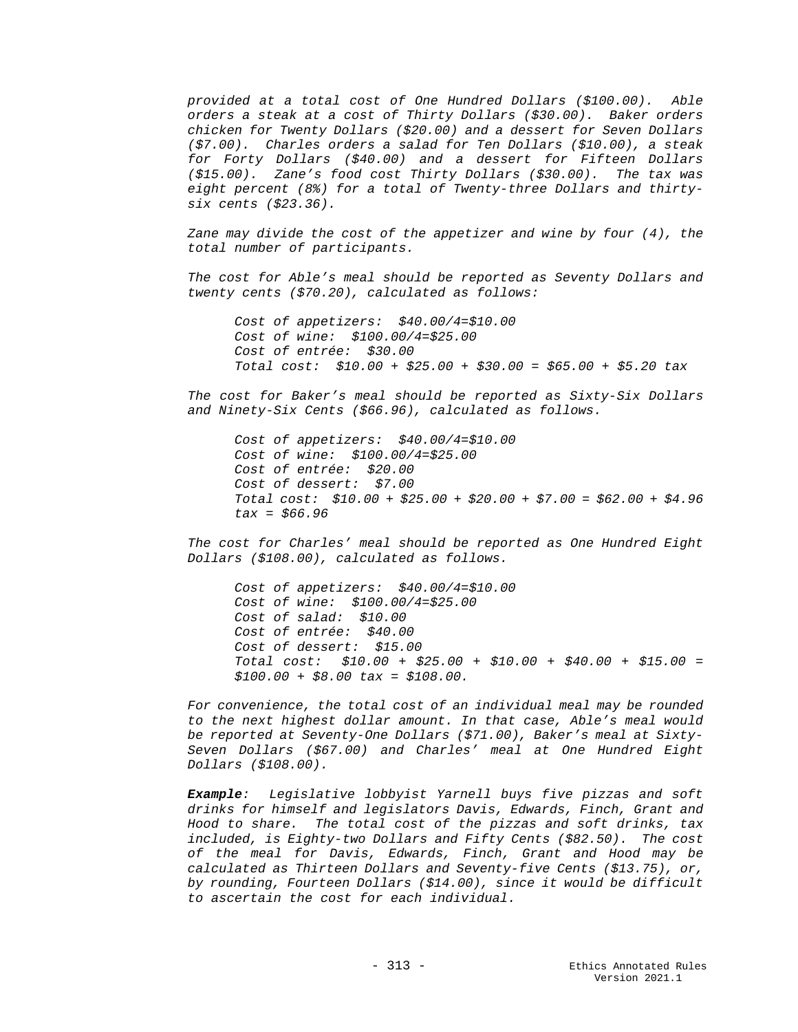*provided at a total cost of One Hundred Dollars ($100.00). Able orders a steak at a cost of Thirty Dollars ($30.00). Baker orders chicken for Twenty Dollars ($20.00) and a dessert for Seven Dollars ($7.00). Charles orders a salad for Ten Dollars ($10.00), a steak for Forty Dollars ($40.00) and a dessert for Fifteen Dollars ($15.00). Zane's food cost Thirty Dollars ($30.00). The tax was eight percent (8%) for a total of Twenty-three Dollars and thirty-six cents ($23.36).*

*Zane may divide the cost of the appetizer and wine by four (4), the total number of participants.*

*The cost for Able's meal should be reported as Seventy Dollars and twenty cents ($70.20), calculated as follows:*

> *Cost of appetizers: $40.00/4=$10.00*
> *Cost of wine: $100.00/4=$25.00*
> *Cost of entrée: $30.00*
> *Total cost: $10.00 + $25.00 + $30.00 = $65.00 + $5.20 tax*

*The cost for Baker's meal should be reported as Sixty-Six Dollars and Ninety-Six Cents ($66.96), calculated as follows.*

> *Cost of appetizers: $40.00/4=$10.00*
> *Cost of wine: $100.00/4=$25.00*
> *Cost of entrée: $20.00*
> *Cost of dessert: $7.00*
> *Total cost: $10.00 + $25.00 + $20.00 + $7.00 = $62.00 + $4.96 tax = $66.96*

*The cost for Charles' meal should be reported as One Hundred Eight Dollars ($108.00), calculated as follows.*

> *Cost of appetizers: $40.00/4=$10.00*
> *Cost of wine: $100.00/4=$25.00*
> *Cost of salad: $10.00*
> *Cost of entrée: $40.00*
> *Cost of dessert: $15.00*
> *Total cost: $10.00 + $25.00 + $10.00 + $40.00 + $15.00 = $100.00 + $8.00 tax = $108.00.*

*For convenience, the total cost of an individual meal may be rounded to the next highest dollar amount. In that case, Able's meal would be reported at Seventy-One Dollars ($71.00), Baker's meal at Sixty-Seven Dollars ($67.00) and Charles' meal at One Hundred Eight Dollars ($108.00).*

***Example****: Legislative lobbyist Yarnell buys five pizzas and soft drinks for himself and legislators Davis, Edwards, Finch, Grant and Hood to share. The total cost of the pizzas and soft drinks, tax included, is Eighty-two Dollars and Fifty Cents ($82.50). The cost of the meal for Davis, Edwards, Finch, Grant and Hood may be calculated as Thirteen Dollars and Seventy-five Cents ($13.75), or, by rounding, Fourteen Dollars ($14.00), since it would be difficult to ascertain the cost for each individual.*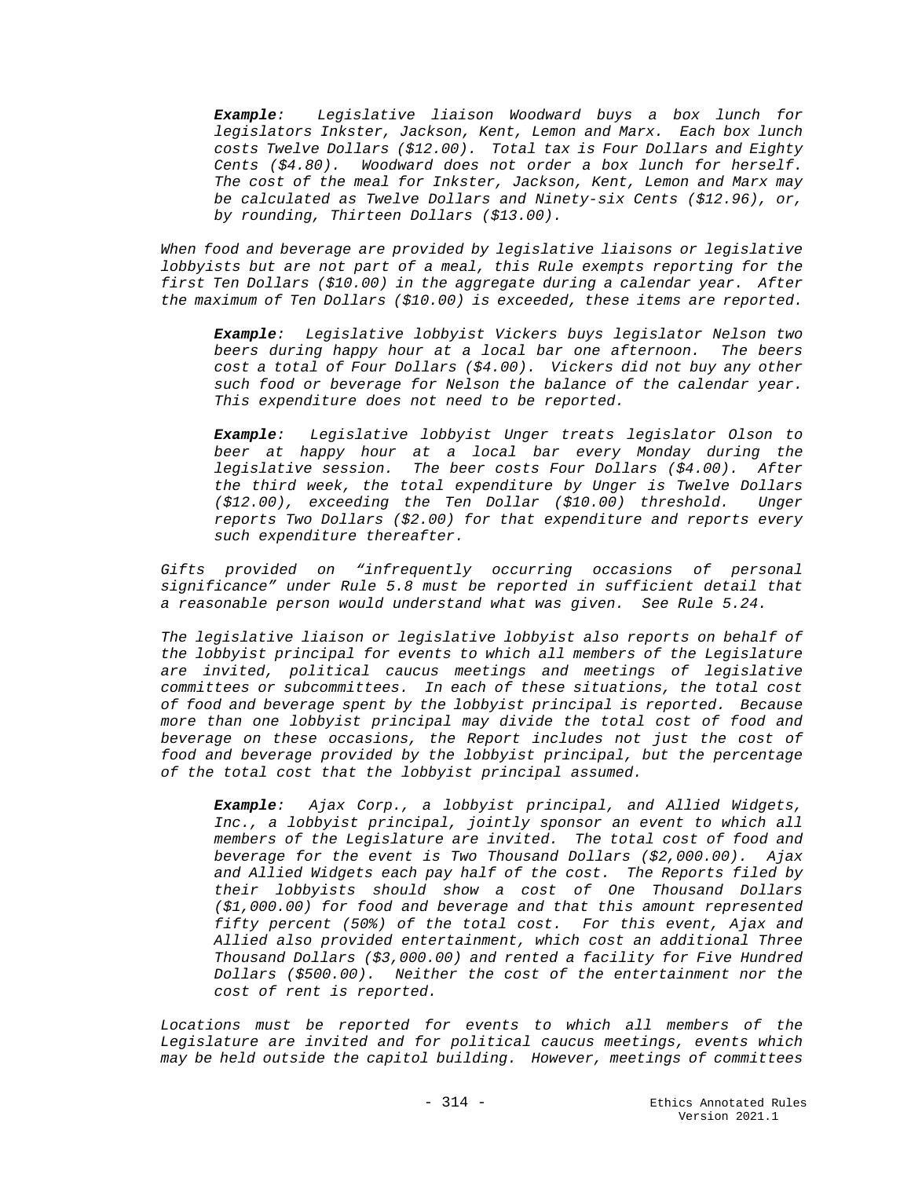> ***Example**: Legislative liaison Woodward buys a box lunch for legislators Inkster, Jackson, Kent, Lemon and Marx. Each box lunch costs Twelve Dollars ($12.00). Total tax is Four Dollars and Eighty Cents ($4.80). Woodward does not order a box lunch for herself. The cost of the meal for Inkster, Jackson, Kent, Lemon and Marx may be calculated as Twelve Dollars and Ninety-six Cents ($12.96), or, by rounding, Thirteen Dollars ($13.00).*

*When food and beverage are provided by legislative liaisons or legislative lobbyists but are not part of a meal, this Rule exempts reporting for the first Ten Dollars ($10.00) in the aggregate during a calendar year. After the maximum of Ten Dollars ($10.00) is exceeded, these items are reported.*

> ***Example**: Legislative lobbyist Vickers buys legislator Nelson two beers during happy hour at a local bar one afternoon. The beers cost a total of Four Dollars ($4.00). Vickers did not buy any other such food or beverage for Nelson the balance of the calendar year. This expenditure does not need to be reported.*

> ***Example**: Legislative lobbyist Unger treats legislator Olson to beer at happy hour at a local bar every Monday during the legislative session. The beer costs Four Dollars ($4.00). After the third week, the total expenditure by Unger is Twelve Dollars ($12.00), exceeding the Ten Dollar ($10.00) threshold. Unger reports Two Dollars ($2.00) for that expenditure and reports every such expenditure thereafter.*

*Gifts provided on "infrequently occurring occasions of personal significance" under Rule 5.8 must be reported in sufficient detail that a reasonable person would understand what was given. See Rule 5.24.*

*The legislative liaison or legislative lobbyist also reports on behalf of the lobbyist principal for events to which all members of the Legislature are invited, political caucus meetings and meetings of legislative committees or subcommittees. In each of these situations, the total cost of food and beverage spent by the lobbyist principal is reported. Because more than one lobbyist principal may divide the total cost of food and beverage on these occasions, the Report includes not just the cost of food and beverage provided by the lobbyist principal, but the percentage of the total cost that the lobbyist principal assumed.*

> ***Example**: Ajax Corp., a lobbyist principal, and Allied Widgets, Inc., a lobbyist principal, jointly sponsor an event to which all members of the Legislature are invited. The total cost of food and beverage for the event is Two Thousand Dollars ($2,000.00). Ajax and Allied Widgets each pay half of the cost. The Reports filed by their lobbyists should show a cost of One Thousand Dollars ($1,000.00) for food and beverage and that this amount represented fifty percent (50%) of the total cost. For this event, Ajax and Allied also provided entertainment, which cost an additional Three Thousand Dollars ($3,000.00) and rented a facility for Five Hundred Dollars ($500.00). Neither the cost of the entertainment nor the cost of rent is reported.*

*Locations must be reported for events to which all members of the Legislature are invited and for political caucus meetings, events which may be held outside the capitol building. However, meetings of committees*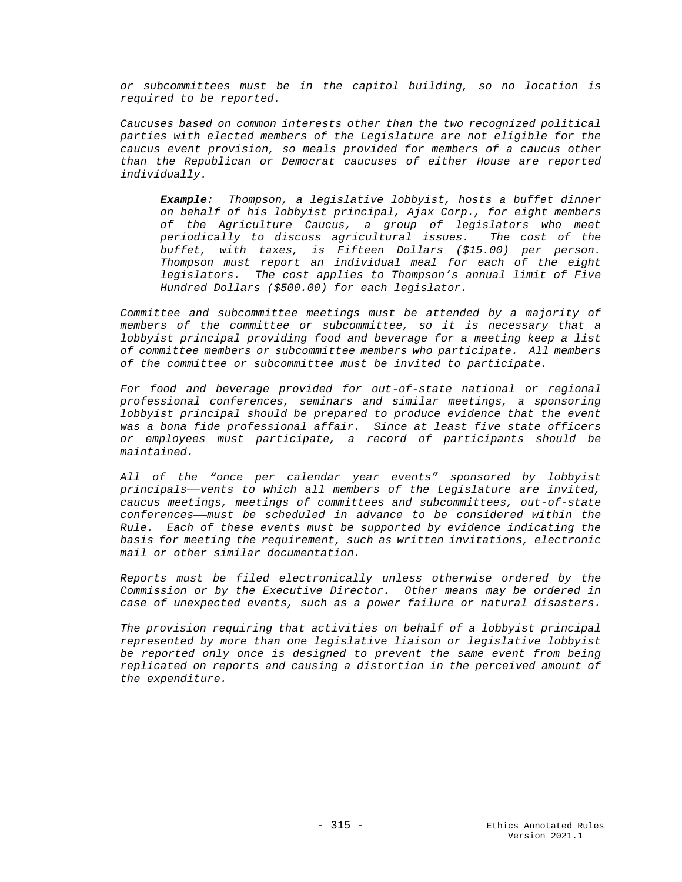*or subcommittees must be in the capitol building, so no location is required to be reported.*

*Caucuses based on common interests other than the two recognized political parties with elected members of the Legislature are not eligible for the caucus event provision, so meals provided for members of a caucus other than the Republican or Democrat caucuses of either House are reported individually.*

> ***Example**: Thompson, a legislative lobbyist, hosts a buffet dinner on behalf of his lobbyist principal, Ajax Corp., for eight members of the Agriculture Caucus, a group of legislators who meet periodically to discuss agricultural issues. The cost of the buffet, with taxes, is Fifteen Dollars ($15.00) per person. Thompson must report an individual meal for each of the eight legislators. The cost applies to Thompson's annual limit of Five Hundred Dollars ($500.00) for each legislator.*

*Committee and subcommittee meetings must be attended by a majority of members of the committee or subcommittee, so it is necessary that a lobbyist principal providing food and beverage for a meeting keep a list of committee members or subcommittee members who participate. All members of the committee or subcommittee must be invited to participate.*

*For food and beverage provided for out-of-state national or regional professional conferences, seminars and similar meetings, a sponsoring lobbyist principal should be prepared to produce evidence that the event was a bona fide professional affair. Since at least five state officers or employees must participate, a record of participants should be maintained.*

*All of the "once per calendar year events" sponsored by lobbyist principals——vents to which all members of the Legislature are invited, caucus meetings, meetings of committees and subcommittees, out-of-state conferences——must be scheduled in advance to be considered within the Rule. Each of these events must be supported by evidence indicating the basis for meeting the requirement, such as written invitations, electronic mail or other similar documentation.*

*Reports must be filed electronically unless otherwise ordered by the Commission or by the Executive Director. Other means may be ordered in case of unexpected events, such as a power failure or natural disasters.*

*The provision requiring that activities on behalf of a lobbyist principal represented by more than one legislative liaison or legislative lobbyist be reported only once is designed to prevent the same event from being replicated on reports and causing a distortion in the perceived amount of the expenditure.*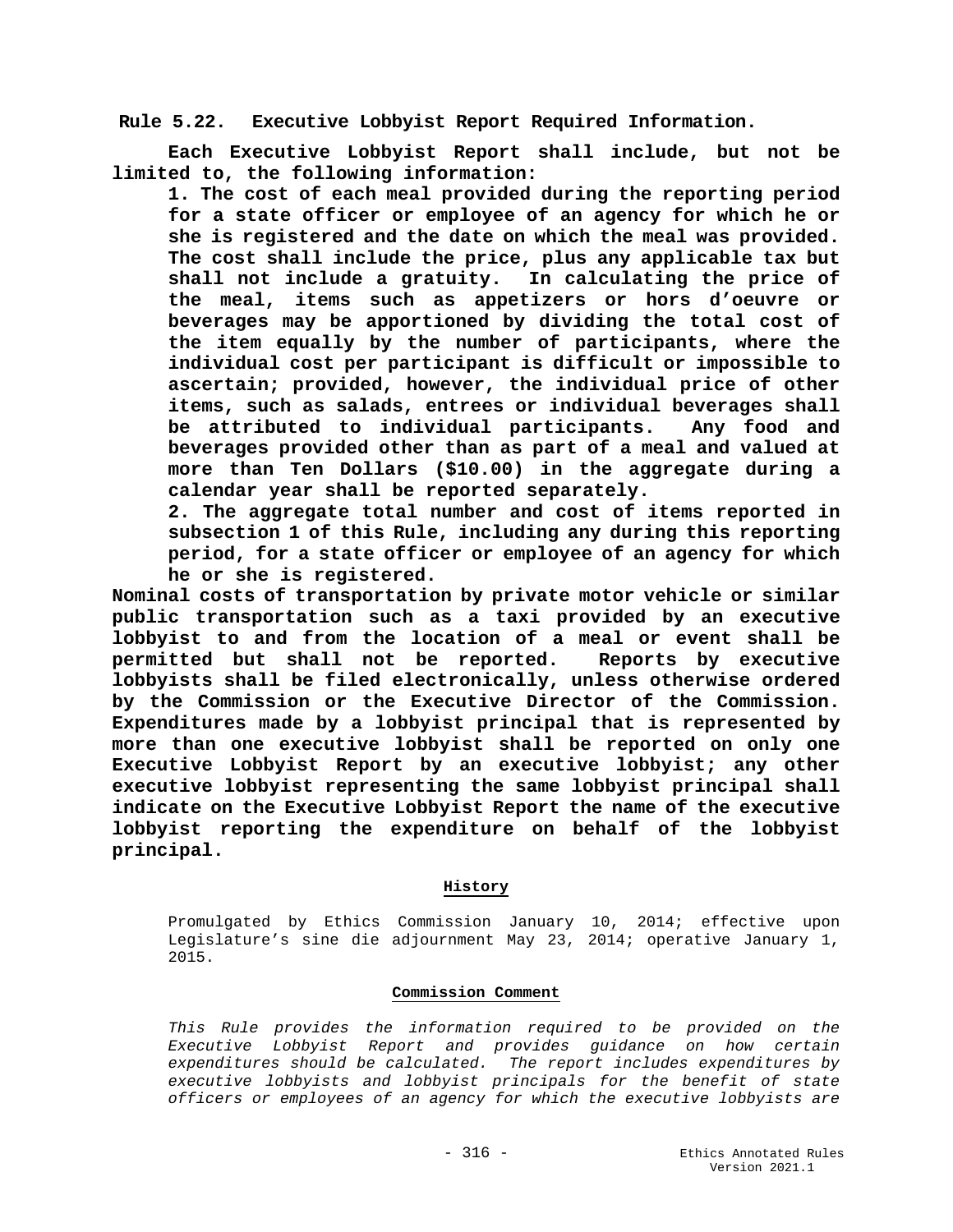**Rule 5.22. Executive Lobbyist Report Required Information.**

**Each Executive Lobbyist Report shall include, but not be limited to, the following information:**

**1. The cost of each meal provided during the reporting period for a state officer or employee of an agency for which he or she is registered and the date on which the meal was provided. The cost shall include the price, plus any applicable tax but shall not include a gratuity. In calculating the price of the meal, items such as appetizers or hors d'oeuvre or beverages may be apportioned by dividing the total cost of the item equally by the number of participants, where the individual cost per participant is difficult or impossible to ascertain; provided, however, the individual price of other items, such as salads, entrees or individual beverages shall be attributed to individual participants. Any food and beverages provided other than as part of a meal and valued at more than Ten Dollars ($10.00) in the aggregate during a calendar year shall be reported separately.**

**2. The aggregate total number and cost of items reported in subsection 1 of this Rule, including any during this reporting period, for a state officer or employee of an agency for which he or she is registered.**

**Nominal costs of transportation by private motor vehicle or similar public transportation such as a taxi provided by an executive lobbyist to and from the location of a meal or event shall be permitted but shall not be reported. Reports by executive lobbyists shall be filed electronically, unless otherwise ordered by the Commission or the Executive Director of the Commission. Expenditures made by a lobbyist principal that is represented by more than one executive lobbyist shall be reported on only one Executive Lobbyist Report by an executive lobbyist; any other executive lobbyist representing the same lobbyist principal shall indicate on the Executive Lobbyist Report the name of the executive lobbyist reporting the expenditure on behalf of the lobbyist principal.**

**History**

Promulgated by Ethics Commission January 10, 2014; effective upon Legislature's sine die adjournment May 23, 2014; operative January 1, 2015.

**Commission Comment**

*This Rule provides the information required to be provided on the Executive Lobbyist Report and provides guidance on how certain expenditures should be calculated. The report includes expenditures by executive lobbyists and lobbyist principals for the benefit of state officers or employees of an agency for which the executive lobbyists are*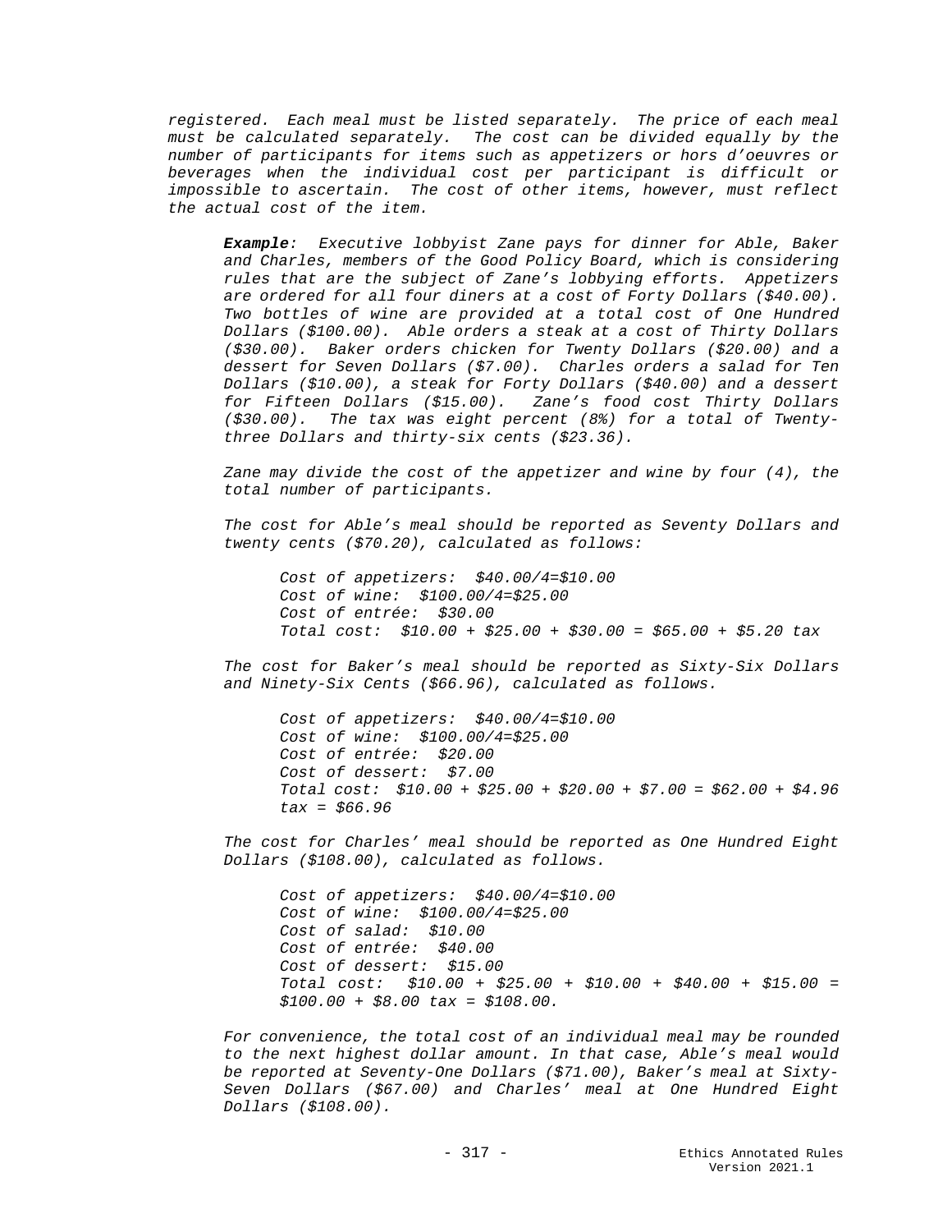*registered. Each meal must be listed separately. The price of each meal must be calculated separately. The cost can be divided equally by the number of participants for items such as appetizers or hors d'oeuvres or beverages when the individual cost per participant is difficult or impossible to ascertain. The cost of other items, however, must reflect the actual cost of the item.*

> ***Example**: Executive lobbyist Zane pays for dinner for Able, Baker and Charles, members of the Good Policy Board, which is considering rules that are the subject of Zane's lobbying efforts. Appetizers are ordered for all four diners at a cost of Forty Dollars ($40.00). Two bottles of wine are provided at a total cost of One Hundred Dollars ($100.00). Able orders a steak at a cost of Thirty Dollars ($30.00). Baker orders chicken for Twenty Dollars ($20.00) and a dessert for Seven Dollars ($7.00). Charles orders a salad for Ten Dollars ($10.00), a steak for Forty Dollars ($40.00) and a dessert for Fifteen Dollars ($15.00). Zane's food cost Thirty Dollars ($30.00). The tax was eight percent (8%) for a total of Twenty-three Dollars and thirty-six cents ($23.36).*
>
> *Zane may divide the cost of the appetizer and wine by four (4), the total number of participants.*
>
> *The cost for Able's meal should be reported as Seventy Dollars and twenty cents ($70.20), calculated as follows:*
>
> > *Cost of appetizers: $40.00/4=$10.00*
> > *Cost of wine: $100.00/4=$25.00*
> > *Cost of entrée: $30.00*
> > *Total cost: $10.00 + $25.00 + $30.00 = $65.00 + $5.20 tax*
>
> *The cost for Baker's meal should be reported as Sixty-Six Dollars and Ninety-Six Cents ($66.96), calculated as follows.*
>
> > *Cost of appetizers: $40.00/4=$10.00*
> > *Cost of wine: $100.00/4=$25.00*
> > *Cost of entrée: $20.00*
> > *Cost of dessert: $7.00*
> > *Total cost: $10.00 + $25.00 + $20.00 + $7.00 = $62.00 + $4.96 tax = $66.96*
>
> *The cost for Charles' meal should be reported as One Hundred Eight Dollars ($108.00), calculated as follows.*
>
> > *Cost of appetizers: $40.00/4=$10.00*
> > *Cost of wine: $100.00/4=$25.00*
> > *Cost of salad: $10.00*
> > *Cost of entrée: $40.00*
> > *Cost of dessert: $15.00*
> > *Total cost: $10.00 + $25.00 + $10.00 + $40.00 + $15.00 = $100.00 + $8.00 tax = $108.00.*
>
> *For convenience, the total cost of an individual meal may be rounded to the next highest dollar amount. In that case, Able's meal would be reported at Seventy-One Dollars ($71.00), Baker's meal at Sixty-Seven Dollars ($67.00) and Charles' meal at One Hundred Eight Dollars ($108.00).*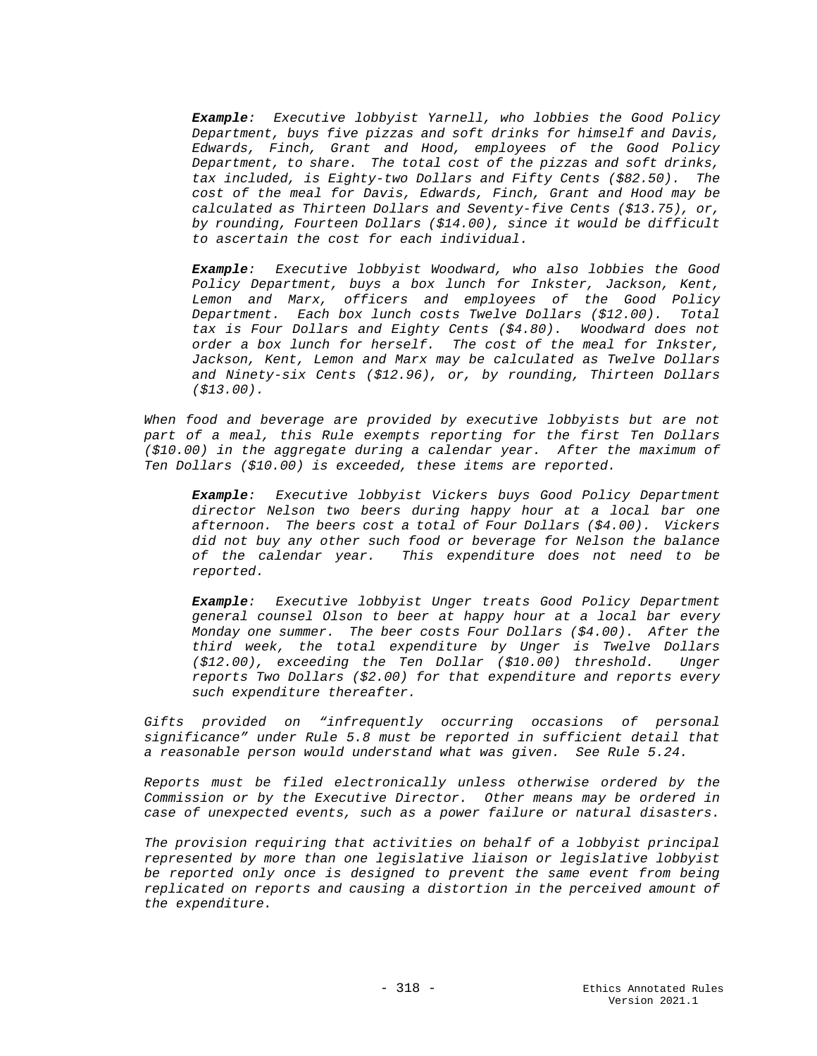> ***Example**: Executive lobbyist Yarnell, who lobbies the Good Policy Department, buys five pizzas and soft drinks for himself and Davis, Edwards, Finch, Grant and Hood, employees of the Good Policy Department, to share. The total cost of the pizzas and soft drinks, tax included, is Eighty-two Dollars and Fifty Cents ($82.50). The cost of the meal for Davis, Edwards, Finch, Grant and Hood may be calculated as Thirteen Dollars and Seventy-five Cents ($13.75), or, by rounding, Fourteen Dollars ($14.00), since it would be difficult to ascertain the cost for each individual.*

> ***Example**: Executive lobbyist Woodward, who also lobbies the Good Policy Department, buys a box lunch for Inkster, Jackson, Kent, Lemon and Marx, officers and employees of the Good Policy Department. Each box lunch costs Twelve Dollars ($12.00). Total tax is Four Dollars and Eighty Cents ($4.80). Woodward does not order a box lunch for herself. The cost of the meal for Inkster, Jackson, Kent, Lemon and Marx may be calculated as Twelve Dollars and Ninety-six Cents ($12.96), or, by rounding, Thirteen Dollars ($13.00).*

*When food and beverage are provided by executive lobbyists but are not part of a meal, this Rule exempts reporting for the first Ten Dollars ($10.00) in the aggregate during a calendar year. After the maximum of Ten Dollars ($10.00) is exceeded, these items are reported.*

> ***Example**: Executive lobbyist Vickers buys Good Policy Department director Nelson two beers during happy hour at a local bar one afternoon. The beers cost a total of Four Dollars ($4.00). Vickers did not buy any other such food or beverage for Nelson the balance of the calendar year. This expenditure does not need to be reported.*

> ***Example**: Executive lobbyist Unger treats Good Policy Department general counsel Olson to beer at happy hour at a local bar every Monday one summer. The beer costs Four Dollars ($4.00). After the third week, the total expenditure by Unger is Twelve Dollars ($12.00), exceeding the Ten Dollar ($10.00) threshold. Unger reports Two Dollars ($2.00) for that expenditure and reports every such expenditure thereafter.*

*Gifts provided on "infrequently occurring occasions of personal significance" under Rule 5.8 must be reported in sufficient detail that a reasonable person would understand what was given. See Rule 5.24.*

*Reports must be filed electronically unless otherwise ordered by the Commission or by the Executive Director. Other means may be ordered in case of unexpected events, such as a power failure or natural disasters.*

*The provision requiring that activities on behalf of a lobbyist principal represented by more than one legislative liaison or legislative lobbyist be reported only once is designed to prevent the same event from being replicated on reports and causing a distortion in the perceived amount of the expenditure.*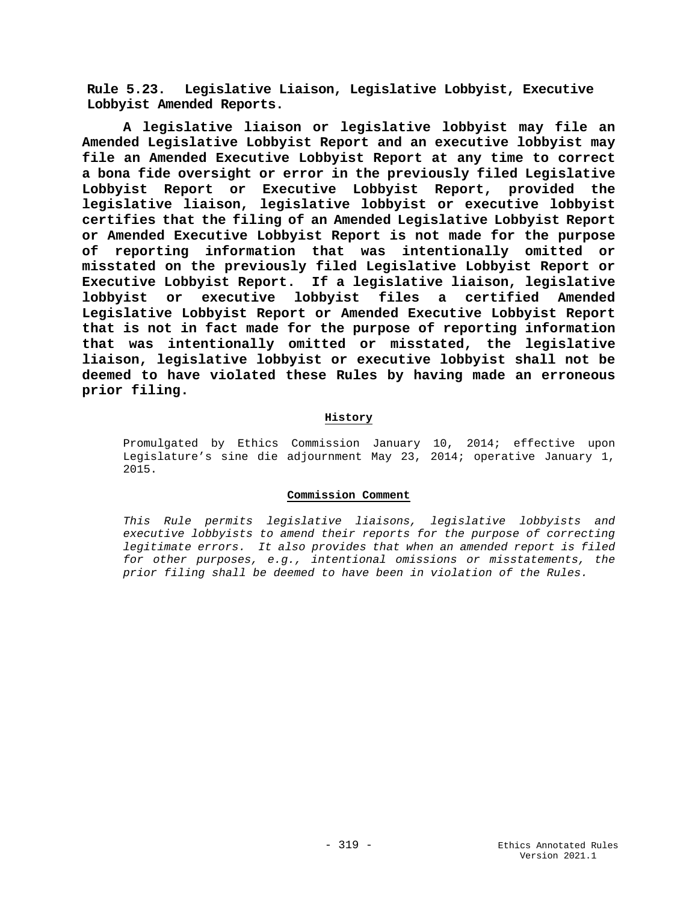**Rule 5.23. Legislative Liaison, Legislative Lobbyist, Executive Lobbyist Amended Reports.**

**A legislative liaison or legislative lobbyist may file an Amended Legislative Lobbyist Report and an executive lobbyist may file an Amended Executive Lobbyist Report at any time to correct a bona fide oversight or error in the previously filed Legislative Lobbyist Report or Executive Lobbyist Report, provided the legislative liaison, legislative lobbyist or executive lobbyist certifies that the filing of an Amended Legislative Lobbyist Report or Amended Executive Lobbyist Report is not made for the purpose of reporting information that was intentionally omitted or misstated on the previously filed Legislative Lobbyist Report or Executive Lobbyist Report. If a legislative liaison, legislative lobbyist or executive lobbyist files a certified Amended Legislative Lobbyist Report or Amended Executive Lobbyist Report that is not in fact made for the purpose of reporting information that was intentionally omitted or misstated, the legislative liaison, legislative lobbyist or executive lobbyist shall not be deemed to have violated these Rules by having made an erroneous prior filing.**

**History**

Promulgated by Ethics Commission January 10, 2014; effective upon Legislature's sine die adjournment May 23, 2014; operative January 1, 2015.

**Commission Comment**

*This Rule permits legislative liaisons, legislative lobbyists and executive lobbyists to amend their reports for the purpose of correcting legitimate errors. It also provides that when an amended report is filed for other purposes, e.g., intentional omissions or misstatements, the prior filing shall be deemed to have been in violation of the Rules.*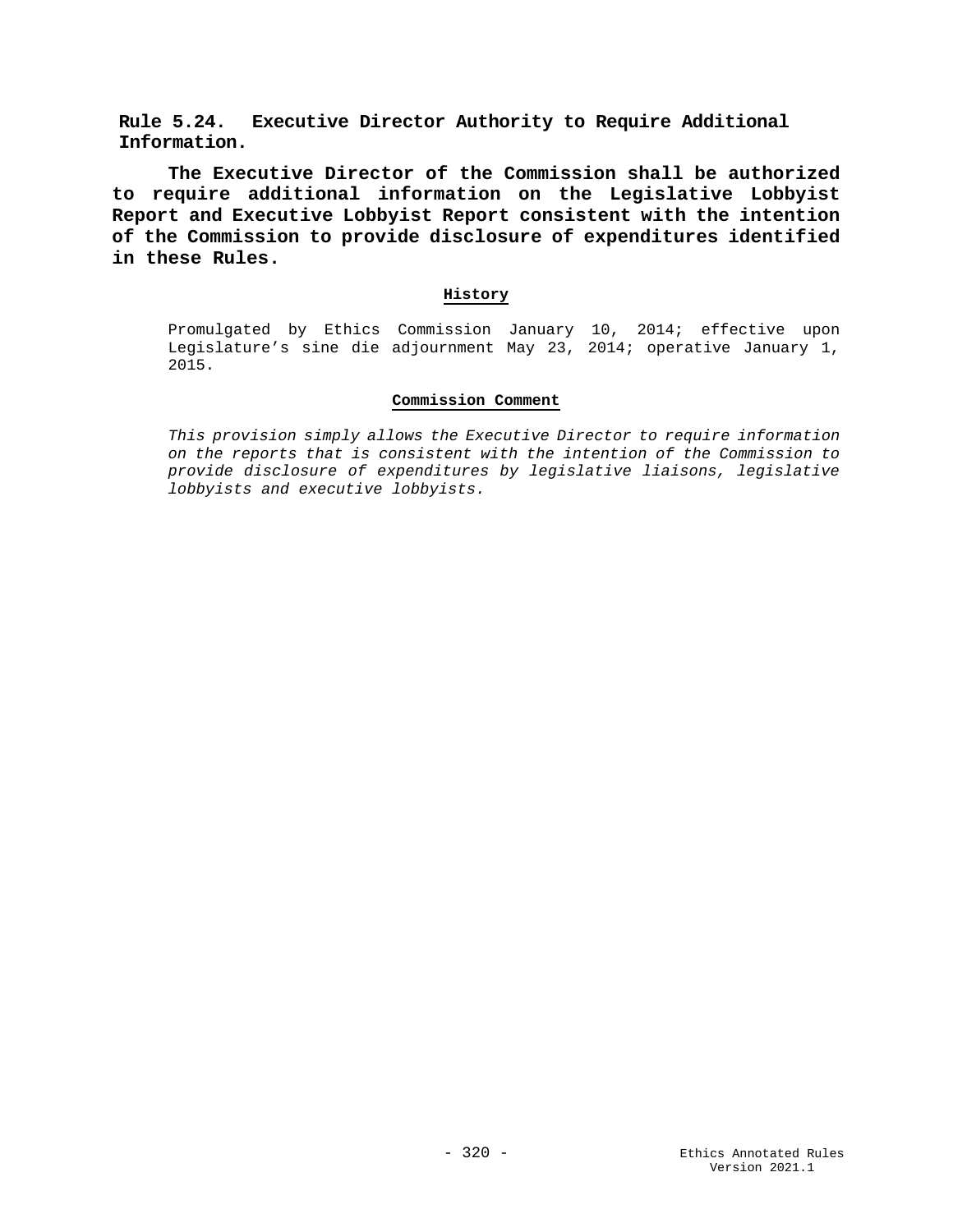**Rule 5.24. Executive Director Authority to Require Additional Information.**

**The Executive Director of the Commission shall be authorized to require additional information on the Legislative Lobbyist Report and Executive Lobbyist Report consistent with the intention of the Commission to provide disclosure of expenditures identified in these Rules.**

**History**

Promulgated by Ethics Commission January 10, 2014; effective upon Legislature's sine die adjournment May 23, 2014; operative January 1, 2015.

**Commission Comment**

*This provision simply allows the Executive Director to require information on the reports that is consistent with the intention of the Commission to provide disclosure of expenditures by legislative liaisons, legislative lobbyists and executive lobbyists.*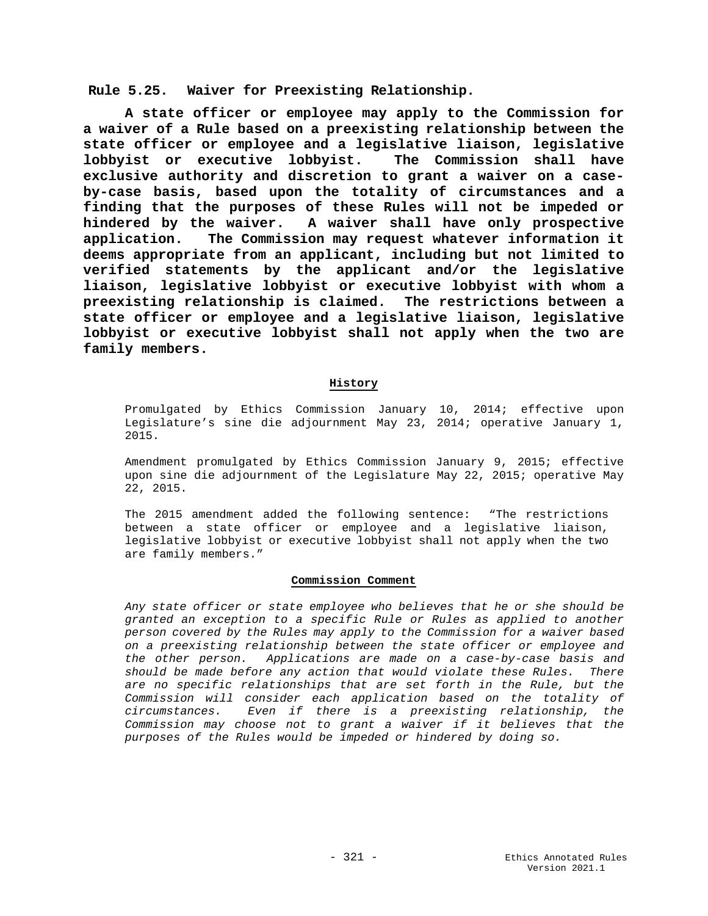## Rule 5.25. Waiver for Preexisting Relationship.

**A state officer or employee may apply to the Commission for a waiver of a Rule based on a preexisting relationship between the state officer or employee and a legislative liaison, legislative lobbyist or executive lobbyist. The Commission shall have exclusive authority and discretion to grant a waiver on a case-by-case basis, based upon the totality of circumstances and a finding that the purposes of these Rules will not be impeded or hindered by the waiver. A waiver shall have only prospective application. The Commission may request whatever information it deems appropriate from an applicant, including but not limited to verified statements by the applicant and/or the legislative liaison, legislative lobbyist or executive lobbyist with whom a preexisting relationship is claimed. The restrictions between a state officer or employee and a legislative liaison, legislative lobbyist or executive lobbyist shall not apply when the two are family members.**

### History

Promulgated by Ethics Commission January 10, 2014; effective upon Legislature's sine die adjournment May 23, 2014; operative January 1, 2015.

Amendment promulgated by Ethics Commission January 9, 2015; effective upon sine die adjournment of the Legislature May 22, 2015; operative May 22, 2015.

The 2015 amendment added the following sentence: "The restrictions between a state officer or employee and a legislative liaison, legislative lobbyist or executive lobbyist shall not apply when the two are family members."

### Commission Comment

*Any state officer or state employee who believes that he or she should be granted an exception to a specific Rule or Rules as applied to another person covered by the Rules may apply to the Commission for a waiver based on a preexisting relationship between the state officer or employee and the other person. Applications are made on a case-by-case basis and should be made before any action that would violate these Rules. There are no specific relationships that are set forth in the Rule, but the Commission will consider each application based on the totality of circumstances. Even if there is a preexisting relationship, the Commission may choose not to grant a waiver if it believes that the purposes of the Rules would be impeded or hindered by doing so.*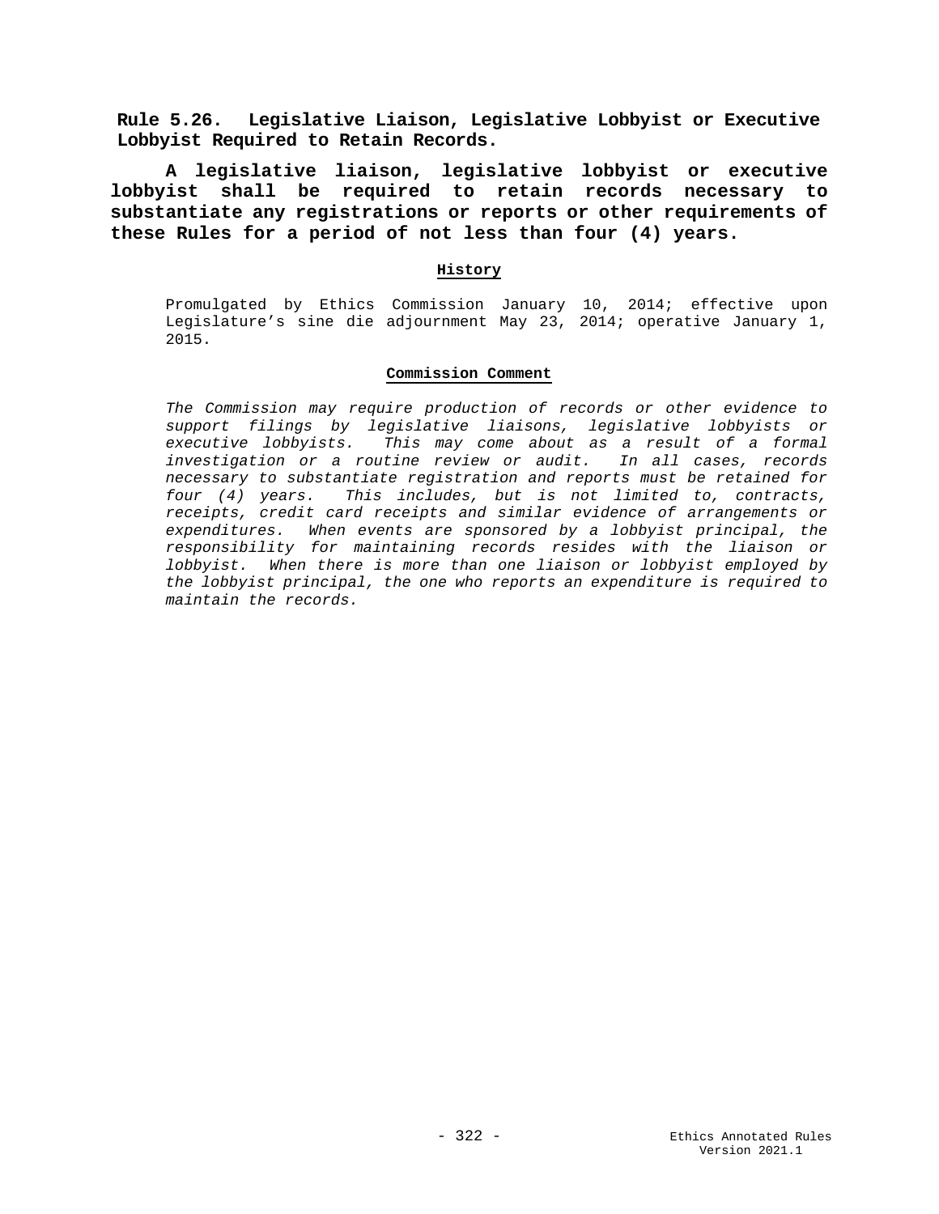## Rule 5.26. Legislative Liaison, Legislative Lobbyist or Executive Lobbyist Required to Retain Records.

**A legislative liaison, legislative lobbyist or executive lobbyist shall be required to retain records necessary to substantiate any registrations or reports or other requirements of these Rules for a period of not less than four (4) years.**

### History

Promulgated by Ethics Commission January 10, 2014; effective upon Legislature's sine die adjournment May 23, 2014; operative January 1, 2015.

### Commission Comment

*The Commission may require production of records or other evidence to support filings by legislative liaisons, legislative lobbyists or executive lobbyists. This may come about as a result of a formal investigation or a routine review or audit. In all cases, records necessary to substantiate registration and reports must be retained for four (4) years. This includes, but is not limited to, contracts, receipts, credit card receipts and similar evidence of arrangements or expenditures. When events are sponsored by a lobbyist principal, the responsibility for maintaining records resides with the liaison or lobbyist. When there is more than one liaison or lobbyist employed by the lobbyist principal, the one who reports an expenditure is required to maintain the records.*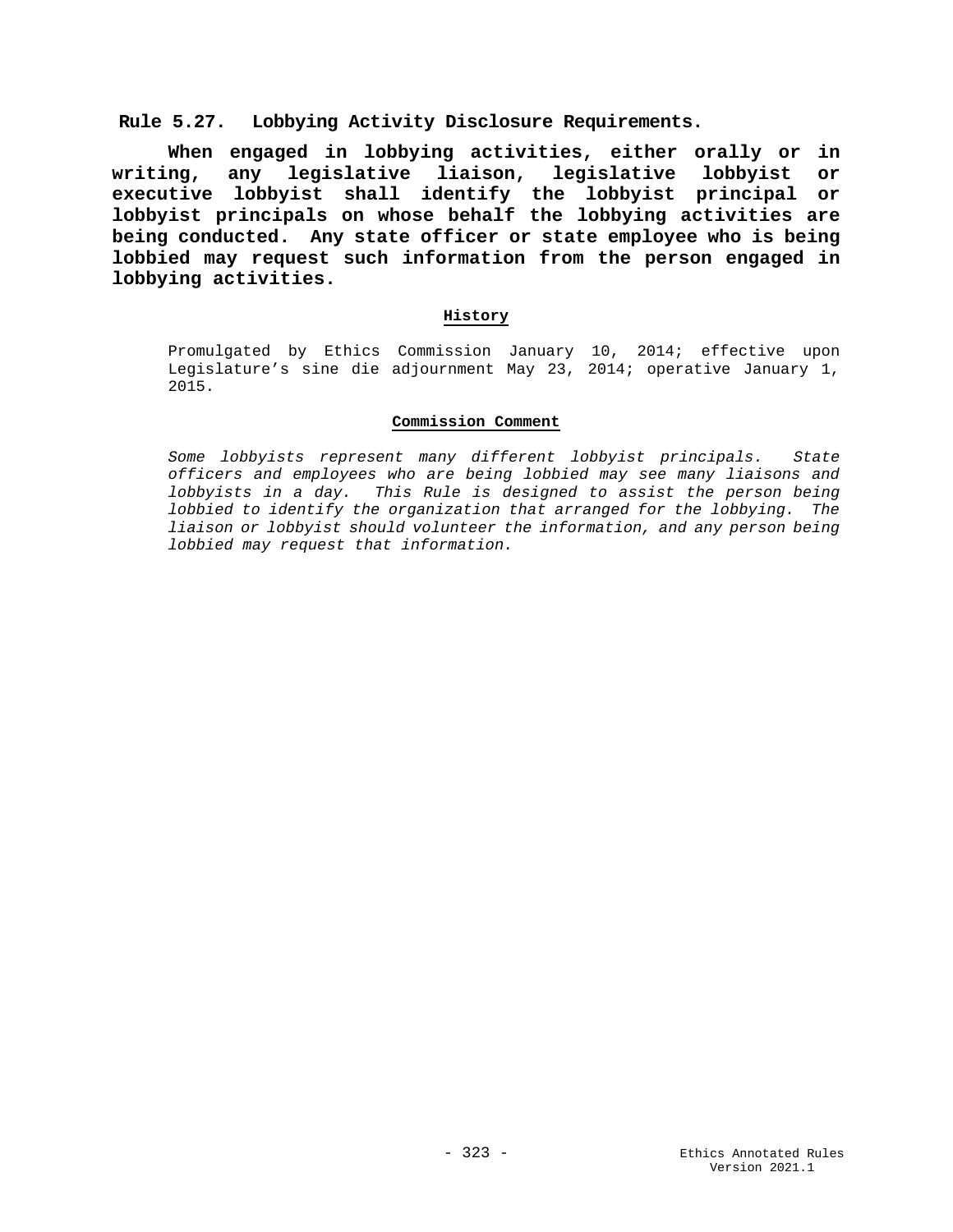## Rule 5.27. Lobbying Activity Disclosure Requirements.

**When engaged in lobbying activities, either orally or in writing, any legislative liaison, legislative lobbyist or executive lobbyist shall identify the lobbyist principal or lobbyist principals on whose behalf the lobbying activities are being conducted. Any state officer or state employee who is being lobbied may request such information from the person engaged in lobbying activities.**

#### History

Promulgated by Ethics Commission January 10, 2014; effective upon Legislature's sine die adjournment May 23, 2014; operative January 1, 2015.

#### Commission Comment

*Some lobbyists represent many different lobbyist principals. State officers and employees who are being lobbied may see many liaisons and lobbyists in a day. This Rule is designed to assist the person being lobbied to identify the organization that arranged for the lobbying. The liaison or lobbyist should volunteer the information, and any person being lobbied may request that information.*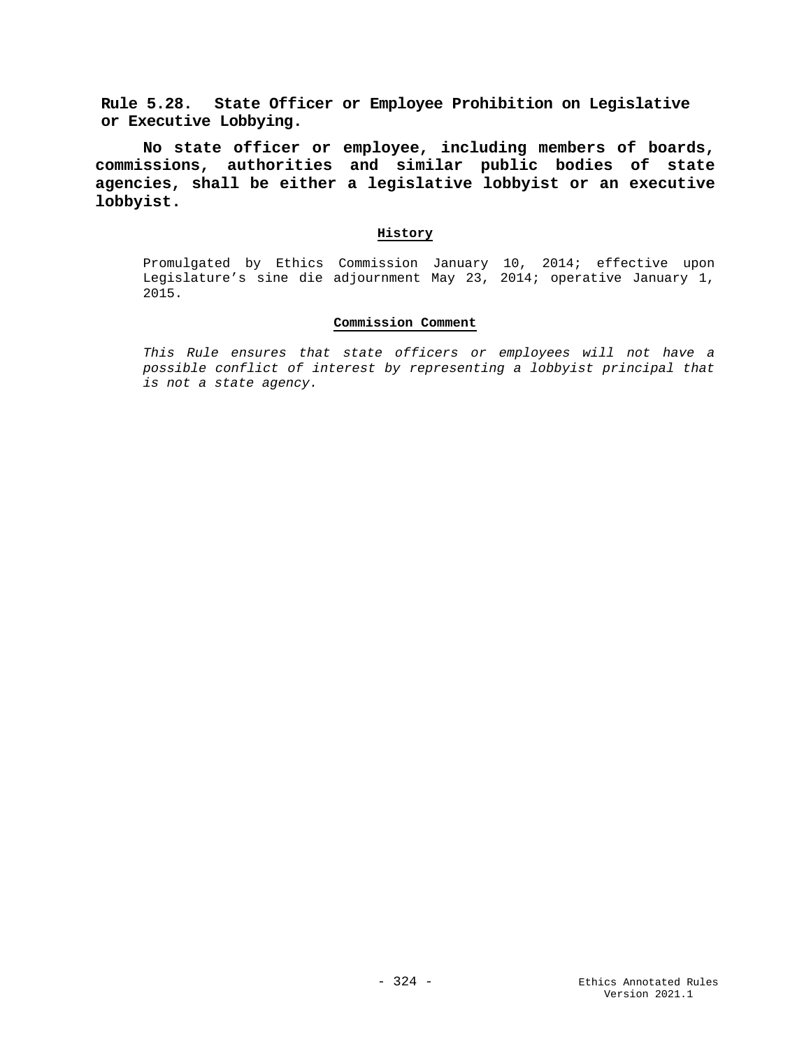**Rule 5.28. State Officer or Employee Prohibition on Legislative or Executive Lobbying.**

**No state officer or employee, including members of boards, commissions, authorities and similar public bodies of state agencies, shall be either a legislative lobbyist or an executive lobbyist.**

**History**

Promulgated by Ethics Commission January 10, 2014; effective upon Legislature's sine die adjournment May 23, 2014; operative January 1, 2015.

**Commission Comment**

*This Rule ensures that state officers or employees will not have a possible conflict of interest by representing a lobbyist principal that is not a state agency.*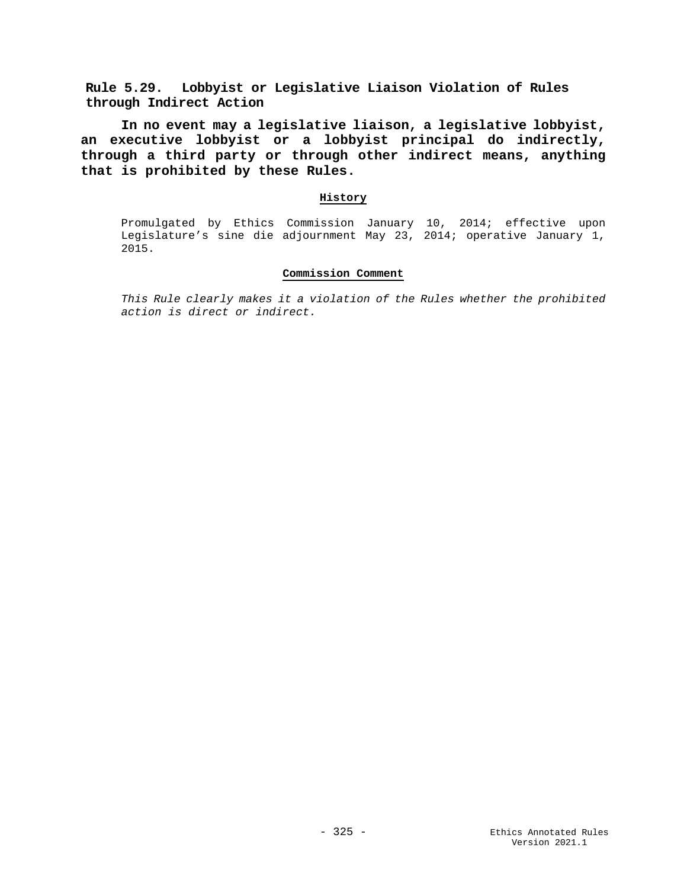## Rule 5.29. Lobbyist or Legislative Liaison Violation of Rules through Indirect Action

**In no event may a legislative liaison, a legislative lobbyist, an executive lobbyist or a lobbyist principal do indirectly, through a third party or through other indirect means, anything that is prohibited by these Rules.**

### History

Promulgated by Ethics Commission January 10, 2014; effective upon Legislature's sine die adjournment May 23, 2014; operative January 1, 2015.

### Commission Comment

*This Rule clearly makes it a violation of the Rules whether the prohibited action is direct or indirect.*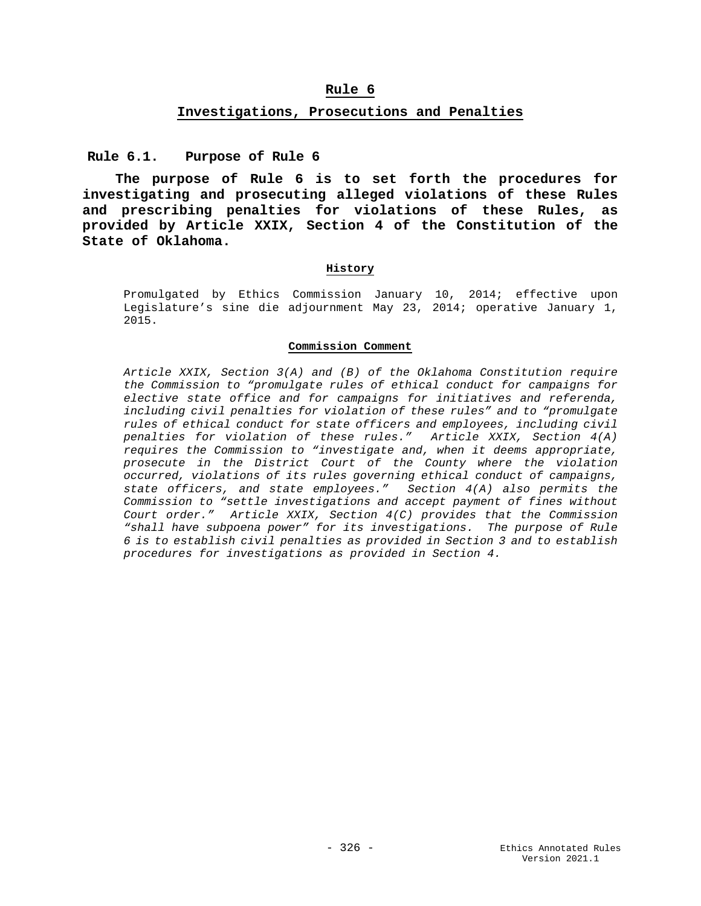# Rule 6

## Investigations, Prosecutions and Penalties

### Rule 6.1. Purpose of Rule 6

**The purpose of Rule 6 is to set forth the procedures for investigating and prosecuting alleged violations of these Rules and prescribing penalties for violations of these Rules, as provided by Article XXIX, Section 4 of the Constitution of the State of Oklahoma.**

#### History

Promulgated by Ethics Commission January 10, 2014; effective upon Legislature's sine die adjournment May 23, 2014; operative January 1, 2015.

#### Commission Comment

*Article XXIX, Section 3(A) and (B) of the Oklahoma Constitution require the Commission to "promulgate rules of ethical conduct for campaigns for elective state office and for campaigns for initiatives and referenda, including civil penalties for violation of these rules" and to "promulgate rules of ethical conduct for state officers and employees, including civil penalties for violation of these rules." Article XXIX, Section 4(A) requires the Commission to "investigate and, when it deems appropriate, prosecute in the District Court of the County where the violation occurred, violations of its rules governing ethical conduct of campaigns, state officers, and state employees." Section 4(A) also permits the Commission to "settle investigations and accept payment of fines without Court order." Article XXIX, Section 4(C) provides that the Commission "shall have subpoena power" for its investigations. The purpose of Rule 6 is to establish civil penalties as provided in Section 3 and to establish procedures for investigations as provided in Section 4.*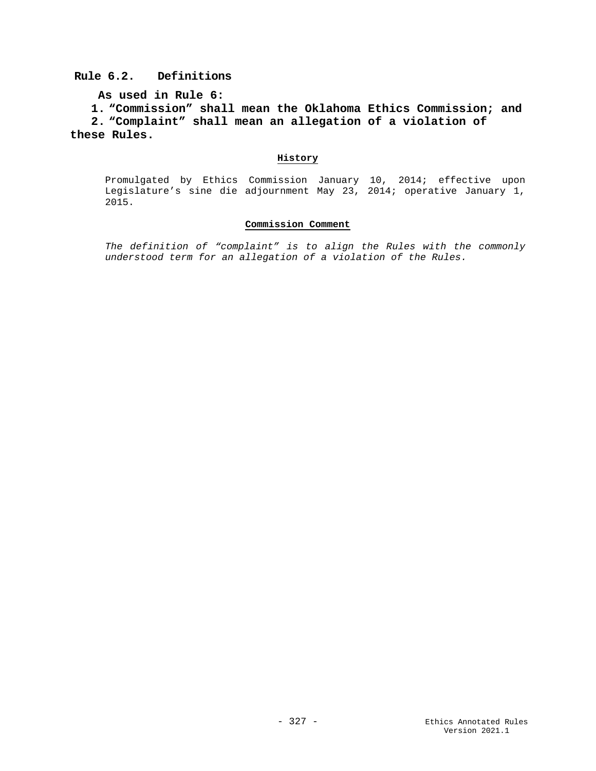## Rule 6.2. Definitions

**As used in Rule 6:**

1. **"Commission" shall mean the Oklahoma Ethics Commission; and**
2. **"Complaint" shall mean an allegation of a violation of these Rules.**

**History**

Promulgated by Ethics Commission January 10, 2014; effective upon Legislature's sine die adjournment May 23, 2014; operative January 1, 2015.

**Commission Comment**

*The definition of "complaint" is to align the Rules with the commonly understood term for an allegation of a violation of the Rules.*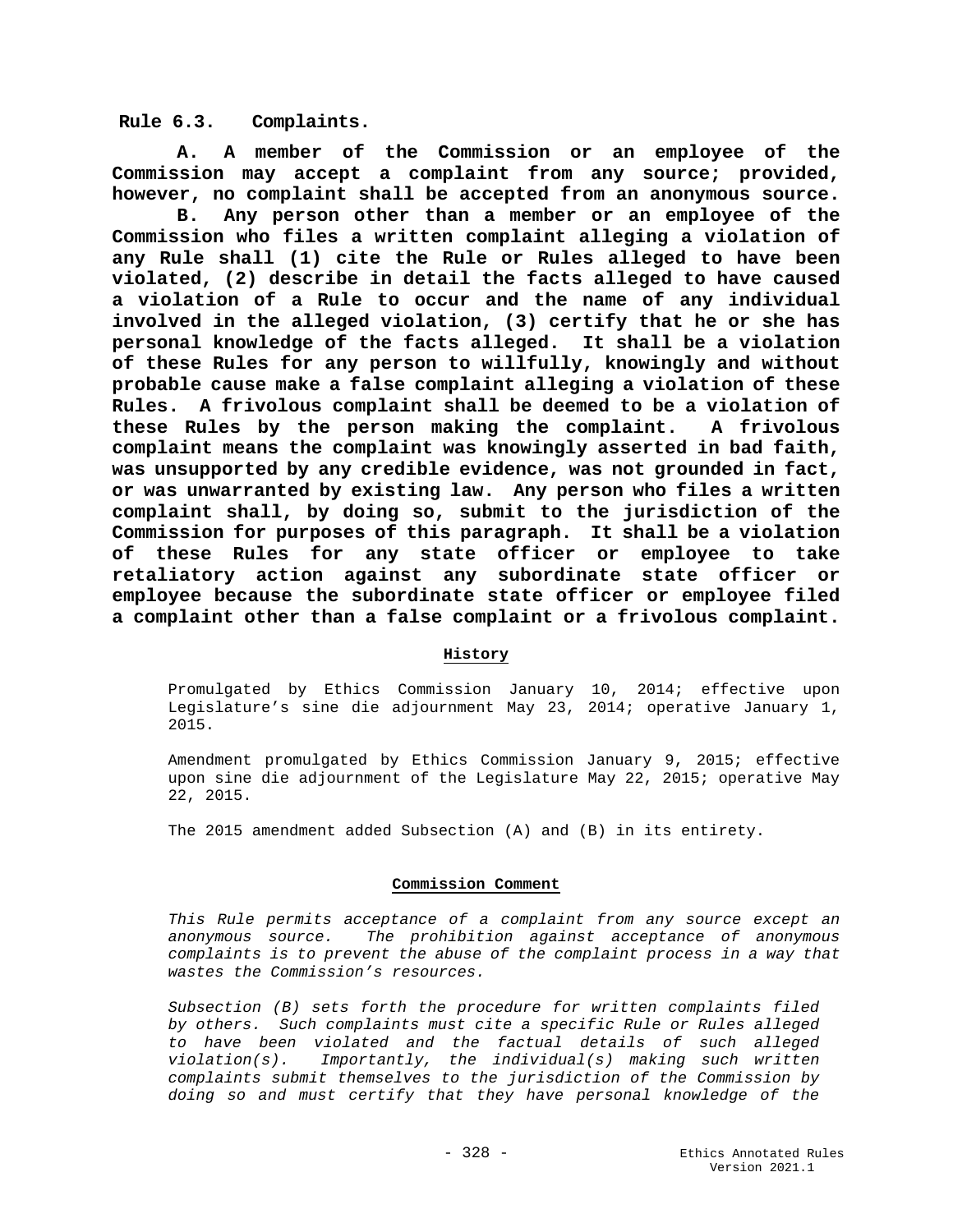**Rule 6.3. Complaints.**

**A. A member of the Commission or an employee of the Commission may accept a complaint from any source; provided, however, no complaint shall be accepted from an anonymous source.**

**B. Any person other than a member or an employee of the Commission who files a written complaint alleging a violation of any Rule shall (1) cite the Rule or Rules alleged to have been violated, (2) describe in detail the facts alleged to have caused a violation of a Rule to occur and the name of any individual involved in the alleged violation, (3) certify that he or she has personal knowledge of the facts alleged. It shall be a violation of these Rules for any person to willfully, knowingly and without probable cause make a false complaint alleging a violation of these Rules. A frivolous complaint shall be deemed to be a violation of these Rules by the person making the complaint. A frivolous complaint means the complaint was knowingly asserted in bad faith, was unsupported by any credible evidence, was not grounded in fact, or was unwarranted by existing law. Any person who files a written complaint shall, by doing so, submit to the jurisdiction of the Commission for purposes of this paragraph. It shall be a violation of these Rules for any state officer or employee to take retaliatory action against any subordinate state officer or employee because the subordinate state officer or employee filed a complaint other than a false complaint or a frivolous complaint.**

**History**

Promulgated by Ethics Commission January 10, 2014; effective upon Legislature's sine die adjournment May 23, 2014; operative January 1, 2015.

Amendment promulgated by Ethics Commission January 9, 2015; effective upon sine die adjournment of the Legislature May 22, 2015; operative May 22, 2015.

The 2015 amendment added Subsection (A) and (B) in its entirety.

**Commission Comment**

*This Rule permits acceptance of a complaint from any source except an anonymous source. The prohibition against acceptance of anonymous complaints is to prevent the abuse of the complaint process in a way that wastes the Commission's resources.*

*Subsection (B) sets forth the procedure for written complaints filed by others. Such complaints must cite a specific Rule or Rules alleged to have been violated and the factual details of such alleged violation(s). Importantly, the individual(s) making such written complaints submit themselves to the jurisdiction of the Commission by doing so and must certify that they have personal knowledge of the*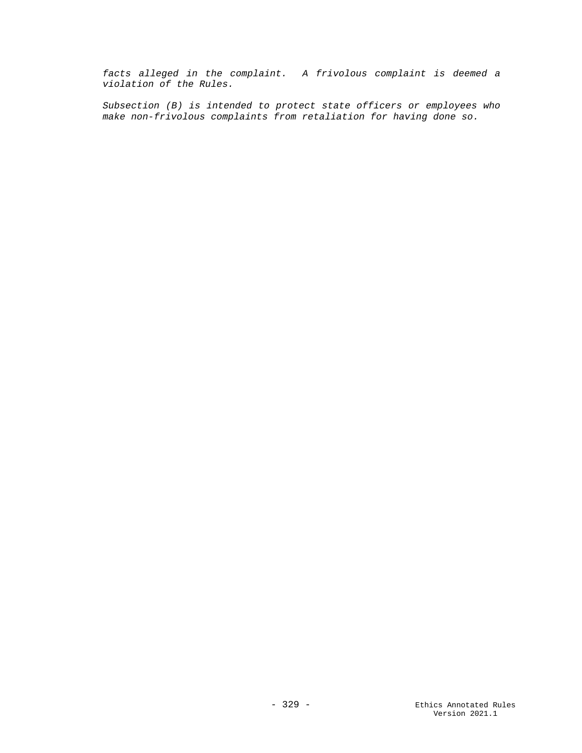*facts alleged in the complaint. A frivolous complaint is deemed a violation of the Rules.*

*Subsection (B) is intended to protect state officers or employees who make non-frivolous complaints from retaliation for having done so.*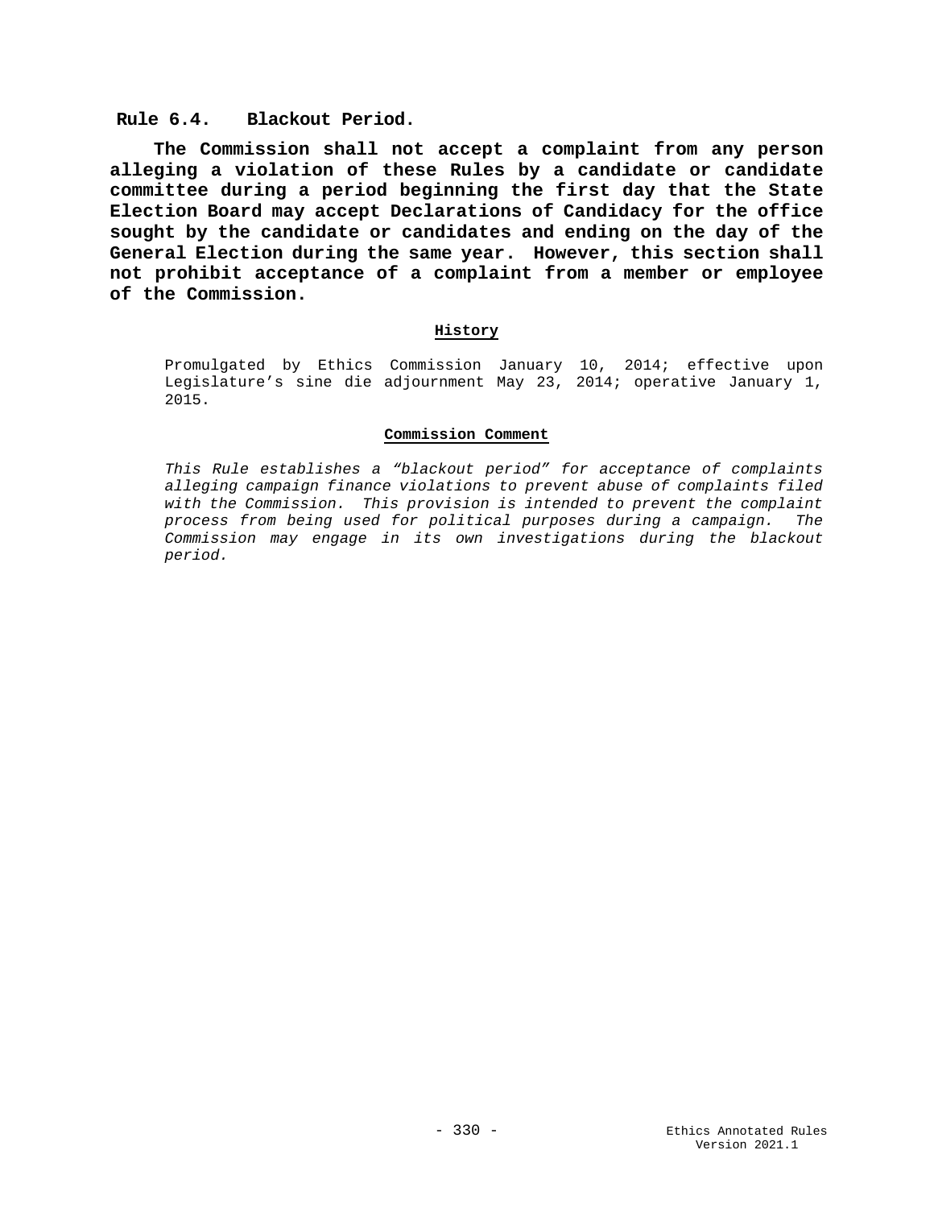### Rule 6.4. Blackout Period.

**The Commission shall not accept a complaint from any person alleging a violation of these Rules by a candidate or candidate committee during a period beginning the first day that the State Election Board may accept Declarations of Candidacy for the office sought by the candidate or candidates and ending on the day of the General Election during the same year. However, this section shall not prohibit acceptance of a complaint from a member or employee of the Commission.**

#### History

Promulgated by Ethics Commission January 10, 2014; effective upon Legislature's sine die adjournment May 23, 2014; operative January 1, 2015.

#### Commission Comment

*This Rule establishes a "blackout period" for acceptance of complaints alleging campaign finance violations to prevent abuse of complaints filed with the Commission. This provision is intended to prevent the complaint process from being used for political purposes during a campaign. The Commission may engage in its own investigations during the blackout period.*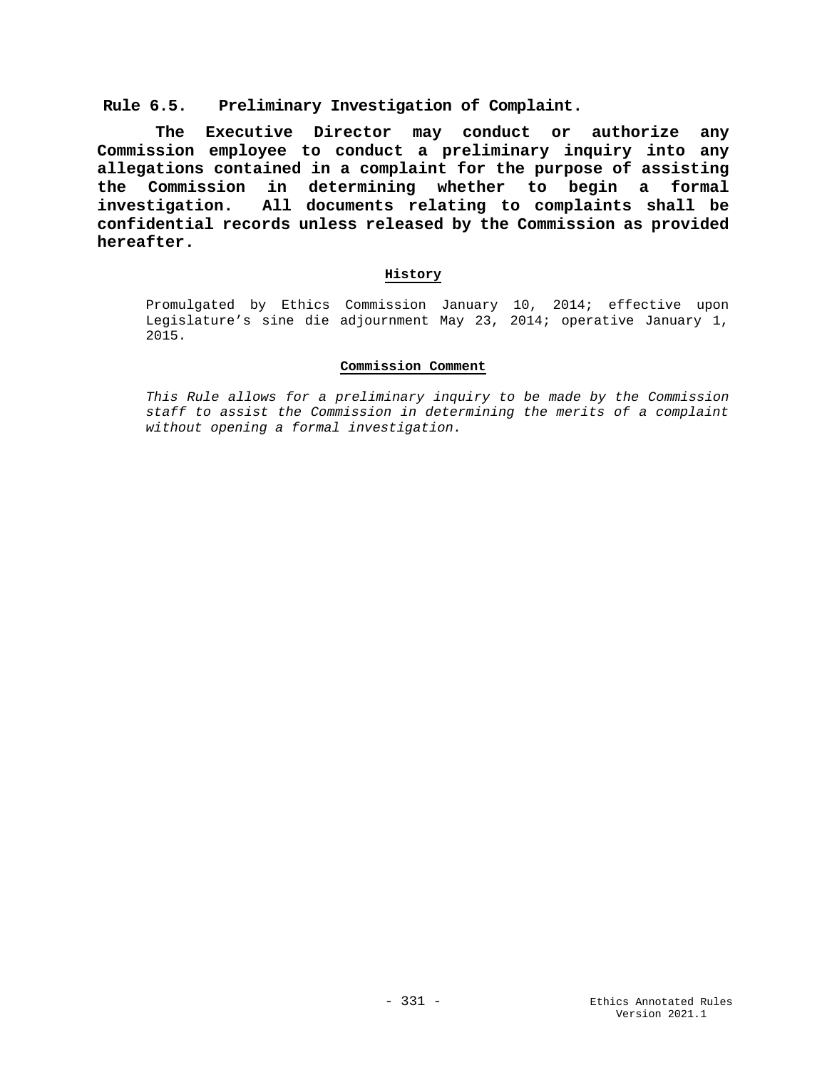## Rule 6.5. Preliminary Investigation of Complaint.

**The Executive Director may conduct or authorize any Commission employee to conduct a preliminary inquiry into any allegations contained in a complaint for the purpose of assisting the Commission in determining whether to begin a formal investigation. All documents relating to complaints shall be confidential records unless released by the Commission as provided hereafter.**

**History**

Promulgated by Ethics Commission January 10, 2014; effective upon Legislature's sine die adjournment May 23, 2014; operative January 1, 2015.

**Commission Comment**

*This Rule allows for a preliminary inquiry to be made by the Commission staff to assist the Commission in determining the merits of a complaint without opening a formal investigation.*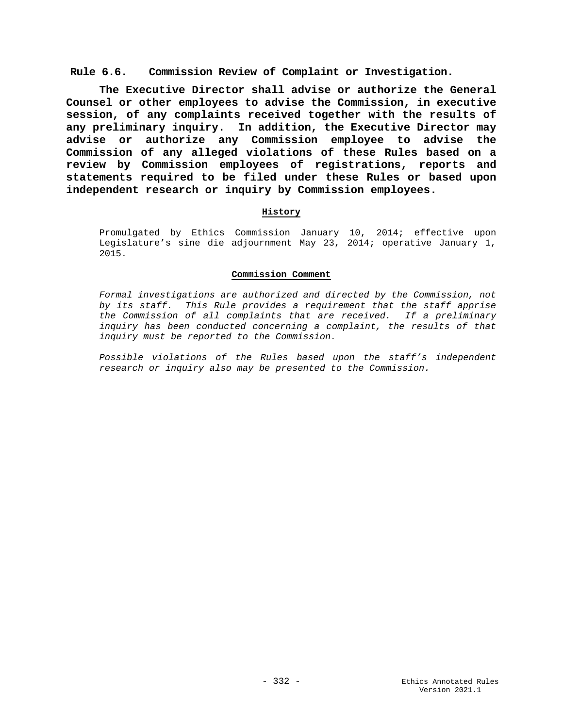## Rule 6.6. Commission Review of Complaint or Investigation.

**The Executive Director shall advise or authorize the General Counsel or other employees to advise the Commission, in executive session, of any complaints received together with the results of any preliminary inquiry. In addition, the Executive Director may advise or authorize any Commission employee to advise the Commission of any alleged violations of these Rules based on a review by Commission employees of registrations, reports and statements required to be filed under these Rules or based upon independent research or inquiry by Commission employees.**

**History**

Promulgated by Ethics Commission January 10, 2014; effective upon Legislature's sine die adjournment May 23, 2014; operative January 1, 2015.

**Commission Comment**

*Formal investigations are authorized and directed by the Commission, not by its staff. This Rule provides a requirement that the staff apprise the Commission of all complaints that are received. If a preliminary inquiry has been conducted concerning a complaint, the results of that inquiry must be reported to the Commission.*

*Possible violations of the Rules based upon the staff's independent research or inquiry also may be presented to the Commission.*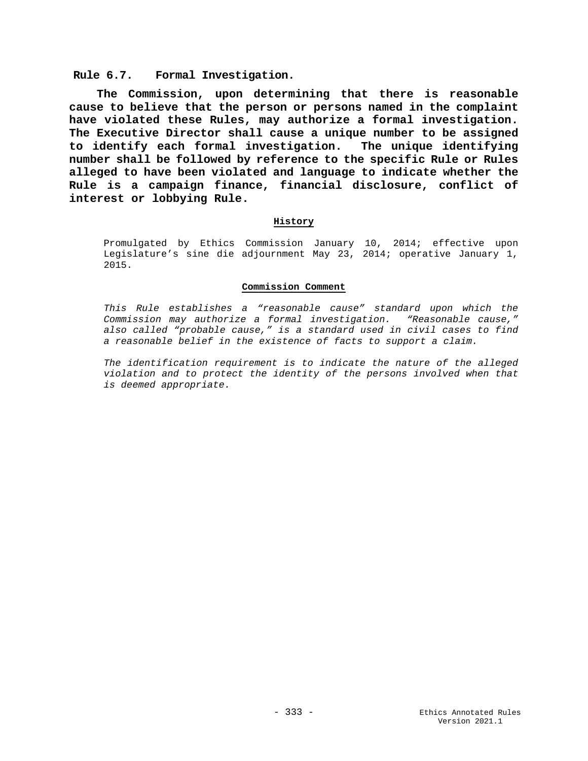## Rule 6.7. Formal Investigation.

**The Commission, upon determining that there is reasonable cause to believe that the person or persons named in the complaint have violated these Rules, may authorize a formal investigation. The Executive Director shall cause a unique number to be assigned to identify each formal investigation. The unique identifying number shall be followed by reference to the specific Rule or Rules alleged to have been violated and language to indicate whether the Rule is a campaign finance, financial disclosure, conflict of interest or lobbying Rule.**

### History

Promulgated by Ethics Commission January 10, 2014; effective upon Legislature's sine die adjournment May 23, 2014; operative January 1, 2015.

### Commission Comment

*This Rule establishes a "reasonable cause" standard upon which the Commission may authorize a formal investigation. "Reasonable cause," also called "probable cause," is a standard used in civil cases to find a reasonable belief in the existence of facts to support a claim.*

*The identification requirement is to indicate the nature of the alleged violation and to protect the identity of the persons involved when that is deemed appropriate.*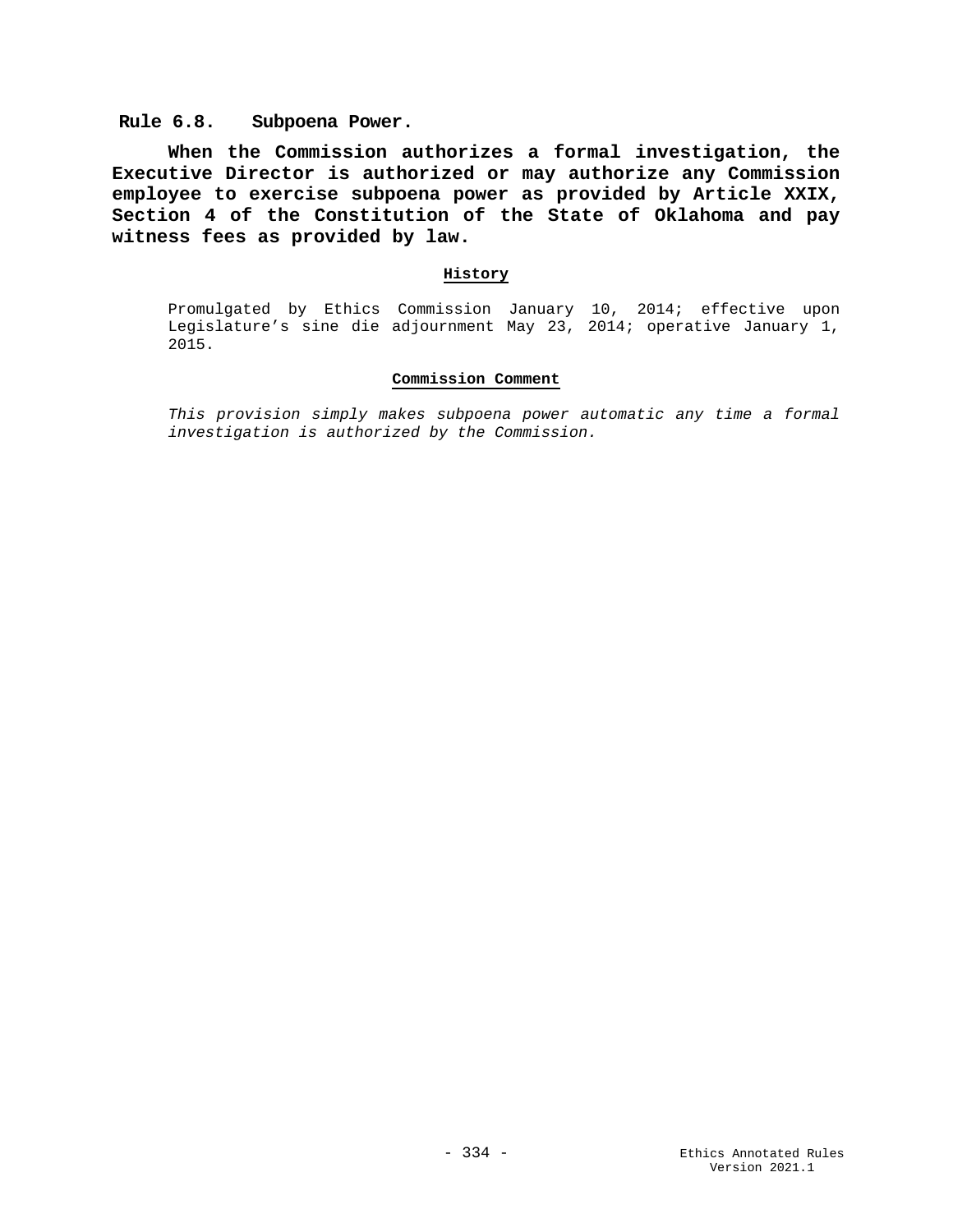## Rule 6.8. Subpoena Power.

**When the Commission authorizes a formal investigation, the Executive Director is authorized or may authorize any Commission employee to exercise subpoena power as provided by Article XXIX, Section 4 of the Constitution of the State of Oklahoma and pay witness fees as provided by law.**

**History**

Promulgated by Ethics Commission January 10, 2014; effective upon Legislature's sine die adjournment May 23, 2014; operative January 1, 2015.

**Commission Comment**

*This provision simply makes subpoena power automatic any time a formal investigation is authorized by the Commission.*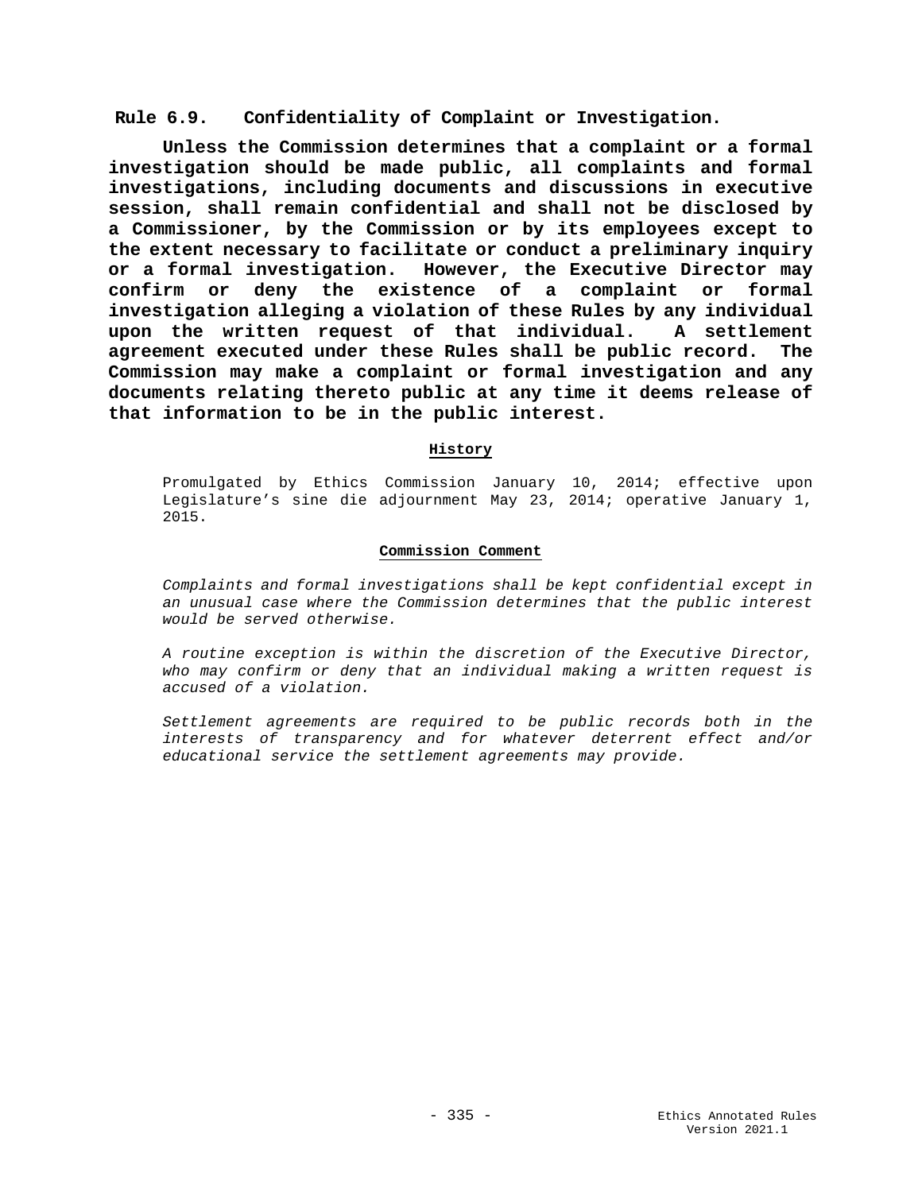## Rule 6.9. Confidentiality of Complaint or Investigation.

**Unless the Commission determines that a complaint or a formal investigation should be made public, all complaints and formal investigations, including documents and discussions in executive session, shall remain confidential and shall not be disclosed by a Commissioner, by the Commission or by its employees except to the extent necessary to facilitate or conduct a preliminary inquiry or a formal investigation. However, the Executive Director may confirm or deny the existence of a complaint or formal investigation alleging a violation of these Rules by any individual upon the written request of that individual. A settlement agreement executed under these Rules shall be public record. The Commission may make a complaint or formal investigation and any documents relating thereto public at any time it deems release of that information to be in the public interest.**

### History

Promulgated by Ethics Commission January 10, 2014; effective upon Legislature's sine die adjournment May 23, 2014; operative January 1, 2015.

### Commission Comment

*Complaints and formal investigations shall be kept confidential except in an unusual case where the Commission determines that the public interest would be served otherwise.*

*A routine exception is within the discretion of the Executive Director, who may confirm or deny that an individual making a written request is accused of a violation.*

*Settlement agreements are required to be public records both in the interests of transparency and for whatever deterrent effect and/or educational service the settlement agreements may provide.*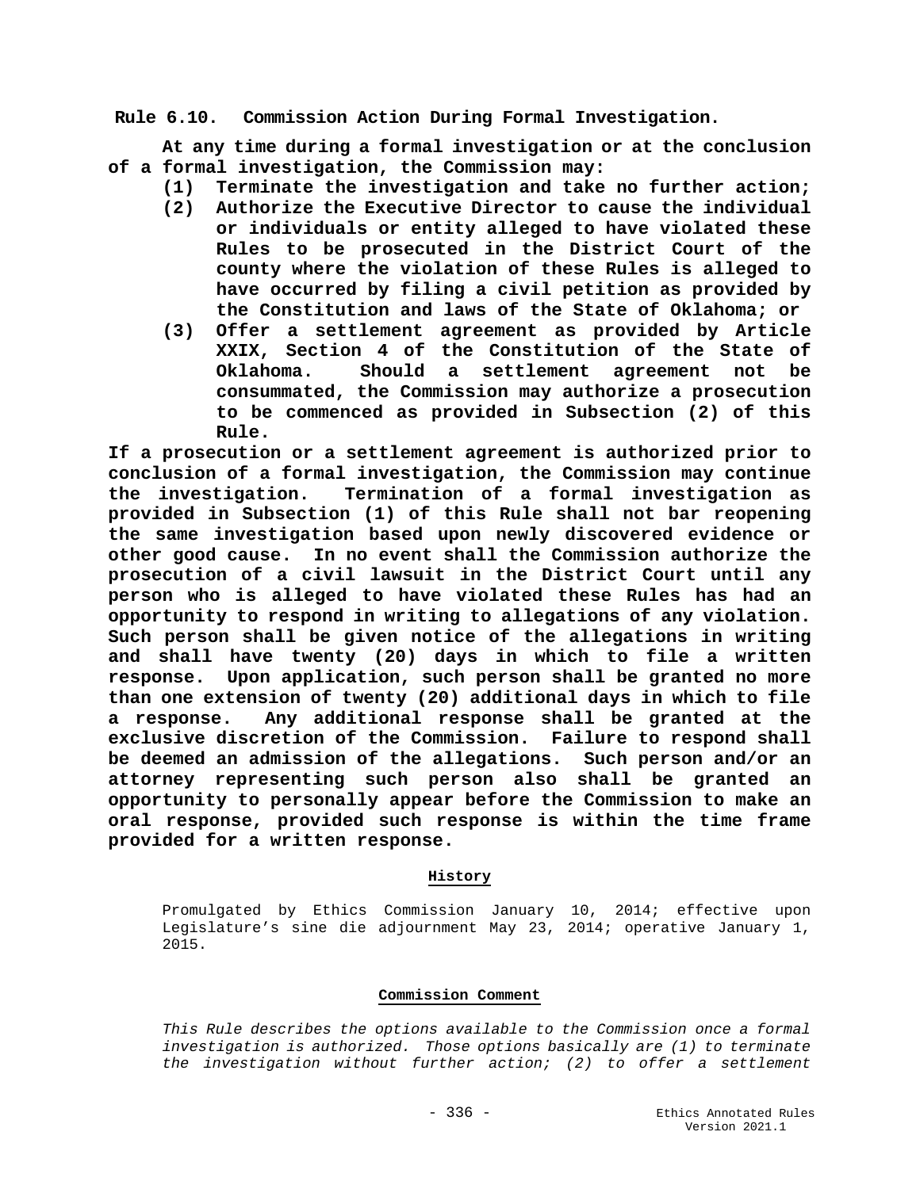**Rule 6.10. Commission Action During Formal Investigation.**

**At any time during a formal investigation or at the conclusion of a formal investigation, the Commission may:**

**(1) Terminate the investigation and take no further action;**

**(2) Authorize the Executive Director to cause the individual or individuals or entity alleged to have violated these Rules to be prosecuted in the District Court of the county where the violation of these Rules is alleged to have occurred by filing a civil petition as provided by the Constitution and laws of the State of Oklahoma; or**

**(3) Offer a settlement agreement as provided by Article XXIX, Section 4 of the Constitution of the State of Oklahoma. Should a settlement agreement not be consummated, the Commission may authorize a prosecution to be commenced as provided in Subsection (2) of this Rule.**

**If a prosecution or a settlement agreement is authorized prior to conclusion of a formal investigation, the Commission may continue the investigation. Termination of a formal investigation as provided in Subsection (1) of this Rule shall not bar reopening the same investigation based upon newly discovered evidence or other good cause. In no event shall the Commission authorize the prosecution of a civil lawsuit in the District Court until any person who is alleged to have violated these Rules has had an opportunity to respond in writing to allegations of any violation. Such person shall be given notice of the allegations in writing and shall have twenty (20) days in which to file a written response. Upon application, such person shall be granted no more than one extension of twenty (20) additional days in which to file a response. Any additional response shall be granted at the exclusive discretion of the Commission. Failure to respond shall be deemed an admission of the allegations. Such person and/or an attorney representing such person also shall be granted an opportunity to personally appear before the Commission to make an oral response, provided such response is within the time frame provided for a written response.**

**History**

Promulgated by Ethics Commission January 10, 2014; effective upon Legislature's sine die adjournment May 23, 2014; operative January 1, 2015.

**Commission Comment**

*This Rule describes the options available to the Commission once a formal investigation is authorized. Those options basically are (1) to terminate the investigation without further action; (2) to offer a settlement*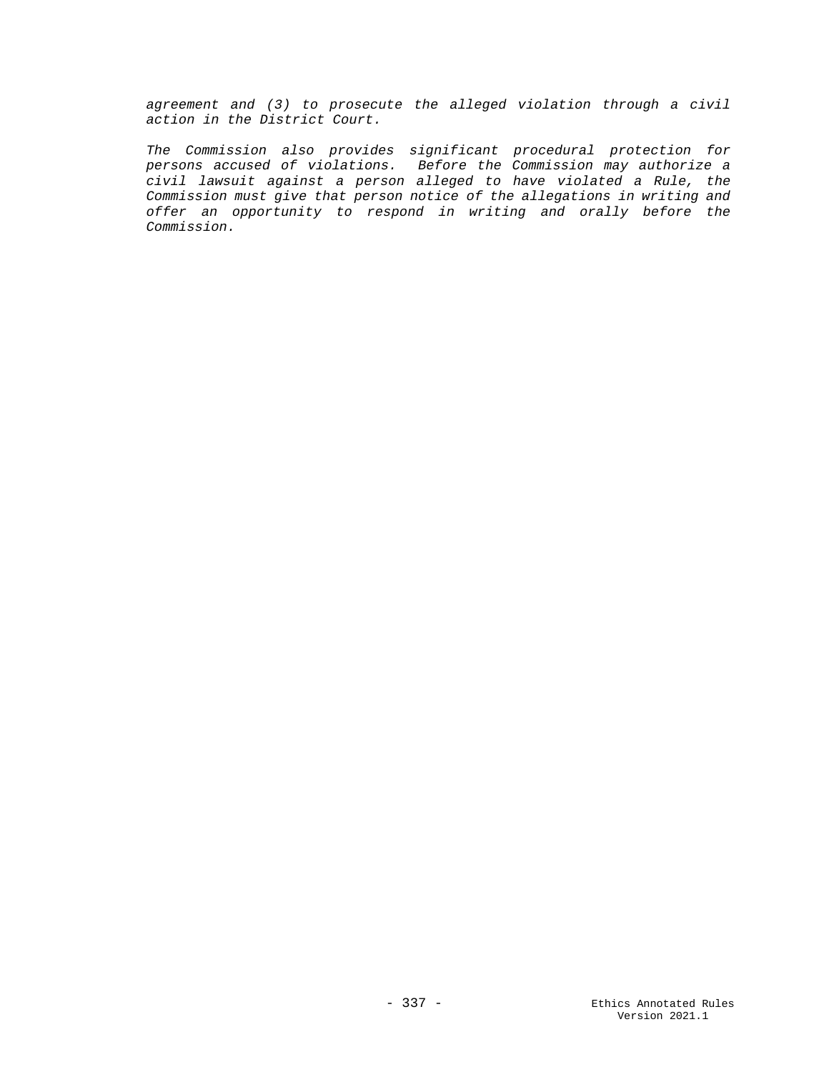*agreement and (3) to prosecute the alleged violation through a civil action in the District Court.*

*The Commission also provides significant procedural protection for persons accused of violations. Before the Commission may authorize a civil lawsuit against a person alleged to have violated a Rule, the Commission must give that person notice of the allegations in writing and offer an opportunity to respond in writing and orally before the Commission.*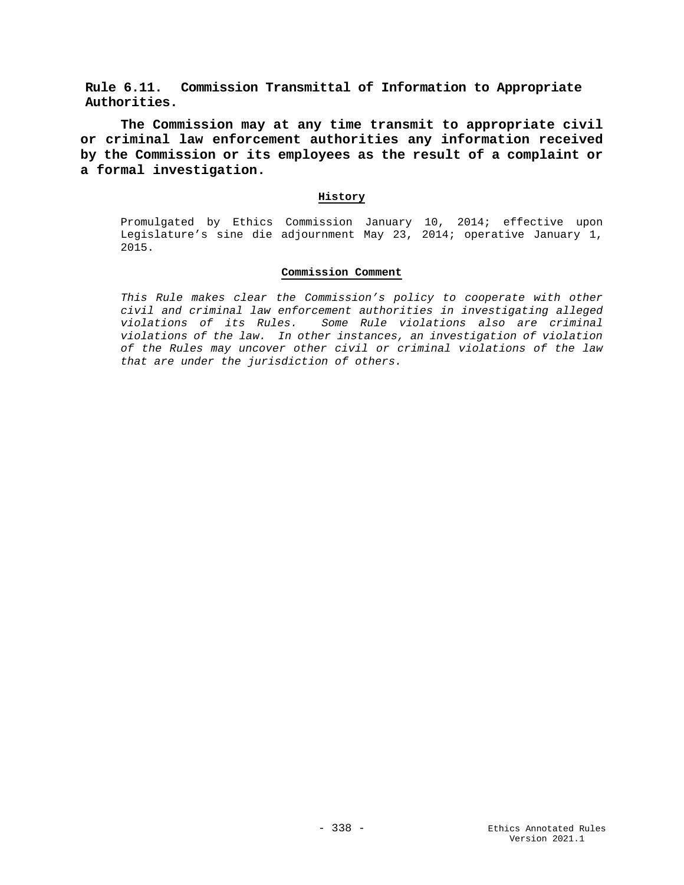## Rule 6.11. Commission Transmittal of Information to Appropriate Authorities.

**The Commission may at any time transmit to appropriate civil or criminal law enforcement authorities any information received by the Commission or its employees as the result of a complaint or a formal investigation.**

### History

Promulgated by Ethics Commission January 10, 2014; effective upon Legislature's sine die adjournment May 23, 2014; operative January 1, 2015.

### Commission Comment

*This Rule makes clear the Commission's policy to cooperate with other civil and criminal law enforcement authorities in investigating alleged violations of its Rules. Some Rule violations also are criminal violations of the law. In other instances, an investigation of violation of the Rules may uncover other civil or criminal violations of the law that are under the jurisdiction of others.*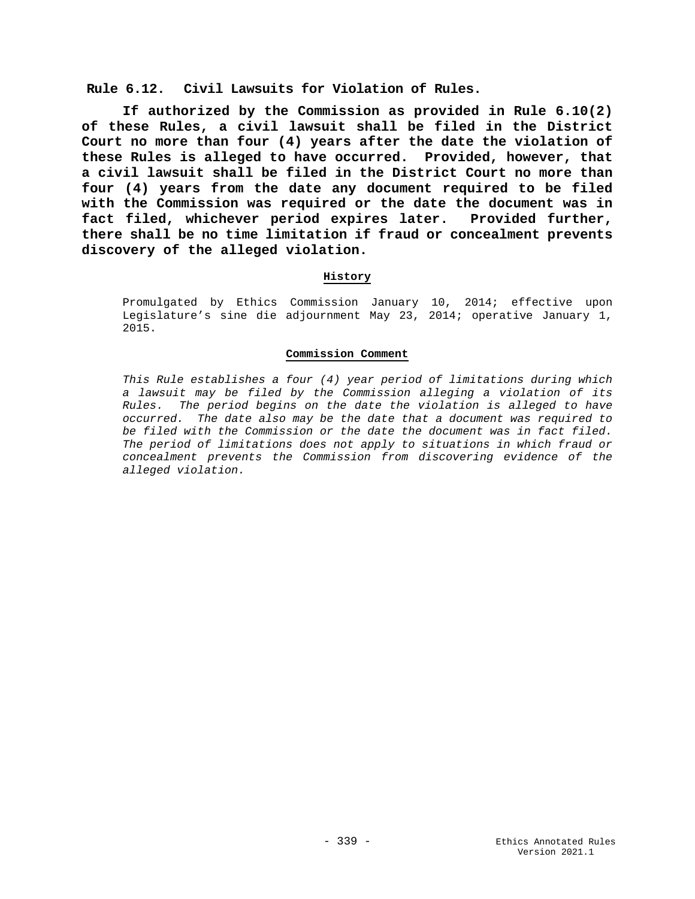## Rule 6.12. Civil Lawsuits for Violation of Rules.

**If authorized by the Commission as provided in Rule 6.10(2) of these Rules, a civil lawsuit shall be filed in the District Court no more than four (4) years after the date the violation of these Rules is alleged to have occurred. Provided, however, that a civil lawsuit shall be filed in the District Court no more than four (4) years from the date any document required to be filed with the Commission was required or the date the document was in fact filed, whichever period expires later. Provided further, there shall be no time limitation if fraud or concealment prevents discovery of the alleged violation.**

**History**

Promulgated by Ethics Commission January 10, 2014; effective upon Legislature's sine die adjournment May 23, 2014; operative January 1, 2015.

**Commission Comment**

*This Rule establishes a four (4) year period of limitations during which a lawsuit may be filed by the Commission alleging a violation of its Rules. The period begins on the date the violation is alleged to have occurred. The date also may be the date that a document was required to be filed with the Commission or the date the document was in fact filed. The period of limitations does not apply to situations in which fraud or concealment prevents the Commission from discovering evidence of the alleged violation.*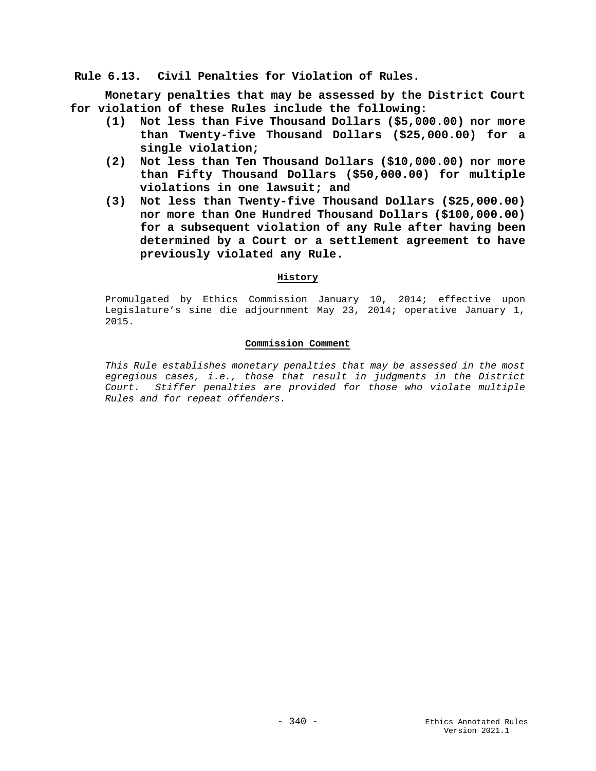### Rule 6.13. Civil Penalties for Violation of Rules.

**Monetary penalties that may be assessed by the District Court for violation of these Rules include the following:**

**(1) Not less than Five Thousand Dollars ($5,000.00) nor more than Twenty-five Thousand Dollars ($25,000.00) for a single violation;**

**(2) Not less than Ten Thousand Dollars ($10,000.00) nor more than Fifty Thousand Dollars ($50,000.00) for multiple violations in one lawsuit; and**

**(3) Not less than Twenty-five Thousand Dollars ($25,000.00) nor more than One Hundred Thousand Dollars ($100,000.00) for a subsequent violation of any Rule after having been determined by a Court or a settlement agreement to have previously violated any Rule.**

**History**

Promulgated by Ethics Commission January 10, 2014; effective upon Legislature's sine die adjournment May 23, 2014; operative January 1, 2015.

**Commission Comment**

*This Rule establishes monetary penalties that may be assessed in the most egregious cases, i.e., those that result in judgments in the District Court. Stiffer penalties are provided for those who violate multiple Rules and for repeat offenders.*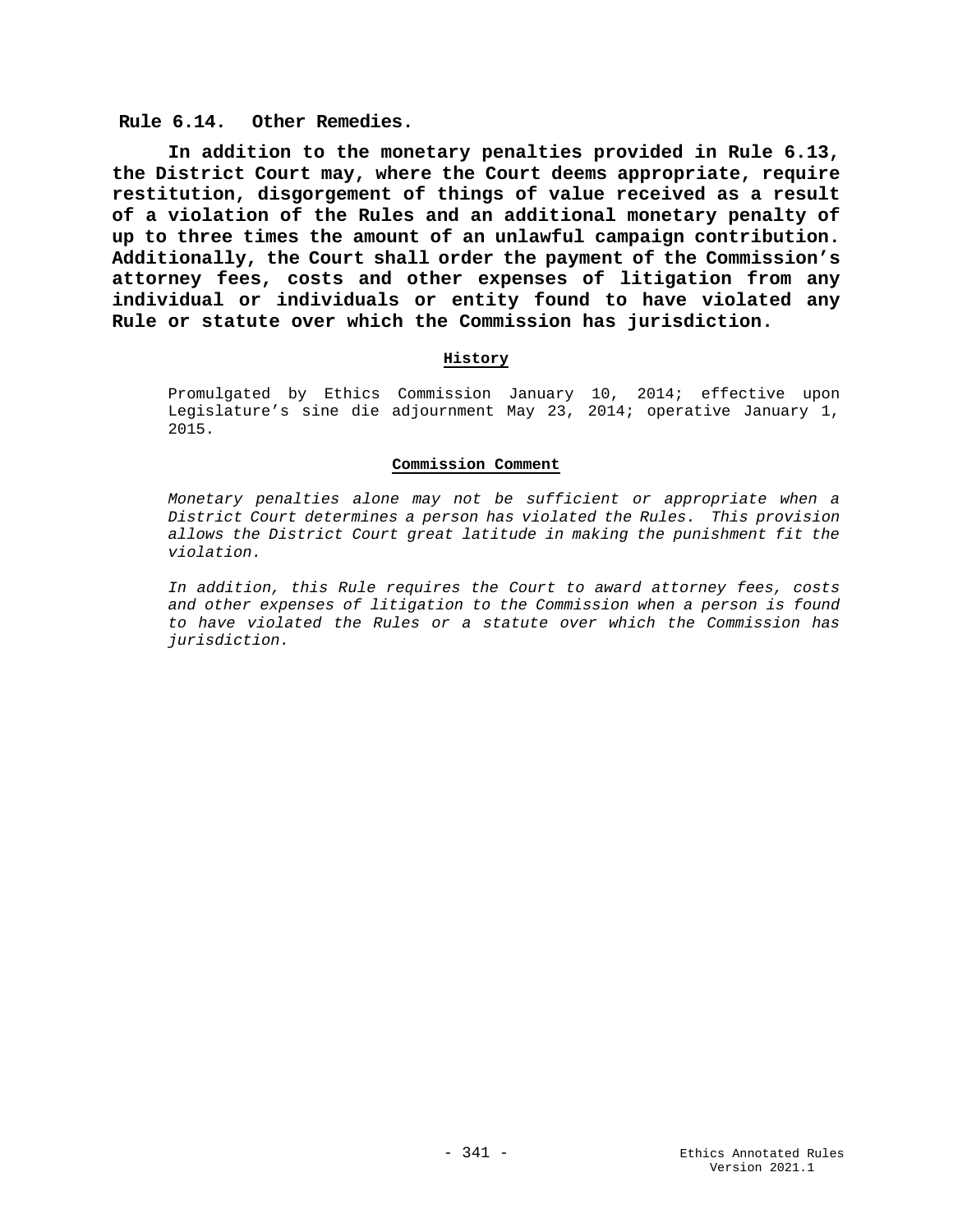### Rule 6.14. Other Remedies.

**In addition to the monetary penalties provided in Rule 6.13, the District Court may, where the Court deems appropriate, require restitution, disgorgement of things of value received as a result of a violation of the Rules and an additional monetary penalty of up to three times the amount of an unlawful campaign contribution. Additionally, the Court shall order the payment of the Commission's attorney fees, costs and other expenses of litigation from any individual or individuals or entity found to have violated any Rule or statute over which the Commission has jurisdiction.**

**History**

Promulgated by Ethics Commission January 10, 2014; effective upon Legislature's sine die adjournment May 23, 2014; operative January 1, 2015.

**Commission Comment**

*Monetary penalties alone may not be sufficient or appropriate when a District Court determines a person has violated the Rules. This provision allows the District Court great latitude in making the punishment fit the violation.*

*In addition, this Rule requires the Court to award attorney fees, costs and other expenses of litigation to the Commission when a person is found to have violated the Rules or a statute over which the Commission has jurisdiction.*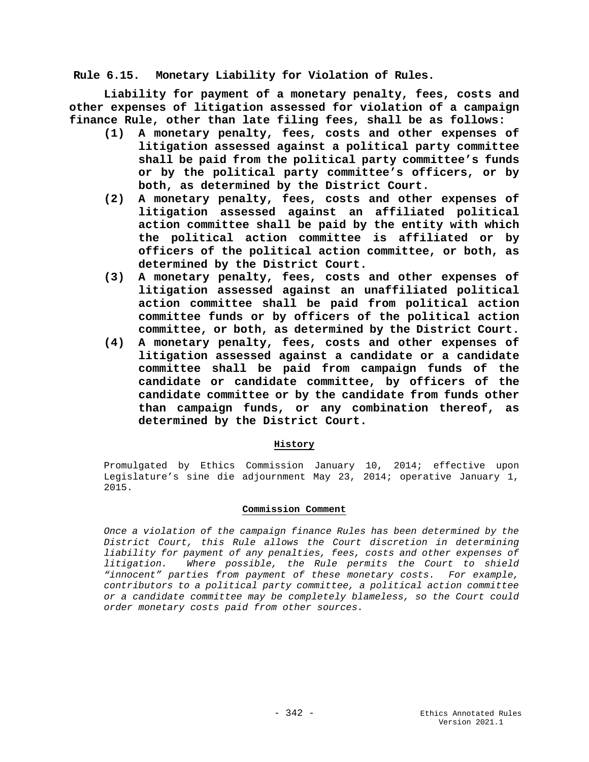**Rule 6.15. Monetary Liability for Violation of Rules.**

**Liability for payment of a monetary penalty, fees, costs and other expenses of litigation assessed for violation of a campaign finance Rule, other than late filing fees, shall be as follows:**

**(1) A monetary penalty, fees, costs and other expenses of litigation assessed against a political party committee shall be paid from the political party committee's funds or by the political party committee's officers, or by both, as determined by the District Court.**

**(2) A monetary penalty, fees, costs and other expenses of litigation assessed against an affiliated political action committee shall be paid by the entity with which the political action committee is affiliated or by officers of the political action committee, or both, as determined by the District Court.**

**(3) A monetary penalty, fees, costs and other expenses of litigation assessed against an unaffiliated political action committee shall be paid from political action committee funds or by officers of the political action committee, or both, as determined by the District Court.**

**(4) A monetary penalty, fees, costs and other expenses of litigation assessed against a candidate or a candidate committee shall be paid from campaign funds of the candidate or candidate committee, by officers of the candidate committee or by the candidate from funds other than campaign funds, or any combination thereof, as determined by the District Court.**

**History**

Promulgated by Ethics Commission January 10, 2014; effective upon Legislature's sine die adjournment May 23, 2014; operative January 1, 2015.

**Commission Comment**

*Once a violation of the campaign finance Rules has been determined by the District Court, this Rule allows the Court discretion in determining liability for payment of any penalties, fees, costs and other expenses of litigation. Where possible, the Rule permits the Court to shield "innocent" parties from payment of these monetary costs. For example, contributors to a political party committee, a political action committee or a candidate committee may be completely blameless, so the Court could order monetary costs paid from other sources.*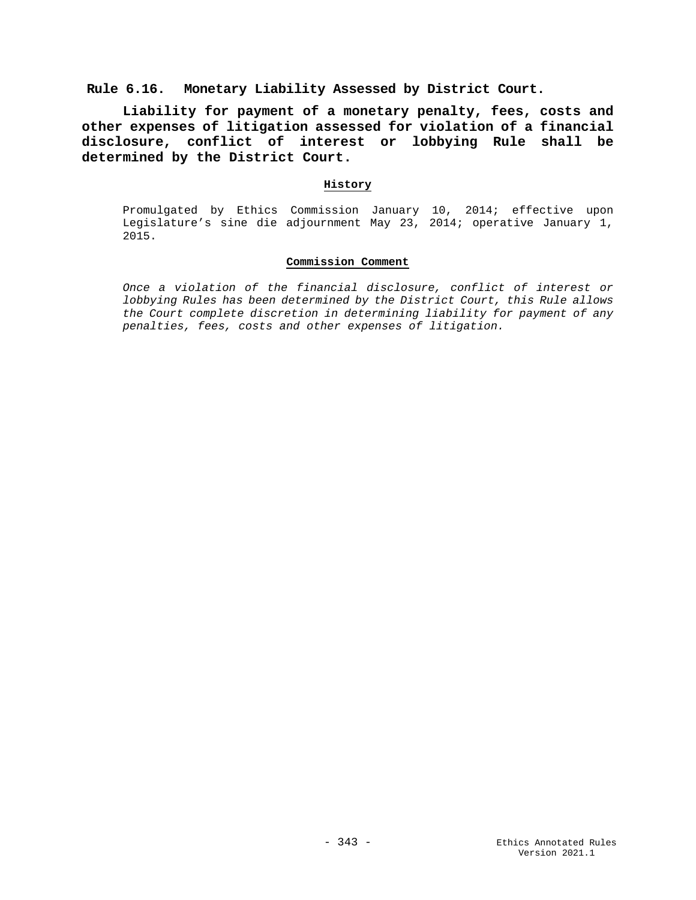## Rule 6.16. Monetary Liability Assessed by District Court.

**Liability for payment of a monetary penalty, fees, costs and other expenses of litigation assessed for violation of a financial disclosure, conflict of interest or lobbying Rule shall be determined by the District Court.**

**History**

Promulgated by Ethics Commission January 10, 2014; effective upon Legislature's sine die adjournment May 23, 2014; operative January 1, 2015.

**Commission Comment**

*Once a violation of the financial disclosure, conflict of interest or lobbying Rules has been determined by the District Court, this Rule allows the Court complete discretion in determining liability for payment of any penalties, fees, costs and other expenses of litigation.*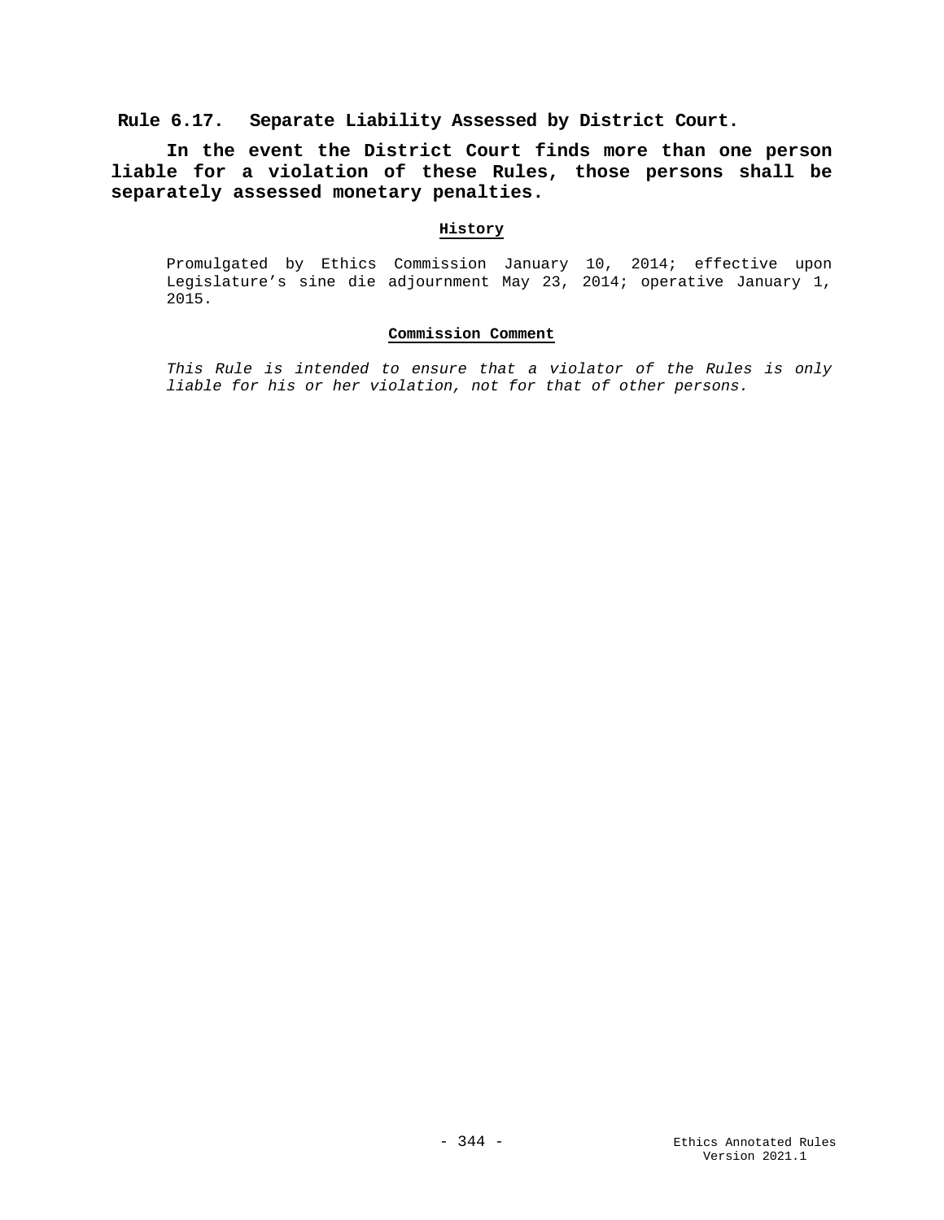## Rule 6.17. Separate Liability Assessed by District Court.

**In the event the District Court finds more than one person liable for a violation of these Rules, those persons shall be separately assessed monetary penalties.**

#### History

Promulgated by Ethics Commission January 10, 2014; effective upon Legislature's sine die adjournment May 23, 2014; operative January 1, 2015.

#### Commission Comment

*This Rule is intended to ensure that a violator of the Rules is only liable for his or her violation, not for that of other persons.*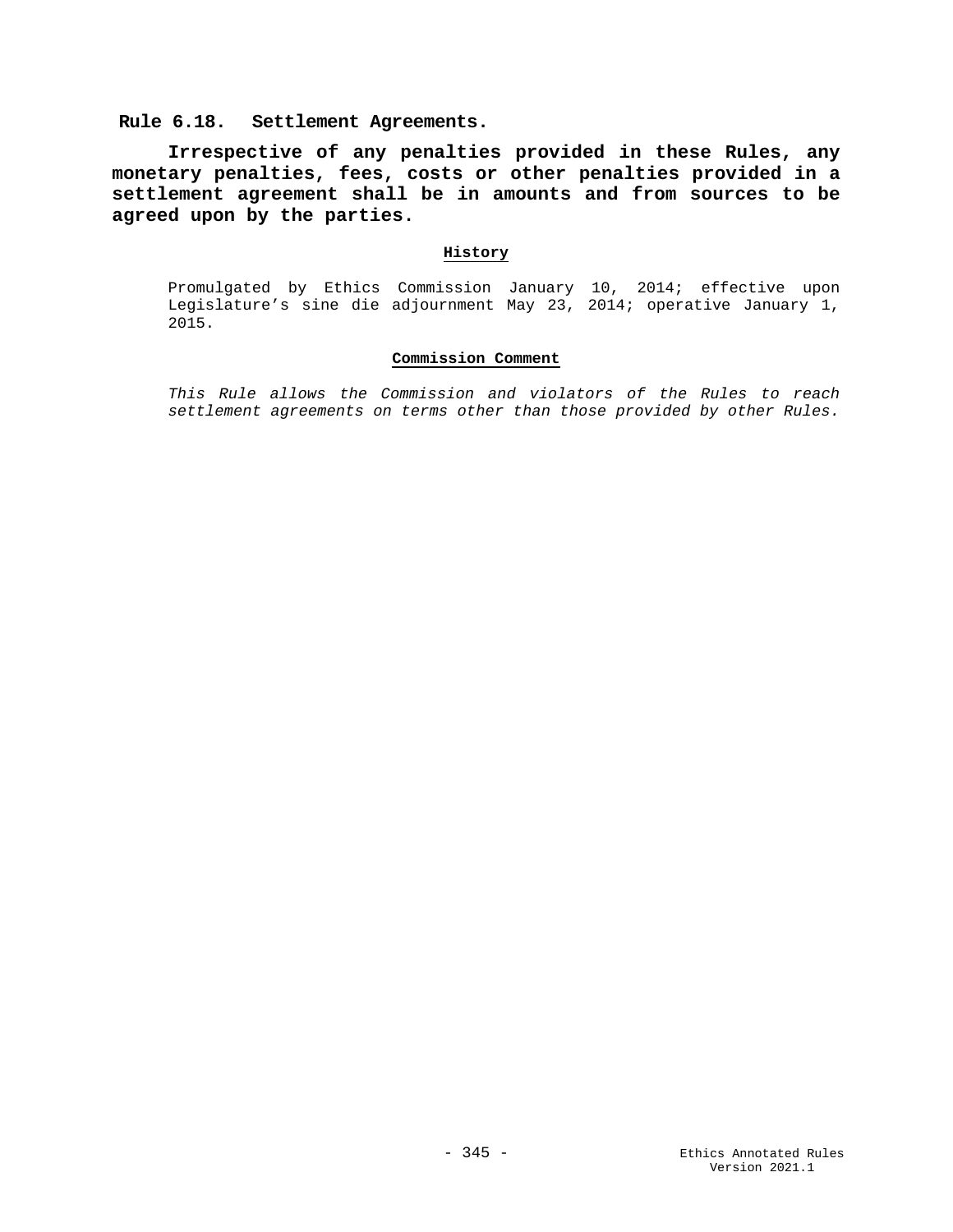## Rule 6.18. Settlement Agreements.

**Irrespective of any penalties provided in these Rules, any monetary penalties, fees, costs or other penalties provided in a settlement agreement shall be in amounts and from sources to be agreed upon by the parties.**

### History

Promulgated by Ethics Commission January 10, 2014; effective upon Legislature's sine die adjournment May 23, 2014; operative January 1, 2015.

### Commission Comment

*This Rule allows the Commission and violators of the Rules to reach settlement agreements on terms other than those provided by other Rules.*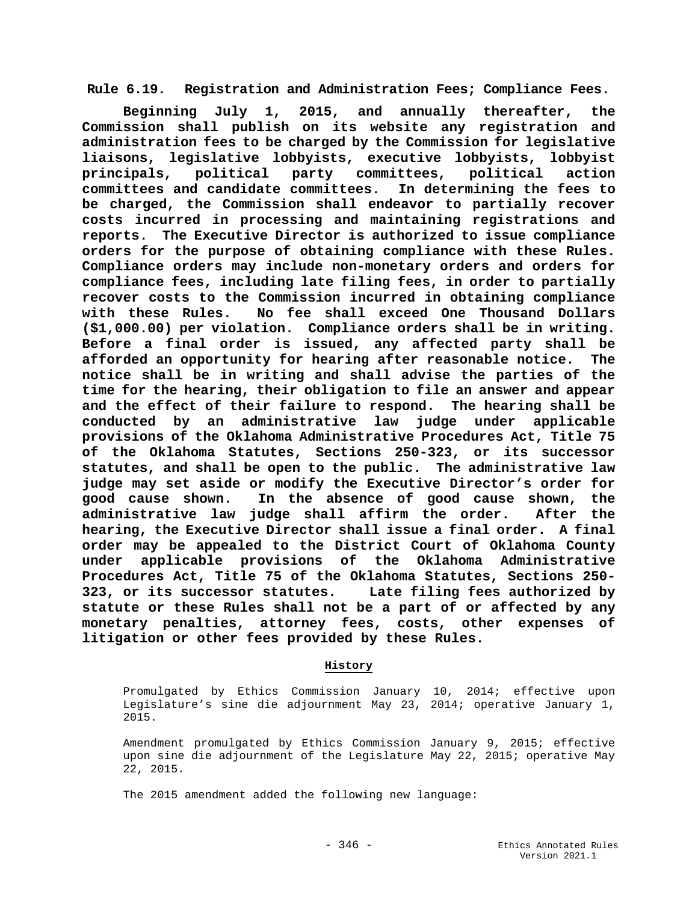**Rule 6.19. Registration and Administration Fees; Compliance Fees.**

**Beginning July 1, 2015, and annually thereafter, the Commission shall publish on its website any registration and administration fees to be charged by the Commission for legislative liaisons, legislative lobbyists, executive lobbyists, lobbyist principals, political party committees, political action committees and candidate committees. In determining the fees to be charged, the Commission shall endeavor to partially recover costs incurred in processing and maintaining registrations and reports. The Executive Director is authorized to issue compliance orders for the purpose of obtaining compliance with these Rules. Compliance orders may include non-monetary orders and orders for compliance fees, including late filing fees, in order to partially recover costs to the Commission incurred in obtaining compliance with these Rules. No fee shall exceed One Thousand Dollars ($1,000.00) per violation. Compliance orders shall be in writing. Before a final order is issued, any affected party shall be afforded an opportunity for hearing after reasonable notice. The notice shall be in writing and shall advise the parties of the time for the hearing, their obligation to file an answer and appear and the effect of their failure to respond. The hearing shall be conducted by an administrative law judge under applicable provisions of the Oklahoma Administrative Procedures Act, Title 75 of the Oklahoma Statutes, Sections 250-323, or its successor statutes, and shall be open to the public. The administrative law judge may set aside or modify the Executive Director's order for good cause shown. In the absence of good cause shown, the administrative law judge shall affirm the order. After the hearing, the Executive Director shall issue a final order. A final order may be appealed to the District Court of Oklahoma County under applicable provisions of the Oklahoma Administrative Procedures Act, Title 75 of the Oklahoma Statutes, Sections 250-323, or its successor statutes. Late filing fees authorized by statute or these Rules shall not be a part of or affected by any monetary penalties, attorney fees, costs, other expenses of litigation or other fees provided by these Rules.**

**History**

Promulgated by Ethics Commission January 10, 2014; effective upon Legislature's sine die adjournment May 23, 2014; operative January 1, 2015.

Amendment promulgated by Ethics Commission January 9, 2015; effective upon sine die adjournment of the Legislature May 22, 2015; operative May 22, 2015.

The 2015 amendment added the following new language: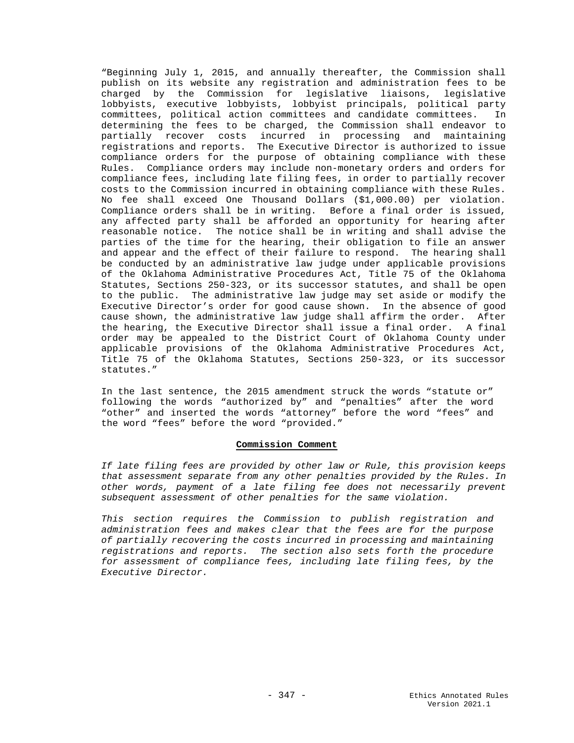"Beginning July 1, 2015, and annually thereafter, the Commission shall publish on its website any registration and administration fees to be charged by the Commission for legislative liaisons, legislative lobbyists, executive lobbyists, lobbyist principals, political party committees, political action committees and candidate committees. In determining the fees to be charged, the Commission shall endeavor to partially recover costs incurred in processing and maintaining registrations and reports. The Executive Director is authorized to issue compliance orders for the purpose of obtaining compliance with these Rules. Compliance orders may include non-monetary orders and orders for compliance fees, including late filing fees, in order to partially recover costs to the Commission incurred in obtaining compliance with these Rules. No fee shall exceed One Thousand Dollars ($1,000.00) per violation. Compliance orders shall be in writing. Before a final order is issued, any affected party shall be afforded an opportunity for hearing after reasonable notice. The notice shall be in writing and shall advise the parties of the time for the hearing, their obligation to file an answer and appear and the effect of their failure to respond. The hearing shall be conducted by an administrative law judge under applicable provisions of the Oklahoma Administrative Procedures Act, Title 75 of the Oklahoma Statutes, Sections 250-323, or its successor statutes, and shall be open to the public. The administrative law judge may set aside or modify the Executive Director's order for good cause shown. In the absence of good cause shown, the administrative law judge shall affirm the order. After the hearing, the Executive Director shall issue a final order. A final order may be appealed to the District Court of Oklahoma County under applicable provisions of the Oklahoma Administrative Procedures Act, Title 75 of the Oklahoma Statutes, Sections 250-323, or its successor statutes."

In the last sentence, the 2015 amendment struck the words "statute or" following the words "authorized by" and "penalties" after the word "other" and inserted the words "attorney" before the word "fees" and the word "fees" before the word "provided."

**Commission Comment**

*If late filing fees are provided by other law or Rule, this provision keeps that assessment separate from any other penalties provided by the Rules. In other words, payment of a late filing fee does not necessarily prevent subsequent assessment of other penalties for the same violation.*

*This section requires the Commission to publish registration and administration fees and makes clear that the fees are for the purpose of partially recovering the costs incurred in processing and maintaining registrations and reports. The section also sets forth the procedure for assessment of compliance fees, including late filing fees, by the Executive Director.*